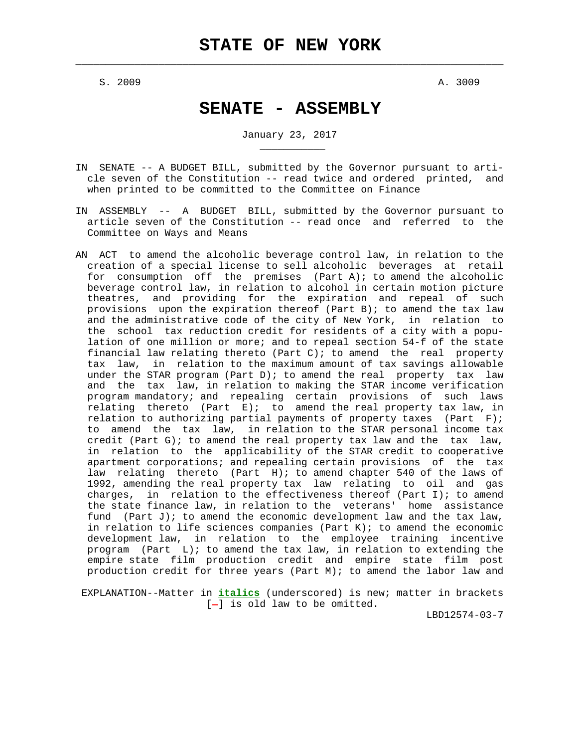# STATE OF NEW YORK

S. 2009                                                                                A. 3009

## SENATE - ASSEMBLY

January 23, 2017

IN SENATE -- A BUDGET BILL, submitted by the Governor pursuant to article seven of the Constitution -- read twice and ordered printed, and when printed to be committed to the Committee on Finance

IN ASSEMBLY -- A BUDGET BILL, submitted by the Governor pursuant to article seven of the Constitution -- read once and referred to the Committee on Ways and Means

AN ACT to amend the alcoholic beverage control law, in relation to the creation of a special license to sell alcoholic beverages at retail for consumption off the premises (Part A); to amend the alcoholic beverage control law, in relation to alcohol in certain motion picture theatres, and providing for the expiration and repeal of such provisions upon the expiration thereof (Part B); to amend the tax law and the administrative code of the city of New York, in relation to the school tax reduction credit for residents of a city with a population of one million or more; and to repeal section 54-f of the state financial law relating thereto (Part C); to amend the real property tax law, in relation to the maximum amount of tax savings allowable under the STAR program (Part D); to amend the real property tax law and the tax law, in relation to making the STAR income verification program mandatory; and repealing certain provisions of such laws relating thereto (Part E); to amend the real property tax law, in relation to authorizing partial payments of property taxes (Part F); to amend the tax law, in relation to the STAR personal income tax credit (Part G); to amend the real property tax law and the tax law, in relation to the applicability of the STAR credit to cooperative apartment corporations; and repealing certain provisions of the tax law relating thereto (Part H); to amend chapter 540 of the laws of 1992, amending the real property tax law relating to oil and gas charges, in relation to the effectiveness thereof (Part I); to amend the state finance law, in relation to the veterans' home assistance fund (Part J); to amend the economic development law and the tax law, in relation to life sciences companies (Part K); to amend the economic development law, in relation to the employee training incentive program (Part L); to amend the tax law, in relation to extending the empire state film production credit and empire state film post production credit for three years (Part M); to amend the labor law and

EXPLANATION--Matter in ***italics*** (underscored) is new; matter in brackets [-] is old law to be omitted.

LBD12574-03-7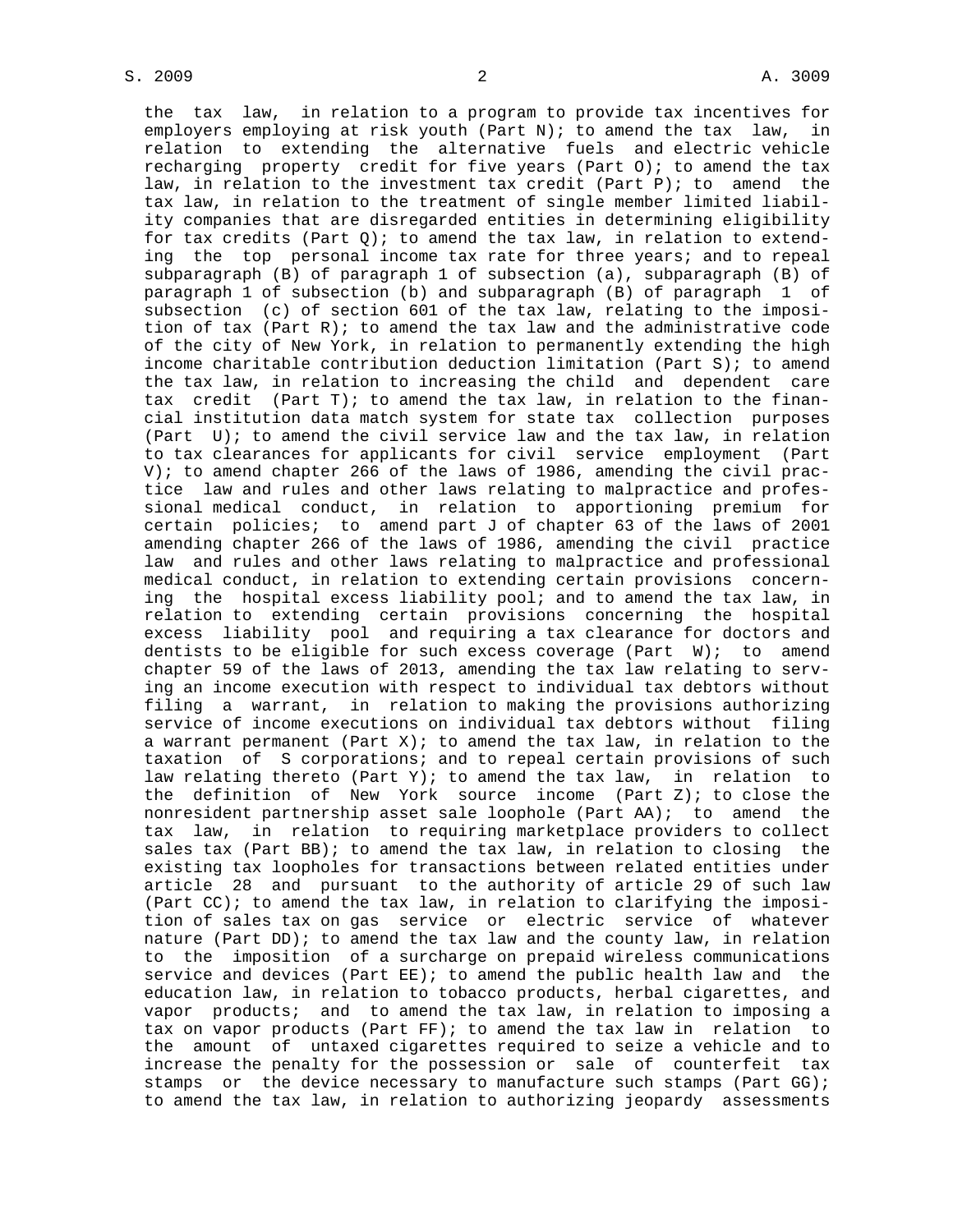the tax law, in relation to a program to provide tax incentives for employers employing at risk youth (Part N); to amend the tax law, in relation to extending the alternative fuels and electric vehicle recharging property credit for five years (Part O); to amend the tax law, in relation to the investment tax credit (Part P); to amend the tax law, in relation to the treatment of single member limited liability companies that are disregarded entities in determining eligibility for tax credits (Part Q); to amend the tax law, in relation to extending the top personal income tax rate for three years; and to repeal subparagraph (B) of paragraph 1 of subsection (a), subparagraph (B) of paragraph 1 of subsection (b) and subparagraph (B) of paragraph 1 of subsection (c) of section 601 of the tax law, relating to the imposition of tax (Part R); to amend the tax law and the administrative code of the city of New York, in relation to permanently extending the high income charitable contribution deduction limitation (Part S); to amend the tax law, in relation to increasing the child and dependent care tax credit (Part T); to amend the tax law, in relation to the financial institution data match system for state tax collection purposes (Part U); to amend the civil service law and the tax law, in relation to tax clearances for applicants for civil service employment (Part V); to amend chapter 266 of the laws of 1986, amending the civil practice law and rules and other laws relating to malpractice and professional medical conduct, in relation to apportioning premium for certain policies; to amend part J of chapter 63 of the laws of 2001 amending chapter 266 of the laws of 1986, amending the civil practice law and rules and other laws relating to malpractice and professional medical conduct, in relation to extending certain provisions concerning the hospital excess liability pool; and to amend the tax law, in relation to extending certain provisions concerning the hospital excess liability pool and requiring a tax clearance for doctors and dentists to be eligible for such excess coverage (Part W); to amend chapter 59 of the laws of 2013, amending the tax law relating to serving an income execution with respect to individual tax debtors without filing a warrant, in relation to making the provisions authorizing service of income executions on individual tax debtors without filing a warrant permanent (Part X); to amend the tax law, in relation to the taxation of S corporations; and to repeal certain provisions of such law relating thereto (Part Y); to amend the tax law, in relation to the definition of New York source income (Part Z); to close the nonresident partnership asset sale loophole (Part AA); to amend the tax law, in relation to requiring marketplace providers to collect sales tax (Part BB); to amend the tax law, in relation to closing the existing tax loopholes for transactions between related entities under article 28 and pursuant to the authority of article 29 of such law (Part CC); to amend the tax law, in relation to clarifying the imposition of sales tax on gas service or electric service of whatever nature (Part DD); to amend the tax law and the county law, in relation to the imposition of a surcharge on prepaid wireless communications service and devices (Part EE); to amend the public health law and the education law, in relation to tobacco products, herbal cigarettes, and vapor products; and to amend the tax law, in relation to imposing a tax on vapor products (Part FF); to amend the tax law in relation to the amount of untaxed cigarettes required to seize a vehicle and to increase the penalty for the possession or sale of counterfeit tax stamps or the device necessary to manufacture such stamps (Part GG); to amend the tax law, in relation to authorizing jeopardy assessments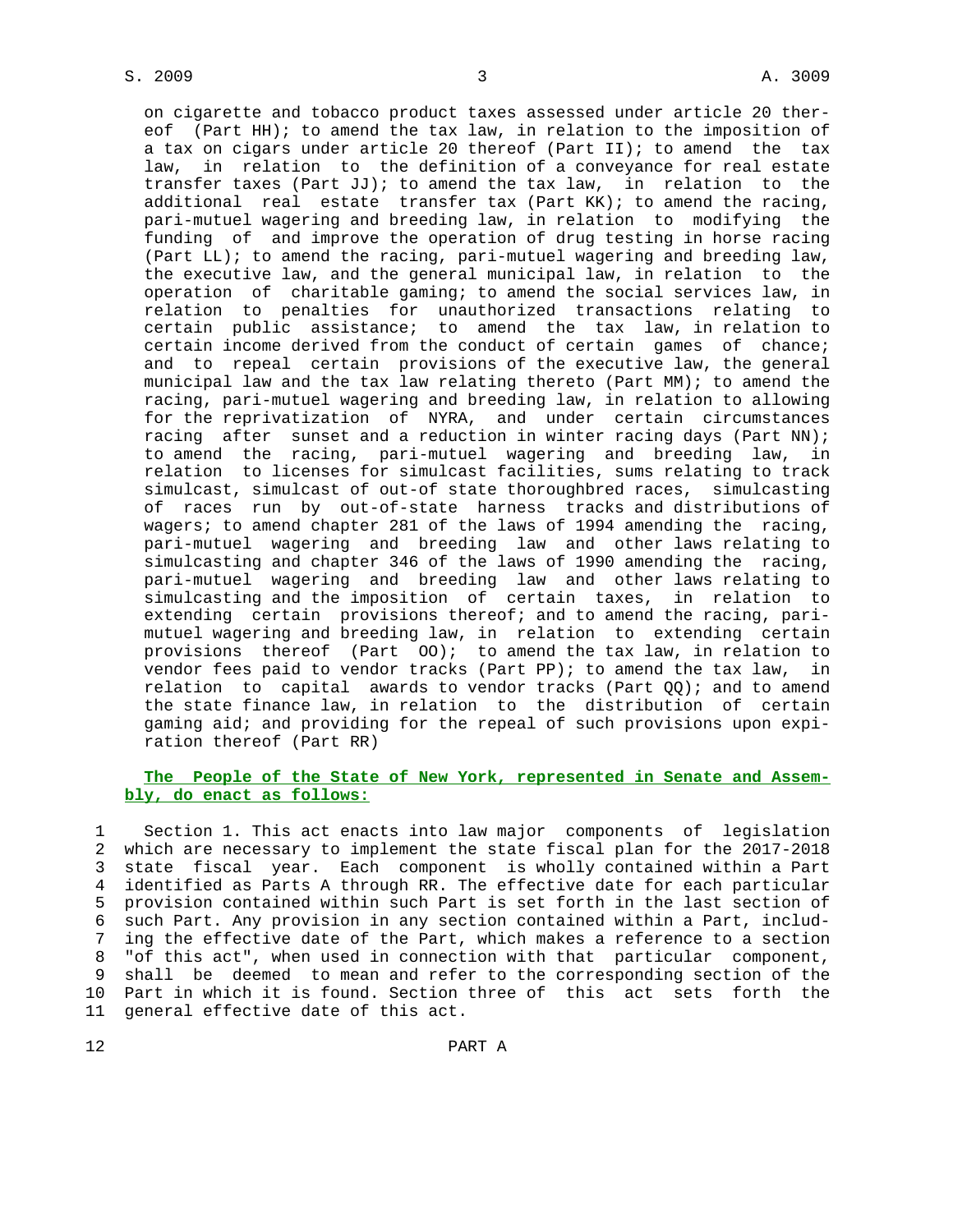on cigarette and tobacco product taxes assessed under article 20 thereof (Part HH); to amend the tax law, in relation to the imposition of a tax on cigars under article 20 thereof (Part II); to amend the tax law, in relation to the definition of a conveyance for real estate transfer taxes (Part JJ); to amend the tax law, in relation to the additional real estate transfer tax (Part KK); to amend the racing, pari-mutuel wagering and breeding law, in relation to modifying the funding of and improve the operation of drug testing in horse racing (Part LL); to amend the racing, pari-mutuel wagering and breeding law, the executive law, and the general municipal law, in relation to the operation of charitable gaming; to amend the social services law, in relation to penalties for unauthorized transactions relating to certain public assistance; to amend the tax law, in relation to certain income derived from the conduct of certain games of chance; and to repeal certain provisions of the executive law, the general municipal law and the tax law relating thereto (Part MM); to amend the racing, pari-mutuel wagering and breeding law, in relation to allowing for the reprivatization of NYRA, and under certain circumstances racing after sunset and a reduction in winter racing days (Part NN); to amend the racing, pari-mutuel wagering and breeding law, in relation to licenses for simulcast facilities, sums relating to track simulcast, simulcast of out-of state thoroughbred races, simulcasting of races run by out-of-state harness tracks and distributions of wagers; to amend chapter 281 of the laws of 1994 amending the racing, pari-mutuel wagering and breeding law and other laws relating to simulcasting and chapter 346 of the laws of 1990 amending the racing, pari-mutuel wagering and breeding law and other laws relating to simulcasting and the imposition of certain taxes, in relation to extending certain provisions thereof; and to amend the racing, pari-mutuel wagering and breeding law, in relation to extending certain provisions thereof (Part OO); to amend the tax law, in relation to vendor fees paid to vendor tracks (Part PP); to amend the tax law, in relation to capital awards to vendor tracks (Part QQ); and to amend the state finance law, in relation to the distribution of certain gaming aid; and providing for the repeal of such provisions upon expiration thereof (Part RR)

**The People of the State of New York, represented in Senate and Assembly, do enact as follows:**

Section 1. This act enacts into law major components of legislation which are necessary to implement the state fiscal plan for the 2017-2018 state fiscal year. Each component is wholly contained within a Part identified as Parts A through RR. The effective date for each particular provision contained within such Part is set forth in the last section of such Part. Any provision in any section contained within a Part, including the effective date of the Part, which makes a reference to a section "of this act", when used in connection with that particular component, shall be deemed to mean and refer to the corresponding section of the Part in which it is found. Section three of this act sets forth the general effective date of this act.

PART A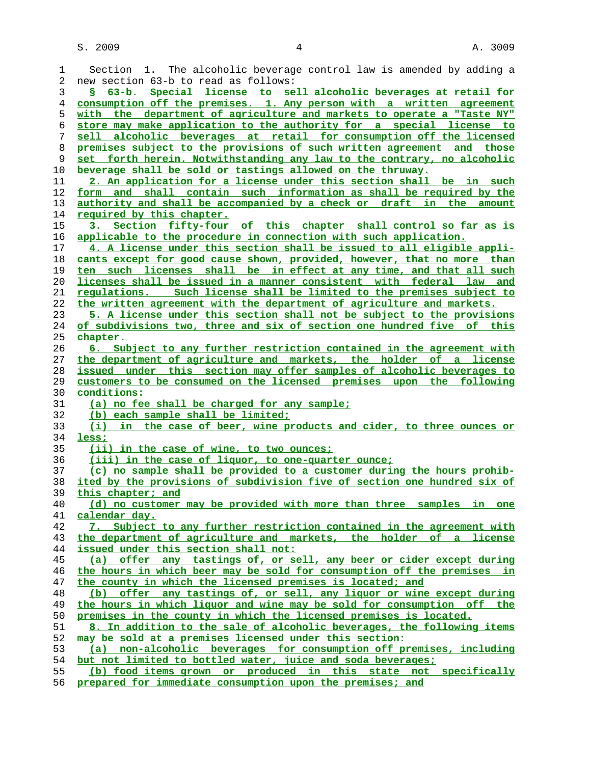Section 1. The alcoholic beverage control law is amended by adding a new section 63-b to read as follows:

§ 63-b. Special license to sell alcoholic beverages at retail for consumption off the premises. 1. Any person with a written agreement with the department of agriculture and markets to operate a "Taste NY" store may make application to the authority for a special license to sell alcoholic beverages at retail for consumption off the licensed premises subject to the provisions of such written agreement and those set forth herein. Notwithstanding any law to the contrary, no alcoholic beverage shall be sold or tastings allowed on the thruway.

2. An application for a license under this section shall be in such form and shall contain such information as shall be required by the authority and shall be accompanied by a check or draft in the amount required by this chapter.

3. Section fifty-four of this chapter shall control so far as is applicable to the procedure in connection with such application.

4. A license under this section shall be issued to all eligible applicants except for good cause shown, provided, however, that no more than ten such licenses shall be in effect at any time, and that all such licenses shall be issued in a manner consistent with federal law and regulations. Such license shall be limited to the premises subject to the written agreement with the department of agriculture and markets.

5. A license under this section shall not be subject to the provisions of subdivisions two, three and six of section one hundred five of this chapter.

6. Subject to any further restriction contained in the agreement with the department of agriculture and markets, the holder of a license issued under this section may offer samples of alcoholic beverages to customers to be consumed on the licensed premises upon the following conditions:

(a) no fee shall be charged for any sample;

(b) each sample shall be limited;

(i) in the case of beer, wine products and cider, to three ounces or less;

(ii) in the case of wine, to two ounces;

(iii) in the case of liquor, to one-quarter ounce;

(c) no sample shall be provided to a customer during the hours prohibited by the provisions of subdivision five of section one hundred six of this chapter; and

(d) no customer may be provided with more than three samples in one calendar day.

7. Subject to any further restriction contained in the agreement with the department of agriculture and markets, the holder of a license issued under this section shall not:

(a) offer any tastings of, or sell, any beer or cider except during the hours in which beer may be sold for consumption off the premises in the county in which the licensed premises is located; and

(b) offer any tastings of, or sell, any liquor or wine except during the hours in which liquor and wine may be sold for consumption off the premises in the county in which the licensed premises is located.

8. In addition to the sale of alcoholic beverages, the following items may be sold at a premises licensed under this section:

(a) non-alcoholic beverages for consumption off premises, including but not limited to bottled water, juice and soda beverages;

(b) food items grown or produced in this state not specifically prepared for immediate consumption upon the premises; and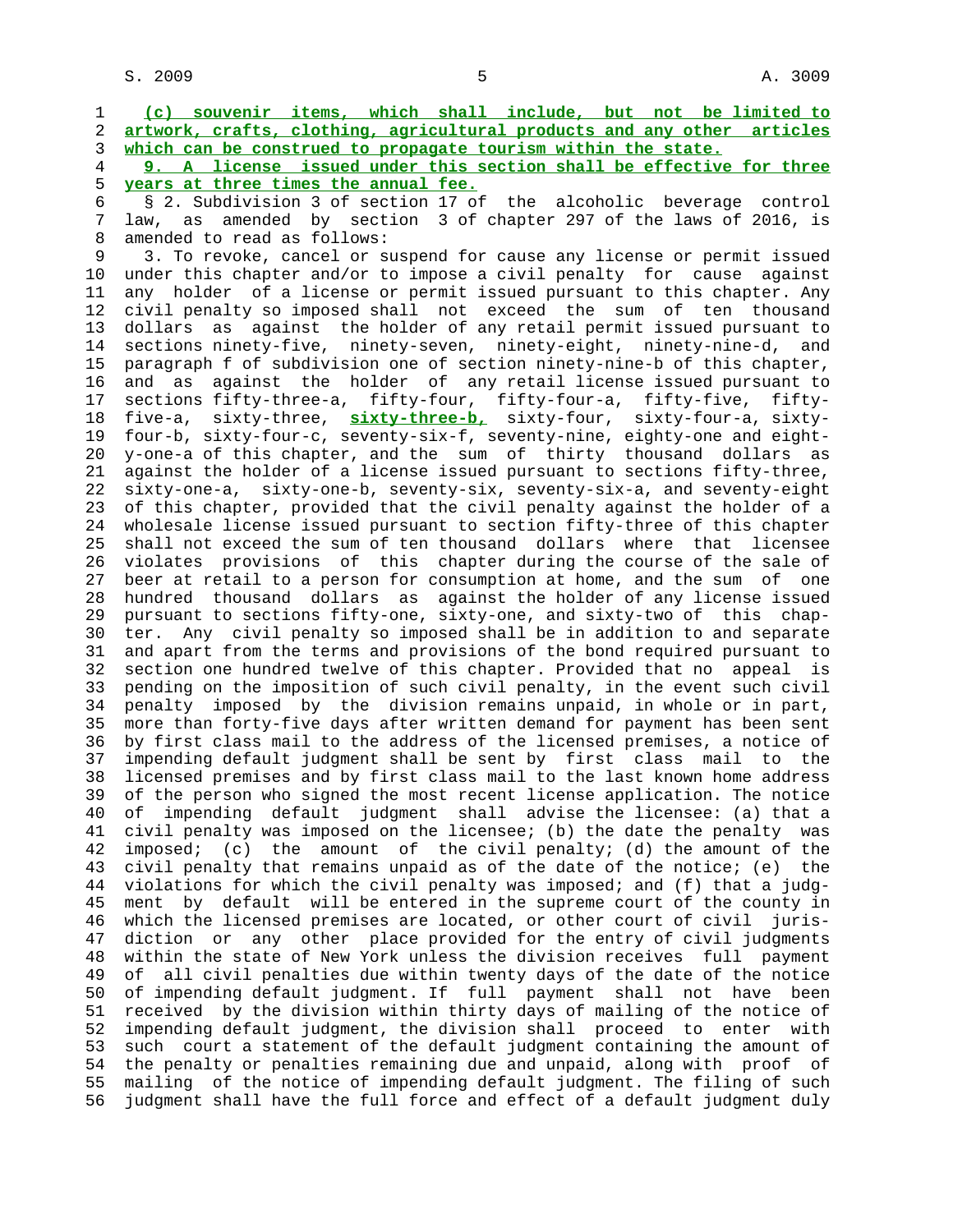**(c) souvenir items, which shall include, but not be limited to artwork, crafts, clothing, agricultural products and any other articles which can be construed to propagate tourism within the state.**

**9. A license issued under this section shall be effective for three years at three times the annual fee.**

§ 2. Subdivision 3 of section 17 of the alcoholic beverage control law, as amended by section 3 of chapter 297 of the laws of 2016, is amended to read as follows:

3. To revoke, cancel or suspend for cause any license or permit issued under this chapter and/or to impose a civil penalty for cause against any holder of a license or permit issued pursuant to this chapter. Any civil penalty so imposed shall not exceed the sum of ten thousand dollars as against the holder of any retail permit issued pursuant to sections ninety-five, ninety-seven, ninety-eight, ninety-nine-d, and paragraph f of subdivision one of section ninety-nine-b of this chapter, and as against the holder of any retail license issued pursuant to sections fifty-three-a, fifty-four, fifty-four-a, fifty-five, fifty-five-a, sixty-three, **sixty-three-b,** sixty-four, sixty-four-a, sixty-four-b, sixty-four-c, seventy-six-f, seventy-nine, eighty-one and eighty-one-a of this chapter, and the sum of thirty thousand dollars as against the holder of a license issued pursuant to sections fifty-three, sixty-one-a, sixty-one-b, seventy-six, seventy-six-a, and seventy-eight of this chapter, provided that the civil penalty against the holder of a wholesale license issued pursuant to section fifty-three of this chapter shall not exceed the sum of ten thousand dollars where that licensee violates provisions of this chapter during the course of the sale of beer at retail to a person for consumption at home, and the sum of one hundred thousand dollars as against the holder of any license issued pursuant to sections fifty-one, sixty-one, and sixty-two of this chapter. Any civil penalty so imposed shall be in addition to and separate and apart from the terms and provisions of the bond required pursuant to section one hundred twelve of this chapter. Provided that no appeal is pending on the imposition of such civil penalty, in the event such civil penalty imposed by the division remains unpaid, in whole or in part, more than forty-five days after written demand for payment has been sent by first class mail to the address of the licensed premises, a notice of impending default judgment shall be sent by first class mail to the licensed premises and by first class mail to the last known home address of the person who signed the most recent license application. The notice of impending default judgment shall advise the licensee: (a) that a civil penalty was imposed on the licensee; (b) the date the penalty was imposed; (c) the amount of the civil penalty; (d) the amount of the civil penalty that remains unpaid as of the date of the notice; (e) the violations for which the civil penalty was imposed; and (f) that a judgment by default will be entered in the supreme court of the county in which the licensed premises are located, or other court of civil jurisdiction or any other place provided for the entry of civil judgments within the state of New York unless the division receives full payment of all civil penalties due within twenty days of the date of the notice of impending default judgment. If full payment shall not have been received by the division within thirty days of mailing of the notice of impending default judgment, the division shall proceed to enter with such court a statement of the default judgment containing the amount of the penalty or penalties remaining due and unpaid, along with proof of mailing of the notice of impending default judgment. The filing of such judgment shall have the full force and effect of a default judgment duly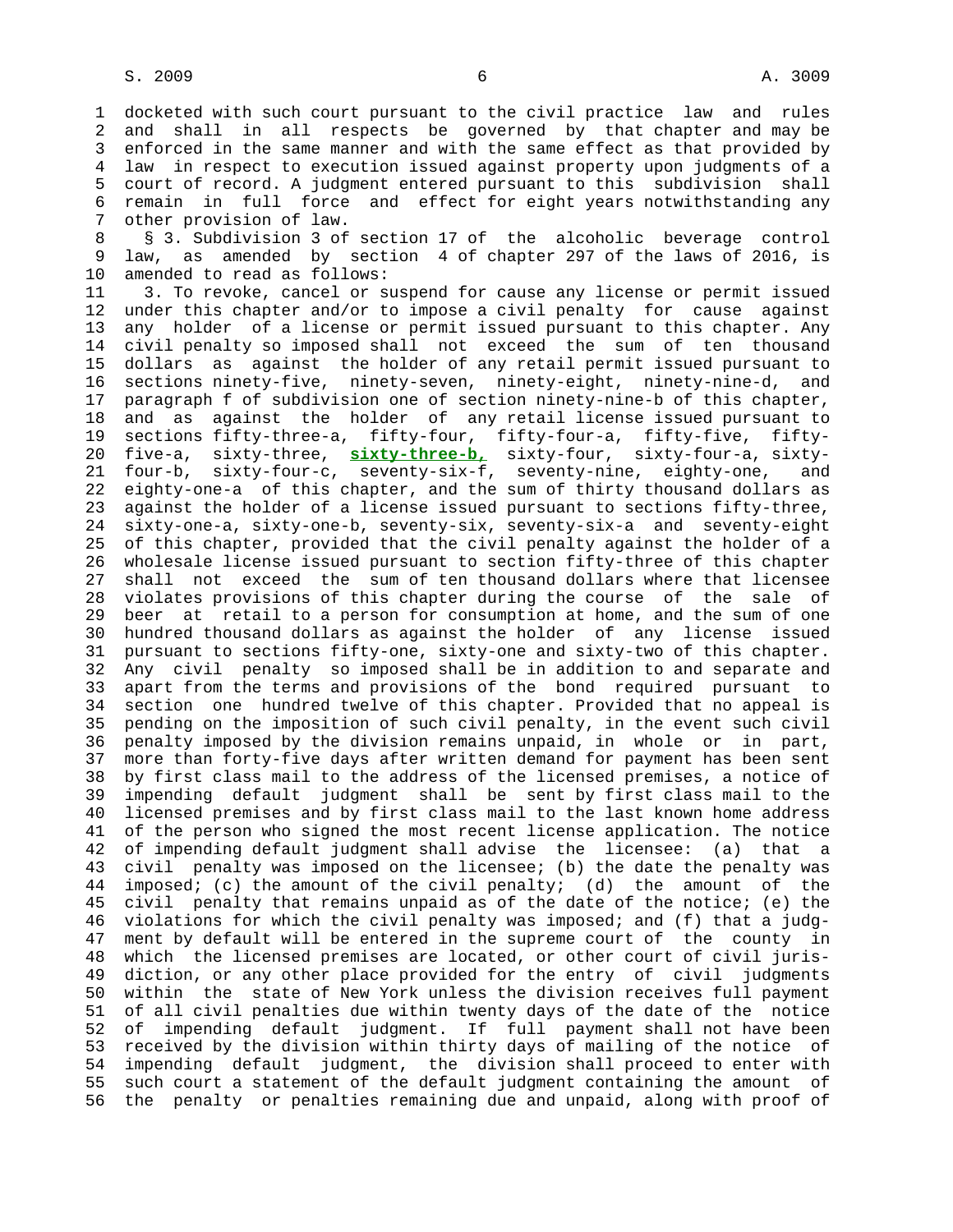docketed with such court pursuant to the civil practice law and rules and shall in all respects be governed by that chapter and may be enforced in the same manner and with the same effect as that provided by law in respect to execution issued against property upon judgments of a court of record. A judgment entered pursuant to this subdivision shall remain in full force and effect for eight years notwithstanding any other provision of law.

§ 3. Subdivision 3 of section 17 of the alcoholic beverage control law, as amended by section 4 of chapter 297 of the laws of 2016, is amended to read as follows:

3. To revoke, cancel or suspend for cause any license or permit issued under this chapter and/or to impose a civil penalty for cause against any holder of a license or permit issued pursuant to this chapter. Any civil penalty so imposed shall not exceed the sum of ten thousand dollars as against the holder of any retail permit issued pursuant to sections ninety-five, ninety-seven, ninety-eight, ninety-nine-d, and paragraph f of subdivision one of section ninety-nine-b of this chapter, and as against the holder of any retail license issued pursuant to sections fifty-three-a, fifty-four, fifty-four-a, fifty-five, fifty-five-a, sixty-three, **sixty-three-b,** sixty-four, sixty-four-a, sixty-four-b, sixty-four-c, seventy-six-f, seventy-nine, eighty-one, and eighty-one-a of this chapter, and the sum of thirty thousand dollars as against the holder of a license issued pursuant to sections fifty-three, sixty-one-a, sixty-one-b, seventy-six, seventy-six-a and seventy-eight of this chapter, provided that the civil penalty against the holder of a wholesale license issued pursuant to section fifty-three of this chapter shall not exceed the sum of ten thousand dollars where that licensee violates provisions of this chapter during the course of the sale of beer at retail to a person for consumption at home, and the sum of one hundred thousand dollars as against the holder of any license issued pursuant to sections fifty-one, sixty-one and sixty-two of this chapter. Any civil penalty so imposed shall be in addition to and separate and apart from the terms and provisions of the bond required pursuant to section one hundred twelve of this chapter. Provided that no appeal is pending on the imposition of such civil penalty, in the event such civil penalty imposed by the division remains unpaid, in whole or in part, more than forty-five days after written demand for payment has been sent by first class mail to the address of the licensed premises, a notice of impending default judgment shall be sent by first class mail to the licensed premises and by first class mail to the last known home address of the person who signed the most recent license application. The notice of impending default judgment shall advise the licensee: (a) that a civil penalty was imposed on the licensee; (b) the date the penalty was imposed; (c) the amount of the civil penalty; (d) the amount of the civil penalty that remains unpaid as of the date of the notice; (e) the violations for which the civil penalty was imposed; and (f) that a judgment by default will be entered in the supreme court of the county in which the licensed premises are located, or other court of civil jurisdiction, or any other place provided for the entry of civil judgments within the state of New York unless the division receives full payment of all civil penalties due within twenty days of the date of the notice of impending default judgment. If full payment shall not have been received by the division within thirty days of mailing of the notice of impending default judgment, the division shall proceed to enter with such court a statement of the default judgment containing the amount of the penalty or penalties remaining due and unpaid, along with proof of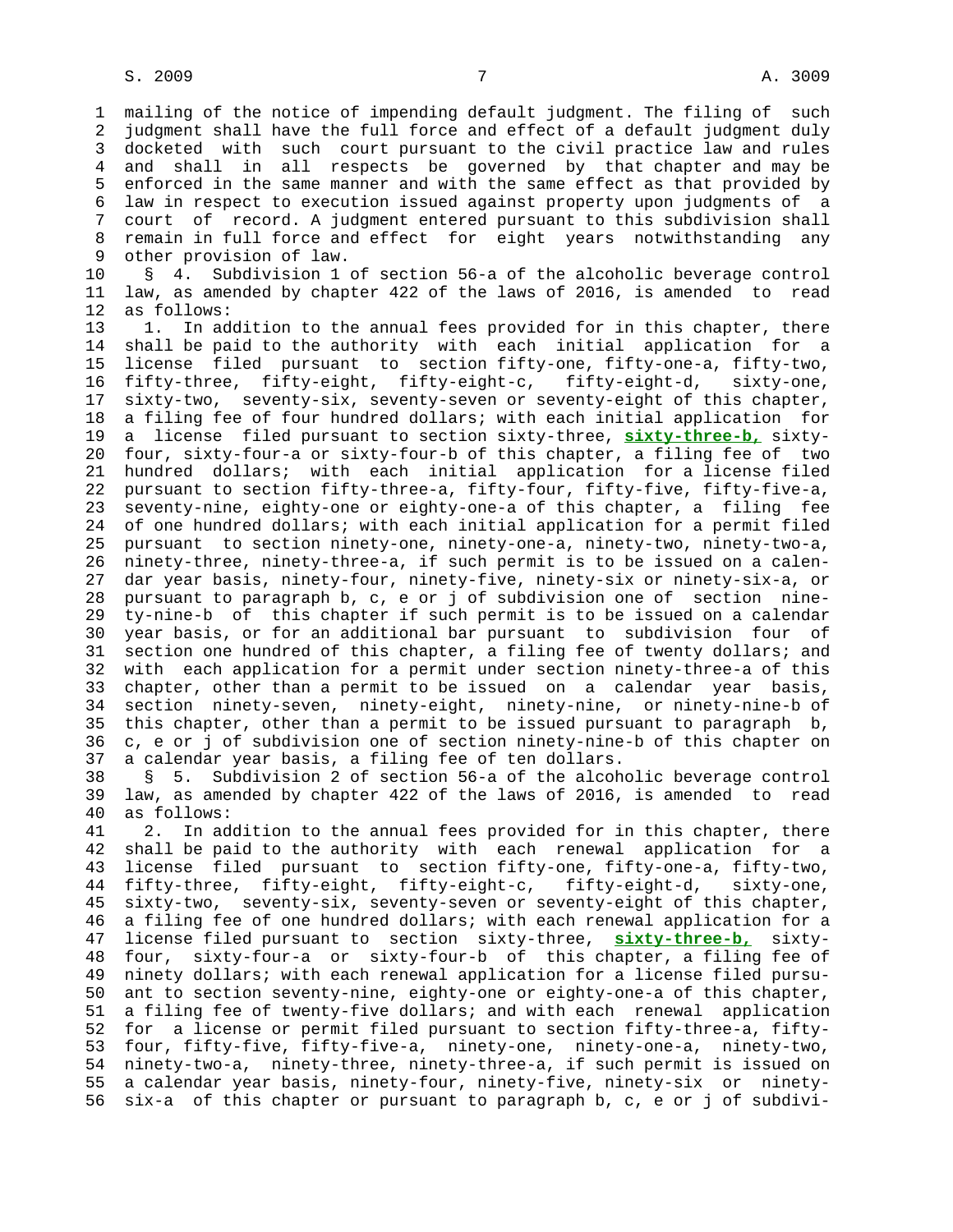mailing of the notice of impending default judgment. The filing of such judgment shall have the full force and effect of a default judgment duly docketed with such court pursuant to the civil practice law and rules and shall in all respects be governed by that chapter and may be enforced in the same manner and with the same effect as that provided by law in respect to execution issued against property upon judgments of a court of record. A judgment entered pursuant to this subdivision shall remain in full force and effect for eight years notwithstanding any other provision of law.

§ 4. Subdivision 1 of section 56-a of the alcoholic beverage control law, as amended by chapter 422 of the laws of 2016, is amended to read as follows:

1. In addition to the annual fees provided for in this chapter, there shall be paid to the authority with each initial application for a license filed pursuant to section fifty-one, fifty-one-a, fifty-two, fifty-three, fifty-eight, fifty-eight-c, fifty-eight-d, sixty-one, sixty-two, seventy-six, seventy-seven or seventy-eight of this chapter, a filing fee of four hundred dollars; with each initial application for a license filed pursuant to section sixty-three, **sixty-three-b,** sixty-four, sixty-four-a or sixty-four-b of this chapter, a filing fee of two hundred dollars; with each initial application for a license filed pursuant to section fifty-three-a, fifty-four, fifty-five, fifty-five-a, seventy-nine, eighty-one or eighty-one-a of this chapter, a filing fee of one hundred dollars; with each initial application for a permit filed pursuant to section ninety-one, ninety-one-a, ninety-two, ninety-two-a, ninety-three, ninety-three-a, if such permit is to be issued on a calendar year basis, ninety-four, ninety-five, ninety-six or ninety-six-a, or pursuant to paragraph b, c, e or j of subdivision one of section ninety-nine-b of this chapter if such permit is to be issued on a calendar year basis, or for an additional bar pursuant to subdivision four of section one hundred of this chapter, a filing fee of twenty dollars; and with each application for a permit under section ninety-three-a of this chapter, other than a permit to be issued on a calendar year basis, section ninety-seven, ninety-eight, ninety-nine, or ninety-nine-b of this chapter, other than a permit to be issued pursuant to paragraph b, c, e or j of subdivision one of section ninety-nine-b of this chapter on a calendar year basis, a filing fee of ten dollars.

§ 5. Subdivision 2 of section 56-a of the alcoholic beverage control law, as amended by chapter 422 of the laws of 2016, is amended to read as follows:

2. In addition to the annual fees provided for in this chapter, there shall be paid to the authority with each renewal application for a license filed pursuant to section fifty-one, fifty-one-a, fifty-two, fifty-three, fifty-eight, fifty-eight-c, fifty-eight-d, sixty-one, sixty-two, seventy-six, seventy-seven or seventy-eight of this chapter, a filing fee of one hundred dollars; with each renewal application for a license filed pursuant to section sixty-three, **sixty-three-b,** sixty-four, sixty-four-a or sixty-four-b of this chapter, a filing fee of ninety dollars; with each renewal application for a license filed pursuant to section seventy-nine, eighty-one or eighty-one-a of this chapter, a filing fee of twenty-five dollars; and with each renewal application for a license or permit filed pursuant to section fifty-three-a, fifty-four, fifty-five, fifty-five-a, ninety-one, ninety-one-a, ninety-two, ninety-two-a, ninety-three, ninety-three-a, if such permit is issued on a calendar year basis, ninety-four, ninety-five, ninety-six or ninety-six-a of this chapter or pursuant to paragraph b, c, e or j of subdivi-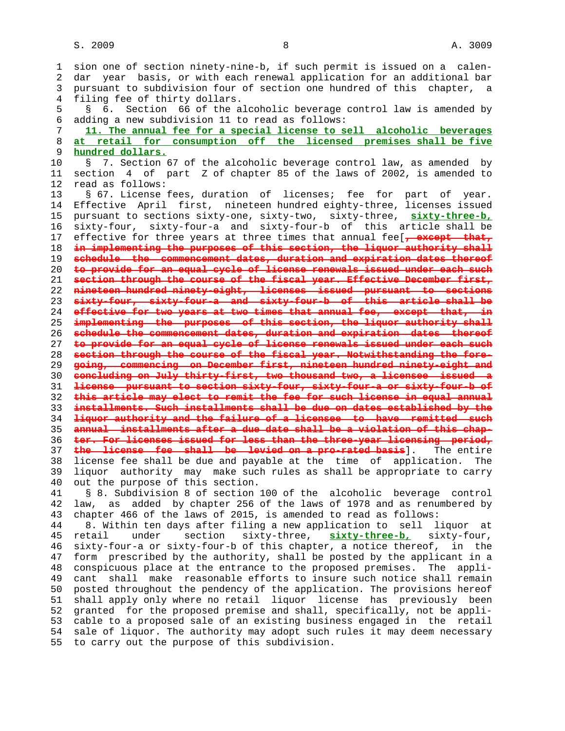sion one of section ninety-nine-b, if such permit is issued on a calendar year basis, or with each renewal application for an additional bar pursuant to subdivision four of section one hundred of this chapter, a filing fee of thirty dollars.

§ 6. Section 66 of the alcoholic beverage control law is amended by adding a new subdivision 11 to read as follows:

**11. The annual fee for a special license to sell alcoholic beverages at retail for consumption off the licensed premises shall be five hundred dollars.**

§ 7. Section 67 of the alcoholic beverage control law, as amended by section 4 of part Z of chapter 85 of the laws of 2002, is amended to read as follows:

§ 67. License fees, duration of licenses; fee for part of year. Effective April first, nineteen hundred eighty-three, licenses issued pursuant to sections sixty-one, sixty-two, sixty-three, **sixty-three-b,** sixty-four, sixty-four-a and sixty-four-b of this article shall be effective for three years at three times that annual fee[~~, except that, in implementing the purposes of this section, the liquor authority shall schedule the commencement dates, duration and expiration dates thereof to provide for an equal cycle of license renewals issued under each such section through the course of the fiscal year. Effective December first, nineteen hundred ninety-eight, licenses issued pursuant to sections sixty-four, sixty-four-a and sixty-four-b of this article shall be effective for two years at two times that annual fee, except that, in implementing the purposes of this section, the liquor authority shall schedule the commencement dates, duration and expiration dates thereof to provide for an equal cycle of license renewals issued under each such section through the course of the fiscal year. Notwithstanding the foregoing, commencing on December first, nineteen hundred ninety-eight and concluding on July thirty-first, two thousand two, a licensee issued a license pursuant to section sixty-four, sixty-four-a or sixty-four-b of this article may elect to remit the fee for such license in equal annual installments. Such installments shall be due on dates established by the liquor authority and the failure of a licensee to have remitted such annual installments after a due date shall be a violation of this chapter. For licenses issued for less than the three-year licensing period, the license fee shall be levied on a pro-rated basis~~]. The entire license fee shall be due and payable at the time of application. The liquor authority may make such rules as shall be appropriate to carry out the purpose of this section.

§ 8. Subdivision 8 of section 100 of the alcoholic beverage control law, as added by chapter 256 of the laws of 1978 and as renumbered by chapter 466 of the laws of 2015, is amended to read as follows:

8. Within ten days after filing a new application to sell liquor at retail under section sixty-three, **sixty-three-b,** sixty-four, sixty-four-a or sixty-four-b of this chapter, a notice thereof, in the form prescribed by the authority, shall be posted by the applicant in a conspicuous place at the entrance to the proposed premises. The applicant shall make reasonable efforts to insure such notice shall remain posted throughout the pendency of the application. The provisions hereof shall apply only where no retail liquor license has previously been granted for the proposed premise and shall, specifically, not be applicable to a proposed sale of an existing business engaged in the retail sale of liquor. The authority may adopt such rules it may deem necessary to carry out the purpose of this subdivision.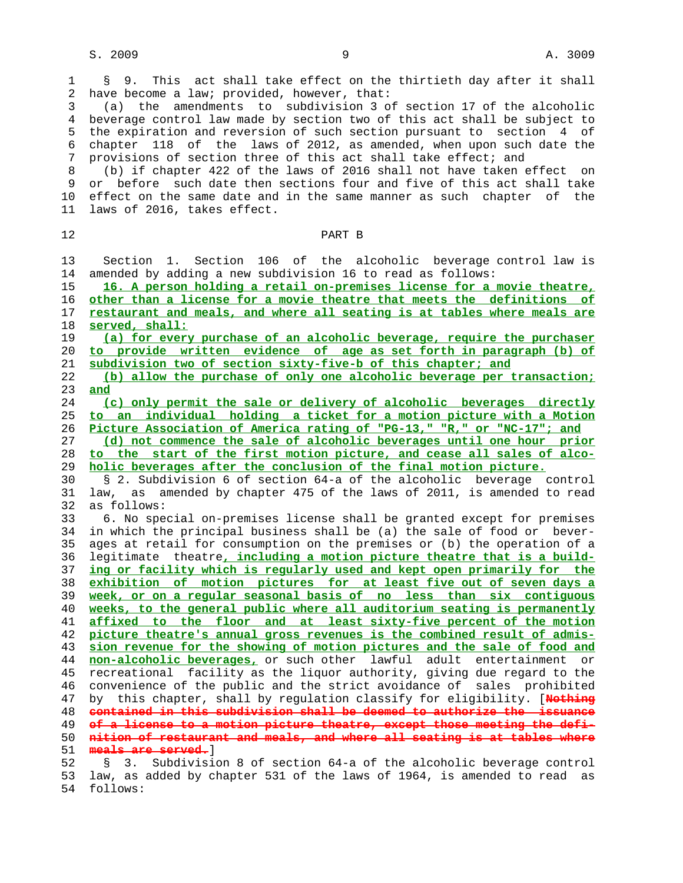§ 9. This act shall take effect on the thirtieth day after it shall have become a law; provided, however, that:

(a) the amendments to subdivision 3 of section 17 of the alcoholic beverage control law made by section two of this act shall be subject to the expiration and reversion of such section pursuant to section 4 of chapter 118 of the laws of 2012, as amended, when upon such date the provisions of section three of this act shall take effect; and

(b) if chapter 422 of the laws of 2016 shall not have taken effect on or before such date then sections four and five of this act shall take effect on the same date and in the same manner as such chapter of the laws of 2016, takes effect.

## PART B

Section 1. Section 106 of the alcoholic beverage control law is amended by adding a new subdivision 16 to read as follows:

16. A person holding a retail on-premises license for a movie theatre, other than a license for a movie theatre that meets the definitions of restaurant and meals, and where all seating is at tables where meals are served, shall:

(a) for every purchase of an alcoholic beverage, require the purchaser to provide written evidence of age as set forth in paragraph (b) of subdivision two of section sixty-five-b of this chapter; and

(b) allow the purchase of only one alcoholic beverage per transaction; and

(c) only permit the sale or delivery of alcoholic beverages directly to an individual holding a ticket for a motion picture with a Motion Picture Association of America rating of "PG-13," "R," or "NC-17"; and

(d) not commence the sale of alcoholic beverages until one hour prior to the start of the first motion picture, and cease all sales of alcoholic beverages after the conclusion of the final motion picture.

§ 2. Subdivision 6 of section 64-a of the alcoholic beverage control law, as amended by chapter 475 of the laws of 2011, is amended to read as follows:

6. No special on-premises license shall be granted except for premises in which the principal business shall be (a) the sale of food or beverages at retail for consumption on the premises or (b) the operation of a legitimate theatre, including a motion picture theatre that is a building or facility which is regularly used and kept open primarily for the exhibition of motion pictures for at least five out of seven days a week, or on a regular seasonal basis of no less than six contiguous weeks, to the general public where all auditorium seating is permanently affixed to the floor and at least sixty-five percent of the motion picture theatre's annual gross revenues is the combined result of admission revenue for the showing of motion pictures and the sale of food and non-alcoholic beverages, or such other lawful adult entertainment or recreational facility as the liquor authority, giving due regard to the convenience of the public and the strict avoidance of sales prohibited by this chapter, shall by regulation classify for eligibility. [Nothing contained in this subdivision shall be deemed to authorize the issuance of a license to a motion picture theatre, except those meeting the definition of restaurant and meals, and where all seating is at tables where meals are served.]

§ 3. Subdivision 8 of section 64-a of the alcoholic beverage control law, as added by chapter 531 of the laws of 1964, is amended to read as follows: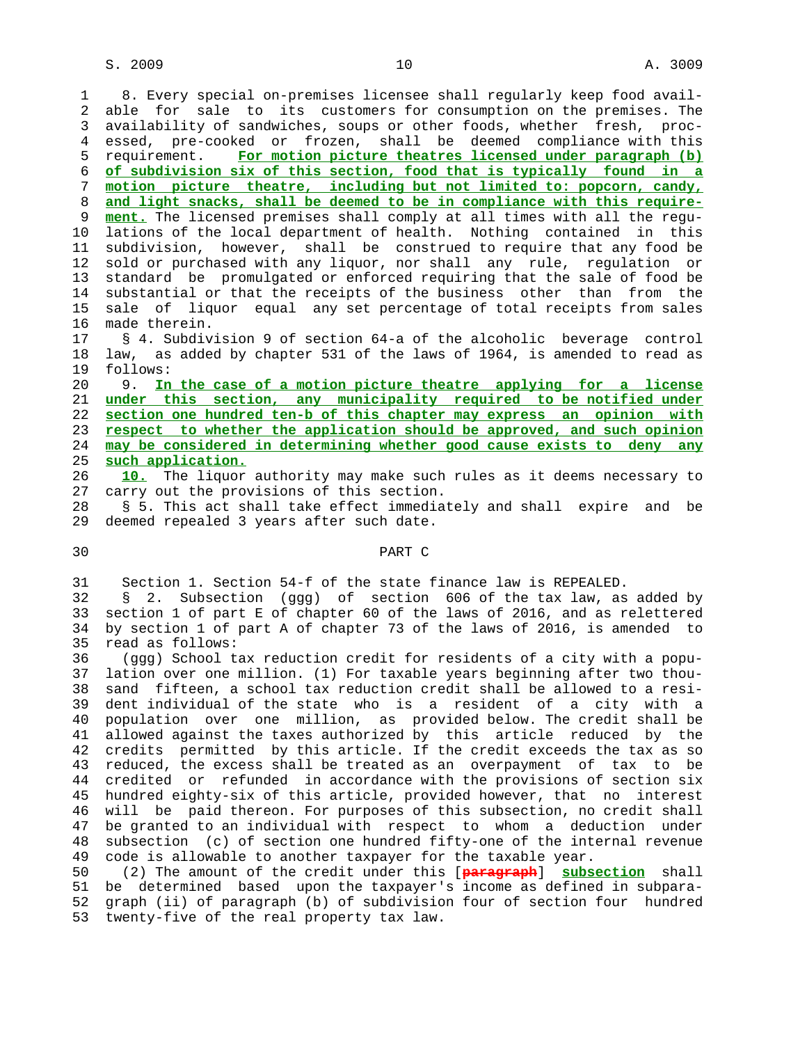8. Every special on-premises licensee shall regularly keep food available for sale to its customers for consumption on the premises. The availability of sandwiches, soups or other foods, whether fresh, processed, pre-cooked or frozen, shall be deemed compliance with this requirement. **For motion picture theatres licensed under paragraph (b) of subdivision six of this section, food that is typically found in a motion picture theatre, including but not limited to: popcorn, candy, and light snacks, shall be deemed to be in compliance with this requirement.** The licensed premises shall comply at all times with all the regulations of the local department of health. Nothing contained in this subdivision, however, shall be construed to require that any food be sold or purchased with any liquor, nor shall any rule, regulation or standard be promulgated or enforced requiring that the sale of food be substantial or that the receipts of the business other than from the sale of liquor equal any set percentage of total receipts from sales made therein.

§ 4. Subdivision 9 of section 64-a of the alcoholic beverage control law, as added by chapter 531 of the laws of 1964, is amended to read as follows:

9. **In the case of a motion picture theatre applying for a license under this section, any municipality required to be notified under section one hundred ten-b of this chapter may express an opinion with respect to whether the application should be approved, and such opinion may be considered in determining whether good cause exists to deny any such application.**

**10.** The liquor authority may make such rules as it deems necessary to carry out the provisions of this section.

§ 5. This act shall take effect immediately and shall expire and be deemed repealed 3 years after such date.

## PART C

Section 1. Section 54-f of the state finance law is REPEALED.

§ 2. Subsection (ggg) of section 606 of the tax law, as added by section 1 of part E of chapter 60 of the laws of 2016, and as relettered by section 1 of part A of chapter 73 of the laws of 2016, is amended to read as follows:

(ggg) School tax reduction credit for residents of a city with a population over one million. (1) For taxable years beginning after two thousand fifteen, a school tax reduction credit shall be allowed to a resident individual of the state who is a resident of a city with a population over one million, as provided below. The credit shall be allowed against the taxes authorized by this article reduced by the credits permitted by this article. If the credit exceeds the tax as so reduced, the excess shall be treated as an overpayment of tax to be credited or refunded in accordance with the provisions of section six hundred eighty-six of this article, provided however, that no interest will be paid thereon. For purposes of this subsection, no credit shall be granted to an individual with respect to whom a deduction under subsection (c) of section one hundred fifty-one of the internal revenue code is allowable to another taxpayer for the taxable year.

(2) The amount of the credit under this [~~paragraph~~] **subsection** shall be determined based upon the taxpayer's income as defined in subparagraph (ii) of paragraph (b) of subdivision four of section four hundred twenty-five of the real property tax law.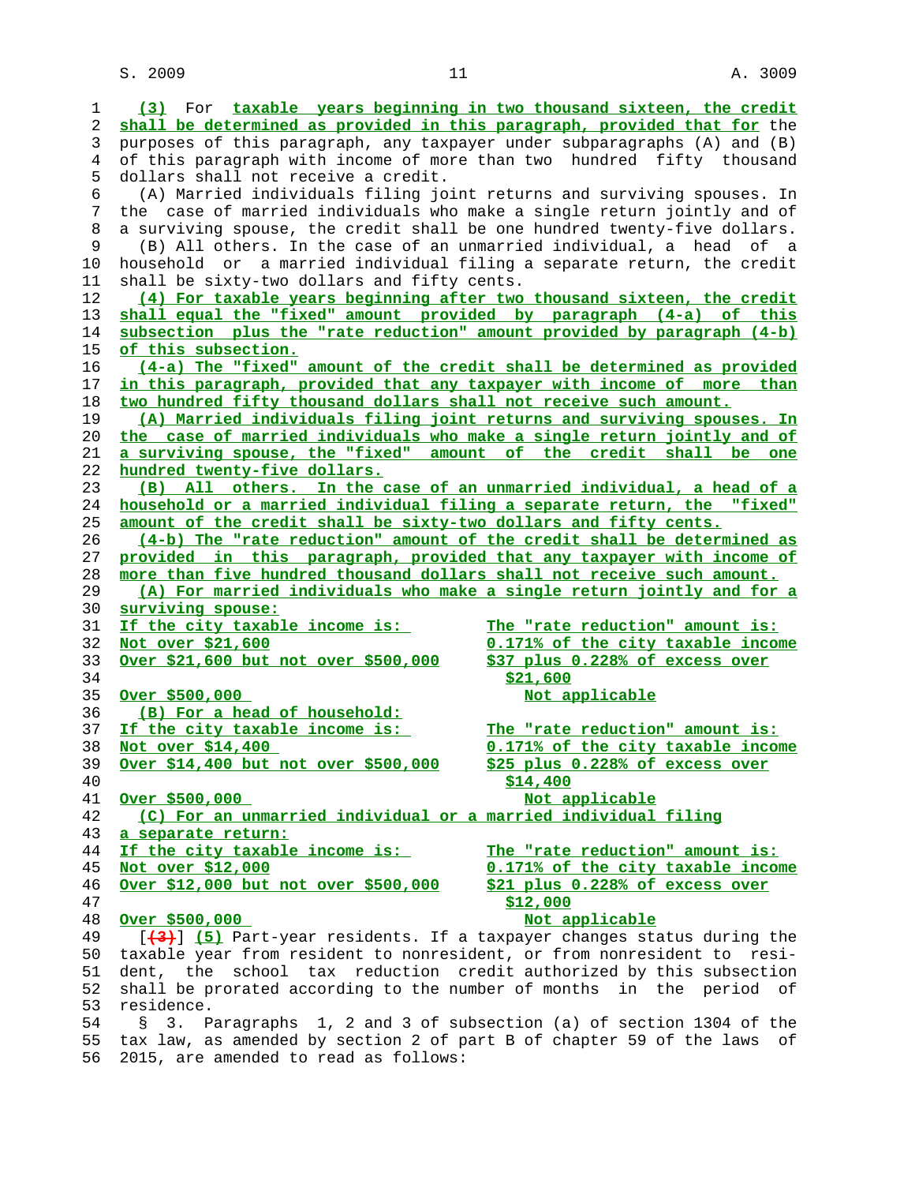(3) For taxable years beginning in two thousand sixteen, the credit shall be determined as provided in this paragraph, provided that for the purposes of this paragraph, any taxpayer under subparagraphs (A) and (B) of this paragraph with income of more than two hundred fifty thousand dollars shall not receive a credit.

(A) Married individuals filing joint returns and surviving spouses. In the case of married individuals who make a single return jointly and of a surviving spouse, the credit shall be one hundred twenty-five dollars.

(B) All others. In the case of an unmarried individual, a head of a household or a married individual filing a separate return, the credit shall be sixty-two dollars and fifty cents.

(4) For taxable years beginning after two thousand sixteen, the credit shall equal the "fixed" amount provided by paragraph (4-a) of this subsection plus the "rate reduction" amount provided by paragraph (4-b) of this subsection.

(4-a) The "fixed" amount of the credit shall be determined as provided in this paragraph, provided that any taxpayer with income of more than two hundred fifty thousand dollars shall not receive such amount.

(A) Married individuals filing joint returns and surviving spouses. In the case of married individuals who make a single return jointly and of a surviving spouse, the "fixed" amount of the credit shall be one hundred twenty-five dollars.

(B) All others. In the case of an unmarried individual, a head of a household or a married individual filing a separate return, the "fixed" amount of the credit shall be sixty-two dollars and fifty cents.

(4-b) The "rate reduction" amount of the credit shall be determined as provided in this paragraph, provided that any taxpayer with income of more than five hundred thousand dollars shall not receive such amount.

(A) For married individuals who make a single return jointly and for a surviving spouse:

| If the city taxable income is: | The "rate reduction" amount is: |
|---|---|
| Not over $21,600 | 0.171% of the city taxable income |
| Over $21,600 but not over $500,000 | $37 plus 0.228% of excess over $21,600 |
| Over $500,000 | Not applicable |

(B) For a head of household:

| If the city taxable income is: | The "rate reduction" amount is: |
|---|---|
| Not over $14,400 | 0.171% of the city taxable income |
| Over $14,400 but not over $500,000 | $25 plus 0.228% of excess over $14,400 |
| Over $500,000 | Not applicable |

(C) For an unmarried individual or a married individual filing a separate return:

| If the city taxable income is: | The "rate reduction" amount is: |
|---|---|
| Not over $12,000 | 0.171% of the city taxable income |
| Over $12,000 but not over $500,000 | $21 plus 0.228% of excess over $12,000 |
| Over $500,000 | Not applicable |

[(3)] (5) Part-year residents. If a taxpayer changes status during the taxable year from resident to nonresident, or from nonresident to resident, the school tax reduction credit authorized by this subsection shall be prorated according to the number of months in the period of residence.

§ 3. Paragraphs 1, 2 and 3 of subsection (a) of section 1304 of the tax law, as amended by section 2 of part B of chapter 59 of the laws of 2015, are amended to read as follows: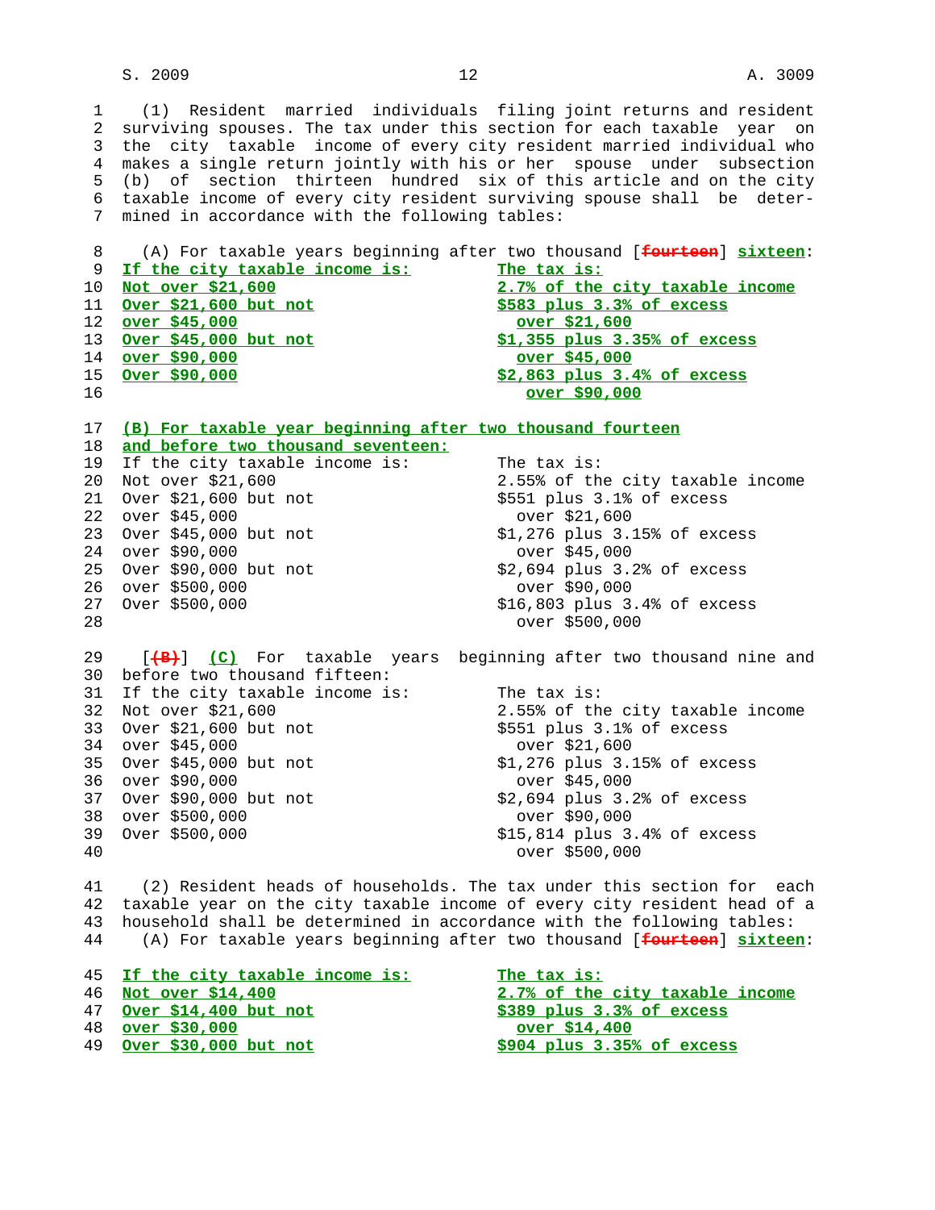(1) Resident married individuals filing joint returns and resident surviving spouses. The tax under this section for each taxable year on the city taxable income of every city resident married individual who makes a single return jointly with his or her spouse under subsection (b) of section thirteen hundred six of this article and on the city taxable income of every city resident surviving spouse shall be determined in accordance with the following tables:

(A) For taxable years beginning after two thousand [~~fourteen~~] sixteen:

| If the city taxable income is: | The tax is: |
|---|---|
| Not over $21,600 | 2.7% of the city taxable income |
| Over $21,600 but not over $45,000 | $583 plus 3.3% of excess over $21,600 |
| Over $45,000 but not over $90,000 | $1,355 plus 3.35% of excess over $45,000 |
| Over $90,000 | $2,863 plus 3.4% of excess over $90,000 |

(B) For taxable year beginning after two thousand fourteen and before two thousand seventeen:

| If the city taxable income is: | The tax is: |
|---|---|
| Not over $21,600 | 2.55% of the city taxable income |
| Over $21,600 but not over $45,000 | $551 plus 3.1% of excess over $21,600 |
| Over $45,000 but not over $90,000 | $1,276 plus 3.15% of excess over $45,000 |
| Over $90,000 but not over $500,000 | $2,694 plus 3.2% of excess over $90,000 |
| Over $500,000 | $16,803 plus 3.4% of excess over $500,000 |

[~~(B)~~] (C) For taxable years beginning after two thousand nine and before two thousand fifteen:

| If the city taxable income is: | The tax is: |
|---|---|
| Not over $21,600 | 2.55% of the city taxable income |
| Over $21,600 but not over $45,000 | $551 plus 3.1% of excess over $21,600 |
| Over $45,000 but not over $90,000 | $1,276 plus 3.15% of excess over $45,000 |
| Over $90,000 but not over $500,000 | $2,694 plus 3.2% of excess over $90,000 |
| Over $500,000 | $15,814 plus 3.4% of excess over $500,000 |

(2) Resident heads of households. The tax under this section for each taxable year on the city taxable income of every city resident head of a household shall be determined in accordance with the following tables:

(A) For taxable years beginning after two thousand [~~fourteen~~] sixteen:

| If the city taxable income is: | The tax is: |
|---|---|
| Not over $14,400 | 2.7% of the city taxable income |
| Over $14,400 but not over $30,000 | $389 plus 3.3% of excess over $14,400 |
| Over $30,000 but not | $904 plus 3.35% of excess |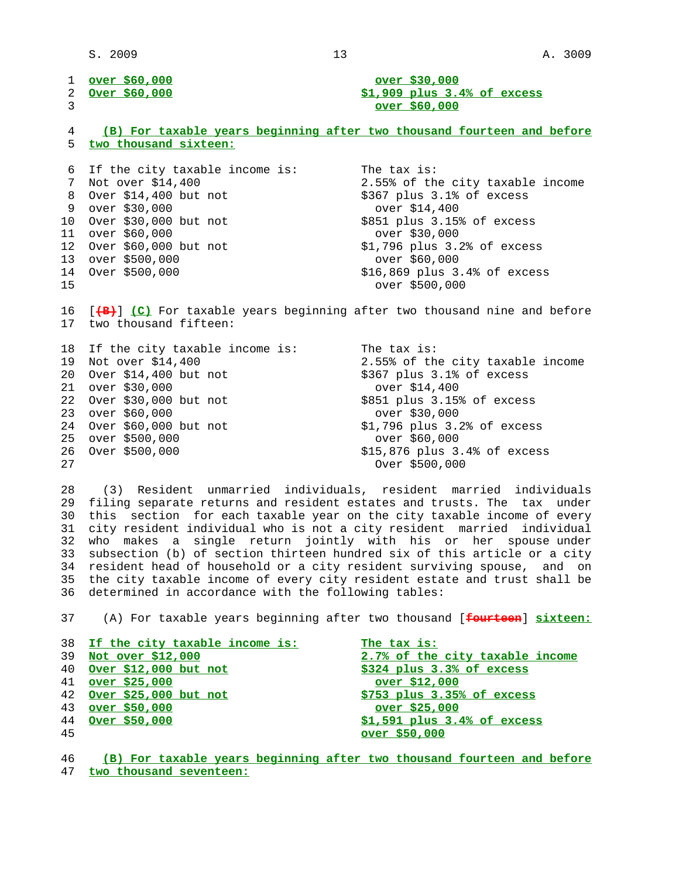| | |
|---|---|
| over $60,000 | over $30,000 |
| Over $60,000 | $1,909 plus 3.4% of excess over $60,000 |

(B) For taxable years beginning after two thousand fourteen and before two thousand sixteen:

| If the city taxable income is: | The tax is: |
|---|---|
| Not over $14,400 | 2.55% of the city taxable income |
| Over $14,400 but not over $30,000 | $367 plus 3.1% of excess over $14,400 |
| Over $30,000 but not over $60,000 | $851 plus 3.15% of excess over $30,000 |
| Over $60,000 but not over $500,000 | $1,796 plus 3.2% of excess over $60,000 |
| Over $500,000 | $16,869 plus 3.4% of excess over $500,000 |

[(B)] (C) For taxable years beginning after two thousand nine and before two thousand fifteen:

| If the city taxable income is: | The tax is: |
|---|---|
| Not over $14,400 | 2.55% of the city taxable income |
| Over $14,400 but not over $30,000 | $367 plus 3.1% of excess over $14,400 |
| Over $30,000 but not over $60,000 | $851 plus 3.15% of excess over $30,000 |
| Over $60,000 but not over $500,000 | $1,796 plus 3.2% of excess over $60,000 |
| Over $500,000 | $15,876 plus 3.4% of excess Over $500,000 |

(3) Resident unmarried individuals, resident married individuals filing separate returns and resident estates and trusts. The tax under this section for each taxable year on the city taxable income of every city resident individual who is not a city resident married individual who makes a single return jointly with his or her spouse under subsection (b) of section thirteen hundred six of this article or a city resident head of household or a city resident surviving spouse, and on the city taxable income of every city resident estate and trust shall be determined in accordance with the following tables:

(A) For taxable years beginning after two thousand [fourteen] sixteen:

| If the city taxable income is: | The tax is: |
|---|---|
| Not over $12,000 | 2.7% of the city taxable income |
| Over $12,000 but not over $25,000 | $324 plus 3.3% of excess over $12,000 |
| Over $25,000 but not over $50,000 | $753 plus 3.35% of excess over $25,000 |
| Over $50,000 | $1,591 plus 3.4% of excess over $50,000 |

(B) For taxable years beginning after two thousand fourteen and before two thousand seventeen: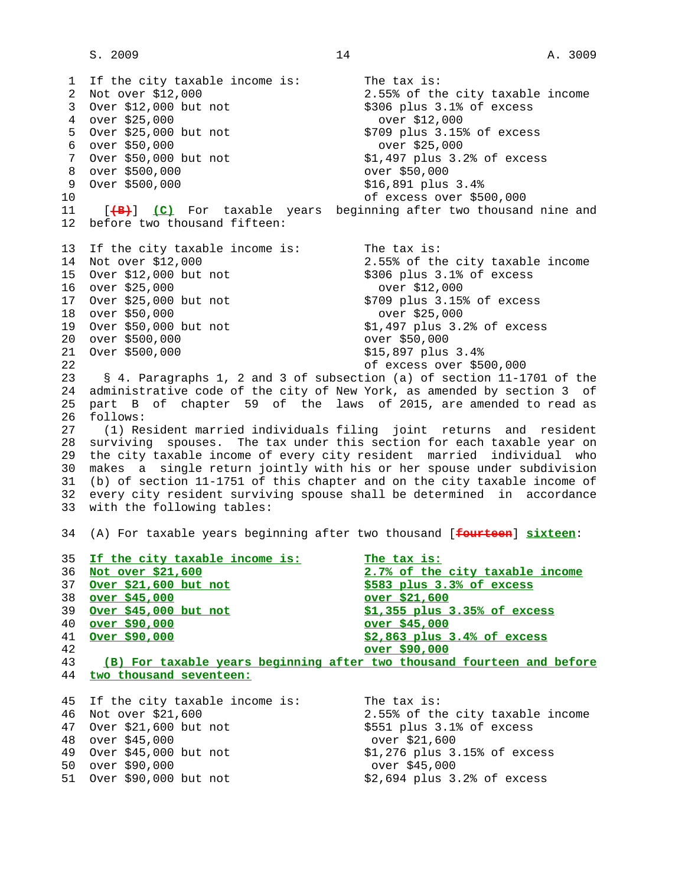| If the city taxable income is: | The tax is: |
|---|---|
| Not over $12,000 | 2.55% of the city taxable income |
| Over $12,000 but not over $25,000 | $306 plus 3.1% of excess over $12,000 |
| Over $25,000 but not over $50,000 | $709 plus 3.15% of excess over $25,000 |
| Over $50,000 but not over $500,000 | $1,497 plus 3.2% of excess over $50,000 |
| Over $500,000 | $16,891 plus 3.4% of excess over $500,000 |

[~~(B)~~] **(C)** For taxable years beginning after two thousand nine and before two thousand fifteen:

| If the city taxable income is: | The tax is: |
|---|---|
| Not over $12,000 | 2.55% of the city taxable income |
| Over $12,000 but not over $25,000 | $306 plus 3.1% of excess over $12,000 |
| Over $25,000 but not over $50,000 | $709 plus 3.15% of excess over $25,000 |
| Over $50,000 but not over $500,000 | $1,497 plus 3.2% of excess over $50,000 |
| Over $500,000 | $15,897 plus 3.4% of excess over $500,000 |

§ 4. Paragraphs 1, 2 and 3 of subsection (a) of section 11-1701 of the administrative code of the city of New York, as amended by section 3 of part B of chapter 59 of the laws of 2015, are amended to read as follows:

(1) Resident married individuals filing joint returns and resident surviving spouses. The tax under this section for each taxable year on the city taxable income of every city resident married individual who makes a single return jointly with his or her spouse under subdivision (b) of section 11-1751 of this chapter and on the city taxable income of every city resident surviving spouse shall be determined in accordance with the following tables:

(A) For taxable years beginning after two thousand [~~fourteen~~] **sixteen**:

| **If the city taxable income is:** | **The tax is:** |
|---|---|
| **Not over $21,600** | **2.7% of the city taxable income** |
| **Over $21,600 but not over $45,000** | **$583 plus 3.3% of excess over $21,600** |
| **Over $45,000 but not over $90,000** | **$1,355 plus 3.35% of excess over $45,000** |
| **Over $90,000** | **$2,863 plus 3.4% of excess over $90,000** |

**(B) For taxable years beginning after two thousand fourteen and before two thousand seventeen:**

| If the city taxable income is: | The tax is: |
|---|---|
| Not over $21,600 | 2.55% of the city taxable income |
| Over $21,600 but not over $45,000 | $551 plus 3.1% of excess over $21,600 |
| Over $45,000 but not over $90,000 | $1,276 plus 3.15% of excess over $45,000 |
| Over $90,000 but not | $2,694 plus 3.2% of excess |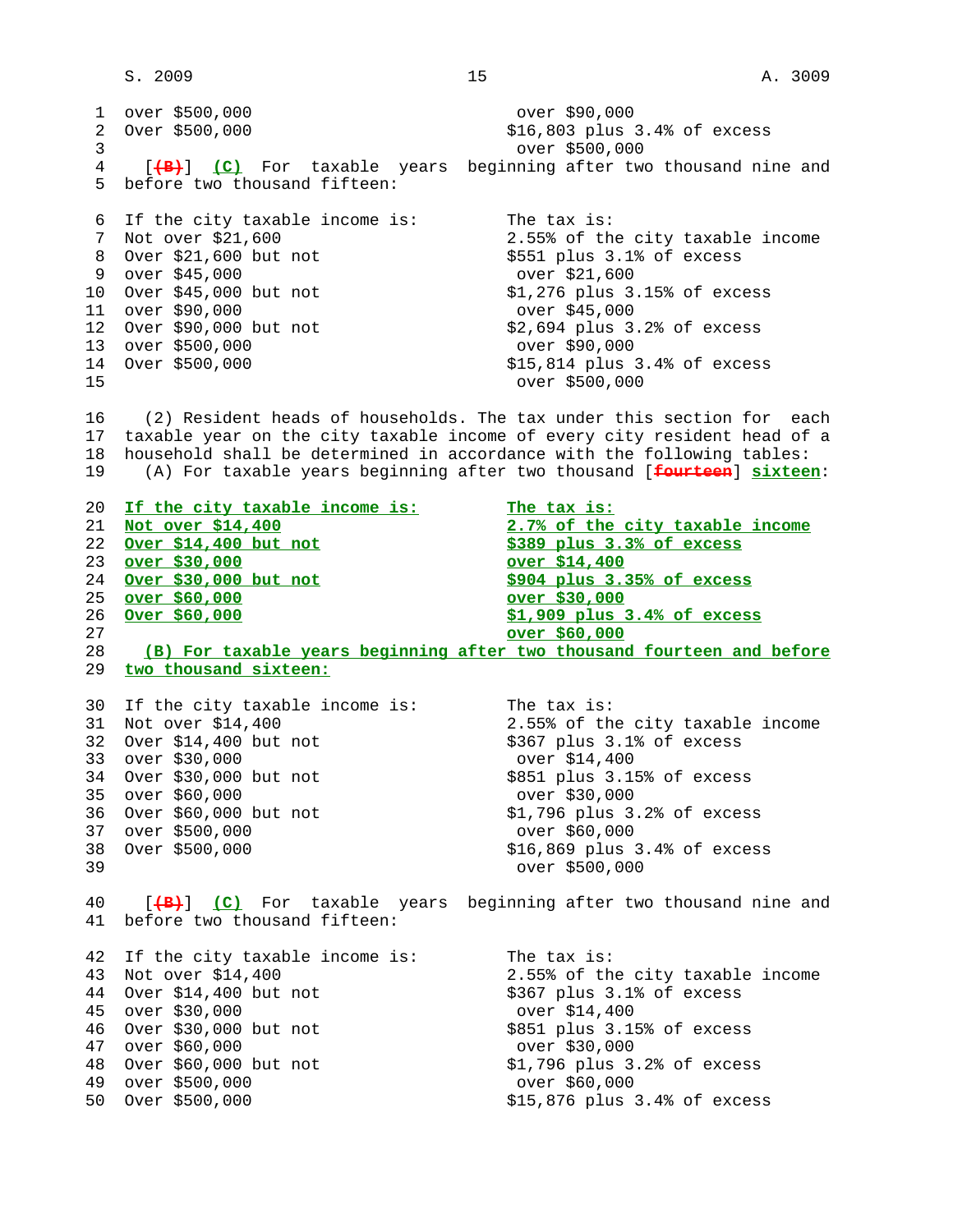| If the city taxable income is: | The tax is: |
|---|---|
| Over $90,000 but not over $500,000 | $2,694 plus 3.2% of excess over $90,000 |
| Over $500,000 | $16,803 plus 3.4% of excess over $500,000 |

[(B)] (C) For taxable years beginning after two thousand nine and before two thousand fifteen:

| If the city taxable income is: | The tax is: |
|---|---|
| Not over $21,600 | 2.55% of the city taxable income |
| Over $21,600 but not over $45,000 | $551 plus 3.1% of excess over $21,600 |
| Over $45,000 but not over $90,000 | $1,276 plus 3.15% of excess over $45,000 |
| Over $90,000 but not over $500,000 | $2,694 plus 3.2% of excess over $90,000 |
| Over $500,000 | $15,814 plus 3.4% of excess over $500,000 |

(2) Resident heads of households. The tax under this section for each taxable year on the city taxable income of every city resident head of a household shall be determined in accordance with the following tables:

(A) For taxable years beginning after two thousand [fourteen] sixteen:

| If the city taxable income is: | The tax is: |
|---|---|
| Not over $14,400 | 2.7% of the city taxable income |
| Over $14,400 but not over $30,000 | $389 plus 3.3% of excess over $14,400 |
| Over $30,000 but not over $60,000 | $904 plus 3.35% of excess over $30,000 |
| Over $60,000 | $1,909 plus 3.4% of excess over $60,000 |

(B) For taxable years beginning after two thousand fourteen and before two thousand sixteen:

| If the city taxable income is: | The tax is: |
|---|---|
| Not over $14,400 | 2.55% of the city taxable income |
| Over $14,400 but not over $30,000 | $367 plus 3.1% of excess over $14,400 |
| Over $30,000 but not over $60,000 | $851 plus 3.15% of excess over $30,000 |
| Over $60,000 but not over $500,000 | $1,796 plus 3.2% of excess over $60,000 |
| Over $500,000 | $16,869 plus 3.4% of excess over $500,000 |

[(B)] (C) For taxable years beginning after two thousand nine and before two thousand fifteen:

| If the city taxable income is: | The tax is: |
|---|---|
| Not over $14,400 | 2.55% of the city taxable income |
| Over $14,400 but not over $30,000 | $367 plus 3.1% of excess over $14,400 |
| Over $30,000 but not over $60,000 | $851 plus 3.15% of excess over $30,000 |
| Over $60,000 but not over $500,000 | $1,796 plus 3.2% of excess over $60,000 |
| Over $500,000 | $15,876 plus 3.4% of excess |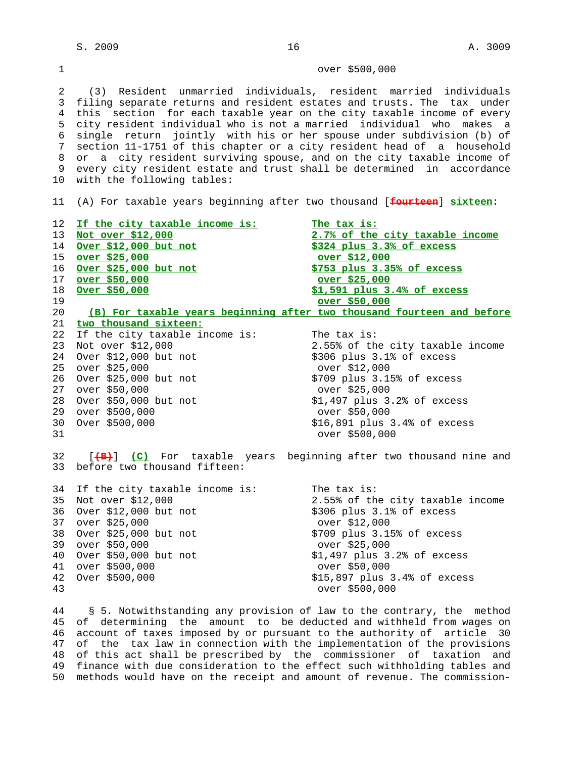over $500,000

(3) Resident unmarried individuals, resident married individuals filing separate returns and resident estates and trusts. The tax under this section for each taxable year on the city taxable income of every city resident individual who is not a married individual who makes a single return jointly with his or her spouse under subdivision (b) of section 11-1751 of this chapter or a city resident head of a household or a city resident surviving spouse, and on the city taxable income of every city resident estate and trust shall be determined in accordance with the following tables:

(A) For taxable years beginning after two thousand [~~fourteen~~] **sixteen**:

| **If the city taxable income is:** | **The tax is:** |
|---|---|
| **Not over $12,000** | **2.7% of the city taxable income** |
| **Over $12,000 but not over $25,000** | **$324 plus 3.3% of excess over $12,000** |
| **Over $25,000 but not over $50,000** | **$753 plus 3.35% of excess over $25,000** |
| **Over $50,000** | **$1,591 plus 3.4% of excess over $50,000** |

**(B) For taxable years beginning after two thousand fourteen and before two thousand sixteen:**

| If the city taxable income is: | The tax is: |
|---|---|
| Not over $12,000 | 2.55% of the city taxable income |
| Over $12,000 but not over $25,000 | $306 plus 3.1% of excess over $12,000 |
| Over $25,000 but not over $50,000 | $709 plus 3.15% of excess over $25,000 |
| Over $50,000 but not over $500,000 | $1,497 plus 3.2% of excess over $50,000 |
| Over $500,000 | $16,891 plus 3.4% of excess over $500,000 |

[~~(B)~~] **(C)** For taxable years beginning after two thousand nine and before two thousand fifteen:

| If the city taxable income is: | The tax is: |
|---|---|
| Not over $12,000 | 2.55% of the city taxable income |
| Over $12,000 but not over $25,000 | $306 plus 3.1% of excess over $12,000 |
| Over $25,000 but not over $50,000 | $709 plus 3.15% of excess over $25,000 |
| Over $50,000 but not over $500,000 | $1,497 plus 3.2% of excess over $50,000 |
| Over $500,000 | $15,897 plus 3.4% of excess over $500,000 |

§ 5. Notwithstanding any provision of law to the contrary, the method of determining the amount to be deducted and withheld from wages on account of taxes imposed by or pursuant to the authority of article 30 of the tax law in connection with the implementation of the provisions of this act shall be prescribed by the commissioner of taxation and finance with due consideration to the effect such withholding tables and methods would have on the receipt and amount of revenue. The commission-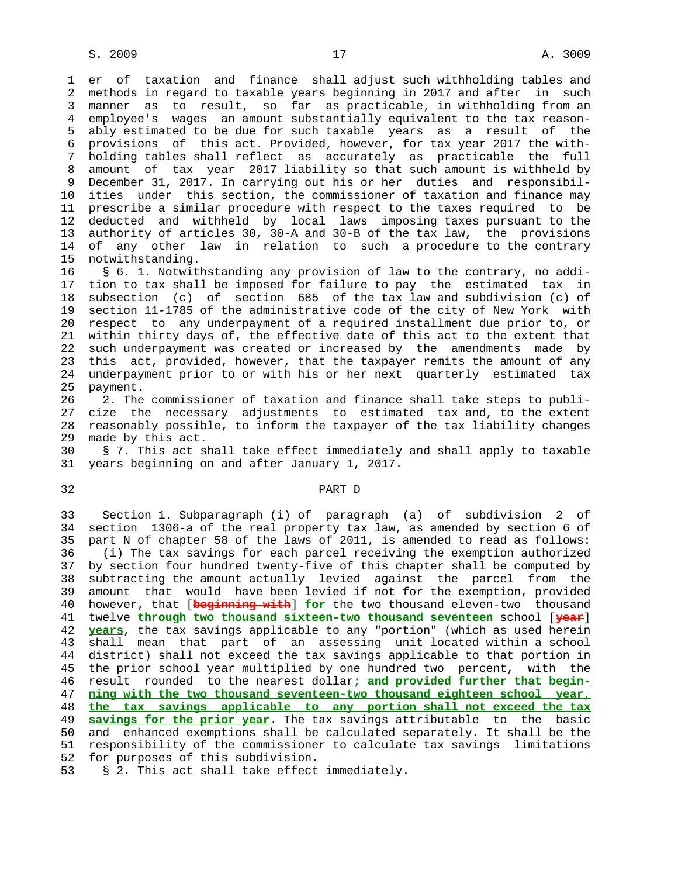er of taxation and finance shall adjust such withholding tables and methods in regard to taxable years beginning in 2017 and after in such manner as to result, so far as practicable, in withholding from an employee's wages an amount substantially equivalent to the tax reasonably estimated to be due for such taxable years as a result of the provisions of this act. Provided, however, for tax year 2017 the withholding tables shall reflect as accurately as practicable the full amount of tax year 2017 liability so that such amount is withheld by December 31, 2017. In carrying out his or her duties and responsibilities under this section, the commissioner of taxation and finance may prescribe a similar procedure with respect to the taxes required to be deducted and withheld by local laws imposing taxes pursuant to the authority of articles 30, 30-A and 30-B of the tax law, the provisions of any other law in relation to such a procedure to the contrary notwithstanding.

§ 6. 1. Notwithstanding any provision of law to the contrary, no addition to tax shall be imposed for failure to pay the estimated tax in subsection (c) of section 685 of the tax law and subdivision (c) of section 11-1785 of the administrative code of the city of New York with respect to any underpayment of a required installment due prior to, or within thirty days of, the effective date of this act to the extent that such underpayment was created or increased by the amendments made by this act, provided, however, that the taxpayer remits the amount of any underpayment prior to or with his or her next quarterly estimated tax payment.

2. The commissioner of taxation and finance shall take steps to publicize the necessary adjustments to estimated tax and, to the extent reasonably possible, to inform the taxpayer of the tax liability changes made by this act.

§ 7. This act shall take effect immediately and shall apply to taxable years beginning on and after January 1, 2017.

## PART D

Section 1. Subparagraph (i) of paragraph (a) of subdivision 2 of section 1306-a of the real property tax law, as amended by section 6 of part N of chapter 58 of the laws of 2011, is amended to read as follows:

(i) The tax savings for each parcel receiving the exemption authorized by section four hundred twenty-five of this chapter shall be computed by subtracting the amount actually levied against the parcel from the amount that would have been levied if not for the exemption, provided however, that [~~beginning with~~] **for** the two thousand eleven-two thousand twelve **through two thousand sixteen-two thousand seventeen** school [~~year~~] **years**, the tax savings applicable to any "portion" (which as used herein shall mean that part of an assessing unit located within a school district) shall not exceed the tax savings applicable to that portion in the prior school year multiplied by one hundred two percent, with the result rounded to the nearest dollar**; and provided further that beginning with the two thousand seventeen-two thousand eighteen school year, the tax savings applicable to any portion shall not exceed the tax savings for the prior year**. The tax savings attributable to the basic and enhanced exemptions shall be calculated separately. It shall be the responsibility of the commissioner to calculate tax savings limitations for purposes of this subdivision.

§ 2. This act shall take effect immediately.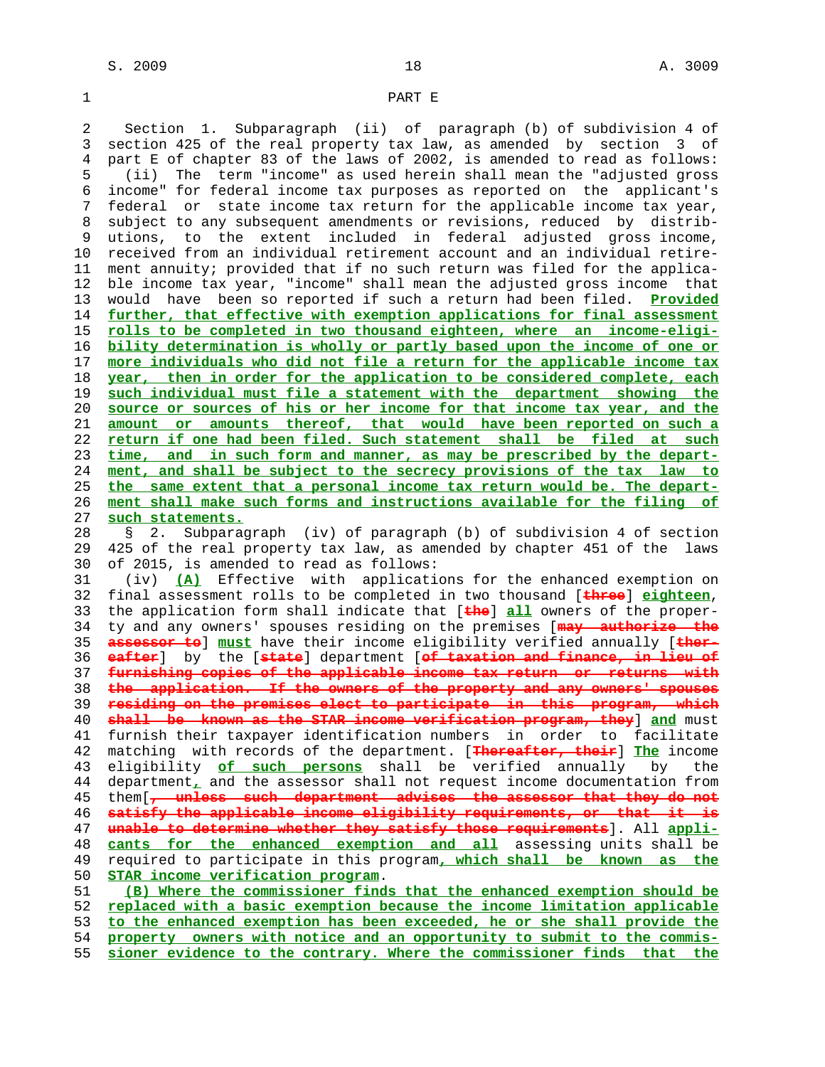PART E

Section 1. Subparagraph (ii) of paragraph (b) of subdivision 4 of section 425 of the real property tax law, as amended by section 3 of part E of chapter 83 of the laws of 2002, is amended to read as follows:

(ii) The term "income" as used herein shall mean the "adjusted gross income" for federal income tax purposes as reported on the applicant's federal or state income tax return for the applicable income tax year, subject to any subsequent amendments or revisions, reduced by distributions, to the extent included in federal adjusted gross income, received from an individual retirement account and an individual retirement annuity; provided that if no such return was filed for the applicable income tax year, "income" shall mean the adjusted gross income that would have been so reported if such a return had been filed. Provided further, that effective with exemption applications for final assessment rolls to be completed in two thousand eighteen, where an income-eligibility determination is wholly or partly based upon the income of one or more individuals who did not file a return for the applicable income tax year, then in order for the application to be considered complete, each such individual must file a statement with the department showing the source or sources of his or her income for that income tax year, and the amount or amounts thereof, that would have been reported on such a return if one had been filed. Such statement shall be filed at such time, and in such form and manner, as may be prescribed by the department, and shall be subject to the secrecy provisions of the tax law to the same extent that a personal income tax return would be. The department shall make such forms and instructions available for the filing of such statements.

§ 2. Subparagraph (iv) of paragraph (b) of subdivision 4 of section 425 of the real property tax law, as amended by chapter 451 of the laws of 2015, is amended to read as follows:

(iv) (A) Effective with applications for the enhanced exemption on final assessment rolls to be completed in two thousand [three] eighteen, the application form shall indicate that [the] all owners of the property and any owners' spouses residing on the premises [may authorize the assessor to] must have their income eligibility verified annually [thereafter] by the [state] department [of taxation and finance, in lieu of furnishing copies of the applicable income tax return or returns with the application. If the owners of the property and any owners' spouses residing on the premises elect to participate in this program, which shall be known as the STAR income verification program, they] and must furnish their taxpayer identification numbers in order to facilitate matching with records of the department. [Thereafter, their] The income eligibility of such persons shall be verified annually by the department, and the assessor shall not request income documentation from them[, unless such department advises the assessor that they do not satisfy the applicable income eligibility requirements, or that it is unable to determine whether they satisfy those requirements]. All applicants for the enhanced exemption and all assessing units shall be required to participate in this program, which shall be known as the STAR income verification program.

(B) Where the commissioner finds that the enhanced exemption should be replaced with a basic exemption because the income limitation applicable to the enhanced exemption has been exceeded, he or she shall provide the property owners with notice and an opportunity to submit to the commissioner evidence to the contrary. Where the commissioner finds that the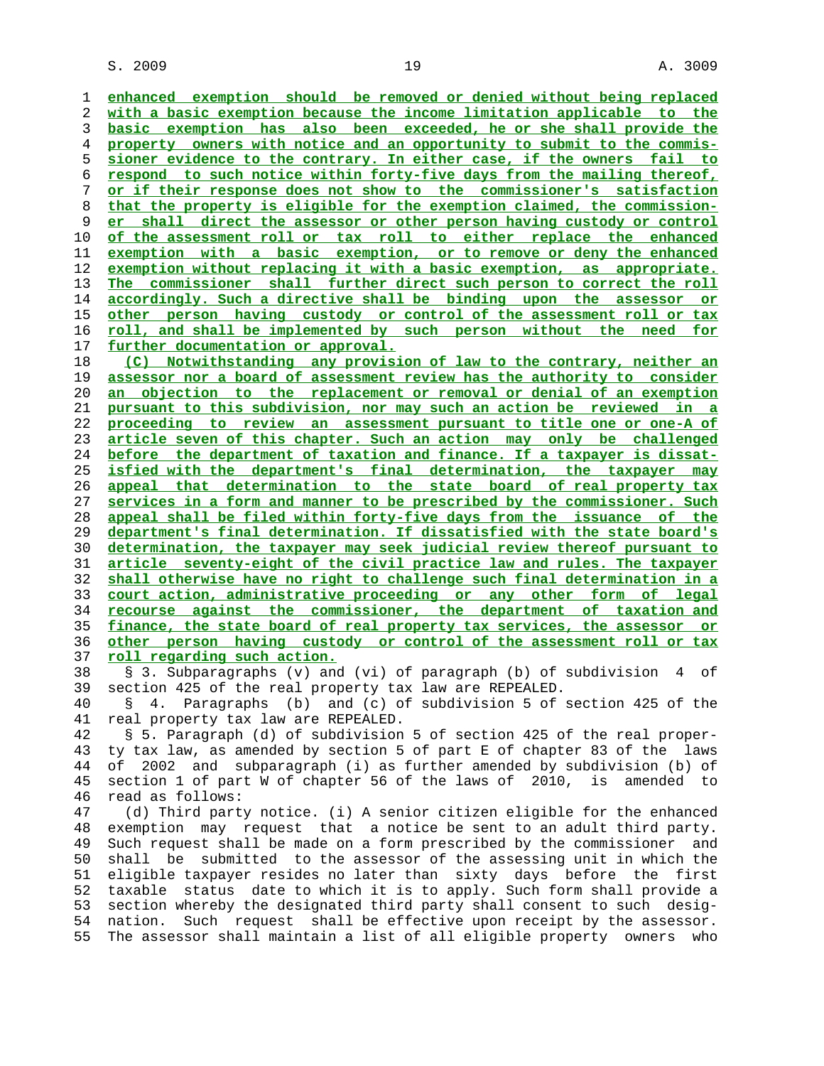enhanced exemption should be removed or denied without being replaced with a basic exemption because the income limitation applicable to the basic exemption has also been exceeded, he or she shall provide the property owners with notice and an opportunity to submit to the commissioner evidence to the contrary. In either case, if the owners fail to respond to such notice within forty-five days from the mailing thereof, or if their response does not show to the commissioner's satisfaction that the property is eligible for the exemption claimed, the commissioner shall direct the assessor or other person having custody or control of the assessment roll or tax roll to either replace the enhanced exemption with a basic exemption, or to remove or deny the enhanced exemption without replacing it with a basic exemption, as appropriate. The commissioner shall further direct such person to correct the roll accordingly. Such a directive shall be binding upon the assessor or other person having custody or control of the assessment roll or tax roll, and shall be implemented by such person without the need for further documentation or approval.

(C) Notwithstanding any provision of law to the contrary, neither an assessor nor a board of assessment review has the authority to consider an objection to the replacement or removal or denial of an exemption pursuant to this subdivision, nor may such an action be reviewed in a proceeding to review an assessment pursuant to title one or one-A of article seven of this chapter. Such an action may only be challenged before the department of taxation and finance. If a taxpayer is dissatisfied with the department's final determination, the taxpayer may appeal that determination to the state board of real property tax services in a form and manner to be prescribed by the commissioner. Such appeal shall be filed within forty-five days from the issuance of the department's final determination. If dissatisfied with the state board's determination, the taxpayer may seek judicial review thereof pursuant to article seventy-eight of the civil practice law and rules. The taxpayer shall otherwise have no right to challenge such final determination in a court action, administrative proceeding or any other form of legal recourse against the commissioner, the department of taxation and finance, the state board of real property tax services, the assessor or other person having custody or control of the assessment roll or tax roll regarding such action.

§ 3. Subparagraphs (v) and (vi) of paragraph (b) of subdivision 4 of section 425 of the real property tax law are REPEALED.

§ 4. Paragraphs (b) and (c) of subdivision 5 of section 425 of the real property tax law are REPEALED.

§ 5. Paragraph (d) of subdivision 5 of section 425 of the real property tax law, as amended by section 5 of part E of chapter 83 of the laws of 2002 and subparagraph (i) as further amended by subdivision (b) of section 1 of part W of chapter 56 of the laws of 2010, is amended to read as follows:

(d) Third party notice. (i) A senior citizen eligible for the enhanced exemption may request that a notice be sent to an adult third party. Such request shall be made on a form prescribed by the commissioner and shall be submitted to the assessor of the assessing unit in which the eligible taxpayer resides no later than sixty days before the first taxable status date to which it is to apply. Such form shall provide a section whereby the designated third party shall consent to such designation. Such request shall be effective upon receipt by the assessor. The assessor shall maintain a list of all eligible property owners who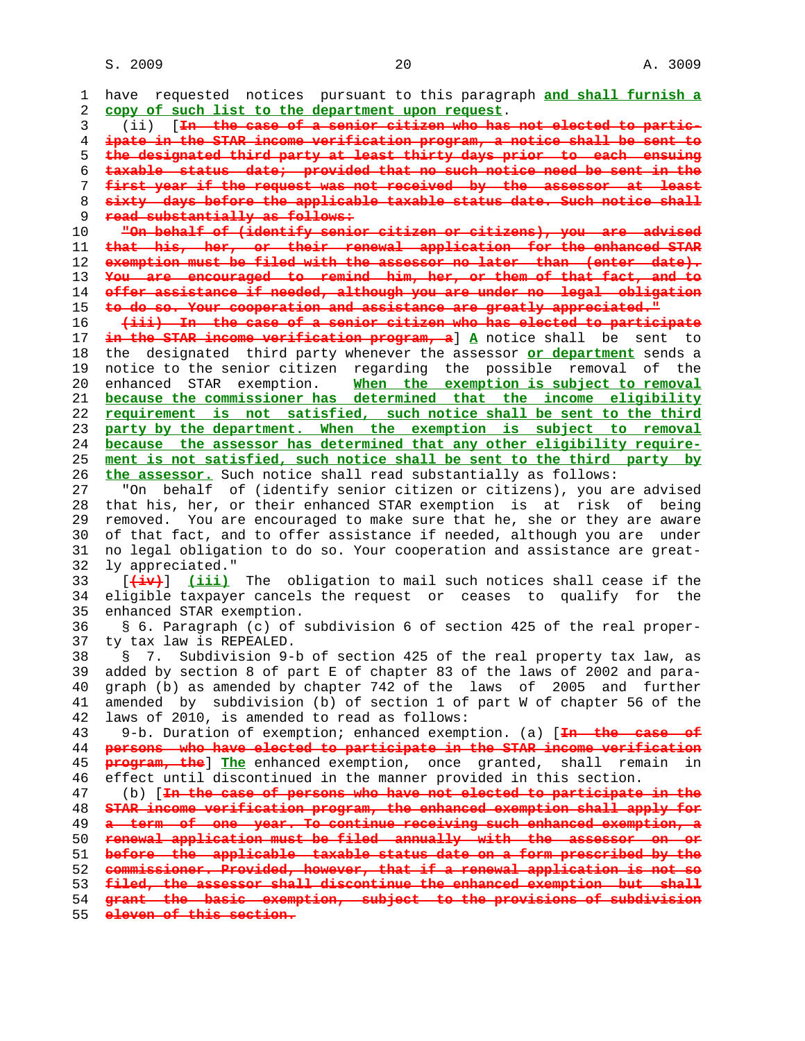have requested notices pursuant to this paragraph **and shall furnish a copy of such list to the department upon request**.

(ii) [~~In the case of a senior citizen who has not elected to participate in the STAR income verification program, a notice shall be sent to the designated third party at least thirty days prior to each ensuing taxable status date; provided that no such notice need be sent in the first year if the request was not received by the assessor at least sixty days before the applicable taxable status date. Such notice shall read substantially as follows:~~

~~"On behalf of (identify senior citizen or citizens), you are advised that his, her, or their renewal application for the enhanced STAR exemption must be filed with the assessor no later than (enter date). You are encouraged to remind him, her, or them of that fact, and to offer assistance if needed, although you are under no legal obligation to do so. Your cooperation and assistance are greatly appreciated."~~

~~(iii) In the case of a senior citizen who has elected to participate in the STAR income verification program, a~~] **A** notice shall be sent to the designated third party whenever the assessor **or department** sends a notice to the senior citizen regarding the possible removal of the enhanced STAR exemption. **When the exemption is subject to removal because the commissioner has determined that the income eligibility requirement is not satisfied, such notice shall be sent to the third party by the department. When the exemption is subject to removal because the assessor has determined that any other eligibility requirement is not satisfied, such notice shall be sent to the third party by the assessor.** Such notice shall read substantially as follows:

"On behalf of (identify senior citizen or citizens), you are advised that his, her, or their enhanced STAR exemption is at risk of being removed. You are encouraged to make sure that he, she or they are aware of that fact, and to offer assistance if needed, although you are under no legal obligation to do so. Your cooperation and assistance are greatly appreciated."

[~~(iv)~~] **(iii)** The obligation to mail such notices shall cease if the eligible taxpayer cancels the request or ceases to qualify for the enhanced STAR exemption.

§ 6. Paragraph (c) of subdivision 6 of section 425 of the real property tax law is REPEALED.

§ 7. Subdivision 9-b of section 425 of the real property tax law, as added by section 8 of part E of chapter 83 of the laws of 2002 and paragraph (b) as amended by chapter 742 of the laws of 2005 and further amended by subdivision (b) of section 1 of part W of chapter 56 of the laws of 2010, is amended to read as follows:

9-b. Duration of exemption; enhanced exemption. (a) [~~In the case of persons who have elected to participate in the STAR income verification program, the~~] **The** enhanced exemption, once granted, shall remain in effect until discontinued in the manner provided in this section.

(b) [~~In the case of persons who have not elected to participate in the STAR income verification program, the enhanced exemption shall apply for a term of one year. To continue receiving such enhanced exemption, a renewal application must be filed annually with the assessor on or before the applicable taxable status date on a form prescribed by the commissioner. Provided, however, that if a renewal application is not so filed, the assessor shall discontinue the enhanced exemption but shall grant the basic exemption, subject to the provisions of subdivision eleven of this section.~~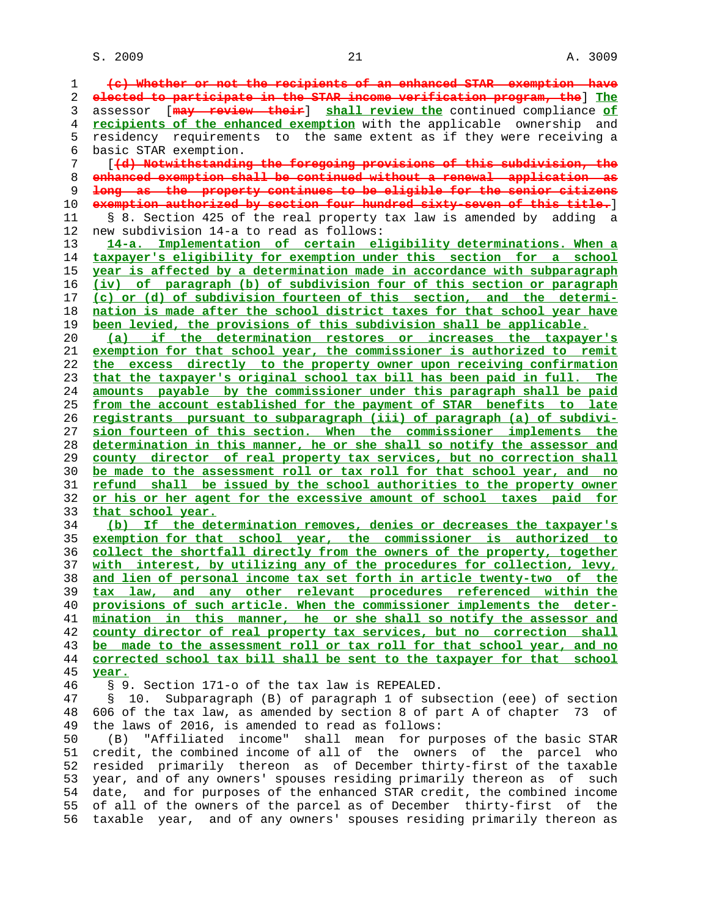(c) Whether or not the recipients of an enhanced STAR exemption have elected to participate in the STAR income verification program, the] The assessor [may review their] shall review the continued compliance of recipients of the enhanced exemption with the applicable ownership and residency requirements to the same extent as if they were receiving a basic STAR exemption.

[(d) Notwithstanding the foregoing provisions of this subdivision, the enhanced exemption shall be continued without a renewal application as long as the property continues to be eligible for the senior citizens exemption authorized by section four hundred sixty-seven of this title.]

§ 8. Section 425 of the real property tax law is amended by adding a new subdivision 14-a to read as follows:

14-a. Implementation of certain eligibility determinations. When a taxpayer's eligibility for exemption under this section for a school year is affected by a determination made in accordance with subparagraph (iv) of paragraph (b) of subdivision four of this section or paragraph (c) or (d) of subdivision fourteen of this section, and the determination is made after the school district taxes for that school year have been levied, the provisions of this subdivision shall be applicable.

(a) if the determination restores or increases the taxpayer's exemption for that school year, the commissioner is authorized to remit the excess directly to the property owner upon receiving confirmation that the taxpayer's original school tax bill has been paid in full. The amounts payable by the commissioner under this paragraph shall be paid from the account established for the payment of STAR benefits to late registrants pursuant to subparagraph (iii) of paragraph (a) of subdivision fourteen of this section. When the commissioner implements the determination in this manner, he or she shall so notify the assessor and county director of real property tax services, but no correction shall be made to the assessment roll or tax roll for that school year, and no refund shall be issued by the school authorities to the property owner or his or her agent for the excessive amount of school taxes paid for that school year.

(b) If the determination removes, denies or decreases the taxpayer's exemption for that school year, the commissioner is authorized to collect the shortfall directly from the owners of the property, together with interest, by utilizing any of the procedures for collection, levy, and lien of personal income tax set forth in article twenty-two of the tax law, and any other relevant procedures referenced within the provisions of such article. When the commissioner implements the determination in this manner, he or she shall so notify the assessor and county director of real property tax services, but no correction shall be made to the assessment roll or tax roll for that school year, and no corrected school tax bill shall be sent to the taxpayer for that school year.

§ 9. Section 171-o of the tax law is REPEALED.

§ 10. Subparagraph (B) of paragraph 1 of subsection (eee) of section 606 of the tax law, as amended by section 8 of part A of chapter 73 of the laws of 2016, is amended to read as follows:

(B) "Affiliated income" shall mean for purposes of the basic STAR credit, the combined income of all of the owners of the parcel who resided primarily thereon as of December thirty-first of the taxable year, and of any owners' spouses residing primarily thereon as of such date, and for purposes of the enhanced STAR credit, the combined income of all of the owners of the parcel as of December thirty-first of the taxable year, and of any owners' spouses residing primarily thereon as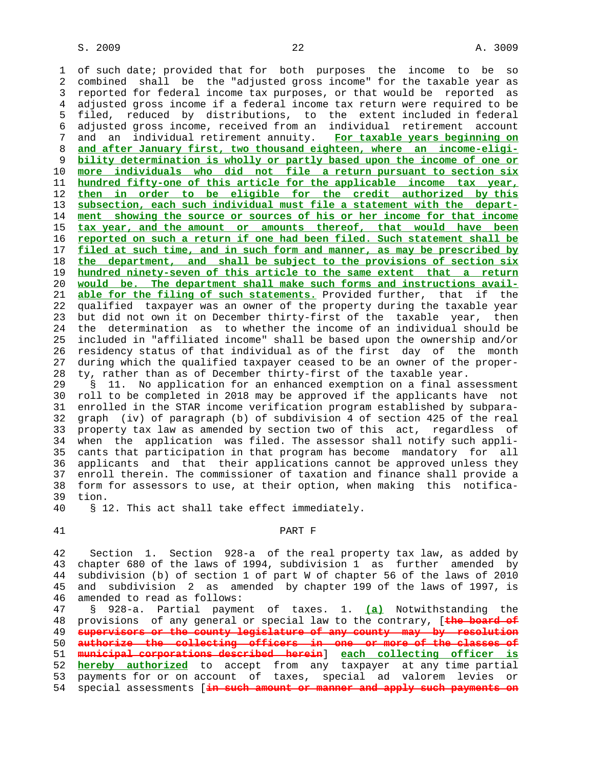of such date; provided that for both purposes the income to be so combined shall be the "adjusted gross income" for the taxable year as reported for federal income tax purposes, or that would be reported as adjusted gross income if a federal income tax return were required to be filed, reduced by distributions, to the extent included in federal adjusted gross income, received from an individual retirement account and an individual retirement annuity. **For taxable years beginning on and after January first, two thousand eighteen, where an income-eligibility determination is wholly or partly based upon the income of one or more individuals who did not file a return pursuant to section six hundred fifty-one of this article for the applicable income tax year, then in order to be eligible for the credit authorized by this subsection, each such individual must file a statement with the department showing the source or sources of his or her income for that income tax year, and the amount or amounts thereof, that would have been reported on such a return if one had been filed. Such statement shall be filed at such time, and in such form and manner, as may be prescribed by the department, and shall be subject to the provisions of section six hundred ninety-seven of this article to the same extent that a return would be. The department shall make such forms and instructions available for the filing of such statements.** Provided further, that if the qualified taxpayer was an owner of the property during the taxable year but did not own it on December thirty-first of the taxable year, then the determination as to whether the income of an individual should be included in "affiliated income" shall be based upon the ownership and/or residency status of that individual as of the first day of the month during which the qualified taxpayer ceased to be an owner of the property, rather than as of December thirty-first of the taxable year.

§ 11. No application for an enhanced exemption on a final assessment roll to be completed in 2018 may be approved if the applicants have not enrolled in the STAR income verification program established by subparagraph (iv) of paragraph (b) of subdivision 4 of section 425 of the real property tax law as amended by section two of this act, regardless of when the application was filed. The assessor shall notify such applicants that participation in that program has become mandatory for all applicants and that their applications cannot be approved unless they enroll therein. The commissioner of taxation and finance shall provide a form for assessors to use, at their option, when making this notification.

§ 12. This act shall take effect immediately.

## PART F

Section 1. Section 928-a of the real property tax law, as added by chapter 680 of the laws of 1994, subdivision 1 as further amended by subdivision (b) of section 1 of part W of chapter 56 of the laws of 2010 and subdivision 2 as amended by chapter 199 of the laws of 1997, is amended to read as follows:

§ 928-a. Partial payment of taxes. 1. **(a)** Notwithstanding the provisions of any general or special law to the contrary, [~~the board of supervisors or the county legislature of any county may by resolution authorize the collecting officers in one or more of the classes of municipal corporations described herein~~] **each collecting officer is hereby authorized** to accept from any taxpayer at any time partial payments for or on account of taxes, special ad valorem levies or special assessments [~~in such amount or manner and apply such payments on~~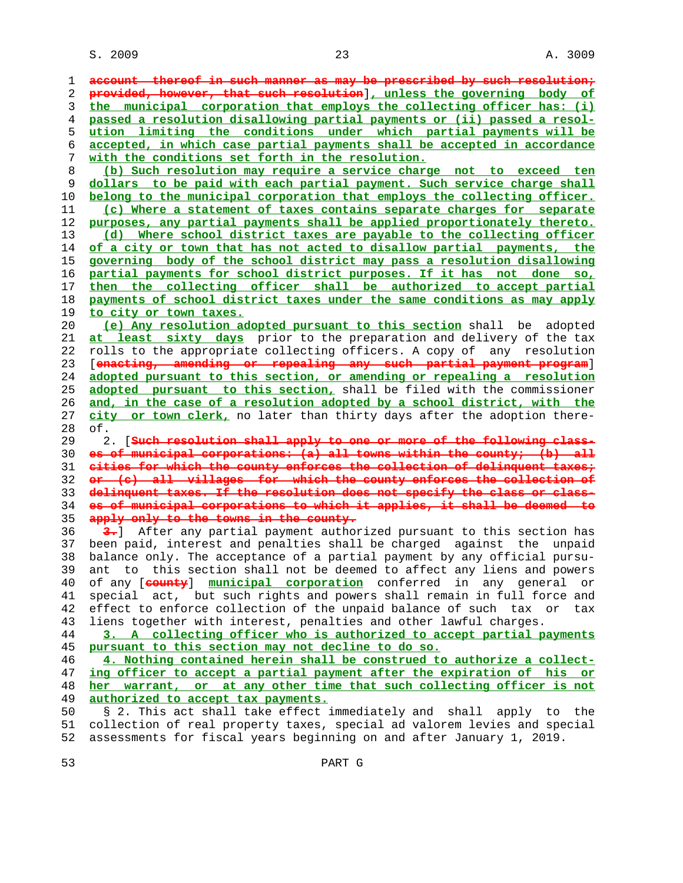account thereof in such manner as may be prescribed by such resolution; provided, however, that such resolution], unless the governing body of the municipal corporation that employs the collecting officer has: (i) passed a resolution disallowing partial payments or (ii) passed a resolution limiting the conditions under which partial payments will be accepted, in which case partial payments shall be accepted in accordance with the conditions set forth in the resolution.

(b) Such resolution may require a service charge not to exceed ten dollars to be paid with each partial payment. Such service charge shall belong to the municipal corporation that employs the collecting officer.

(c) Where a statement of taxes contains separate charges for separate purposes, any partial payments shall be applied proportionately thereto.

(d) Where school district taxes are payable to the collecting officer of a city or town that has not acted to disallow partial payments, the governing body of the school district may pass a resolution disallowing partial payments for school district purposes. If it has not done so, then the collecting officer shall be authorized to accept partial payments of school district taxes under the same conditions as may apply to city or town taxes.

(e) Any resolution adopted pursuant to this section shall be adopted at least sixty days prior to the preparation and delivery of the tax rolls to the appropriate collecting officers. A copy of any resolution [enacting, amending or repealing any such partial payment program] adopted pursuant to this section, or amending or repealing a resolution adopted pursuant to this section, shall be filed with the commissioner and, in the case of a resolution adopted by a school district, with the city or town clerk, no later than thirty days after the adoption thereof.

2. [Such resolution shall apply to one or more of the following classes of municipal corporations: (a) all towns within the county; (b) all cities for which the county enforces the collection of delinquent taxes; or (c) all villages for which the county enforces the collection of delinquent taxes. If the resolution does not specify the class or classes of municipal corporations to which it applies, it shall be deemed to apply only to the towns in the county.

3.] After any partial payment authorized pursuant to this section has been paid, interest and penalties shall be charged against the unpaid balance only. The acceptance of a partial payment by any official pursuant to this section shall not be deemed to affect any liens and powers of any [county] municipal corporation conferred in any general or special act, but such rights and powers shall remain in full force and effect to enforce collection of the unpaid balance of such tax or tax liens together with interest, penalties and other lawful charges.

3. A collecting officer who is authorized to accept partial payments pursuant to this section may not decline to do so.

4. Nothing contained herein shall be construed to authorize a collecting officer to accept a partial payment after the expiration of his or her warrant, or at any other time that such collecting officer is not authorized to accept tax payments.

§ 2. This act shall take effect immediately and shall apply to the collection of real property taxes, special ad valorem levies and special assessments for fiscal years beginning on and after January 1, 2019.

PART G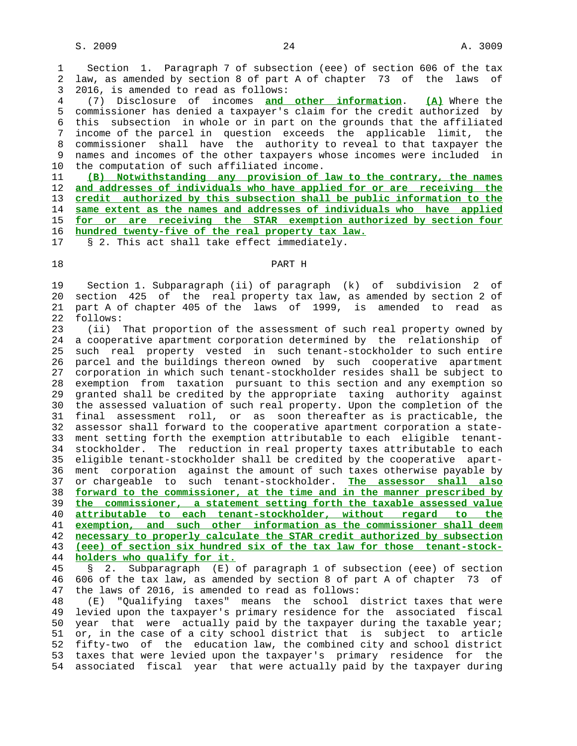Section 1. Paragraph 7 of subsection (eee) of section 606 of the tax law, as amended by section 8 of part A of chapter 73 of the laws of 2016, is amended to read as follows:

(7) Disclosure of incomes **and other information**. **(A)** Where the commissioner has denied a taxpayer's claim for the credit authorized by this subsection in whole or in part on the grounds that the affiliated income of the parcel in question exceeds the applicable limit, the commissioner shall have the authority to reveal to that taxpayer the names and incomes of the other taxpayers whose incomes were included in the computation of such affiliated income.

**(B) Notwithstanding any provision of law to the contrary, the names and addresses of individuals who have applied for or are receiving the credit authorized by this subsection shall be public information to the same extent as the names and addresses of individuals who have applied for or are receiving the STAR exemption authorized by section four hundred twenty-five of the real property tax law.**

§ 2. This act shall take effect immediately.

PART H

Section 1. Subparagraph (ii) of paragraph (k) of subdivision 2 of section 425 of the real property tax law, as amended by section 2 of part A of chapter 405 of the laws of 1999, is amended to read as follows:

(ii) That proportion of the assessment of such real property owned by a cooperative apartment corporation determined by the relationship of such real property vested in such tenant-stockholder to such entire parcel and the buildings thereon owned by such cooperative apartment corporation in which such tenant-stockholder resides shall be subject to exemption from taxation pursuant to this section and any exemption so granted shall be credited by the appropriate taxing authority against the assessed valuation of such real property. Upon the completion of the final assessment roll, or as soon thereafter as is practicable, the assessor shall forward to the cooperative apartment corporation a statement setting forth the exemption attributable to each eligible tenant-stockholder. The reduction in real property taxes attributable to each eligible tenant-stockholder shall be credited by the cooperative apartment corporation against the amount of such taxes otherwise payable by or chargeable to such tenant-stockholder. **The assessor shall also forward to the commissioner, at the time and in the manner prescribed by the commissioner, a statement setting forth the taxable assessed value attributable to each tenant-stockholder, without regard to the exemption, and such other information as the commissioner shall deem necessary to properly calculate the STAR credit authorized by subsection (eee) of section six hundred six of the tax law for those tenant-stockholders who qualify for it.**

§ 2. Subparagraph (E) of paragraph 1 of subsection (eee) of section 606 of the tax law, as amended by section 8 of part A of chapter 73 of the laws of 2016, is amended to read as follows:

(E) "Qualifying taxes" means the school district taxes that were levied upon the taxpayer's primary residence for the associated fiscal year that were actually paid by the taxpayer during the taxable year; or, in the case of a city school district that is subject to article fifty-two of the education law, the combined city and school district taxes that were levied upon the taxpayer's primary residence for the associated fiscal year that were actually paid by the taxpayer during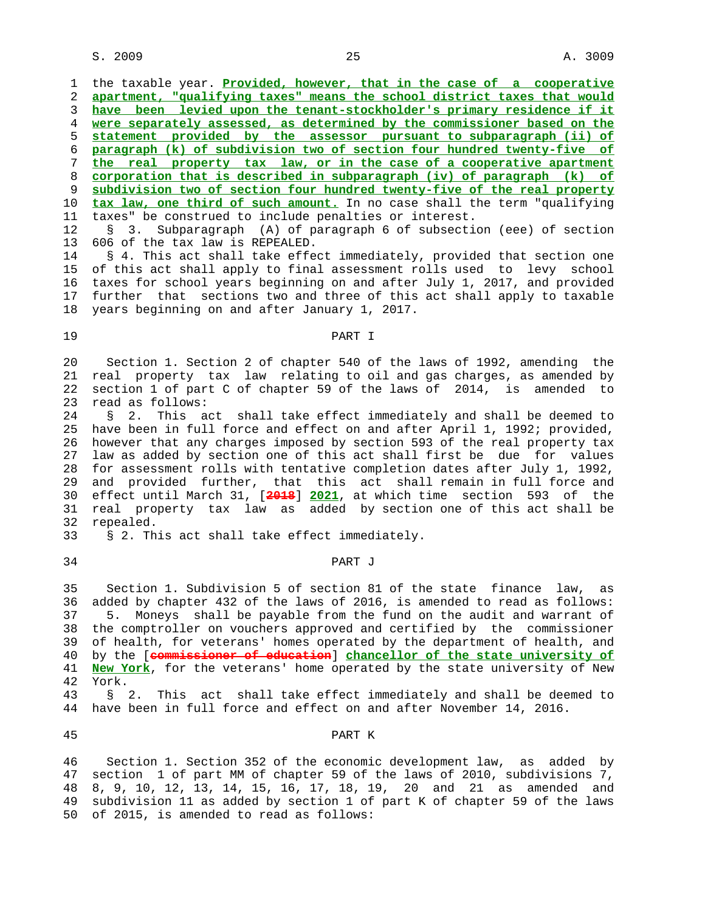the taxable year. **Provided, however, that in the case of a cooperative apartment, "qualifying taxes" means the school district taxes that would have been levied upon the tenant-stockholder's primary residence if it were separately assessed, as determined by the commissioner based on the statement provided by the assessor pursuant to subparagraph (ii) of paragraph (k) of subdivision two of section four hundred twenty-five of the real property tax law, or in the case of a cooperative apartment corporation that is described in subparagraph (iv) of paragraph (k) of subdivision two of section four hundred twenty-five of the real property tax law, one third of such amount.** In no case shall the term "qualifying taxes" be construed to include penalties or interest.

§ 3. Subparagraph (A) of paragraph 6 of subsection (eee) of section 606 of the tax law is REPEALED.

§ 4. This act shall take effect immediately, provided that section one of this act shall apply to final assessment rolls used to levy school taxes for school years beginning on and after July 1, 2017, and provided further that sections two and three of this act shall apply to taxable years beginning on and after January 1, 2017.

## PART I

Section 1. Section 2 of chapter 540 of the laws of 1992, amending the real property tax law relating to oil and gas charges, as amended by section 1 of part C of chapter 59 of the laws of 2014, is amended to read as follows:

§ 2. This act shall take effect immediately and shall be deemed to have been in full force and effect on and after April 1, 1992; provided, however that any charges imposed by section 593 of the real property tax law as added by section one of this act shall first be due for values for assessment rolls with tentative completion dates after July 1, 1992, and provided further, that this act shall remain in full force and effect until March 31, [~~2018~~] **2021**, at which time section 593 of the real property tax law as added by section one of this act shall be repealed.

§ 2. This act shall take effect immediately.

## PART J

Section 1. Subdivision 5 of section 81 of the state finance law, as added by chapter 432 of the laws of 2016, is amended to read as follows:

5. Moneys shall be payable from the fund on the audit and warrant of the comptroller on vouchers approved and certified by the commissioner of health, for veterans' homes operated by the department of health, and by the [~~commissioner of education~~] **chancellor of the state university of New York**, for the veterans' home operated by the state university of New York.

§ 2. This act shall take effect immediately and shall be deemed to have been in full force and effect on and after November 14, 2016.

## PART K

Section 1. Section 352 of the economic development law, as added by section 1 of part MM of chapter 59 of the laws of 2010, subdivisions 7, 8, 9, 10, 12, 13, 14, 15, 16, 17, 18, 19, 20 and 21 as amended and subdivision 11 as added by section 1 of part K of chapter 59 of the laws of 2015, is amended to read as follows: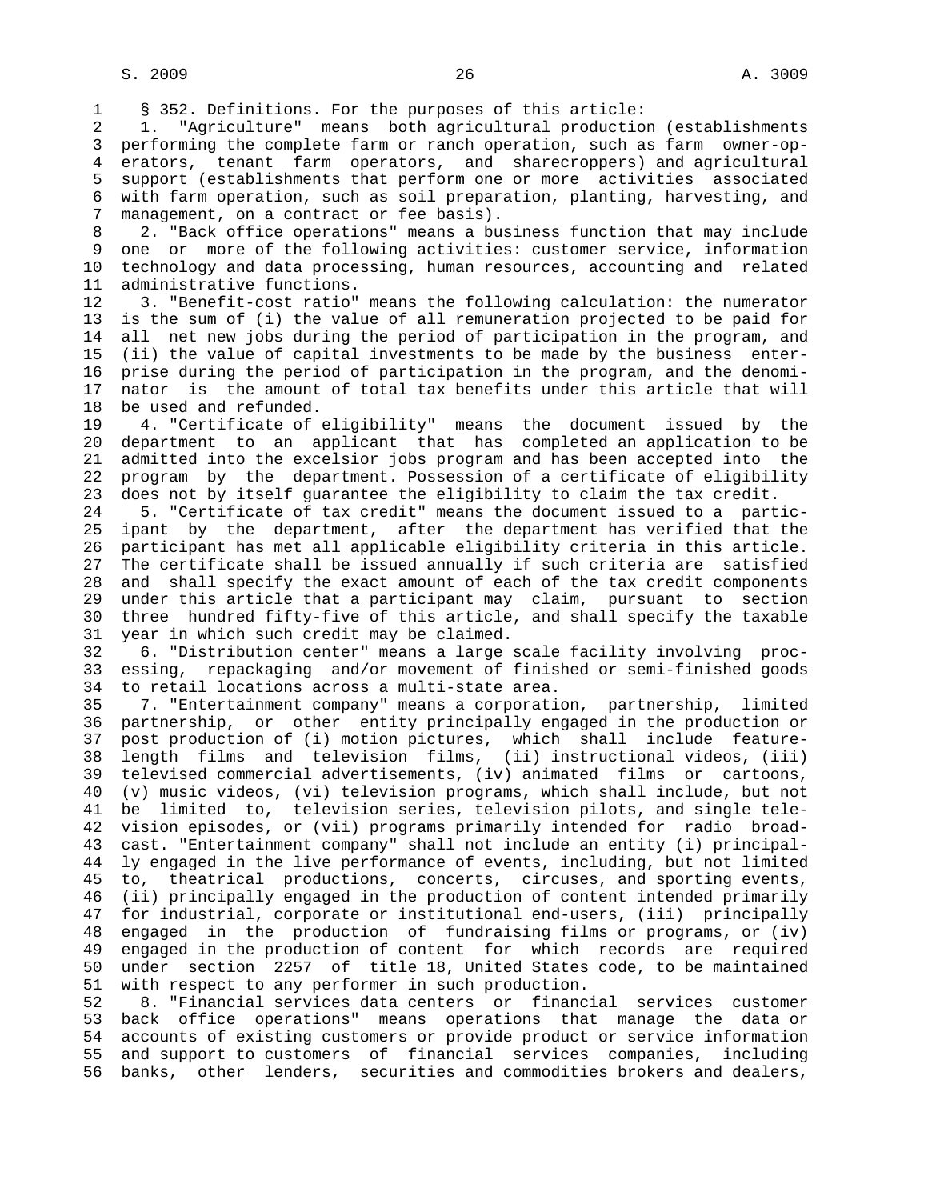§ 352. Definitions. For the purposes of this article:

1. "Agriculture" means both agricultural production (establishments performing the complete farm or ranch operation, such as farm owner-operators, tenant farm operators, and sharecroppers) and agricultural support (establishments that perform one or more activities associated with farm operation, such as soil preparation, planting, harvesting, and management, on a contract or fee basis).

2. "Back office operations" means a business function that may include one or more of the following activities: customer service, information technology and data processing, human resources, accounting and related administrative functions.

3. "Benefit-cost ratio" means the following calculation: the numerator is the sum of (i) the value of all remuneration projected to be paid for all net new jobs during the period of participation in the program, and (ii) the value of capital investments to be made by the business enterprise during the period of participation in the program, and the denominator is the amount of total tax benefits under this article that will be used and refunded.

4. "Certificate of eligibility" means the document issued by the department to an applicant that has completed an application to be admitted into the excelsior jobs program and has been accepted into the program by the department. Possession of a certificate of eligibility does not by itself guarantee the eligibility to claim the tax credit.

5. "Certificate of tax credit" means the document issued to a participant by the department, after the department has verified that the participant has met all applicable eligibility criteria in this article. The certificate shall be issued annually if such criteria are satisfied and shall specify the exact amount of each of the tax credit components under this article that a participant may claim, pursuant to section three hundred fifty-five of this article, and shall specify the taxable year in which such credit may be claimed.

6. "Distribution center" means a large scale facility involving processing, repackaging and/or movement of finished or semi-finished goods to retail locations across a multi-state area.

7. "Entertainment company" means a corporation, partnership, limited partnership, or other entity principally engaged in the production or post production of (i) motion pictures, which shall include feature-length films and television films, (ii) instructional videos, (iii) televised commercial advertisements, (iv) animated films or cartoons, (v) music videos, (vi) television programs, which shall include, but not be limited to, television series, television pilots, and single television episodes, or (vii) programs primarily intended for radio broadcast. "Entertainment company" shall not include an entity (i) principally engaged in the live performance of events, including, but not limited to, theatrical productions, concerts, circuses, and sporting events, (ii) principally engaged in the production of content intended primarily for industrial, corporate or institutional end-users, (iii) principally engaged in the production of fundraising films or programs, or (iv) engaged in the production of content for which records are required under section 2257 of title 18, United States code, to be maintained with respect to any performer in such production.

8. "Financial services data centers or financial services customer back office operations" means operations that manage the data or accounts of existing customers or provide product or service information and support to customers of financial services companies, including banks, other lenders, securities and commodities brokers and dealers,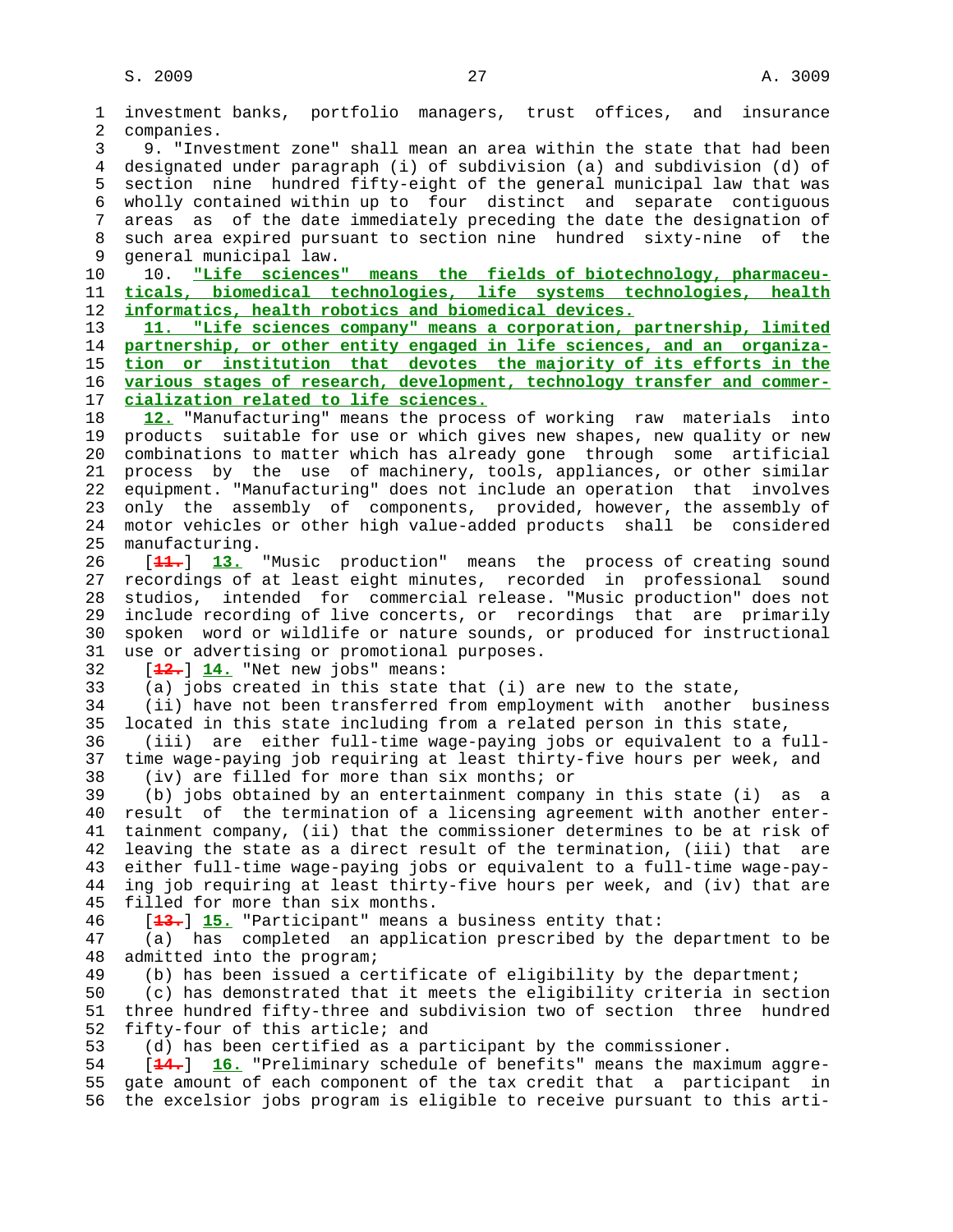investment banks, portfolio managers, trust offices, and insurance companies.

9. "Investment zone" shall mean an area within the state that had been designated under paragraph (i) of subdivision (a) and subdivision (d) of section nine hundred fifty-eight of the general municipal law that was wholly contained within up to four distinct and separate contiguous areas as of the date immediately preceding the date the designation of such area expired pursuant to section nine hundred sixty-nine of the general municipal law.

10. **"Life sciences" means the fields of biotechnology, pharmaceuticals, biomedical technologies, life systems technologies, health informatics, health robotics and biomedical devices.**

**11. "Life sciences company" means a corporation, partnership, limited partnership, or other entity engaged in life sciences, and an organization or institution that devotes the majority of its efforts in the various stages of research, development, technology transfer and commercialization related to life sciences.**

**12.** "Manufacturing" means the process of working raw materials into products suitable for use or which gives new shapes, new quality or new combinations to matter which has already gone through some artificial process by the use of machinery, tools, appliances, or other similar equipment. "Manufacturing" does not include an operation that involves only the assembly of components, provided, however, the assembly of motor vehicles or other high value-added products shall be considered manufacturing.

[~~11.~~] **13.** "Music production" means the process of creating sound recordings of at least eight minutes, recorded in professional sound studios, intended for commercial release. "Music production" does not include recording of live concerts, or recordings that are primarily spoken word or wildlife or nature sounds, or produced for instructional use or advertising or promotional purposes.

[~~12.~~] **14.** "Net new jobs" means:

(a) jobs created in this state that (i) are new to the state,

(ii) have not been transferred from employment with another business located in this state including from a related person in this state,

(iii) are either full-time wage-paying jobs or equivalent to a full-time wage-paying job requiring at least thirty-five hours per week, and

(iv) are filled for more than six months; or

(b) jobs obtained by an entertainment company in this state (i) as a result of the termination of a licensing agreement with another entertainment company, (ii) that the commissioner determines to be at risk of leaving the state as a direct result of the termination, (iii) that are either full-time wage-paying jobs or equivalent to a full-time wage-paying job requiring at least thirty-five hours per week, and (iv) that are filled for more than six months.

[~~13.~~] **15.** "Participant" means a business entity that:

(a) has completed an application prescribed by the department to be admitted into the program;

(b) has been issued a certificate of eligibility by the department;

(c) has demonstrated that it meets the eligibility criteria in section three hundred fifty-three and subdivision two of section three hundred fifty-four of this article; and

(d) has been certified as a participant by the commissioner.

[~~14.~~] **16.** "Preliminary schedule of benefits" means the maximum aggregate amount of each component of the tax credit that a participant in the excelsior jobs program is eligible to receive pursuant to this arti-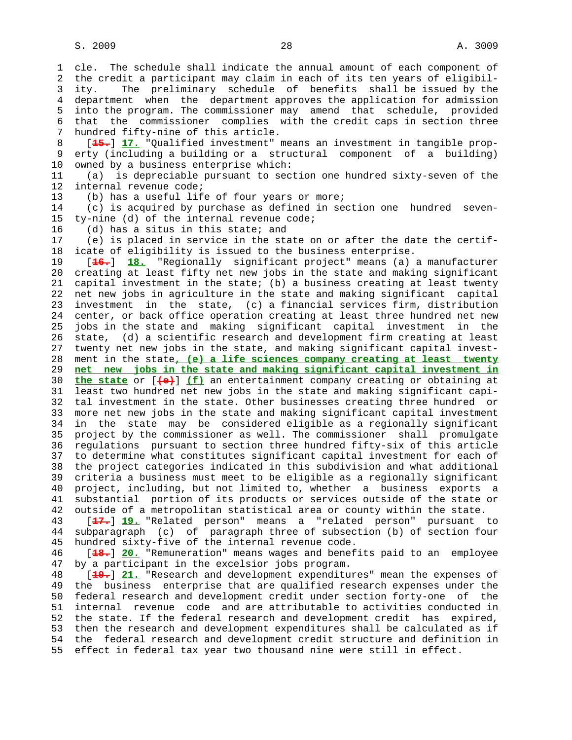cle. The schedule shall indicate the annual amount of each component of the credit a participant may claim in each of its ten years of eligibility. The preliminary schedule of benefits shall be issued by the department when the department approves the application for admission into the program. The commissioner may amend that schedule, provided that the commissioner complies with the credit caps in section three hundred fifty-nine of this article.

[~~15.~~] **17.** "Qualified investment" means an investment in tangible property (including a building or a structural component of a building) owned by a business enterprise which:

(a) is depreciable pursuant to section one hundred sixty-seven of the internal revenue code;

(b) has a useful life of four years or more;

(c) is acquired by purchase as defined in section one hundred seventy-nine (d) of the internal revenue code;

(d) has a situs in this state; and

(e) is placed in service in the state on or after the date the certificate of eligibility is issued to the business enterprise.

[~~16.~~] **18.** "Regionally significant project" means (a) a manufacturer creating at least fifty net new jobs in the state and making significant capital investment in the state; (b) a business creating at least twenty net new jobs in agriculture in the state and making significant capital investment in the state, (c) a financial services firm, distribution center, or back office operation creating at least three hundred net new jobs in the state and making significant capital investment in the state, (d) a scientific research and development firm creating at least twenty net new jobs in the state, and making significant capital investment in the state**, (e) a life sciences company creating at least twenty net new jobs in the state and making significant capital investment in the state** or [~~(e)~~] **(f)** an entertainment company creating or obtaining at least two hundred net new jobs in the state and making significant capital investment in the state. Other businesses creating three hundred or more net new jobs in the state and making significant capital investment in the state may be considered eligible as a regionally significant project by the commissioner as well. The commissioner shall promulgate regulations pursuant to section three hundred fifty-six of this article to determine what constitutes significant capital investment for each of the project categories indicated in this subdivision and what additional criteria a business must meet to be eligible as a regionally significant project, including, but not limited to, whether a business exports a substantial portion of its products or services outside of the state or outside of a metropolitan statistical area or county within the state.

[~~17.~~] **19.** "Related person" means a "related person" pursuant to subparagraph (c) of paragraph three of subsection (b) of section four hundred sixty-five of the internal revenue code.

[~~18.~~] **20.** "Remuneration" means wages and benefits paid to an employee by a participant in the excelsior jobs program.

[~~19.~~] **21.** "Research and development expenditures" mean the expenses of the business enterprise that are qualified research expenses under the federal research and development credit under section forty-one of the internal revenue code and are attributable to activities conducted in the state. If the federal research and development credit has expired, then the research and development expenditures shall be calculated as if the federal research and development credit structure and definition in effect in federal tax year two thousand nine were still in effect.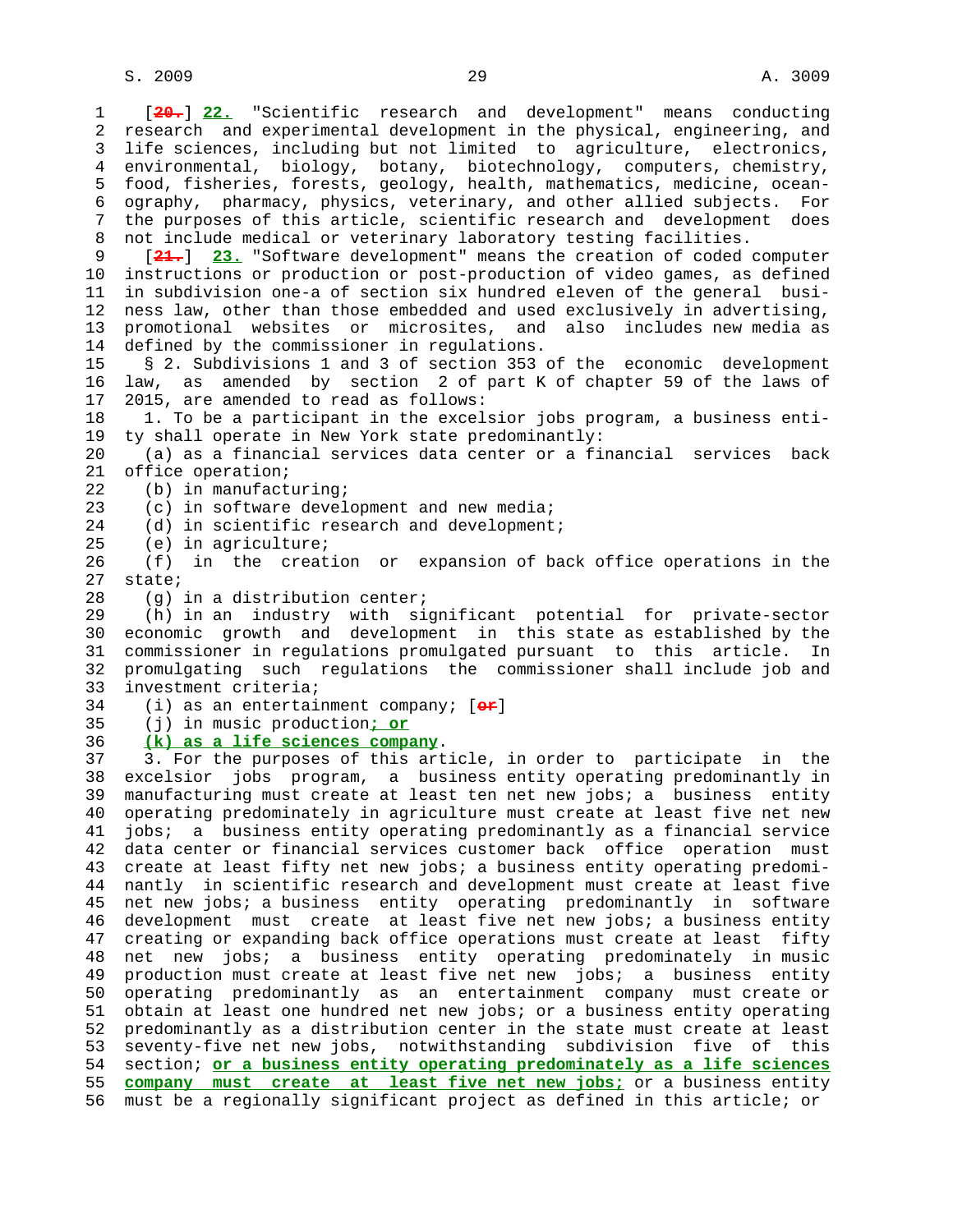[~~20.~~] **22.** "Scientific research and development" means conducting research and experimental development in the physical, engineering, and life sciences, including but not limited to agriculture, electronics, environmental, biology, botany, biotechnology, computers, chemistry, food, fisheries, forests, geology, health, mathematics, medicine, oceanography, pharmacy, physics, veterinary, and other allied subjects. For the purposes of this article, scientific research and development does not include medical or veterinary laboratory testing facilities.

[~~21.~~] **23.** "Software development" means the creation of coded computer instructions or production or post-production of video games, as defined in subdivision one-a of section six hundred eleven of the general business law, other than those embedded and used exclusively in advertising, promotional websites or microsites, and also includes new media as defined by the commissioner in regulations.

§ 2. Subdivisions 1 and 3 of section 353 of the economic development law, as amended by section 2 of part K of chapter 59 of the laws of 2015, are amended to read as follows:

1. To be a participant in the excelsior jobs program, a business entity shall operate in New York state predominantly:

(a) as a financial services data center or a financial services back office operation;

(b) in manufacturing;

(c) in software development and new media;

(d) in scientific research and development;

(e) in agriculture;

(f) in the creation or expansion of back office operations in the state;

(g) in a distribution center;

(h) in an industry with significant potential for private-sector economic growth and development in this state as established by the commissioner in regulations promulgated pursuant to this article. In promulgating such regulations the commissioner shall include job and investment criteria;

(i) as an entertainment company; [~~or~~]

(j) in music production**; or**

**(k) as a life sciences company**.

3. For the purposes of this article, in order to participate in the excelsior jobs program, a business entity operating predominantly in manufacturing must create at least ten net new jobs; a business entity operating predominately in agriculture must create at least five net new jobs; a business entity operating predominantly as a financial service data center or financial services customer back office operation must create at least fifty net new jobs; a business entity operating predominantly in scientific research and development must create at least five net new jobs; a business entity operating predominantly in software development must create at least five net new jobs; a business entity creating or expanding back office operations must create at least fifty net new jobs; a business entity operating predominately in music production must create at least five net new jobs; a business entity operating predominantly as an entertainment company must create or obtain at least one hundred net new jobs; or a business entity operating predominantly as a distribution center in the state must create at least seventy-five net new jobs, notwithstanding subdivision five of this section; **or a business entity operating predominately as a life sciences company must create at least five net new jobs;** or a business entity must be a regionally significant project as defined in this article; or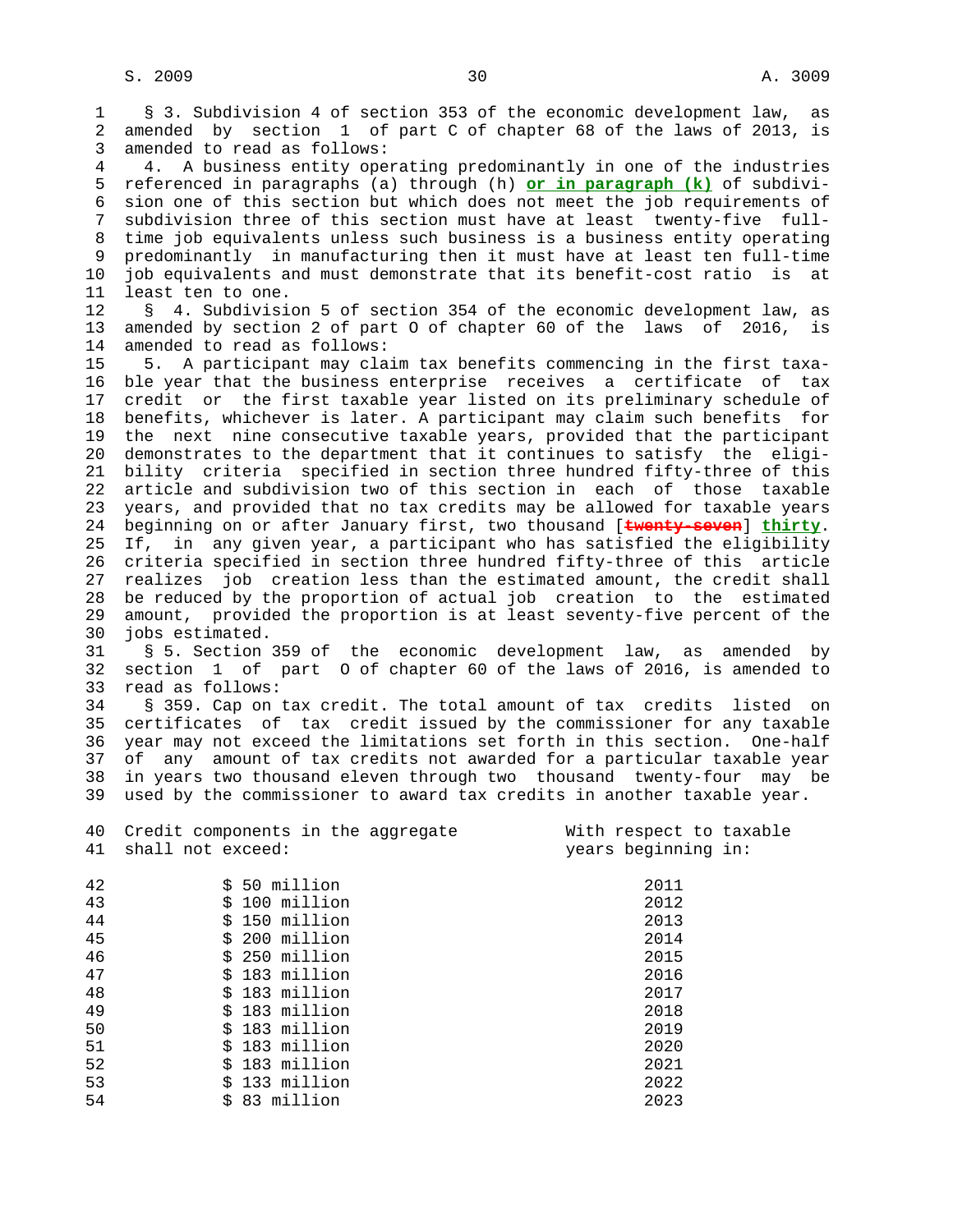§ 3. Subdivision 4 of section 353 of the economic development law, as amended by section 1 of part C of chapter 68 of the laws of 2013, is amended to read as follows:

4. A business entity operating predominantly in one of the industries referenced in paragraphs (a) through (h) **or in paragraph (k)** of subdivision one of this section but which does not meet the job requirements of subdivision three of this section must have at least twenty-five full-time job equivalents unless such business is a business entity operating predominantly in manufacturing then it must have at least ten full-time job equivalents and must demonstrate that its benefit-cost ratio is at least ten to one.

§ 4. Subdivision 5 of section 354 of the economic development law, as amended by section 2 of part O of chapter 60 of the laws of 2016, is amended to read as follows:

5. A participant may claim tax benefits commencing in the first taxable year that the business enterprise receives a certificate of tax credit or the first taxable year listed on its preliminary schedule of benefits, whichever is later. A participant may claim such benefits for the next nine consecutive taxable years, provided that the participant demonstrates to the department that it continues to satisfy the eligibility criteria specified in section three hundred fifty-three of this article and subdivision two of this section in each of those taxable years, and provided that no tax credits may be allowed for taxable years beginning on or after January first, two thousand [~~twenty-seven~~] **thirty**. If, in any given year, a participant who has satisfied the eligibility criteria specified in section three hundred fifty-three of this article realizes job creation less than the estimated amount, the credit shall be reduced by the proportion of actual job creation to the estimated amount, provided the proportion is at least seventy-five percent of the jobs estimated.

§ 5. Section 359 of the economic development law, as amended by section 1 of part O of chapter 60 of the laws of 2016, is amended to read as follows:

§ 359. Cap on tax credit. The total amount of tax credits listed on certificates of tax credit issued by the commissioner for any taxable year may not exceed the limitations set forth in this section. One-half of any amount of tax credits not awarded for a particular taxable year in years two thousand eleven through two thousand twenty-four may be used by the commissioner to award tax credits in another taxable year.

| Credit components in the aggregate shall not exceed: | With respect to taxable years beginning in: |
|---|---|
| $ 50 million | 2011 |
| $ 100 million | 2012 |
| $ 150 million | 2013 |
| $ 200 million | 2014 |
| $ 250 million | 2015 |
| $ 183 million | 2016 |
| $ 183 million | 2017 |
| $ 183 million | 2018 |
| $ 183 million | 2019 |
| $ 183 million | 2020 |
| $ 183 million | 2021 |
| $ 133 million | 2022 |
| $ 83 million | 2023 |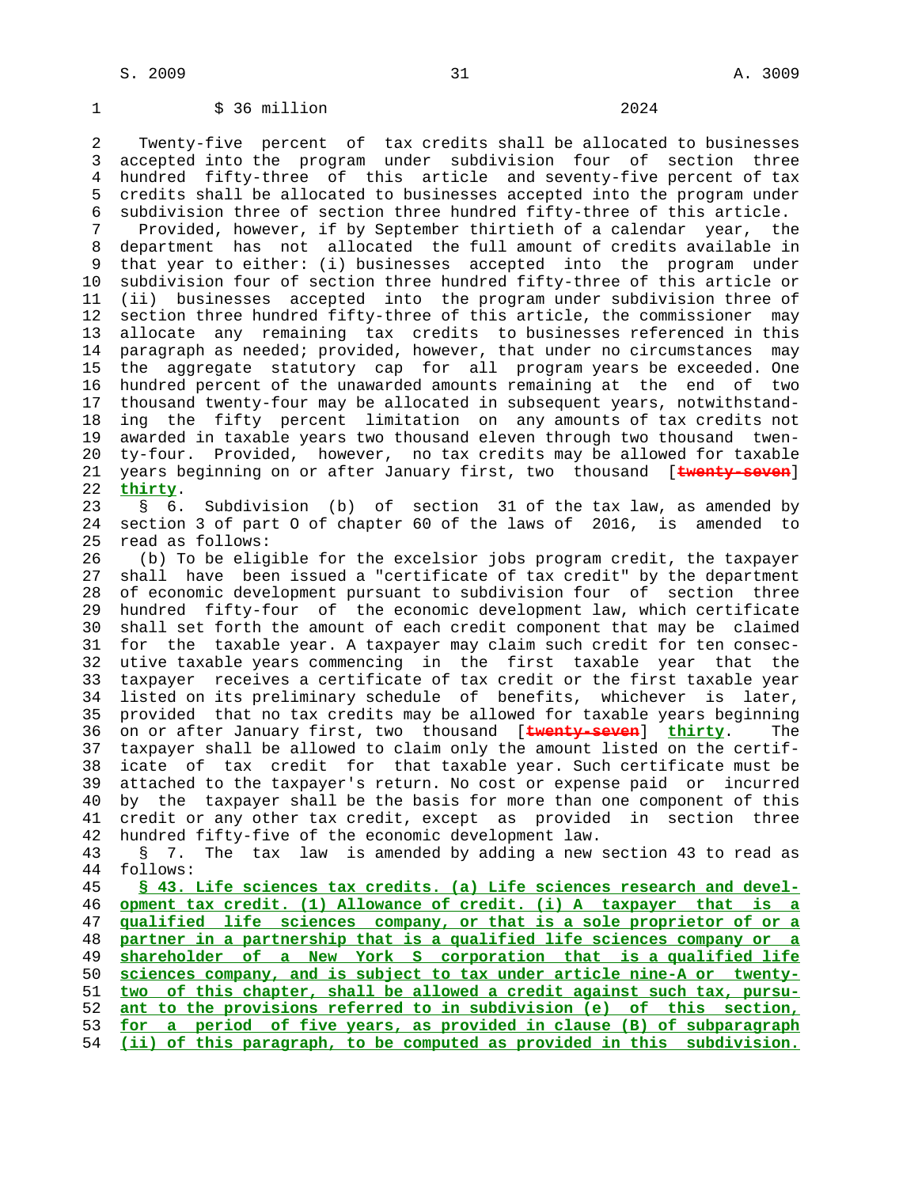$ 36 million 2024

Twenty-five percent of tax credits shall be allocated to businesses accepted into the program under subdivision four of section three hundred fifty-three of this article and seventy-five percent of tax credits shall be allocated to businesses accepted into the program under subdivision three of section three hundred fifty-three of this article.

Provided, however, if by September thirtieth of a calendar year, the department has not allocated the full amount of credits available in that year to either: (i) businesses accepted into the program under subdivision four of section three hundred fifty-three of this article or (ii) businesses accepted into the program under subdivision three of section three hundred fifty-three of this article, the commissioner may allocate any remaining tax credits to businesses referenced in this paragraph as needed; provided, however, that under no circumstances may the aggregate statutory cap for all program years be exceeded. One hundred percent of the unawarded amounts remaining at the end of two thousand twenty-four may be allocated in subsequent years, notwithstanding the fifty percent limitation on any amounts of tax credits not awarded in taxable years two thousand eleven through two thousand twenty-four. Provided, however, no tax credits may be allowed for taxable years beginning on or after January first, two thousand [~~twenty-seven~~] thirty.

§ 6. Subdivision (b) of section 31 of the tax law, as amended by section 3 of part O of chapter 60 of the laws of 2016, is amended to read as follows:

(b) To be eligible for the excelsior jobs program credit, the taxpayer shall have been issued a "certificate of tax credit" by the department of economic development pursuant to subdivision four of section three hundred fifty-four of the economic development law, which certificate shall set forth the amount of each credit component that may be claimed for the taxable year. A taxpayer may claim such credit for ten consecutive taxable years commencing in the first taxable year that the taxpayer receives a certificate of tax credit or the first taxable year listed on its preliminary schedule of benefits, whichever is later, provided that no tax credits may be allowed for taxable years beginning on or after January first, two thousand [~~twenty-seven~~] thirty. The taxpayer shall be allowed to claim only the amount listed on the certificate of tax credit for that taxable year. Such certificate must be attached to the taxpayer's return. No cost or expense paid or incurred by the taxpayer shall be the basis for more than one component of this credit or any other tax credit, except as provided in section three hundred fifty-five of the economic development law.

§ 7. The tax law is amended by adding a new section 43 to read as follows:

**§ 43. Life sciences tax credits. (a) Life sciences research and development tax credit. (1) Allowance of credit. (i) A taxpayer that is a qualified life sciences company, or that is a sole proprietor of or a partner in a partnership that is a qualified life sciences company or a shareholder of a New York S corporation that is a qualified life sciences company, and is subject to tax under article nine-A or twenty-two of this chapter, shall be allowed a credit against such tax, pursuant to the provisions referred to in subdivision (e) of this section, for a period of five years, as provided in clause (B) of subparagraph (ii) of this paragraph, to be computed as provided in this subdivision.**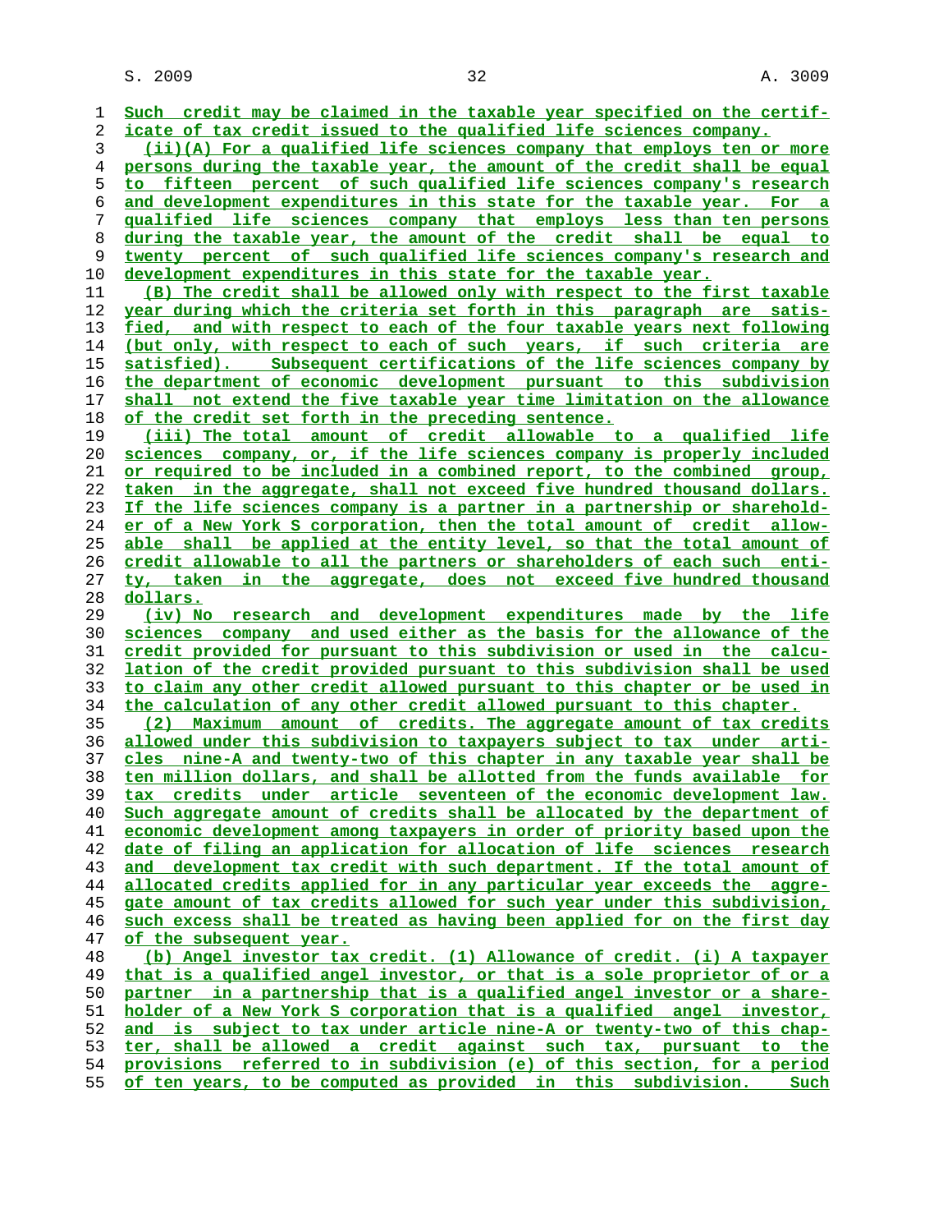Such credit may be claimed in the taxable year specified on the certificate of tax credit issued to the qualified life sciences company.

(ii)(A) For a qualified life sciences company that employs ten or more persons during the taxable year, the amount of the credit shall be equal to fifteen percent of such qualified life sciences company's research and development expenditures in this state for the taxable year. For a qualified life sciences company that employs less than ten persons during the taxable year, the amount of the credit shall be equal to twenty percent of such qualified life sciences company's research and development expenditures in this state for the taxable year.

(B) The credit shall be allowed only with respect to the first taxable year during which the criteria set forth in this paragraph are satisfied, and with respect to each of the four taxable years next following (but only, with respect to each of such years, if such criteria are satisfied). Subsequent certifications of the life sciences company by the department of economic development pursuant to this subdivision shall not extend the five taxable year time limitation on the allowance of the credit set forth in the preceding sentence.

(iii) The total amount of credit allowable to a qualified life sciences company, or, if the life sciences company is properly included or required to be included in a combined report, to the combined group, taken in the aggregate, shall not exceed five hundred thousand dollars. If the life sciences company is a partner in a partnership or shareholder of a New York S corporation, then the total amount of credit allowable shall be applied at the entity level, so that the total amount of credit allowable to all the partners or shareholders of each such entity, taken in the aggregate, does not exceed five hundred thousand dollars.

(iv) No research and development expenditures made by the life sciences company and used either as the basis for the allowance of the credit provided for pursuant to this subdivision or used in the calculation of the credit provided pursuant to this subdivision shall be used to claim any other credit allowed pursuant to this chapter or be used in the calculation of any other credit allowed pursuant to this chapter.

(2) Maximum amount of credits. The aggregate amount of tax credits allowed under this subdivision to taxpayers subject to tax under articles nine-A and twenty-two of this chapter in any taxable year shall be ten million dollars, and shall be allotted from the funds available for tax credits under article seventeen of the economic development law. Such aggregate amount of credits shall be allocated by the department of economic development among taxpayers in order of priority based upon the date of filing an application for allocation of life sciences research and development tax credit with such department. If the total amount of allocated credits applied for in any particular year exceeds the aggregate amount of tax credits allowed for such year under this subdivision, such excess shall be treated as having been applied for on the first day of the subsequent year.

(b) Angel investor tax credit. (1) Allowance of credit. (i) A taxpayer that is a qualified angel investor, or that is a sole proprietor of or a partner in a partnership that is a qualified angel investor or a shareholder of a New York S corporation that is a qualified angel investor, and is subject to tax under article nine-A or twenty-two of this chapter, shall be allowed a credit against such tax, pursuant to the provisions referred to in subdivision (e) of this section, for a period of ten years, to be computed as provided in this subdivision. Such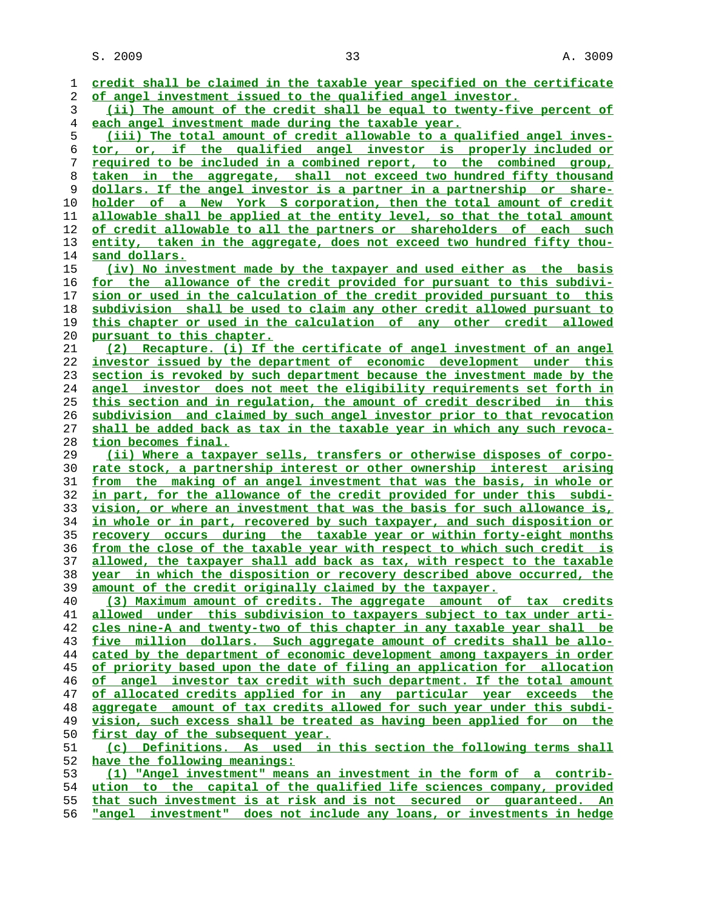credit shall be claimed in the taxable year specified on the certificate of angel investment issued to the qualified angel investor.

(ii) The amount of the credit shall be equal to twenty-five percent of each angel investment made during the taxable year.

(iii) The total amount of credit allowable to a qualified angel investor, or, if the qualified angel investor is properly included or required to be included in a combined report, to the combined group, taken in the aggregate, shall not exceed two hundred fifty thousand dollars. If the angel investor is a partner in a partnership or shareholder of a New York S corporation, then the total amount of credit allowable shall be applied at the entity level, so that the total amount of credit allowable to all the partners or shareholders of each such entity, taken in the aggregate, does not exceed two hundred fifty thousand dollars.

(iv) No investment made by the taxpayer and used either as the basis for the allowance of the credit provided for pursuant to this subdivision or used in the calculation of the credit provided pursuant to this subdivision shall be used to claim any other credit allowed pursuant to this chapter or used in the calculation of any other credit allowed pursuant to this chapter.

(2) Recapture. (i) If the certificate of angel investment of an angel investor issued by the department of economic development under this section is revoked by such department because the investment made by the angel investor does not meet the eligibility requirements set forth in this section and in regulation, the amount of credit described in this subdivision and claimed by such angel investor prior to that revocation shall be added back as tax in the taxable year in which any such revocation becomes final.

(ii) Where a taxpayer sells, transfers or otherwise disposes of corporate stock, a partnership interest or other ownership interest arising from the making of an angel investment that was the basis, in whole or in part, for the allowance of the credit provided for under this subdivision, or where an investment that was the basis for such allowance is, in whole or in part, recovered by such taxpayer, and such disposition or recovery occurs during the taxable year or within forty-eight months from the close of the taxable year with respect to which such credit is allowed, the taxpayer shall add back as tax, with respect to the taxable year in which the disposition or recovery described above occurred, the amount of the credit originally claimed by the taxpayer.

(3) Maximum amount of credits. The aggregate amount of tax credits allowed under this subdivision to taxpayers subject to tax under articles nine-A and twenty-two of this chapter in any taxable year shall be five million dollars. Such aggregate amount of credits shall be allocated by the department of economic development among taxpayers in order of priority based upon the date of filing an application for allocation of angel investor tax credit with such department. If the total amount of allocated credits applied for in any particular year exceeds the aggregate amount of tax credits allowed for such year under this subdivision, such excess shall be treated as having been applied for on the first day of the subsequent year.

(c) Definitions. As used in this section the following terms shall have the following meanings:

(1) "Angel investment" means an investment in the form of a contribution to the capital of the qualified life sciences company, provided that such investment is at risk and is not secured or guaranteed. An "angel investment" does not include any loans, or investments in hedge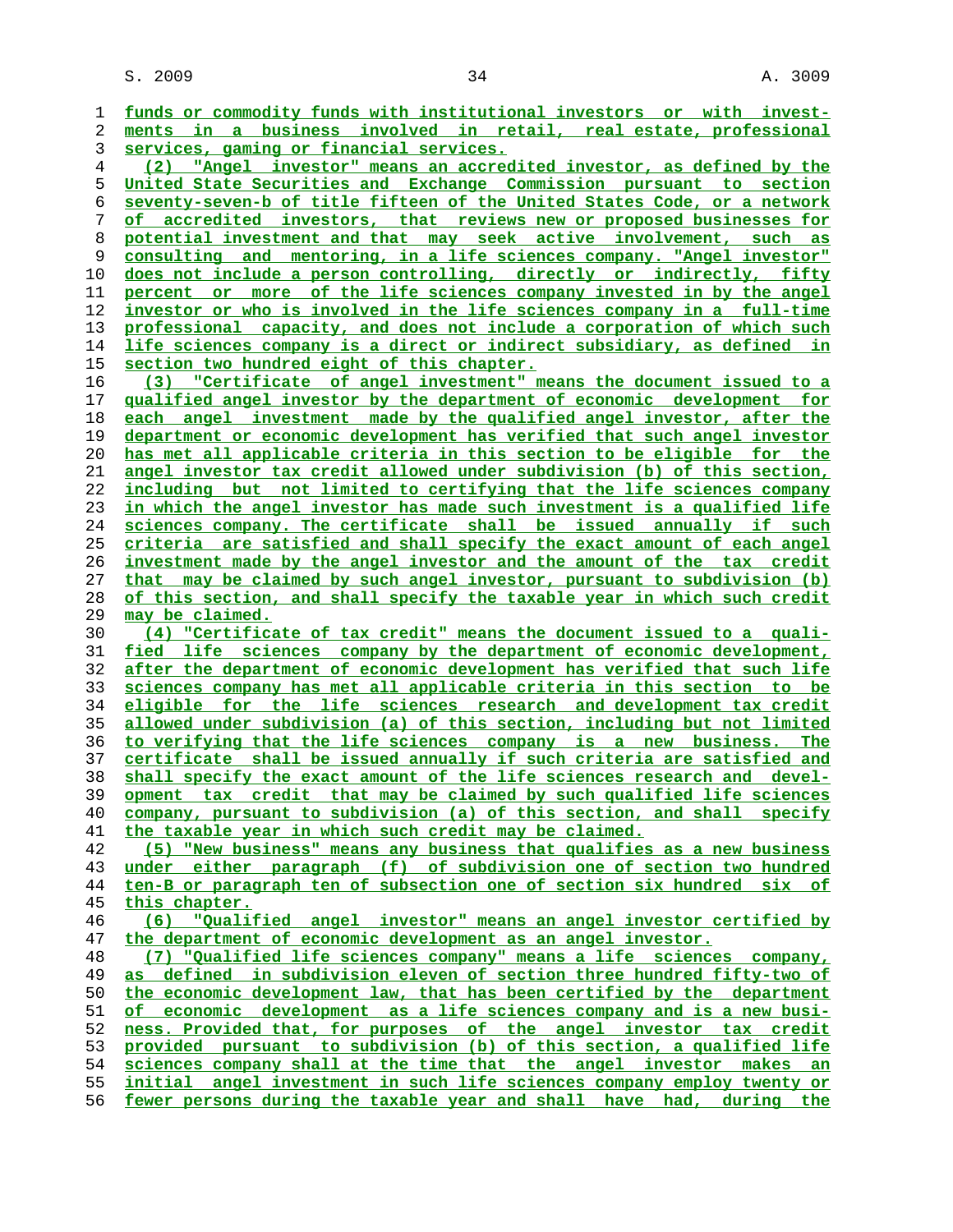funds or commodity funds with institutional investors or with investments in a business involved in retail, real estate, professional services, gaming or financial services.

(2) "Angel investor" means an accredited investor, as defined by the United State Securities and Exchange Commission pursuant to section seventy-seven-b of title fifteen of the United States Code, or a network of accredited investors, that reviews new or proposed businesses for potential investment and that may seek active involvement, such as consulting and mentoring, in a life sciences company. "Angel investor" does not include a person controlling, directly or indirectly, fifty percent or more of the life sciences company invested in by the angel investor or who is involved in the life sciences company in a full-time professional capacity, and does not include a corporation of which such life sciences company is a direct or indirect subsidiary, as defined in section two hundred eight of this chapter.

(3) "Certificate of angel investment" means the document issued to a qualified angel investor by the department of economic development for each angel investment made by the qualified angel investor, after the department or economic development has verified that such angel investor has met all applicable criteria in this section to be eligible for the angel investor tax credit allowed under subdivision (b) of this section, including but not limited to certifying that the life sciences company in which the angel investor has made such investment is a qualified life sciences company. The certificate shall be issued annually if such criteria are satisfied and shall specify the exact amount of each angel investment made by the angel investor and the amount of the tax credit that may be claimed by such angel investor, pursuant to subdivision (b) of this section, and shall specify the taxable year in which such credit may be claimed.

(4) "Certificate of tax credit" means the document issued to a qualified life sciences company by the department of economic development, after the department of economic development has verified that such life sciences company has met all applicable criteria in this section to be eligible for the life sciences research and development tax credit allowed under subdivision (a) of this section, including but not limited to verifying that the life sciences company is a new business. The certificate shall be issued annually if such criteria are satisfied and shall specify the exact amount of the life sciences research and development tax credit that may be claimed by such qualified life sciences company, pursuant to subdivision (a) of this section, and shall specify the taxable year in which such credit may be claimed.

(5) "New business" means any business that qualifies as a new business under either paragraph (f) of subdivision one of section two hundred ten-B or paragraph ten of subsection one of section six hundred six of this chapter.

(6) "Qualified angel investor" means an angel investor certified by the department of economic development as an angel investor.

(7) "Qualified life sciences company" means a life sciences company, as defined in subdivision eleven of section three hundred fifty-two of the economic development law, that has been certified by the department of economic development as a life sciences company and is a new business. Provided that, for purposes of the angel investor tax credit provided pursuant to subdivision (b) of this section, a qualified life sciences company shall at the time that the angel investor makes an initial angel investment in such life sciences company employ twenty or fewer persons during the taxable year and shall have had, during the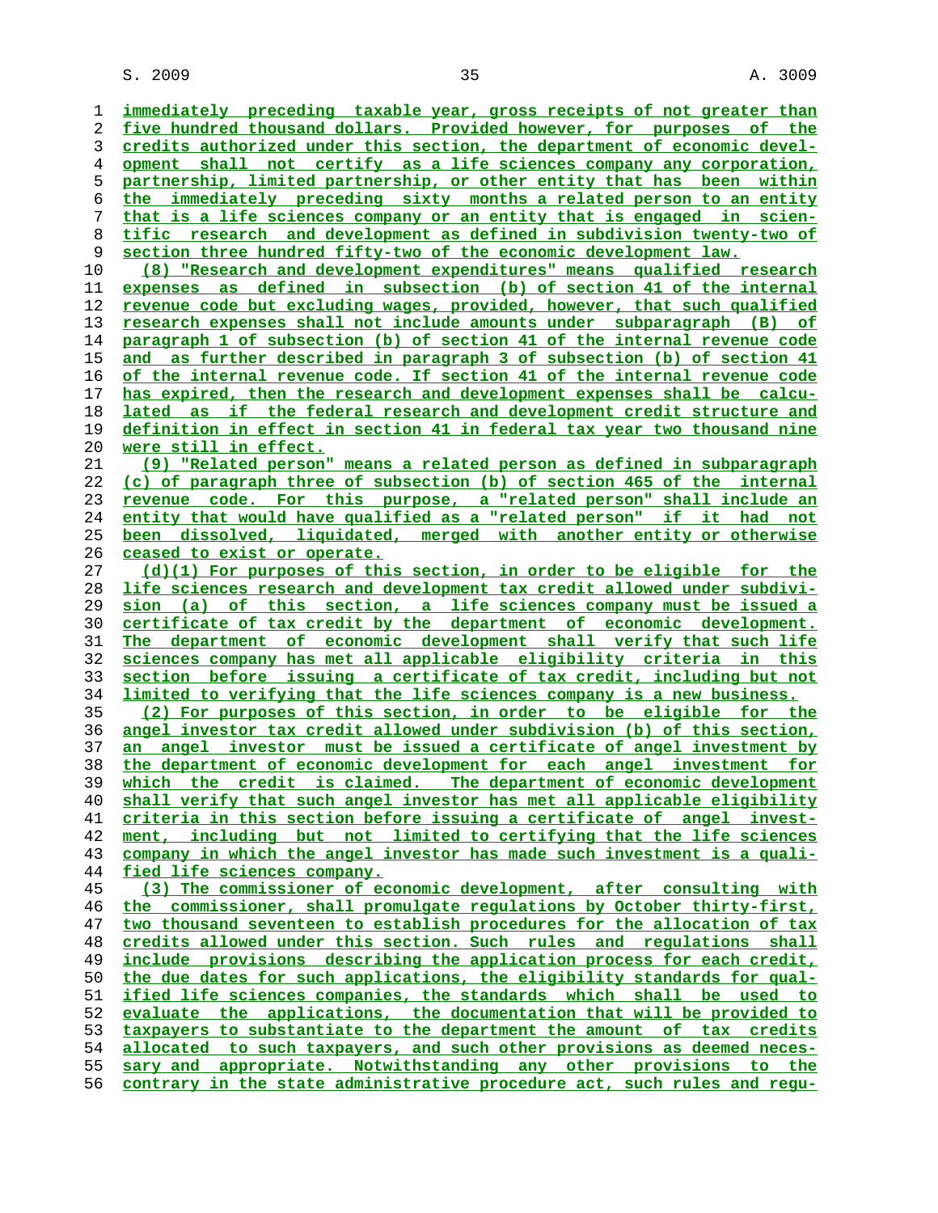immediately preceding taxable year, gross receipts of not greater than five hundred thousand dollars. Provided however, for purposes of the credits authorized under this section, the department of economic development shall not certify as a life sciences company any corporation, partnership, limited partnership, or other entity that has been within the immediately preceding sixty months a related person to an entity that is a life sciences company or an entity that is engaged in scientific research and development as defined in subdivision twenty-two of section three hundred fifty-two of the economic development law.

(8) "Research and development expenditures" means qualified research expenses as defined in subsection (b) of section 41 of the internal revenue code but excluding wages, provided, however, that such qualified research expenses shall not include amounts under subparagraph (B) of paragraph 1 of subsection (b) of section 41 of the internal revenue code and as further described in paragraph 3 of subsection (b) of section 41 of the internal revenue code. If section 41 of the internal revenue code has expired, then the research and development expenses shall be calculated as if the federal research and development credit structure and definition in effect in section 41 in federal tax year two thousand nine were still in effect.

(9) "Related person" means a related person as defined in subparagraph (c) of paragraph three of subsection (b) of section 465 of the internal revenue code. For this purpose, a "related person" shall include an entity that would have qualified as a "related person" if it had not been dissolved, liquidated, merged with another entity or otherwise ceased to exist or operate.

(d)(1) For purposes of this section, in order to be eligible for the life sciences research and development tax credit allowed under subdivision (a) of this section, a life sciences company must be issued a certificate of tax credit by the department of economic development. The department of economic development shall verify that such life sciences company has met all applicable eligibility criteria in this section before issuing a certificate of tax credit, including but not limited to verifying that the life sciences company is a new business.

(2) For purposes of this section, in order to be eligible for the angel investor tax credit allowed under subdivision (b) of this section, an angel investor must be issued a certificate of angel investment by the department of economic development for each angel investment for which the credit is claimed. The department of economic development shall verify that such angel investor has met all applicable eligibility criteria in this section before issuing a certificate of angel investment, including but not limited to certifying that the life sciences company in which the angel investor has made such investment is a qualified life sciences company.

(3) The commissioner of economic development, after consulting with the commissioner, shall promulgate regulations by October thirty-first, two thousand seventeen to establish procedures for the allocation of tax credits allowed under this section. Such rules and regulations shall include provisions describing the application process for each credit, the due dates for such applications, the eligibility standards for qualified life sciences companies, the standards which shall be used to evaluate the applications, the documentation that will be provided to taxpayers to substantiate to the department the amount of tax credits allocated to such taxpayers, and such other provisions as deemed necessary and appropriate. Notwithstanding any other provisions to the contrary in the state administrative procedure act, such rules and regu-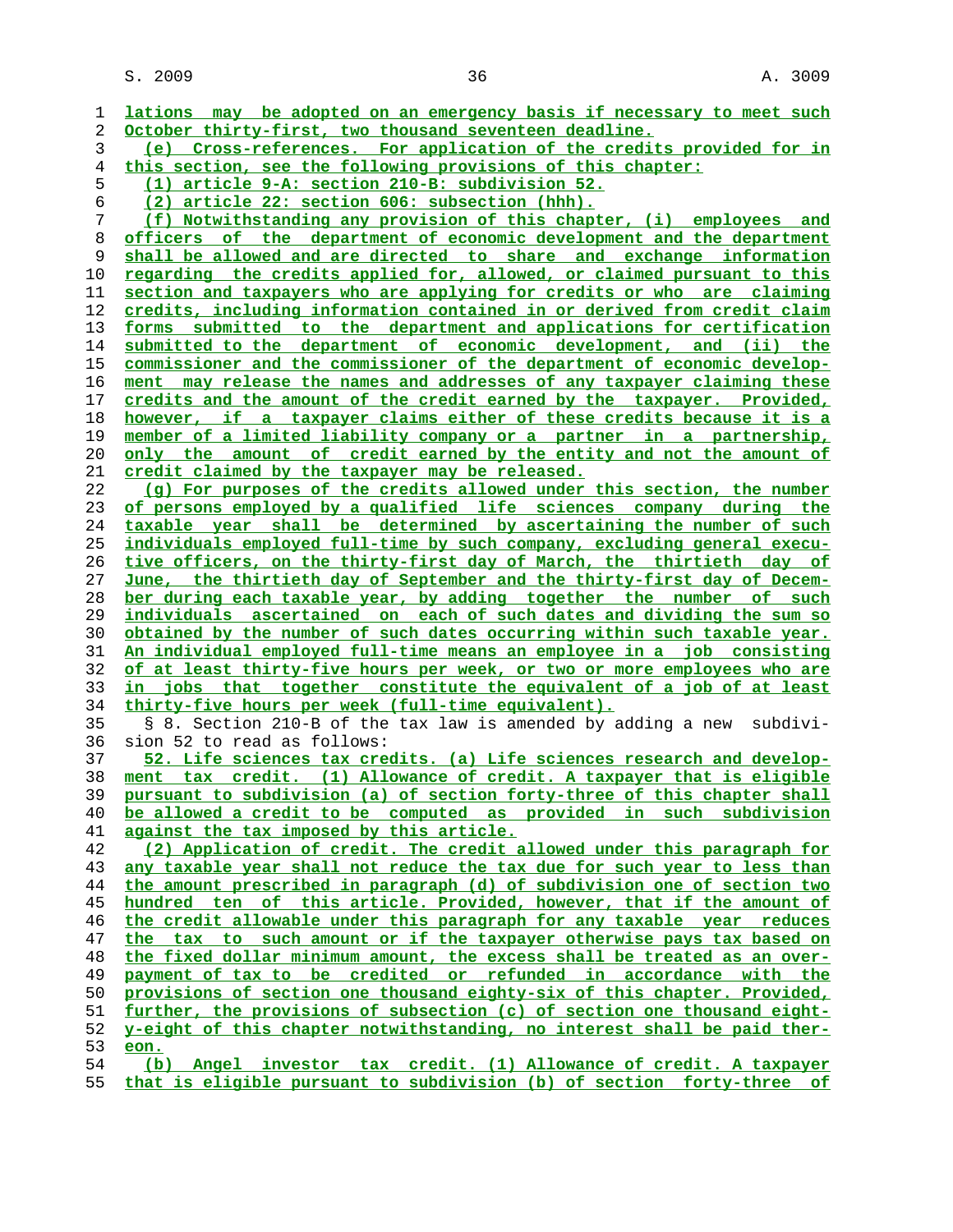lations may be adopted on an emergency basis if necessary to meet such October thirty-first, two thousand seventeen deadline.

(e) Cross-references. For application of the credits provided for in this section, see the following provisions of this chapter:

(1) article 9-A: section 210-B: subdivision 52.

(2) article 22: section 606: subsection (hhh).

(f) Notwithstanding any provision of this chapter, (i) employees and officers of the department of economic development and the department shall be allowed and are directed to share and exchange information regarding the credits applied for, allowed, or claimed pursuant to this section and taxpayers who are applying for credits or who are claiming credits, including information contained in or derived from credit claim forms submitted to the department and applications for certification submitted to the department of economic development, and (ii) the commissioner and the commissioner of the department of economic development may release the names and addresses of any taxpayer claiming these credits and the amount of the credit earned by the taxpayer. Provided, however, if a taxpayer claims either of these credits because it is a member of a limited liability company or a partner in a partnership, only the amount of credit earned by the entity and not the amount of credit claimed by the taxpayer may be released.

(g) For purposes of the credits allowed under this section, the number of persons employed by a qualified life sciences company during the taxable year shall be determined by ascertaining the number of such individuals employed full-time by such company, excluding general executive officers, on the thirty-first day of March, the thirtieth day of June, the thirtieth day of September and the thirty-first day of December during each taxable year, by adding together the number of such individuals ascertained on each of such dates and dividing the sum so obtained by the number of such dates occurring within such taxable year. An individual employed full-time means an employee in a job consisting of at least thirty-five hours per week, or two or more employees who are in jobs that together constitute the equivalent of a job of at least thirty-five hours per week (full-time equivalent).

§ 8. Section 210-B of the tax law is amended by adding a new subdivision 52 to read as follows:

52. Life sciences tax credits. (a) Life sciences research and development tax credit. (1) Allowance of credit. A taxpayer that is eligible pursuant to subdivision (a) of section forty-three of this chapter shall be allowed a credit to be computed as provided in such subdivision against the tax imposed by this article.

(2) Application of credit. The credit allowed under this paragraph for any taxable year shall not reduce the tax due for such year to less than the amount prescribed in paragraph (d) of subdivision one of section two hundred ten of this article. Provided, however, that if the amount of the credit allowable under this paragraph for any taxable year reduces the tax to such amount or if the taxpayer otherwise pays tax based on the fixed dollar minimum amount, the excess shall be treated as an overpayment of tax to be credited or refunded in accordance with the provisions of section one thousand eighty-six of this chapter. Provided, further, the provisions of subsection (c) of section one thousand eighty-eight of this chapter notwithstanding, no interest shall be paid thereon.

(b) Angel investor tax credit. (1) Allowance of credit. A taxpayer that is eligible pursuant to subdivision (b) of section forty-three of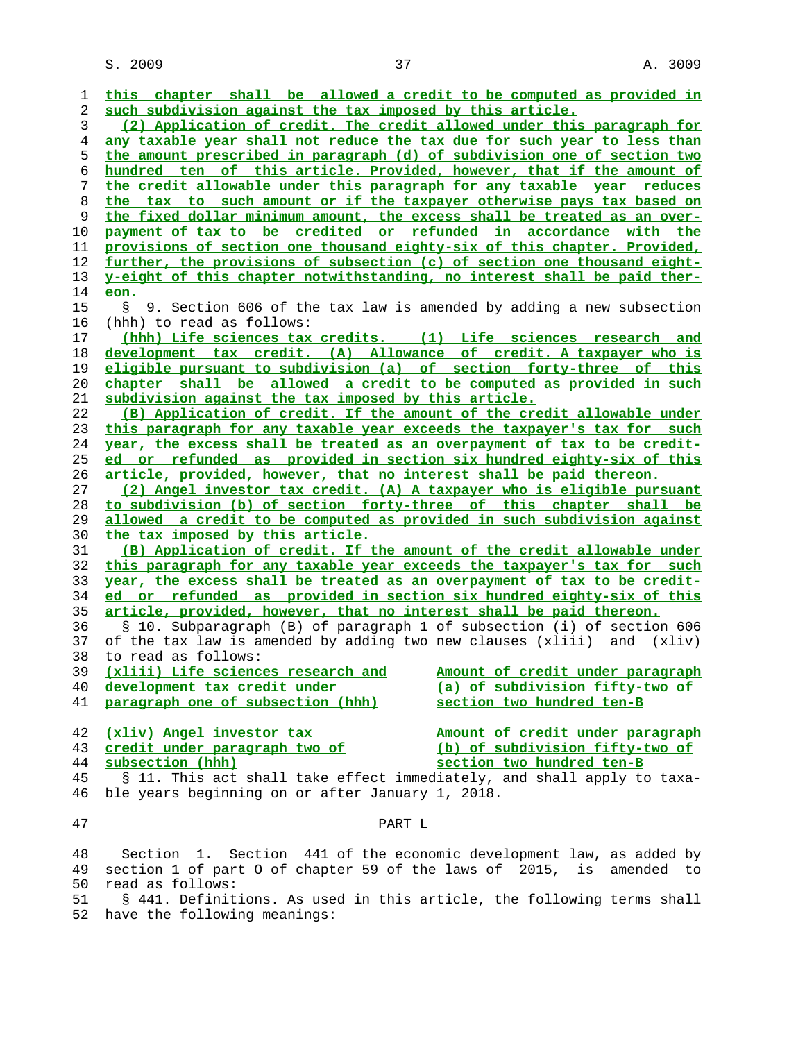this chapter shall be allowed a credit to be computed as provided in such subdivision against the tax imposed by this article.

(2) Application of credit. The credit allowed under this paragraph for any taxable year shall not reduce the tax due for such year to less than the amount prescribed in paragraph (d) of subdivision one of section two hundred ten of this article. Provided, however, that if the amount of the credit allowable under this paragraph for any taxable year reduces the tax to such amount or if the taxpayer otherwise pays tax based on the fixed dollar minimum amount, the excess shall be treated as an overpayment of tax to be credited or refunded in accordance with the provisions of section one thousand eighty-six of this chapter. Provided, further, the provisions of subsection (c) of section one thousand eighty-eight of this chapter notwithstanding, no interest shall be paid thereon.

§ 9. Section 606 of the tax law is amended by adding a new subsection (hhh) to read as follows:

(hhh) Life sciences tax credits. (1) Life sciences research and development tax credit. (A) Allowance of credit. A taxpayer who is eligible pursuant to subdivision (a) of section forty-three of this chapter shall be allowed a credit to be computed as provided in such subdivision against the tax imposed by this article.

(B) Application of credit. If the amount of the credit allowable under this paragraph for any taxable year exceeds the taxpayer's tax for such year, the excess shall be treated as an overpayment of tax to be credited or refunded as provided in section six hundred eighty-six of this article, provided, however, that no interest shall be paid thereon.

(2) Angel investor tax credit. (A) A taxpayer who is eligible pursuant to subdivision (b) of section forty-three of this chapter shall be allowed a credit to be computed as provided in such subdivision against the tax imposed by this article.

(B) Application of credit. If the amount of the credit allowable under this paragraph for any taxable year exceeds the taxpayer's tax for such year, the excess shall be treated as an overpayment of tax to be credited or refunded as provided in section six hundred eighty-six of this article, provided, however, that no interest shall be paid thereon.

§ 10. Subparagraph (B) of paragraph 1 of subsection (i) of section 606 of the tax law is amended by adding two new clauses (xliii) and (xliv) to read as follows:

| | |
|---|---|
| (xliii) Life sciences research and development tax credit under paragraph one of subsection (hhh) | Amount of credit under paragraph (a) of subdivision fifty-two of section two hundred ten-B |
| (xliv) Angel investor tax credit under paragraph two of subsection (hhh) | Amount of credit under paragraph (b) of subdivision fifty-two of section two hundred ten-B |

§ 11. This act shall take effect immediately, and shall apply to taxable years beginning on or after January 1, 2018.

PART L

Section 1. Section 441 of the economic development law, as added by section 1 of part O of chapter 59 of the laws of 2015, is amended to read as follows:

§ 441. Definitions. As used in this article, the following terms shall have the following meanings: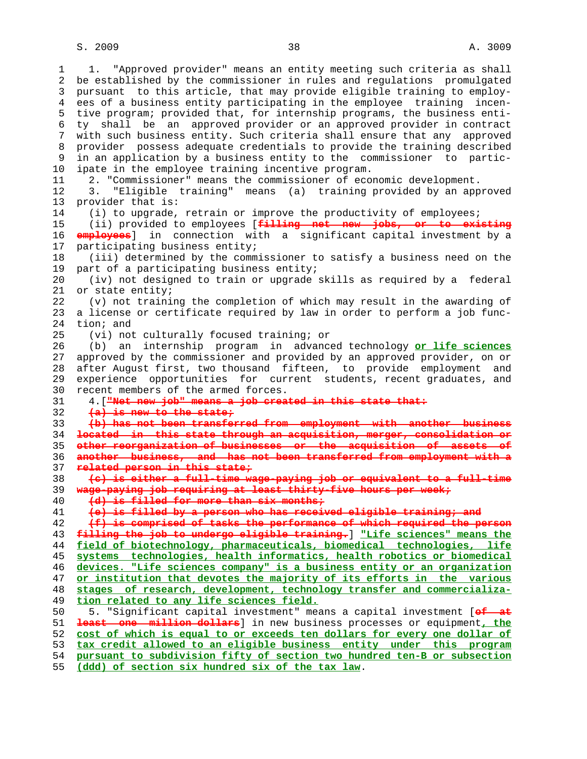1. "Approved provider" means an entity meeting such criteria as shall be established by the commissioner in rules and regulations promulgated pursuant to this article, that may provide eligible training to employees of a business entity participating in the employee training incentive program; provided that, for internship programs, the business entity shall be an approved provider or an approved provider in contract with such business entity. Such criteria shall ensure that any approved provider possess adequate credentials to provide the training described in an application by a business entity to the commissioner to participate in the employee training incentive program.

2. "Commissioner" means the commissioner of economic development.

3. "Eligible training" means (a) training provided by an approved provider that is:

(i) to upgrade, retrain or improve the productivity of employees;

(ii) provided to employees [~~filling net new jobs, or to existing employees~~] in connection with a significant capital investment by a participating business entity;

(iii) determined by the commissioner to satisfy a business need on the part of a participating business entity;

(iv) not designed to train or upgrade skills as required by a federal or state entity;

(v) not training the completion of which may result in the awarding of a license or certificate required by law in order to perform a job function; and

(vi) not culturally focused training; or

(b) an internship program in advanced technology <u>or life sciences</u> approved by the commissioner and provided by an approved provider, on or after August first, two thousand fifteen, to provide employment and experience opportunities for current students, recent graduates, and recent members of the armed forces.

4. [~~"Net new job" means a job created in this state that:~~

~~(a) is new to the state;~~

~~(b) has not been transferred from employment with another business located in this state through an acquisition, merger, consolidation or other reorganization of businesses or the acquisition of assets of another business, and has not been transferred from employment with a related person in this state;~~

~~(c) is either a full-time wage-paying job or equivalent to a full-time wage-paying job requiring at least thirty-five hours per week;~~

~~(d) is filled for more than six months;~~

~~(e) is filled by a person who has received eligible training; and~~

~~(f) is comprised of tasks the performance of which required the person filling the job to undergo eligible training.~~] <u>"Life sciences" means the field of biotechnology, pharmaceuticals, biomedical technologies, life systems technologies, health informatics, health robotics or biomedical devices. "Life sciences company" is a business entity or an organization or institution that devotes the majority of its efforts in the various stages of research, development, technology transfer and commercialization related to any life sciences field.</u>

5. "Significant capital investment" means a capital investment [~~of at least one million dollars~~] in new business processes or equipment<u>, the cost of which is equal to or exceeds ten dollars for every one dollar of tax credit allowed to an eligible business entity under this program pursuant to subdivision fifty of section two hundred ten-B or subsection (ddd) of section six hundred six of the tax law</u>.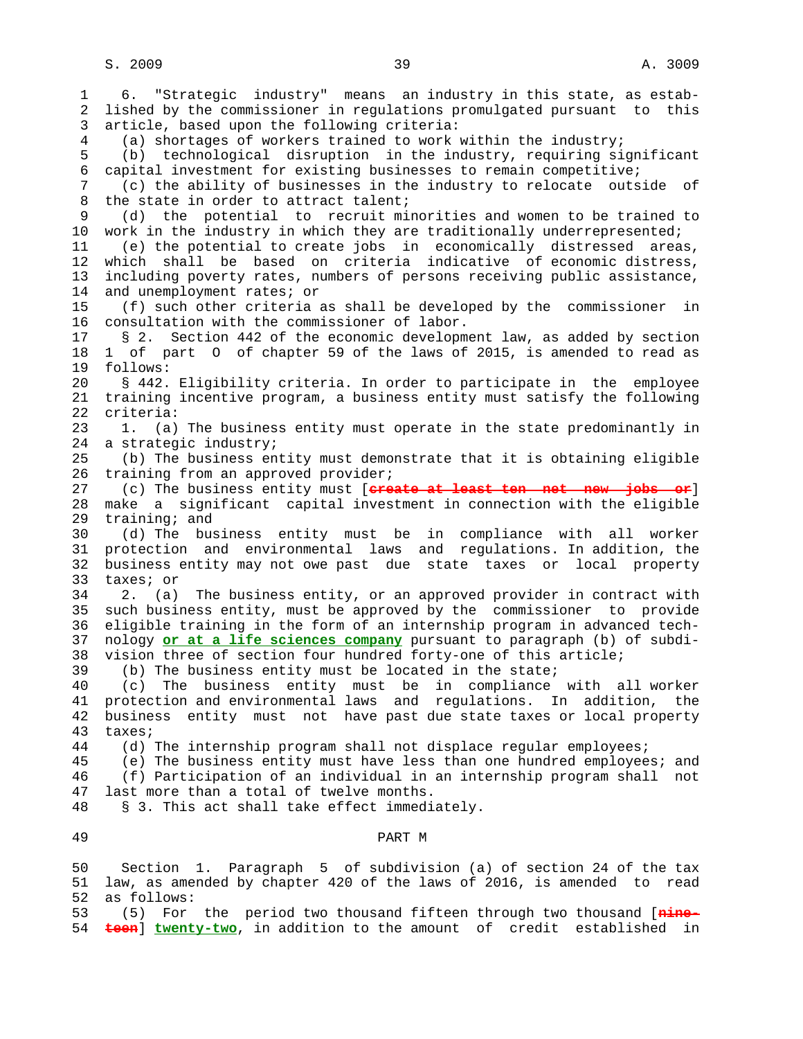6. "Strategic industry" means an industry in this state, as established by the commissioner in regulations promulgated pursuant to this article, based upon the following criteria:

(a) shortages of workers trained to work within the industry;

(b) technological disruption in the industry, requiring significant capital investment for existing businesses to remain competitive;

(c) the ability of businesses in the industry to relocate outside of the state in order to attract talent;

(d) the potential to recruit minorities and women to be trained to work in the industry in which they are traditionally underrepresented;

(e) the potential to create jobs in economically distressed areas, which shall be based on criteria indicative of economic distress, including poverty rates, numbers of persons receiving public assistance, and unemployment rates; or

(f) such other criteria as shall be developed by the commissioner in consultation with the commissioner of labor.

§ 2. Section 442 of the economic development law, as added by section 1 of part O of chapter 59 of the laws of 2015, is amended to read as follows:

§ 442. Eligibility criteria. In order to participate in the employee training incentive program, a business entity must satisfy the following criteria:

1. (a) The business entity must operate in the state predominantly in a strategic industry;

(b) The business entity must demonstrate that it is obtaining eligible training from an approved provider;

(c) The business entity must [~~create at least ten net new jobs or~~] make a significant capital investment in connection with the eligible training; and

(d) The business entity must be in compliance with all worker protection and environmental laws and regulations. In addition, the business entity may not owe past due state taxes or local property taxes; or

2. (a) The business entity, or an approved provider in contract with such business entity, must be approved by the commissioner to provide eligible training in the form of an internship program in advanced technology **<u>or at a life sciences company</u>** pursuant to paragraph (b) of subdivision three of section four hundred forty-one of this article;

(b) The business entity must be located in the state;

(c) The business entity must be in compliance with all worker protection and environmental laws and regulations. In addition, the business entity must not have past due state taxes or local property taxes;

(d) The internship program shall not displace regular employees;

(e) The business entity must have less than one hundred employees; and

(f) Participation of an individual in an internship program shall not last more than a total of twelve months.

§ 3. This act shall take effect immediately.

## PART M

Section 1. Paragraph 5 of subdivision (a) of section 24 of the tax law, as amended by chapter 420 of the laws of 2016, is amended to read as follows:

(5) For the period two thousand fifteen through two thousand [~~nineteen~~] **<u>twenty-two</u>**, in addition to the amount of credit established in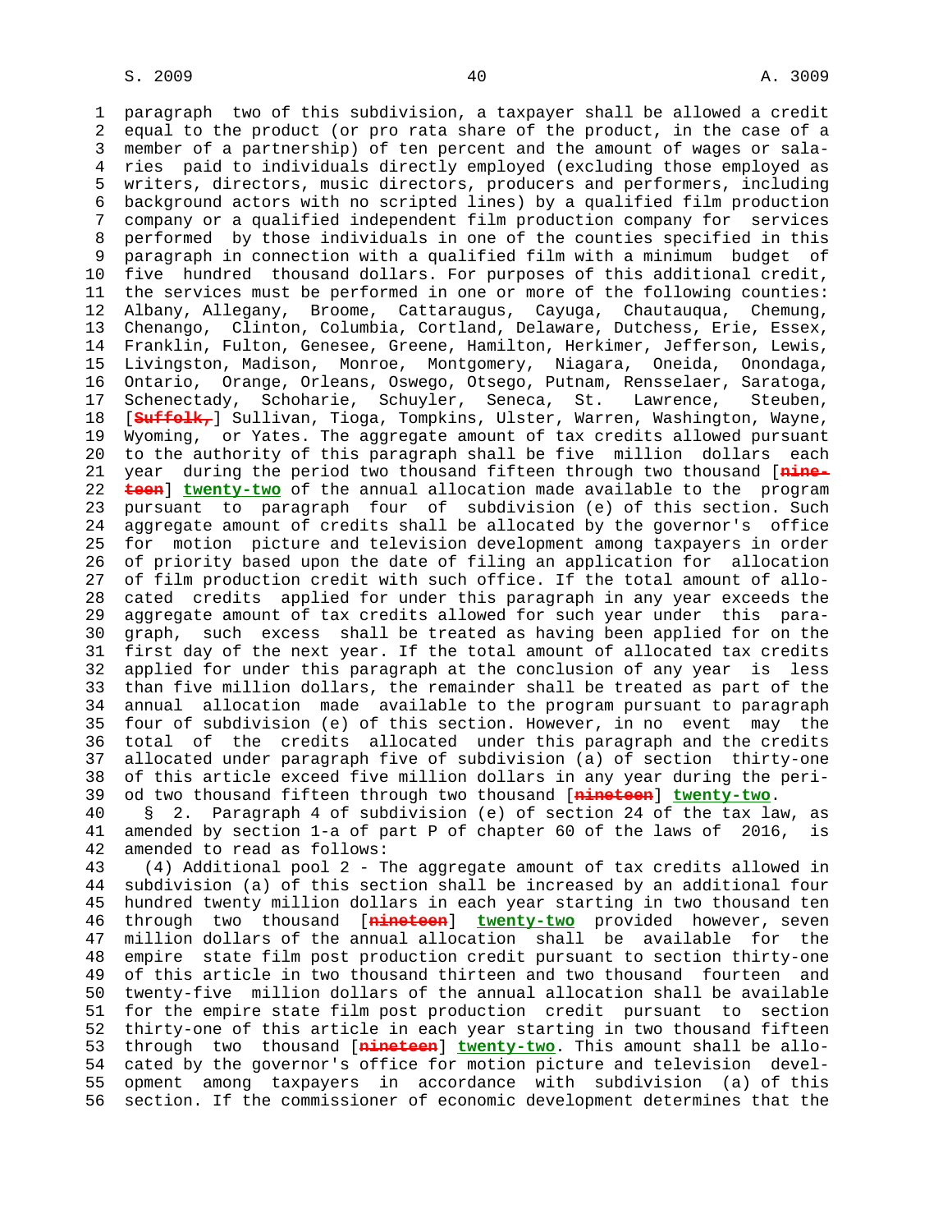paragraph two of this subdivision, a taxpayer shall be allowed a credit equal to the product (or pro rata share of the product, in the case of a member of a partnership) of ten percent and the amount of wages or salaries paid to individuals directly employed (excluding those employed as writers, directors, music directors, producers and performers, including background actors with no scripted lines) by a qualified film production company or a qualified independent film production company for services performed by those individuals in one of the counties specified in this paragraph in connection with a qualified film with a minimum budget of five hundred thousand dollars. For purposes of this additional credit, the services must be performed in one or more of the following counties: Albany, Allegany, Broome, Cattaraugus, Cayuga, Chautauqua, Chemung, Chenango, Clinton, Columbia, Cortland, Delaware, Dutchess, Erie, Essex, Franklin, Fulton, Genesee, Greene, Hamilton, Herkimer, Jefferson, Lewis, Livingston, Madison, Monroe, Montgomery, Niagara, Oneida, Onondaga, Ontario, Orange, Orleans, Oswego, Otsego, Putnam, Rensselaer, Saratoga, Schenectady, Schoharie, Schuyler, Seneca, St. Lawrence, Steuben, [~~Suffolk,~~] Sullivan, Tioga, Tompkins, Ulster, Warren, Washington, Wayne, Wyoming, or Yates. The aggregate amount of tax credits allowed pursuant to the authority of this paragraph shall be five million dollars each year during the period two thousand fifteen through two thousand [~~nineteen~~] **twenty-two** of the annual allocation made available to the program pursuant to paragraph four of subdivision (e) of this section. Such aggregate amount of credits shall be allocated by the governor's office for motion picture and television development among taxpayers in order of priority based upon the date of filing an application for allocation of film production credit with such office. If the total amount of allocated credits applied for under this paragraph in any year exceeds the aggregate amount of tax credits allowed for such year under this paragraph, such excess shall be treated as having been applied for on the first day of the next year. If the total amount of allocated tax credits applied for under this paragraph at the conclusion of any year is less than five million dollars, the remainder shall be treated as part of the annual allocation made available to the program pursuant to paragraph four of subdivision (e) of this section. However, in no event may the total of the credits allocated under this paragraph and the credits allocated under paragraph five of subdivision (a) of section thirty-one of this article exceed five million dollars in any year during the period two thousand fifteen through two thousand [~~nineteen~~] **twenty-two**.

§ 2. Paragraph 4 of subdivision (e) of section 24 of the tax law, as amended by section 1-a of part P of chapter 60 of the laws of 2016, is amended to read as follows:

(4) Additional pool 2 - The aggregate amount of tax credits allowed in subdivision (a) of this section shall be increased by an additional four hundred twenty million dollars in each year starting in two thousand ten through two thousand [~~nineteen~~] **twenty-two** provided however, seven million dollars of the annual allocation shall be available for the empire state film post production credit pursuant to section thirty-one of this article in two thousand thirteen and two thousand fourteen and twenty-five million dollars of the annual allocation shall be available for the empire state film post production credit pursuant to section thirty-one of this article in each year starting in two thousand fifteen through two thousand [~~nineteen~~] **twenty-two**. This amount shall be allocated by the governor's office for motion picture and television development among taxpayers in accordance with subdivision (a) of this section. If the commissioner of economic development determines that the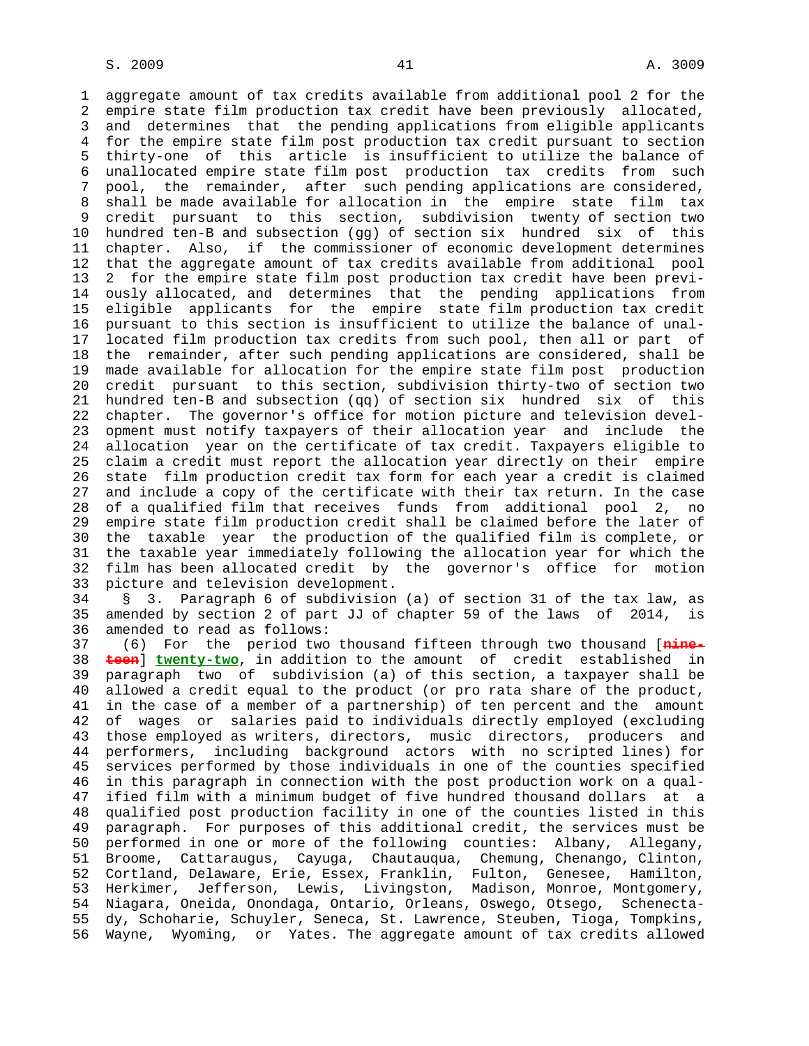aggregate amount of tax credits available from additional pool 2 for the empire state film production tax credit have been previously allocated, and determines that the pending applications from eligible applicants for the empire state film post production tax credit pursuant to section thirty-one of this article is insufficient to utilize the balance of unallocated empire state film post production tax credits from such pool, the remainder, after such pending applications are considered, shall be made available for allocation in the empire state film tax credit pursuant to this section, subdivision twenty of section two hundred ten-B and subsection (gg) of section six hundred six of this chapter. Also, if the commissioner of economic development determines that the aggregate amount of tax credits available from additional pool 2 for the empire state film post production tax credit have been previously allocated, and determines that the pending applications from eligible applicants for the empire state film production tax credit pursuant to this section is insufficient to utilize the balance of unallocated film production tax credits from such pool, then all or part of the remainder, after such pending applications are considered, shall be made available for allocation for the empire state film post production credit pursuant to this section, subdivision thirty-two of section two hundred ten-B and subsection (qq) of section six hundred six of this chapter. The governor's office for motion picture and television development must notify taxpayers of their allocation year and include the allocation year on the certificate of tax credit. Taxpayers eligible to claim a credit must report the allocation year directly on their empire state film production credit tax form for each year a credit is claimed and include a copy of the certificate with their tax return. In the case of a qualified film that receives funds from additional pool 2, no empire state film production credit shall be claimed before the later of the taxable year the production of the qualified film is complete, or the taxable year immediately following the allocation year for which the film has been allocated credit by the governor's office for motion picture and television development.

§ 3. Paragraph 6 of subdivision (a) of section 31 of the tax law, as amended by section 2 of part JJ of chapter 59 of the laws of 2014, is amended to read as follows:

(6) For the period two thousand fifteen through two thousand [~~nineteen~~] **twenty-two**, in addition to the amount of credit established in paragraph two of subdivision (a) of this section, a taxpayer shall be allowed a credit equal to the product (or pro rata share of the product, in the case of a member of a partnership) of ten percent and the amount of wages or salaries paid to individuals directly employed (excluding those employed as writers, directors, music directors, producers and performers, including background actors with no scripted lines) for services performed by those individuals in one of the counties specified in this paragraph in connection with the post production work on a qualified film with a minimum budget of five hundred thousand dollars at a qualified post production facility in one of the counties listed in this paragraph. For purposes of this additional credit, the services must be performed in one or more of the following counties: Albany, Allegany, Broome, Cattaraugus, Cayuga, Chautauqua, Chemung, Chenango, Clinton, Cortland, Delaware, Erie, Essex, Franklin, Fulton, Genesee, Hamilton, Herkimer, Jefferson, Lewis, Livingston, Madison, Monroe, Montgomery, Niagara, Oneida, Onondaga, Ontario, Orleans, Oswego, Otsego, Schenectady, Schoharie, Schuyler, Seneca, St. Lawrence, Steuben, Tioga, Tompkins, Wayne, Wyoming, or Yates. The aggregate amount of tax credits allowed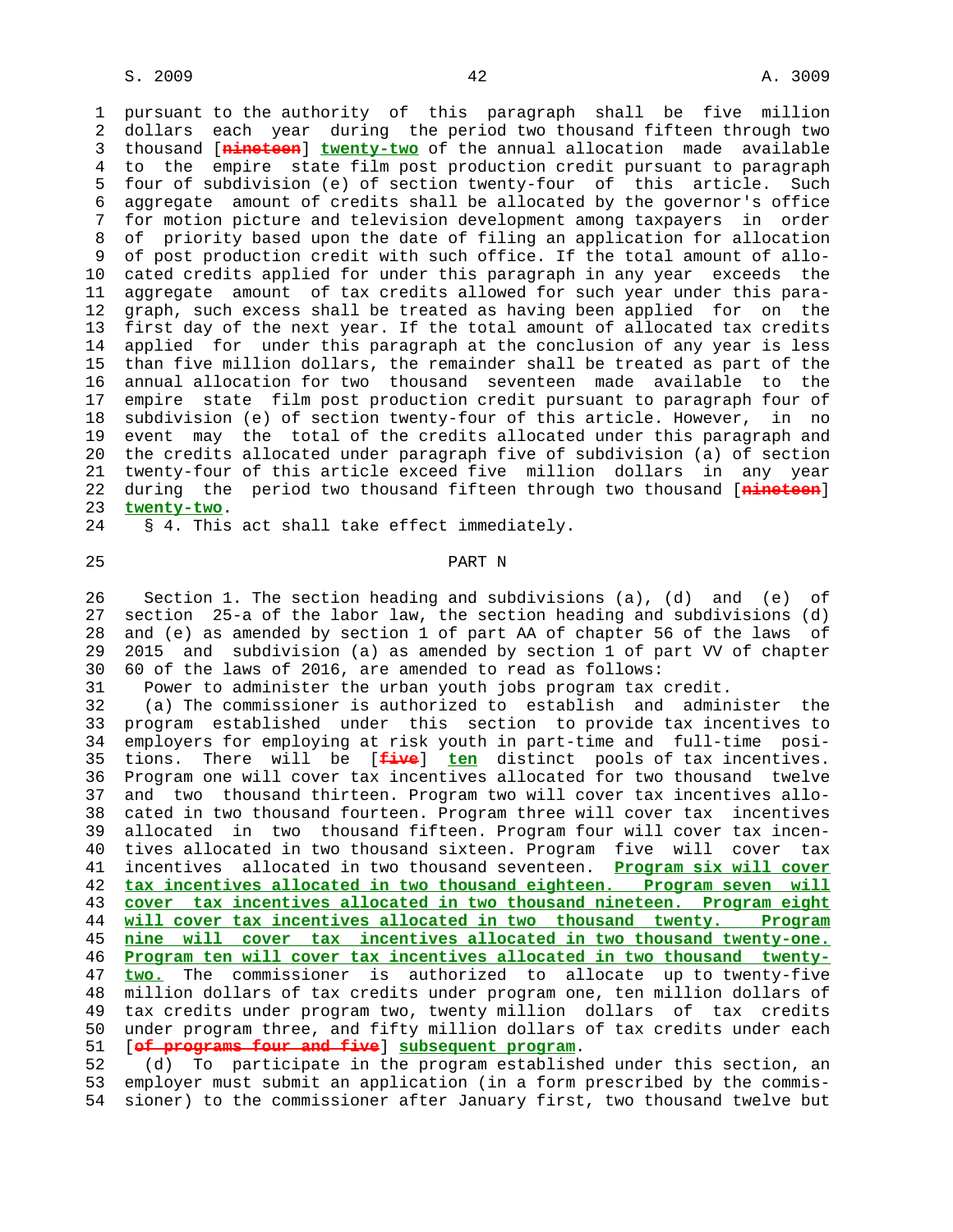pursuant to the authority of this paragraph shall be five million dollars each year during the period two thousand fifteen through two thousand [~~nineteen~~] **twenty-two** of the annual allocation made available to the empire state film post production credit pursuant to paragraph four of subdivision (e) of section twenty-four of this article. Such aggregate amount of credits shall be allocated by the governor's office for motion picture and television development among taxpayers in order of priority based upon the date of filing an application for allocation of post production credit with such office. If the total amount of allocated credits applied for under this paragraph in any year exceeds the aggregate amount of tax credits allowed for such year under this paragraph, such excess shall be treated as having been applied for on the first day of the next year. If the total amount of allocated tax credits applied for under this paragraph at the conclusion of any year is less than five million dollars, the remainder shall be treated as part of the annual allocation for two thousand seventeen made available to the empire state film post production credit pursuant to paragraph four of subdivision (e) of section twenty-four of this article. However, in no event may the total of the credits allocated under this paragraph and the credits allocated under paragraph five of subdivision (a) of section twenty-four of this article exceed five million dollars in any year during the period two thousand fifteen through two thousand [~~nineteen~~] **twenty-two**.

§ 4. This act shall take effect immediately.

## PART N

Section 1. The section heading and subdivisions (a), (d) and (e) of section 25-a of the labor law, the section heading and subdivisions (d) and (e) as amended by section 1 of part AA of chapter 56 of the laws of 2015 and subdivision (a) as amended by section 1 of part VV of chapter 60 of the laws of 2016, are amended to read as follows:

Power to administer the urban youth jobs program tax credit.

(a) The commissioner is authorized to establish and administer the program established under this section to provide tax incentives to employers for employing at risk youth in part-time and full-time positions. There will be [~~five~~] **ten** distinct pools of tax incentives. Program one will cover tax incentives allocated for two thousand twelve and two thousand thirteen. Program two will cover tax incentives allocated in two thousand fourteen. Program three will cover tax incentives allocated in two thousand fifteen. Program four will cover tax incentives allocated in two thousand sixteen. Program five will cover tax incentives allocated in two thousand seventeen. **Program six will cover tax incentives allocated in two thousand eighteen. Program seven will cover tax incentives allocated in two thousand nineteen. Program eight will cover tax incentives allocated in two thousand twenty. Program nine will cover tax incentives allocated in two thousand twenty-one. Program ten will cover tax incentives allocated in two thousand twenty-two.** The commissioner is authorized to allocate up to twenty-five million dollars of tax credits under program one, ten million dollars of tax credits under program two, twenty million dollars of tax credits under program three, and fifty million dollars of tax credits under each [~~of programs four and five~~] **subsequent program**.

(d) To participate in the program established under this section, an employer must submit an application (in a form prescribed by the commissioner) to the commissioner after January first, two thousand twelve but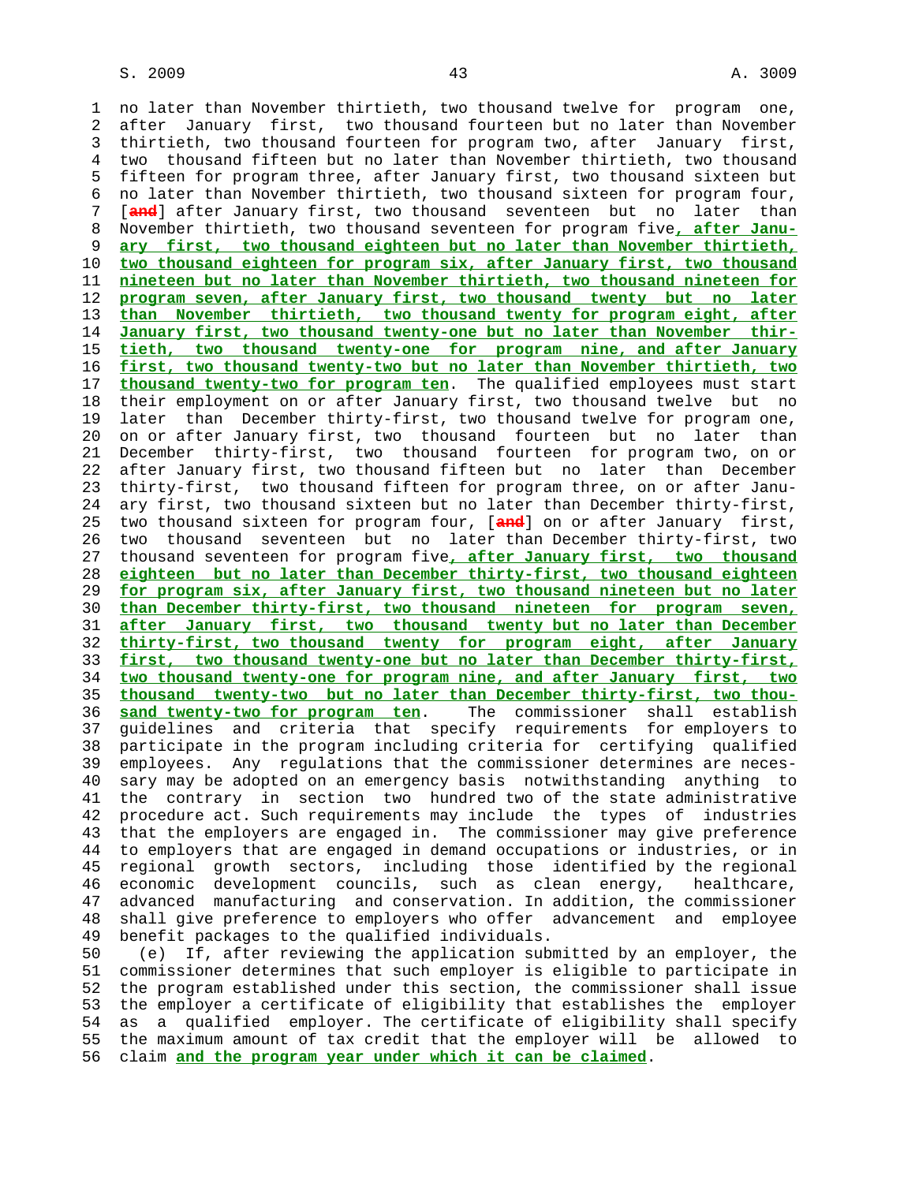no later than November thirtieth, two thousand twelve for program one, after January first, two thousand fourteen but no later than November thirtieth, two thousand fourteen for program two, after January first, two thousand fifteen but no later than November thirtieth, two thousand fifteen for program three, after January first, two thousand sixteen but no later than November thirtieth, two thousand sixteen for program four, [~~and~~] after January first, two thousand seventeen but no later than November thirtieth, two thousand seventeen for program five**, after January first, two thousand eighteen but no later than November thirtieth, two thousand eighteen for program six, after January first, two thousand nineteen but no later than November thirtieth, two thousand nineteen for program seven, after January first, two thousand twenty but no later than November thirtieth, two thousand twenty for program eight, after January first, two thousand twenty-one but no later than November thirtieth, two thousand twenty-one for program nine, and after January first, two thousand twenty-two but no later than November thirtieth, two thousand twenty-two for program ten**. The qualified employees must start their employment on or after January first, two thousand twelve but no later than December thirty-first, two thousand twelve for program one, on or after January first, two thousand fourteen but no later than December thirty-first, two thousand fourteen for program two, on or after January first, two thousand fifteen but no later than December thirty-first, two thousand fifteen for program three, on or after January first, two thousand sixteen but no later than December thirty-first, two thousand sixteen for program four, [~~and~~] on or after January first, two thousand seventeen but no later than December thirty-first, two thousand seventeen for program five**, after January first, two thousand eighteen but no later than December thirty-first, two thousand eighteen for program six, after January first, two thousand nineteen but no later than December thirty-first, two thousand nineteen for program seven, after January first, two thousand twenty but no later than December thirty-first, two thousand twenty for program eight, after January first, two thousand twenty-one but no later than December thirty-first, two thousand twenty-one for program nine, and after January first, two thousand twenty-two but no later than December thirty-first, two thousand twenty-two for program ten**. The commissioner shall establish guidelines and criteria that specify requirements for employers to participate in the program including criteria for certifying qualified employees. Any regulations that the commissioner determines are necessary may be adopted on an emergency basis notwithstanding anything to the contrary in section two hundred two of the state administrative procedure act. Such requirements may include the types of industries that the employers are engaged in. The commissioner may give preference to employers that are engaged in demand occupations or industries, or in regional growth sectors, including those identified by the regional economic development councils, such as clean energy, healthcare, advanced manufacturing and conservation. In addition, the commissioner shall give preference to employers who offer advancement and employee benefit packages to the qualified individuals.

(e) If, after reviewing the application submitted by an employer, the commissioner determines that such employer is eligible to participate in the program established under this section, the commissioner shall issue the employer a certificate of eligibility that establishes the employer as a qualified employer. The certificate of eligibility shall specify the maximum amount of tax credit that the employer will be allowed to claim **and the program year under which it can be claimed**.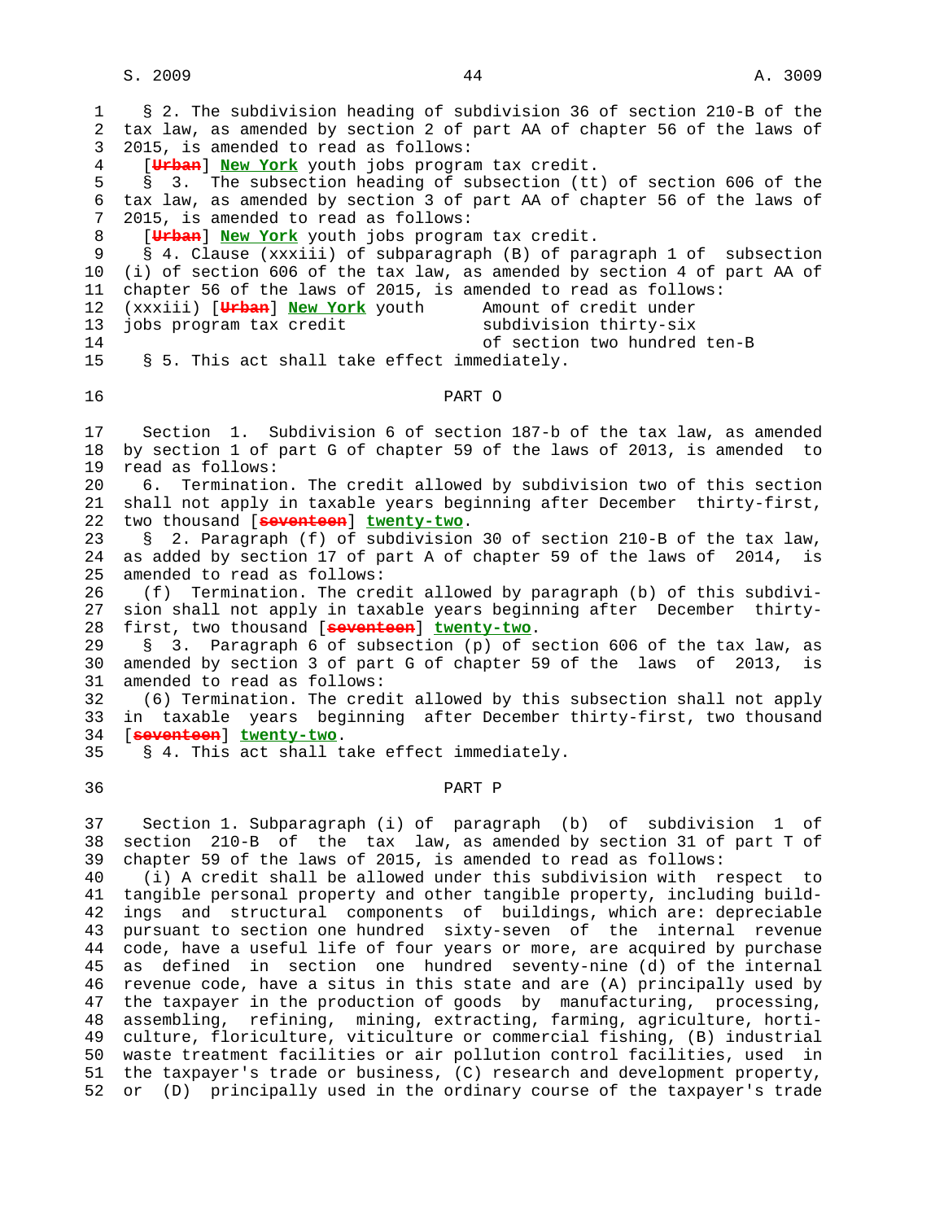§ 2. The subdivision heading of subdivision 36 of section 210-B of the tax law, as amended by section 2 of part AA of chapter 56 of the laws of 2015, is amended to read as follows:

[~~Urban~~] **New York** youth jobs program tax credit.

§ 3. The subsection heading of subsection (tt) of section 606 of the tax law, as amended by section 3 of part AA of chapter 56 of the laws of 2015, is amended to read as follows:

[~~Urban~~] **New York** youth jobs program tax credit.

§ 4. Clause (xxxiii) of subparagraph (B) of paragraph 1 of subsection (i) of section 606 of the tax law, as amended by section 4 of part AA of chapter 56 of the laws of 2015, is amended to read as follows:

(xxxiii) [~~Urban~~] **New York** youth jobs program tax credit — Amount of credit under subdivision thirty-six of section two hundred ten-B

§ 5. This act shall take effect immediately.

## PART O

Section 1. Subdivision 6 of section 187-b of the tax law, as amended by section 1 of part G of chapter 59 of the laws of 2013, is amended to read as follows:

6. Termination. The credit allowed by subdivision two of this section shall not apply in taxable years beginning after December thirty-first, two thousand [~~seventeen~~] **twenty-two**.

§ 2. Paragraph (f) of subdivision 30 of section 210-B of the tax law, as added by section 17 of part A of chapter 59 of the laws of 2014, is amended to read as follows:

(f) Termination. The credit allowed by paragraph (b) of this subdivision shall not apply in taxable years beginning after December thirty-first, two thousand [~~seventeen~~] **twenty-two**.

§ 3. Paragraph 6 of subsection (p) of section 606 of the tax law, as amended by section 3 of part G of chapter 59 of the laws of 2013, is amended to read as follows:

(6) Termination. The credit allowed by this subsection shall not apply in taxable years beginning after December thirty-first, two thousand [~~seventeen~~] **twenty-two**.

§ 4. This act shall take effect immediately.

## PART P

Section 1. Subparagraph (i) of paragraph (b) of subdivision 1 of section 210-B of the tax law, as amended by section 31 of part T of chapter 59 of the laws of 2015, is amended to read as follows:

(i) A credit shall be allowed under this subdivision with respect to tangible personal property and other tangible property, including buildings and structural components of buildings, which are: depreciable pursuant to section one hundred sixty-seven of the internal revenue code, have a useful life of four years or more, are acquired by purchase as defined in section one hundred seventy-nine (d) of the internal revenue code, have a situs in this state and are (A) principally used by the taxpayer in the production of goods by manufacturing, processing, assembling, refining, mining, extracting, farming, agriculture, horticulture, floriculture, viticulture or commercial fishing, (B) industrial waste treatment facilities or air pollution control facilities, used in the taxpayer's trade or business, (C) research and development property, or (D) principally used in the ordinary course of the taxpayer's trade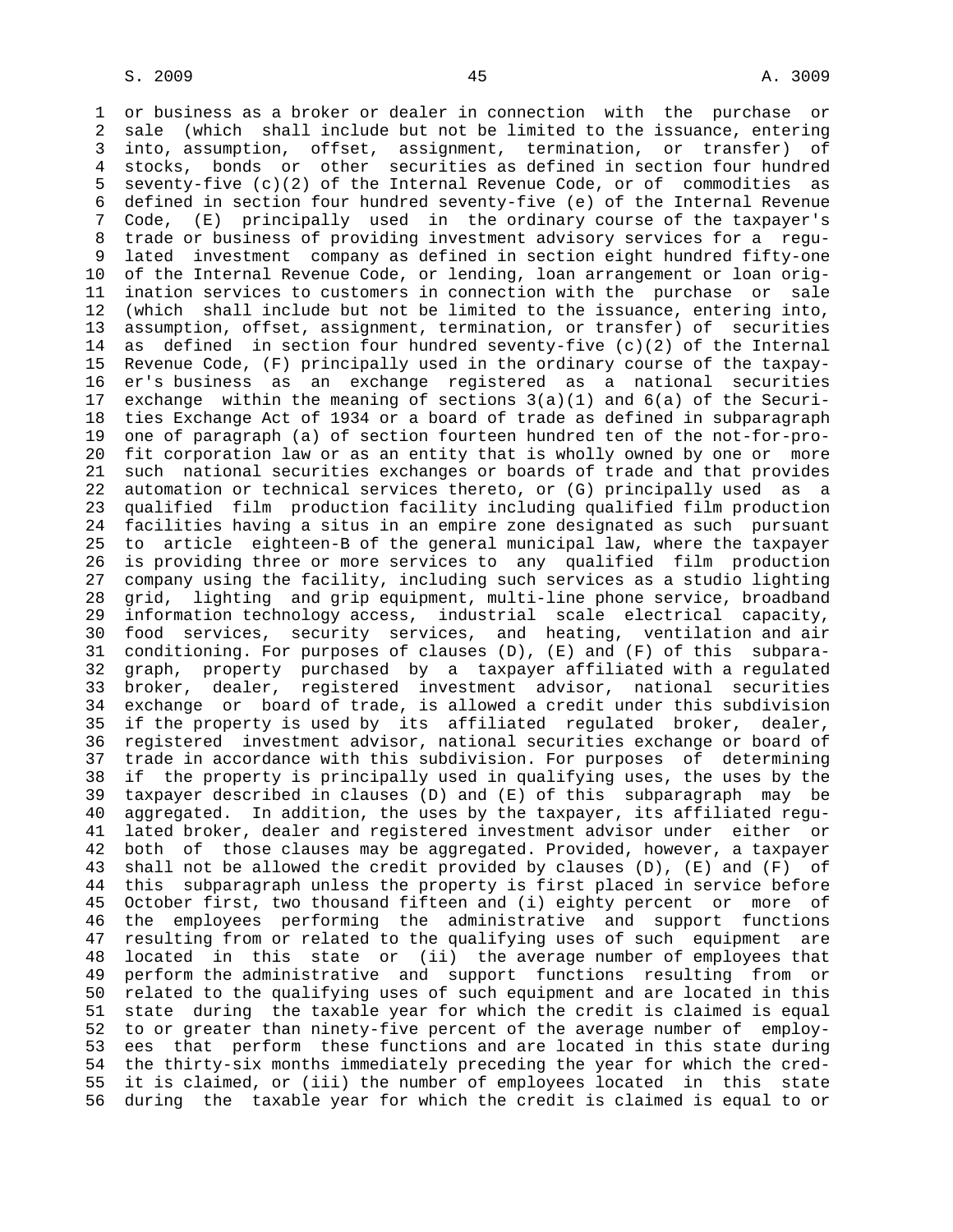or business as a broker or dealer in connection with the purchase or sale (which shall include but not be limited to the issuance, entering into, assumption, offset, assignment, termination, or transfer) of stocks, bonds or other securities as defined in section four hundred seventy-five (c)(2) of the Internal Revenue Code, or of commodities as defined in section four hundred seventy-five (e) of the Internal Revenue Code, (E) principally used in the ordinary course of the taxpayer's trade or business of providing investment advisory services for a regulated investment company as defined in section eight hundred fifty-one of the Internal Revenue Code, or lending, loan arrangement or loan origination services to customers in connection with the purchase or sale (which shall include but not be limited to the issuance, entering into, assumption, offset, assignment, termination, or transfer) of securities as defined in section four hundred seventy-five (c)(2) of the Internal Revenue Code, (F) principally used in the ordinary course of the taxpayer's business as an exchange registered as a national securities exchange within the meaning of sections 3(a)(1) and 6(a) of the Securities Exchange Act of 1934 or a board of trade as defined in subparagraph one of paragraph (a) of section fourteen hundred ten of the not-for-profit corporation law or as an entity that is wholly owned by one or more such national securities exchanges or boards of trade and that provides automation or technical services thereto, or (G) principally used as a qualified film production facility including qualified film production facilities having a situs in an empire zone designated as such pursuant to article eighteen-B of the general municipal law, where the taxpayer is providing three or more services to any qualified film production company using the facility, including such services as a studio lighting grid, lighting and grip equipment, multi-line phone service, broadband information technology access, industrial scale electrical capacity, food services, security services, and heating, ventilation and air conditioning. For purposes of clauses (D), (E) and (F) of this subparagraph, property purchased by a taxpayer affiliated with a regulated broker, dealer, registered investment advisor, national securities exchange or board of trade, is allowed a credit under this subdivision if the property is used by its affiliated regulated broker, dealer, registered investment advisor, national securities exchange or board of trade in accordance with this subdivision. For purposes of determining if the property is principally used in qualifying uses, the uses by the taxpayer described in clauses (D) and (E) of this subparagraph may be aggregated. In addition, the uses by the taxpayer, its affiliated regulated broker, dealer and registered investment advisor under either or both of those clauses may be aggregated. Provided, however, a taxpayer shall not be allowed the credit provided by clauses (D), (E) and (F) of this subparagraph unless the property is first placed in service before October first, two thousand fifteen and (i) eighty percent or more of the employees performing the administrative and support functions resulting from or related to the qualifying uses of such equipment are located in this state or (ii) the average number of employees that perform the administrative and support functions resulting from or related to the qualifying uses of such equipment and are located in this state during the taxable year for which the credit is claimed is equal to or greater than ninety-five percent of the average number of employees that perform these functions and are located in this state during the thirty-six months immediately preceding the year for which the credit is claimed, or (iii) the number of employees located in this state during the taxable year for which the credit is claimed is equal to or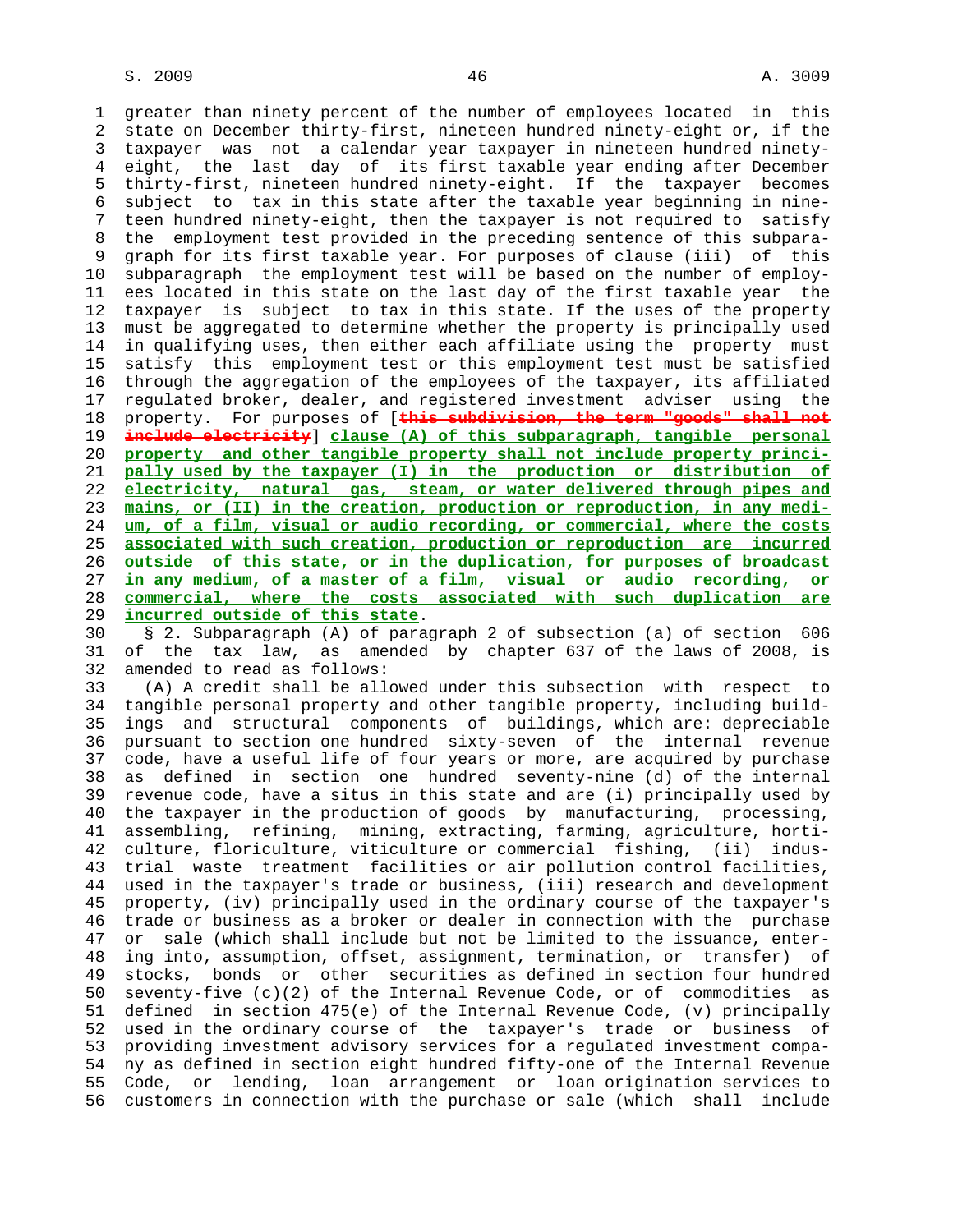greater than ninety percent of the number of employees located in this state on December thirty-first, nineteen hundred ninety-eight or, if the taxpayer was not a calendar year taxpayer in nineteen hundred ninety-eight, the last day of its first taxable year ending after December thirty-first, nineteen hundred ninety-eight. If the taxpayer becomes subject to tax in this state after the taxable year beginning in nineteen hundred ninety-eight, then the taxpayer is not required to satisfy the employment test provided in the preceding sentence of this subparagraph for its first taxable year. For purposes of clause (iii) of this subparagraph the employment test will be based on the number of employees located in this state on the last day of the first taxable year the taxpayer is subject to tax in this state. If the uses of the property must be aggregated to determine whether the property is principally used in qualifying uses, then either each affiliate using the property must satisfy this employment test or this employment test must be satisfied through the aggregation of the employees of the taxpayer, its affiliated regulated broker, dealer, and registered investment adviser using the property. For purposes of [~~this subdivision, the term "goods" shall not include electricity~~] clause (A) of this subparagraph, tangible personal property and other tangible property shall not include property principally used by the taxpayer (I) in the production or distribution of electricity, natural gas, steam, or water delivered through pipes and mains, or (II) in the creation, production or reproduction, in any medium, of a film, visual or audio recording, or commercial, where the costs associated with such creation, production or reproduction are incurred outside of this state, or in the duplication, for purposes of broadcast in any medium, of a master of a film, visual or audio recording, or commercial, where the costs associated with such duplication are incurred outside of this state.

§ 2. Subparagraph (A) of paragraph 2 of subsection (a) of section 606 of the tax law, as amended by chapter 637 of the laws of 2008, is amended to read as follows:

(A) A credit shall be allowed under this subsection with respect to tangible personal property and other tangible property, including buildings and structural components of buildings, which are: depreciable pursuant to section one hundred sixty-seven of the internal revenue code, have a useful life of four years or more, are acquired by purchase as defined in section one hundred seventy-nine (d) of the internal revenue code, have a situs in this state and are (i) principally used by the taxpayer in the production of goods by manufacturing, processing, assembling, refining, mining, extracting, farming, agriculture, horticulture, floriculture, viticulture or commercial fishing, (ii) industrial waste treatment facilities or air pollution control facilities, used in the taxpayer's trade or business, (iii) research and development property, (iv) principally used in the ordinary course of the taxpayer's trade or business as a broker or dealer in connection with the purchase or sale (which shall include but not be limited to the issuance, entering into, assumption, offset, assignment, termination, or transfer) of stocks, bonds or other securities as defined in section four hundred seventy-five (c)(2) of the Internal Revenue Code, or of commodities as defined in section 475(e) of the Internal Revenue Code, (v) principally used in the ordinary course of the taxpayer's trade or business of providing investment advisory services for a regulated investment company as defined in section eight hundred fifty-one of the Internal Revenue Code, or lending, loan arrangement or loan origination services to customers in connection with the purchase or sale (which shall include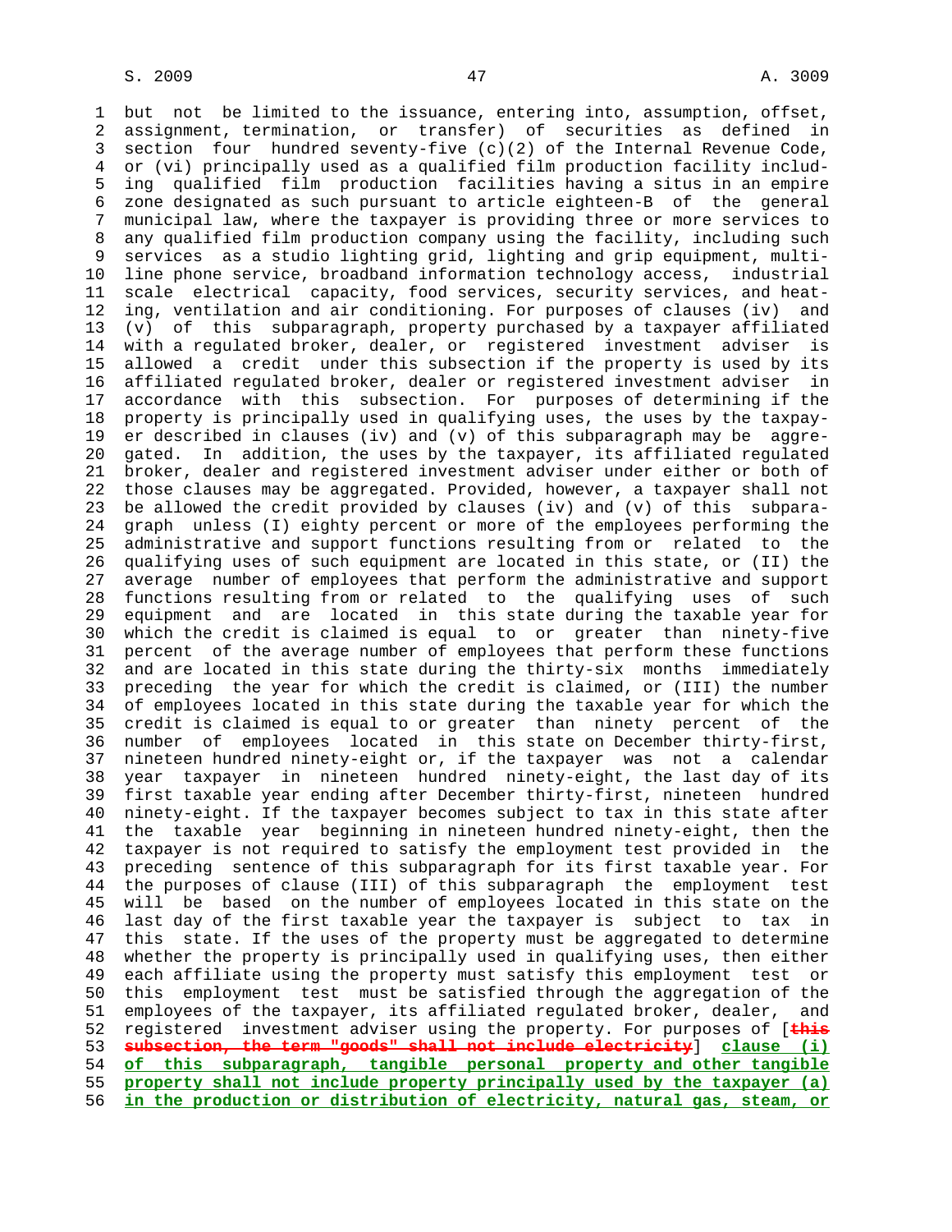but not be limited to the issuance, entering into, assumption, offset, assignment, termination, or transfer) of securities as defined in section four hundred seventy-five (c)(2) of the Internal Revenue Code, or (vi) principally used as a qualified film production facility including qualified film production facilities having a situs in an empire zone designated as such pursuant to article eighteen-B of the general municipal law, where the taxpayer is providing three or more services to any qualified film production company using the facility, including such services as a studio lighting grid, lighting and grip equipment, multi-line phone service, broadband information technology access, industrial scale electrical capacity, food services, security services, and heating, ventilation and air conditioning. For purposes of clauses (iv) and (v) of this subparagraph, property purchased by a taxpayer affiliated with a regulated broker, dealer, or registered investment adviser is allowed a credit under this subsection if the property is used by its affiliated regulated broker, dealer or registered investment adviser in accordance with this subsection. For purposes of determining if the property is principally used in qualifying uses, the uses by the taxpayer described in clauses (iv) and (v) of this subparagraph may be aggregated. In addition, the uses by the taxpayer, its affiliated regulated broker, dealer and registered investment adviser under either or both of those clauses may be aggregated. Provided, however, a taxpayer shall not be allowed the credit provided by clauses (iv) and (v) of this subparagraph unless (I) eighty percent or more of the employees performing the administrative and support functions resulting from or related to the qualifying uses of such equipment are located in this state, or (II) the average number of employees that perform the administrative and support functions resulting from or related to the qualifying uses of such equipment and are located in this state during the taxable year for which the credit is claimed is equal to or greater than ninety-five percent of the average number of employees that perform these functions and are located in this state during the thirty-six months immediately preceding the year for which the credit is claimed, or (III) the number of employees located in this state during the taxable year for which the credit is claimed is equal to or greater than ninety percent of the number of employees located in this state on December thirty-first, nineteen hundred ninety-eight or, if the taxpayer was not a calendar year taxpayer in nineteen hundred ninety-eight, the last day of its first taxable year ending after December thirty-first, nineteen hundred ninety-eight. If the taxpayer becomes subject to tax in this state after the taxable year beginning in nineteen hundred ninety-eight, then the taxpayer is not required to satisfy the employment test provided in the preceding sentence of this subparagraph for its first taxable year. For the purposes of clause (III) of this subparagraph the employment test will be based on the number of employees located in this state on the last day of the first taxable year the taxpayer is subject to tax in this state. If the uses of the property must be aggregated to determine whether the property is principally used in qualifying uses, then either each affiliate using the property must satisfy this employment test or this employment test must be satisfied through the aggregation of the employees of the taxpayer, its affiliated regulated broker, dealer, and registered investment adviser using the property. For purposes of [~~this subsection, the term "goods" shall not include electricity~~] <u>clause (i) of this subparagraph, tangible personal property and other tangible property shall not include property principally used by the taxpayer (a) in the production or distribution of electricity, natural gas, steam, or</u>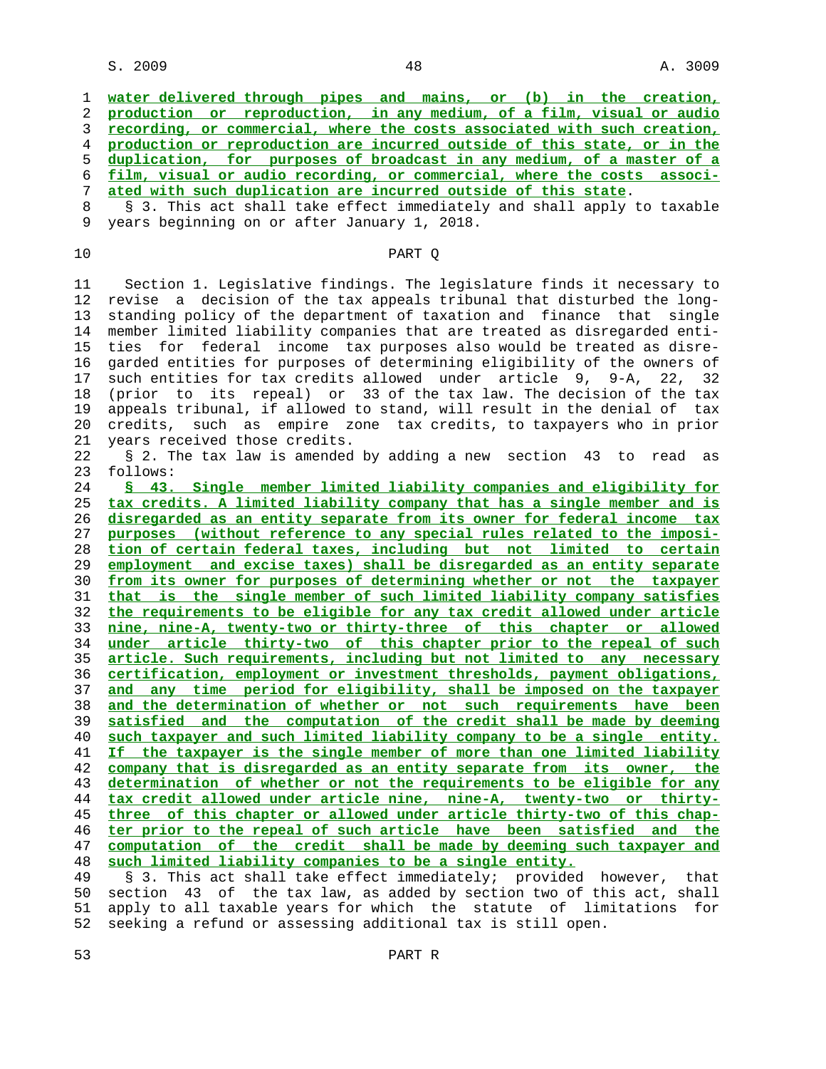water delivered through pipes and mains, or (b) in the creation, production or reproduction, in any medium, of a film, visual or audio recording, or commercial, where the costs associated with such creation, production or reproduction are incurred outside of this state, or in the duplication, for purposes of broadcast in any medium, of a master of a film, visual or audio recording, or commercial, where the costs associated with such duplication are incurred outside of this state.

§ 3. This act shall take effect immediately and shall apply to taxable years beginning on or after January 1, 2018.

PART Q

Section 1. Legislative findings. The legislature finds it necessary to revise a decision of the tax appeals tribunal that disturbed the long-standing policy of the department of taxation and finance that single member limited liability companies that are treated as disregarded entities for federal income tax purposes also would be treated as disregarded entities for purposes of determining eligibility of the owners of such entities for tax credits allowed under article 9, 9-A, 22, 32 (prior to its repeal) or 33 of the tax law. The decision of the tax appeals tribunal, if allowed to stand, will result in the denial of tax credits, such as empire zone tax credits, to taxpayers who in prior years received those credits.

§ 2. The tax law is amended by adding a new section 43 to read as follows:

§ 43. Single member limited liability companies and eligibility for tax credits. A limited liability company that has a single member and is disregarded as an entity separate from its owner for federal income tax purposes (without reference to any special rules related to the imposition of certain federal taxes, including but not limited to certain employment and excise taxes) shall be disregarded as an entity separate from its owner for purposes of determining whether or not the taxpayer that is the single member of such limited liability company satisfies the requirements to be eligible for any tax credit allowed under article nine, nine-A, twenty-two or thirty-three of this chapter or allowed under article thirty-two of this chapter prior to the repeal of such article. Such requirements, including but not limited to any necessary certification, employment or investment thresholds, payment obligations, and any time period for eligibility, shall be imposed on the taxpayer and the determination of whether or not such requirements have been satisfied and the computation of the credit shall be made by deeming such taxpayer and such limited liability company to be a single entity. If the taxpayer is the single member of more than one limited liability company that is disregarded as an entity separate from its owner, the determination of whether or not the requirements to be eligible for any tax credit allowed under article nine, nine-A, twenty-two or thirty-three of this chapter or allowed under article thirty-two of this chapter prior to the repeal of such article have been satisfied and the computation of the credit shall be made by deeming such taxpayer and such limited liability companies to be a single entity.

§ 3. This act shall take effect immediately; provided however, that section 43 of the tax law, as added by section two of this act, shall apply to all taxable years for which the statute of limitations for seeking a refund or assessing additional tax is still open.

PART R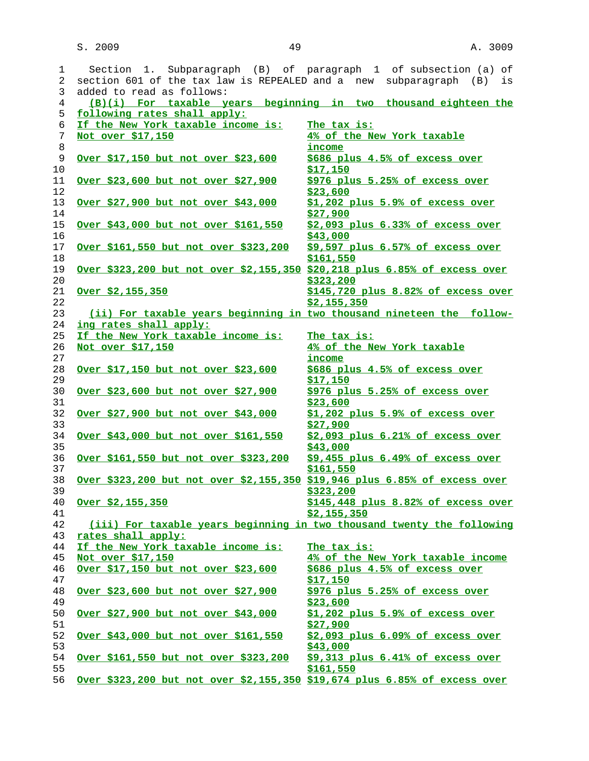Section 1. Subparagraph (B) of paragraph 1 of subsection (a) of section 601 of the tax law is REPEALED and a new subparagraph (B) is added to read as follows:

(B)(i) For taxable years beginning in two thousand eighteen the following rates shall apply:

| If the New York taxable income is: | The tax is: |
|---|---|
| Not over $17,150 | 4% of the New York taxable income |
| Over $17,150 but not over $23,600 | $686 plus 4.5% of excess over $17,150 |
| Over $23,600 but not over $27,900 | $976 plus 5.25% of excess over $23,600 |
| Over $27,900 but not over $43,000 | $1,202 plus 5.9% of excess over $27,900 |
| Over $43,000 but not over $161,550 | $2,093 plus 6.33% of excess over $43,000 |
| Over $161,550 but not over $323,200 | $9,597 plus 6.57% of excess over $161,550 |
| Over $323,200 but not over $2,155,350 | $20,218 plus 6.85% of excess over $323,200 |
| Over $2,155,350 | $145,720 plus 8.82% of excess over $2,155,350 |

(ii) For taxable years beginning in two thousand nineteen the following rates shall apply:

| If the New York taxable income is: | The tax is: |
|---|---|
| Not over $17,150 | 4% of the New York taxable income |
| Over $17,150 but not over $23,600 | $686 plus 4.5% of excess over $17,150 |
| Over $23,600 but not over $27,900 | $976 plus 5.25% of excess over $23,600 |
| Over $27,900 but not over $43,000 | $1,202 plus 5.9% of excess over $27,900 |
| Over $43,000 but not over $161,550 | $2,093 plus 6.21% of excess over $43,000 |
| Over $161,550 but not over $323,200 | $9,455 plus 6.49% of excess over $161,550 |
| Over $323,200 but not over $2,155,350 | $19,946 plus 6.85% of excess over $323,200 |
| Over $2,155,350 | $145,448 plus 8.82% of excess over $2,155,350 |

(iii) For taxable years beginning in two thousand twenty the following rates shall apply:

| If the New York taxable income is: | The tax is: |
|---|---|
| Not over $17,150 | 4% of the New York taxable income |
| Over $17,150 but not over $23,600 | $686 plus 4.5% of excess over $17,150 |
| Over $23,600 but not over $27,900 | $976 plus 5.25% of excess over $23,600 |
| Over $27,900 but not over $43,000 | $1,202 plus 5.9% of excess over $27,900 |
| Over $43,000 but not over $161,550 | $2,093 plus 6.09% of excess over $43,000 |
| Over $161,550 but not over $323,200 | $9,313 plus 6.41% of excess over $161,550 |
| Over $323,200 but not over $2,155,350 | $19,674 plus 6.85% of excess over |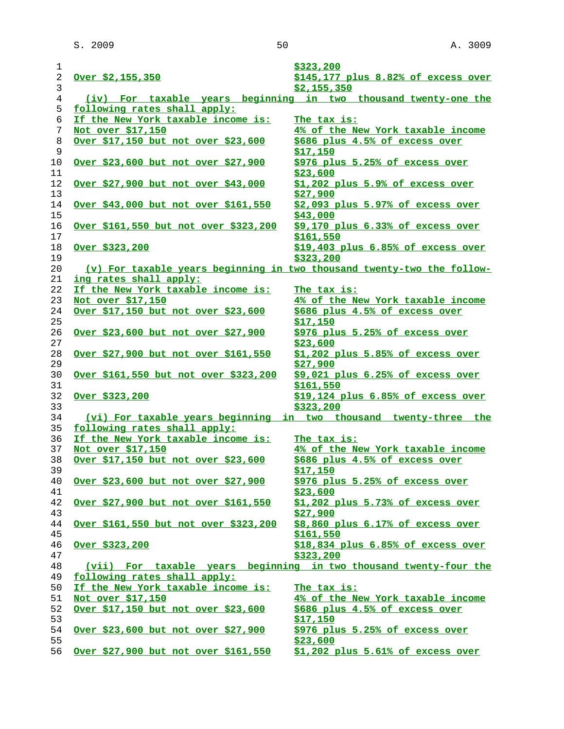| | |
|---|---|
| | $323,200 |
| Over $2,155,350 | $145,177 plus 8.82% of excess over $2,155,350 |

(iv) For taxable years beginning in two thousand twenty-one the following rates shall apply:

| If the New York taxable income is: | The tax is: |
|---|---|
| Not over $17,150 | 4% of the New York taxable income |
| Over $17,150 but not over $23,600 | $686 plus 4.5% of excess over $17,150 |
| Over $23,600 but not over $27,900 | $976 plus 5.25% of excess over $23,600 |
| Over $27,900 but not over $43,000 | $1,202 plus 5.9% of excess over $27,900 |
| Over $43,000 but not over $161,550 | $2,093 plus 5.97% of excess over $43,000 |
| Over $161,550 but not over $323,200 | $9,170 plus 6.33% of excess over $161,550 |
| Over $323,200 | $19,403 plus 6.85% of excess over $323,200 |

(v) For taxable years beginning in two thousand twenty-two the following rates shall apply:

| If the New York taxable income is: | The tax is: |
|---|---|
| Not over $17,150 | 4% of the New York taxable income |
| Over $17,150 but not over $23,600 | $686 plus 4.5% of excess over $17,150 |
| Over $23,600 but not over $27,900 | $976 plus 5.25% of excess over $23,600 |
| Over $27,900 but not over $161,550 | $1,202 plus 5.85% of excess over $27,900 |
| Over $161,550 but not over $323,200 | $9,021 plus 6.25% of excess over $161,550 |
| Over $323,200 | $19,124 plus 6.85% of excess over $323,200 |

(vi) For taxable years beginning in two thousand twenty-three the following rates shall apply:

| If the New York taxable income is: | The tax is: |
|---|---|
| Not over $17,150 | 4% of the New York taxable income |
| Over $17,150 but not over $23,600 | $686 plus 4.5% of excess over $17,150 |
| Over $23,600 but not over $27,900 | $976 plus 5.25% of excess over $23,600 |
| Over $27,900 but not over $161,550 | $1,202 plus 5.73% of excess over $27,900 |
| Over $161,550 but not over $323,200 | $8,860 plus 6.17% of excess over $161,550 |
| Over $323,200 | $18,834 plus 6.85% of excess over $323,200 |

(vii) For taxable years beginning in two thousand twenty-four the following rates shall apply:

| If the New York taxable income is: | The tax is: |
|---|---|
| Not over $17,150 | 4% of the New York taxable income |
| Over $17,150 but not over $23,600 | $686 plus 4.5% of excess over $17,150 |
| Over $23,600 but not over $27,900 | $976 plus 5.25% of excess over $23,600 |
| Over $27,900 but not over $161,550 | $1,202 plus 5.61% of excess over |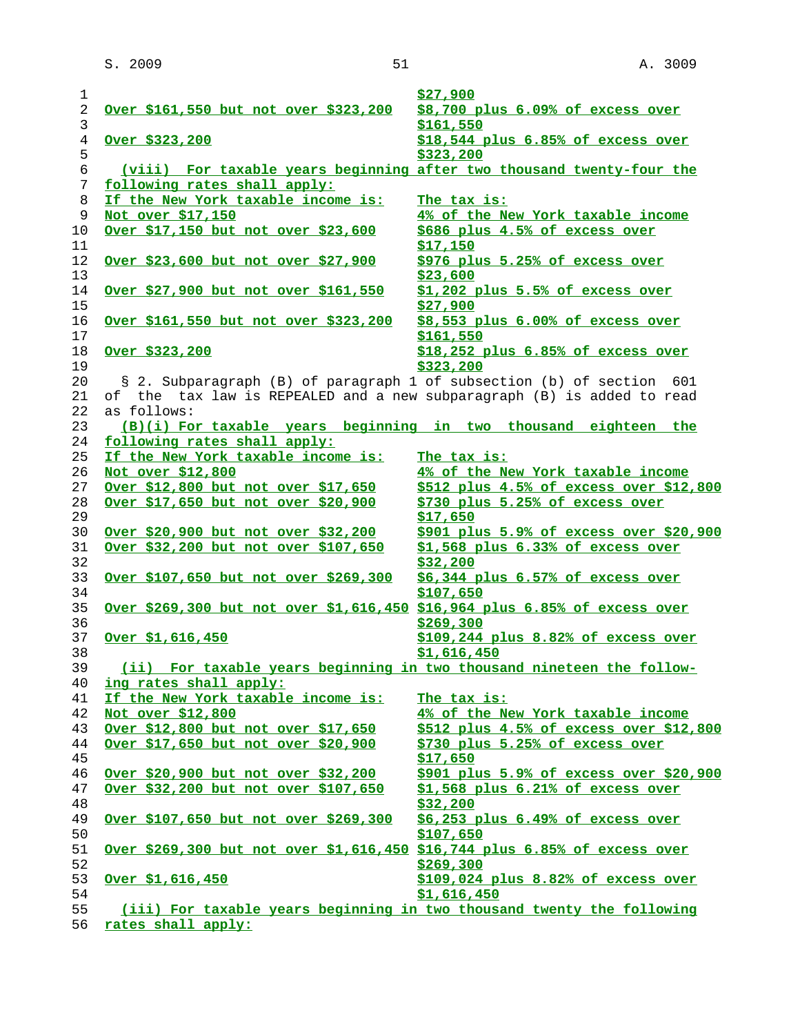| | $27,900 |
|---|---|
| Over $161,550 but not over $323,200 | $8,700 plus 6.09% of excess over $161,550 |
| Over $323,200 | $18,544 plus 6.85% of excess over $323,200 |

(viii) For taxable years beginning after two thousand twenty-four the following rates shall apply:

| If the New York taxable income is: | The tax is: |
|---|---|
| Not over $17,150 | 4% of the New York taxable income |
| Over $17,150 but not over $23,600 | $686 plus 4.5% of excess over $17,150 |
| Over $23,600 but not over $27,900 | $976 plus 5.25% of excess over $23,600 |
| Over $27,900 but not over $161,550 | $1,202 plus 5.5% of excess over $27,900 |
| Over $161,550 but not over $323,200 | $8,553 plus 6.00% of excess over $161,550 |
| Over $323,200 | $18,252 plus 6.85% of excess over $323,200 |

§ 2. Subparagraph (B) of paragraph 1 of subsection (b) of section 601 of the tax law is REPEALED and a new subparagraph (B) is added to read as follows:

(B)(i) For taxable years beginning in two thousand eighteen the following rates shall apply:

| If the New York taxable income is: | The tax is: |
|---|---|
| Not over $12,800 | 4% of the New York taxable income |
| Over $12,800 but not over $17,650 | $512 plus 4.5% of excess over $12,800 |
| Over $17,650 but not over $20,900 | $730 plus 5.25% of excess over $17,650 |
| Over $20,900 but not over $32,200 | $901 plus 5.9% of excess over $20,900 |
| Over $32,200 but not over $107,650 | $1,568 plus 6.33% of excess over $32,200 |
| Over $107,650 but not over $269,300 | $6,344 plus 6.57% of excess over $107,650 |
| Over $269,300 but not over $1,616,450 | $16,964 plus 6.85% of excess over $269,300 |
| Over $1,616,450 | $109,244 plus 8.82% of excess over $1,616,450 |

(ii) For taxable years beginning in two thousand nineteen the following rates shall apply:

| If the New York taxable income is: | The tax is: |
|---|---|
| Not over $12,800 | 4% of the New York taxable income |
| Over $12,800 but not over $17,650 | $512 plus 4.5% of excess over $12,800 |
| Over $17,650 but not over $20,900 | $730 plus 5.25% of excess over $17,650 |
| Over $20,900 but not over $32,200 | $901 plus 5.9% of excess over $20,900 |
| Over $32,200 but not over $107,650 | $1,568 plus 6.21% of excess over $32,200 |
| Over $107,650 but not over $269,300 | $6,253 plus 6.49% of excess over $107,650 |
| Over $269,300 but not over $1,616,450 | $16,744 plus 6.85% of excess over $269,300 |
| Over $1,616,450 | $109,024 plus 8.82% of excess over $1,616,450 |

(iii) For taxable years beginning in two thousand twenty the following rates shall apply: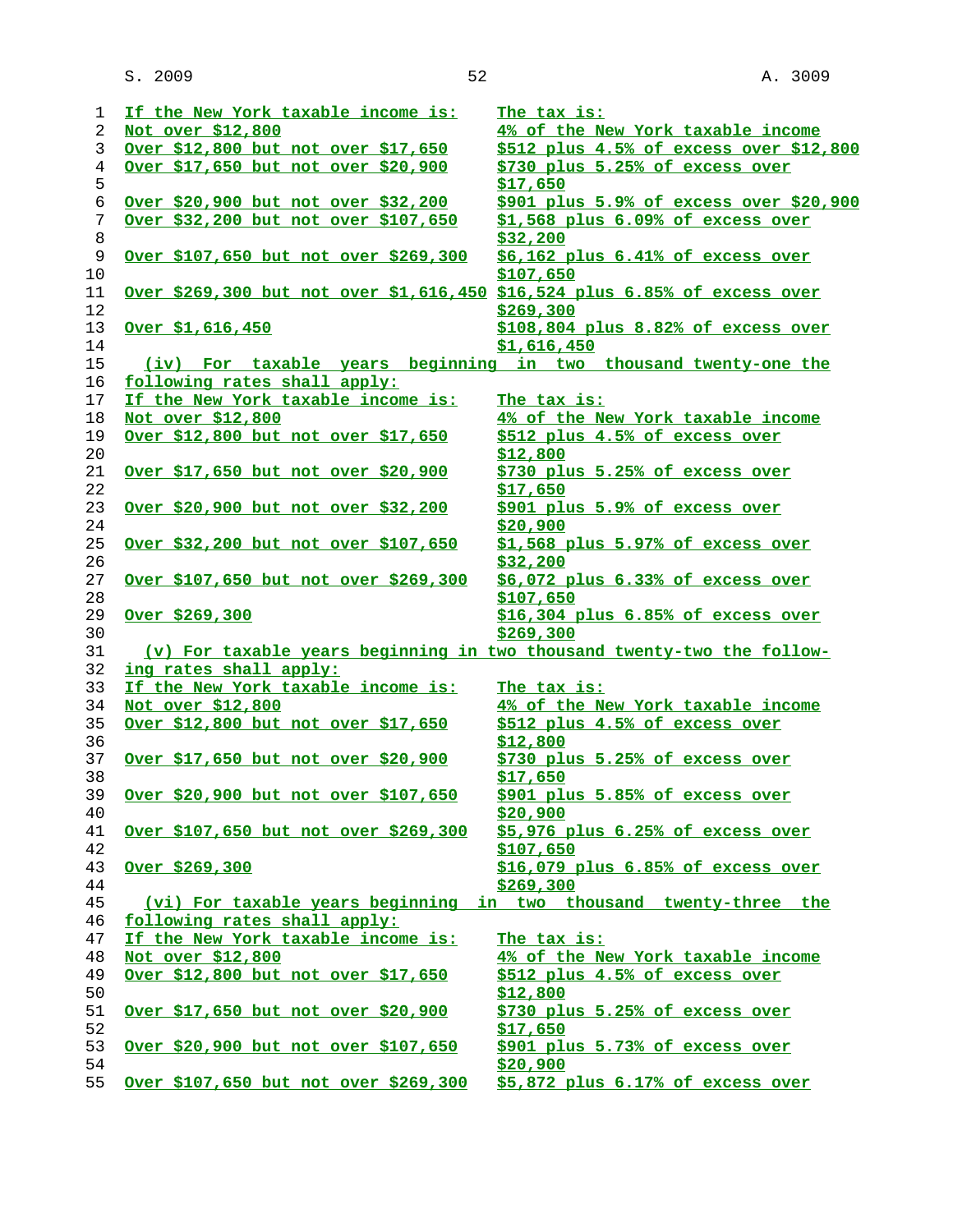| If the New York taxable income is: | The tax is: |
| --- | --- |
| Not over $12,800 | 4% of the New York taxable income |
| Over $12,800 but not over $17,650 | $512 plus 4.5% of excess over $12,800 |
| Over $17,650 but not over $20,900 | $730 plus 5.25% of excess over $17,650 |
| Over $20,900 but not over $32,200 | $901 plus 5.9% of excess over $20,900 |
| Over $32,200 but not over $107,650 | $1,568 plus 6.09% of excess over $32,200 |
| Over $107,650 but not over $269,300 | $6,162 plus 6.41% of excess over $107,650 |
| Over $269,300 but not over $1,616,450 | $16,524 plus 6.85% of excess over $269,300 |
| Over $1,616,450 | $108,804 plus 8.82% of excess over $1,616,450 |

(iv) For taxable years beginning in two thousand twenty-one the following rates shall apply:

| If the New York taxable income is: | The tax is: |
| --- | --- |
| Not over $12,800 | 4% of the New York taxable income |
| Over $12,800 but not over $17,650 | $512 plus 4.5% of excess over $12,800 |
| Over $17,650 but not over $20,900 | $730 plus 5.25% of excess over $17,650 |
| Over $20,900 but not over $32,200 | $901 plus 5.9% of excess over $20,900 |
| Over $32,200 but not over $107,650 | $1,568 plus 5.97% of excess over $32,200 |
| Over $107,650 but not over $269,300 | $6,072 plus 6.33% of excess over $107,650 |
| Over $269,300 | $16,304 plus 6.85% of excess over $269,300 |

(v) For taxable years beginning in two thousand twenty-two the following rates shall apply:

| If the New York taxable income is: | The tax is: |
| --- | --- |
| Not over $12,800 | 4% of the New York taxable income |
| Over $12,800 but not over $17,650 | $512 plus 4.5% of excess over $12,800 |
| Over $17,650 but not over $20,900 | $730 plus 5.25% of excess over $17,650 |
| Over $20,900 but not over $107,650 | $901 plus 5.85% of excess over $20,900 |
| Over $107,650 but not over $269,300 | $5,976 plus 6.25% of excess over $107,650 |
| Over $269,300 | $16,079 plus 6.85% of excess over $269,300 |

(vi) For taxable years beginning in two thousand twenty-three the following rates shall apply:

| If the New York taxable income is: | The tax is: |
| --- | --- |
| Not over $12,800 | 4% of the New York taxable income |
| Over $12,800 but not over $17,650 | $512 plus 4.5% of excess over $12,800 |
| Over $17,650 but not over $20,900 | $730 plus 5.25% of excess over $17,650 |
| Over $20,900 but not over $107,650 | $901 plus 5.73% of excess over $20,900 |
| Over $107,650 but not over $269,300 | $5,872 plus 6.17% of excess over |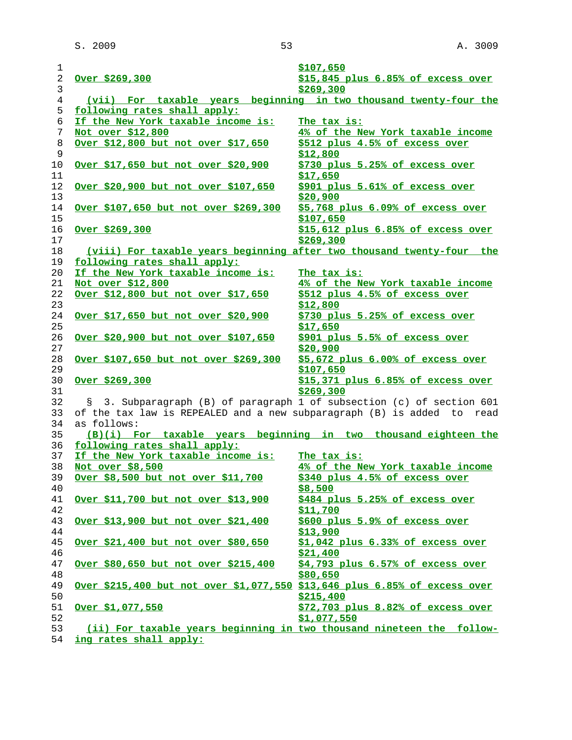| | |
|---|---|
| | $107,650 |
| Over $269,300 | $15,845 plus 6.85% of excess over $269,300 |

(vii) For taxable years beginning in two thousand twenty-four the following rates shall apply:

| If the New York taxable income is: | The tax is: |
|---|---|
| Not over $12,800 | 4% of the New York taxable income |
| Over $12,800 but not over $17,650 | $512 plus 4.5% of excess over $12,800 |
| Over $17,650 but not over $20,900 | $730 plus 5.25% of excess over $17,650 |
| Over $20,900 but not over $107,650 | $901 plus 5.61% of excess over $20,900 |
| Over $107,650 but not over $269,300 | $5,768 plus 6.09% of excess over $107,650 |
| Over $269,300 | $15,612 plus 6.85% of excess over $269,300 |

(viii) For taxable years beginning after two thousand twenty-four the following rates shall apply:

| If the New York taxable income is: | The tax is: |
|---|---|
| Not over $12,800 | 4% of the New York taxable income |
| Over $12,800 but not over $17,650 | $512 plus 4.5% of excess over $12,800 |
| Over $17,650 but not over $20,900 | $730 plus 5.25% of excess over $17,650 |
| Over $20,900 but not over $107,650 | $901 plus 5.5% of excess over $20,900 |
| Over $107,650 but not over $269,300 | $5,672 plus 6.00% of excess over $107,650 |
| Over $269,300 | $15,371 plus 6.85% of excess over $269,300 |

§ 3. Subparagraph (B) of paragraph 1 of subsection (c) of section 601 of the tax law is REPEALED and a new subparagraph (B) is added to read as follows:

(B)(i) For taxable years beginning in two thousand eighteen the following rates shall apply:

| If the New York taxable income is: | The tax is: |
|---|---|
| Not over $8,500 | 4% of the New York taxable income |
| Over $8,500 but not over $11,700 | $340 plus 4.5% of excess over $8,500 |
| Over $11,700 but not over $13,900 | $484 plus 5.25% of excess over $11,700 |
| Over $13,900 but not over $21,400 | $600 plus 5.9% of excess over $13,900 |
| Over $21,400 but not over $80,650 | $1,042 plus 6.33% of excess over $21,400 |
| Over $80,650 but not over $215,400 | $4,793 plus 6.57% of excess over $80,650 |
| Over $215,400 but not over $1,077,550 | $13,646 plus 6.85% of excess over $215,400 |
| Over $1,077,550 | $72,703 plus 8.82% of excess over $1,077,550 |

(ii) For taxable years beginning in two thousand nineteen the following rates shall apply: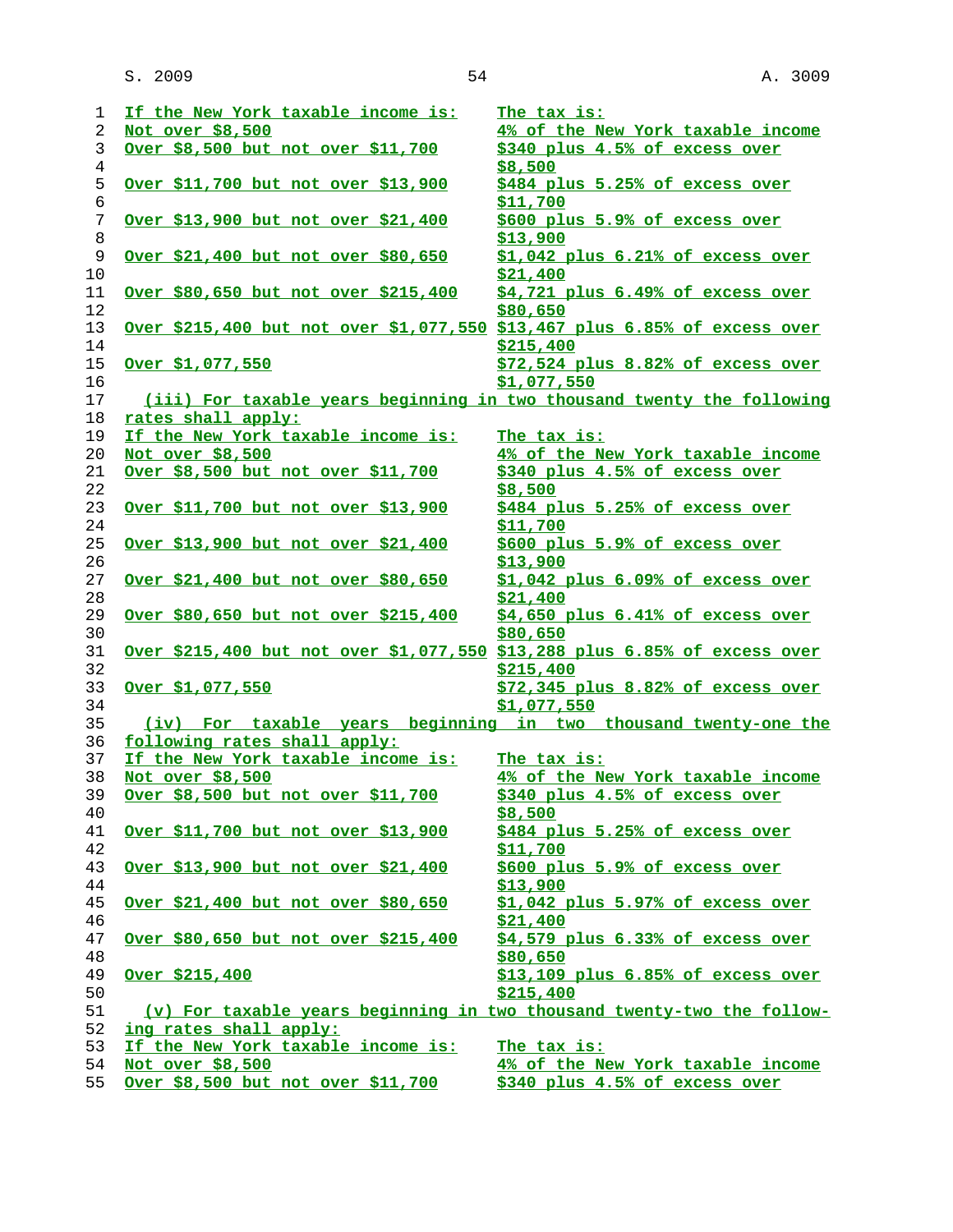| If the New York taxable income is: | The tax is: |
|---|---|
| Not over $8,500 | 4% of the New York taxable income |
| Over $8,500 but not over $11,700 | $340 plus 4.5% of excess over $8,500 |
| Over $11,700 but not over $13,900 | $484 plus 5.25% of excess over $11,700 |
| Over $13,900 but not over $21,400 | $600 plus 5.9% of excess over $13,900 |
| Over $21,400 but not over $80,650 | $1,042 plus 6.21% of excess over $21,400 |
| Over $80,650 but not over $215,400 | $4,721 plus 6.49% of excess over $80,650 |
| Over $215,400 but not over $1,077,550 | $13,467 plus 6.85% of excess over $215,400 |
| Over $1,077,550 | $72,524 plus 8.82% of excess over $1,077,550 |

(iii) For taxable years beginning in two thousand twenty the following rates shall apply:

| If the New York taxable income is: | The tax is: |
|---|---|
| Not over $8,500 | 4% of the New York taxable income |
| Over $8,500 but not over $11,700 | $340 plus 4.5% of excess over $8,500 |
| Over $11,700 but not over $13,900 | $484 plus 5.25% of excess over $11,700 |
| Over $13,900 but not over $21,400 | $600 plus 5.9% of excess over $13,900 |
| Over $21,400 but not over $80,650 | $1,042 plus 6.09% of excess over $21,400 |
| Over $80,650 but not over $215,400 | $4,650 plus 6.41% of excess over $80,650 |
| Over $215,400 but not over $1,077,550 | $13,288 plus 6.85% of excess over $215,400 |
| Over $1,077,550 | $72,345 plus 8.82% of excess over $1,077,550 |

(iv) For taxable years beginning in two thousand twenty-one the following rates shall apply:

| If the New York taxable income is: | The tax is: |
|---|---|
| Not over $8,500 | 4% of the New York taxable income |
| Over $8,500 but not over $11,700 | $340 plus 4.5% of excess over $8,500 |
| Over $11,700 but not over $13,900 | $484 plus 5.25% of excess over $11,700 |
| Over $13,900 but not over $21,400 | $600 plus 5.9% of excess over $13,900 |
| Over $21,400 but not over $80,650 | $1,042 plus 5.97% of excess over $21,400 |
| Over $80,650 but not over $215,400 | $4,579 plus 6.33% of excess over $80,650 |
| Over $215,400 | $13,109 plus 6.85% of excess over $215,400 |

(v) For taxable years beginning in two thousand twenty-two the following rates shall apply:

| If the New York taxable income is: | The tax is: |
|---|---|
| Not over $8,500 | 4% of the New York taxable income |
| Over $8,500 but not over $11,700 | $340 plus 4.5% of excess over |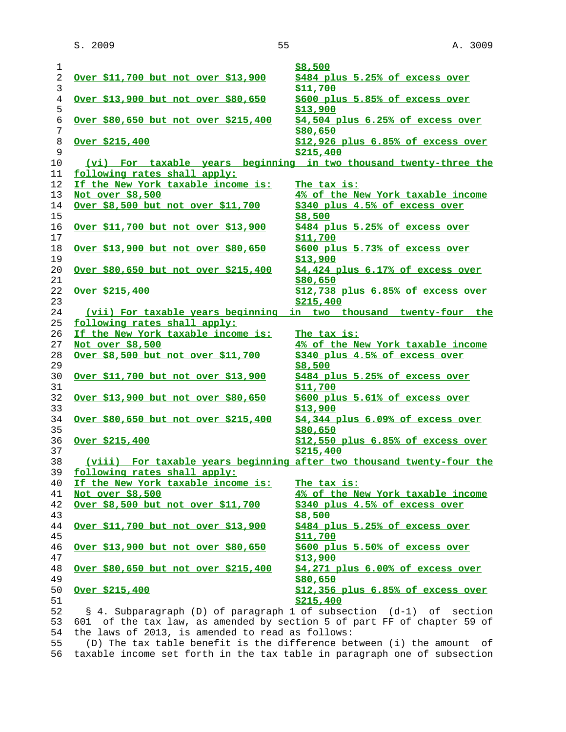| If the New York taxable income is: | The tax is: |
|---|---|
| | $8,500 |
| Over $11,700 but not over $13,900 | $484 plus 5.25% of excess over $11,700 |
| Over $13,900 but not over $80,650 | $600 plus 5.85% of excess over $13,900 |
| Over $80,650 but not over $215,400 | $4,504 plus 6.25% of excess over $80,650 |
| Over $215,400 | $12,926 plus 6.85% of excess over $215,400 |

(vi) For taxable years beginning in two thousand twenty-three the following rates shall apply:

| If the New York taxable income is: | The tax is: |
|---|---|
| Not over $8,500 | 4% of the New York taxable income |
| Over $8,500 but not over $11,700 | $340 plus 4.5% of excess over $8,500 |
| Over $11,700 but not over $13,900 | $484 plus 5.25% of excess over $11,700 |
| Over $13,900 but not over $80,650 | $600 plus 5.73% of excess over $13,900 |
| Over $80,650 but not over $215,400 | $4,424 plus 6.17% of excess over $80,650 |
| Over $215,400 | $12,738 plus 6.85% of excess over $215,400 |

(vii) For taxable years beginning in two thousand twenty-four the following rates shall apply:

| If the New York taxable income is: | The tax is: |
|---|---|
| Not over $8,500 | 4% of the New York taxable income |
| Over $8,500 but not over $11,700 | $340 plus 4.5% of excess over $8,500 |
| Over $11,700 but not over $13,900 | $484 plus 5.25% of excess over $11,700 |
| Over $13,900 but not over $80,650 | $600 plus 5.61% of excess over $13,900 |
| Over $80,650 but not over $215,400 | $4,344 plus 6.09% of excess over $80,650 |
| Over $215,400 | $12,550 plus 6.85% of excess over $215,400 |

(viii) For taxable years beginning after two thousand twenty-four the following rates shall apply:

| If the New York taxable income is: | The tax is: |
|---|---|
| Not over $8,500 | 4% of the New York taxable income |
| Over $8,500 but not over $11,700 | $340 plus 4.5% of excess over $8,500 |
| Over $11,700 but not over $13,900 | $484 plus 5.25% of excess over $11,700 |
| Over $13,900 but not over $80,650 | $600 plus 5.50% of excess over $13,900 |
| Over $80,650 but not over $215,400 | $4,271 plus 6.00% of excess over $80,650 |
| Over $215,400 | $12,356 plus 6.85% of excess over $215,400 |

§ 4. Subparagraph (D) of paragraph 1 of subsection (d-1) of section 601 of the tax law, as amended by section 5 of part FF of chapter 59 of the laws of 2013, is amended to read as follows:

(D) The tax table benefit is the difference between (i) the amount of taxable income set forth in the tax table in paragraph one of subsection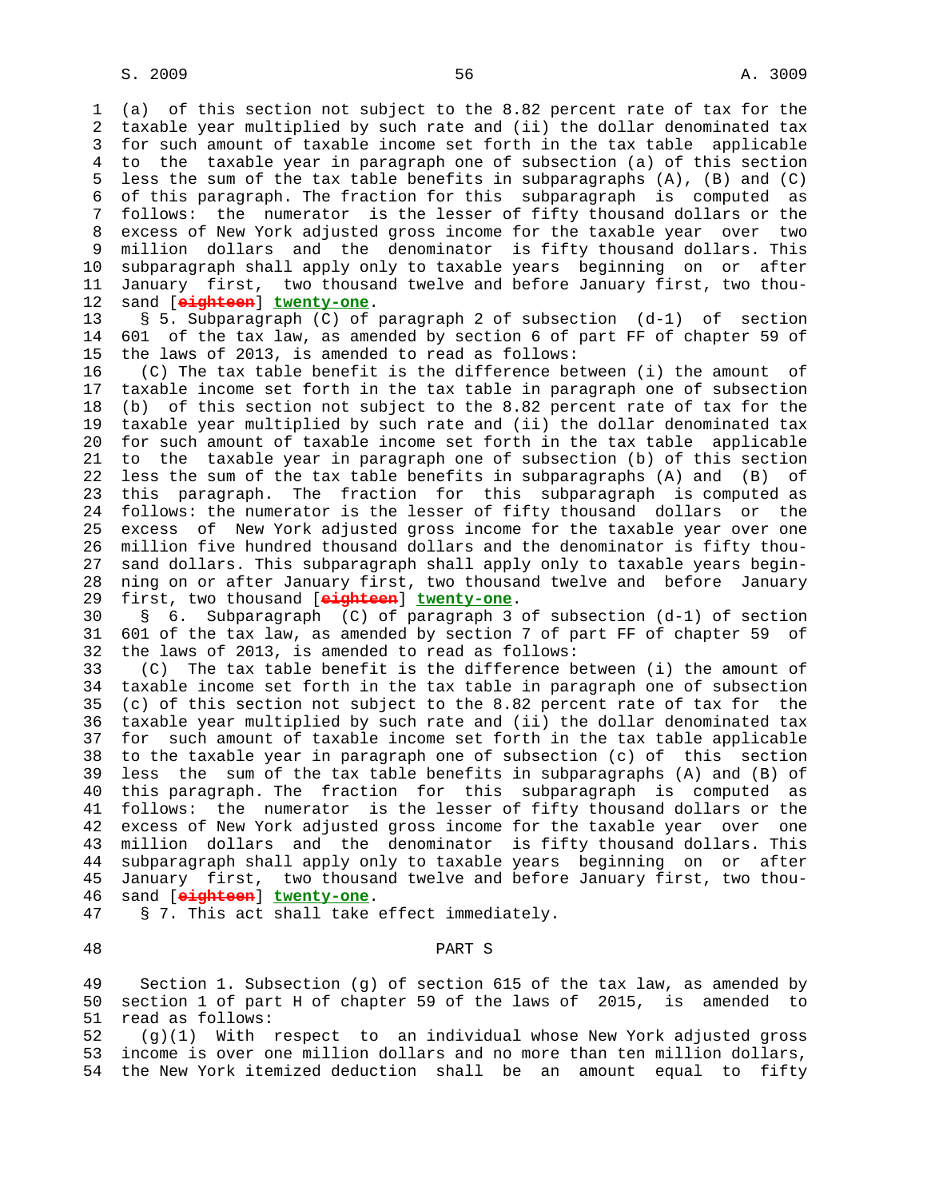(a) of this section not subject to the 8.82 percent rate of tax for the taxable year multiplied by such rate and (ii) the dollar denominated tax for such amount of taxable income set forth in the tax table applicable to the taxable year in paragraph one of subsection (a) of this section less the sum of the tax table benefits in subparagraphs (A), (B) and (C) of this paragraph. The fraction for this subparagraph is computed as follows: the numerator is the lesser of fifty thousand dollars or the excess of New York adjusted gross income for the taxable year over two million dollars and the denominator is fifty thousand dollars. This subparagraph shall apply only to taxable years beginning on or after January first, two thousand twelve and before January first, two thousand [~~eighteen~~] **twenty-one**.

§ 5. Subparagraph (C) of paragraph 2 of subsection (d-1) of section 601 of the tax law, as amended by section 6 of part FF of chapter 59 of the laws of 2013, is amended to read as follows:

(C) The tax table benefit is the difference between (i) the amount of taxable income set forth in the tax table in paragraph one of subsection (b) of this section not subject to the 8.82 percent rate of tax for the taxable year multiplied by such rate and (ii) the dollar denominated tax for such amount of taxable income set forth in the tax table applicable to the taxable year in paragraph one of subsection (b) of this section less the sum of the tax table benefits in subparagraphs (A) and (B) of this paragraph. The fraction for this subparagraph is computed as follows: the numerator is the lesser of fifty thousand dollars or the excess of New York adjusted gross income for the taxable year over one million five hundred thousand dollars and the denominator is fifty thousand dollars. This subparagraph shall apply only to taxable years beginning on or after January first, two thousand twelve and before January first, two thousand [~~eighteen~~] **twenty-one**.

§ 6. Subparagraph (C) of paragraph 3 of subsection (d-1) of section 601 of the tax law, as amended by section 7 of part FF of chapter 59 of the laws of 2013, is amended to read as follows:

(C) The tax table benefit is the difference between (i) the amount of taxable income set forth in the tax table in paragraph one of subsection (c) of this section not subject to the 8.82 percent rate of tax for the taxable year multiplied by such rate and (ii) the dollar denominated tax for such amount of taxable income set forth in the tax table applicable to the taxable year in paragraph one of subsection (c) of this section less the sum of the tax table benefits in subparagraphs (A) and (B) of this paragraph. The fraction for this subparagraph is computed as follows: the numerator is the lesser of fifty thousand dollars or the excess of New York adjusted gross income for the taxable year over one million dollars and the denominator is fifty thousand dollars. This subparagraph shall apply only to taxable years beginning on or after January first, two thousand twelve and before January first, two thousand [~~eighteen~~] **twenty-one**.

§ 7. This act shall take effect immediately.

## PART S

Section 1. Subsection (g) of section 615 of the tax law, as amended by section 1 of part H of chapter 59 of the laws of 2015, is amended to read as follows:

(g)(1) With respect to an individual whose New York adjusted gross income is over one million dollars and no more than ten million dollars, the New York itemized deduction shall be an amount equal to fifty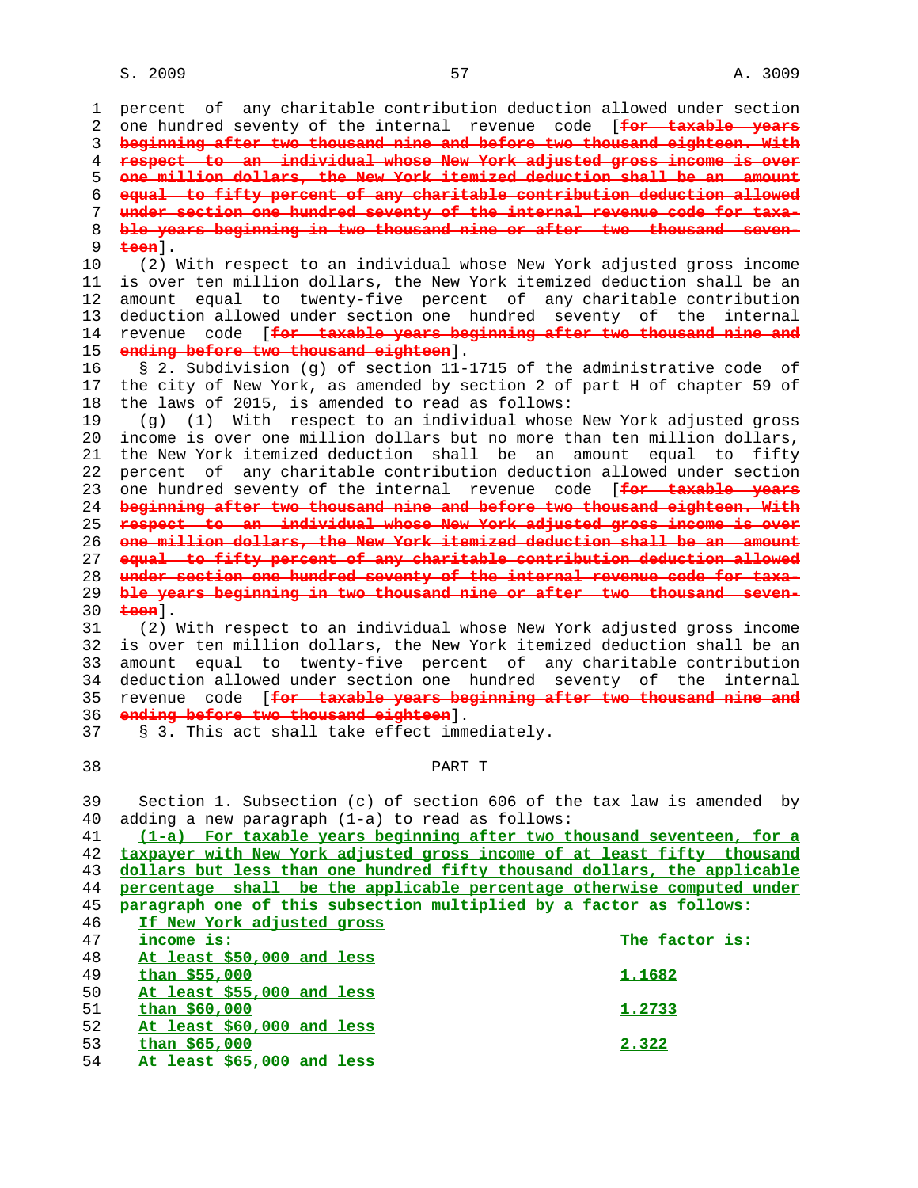percent of any charitable contribution deduction allowed under section one hundred seventy of the internal revenue code [~~for taxable years beginning after two thousand nine and before two thousand eighteen. With respect to an individual whose New York adjusted gross income is over one million dollars, the New York itemized deduction shall be an amount equal to fifty percent of any charitable contribution deduction allowed under section one hundred seventy of the internal revenue code for taxable years beginning in two thousand nine or after two thousand seventeen~~].

(2) With respect to an individual whose New York adjusted gross income is over ten million dollars, the New York itemized deduction shall be an amount equal to twenty-five percent of any charitable contribution deduction allowed under section one hundred seventy of the internal revenue code [~~for taxable years beginning after two thousand nine and ending before two thousand eighteen~~].

§ 2. Subdivision (g) of section 11-1715 of the administrative code of the city of New York, as amended by section 2 of part H of chapter 59 of the laws of 2015, is amended to read as follows:

(g) (1) With respect to an individual whose New York adjusted gross income is over one million dollars but no more than ten million dollars, the New York itemized deduction shall be an amount equal to fifty percent of any charitable contribution deduction allowed under section one hundred seventy of the internal revenue code [~~for taxable years beginning after two thousand nine and before two thousand eighteen. With respect to an individual whose New York adjusted gross income is over one million dollars, the New York itemized deduction shall be an amount equal to fifty percent of any charitable contribution deduction allowed under section one hundred seventy of the internal revenue code for taxable years beginning in two thousand nine or after two thousand seventeen~~].

(2) With respect to an individual whose New York adjusted gross income is over ten million dollars, the New York itemized deduction shall be an amount equal to twenty-five percent of any charitable contribution deduction allowed under section one hundred seventy of the internal revenue code [~~for taxable years beginning after two thousand nine and ending before two thousand eighteen~~].

§ 3. This act shall take effect immediately.

## PART T

Section 1. Subsection (c) of section 606 of the tax law is amended by adding a new paragraph (1-a) to read as follows:

<u>(1-a) For taxable years beginning after two thousand seventeen, for a taxpayer with New York adjusted gross income of at least fifty thousand dollars but less than one hundred fifty thousand dollars, the applicable percentage shall be the applicable percentage otherwise computed under paragraph one of this subsection multiplied by a factor as follows:</u>

| <u>If New York adjusted gross income is:</u> | <u>The factor is:</u> |
|---|---|
| <u>At least $50,000 and less than $55,000</u> | <u>1.1682</u> |
| <u>At least $55,000 and less than $60,000</u> | <u>1.2733</u> |
| <u>At least $60,000 and less than $65,000</u> | <u>2.322</u> |
| <u>At least $65,000 and less</u> | |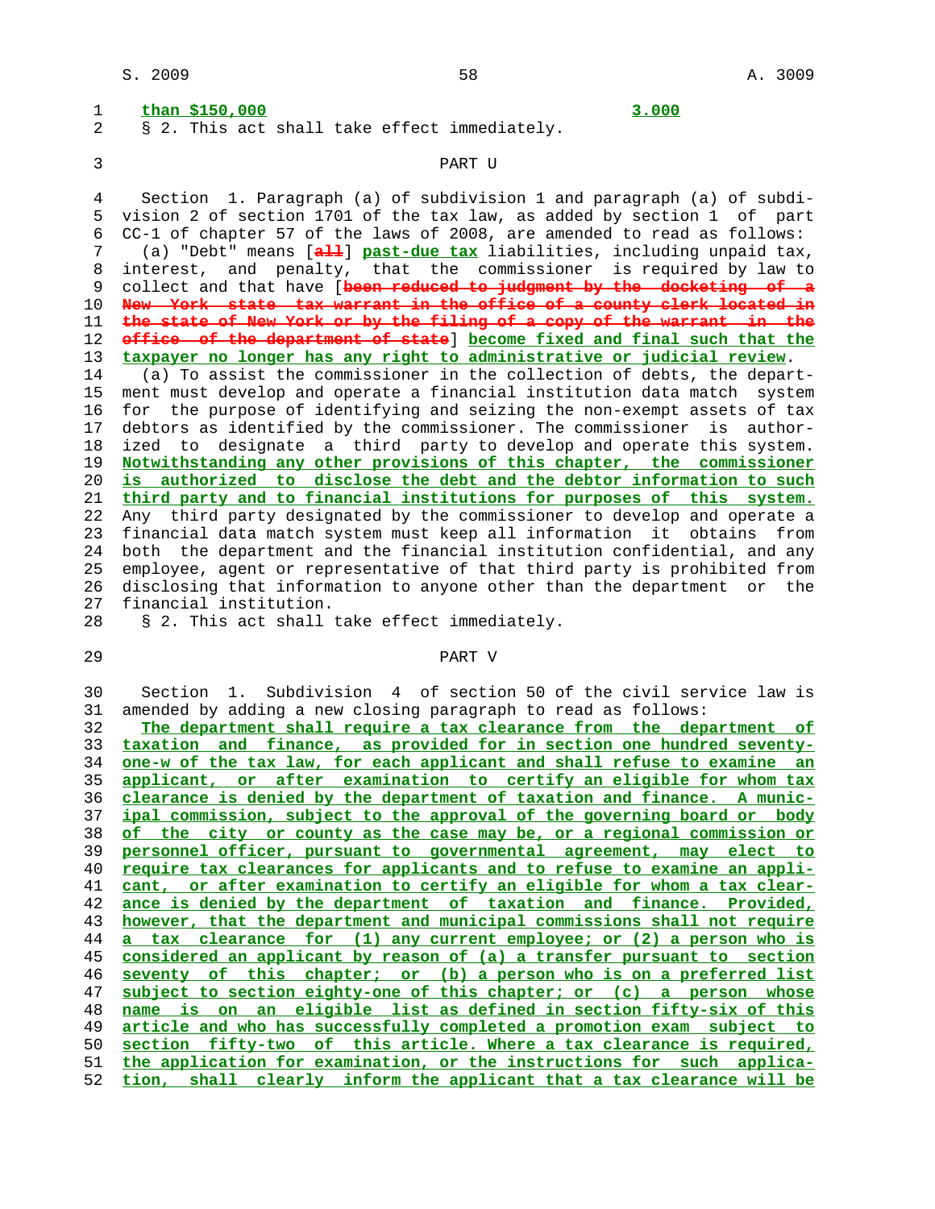than $150,000 3.000

§ 2. This act shall take effect immediately.

PART U

Section 1. Paragraph (a) of subdivision 1 and paragraph (a) of subdivision 2 of section 1701 of the tax law, as added by section 1 of part CC-1 of chapter 57 of the laws of 2008, are amended to read as follows:

(a) "Debt" means [~~all~~] past-due tax liabilities, including unpaid tax, interest, and penalty, that the commissioner is required by law to collect and that have [~~been reduced to judgment by the docketing of a New York state tax warrant in the office of a county clerk located in the state of New York or by the filing of a copy of the warrant in the office of the department of state~~] become fixed and final such that the taxpayer no longer has any right to administrative or judicial review.

(a) To assist the commissioner in the collection of debts, the department must develop and operate a financial institution data match system for the purpose of identifying and seizing the non-exempt assets of tax debtors as identified by the commissioner. The commissioner is authorized to designate a third party to develop and operate this system. Notwithstanding any other provisions of this chapter, the commissioner is authorized to disclose the debt and the debtor information to such third party and to financial institutions for purposes of this system. Any third party designated by the commissioner to develop and operate a financial data match system must keep all information it obtains from both the department and the financial institution confidential, and any employee, agent or representative of that third party is prohibited from disclosing that information to anyone other than the department or the financial institution.

§ 2. This act shall take effect immediately.

PART V

Section 1. Subdivision 4 of section 50 of the civil service law is amended by adding a new closing paragraph to read as follows:

The department shall require a tax clearance from the department of taxation and finance, as provided for in section one hundred seventy-one-w of the tax law, for each applicant and shall refuse to examine an applicant, or after examination to certify an eligible for whom tax clearance is denied by the department of taxation and finance. A municipal commission, subject to the approval of the governing board or body of the city or county as the case may be, or a regional commission or personnel officer, pursuant to governmental agreement, may elect to require tax clearances for applicants and to refuse to examine an applicant, or after examination to certify an eligible for whom a tax clearance is denied by the department of taxation and finance. Provided, however, that the department and municipal commissions shall not require a tax clearance for (1) any current employee; or (2) a person who is considered an applicant by reason of (a) a transfer pursuant to section seventy of this chapter; or (b) a person who is on a preferred list subject to section eighty-one of this chapter; or (c) a person whose name is on an eligible list as defined in section fifty-six of this article and who has successfully completed a promotion exam subject to section fifty-two of this article. Where a tax clearance is required, the application for examination, or the instructions for such application, shall clearly inform the applicant that a tax clearance will be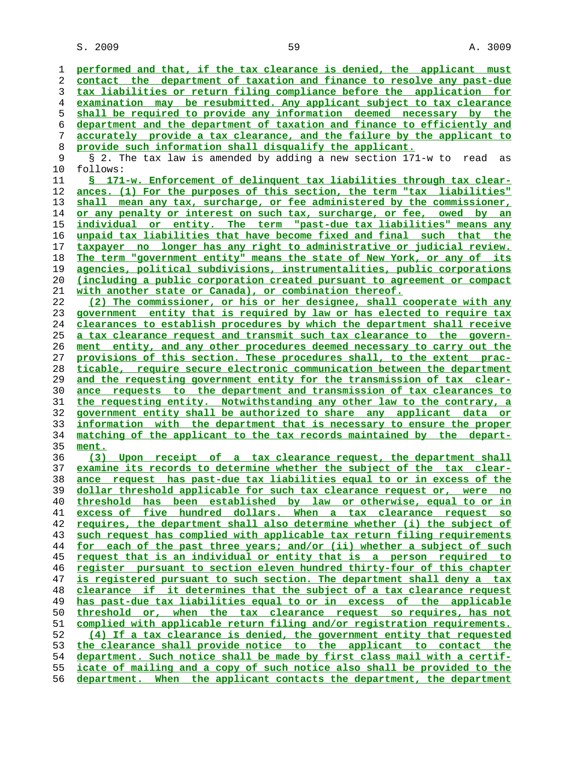performed and that, if the tax clearance is denied, the applicant must contact the department of taxation and finance to resolve any past-due tax liabilities or return filing compliance before the application for examination may be resubmitted. Any applicant subject to tax clearance shall be required to provide any information deemed necessary by the department and the department of taxation and finance to efficiently and accurately provide a tax clearance, and the failure by the applicant to provide such information shall disqualify the applicant.

§ 2. The tax law is amended by adding a new section 171-w to read as follows:

§ 171-w. Enforcement of delinquent tax liabilities through tax clearances. (1) For the purposes of this section, the term "tax liabilities" shall mean any tax, surcharge, or fee administered by the commissioner, or any penalty or interest on such tax, surcharge, or fee, owed by an individual or entity. The term "past-due tax liabilities" means any unpaid tax liabilities that have become fixed and final such that the taxpayer no longer has any right to administrative or judicial review. The term "government entity" means the state of New York, or any of its agencies, political subdivisions, instrumentalities, public corporations (including a public corporation created pursuant to agreement or compact with another state or Canada), or combination thereof.

(2) The commissioner, or his or her designee, shall cooperate with any government entity that is required by law or has elected to require tax clearances to establish procedures by which the department shall receive a tax clearance request and transmit such tax clearance to the government entity, and any other procedures deemed necessary to carry out the provisions of this section. These procedures shall, to the extent practicable, require secure electronic communication between the department and the requesting government entity for the transmission of tax clearance requests to the department and transmission of tax clearances to the requesting entity. Notwithstanding any other law to the contrary, a government entity shall be authorized to share any applicant data or information with the department that is necessary to ensure the proper matching of the applicant to the tax records maintained by the department.

(3) Upon receipt of a tax clearance request, the department shall examine its records to determine whether the subject of the tax clearance request has past-due tax liabilities equal to or in excess of the dollar threshold applicable for such tax clearance request or, were no threshold has been established by law or otherwise, equal to or in excess of five hundred dollars. When a tax clearance request so requires, the department shall also determine whether (i) the subject of such request has complied with applicable tax return filing requirements for each of the past three years; and/or (ii) whether a subject of such request that is an individual or entity that is a person required to register pursuant to section eleven hundred thirty-four of this chapter is registered pursuant to such section. The department shall deny a tax clearance if it determines that the subject of a tax clearance request has past-due tax liabilities equal to or in excess of the applicable threshold or, when the tax clearance request so requires, has not complied with applicable return filing and/or registration requirements.

(4) If a tax clearance is denied, the government entity that requested the clearance shall provide notice to the applicant to contact the department. Such notice shall be made by first class mail with a certificate of mailing and a copy of such notice also shall be provided to the department. When the applicant contacts the department, the department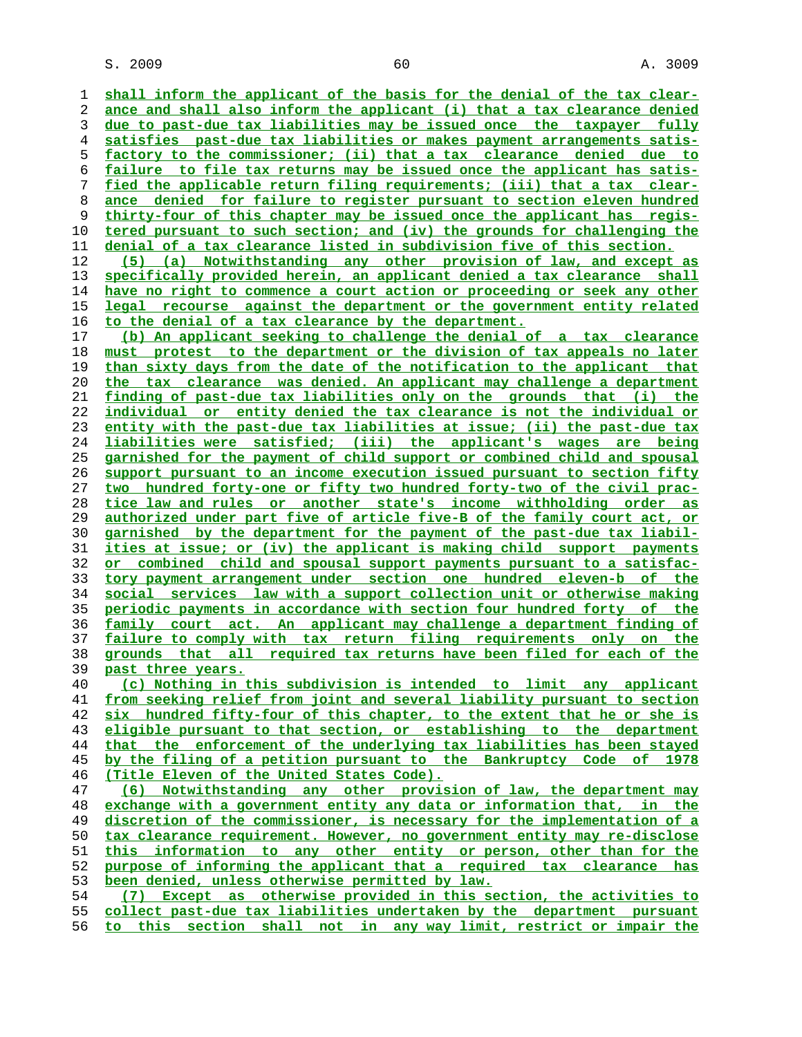shall inform the applicant of the basis for the denial of the tax clearance and shall also inform the applicant (i) that a tax clearance denied due to past-due tax liabilities may be issued once the taxpayer fully satisfies past-due tax liabilities or makes payment arrangements satisfactory to the commissioner; (ii) that a tax clearance denied due to failure to file tax returns may be issued once the applicant has satisfied the applicable return filing requirements; (iii) that a tax clearance denied for failure to register pursuant to section eleven hundred thirty-four of this chapter may be issued once the applicant has registered pursuant to such section; and (iv) the grounds for challenging the denial of a tax clearance listed in subdivision five of this section.

(5) (a) Notwithstanding any other provision of law, and except as specifically provided herein, an applicant denied a tax clearance shall have no right to commence a court action or proceeding or seek any other legal recourse against the department or the government entity related to the denial of a tax clearance by the department.

(b) An applicant seeking to challenge the denial of a tax clearance must protest to the department or the division of tax appeals no later than sixty days from the date of the notification to the applicant that the tax clearance was denied. An applicant may challenge a department finding of past-due tax liabilities only on the grounds that (i) the individual or entity denied the tax clearance is not the individual or entity with the past-due tax liabilities at issue; (ii) the past-due tax liabilities were satisfied; (iii) the applicant's wages are being garnished for the payment of child support or combined child and spousal support pursuant to an income execution issued pursuant to section fifty two hundred forty-one or fifty two hundred forty-two of the civil practice law and rules or another state's income withholding order as authorized under part five of article five-B of the family court act, or garnished by the department for the payment of the past-due tax liabilities at issue; or (iv) the applicant is making child support payments or combined child and spousal support payments pursuant to a satisfactory payment arrangement under section one hundred eleven-b of the social services law with a support collection unit or otherwise making periodic payments in accordance with section four hundred forty of the family court act. An applicant may challenge a department finding of failure to comply with tax return filing requirements only on the grounds that all required tax returns have been filed for each of the past three years.

(c) Nothing in this subdivision is intended to limit any applicant from seeking relief from joint and several liability pursuant to section six hundred fifty-four of this chapter, to the extent that he or she is eligible pursuant to that section, or establishing to the department that the enforcement of the underlying tax liabilities has been stayed by the filing of a petition pursuant to the Bankruptcy Code of 1978 (Title Eleven of the United States Code).

(6) Notwithstanding any other provision of law, the department may exchange with a government entity any data or information that, in the discretion of the commissioner, is necessary for the implementation of a tax clearance requirement. However, no government entity may re-disclose this information to any other entity or person, other than for the purpose of informing the applicant that a required tax clearance has been denied, unless otherwise permitted by law.

(7) Except as otherwise provided in this section, the activities to collect past-due tax liabilities undertaken by the department pursuant to this section shall not in any way limit, restrict or impair the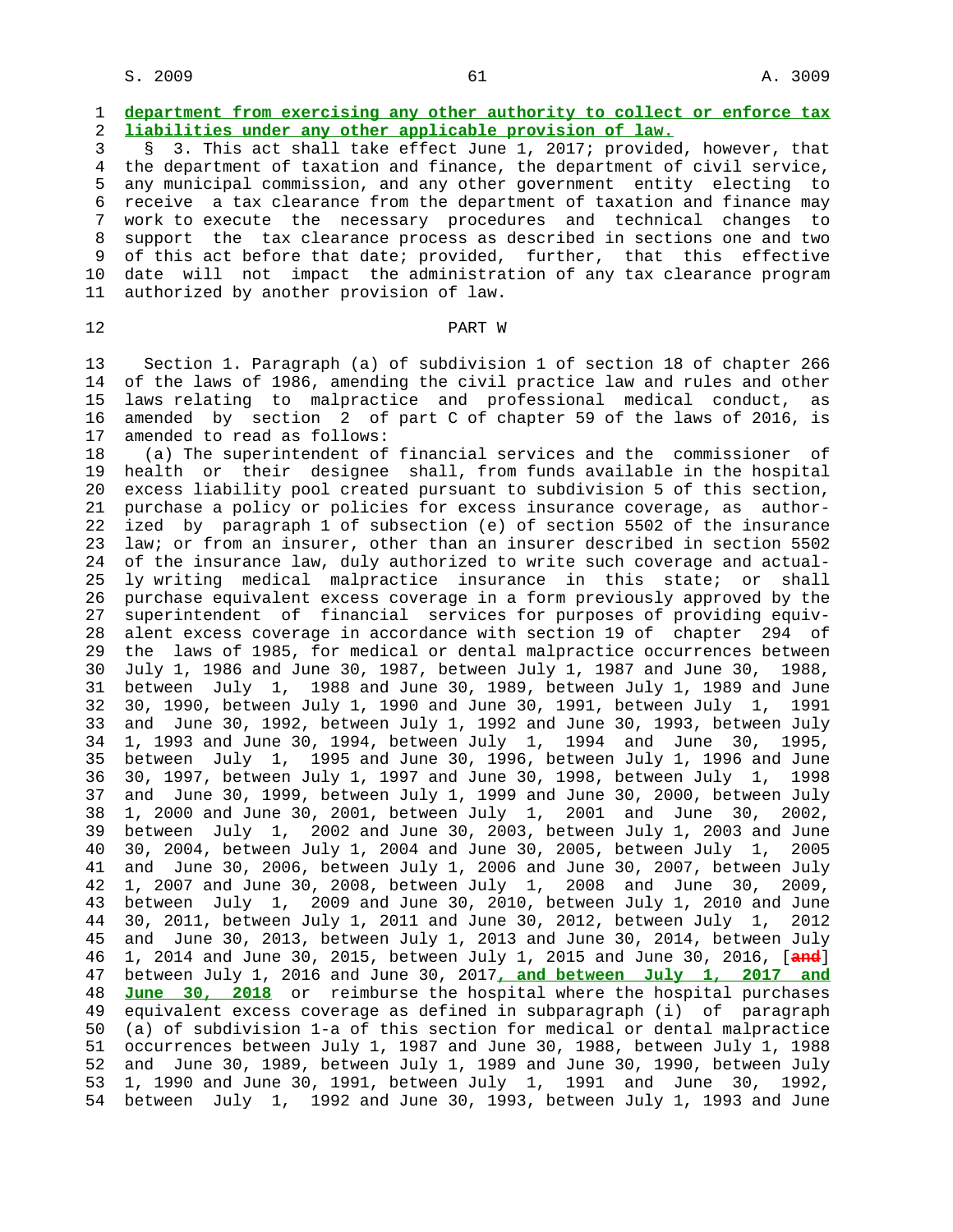**department from exercising any other authority to collect or enforce tax liabilities under any other applicable provision of law.**

§ 3. This act shall take effect June 1, 2017; provided, however, that the department of taxation and finance, the department of civil service, any municipal commission, and any other government entity electing to receive a tax clearance from the department of taxation and finance may work to execute the necessary procedures and technical changes to support the tax clearance process as described in sections one and two of this act before that date; provided, further, that this effective date will not impact the administration of any tax clearance program authorized by another provision of law.

PART W

Section 1. Paragraph (a) of subdivision 1 of section 18 of chapter 266 of the laws of 1986, amending the civil practice law and rules and other laws relating to malpractice and professional medical conduct, as amended by section 2 of part C of chapter 59 of the laws of 2016, is amended to read as follows:

(a) The superintendent of financial services and the commissioner of health or their designee shall, from funds available in the hospital excess liability pool created pursuant to subdivision 5 of this section, purchase a policy or policies for excess insurance coverage, as authorized by paragraph 1 of subsection (e) of section 5502 of the insurance law; or from an insurer, other than an insurer described in section 5502 of the insurance law, duly authorized to write such coverage and actually writing medical malpractice insurance in this state; or shall purchase equivalent excess coverage in a form previously approved by the superintendent of financial services for purposes of providing equivalent excess coverage in accordance with section 19 of chapter 294 of the laws of 1985, for medical or dental malpractice occurrences between July 1, 1986 and June 30, 1987, between July 1, 1987 and June 30, 1988, between July 1, 1988 and June 30, 1989, between July 1, 1989 and June 30, 1990, between July 1, 1990 and June 30, 1991, between July 1, 1991 and June 30, 1992, between July 1, 1992 and June 30, 1993, between July 1, 1993 and June 30, 1994, between July 1, 1994 and June 30, 1995, between July 1, 1995 and June 30, 1996, between July 1, 1996 and June 30, 1997, between July 1, 1997 and June 30, 1998, between July 1, 1998 and June 30, 1999, between July 1, 1999 and June 30, 2000, between July 1, 2000 and June 30, 2001, between July 1, 2001 and June 30, 2002, between July 1, 2002 and June 30, 2003, between July 1, 2003 and June 30, 2004, between July 1, 2004 and June 30, 2005, between July 1, 2005 and June 30, 2006, between July 1, 2006 and June 30, 2007, between July 1, 2007 and June 30, 2008, between July 1, 2008 and June 30, 2009, between July 1, 2009 and June 30, 2010, between July 1, 2010 and June 30, 2011, between July 1, 2011 and June 30, 2012, between July 1, 2012 and June 30, 2013, between July 1, 2013 and June 30, 2014, between July 1, 2014 and June 30, 2015, between July 1, 2015 and June 30, 2016, [~~and~~] between July 1, 2016 and June 30, 2017**, and between July 1, 2017 and June 30, 2018** or reimburse the hospital where the hospital purchases equivalent excess coverage as defined in subparagraph (i) of paragraph (a) of subdivision 1-a of this section for medical or dental malpractice occurrences between July 1, 1987 and June 30, 1988, between July 1, 1988 and June 30, 1989, between July 1, 1989 and June 30, 1990, between July 1, 1990 and June 30, 1991, between July 1, 1991 and June 30, 1992, between July 1, 1992 and June 30, 1993, between July 1, 1993 and June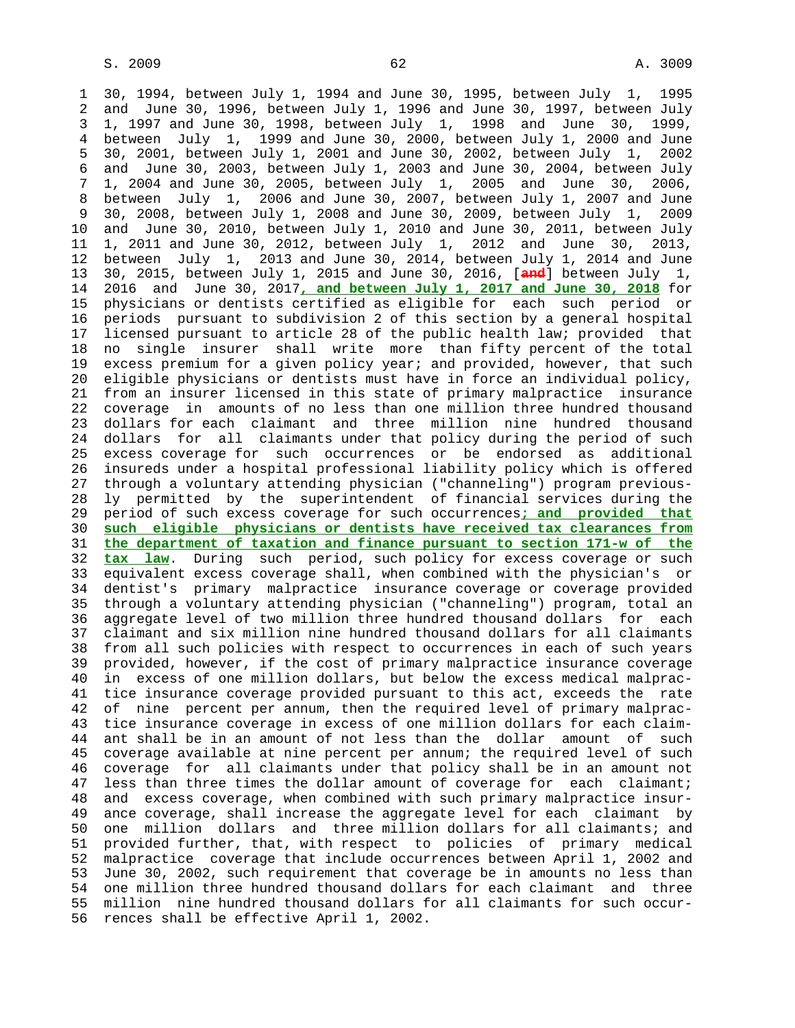30, 1994, between July 1, 1994 and June 30, 1995, between July 1, 1995 and June 30, 1996, between July 1, 1996 and June 30, 1997, between July 1, 1997 and June 30, 1998, between July 1, 1998 and June 30, 1999, between July 1, 1999 and June 30, 2000, between July 1, 2000 and June 30, 2001, between July 1, 2001 and June 30, 2002, between July 1, 2002 and June 30, 2003, between July 1, 2003 and June 30, 2004, between July 1, 2004 and June 30, 2005, between July 1, 2005 and June 30, 2006, between July 1, 2006 and June 30, 2007, between July 1, 2007 and June 30, 2008, between July 1, 2008 and June 30, 2009, between July 1, 2009 and June 30, 2010, between July 1, 2010 and June 30, 2011, between July 1, 2011 and June 30, 2012, between July 1, 2012 and June 30, 2013, between July 1, 2013 and June 30, 2014, between July 1, 2014 and June 30, 2015, between July 1, 2015 and June 30, 2016, [and] between July 1, 2016 and June 30, 2017, and between July 1, 2017 and June 30, 2018 for physicians or dentists certified as eligible for each such period or periods pursuant to subdivision 2 of this section by a general hospital licensed pursuant to article 28 of the public health law; provided that no single insurer shall write more than fifty percent of the total excess premium for a given policy year; and provided, however, that such eligible physicians or dentists must have in force an individual policy, from an insurer licensed in this state of primary malpractice insurance coverage in amounts of no less than one million three hundred thousand dollars for each claimant and three million nine hundred thousand dollars for all claimants under that policy during the period of such excess coverage for such occurrences or be endorsed as additional insureds under a hospital professional liability policy which is offered through a voluntary attending physician ("channeling") program previously permitted by the superintendent of financial services during the period of such excess coverage for such occurrences; and provided that such eligible physicians or dentists have received tax clearances from the department of taxation and finance pursuant to section 171-w of the tax law. During such period, such policy for excess coverage or such equivalent excess coverage shall, when combined with the physician's or dentist's primary malpractice insurance coverage or coverage provided through a voluntary attending physician ("channeling") program, total an aggregate level of two million three hundred thousand dollars for each claimant and six million nine hundred thousand dollars for all claimants from all such policies with respect to occurrences in each of such years provided, however, if the cost of primary malpractice insurance coverage in excess of one million dollars, but below the excess medical malpractice insurance coverage provided pursuant to this act, exceeds the rate of nine percent per annum, then the required level of primary malpractice insurance coverage in excess of one million dollars for each claimant shall be in an amount of not less than the dollar amount of such coverage available at nine percent per annum; the required level of such coverage for all claimants under that policy shall be in an amount not less than three times the dollar amount of coverage for each claimant; and excess coverage, when combined with such primary malpractice insurance coverage, shall increase the aggregate level for each claimant by one million dollars and three million dollars for all claimants; and provided further, that, with respect to policies of primary medical malpractice coverage that include occurrences between April 1, 2002 and June 30, 2002, such requirement that coverage be in amounts no less than one million three hundred thousand dollars for each claimant and three million nine hundred thousand dollars for all claimants for such occurrences shall be effective April 1, 2002.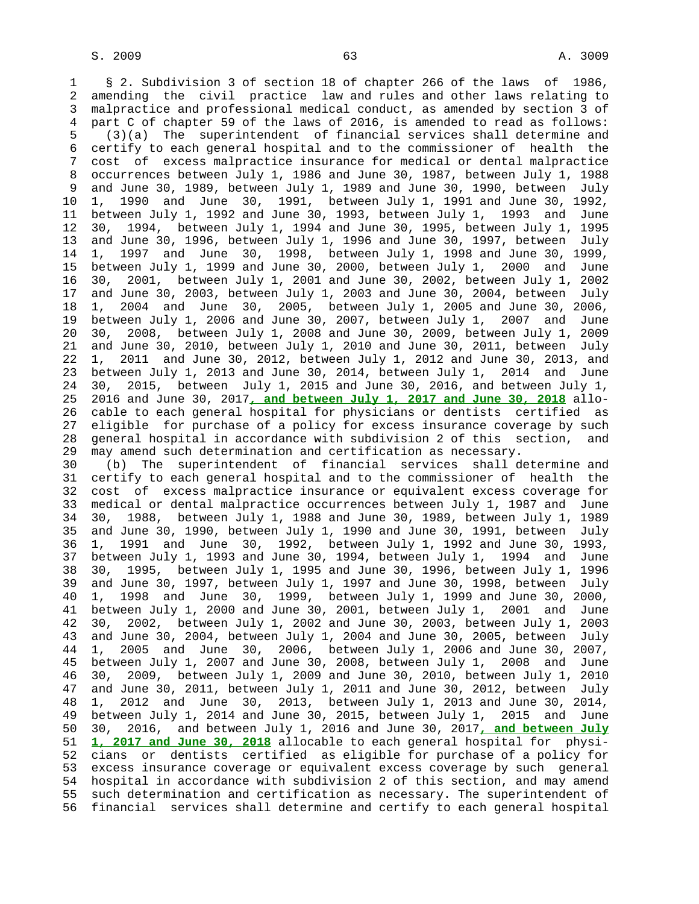§ 2. Subdivision 3 of section 18 of chapter 266 of the laws of 1986, amending the civil practice law and rules and other laws relating to malpractice and professional medical conduct, as amended by section 3 of part C of chapter 59 of the laws of 2016, is amended to read as follows:

(3)(a) The superintendent of financial services shall determine and certify to each general hospital and to the commissioner of health the cost of excess malpractice insurance for medical or dental malpractice occurrences between July 1, 1986 and June 30, 1987, between July 1, 1988 and June 30, 1989, between July 1, 1989 and June 30, 1990, between July 1, 1990 and June 30, 1991, between July 1, 1991 and June 30, 1992, between July 1, 1992 and June 30, 1993, between July 1, 1993 and June 30, 1994, between July 1, 1994 and June 30, 1995, between July 1, 1995 and June 30, 1996, between July 1, 1996 and June 30, 1997, between July 1, 1997 and June 30, 1998, between July 1, 1998 and June 30, 1999, between July 1, 1999 and June 30, 2000, between July 1, 2000 and June 30, 2001, between July 1, 2001 and June 30, 2002, between July 1, 2002 and June 30, 2003, between July 1, 2003 and June 30, 2004, between July 1, 2004 and June 30, 2005, between July 1, 2005 and June 30, 2006, between July 1, 2006 and June 30, 2007, between July 1, 2007 and June 30, 2008, between July 1, 2008 and June 30, 2009, between July 1, 2009 and June 30, 2010, between July 1, 2010 and June 30, 2011, between July 1, 2011 and June 30, 2012, between July 1, 2012 and June 30, 2013, and between July 1, 2013 and June 30, 2014, between July 1, 2014 and June 30, 2015, between July 1, 2015 and June 30, 2016, and between July 1, 2016 and June 30, 2017**, and between July 1, 2017 and June 30, 2018** allocable to each general hospital for physicians or dentists certified as eligible for purchase of a policy for excess insurance coverage by such general hospital in accordance with subdivision 2 of this section, and may amend such determination and certification as necessary.

(b) The superintendent of financial services shall determine and certify to each general hospital and to the commissioner of health the cost of excess malpractice insurance or equivalent excess coverage for medical or dental malpractice occurrences between July 1, 1987 and June 30, 1988, between July 1, 1988 and June 30, 1989, between July 1, 1989 and June 30, 1990, between July 1, 1990 and June 30, 1991, between July 1, 1991 and June 30, 1992, between July 1, 1992 and June 30, 1993, between July 1, 1993 and June 30, 1994, between July 1, 1994 and June 30, 1995, between July 1, 1995 and June 30, 1996, between July 1, 1996 and June 30, 1997, between July 1, 1997 and June 30, 1998, between July 1, 1998 and June 30, 1999, between July 1, 1999 and June 30, 2000, between July 1, 2000 and June 30, 2001, between July 1, 2001 and June 30, 2002, between July 1, 2002 and June 30, 2003, between July 1, 2003 and June 30, 2004, between July 1, 2004 and June 30, 2005, between July 1, 2005 and June 30, 2006, between July 1, 2006 and June 30, 2007, between July 1, 2007 and June 30, 2008, between July 1, 2008 and June 30, 2009, between July 1, 2009 and June 30, 2010, between July 1, 2010 and June 30, 2011, between July 1, 2011 and June 30, 2012, between July 1, 2012 and June 30, 2013, between July 1, 2013 and June 30, 2014, between July 1, 2014 and June 30, 2015, between July 1, 2015 and June 30, 2016, and between July 1, 2016 and June 30, 2017**, and between July 1, 2017 and June 30, 2018** allocable to each general hospital for physicians or dentists certified as eligible for purchase of a policy for excess insurance coverage or equivalent excess coverage by such general hospital in accordance with subdivision 2 of this section, and may amend such determination and certification as necessary. The superintendent of financial services shall determine and certify to each general hospital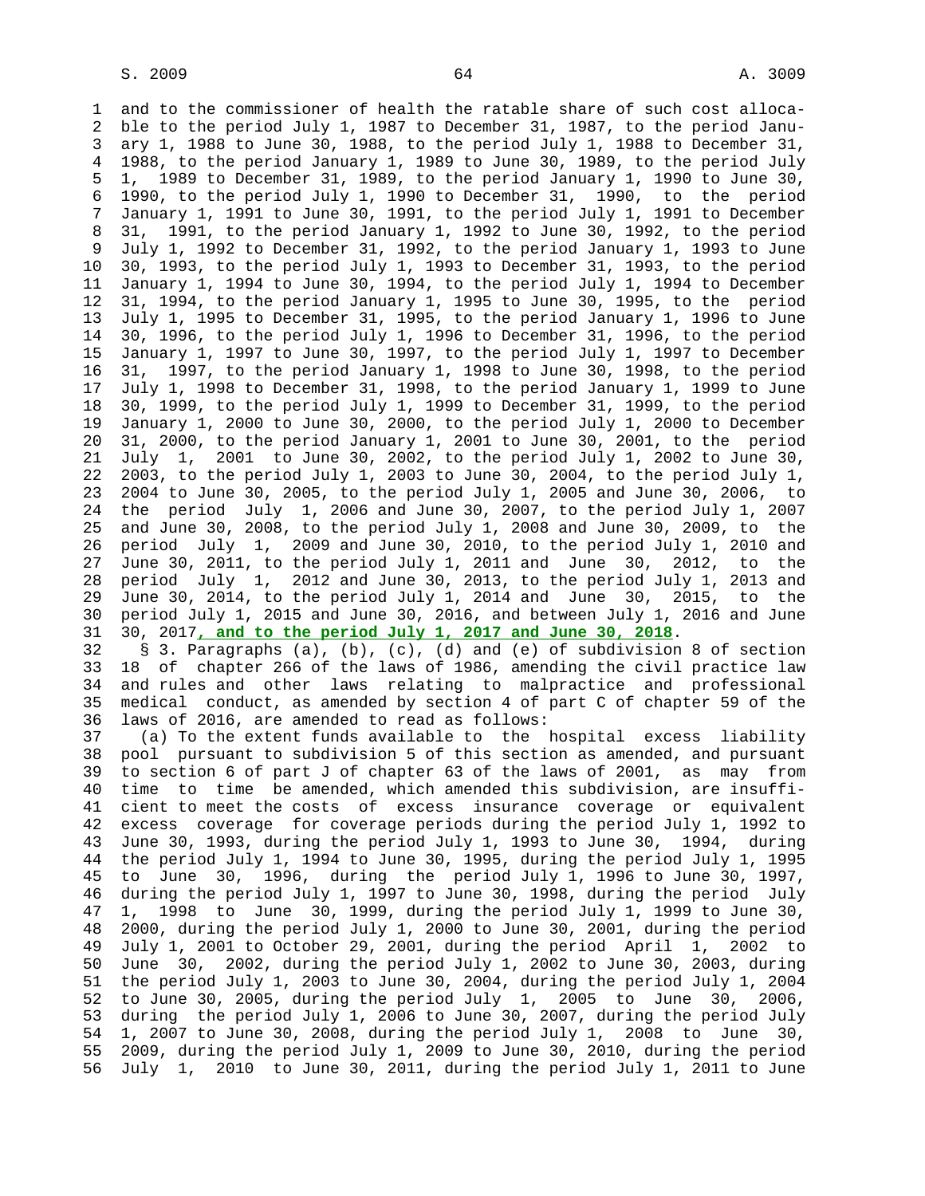and to the commissioner of health the ratable share of such cost allocable to the period July 1, 1987 to December 31, 1987, to the period January 1, 1988 to June 30, 1988, to the period July 1, 1988 to December 31, 1988, to the period January 1, 1989 to June 30, 1989, to the period July 1, 1989 to December 31, 1989, to the period January 1, 1990 to June 30, 1990, to the period July 1, 1990 to December 31, 1990, to the period January 1, 1991 to June 30, 1991, to the period July 1, 1991 to December 31, 1991, to the period January 1, 1992 to June 30, 1992, to the period July 1, 1992 to December 31, 1992, to the period January 1, 1993 to June 30, 1993, to the period July 1, 1993 to December 31, 1993, to the period January 1, 1994 to June 30, 1994, to the period July 1, 1994 to December 31, 1994, to the period January 1, 1995 to June 30, 1995, to the period July 1, 1995 to December 31, 1995, to the period January 1, 1996 to June 30, 1996, to the period July 1, 1996 to December 31, 1996, to the period January 1, 1997 to June 30, 1997, to the period July 1, 1997 to December 31, 1997, to the period January 1, 1998 to June 30, 1998, to the period July 1, 1998 to December 31, 1998, to the period January 1, 1999 to June 30, 1999, to the period July 1, 1999 to December 31, 1999, to the period January 1, 2000 to June 30, 2000, to the period July 1, 2000 to December 31, 2000, to the period January 1, 2001 to June 30, 2001, to the period July 1, 2001 to June 30, 2002, to the period July 1, 2002 to June 30, 2003, to the period July 1, 2003 to June 30, 2004, to the period July 1, 2004 to June 30, 2005, to the period July 1, 2005 and June 30, 2006, to the period July 1, 2006 and June 30, 2007, to the period July 1, 2007 and June 30, 2008, to the period July 1, 2008 and June 30, 2009, to the period July 1, 2009 and June 30, 2010, to the period July 1, 2010 and June 30, 2011, to the period July 1, 2011 and June 30, 2012, to the period July 1, 2012 and June 30, 2013, to the period July 1, 2013 and June 30, 2014, to the period July 1, 2014 and June 30, 2015, to the period July 1, 2015 and June 30, 2016, and between July 1, 2016 and June 30, 2017**, and to the period July 1, 2017 and June 30, 2018**.

§ 3. Paragraphs (a), (b), (c), (d) and (e) of subdivision 8 of section 18 of chapter 266 of the laws of 1986, amending the civil practice law and rules and other laws relating to malpractice and professional medical conduct, as amended by section 4 of part C of chapter 59 of the laws of 2016, are amended to read as follows:

(a) To the extent funds available to the hospital excess liability pool pursuant to subdivision 5 of this section as amended, and pursuant to section 6 of part J of chapter 63 of the laws of 2001, as may from time to time be amended, which amended this subdivision, are insufficient to meet the costs of excess insurance coverage or equivalent excess coverage for coverage periods during the period July 1, 1992 to June 30, 1993, during the period July 1, 1993 to June 30, 1994, during the period July 1, 1994 to June 30, 1995, during the period July 1, 1995 to June 30, 1996, during the period July 1, 1996 to June 30, 1997, during the period July 1, 1997 to June 30, 1998, during the period July 1, 1998 to June 30, 1999, during the period July 1, 1999 to June 30, 2000, during the period July 1, 2000 to June 30, 2001, during the period July 1, 2001 to October 29, 2001, during the period April 1, 2002 to June 30, 2002, during the period July 1, 2002 to June 30, 2003, during the period July 1, 2003 to June 30, 2004, during the period July 1, 2004 to June 30, 2005, during the period July 1, 2005 to June 30, 2006, during the period July 1, 2006 to June 30, 2007, during the period July 1, 2007 to June 30, 2008, during the period July 1, 2008 to June 30, 2009, during the period July 1, 2009 to June 30, 2010, during the period July 1, 2010 to June 30, 2011, during the period July 1, 2011 to June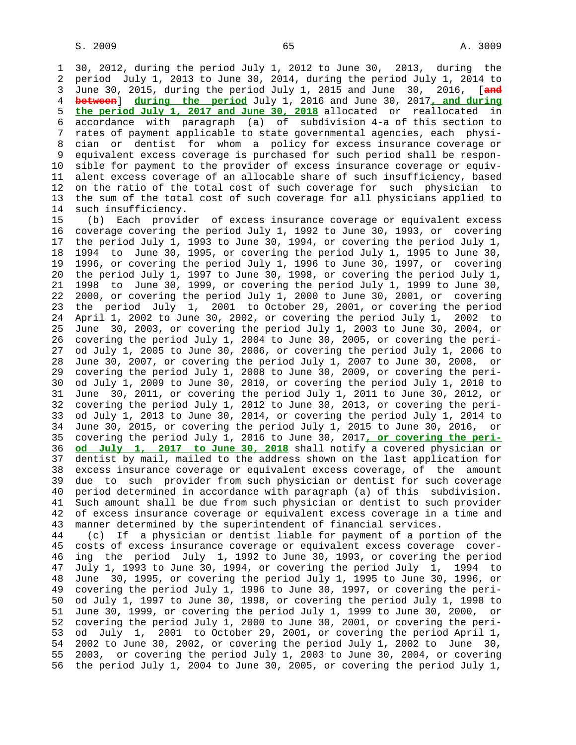30, 2012, during the period July 1, 2012 to June 30, 2013, during the period July 1, 2013 to June 30, 2014, during the period July 1, 2014 to June 30, 2015, during the period July 1, 2015 and June 30, 2016, [~~and between~~] **during the period** July 1, 2016 and June 30, 2017**, and during the period July 1, 2017 and June 30, 2018** allocated or reallocated in accordance with paragraph (a) of subdivision 4-a of this section to rates of payment applicable to state governmental agencies, each physician or dentist for whom a policy for excess insurance coverage or equivalent excess coverage is purchased for such period shall be responsible for payment to the provider of excess insurance coverage or equivalent excess coverage of an allocable share of such insufficiency, based on the ratio of the total cost of such coverage for such physician to the sum of the total cost of such coverage for all physicians applied to such insufficiency.

(b) Each provider of excess insurance coverage or equivalent excess coverage covering the period July 1, 1992 to June 30, 1993, or covering the period July 1, 1993 to June 30, 1994, or covering the period July 1, 1994 to June 30, 1995, or covering the period July 1, 1995 to June 30, 1996, or covering the period July 1, 1996 to June 30, 1997, or covering the period July 1, 1997 to June 30, 1998, or covering the period July 1, 1998 to June 30, 1999, or covering the period July 1, 1999 to June 30, 2000, or covering the period July 1, 2000 to June 30, 2001, or covering the period July 1, 2001 to October 29, 2001, or covering the period April 1, 2002 to June 30, 2002, or covering the period July 1, 2002 to June 30, 2003, or covering the period July 1, 2003 to June 30, 2004, or covering the period July 1, 2004 to June 30, 2005, or covering the period July 1, 2005 to June 30, 2006, or covering the period July 1, 2006 to June 30, 2007, or covering the period July 1, 2007 to June 30, 2008, or covering the period July 1, 2008 to June 30, 2009, or covering the period July 1, 2009 to June 30, 2010, or covering the period July 1, 2010 to June 30, 2011, or covering the period July 1, 2011 to June 30, 2012, or covering the period July 1, 2012 to June 30, 2013, or covering the period July 1, 2013 to June 30, 2014, or covering the period July 1, 2014 to June 30, 2015, or covering the period July 1, 2015 to June 30, 2016, or covering the period July 1, 2016 to June 30, 2017**, or covering the period July 1, 2017 to June 30, 2018** shall notify a covered physician or dentist by mail, mailed to the address shown on the last application for excess insurance coverage or equivalent excess coverage, of the amount due to such provider from such physician or dentist for such coverage period determined in accordance with paragraph (a) of this subdivision. Such amount shall be due from such physician or dentist to such provider of excess insurance coverage or equivalent excess coverage in a time and manner determined by the superintendent of financial services.

(c) If a physician or dentist liable for payment of a portion of the costs of excess insurance coverage or equivalent excess coverage covering the period July 1, 1992 to June 30, 1993, or covering the period July 1, 1993 to June 30, 1994, or covering the period July 1, 1994 to June 30, 1995, or covering the period July 1, 1995 to June 30, 1996, or covering the period July 1, 1996 to June 30, 1997, or covering the period July 1, 1997 to June 30, 1998, or covering the period July 1, 1998 to June 30, 1999, or covering the period July 1, 1999 to June 30, 2000, or covering the period July 1, 2000 to June 30, 2001, or covering the period July 1, 2001 to October 29, 2001, or covering the period April 1, 2002 to June 30, 2002, or covering the period July 1, 2002 to June 30, 2003, or covering the period July 1, 2003 to June 30, 2004, or covering the period July 1, 2004 to June 30, 2005, or covering the period July 1,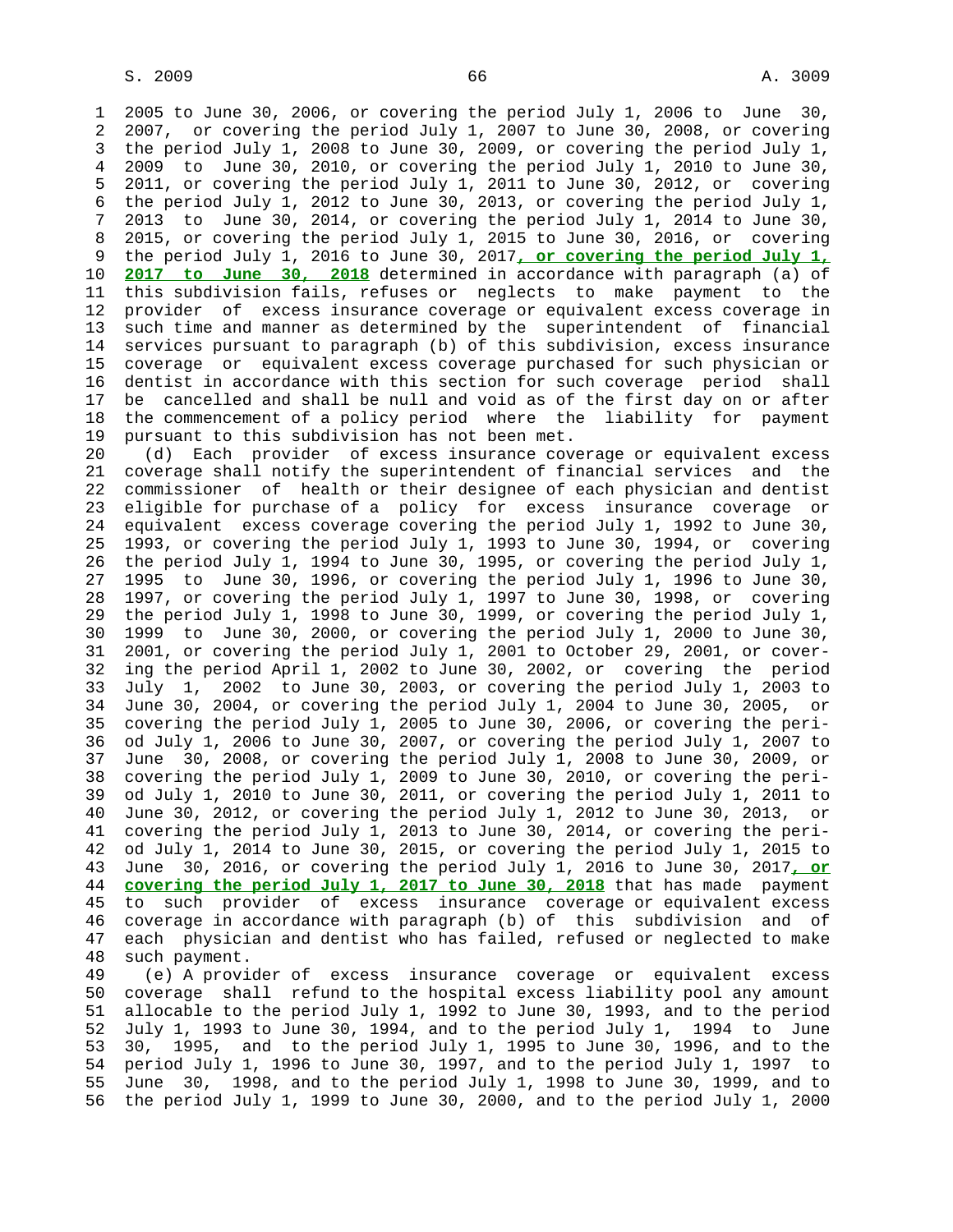2005 to June 30, 2006, or covering the period July 1, 2006 to June 30, 2007, or covering the period July 1, 2007 to June 30, 2008, or covering the period July 1, 2008 to June 30, 2009, or covering the period July 1, 2009 to June 30, 2010, or covering the period July 1, 2010 to June 30, 2011, or covering the period July 1, 2011 to June 30, 2012, or covering the period July 1, 2012 to June 30, 2013, or covering the period July 1, 2013 to June 30, 2014, or covering the period July 1, 2014 to June 30, 2015, or covering the period July 1, 2015 to June 30, 2016, or covering the period July 1, 2016 to June 30, 2017**, or covering the period July 1, 2017 to June 30, 2018** determined in accordance with paragraph (a) of this subdivision fails, refuses or neglects to make payment to the provider of excess insurance coverage or equivalent excess coverage in such time and manner as determined by the superintendent of financial services pursuant to paragraph (b) of this subdivision, excess insurance coverage or equivalent excess coverage purchased for such physician or dentist in accordance with this section for such coverage period shall be cancelled and shall be null and void as of the first day on or after the commencement of a policy period where the liability for payment pursuant to this subdivision has not been met.

(d) Each provider of excess insurance coverage or equivalent excess coverage shall notify the superintendent of financial services and the commissioner of health or their designee of each physician and dentist eligible for purchase of a policy for excess insurance coverage or equivalent excess coverage covering the period July 1, 1992 to June 30, 1993, or covering the period July 1, 1993 to June 30, 1994, or covering the period July 1, 1994 to June 30, 1995, or covering the period July 1, 1995 to June 30, 1996, or covering the period July 1, 1996 to June 30, 1997, or covering the period July 1, 1997 to June 30, 1998, or covering the period July 1, 1998 to June 30, 1999, or covering the period July 1, 1999 to June 30, 2000, or covering the period July 1, 2000 to June 30, 2001, or covering the period July 1, 2001 to October 29, 2001, or covering the period April 1, 2002 to June 30, 2002, or covering the period July 1, 2002 to June 30, 2003, or covering the period July 1, 2003 to June 30, 2004, or covering the period July 1, 2004 to June 30, 2005, or covering the period July 1, 2005 to June 30, 2006, or covering the period July 1, 2006 to June 30, 2007, or covering the period July 1, 2007 to June 30, 2008, or covering the period July 1, 2008 to June 30, 2009, or covering the period July 1, 2009 to June 30, 2010, or covering the period July 1, 2010 to June 30, 2011, or covering the period July 1, 2011 to June 30, 2012, or covering the period July 1, 2012 to June 30, 2013, or covering the period July 1, 2013 to June 30, 2014, or covering the period July 1, 2014 to June 30, 2015, or covering the period July 1, 2015 to June 30, 2016, or covering the period July 1, 2016 to June 30, 2017**, or covering the period July 1, 2017 to June 30, 2018** that has made payment to such provider of excess insurance coverage or equivalent excess coverage in accordance with paragraph (b) of this subdivision and of each physician and dentist who has failed, refused or neglected to make such payment.

(e) A provider of excess insurance coverage or equivalent excess coverage shall refund to the hospital excess liability pool any amount allocable to the period July 1, 1992 to June 30, 1993, and to the period July 1, 1993 to June 30, 1994, and to the period July 1, 1994 to June 30, 1995, and to the period July 1, 1995 to June 30, 1996, and to the period July 1, 1996 to June 30, 1997, and to the period July 1, 1997 to June 30, 1998, and to the period July 1, 1998 to June 30, 1999, and to the period July 1, 1999 to June 30, 2000, and to the period July 1, 2000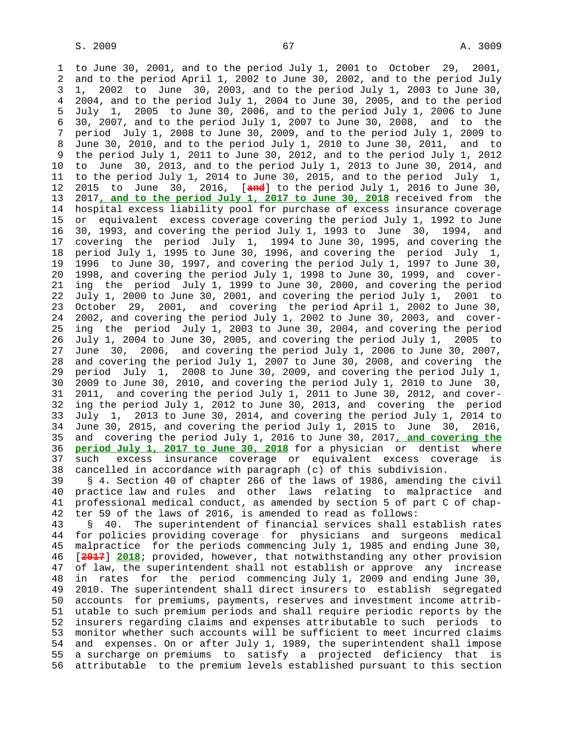to June 30, 2001, and to the period July 1, 2001 to October 29, 2001, and to the period April 1, 2002 to June 30, 2002, and to the period July 1, 2002 to June 30, 2003, and to the period July 1, 2003 to June 30, 2004, and to the period July 1, 2004 to June 30, 2005, and to the period July 1, 2005 to June 30, 2006, and to the period July 1, 2006 to June 30, 2007, and to the period July 1, 2007 to June 30, 2008, and to the period July 1, 2008 to June 30, 2009, and to the period July 1, 2009 to June 30, 2010, and to the period July 1, 2010 to June 30, 2011, and to the period July 1, 2011 to June 30, 2012, and to the period July 1, 2012 to June 30, 2013, and to the period July 1, 2013 to June 30, 2014, and to the period July 1, 2014 to June 30, 2015, and to the period July 1, 2015 to June 30, 2016, [**and**] to the period July 1, 2016 to June 30, 2017**, and to the period July 1, 2017 to June 30, 2018** received from the hospital excess liability pool for purchase of excess insurance coverage or equivalent excess coverage covering the period July 1, 1992 to June 30, 1993, and covering the period July 1, 1993 to June 30, 1994, and covering the period July 1, 1994 to June 30, 1995, and covering the period July 1, 1995 to June 30, 1996, and covering the period July 1, 1996 to June 30, 1997, and covering the period July 1, 1997 to June 30, 1998, and covering the period July 1, 1998 to June 30, 1999, and covering the period July 1, 1999 to June 30, 2000, and covering the period July 1, 2000 to June 30, 2001, and covering the period July 1, 2001 to October 29, 2001, and covering the period April 1, 2002 to June 30, 2002, and covering the period July 1, 2002 to June 30, 2003, and covering the period July 1, 2003 to June 30, 2004, and covering the period July 1, 2004 to June 30, 2005, and covering the period July 1, 2005 to June 30, 2006, and covering the period July 1, 2006 to June 30, 2007, and covering the period July 1, 2007 to June 30, 2008, and covering the period July 1, 2008 to June 30, 2009, and covering the period July 1, 2009 to June 30, 2010, and covering the period July 1, 2010 to June 30, 2011, and covering the period July 1, 2011 to June 30, 2012, and covering the period July 1, 2012 to June 30, 2013, and covering the period July 1, 2013 to June 30, 2014, and covering the period July 1, 2014 to June 30, 2015, and covering the period July 1, 2015 to June 30, 2016, and covering the period July 1, 2016 to June 30, 2017**, and covering the period July 1, 2017 to June 30, 2018** for a physician or dentist where such excess insurance coverage or equivalent excess coverage is cancelled in accordance with paragraph (c) of this subdivision.

§ 4. Section 40 of chapter 266 of the laws of 1986, amending the civil practice law and rules and other laws relating to malpractice and professional medical conduct, as amended by section 5 of part C of chapter 59 of the laws of 2016, is amended to read as follows:

§ 40. The superintendent of financial services shall establish rates for policies providing coverage for physicians and surgeons medical malpractice for the periods commencing July 1, 1985 and ending June 30, [**2017**] **2018**; provided, however, that notwithstanding any other provision of law, the superintendent shall not establish or approve any increase in rates for the period commencing July 1, 2009 and ending June 30, 2010. The superintendent shall direct insurers to establish segregated accounts for premiums, payments, reserves and investment income attributable to such premium periods and shall require periodic reports by the insurers regarding claims and expenses attributable to such periods to monitor whether such accounts will be sufficient to meet incurred claims and expenses. On or after July 1, 1989, the superintendent shall impose a surcharge on premiums to satisfy a projected deficiency that is attributable to the premium levels established pursuant to this section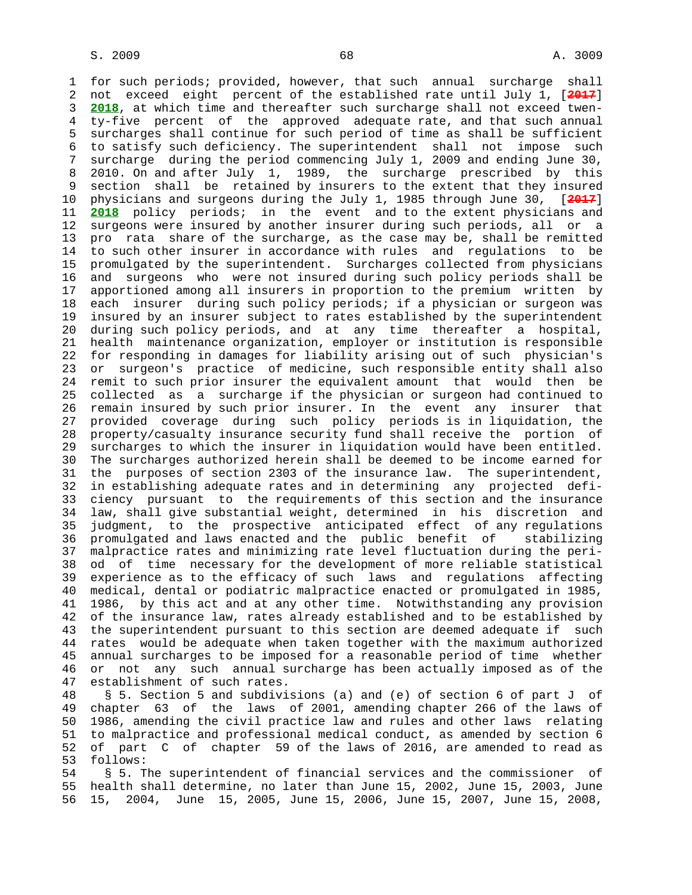for such periods; provided, however, that such annual surcharge shall not exceed eight percent of the established rate until July 1, [~~2017~~] **2018**, at which time and thereafter such surcharge shall not exceed twenty-five percent of the approved adequate rate, and that such annual surcharges shall continue for such period of time as shall be sufficient to satisfy such deficiency. The superintendent shall not impose such surcharge during the period commencing July 1, 2009 and ending June 30, 2010. On and after July 1, 1989, the surcharge prescribed by this section shall be retained by insurers to the extent that they insured physicians and surgeons during the July 1, 1985 through June 30, [~~2017~~] **2018** policy periods; in the event and to the extent physicians and surgeons were insured by another insurer during such periods, all or a pro rata share of the surcharge, as the case may be, shall be remitted to such other insurer in accordance with rules and regulations to be promulgated by the superintendent. Surcharges collected from physicians and surgeons who were not insured during such policy periods shall be apportioned among all insurers in proportion to the premium written by each insurer during such policy periods; if a physician or surgeon was insured by an insurer subject to rates established by the superintendent during such policy periods, and at any time thereafter a hospital, health maintenance organization, employer or institution is responsible for responding in damages for liability arising out of such physician's or surgeon's practice of medicine, such responsible entity shall also remit to such prior insurer the equivalent amount that would then be collected as a surcharge if the physician or surgeon had continued to remain insured by such prior insurer. In the event any insurer that provided coverage during such policy periods is in liquidation, the property/casualty insurance security fund shall receive the portion of surcharges to which the insurer in liquidation would have been entitled. The surcharges authorized herein shall be deemed to be income earned for the purposes of section 2303 of the insurance law. The superintendent, in establishing adequate rates and in determining any projected deficiency pursuant to the requirements of this section and the insurance law, shall give substantial weight, determined in his discretion and judgment, to the prospective anticipated effect of any regulations promulgated and laws enacted and the public benefit of stabilizing malpractice rates and minimizing rate level fluctuation during the period of time necessary for the development of more reliable statistical experience as to the efficacy of such laws and regulations affecting medical, dental or podiatric malpractice enacted or promulgated in 1985, 1986, by this act and at any other time. Notwithstanding any provision of the insurance law, rates already established and to be established by the superintendent pursuant to this section are deemed adequate if such rates would be adequate when taken together with the maximum authorized annual surcharges to be imposed for a reasonable period of time whether or not any such annual surcharge has been actually imposed as of the establishment of such rates.

§ 5. Section 5 and subdivisions (a) and (e) of section 6 of part J of chapter 63 of the laws of 2001, amending chapter 266 of the laws of 1986, amending the civil practice law and rules and other laws relating to malpractice and professional medical conduct, as amended by section 6 of part C of chapter 59 of the laws of 2016, are amended to read as follows:

§ 5. The superintendent of financial services and the commissioner of health shall determine, no later than June 15, 2002, June 15, 2003, June 15, 2004, June 15, 2005, June 15, 2006, June 15, 2007, June 15, 2008,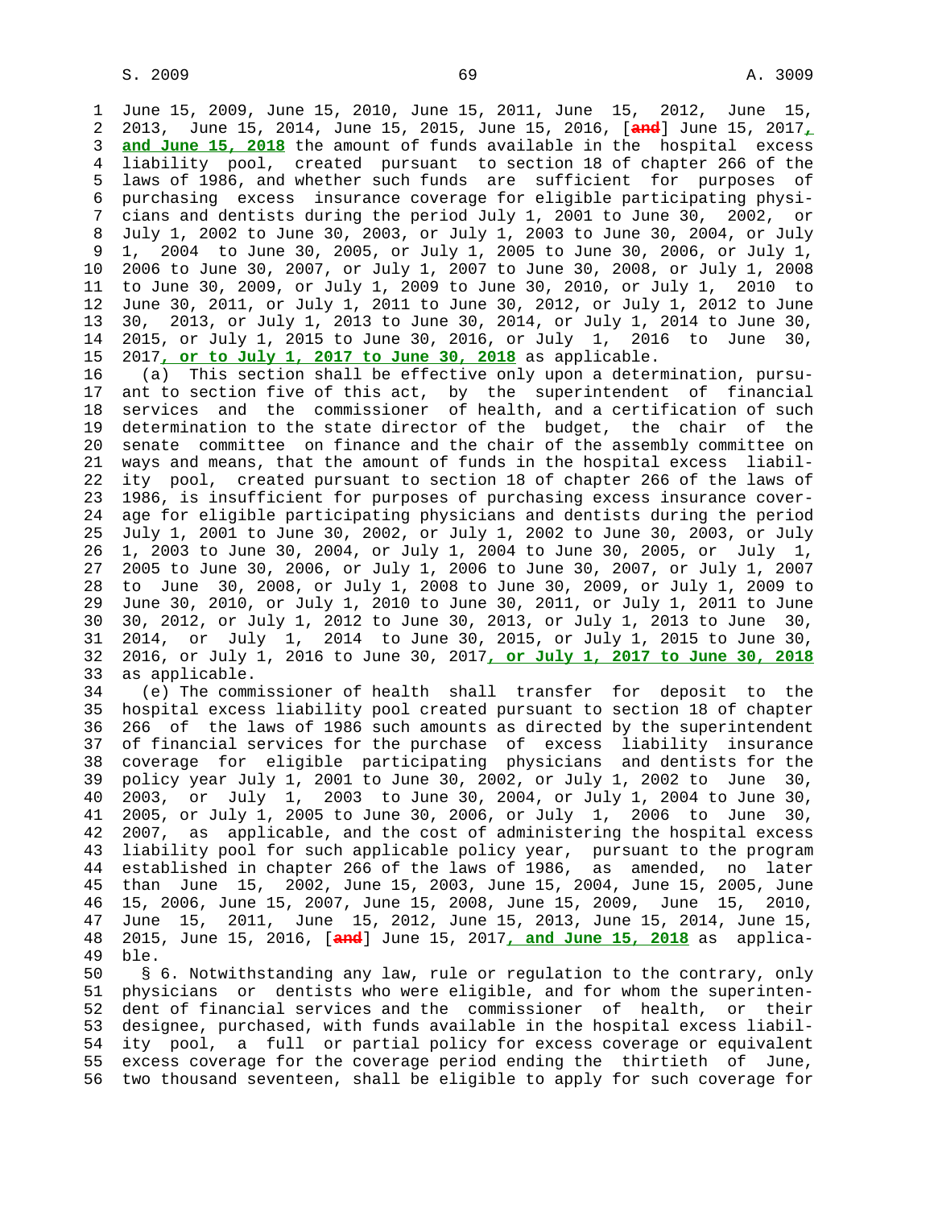June 15, 2009, June 15, 2010, June 15, 2011, June 15, 2012, June 15, 2013, June 15, 2014, June 15, 2015, June 15, 2016, [~~and~~] June 15, 2017**, and June 15, 2018** the amount of funds available in the hospital excess liability pool, created pursuant to section 18 of chapter 266 of the laws of 1986, and whether such funds are sufficient for purposes of purchasing excess insurance coverage for eligible participating physicians and dentists during the period July 1, 2001 to June 30, 2002, or July 1, 2002 to June 30, 2003, or July 1, 2003 to June 30, 2004, or July 1, 2004 to June 30, 2005, or July 1, 2005 to June 30, 2006, or July 1, 2006 to June 30, 2007, or July 1, 2007 to June 30, 2008, or July 1, 2008 to June 30, 2009, or July 1, 2009 to June 30, 2010, or July 1, 2010 to June 30, 2011, or July 1, 2011 to June 30, 2012, or July 1, 2012 to June 30, 2013, or July 1, 2013 to June 30, 2014, or July 1, 2014 to June 30, 2015, or July 1, 2015 to June 30, 2016, or July 1, 2016 to June 30, 2017**, or to July 1, 2017 to June 30, 2018** as applicable.

(a) This section shall be effective only upon a determination, pursuant to section five of this act, by the superintendent of financial services and the commissioner of health, and a certification of such determination to the state director of the budget, the chair of the senate committee on finance and the chair of the assembly committee on ways and means, that the amount of funds in the hospital excess liability pool, created pursuant to section 18 of chapter 266 of the laws of 1986, is insufficient for purposes of purchasing excess insurance coverage for eligible participating physicians and dentists during the period July 1, 2001 to June 30, 2002, or July 1, 2002 to June 30, 2003, or July 1, 2003 to June 30, 2004, or July 1, 2004 to June 30, 2005, or July 1, 2005 to June 30, 2006, or July 1, 2006 to June 30, 2007, or July 1, 2007 to June 30, 2008, or July 1, 2008 to June 30, 2009, or July 1, 2009 to June 30, 2010, or July 1, 2010 to June 30, 2011, or July 1, 2011 to June 30, 2012, or July 1, 2012 to June 30, 2013, or July 1, 2013 to June 30, 2014, or July 1, 2014 to June 30, 2015, or July 1, 2015 to June 30, 2016, or July 1, 2016 to June 30, 2017**, or July 1, 2017 to June 30, 2018** as applicable.

(e) The commissioner of health shall transfer for deposit to the hospital excess liability pool created pursuant to section 18 of chapter 266 of the laws of 1986 such amounts as directed by the superintendent of financial services for the purchase of excess liability insurance coverage for eligible participating physicians and dentists for the policy year July 1, 2001 to June 30, 2002, or July 1, 2002 to June 30, 2003, or July 1, 2003 to June 30, 2004, or July 1, 2004 to June 30, 2005, or July 1, 2005 to June 30, 2006, or July 1, 2006 to June 30, 2007, as applicable, and the cost of administering the hospital excess liability pool for such applicable policy year, pursuant to the program established in chapter 266 of the laws of 1986, as amended, no later than June 15, 2002, June 15, 2003, June 15, 2004, June 15, 2005, June 15, 2006, June 15, 2007, June 15, 2008, June 15, 2009, June 15, 2010, June 15, 2011, June 15, 2012, June 15, 2013, June 15, 2014, June 15, 2015, June 15, 2016, [~~and~~] June 15, 2017**, and June 15, 2018** as applicable.

§ 6. Notwithstanding any law, rule or regulation to the contrary, only physicians or dentists who were eligible, and for whom the superintendent of financial services and the commissioner of health, or their designee, purchased, with funds available in the hospital excess liability pool, a full or partial policy for excess coverage or equivalent excess coverage for the coverage period ending the thirtieth of June, two thousand seventeen, shall be eligible to apply for such coverage for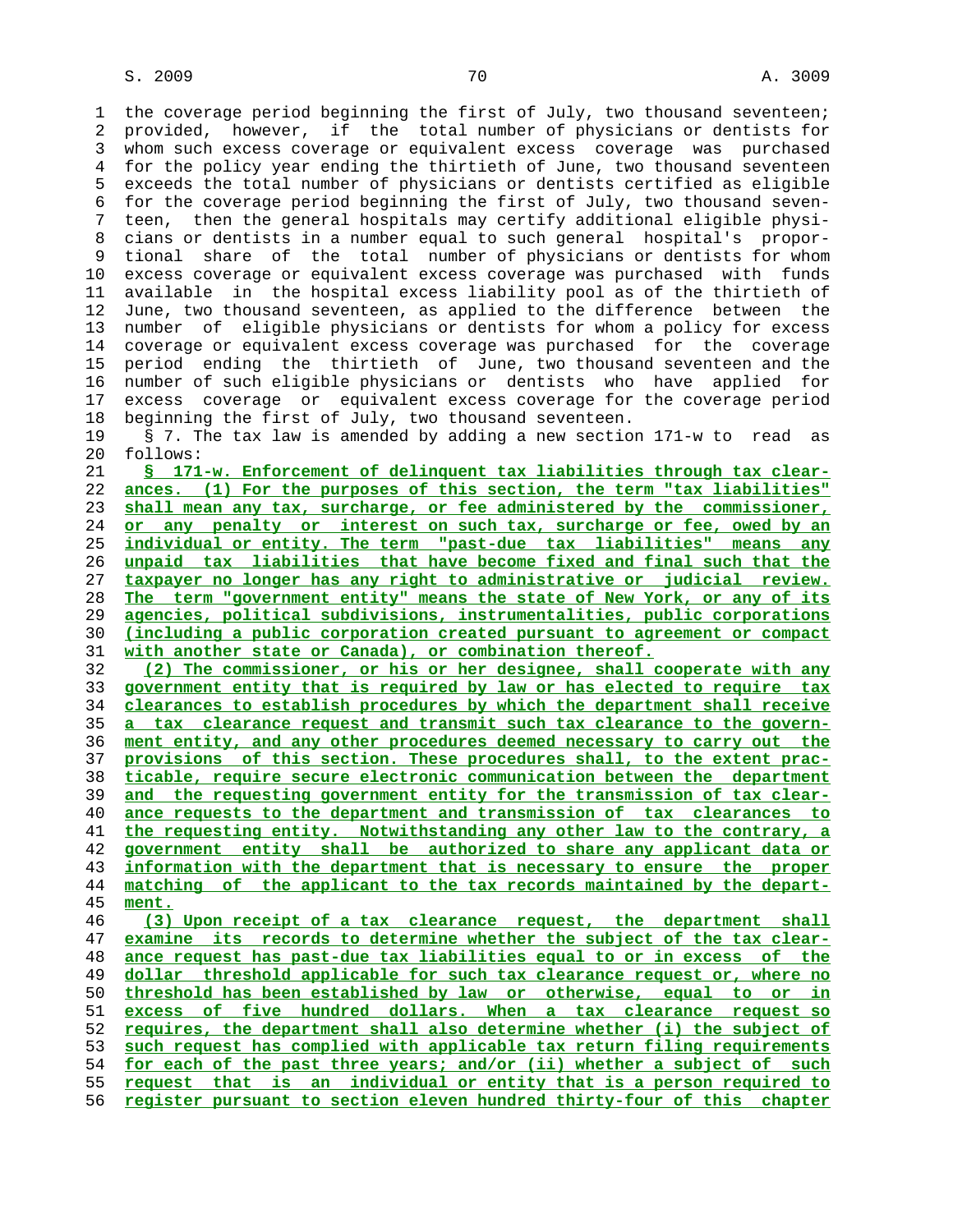the coverage period beginning the first of July, two thousand seventeen; provided, however, if the total number of physicians or dentists for whom such excess coverage or equivalent excess coverage was purchased for the policy year ending the thirtieth of June, two thousand seventeen exceeds the total number of physicians or dentists certified as eligible for the coverage period beginning the first of July, two thousand seventeen, then the general hospitals may certify additional eligible physicians or dentists in a number equal to such general hospital's proportional share of the total number of physicians or dentists for whom excess coverage or equivalent excess coverage was purchased with funds available in the hospital excess liability pool as of the thirtieth of June, two thousand seventeen, as applied to the difference between the number of eligible physicians or dentists for whom a policy for excess coverage or equivalent excess coverage was purchased for the coverage period ending the thirtieth of June, two thousand seventeen and the number of such eligible physicians or dentists who have applied for excess coverage or equivalent excess coverage for the coverage period beginning the first of July, two thousand seventeen.

§ 7. The tax law is amended by adding a new section 171-w to read as follows:

**§ 171-w. Enforcement of delinquent tax liabilities through tax clearances. (1) For the purposes of this section, the term "tax liabilities" shall mean any tax, surcharge, or fee administered by the commissioner, or any penalty or interest on such tax, surcharge or fee, owed by an individual or entity. The term "past-due tax liabilities" means any unpaid tax liabilities that have become fixed and final such that the taxpayer no longer has any right to administrative or judicial review. The term "government entity" means the state of New York, or any of its agencies, political subdivisions, instrumentalities, public corporations (including a public corporation created pursuant to agreement or compact with another state or Canada), or combination thereof.**

**(2) The commissioner, or his or her designee, shall cooperate with any government entity that is required by law or has elected to require tax clearances to establish procedures by which the department shall receive a tax clearance request and transmit such tax clearance to the government entity, and any other procedures deemed necessary to carry out the provisions of this section. These procedures shall, to the extent practicable, require secure electronic communication between the department and the requesting government entity for the transmission of tax clearance requests to the department and transmission of tax clearances to the requesting entity. Notwithstanding any other law to the contrary, a government entity shall be authorized to share any applicant data or information with the department that is necessary to ensure the proper matching of the applicant to the tax records maintained by the department.**

**(3) Upon receipt of a tax clearance request, the department shall examine its records to determine whether the subject of the tax clearance request has past-due tax liabilities equal to or in excess of the dollar threshold applicable for such tax clearance request or, where no threshold has been established by law or otherwise, equal to or in excess of five hundred dollars. When a tax clearance request so requires, the department shall also determine whether (i) the subject of such request has complied with applicable tax return filing requirements for each of the past three years; and/or (ii) whether a subject of such request that is an individual or entity that is a person required to register pursuant to section eleven hundred thirty-four of this chapter**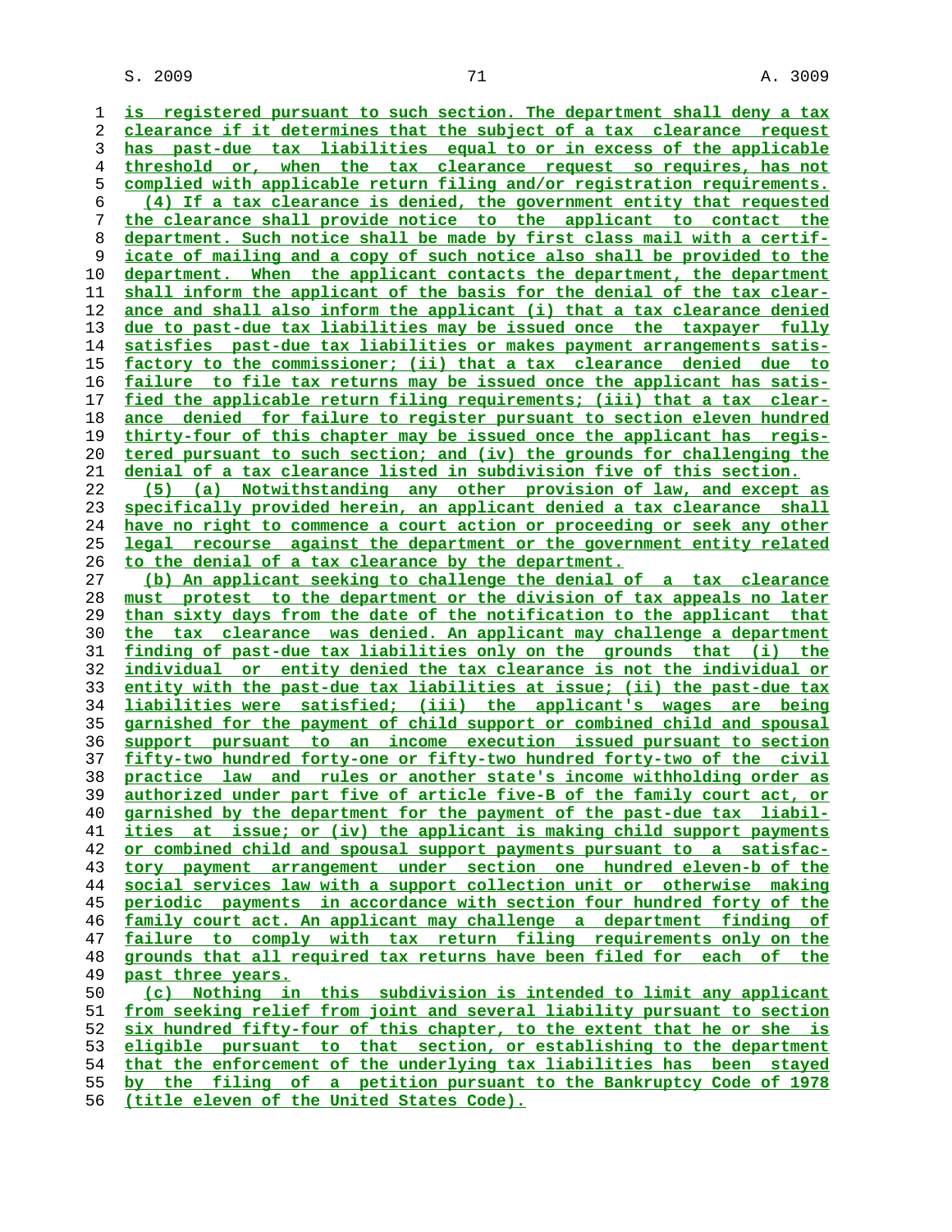is registered pursuant to such section. The department shall deny a tax clearance if it determines that the subject of a tax clearance request has past-due tax liabilities equal to or in excess of the applicable threshold or, when the tax clearance request so requires, has not complied with applicable return filing and/or registration requirements.

(4) If a tax clearance is denied, the government entity that requested the clearance shall provide notice to the applicant to contact the department. Such notice shall be made by first class mail with a certificate of mailing and a copy of such notice also shall be provided to the department. When the applicant contacts the department, the department shall inform the applicant of the basis for the denial of the tax clearance and shall also inform the applicant (i) that a tax clearance denied due to past-due tax liabilities may be issued once the taxpayer fully satisfies past-due tax liabilities or makes payment arrangements satisfactory to the commissioner; (ii) that a tax clearance denied due to failure to file tax returns may be issued once the applicant has satisfied the applicable return filing requirements; (iii) that a tax clearance denied for failure to register pursuant to section eleven hundred thirty-four of this chapter may be issued once the applicant has registered pursuant to such section; and (iv) the grounds for challenging the denial of a tax clearance listed in subdivision five of this section.

(5) (a) Notwithstanding any other provision of law, and except as specifically provided herein, an applicant denied a tax clearance shall have no right to commence a court action or proceeding or seek any other legal recourse against the department or the government entity related to the denial of a tax clearance by the department.

(b) An applicant seeking to challenge the denial of a tax clearance must protest to the department or the division of tax appeals no later than sixty days from the date of the notification to the applicant that the tax clearance was denied. An applicant may challenge a department finding of past-due tax liabilities only on the grounds that (i) the individual or entity denied the tax clearance is not the individual or entity with the past-due tax liabilities at issue; (ii) the past-due tax liabilities were satisfied; (iii) the applicant's wages are being garnished for the payment of child support or combined child and spousal support pursuant to an income execution issued pursuant to section fifty-two hundred forty-one or fifty-two hundred forty-two of the civil practice law and rules or another state's income withholding order as authorized under part five of article five-B of the family court act, or garnished by the department for the payment of the past-due tax liabilities at issue; or (iv) the applicant is making child support payments or combined child and spousal support payments pursuant to a satisfactory payment arrangement under section one hundred eleven-b of the social services law with a support collection unit or otherwise making periodic payments in accordance with section four hundred forty of the family court act. An applicant may challenge a department finding of failure to comply with tax return filing requirements only on the grounds that all required tax returns have been filed for each of the past three years.

(c) Nothing in this subdivision is intended to limit any applicant from seeking relief from joint and several liability pursuant to section six hundred fifty-four of this chapter, to the extent that he or she is eligible pursuant to that section, or establishing to the department that the enforcement of the underlying tax liabilities has been stayed by the filing of a petition pursuant to the Bankruptcy Code of 1978 (title eleven of the United States Code).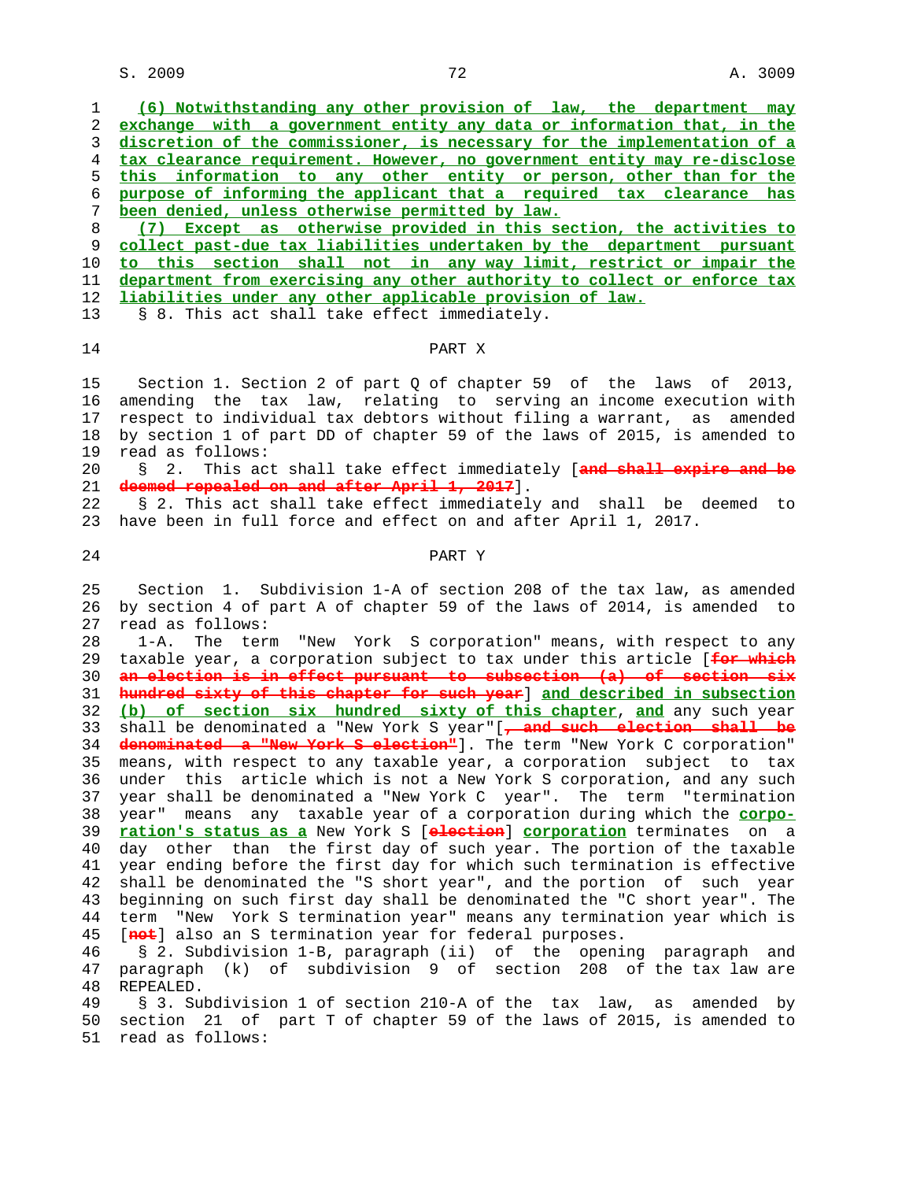(6) Notwithstanding any other provision of law, the department may exchange with a government entity any data or information that, in the discretion of the commissioner, is necessary for the implementation of a tax clearance requirement. However, no government entity may re-disclose this information to any other entity or person, other than for the purpose of informing the applicant that a required tax clearance has been denied, unless otherwise permitted by law.

(7) Except as otherwise provided in this section, the activities to collect past-due tax liabilities undertaken by the department pursuant to this section shall not in any way limit, restrict or impair the department from exercising any other authority to collect or enforce tax liabilities under any other applicable provision of law.

§ 8. This act shall take effect immediately.

## PART X

Section 1. Section 2 of part Q of chapter 59 of the laws of 2013, amending the tax law, relating to serving an income execution with respect to individual tax debtors without filing a warrant, as amended by section 1 of part DD of chapter 59 of the laws of 2015, is amended to read as follows:

§ 2. This act shall take effect immediately [and shall expire and be deemed repealed on and after April 1, 2017].

§ 2. This act shall take effect immediately and shall be deemed to have been in full force and effect on and after April 1, 2017.

## PART Y

Section 1. Subdivision 1-A of section 208 of the tax law, as amended by section 4 of part A of chapter 59 of the laws of 2014, is amended to read as follows:

1-A. The term "New York S corporation" means, with respect to any taxable year, a corporation subject to tax under this article [for which an election is in effect pursuant to subsection (a) of section six hundred sixty of this chapter for such year] and described in subsection (b) of section six hundred sixty of this chapter, and any such year shall be denominated a "New York S year"[, and such election shall be denominated a "New York S election"]. The term "New York C corporation" means, with respect to any taxable year, a corporation subject to tax under this article which is not a New York S corporation, and any such year shall be denominated a "New York C year". The term "termination year" means any taxable year of a corporation during which the corporation's status as a New York S [election] corporation terminates on a day other than the first day of such year. The portion of the taxable year ending before the first day for which such termination is effective shall be denominated the "S short year", and the portion of such year beginning on such first day shall be denominated the "C short year". The term "New York S termination year" means any termination year which is [not] also an S termination year for federal purposes.

§ 2. Subdivision 1-B, paragraph (ii) of the opening paragraph and paragraph (k) of subdivision 9 of section 208 of the tax law are REPEALED.

§ 3. Subdivision 1 of section 210-A of the tax law, as amended by section 21 of part T of chapter 59 of the laws of 2015, is amended to read as follows: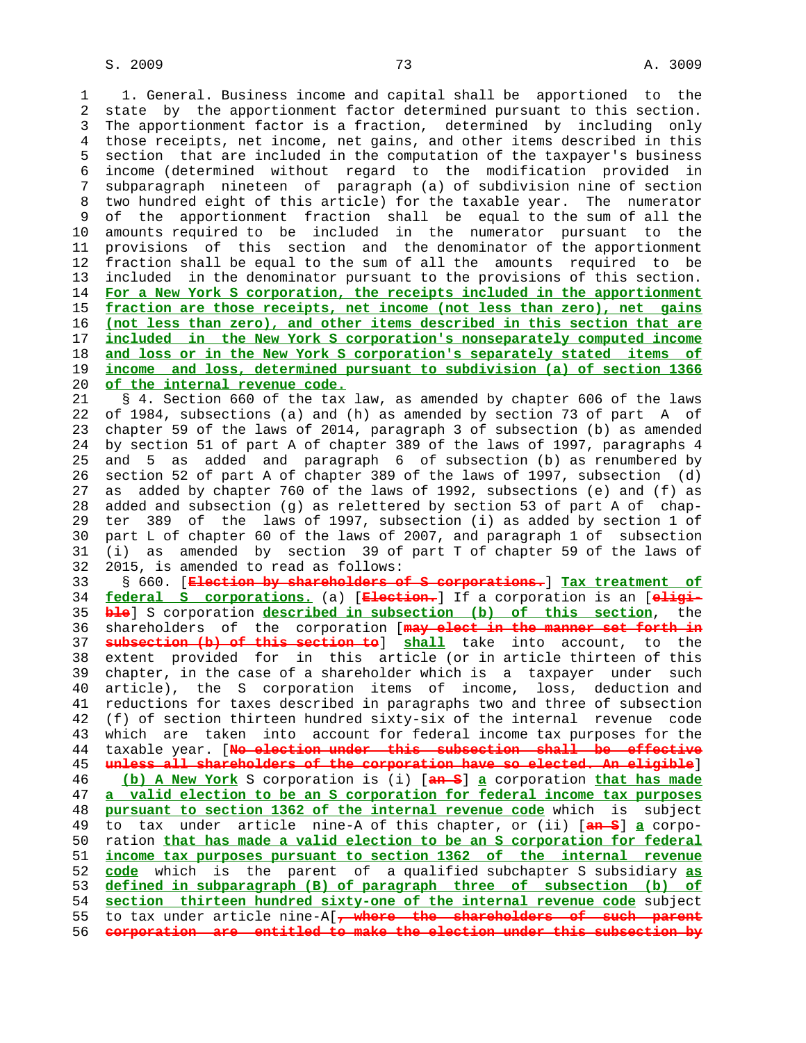1. General. Business income and capital shall be apportioned to the state by the apportionment factor determined pursuant to this section. The apportionment factor is a fraction, determined by including only those receipts, net income, net gains, and other items described in this section that are included in the computation of the taxpayer's business income (determined without regard to the modification provided in subparagraph nineteen of paragraph (a) of subdivision nine of section two hundred eight of this article) for the taxable year. The numerator of the apportionment fraction shall be equal to the sum of all the amounts required to be included in the numerator pursuant to the provisions of this section and the denominator of the apportionment fraction shall be equal to the sum of all the amounts required to be included in the denominator pursuant to the provisions of this section. For a New York S corporation, the receipts included in the apportionment fraction are those receipts, net income (not less than zero), net gains (not less than zero), and other items described in this section that are included in the New York S corporation's nonseparately computed income and loss or in the New York S corporation's separately stated items of income and loss, determined pursuant to subdivision (a) of section 1366 of the internal revenue code.

§ 4. Section 660 of the tax law, as amended by chapter 606 of the laws of 1984, subsections (a) and (h) as amended by section 73 of part A of chapter 59 of the laws of 2014, paragraph 3 of subsection (b) as amended by section 51 of part A of chapter 389 of the laws of 1997, paragraphs 4 and 5 as added and paragraph 6 of subsection (b) as renumbered by section 52 of part A of chapter 389 of the laws of 1997, subsection (d) as added by chapter 760 of the laws of 1992, subsections (e) and (f) as added and subsection (g) as relettered by section 53 of part A of chapter 389 of the laws of 1997, subsection (i) as added by section 1 of part L of chapter 60 of the laws of 2007, and paragraph 1 of subsection (i) as amended by section 39 of part T of chapter 59 of the laws of 2015, is amended to read as follows:

§ 660. [~~Election by shareholders of S corporations.~~] Tax treatment of federal S corporations. (a) [~~Election.~~] If a corporation is an [~~eligible~~] S corporation described in subsection (b) of this section, the shareholders of the corporation [~~may elect in the manner set forth in subsection (b) of this section to~~] shall take into account, to the extent provided for in this article (or in article thirteen of this chapter, in the case of a shareholder which is a taxpayer under such article), the S corporation items of income, loss, deduction and reductions for taxes described in paragraphs two and three of subsection (f) of section thirteen hundred sixty-six of the internal revenue code which are taken into account for federal income tax purposes for the taxable year. [~~No election under this subsection shall be effective unless all shareholders of the corporation have so elected. An eligible~~]

(b) A New York S corporation is (i) [~~an S~~] a corporation that has made a valid election to be an S corporation for federal income tax purposes pursuant to section 1362 of the internal revenue code which is subject to tax under article nine-A of this chapter, or (ii) [~~an S~~] a corporation that has made a valid election to be an S corporation for federal income tax purposes pursuant to section 1362 of the internal revenue code which is the parent of a qualified subchapter S subsidiary as defined in subparagraph (B) of paragraph three of subsection (b) of section thirteen hundred sixty-one of the internal revenue code subject to tax under article nine-A[~~, where the shareholders of such parent corporation are entitled to make the election under this subsection by~~]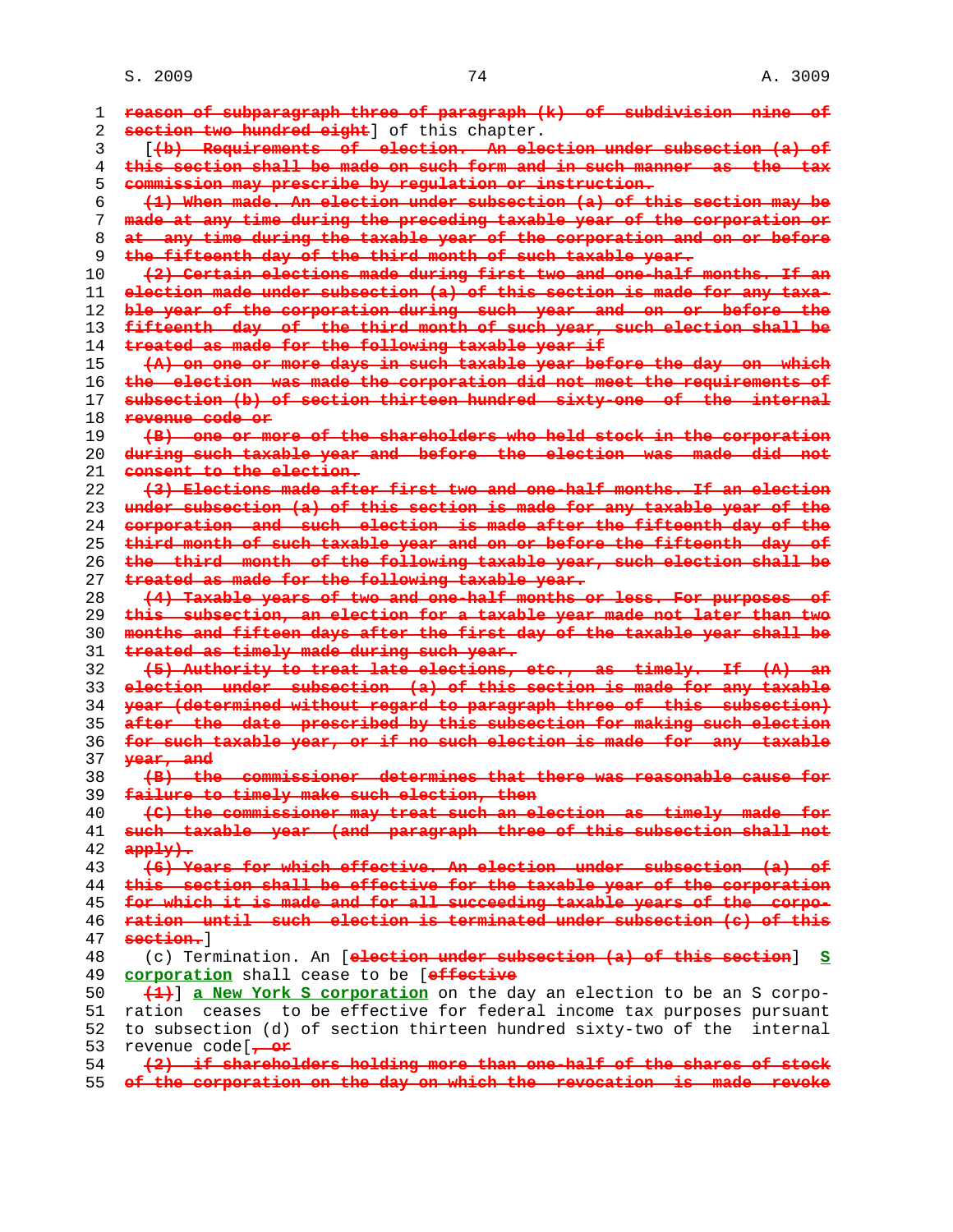~~reason of subparagraph three of paragraph (k) of subdivision nine of section two hundred eight~~] of this chapter.

[~~(b) Requirements of election. An election under subsection (a) of this section shall be made on such form and in such manner as the tax commission may prescribe by regulation or instruction.~~

~~(1) When made. An election under subsection (a) of this section may be made at any time during the preceding taxable year of the corporation or at any time during the taxable year of the corporation and on or before the fifteenth day of the third month of such taxable year.~~

~~(2) Certain elections made during first two and one-half months. If an election made under subsection (a) of this section is made for any taxable year of the corporation during such year and on or before the fifteenth day of the third month of such year, such election shall be treated as made for the following taxable year if~~

~~(A) on one or more days in such taxable year before the day on which the election was made the corporation did not meet the requirements of subsection (b) of section thirteen hundred sixty-one of the internal revenue code or~~

~~(B) one or more of the shareholders who held stock in the corporation during such taxable year and before the election was made did not consent to the election.~~

~~(3) Elections made after first two and one-half months. If an election under subsection (a) of this section is made for any taxable year of the corporation and such election is made after the fifteenth day of the third month of such taxable year and on or before the fifteenth day of the third month of the following taxable year, such election shall be treated as made for the following taxable year.~~

~~(4) Taxable years of two and one-half months or less. For purposes of this subsection, an election for a taxable year made not later than two months and fifteen days after the first day of the taxable year shall be treated as timely made during such year.~~

~~(5) Authority to treat late elections, etc., as timely. If (A) an election under subsection (a) of this section is made for any taxable year (determined without regard to paragraph three of this subsection) after the date prescribed by this subsection for making such election for such taxable year, or if no such election is made for any taxable year, and~~

~~(B) the commissioner determines that there was reasonable cause for failure to timely make such election, then~~

~~(C) the commissioner may treat such an election as timely made for such taxable year (and paragraph three of this subsection shall not apply).~~

~~(6) Years for which effective. An election under subsection (a) of this section shall be effective for the taxable year of the corporation for which it is made and for all succeeding taxable years of the corporation until such election is terminated under subsection (c) of this section.~~]

(c) Termination. An [~~election under subsection (a) of this section~~] **S corporation** shall cease to be [~~effective~~

~~(1)~~] **a New York S corporation** on the day an election to be an S corporation ceases to be effective for federal income tax purposes pursuant to subsection (d) of section thirteen hundred sixty-two of the internal revenue code[~~, or~~

~~(2) if shareholders holding more than one-half of the shares of stock of the corporation on the day on which the revocation is made revoke~~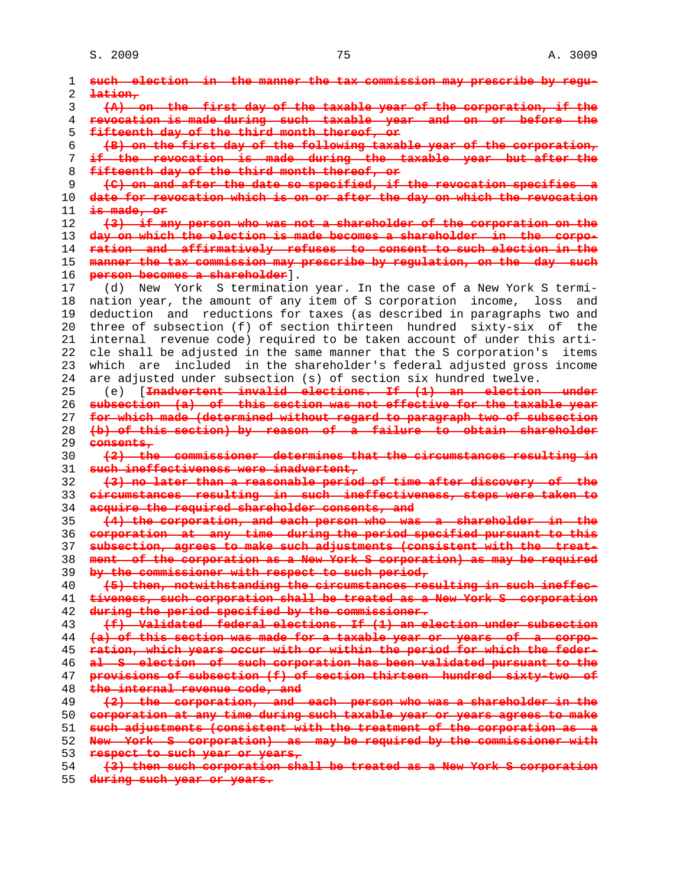~~such election in the manner the tax commission may prescribe by regulation,~~

~~(A) on the first day of the taxable year of the corporation, if the revocation is made during such taxable year and on or before the fifteenth day of the third month thereof, or~~

~~(B) on the first day of the following taxable year of the corporation, if the revocation is made during the taxable year but after the fifteenth day of the third month thereof, or~~

~~(C) on and after the date so specified, if the revocation specifies a date for revocation which is on or after the day on which the revocation is made, or~~

~~(3) if any person who was not a shareholder of the corporation on the day on which the election is made becomes a shareholder in the corporation and affirmatively refuses to consent to such election in the manner the tax commission may prescribe by regulation, on the day such person becomes a shareholder~~].

(d) New York S termination year. In the case of a New York S termination year, the amount of any item of S corporation income, loss and deduction and reductions for taxes (as described in paragraphs two and three of subsection (f) of section thirteen hundred sixty-six of the internal revenue code) required to be taken account of under this article shall be adjusted in the same manner that the S corporation's items which are included in the shareholder's federal adjusted gross income are adjusted under subsection (s) of section six hundred twelve.

(e) [~~Inadvertent invalid elections. If (1) an election under subsection (a) of this section was not effective for the taxable year for which made (determined without regard to paragraph two of subsection (b) of this section) by reason of a failure to obtain shareholder consents,~~

~~(2) the commissioner determines that the circumstances resulting in such ineffectiveness were inadvertent,~~

~~(3) no later than a reasonable period of time after discovery of the circumstances resulting in such ineffectiveness, steps were taken to acquire the required shareholder consents, and~~

~~(4) the corporation, and each person who was a shareholder in the corporation at any time during the period specified pursuant to this subsection, agrees to make such adjustments (consistent with the treatment of the corporation as a New York S corporation) as may be required by the commissioner with respect to such period,~~

~~(5) then, notwithstanding the circumstances resulting in such ineffectiveness, such corporation shall be treated as a New York S corporation during the period specified by the commissioner.~~

~~(f) Validated federal elections. If (1) an election under subsection (a) of this section was made for a taxable year or years of a corporation, which years occur with or within the period for which the federal S election of such corporation has been validated pursuant to the provisions of subsection (f) of section thirteen hundred sixty-two of the internal revenue code, and~~

~~(2) the corporation, and each person who was a shareholder in the corporation at any time during such taxable year or years agrees to make such adjustments (consistent with the treatment of the corporation as a New York S corporation) as may be required by the commissioner with respect to such year or years,~~

~~(3) then such corporation shall be treated as a New York S corporation during such year or years.~~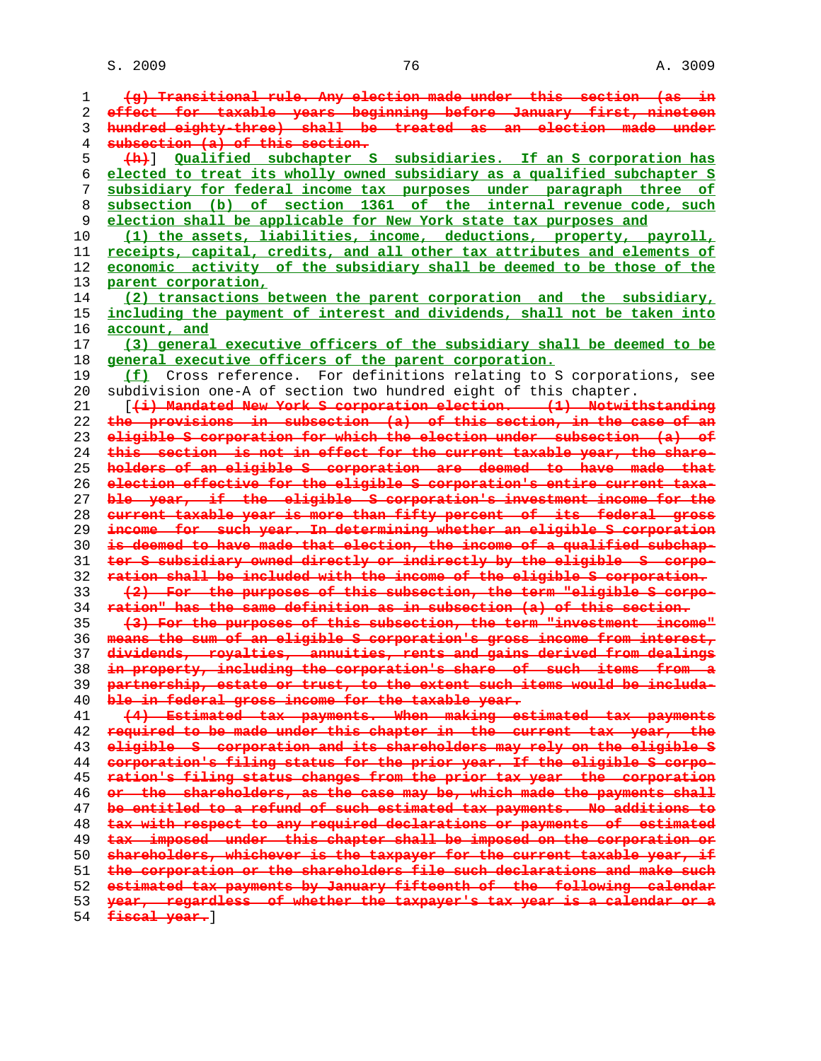(g) Transitional rule. Any election made under this section (as in effect for taxable years beginning before January first, nineteen hundred eighty-three) shall be treated as an election made under subsection (a) of this section.

(h)] Qualified subchapter S subsidiaries. If an S corporation has elected to treat its wholly owned subsidiary as a qualified subchapter S subsidiary for federal income tax purposes under paragraph three of subsection (b) of section 1361 of the internal revenue code, such election shall be applicable for New York state tax purposes and

(1) the assets, liabilities, income, deductions, property, payroll, receipts, capital, credits, and all other tax attributes and elements of economic activity of the subsidiary shall be deemed to be those of the parent corporation,

(2) transactions between the parent corporation and the subsidiary, including the payment of interest and dividends, shall not be taken into account, and

(3) general executive officers of the subsidiary shall be deemed to be general executive officers of the parent corporation.

(f) Cross reference. For definitions relating to S corporations, see subdivision one-A of section two hundred eight of this chapter.

[(i) Mandated New York S corporation election. (1) Notwithstanding the provisions in subsection (a) of this section, in the case of an eligible S corporation for which the election under subsection (a) of this section is not in effect for the current taxable year, the shareholders of an eligible S corporation are deemed to have made that election effective for the eligible S corporation's entire current taxable year, if the eligible S corporation's investment income for the current taxable year is more than fifty percent of its federal gross income for such year. In determining whether an eligible S corporation is deemed to have made that election, the income of a qualified subchapter S subsidiary owned directly or indirectly by the eligible S corporation shall be included with the income of the eligible S corporation.

(2) For the purposes of this subsection, the term "eligible S corporation" has the same definition as in subsection (a) of this section.

(3) For the purposes of this subsection, the term "investment income" means the sum of an eligible S corporation's gross income from interest, dividends, royalties, annuities, rents and gains derived from dealings in property, including the corporation's share of such items from a partnership, estate or trust, to the extent such items would be includable in federal gross income for the taxable year.

(4) Estimated tax payments. When making estimated tax payments required to be made under this chapter in the current tax year, the eligible S corporation and its shareholders may rely on the eligible S corporation's filing status for the prior year. If the eligible S corporation's filing status changes from the prior tax year the corporation or the shareholders, as the case may be, which made the payments shall be entitled to a refund of such estimated tax payments. No additions to tax with respect to any required declarations or payments of estimated tax imposed under this chapter shall be imposed on the corporation or shareholders, whichever is the taxpayer for the current taxable year, if the corporation or the shareholders file such declarations and make such estimated tax payments by January fifteenth of the following calendar year, regardless of whether the taxpayer's tax year is a calendar or a fiscal year.]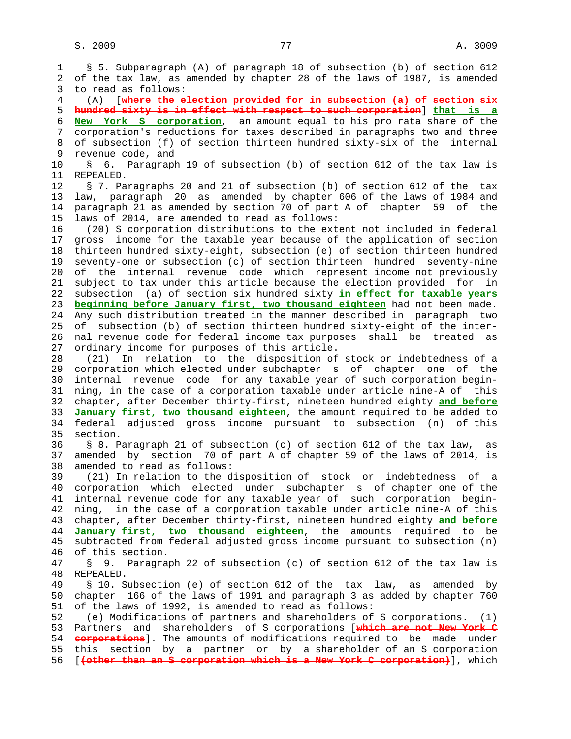§ 5. Subparagraph (A) of paragraph 18 of subsection (b) of section 612 of the tax law, as amended by chapter 28 of the laws of 1987, is amended to read as follows:

(A) [~~where the election provided for in subsection (a) of section six hundred sixty is in effect with respect to such corporation~~] **that is a New York S corporation**, an amount equal to his pro rata share of the corporation's reductions for taxes described in paragraphs two and three of subsection (f) of section thirteen hundred sixty-six of the internal revenue code, and

§ 6. Paragraph 19 of subsection (b) of section 612 of the tax law is REPEALED.

§ 7. Paragraphs 20 and 21 of subsection (b) of section 612 of the tax law, paragraph 20 as amended by chapter 606 of the laws of 1984 and paragraph 21 as amended by section 70 of part A of chapter 59 of the laws of 2014, are amended to read as follows:

(20) S corporation distributions to the extent not included in federal gross income for the taxable year because of the application of section thirteen hundred sixty-eight, subsection (e) of section thirteen hundred seventy-one or subsection (c) of section thirteen hundred seventy-nine of the internal revenue code which represent income not previously subject to tax under this article because the election provided for in subsection (a) of section six hundred sixty **in effect for taxable years beginning before January first, two thousand eighteen** had not been made. Any such distribution treated in the manner described in paragraph two of subsection (b) of section thirteen hundred sixty-eight of the internal revenue code for federal income tax purposes shall be treated as ordinary income for purposes of this article.

(21) In relation to the disposition of stock or indebtedness of a corporation which elected under subchapter s of chapter one of the internal revenue code for any taxable year of such corporation beginning, in the case of a corporation taxable under article nine-A of this chapter, after December thirty-first, nineteen hundred eighty **and before January first, two thousand eighteen**, the amount required to be added to federal adjusted gross income pursuant to subsection (n) of this section.

§ 8. Paragraph 21 of subsection (c) of section 612 of the tax law, as amended by section 70 of part A of chapter 59 of the laws of 2014, is amended to read as follows:

(21) In relation to the disposition of stock or indebtedness of a corporation which elected under subchapter s of chapter one of the internal revenue code for any taxable year of such corporation beginning, in the case of a corporation taxable under article nine-A of this chapter, after December thirty-first, nineteen hundred eighty **and before January first, two thousand eighteen**, the amounts required to be subtracted from federal adjusted gross income pursuant to subsection (n) of this section.

§ 9. Paragraph 22 of subsection (c) of section 612 of the tax law is REPEALED.

§ 10. Subsection (e) of section 612 of the tax law, as amended by chapter 166 of the laws of 1991 and paragraph 3 as added by chapter 760 of the laws of 1992, is amended to read as follows:

(e) Modifications of partners and shareholders of S corporations. (1) Partners and shareholders of S corporations [~~which are not New York C corporations~~]. The amounts of modifications required to be made under this section by a partner or by a shareholder of an S corporation [~~(other than an S corporation which is a New York C corporation)~~], which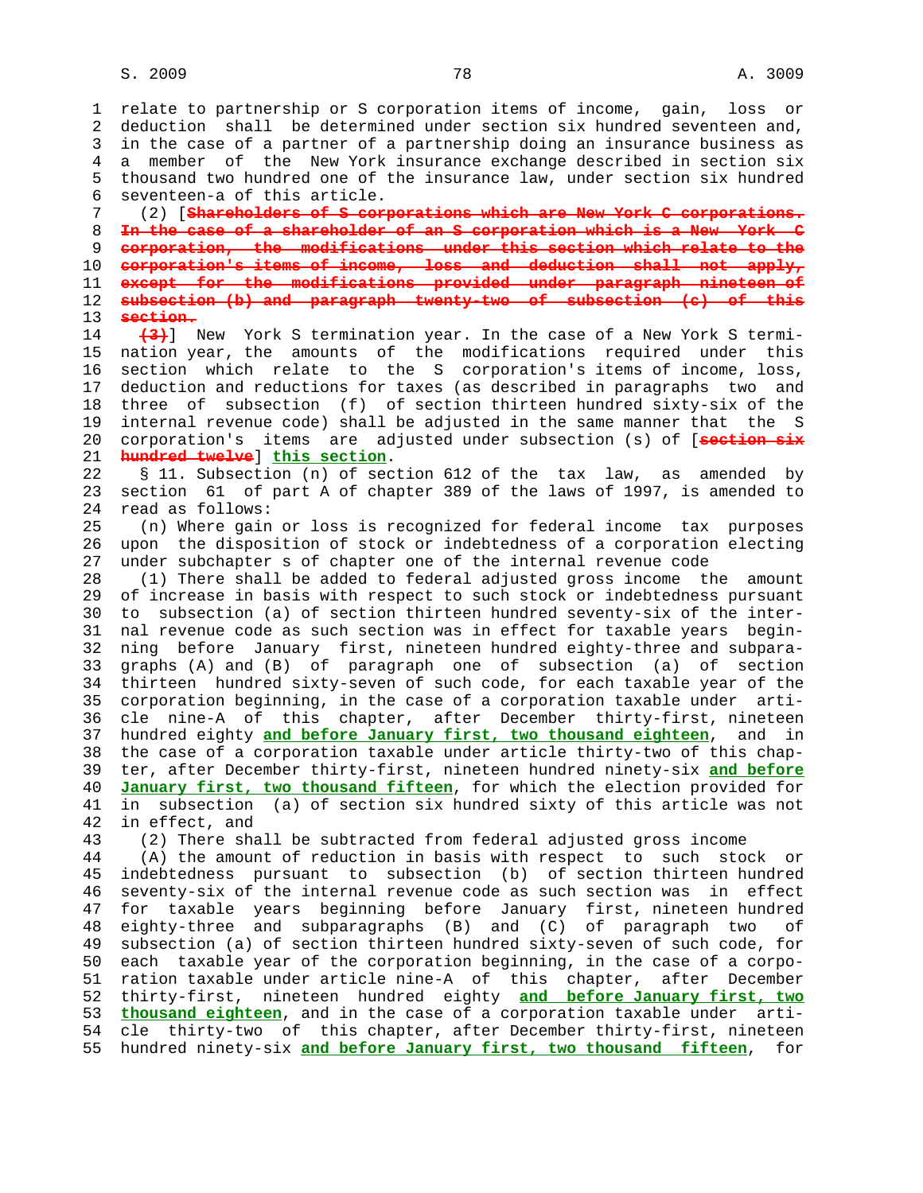relate to partnership or S corporation items of income, gain, loss or deduction shall be determined under section six hundred seventeen and, in the case of a partner of a partnership doing an insurance business as a member of the New York insurance exchange described in section six thousand two hundred one of the insurance law, under section six hundred seventeen-a of this article.

(2) [~~Shareholders of S corporations which are New York C corporations. In the case of a shareholder of an S corporation which is a New York C corporation, the modifications under this section which relate to the corporation's items of income, loss and deduction shall not apply, except for the modifications provided under paragraph nineteen of subsection (b) and paragraph twenty-two of subsection (c) of this section.~~

~~(3)~~] New York S termination year. In the case of a New York S termination year, the amounts of the modifications required under this section which relate to the S corporation's items of income, loss, deduction and reductions for taxes (as described in paragraphs two and three of subsection (f) of section thirteen hundred sixty-six of the internal revenue code) shall be adjusted in the same manner that the S corporation's items are adjusted under subsection (s) of [~~section six hundred twelve~~] **this section**.

§ 11. Subsection (n) of section 612 of the tax law, as amended by section 61 of part A of chapter 389 of the laws of 1997, is amended to read as follows:

(n) Where gain or loss is recognized for federal income tax purposes upon the disposition of stock or indebtedness of a corporation electing under subchapter s of chapter one of the internal revenue code

(1) There shall be added to federal adjusted gross income the amount of increase in basis with respect to such stock or indebtedness pursuant to subsection (a) of section thirteen hundred seventy-six of the internal revenue code as such section was in effect for taxable years beginning before January first, nineteen hundred eighty-three and subparagraphs (A) and (B) of paragraph one of subsection (a) of section thirteen hundred sixty-seven of such code, for each taxable year of the corporation beginning, in the case of a corporation taxable under article nine-A of this chapter, after December thirty-first, nineteen hundred eighty **and before January first, two thousand eighteen**, and in the case of a corporation taxable under article thirty-two of this chapter, after December thirty-first, nineteen hundred ninety-six **and before January first, two thousand fifteen**, for which the election provided for in subsection (a) of section six hundred sixty of this article was not in effect, and

(2) There shall be subtracted from federal adjusted gross income

(A) the amount of reduction in basis with respect to such stock or indebtedness pursuant to subsection (b) of section thirteen hundred seventy-six of the internal revenue code as such section was in effect for taxable years beginning before January first, nineteen hundred eighty-three and subparagraphs (B) and (C) of paragraph two of subsection (a) of section thirteen hundred sixty-seven of such code, for each taxable year of the corporation beginning, in the case of a corporation taxable under article nine-A of this chapter, after December thirty-first, nineteen hundred eighty **and before January first, two thousand eighteen**, and in the case of a corporation taxable under article thirty-two of this chapter, after December thirty-first, nineteen hundred ninety-six **and before January first, two thousand fifteen**, for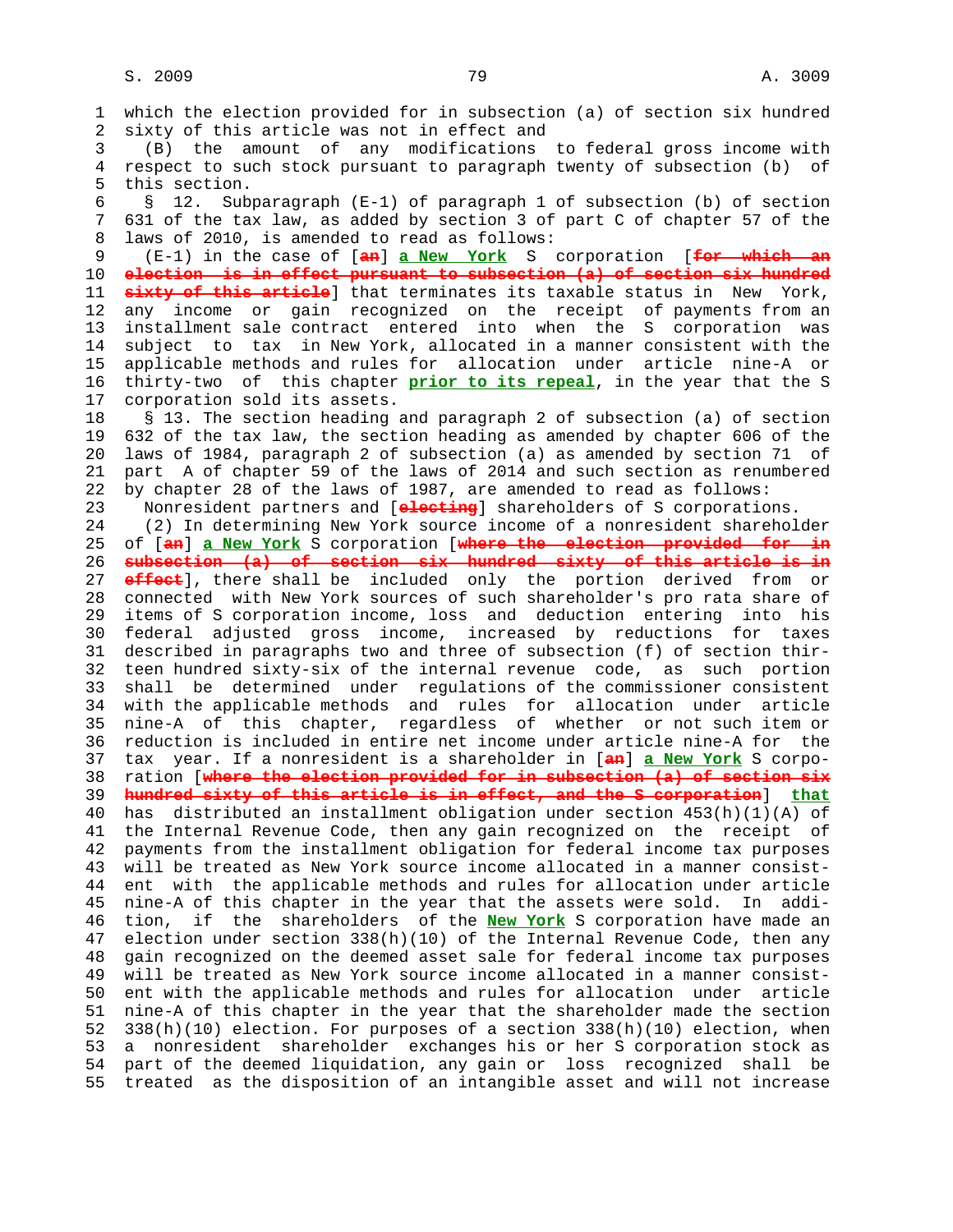which the election provided for in subsection (a) of section six hundred sixty of this article was not in effect and

(B) the amount of any modifications to federal gross income with respect to such stock pursuant to paragraph twenty of subsection (b) of this section.

§ 12. Subparagraph (E-1) of paragraph 1 of subsection (b) of section 631 of the tax law, as added by section 3 of part C of chapter 57 of the laws of 2010, is amended to read as follows:

(E-1) in the case of [~~an~~] **a New York** S corporation [~~for which an election is in effect pursuant to subsection (a) of section six hundred sixty of this article~~] that terminates its taxable status in New York, any income or gain recognized on the receipt of payments from an installment sale contract entered into when the S corporation was subject to tax in New York, allocated in a manner consistent with the applicable methods and rules for allocation under article nine-A or thirty-two of this chapter **prior to its repeal**, in the year that the S corporation sold its assets.

§ 13. The section heading and paragraph 2 of subsection (a) of section 632 of the tax law, the section heading as amended by chapter 606 of the laws of 1984, paragraph 2 of subsection (a) as amended by section 71 of part A of chapter 59 of the laws of 2014 and such section as renumbered by chapter 28 of the laws of 1987, are amended to read as follows:

Nonresident partners and [~~electing~~] shareholders of S corporations.

(2) In determining New York source income of a nonresident shareholder of [~~an~~] **a New York** S corporation [~~where the election provided for in subsection (a) of section six hundred sixty of this article is in effect~~], there shall be included only the portion derived from or connected with New York sources of such shareholder's pro rata share of items of S corporation income, loss and deduction entering into his federal adjusted gross income, increased by reductions for taxes described in paragraphs two and three of subsection (f) of section thirteen hundred sixty-six of the internal revenue code, as such portion shall be determined under regulations of the commissioner consistent with the applicable methods and rules for allocation under article nine-A of this chapter, regardless of whether or not such item or reduction is included in entire net income under article nine-A for the tax year. If a nonresident is a shareholder in [~~an~~] **a New York** S corporation [~~where the election provided for in subsection (a) of section six hundred sixty of this article is in effect, and the S corporation~~] **that** has distributed an installment obligation under section 453(h)(1)(A) of the Internal Revenue Code, then any gain recognized on the receipt of payments from the installment obligation for federal income tax purposes will be treated as New York source income allocated in a manner consistent with the applicable methods and rules for allocation under article nine-A of this chapter in the year that the assets were sold. In addition, if the shareholders of the **New York** S corporation have made an election under section 338(h)(10) of the Internal Revenue Code, then any gain recognized on the deemed asset sale for federal income tax purposes will be treated as New York source income allocated in a manner consistent with the applicable methods and rules for allocation under article nine-A of this chapter in the year that the shareholder made the section 338(h)(10) election. For purposes of a section 338(h)(10) election, when a nonresident shareholder exchanges his or her S corporation stock as part of the deemed liquidation, any gain or loss recognized shall be treated as the disposition of an intangible asset and will not increase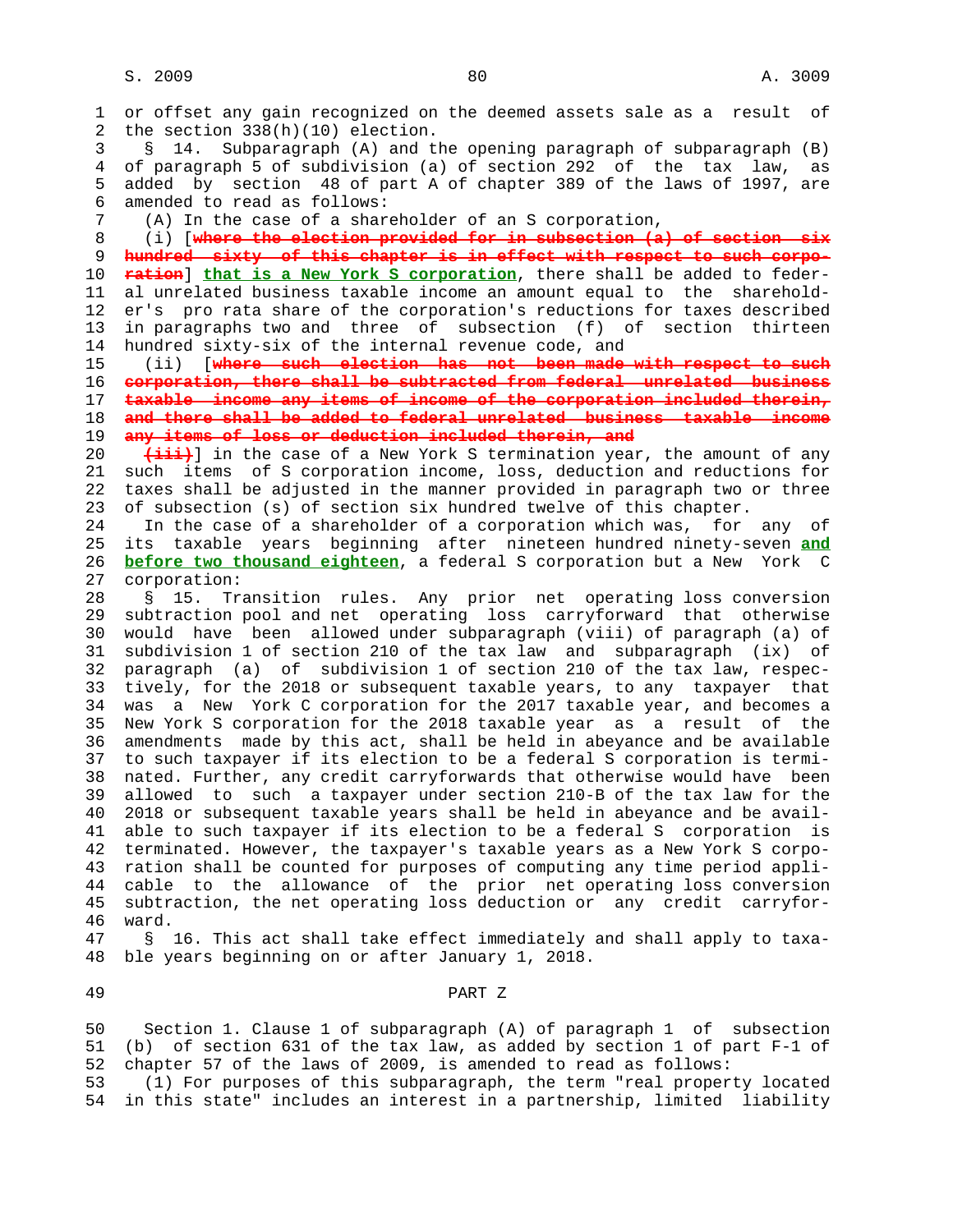or offset any gain recognized on the deemed assets sale as a result of the section 338(h)(10) election.

§ 14. Subparagraph (A) and the opening paragraph of subparagraph (B) of paragraph 5 of subdivision (a) of section 292 of the tax law, as added by section 48 of part A of chapter 389 of the laws of 1997, are amended to read as follows:

(A) In the case of a shareholder of an S corporation,

(i) [~~where the election provided for in subsection (a) of section six hundred sixty of this chapter is in effect with respect to such corporation~~] **that is a New York S corporation**, there shall be added to federal unrelated business taxable income an amount equal to the shareholder's pro rata share of the corporation's reductions for taxes described in paragraphs two and three of subsection (f) of section thirteen hundred sixty-six of the internal revenue code, and

(ii) [~~where such election has not been made with respect to such corporation, there shall be subtracted from federal unrelated business taxable income any items of income of the corporation included therein, and there shall be added to federal unrelated business taxable income any items of loss or deduction included therein, and~~

~~(iii)~~] in the case of a New York S termination year, the amount of any such items of S corporation income, loss, deduction and reductions for taxes shall be adjusted in the manner provided in paragraph two or three of subsection (s) of section six hundred twelve of this chapter.

In the case of a shareholder of a corporation which was, for any of its taxable years beginning after nineteen hundred ninety-seven **and before two thousand eighteen**, a federal S corporation but a New York C corporation:

§ 15. Transition rules. Any prior net operating loss conversion subtraction pool and net operating loss carryforward that otherwise would have been allowed under subparagraph (viii) of paragraph (a) of subdivision 1 of section 210 of the tax law and subparagraph (ix) of paragraph (a) of subdivision 1 of section 210 of the tax law, respectively, for the 2018 or subsequent taxable years, to any taxpayer that was a New York C corporation for the 2017 taxable year, and becomes a New York S corporation for the 2018 taxable year as a result of the amendments made by this act, shall be held in abeyance and be available to such taxpayer if its election to be a federal S corporation is terminated. Further, any credit carryforwards that otherwise would have been allowed to such a taxpayer under section 210-B of the tax law for the 2018 or subsequent taxable years shall be held in abeyance and be available to such taxpayer if its election to be a federal S corporation is terminated. However, the taxpayer's taxable years as a New York S corporation shall be counted for purposes of computing any time period applicable to the allowance of the prior net operating loss conversion subtraction, the net operating loss deduction or any credit carryforward.

§ 16. This act shall take effect immediately and shall apply to taxable years beginning on or after January 1, 2018.

## PART Z

Section 1. Clause 1 of subparagraph (A) of paragraph 1 of subsection (b) of section 631 of the tax law, as added by section 1 of part F-1 of chapter 57 of the laws of 2009, is amended to read as follows:

(1) For purposes of this subparagraph, the term "real property located in this state" includes an interest in a partnership, limited liability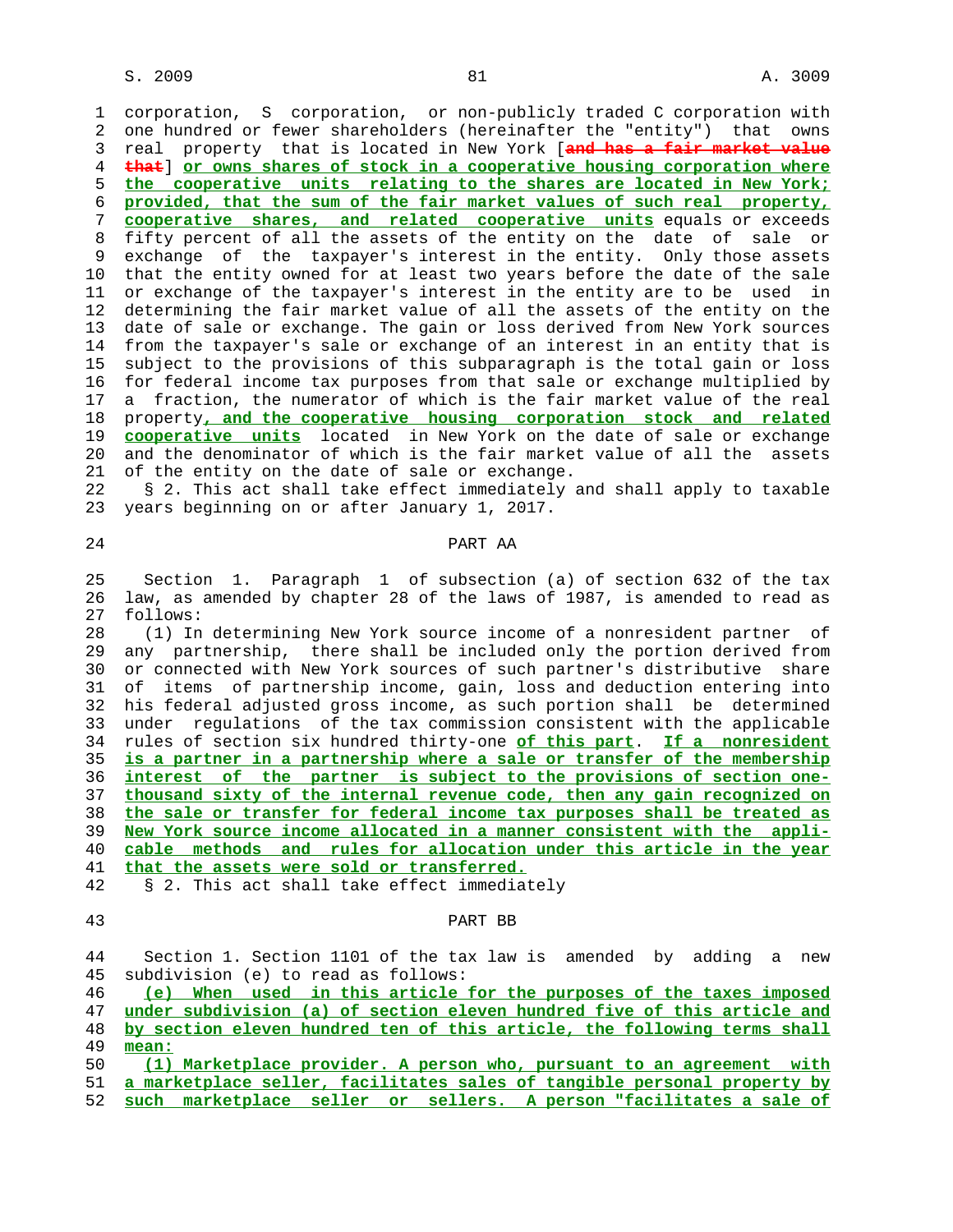corporation, S corporation, or non-publicly traded C corporation with one hundred or fewer shareholders (hereinafter the "entity") that owns real property that is located in New York [~~and has a fair market value that~~] **or owns shares of stock in a cooperative housing corporation where the cooperative units relating to the shares are located in New York; provided, that the sum of the fair market values of such real property, cooperative shares, and related cooperative units** equals or exceeds fifty percent of all the assets of the entity on the date of sale or exchange of the taxpayer's interest in the entity. Only those assets that the entity owned for at least two years before the date of the sale or exchange of the taxpayer's interest in the entity are to be used in determining the fair market value of all the assets of the entity on the date of sale or exchange. The gain or loss derived from New York sources from the taxpayer's sale or exchange of an interest in an entity that is subject to the provisions of this subparagraph is the total gain or loss for federal income tax purposes from that sale or exchange multiplied by a fraction, the numerator of which is the fair market value of the real property**, and the cooperative housing corporation stock and related cooperative units** located in New York on the date of sale or exchange and the denominator of which is the fair market value of all the assets of the entity on the date of sale or exchange.

§ 2. This act shall take effect immediately and shall apply to taxable years beginning on or after January 1, 2017.

## PART AA

Section 1. Paragraph 1 of subsection (a) of section 632 of the tax law, as amended by chapter 28 of the laws of 1987, is amended to read as follows:

(1) In determining New York source income of a nonresident partner of any partnership, there shall be included only the portion derived from or connected with New York sources of such partner's distributive share of items of partnership income, gain, loss and deduction entering into his federal adjusted gross income, as such portion shall be determined under regulations of the tax commission consistent with the applicable rules of section six hundred thirty-one **of this part**. **If a nonresident is a partner in a partnership where a sale or transfer of the membership interest of the partner is subject to the provisions of section one-thousand sixty of the internal revenue code, then any gain recognized on the sale or transfer for federal income tax purposes shall be treated as New York source income allocated in a manner consistent with the applicable methods and rules for allocation under this article in the year that the assets were sold or transferred.**

§ 2. This act shall take effect immediately

## PART BB

Section 1. Section 1101 of the tax law is amended by adding a new subdivision (e) to read as follows:

**(e) When used in this article for the purposes of the taxes imposed under subdivision (a) of section eleven hundred five of this article and by section eleven hundred ten of this article, the following terms shall mean:**

**(1) Marketplace provider. A person who, pursuant to an agreement with a marketplace seller, facilitates sales of tangible personal property by such marketplace seller or sellers. A person "facilitates a sale of**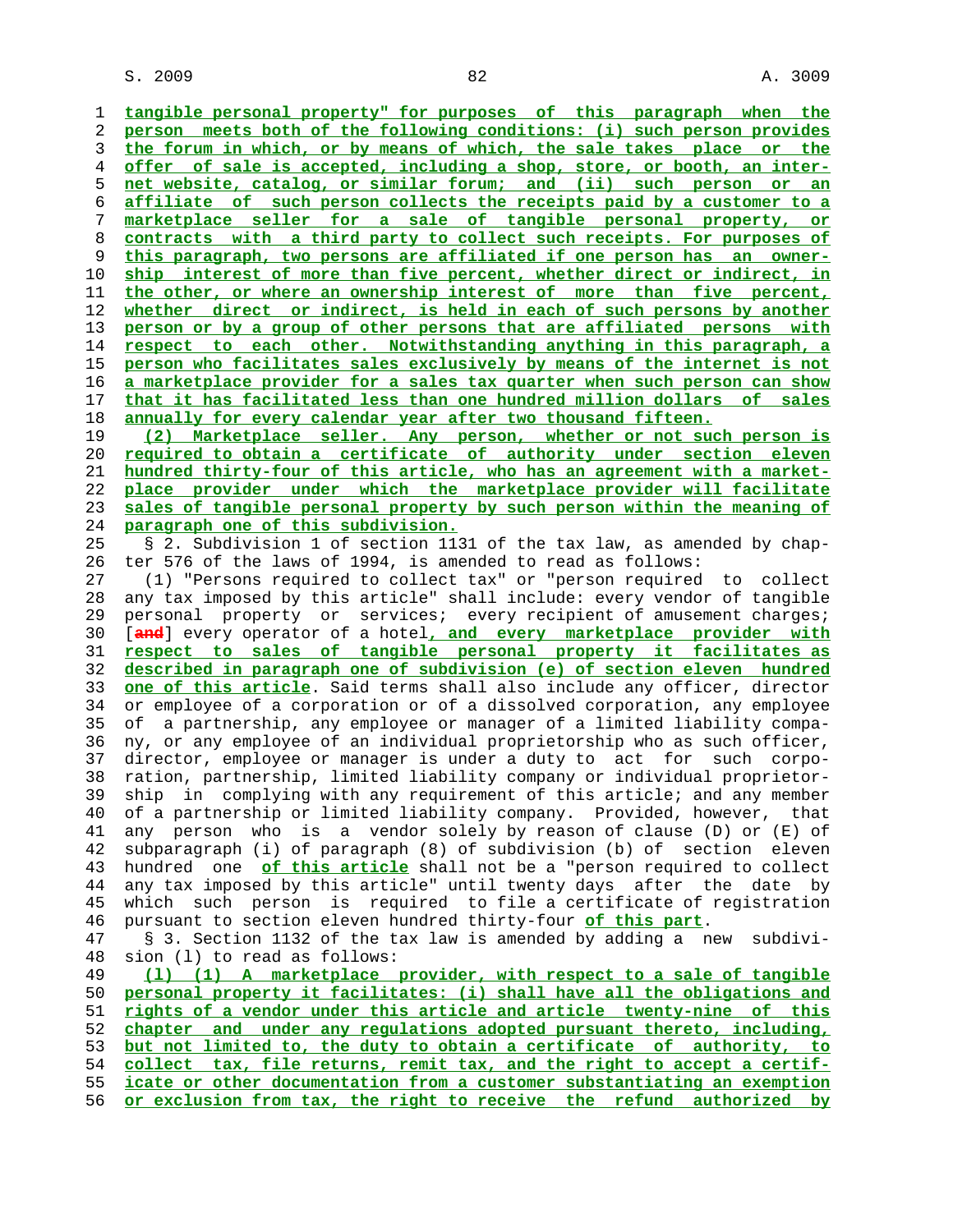tangible personal property" for purposes of this paragraph when the person meets both of the following conditions: (i) such person provides the forum in which, or by means of which, the sale takes place or the offer of sale is accepted, including a shop, store, or booth, an internet website, catalog, or similar forum; and (ii) such person or an affiliate of such person collects the receipts paid by a customer to a marketplace seller for a sale of tangible personal property, or contracts with a third party to collect such receipts. For purposes of this paragraph, two persons are affiliated if one person has an ownership interest of more than five percent, whether direct or indirect, in the other, or where an ownership interest of more than five percent, whether direct or indirect, is held in each of such persons by another person or by a group of other persons that are affiliated persons with respect to each other. Notwithstanding anything in this paragraph, a person who facilitates sales exclusively by means of the internet is not a marketplace provider for a sales tax quarter when such person can show that it has facilitated less than one hundred million dollars of sales annually for every calendar year after two thousand fifteen.

(2) Marketplace seller. Any person, whether or not such person is required to obtain a certificate of authority under section eleven hundred thirty-four of this article, who has an agreement with a marketplace provider under which the marketplace provider will facilitate sales of tangible personal property by such person within the meaning of paragraph one of this subdivision.

§ 2. Subdivision 1 of section 1131 of the tax law, as amended by chapter 576 of the laws of 1994, is amended to read as follows:

(1) "Persons required to collect tax" or "person required to collect any tax imposed by this article" shall include: every vendor of tangible personal property or services; every recipient of amusement charges; [and] every operator of a hotel, and every marketplace provider with respect to sales of tangible personal property it facilitates as described in paragraph one of subdivision (e) of section eleven hundred one of this article. Said terms shall also include any officer, director or employee of a corporation or of a dissolved corporation, any employee of a partnership, any employee or manager of a limited liability company, or any employee of an individual proprietorship who as such officer, director, employee or manager is under a duty to act for such corporation, partnership, limited liability company or individual proprietorship in complying with any requirement of this article; and any member of a partnership or limited liability company. Provided, however, that any person who is a vendor solely by reason of clause (D) or (E) of subparagraph (i) of paragraph (8) of subdivision (b) of section eleven hundred one of this article shall not be a "person required to collect any tax imposed by this article" until twenty days after the date by which such person is required to file a certificate of registration pursuant to section eleven hundred thirty-four of this part.

§ 3. Section 1132 of the tax law is amended by adding a new subdivision (l) to read as follows:

(l) (1) A marketplace provider, with respect to a sale of tangible personal property it facilitates: (i) shall have all the obligations and rights of a vendor under this article and article twenty-nine of this chapter and under any regulations adopted pursuant thereto, including, but not limited to, the duty to obtain a certificate of authority, to collect tax, file returns, remit tax, and the right to accept a certificate or other documentation from a customer substantiating an exemption or exclusion from tax, the right to receive the refund authorized by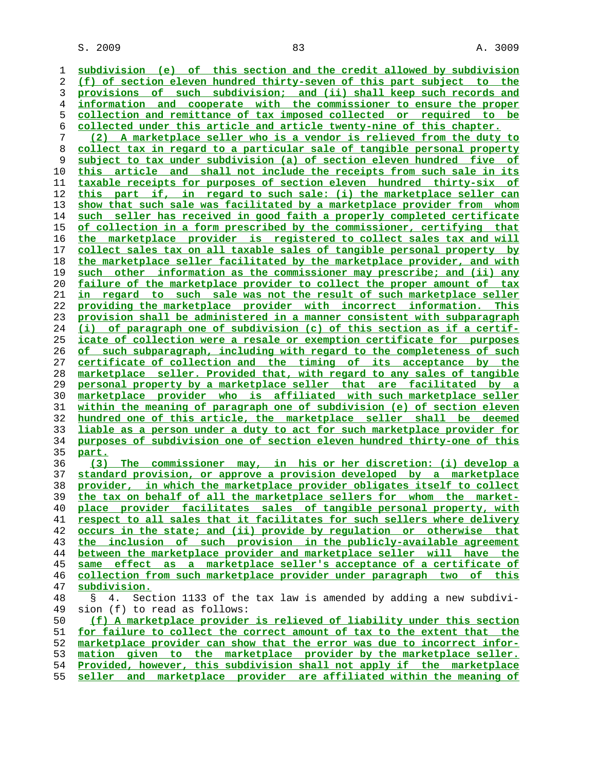subdivision (e) of this section and the credit allowed by subdivision (f) of section eleven hundred thirty-seven of this part subject to the provisions of such subdivision; and (ii) shall keep such records and information and cooperate with the commissioner to ensure the proper collection and remittance of tax imposed collected or required to be collected under this article and article twenty-nine of this chapter.

(2) A marketplace seller who is a vendor is relieved from the duty to collect tax in regard to a particular sale of tangible personal property subject to tax under subdivision (a) of section eleven hundred five of this article and shall not include the receipts from such sale in its taxable receipts for purposes of section eleven hundred thirty-six of this part if, in regard to such sale: (i) the marketplace seller can show that such sale was facilitated by a marketplace provider from whom such seller has received in good faith a properly completed certificate of collection in a form prescribed by the commissioner, certifying that the marketplace provider is registered to collect sales tax and will collect sales tax on all taxable sales of tangible personal property by the marketplace seller facilitated by the marketplace provider, and with such other information as the commissioner may prescribe; and (ii) any failure of the marketplace provider to collect the proper amount of tax in regard to such sale was not the result of such marketplace seller providing the marketplace provider with incorrect information. This provision shall be administered in a manner consistent with subparagraph (i) of paragraph one of subdivision (c) of this section as if a certificate of collection were a resale or exemption certificate for purposes of such subparagraph, including with regard to the completeness of such certificate of collection and the timing of its acceptance by the marketplace seller. Provided that, with regard to any sales of tangible personal property by a marketplace seller that are facilitated by a marketplace provider who is affiliated with such marketplace seller within the meaning of paragraph one of subdivision (e) of section eleven hundred one of this article, the marketplace seller shall be deemed liable as a person under a duty to act for such marketplace provider for purposes of subdivision one of section eleven hundred thirty-one of this part.

(3) The commissioner may, in his or her discretion: (i) develop a standard provision, or approve a provision developed by a marketplace provider, in which the marketplace provider obligates itself to collect the tax on behalf of all the marketplace sellers for whom the marketplace provider facilitates sales of tangible personal property, with respect to all sales that it facilitates for such sellers where delivery occurs in the state; and (ii) provide by regulation or otherwise that the inclusion of such provision in the publicly-available agreement between the marketplace provider and marketplace seller will have the same effect as a marketplace seller's acceptance of a certificate of collection from such marketplace provider under paragraph two of this subdivision.

§ 4. Section 1133 of the tax law is amended by adding a new subdivision (f) to read as follows:

(f) A marketplace provider is relieved of liability under this section for failure to collect the correct amount of tax to the extent that the marketplace provider can show that the error was due to incorrect information given to the marketplace provider by the marketplace seller. Provided, however, this subdivision shall not apply if the marketplace seller and marketplace provider are affiliated within the meaning of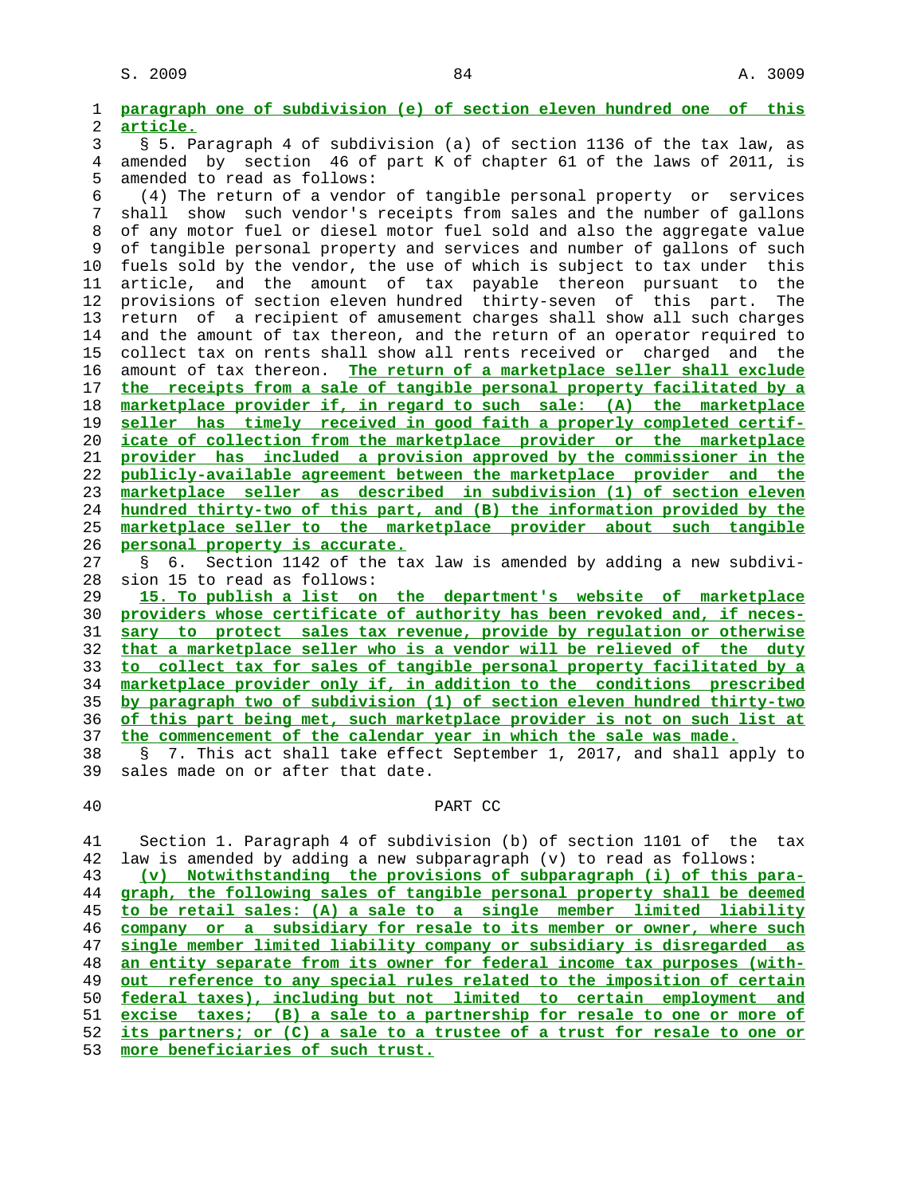paragraph one of subdivision (e) of section eleven hundred one of this article.

§ 5. Paragraph 4 of subdivision (a) of section 1136 of the tax law, as amended by section 46 of part K of chapter 61 of the laws of 2011, is amended to read as follows:

(4) The return of a vendor of tangible personal property or services shall show such vendor's receipts from sales and the number of gallons of any motor fuel or diesel motor fuel sold and also the aggregate value of tangible personal property and services and number of gallons of such fuels sold by the vendor, the use of which is subject to tax under this article, and the amount of tax payable thereon pursuant to the provisions of section eleven hundred thirty-seven of this part. The return of a recipient of amusement charges shall show all such charges and the amount of tax thereon, and the return of an operator required to collect tax on rents shall show all rents received or charged and the amount of tax thereon. The return of a marketplace seller shall exclude the receipts from a sale of tangible personal property facilitated by a marketplace provider if, in regard to such sale: (A) the marketplace seller has timely received in good faith a properly completed certificate of collection from the marketplace provider or the marketplace provider has included a provision approved by the commissioner in the publicly-available agreement between the marketplace provider and the marketplace seller as described in subdivision (1) of section eleven hundred thirty-two of this part, and (B) the information provided by the marketplace seller to the marketplace provider about such tangible personal property is accurate.

§ 6. Section 1142 of the tax law is amended by adding a new subdivision 15 to read as follows:

15. To publish a list on the department's website of marketplace providers whose certificate of authority has been revoked and, if necessary to protect sales tax revenue, provide by regulation or otherwise that a marketplace seller who is a vendor will be relieved of the duty to collect tax for sales of tangible personal property facilitated by a marketplace provider only if, in addition to the conditions prescribed by paragraph two of subdivision (1) of section eleven hundred thirty-two of this part being met, such marketplace provider is not on such list at the commencement of the calendar year in which the sale was made.

§ 7. This act shall take effect September 1, 2017, and shall apply to sales made on or after that date.

## PART CC

Section 1. Paragraph 4 of subdivision (b) of section 1101 of the tax law is amended by adding a new subparagraph (v) to read as follows:

(v) Notwithstanding the provisions of subparagraph (i) of this paragraph, the following sales of tangible personal property shall be deemed to be retail sales: (A) a sale to a single member limited liability company or a subsidiary for resale to its member or owner, where such single member limited liability company or subsidiary is disregarded as an entity separate from its owner for federal income tax purposes (without reference to any special rules related to the imposition of certain federal taxes), including but not limited to certain employment and excise taxes; (B) a sale to a partnership for resale to one or more of its partners; or (C) a sale to a trustee of a trust for resale to one or more beneficiaries of such trust.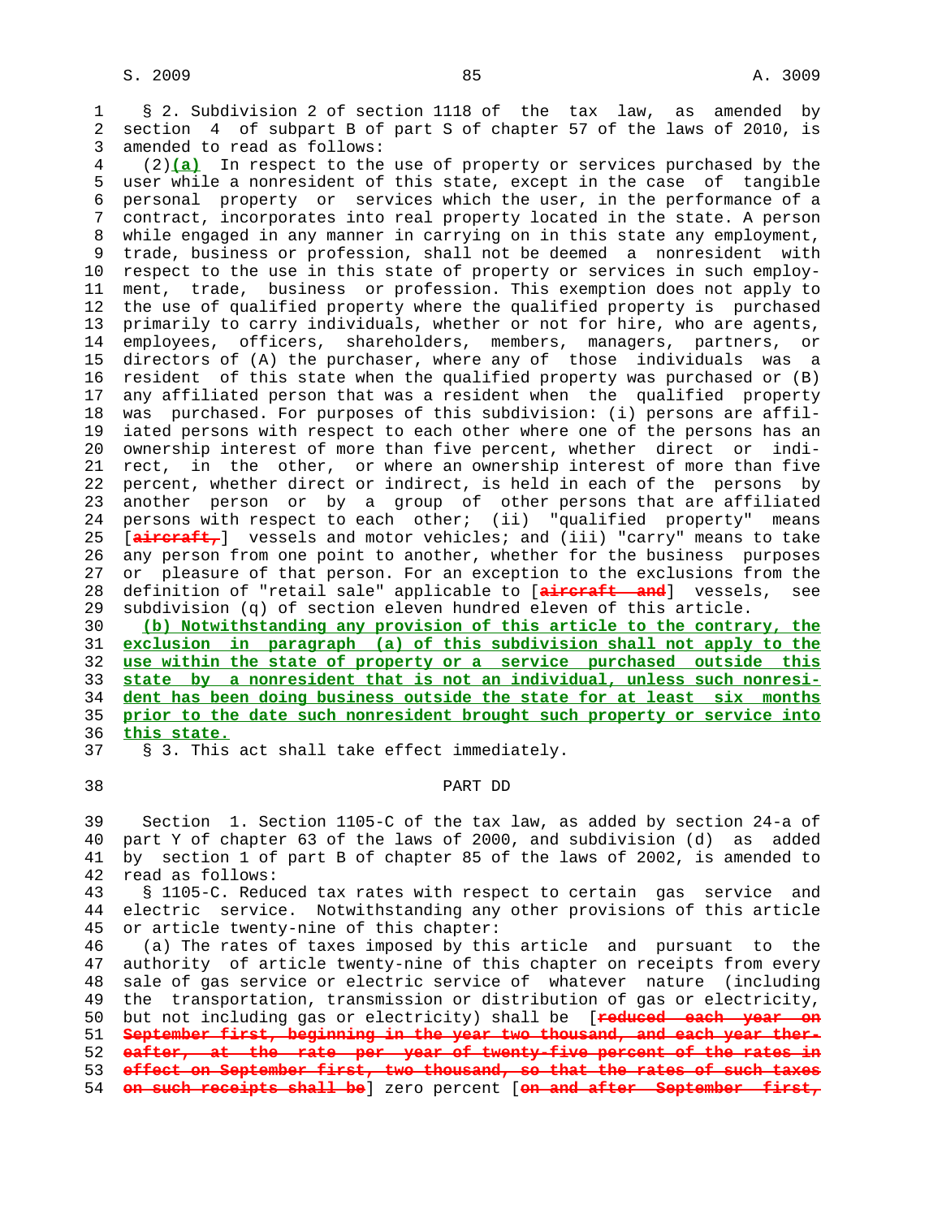§ 2. Subdivision 2 of section 1118 of the tax law, as amended by section 4 of subpart B of part S of chapter 57 of the laws of 2010, is amended to read as follows:

(2)**(a)** In respect to the use of property or services purchased by the user while a nonresident of this state, except in the case of tangible personal property or services which the user, in the performance of a contract, incorporates into real property located in the state. A person while engaged in any manner in carrying on in this state any employment, trade, business or profession, shall not be deemed a nonresident with respect to the use in this state of property or services in such employment, trade, business or profession. This exemption does not apply to the use of qualified property where the qualified property is purchased primarily to carry individuals, whether or not for hire, who are agents, employees, officers, shareholders, members, managers, partners, or directors of (A) the purchaser, where any of those individuals was a resident of this state when the qualified property was purchased or (B) any affiliated person that was a resident when the qualified property was purchased. For purposes of this subdivision: (i) persons are affiliated persons with respect to each other where one of the persons has an ownership interest of more than five percent, whether direct or indirect, in the other, or where an ownership interest of more than five percent, whether direct or indirect, is held in each of the persons by another person or by a group of other persons that are affiliated persons with respect to each other; (ii) "qualified property" means [~~aircraft,~~] vessels and motor vehicles; and (iii) "carry" means to take any person from one point to another, whether for the business purposes or pleasure of that person. For an exception to the exclusions from the definition of "retail sale" applicable to [~~aircraft and~~] vessels, see subdivision (q) of section eleven hundred eleven of this article.

**(b) Notwithstanding any provision of this article to the contrary, the exclusion in paragraph (a) of this subdivision shall not apply to the use within the state of property or a service purchased outside this state by a nonresident that is not an individual, unless such nonresident has been doing business outside the state for at least six months prior to the date such nonresident brought such property or service into this state.**

§ 3. This act shall take effect immediately.

PART DD

Section 1. Section 1105-C of the tax law, as added by section 24-a of part Y of chapter 63 of the laws of 2000, and subdivision (d) as added by section 1 of part B of chapter 85 of the laws of 2002, is amended to read as follows:

§ 1105-C. Reduced tax rates with respect to certain gas service and electric service. Notwithstanding any other provisions of this article or article twenty-nine of this chapter:

(a) The rates of taxes imposed by this article and pursuant to the authority of article twenty-nine of this chapter on receipts from every sale of gas service or electric service of whatever nature (including the transportation, transmission or distribution of gas or electricity, but not including gas or electricity) shall be [~~reduced each year on September first, beginning in the year two thousand, and each year thereafter, at the rate per year of twenty-five percent of the rates in effect on September first, two thousand, so that the rates of such taxes on such receipts shall be~~] zero percent [~~on and after September first,~~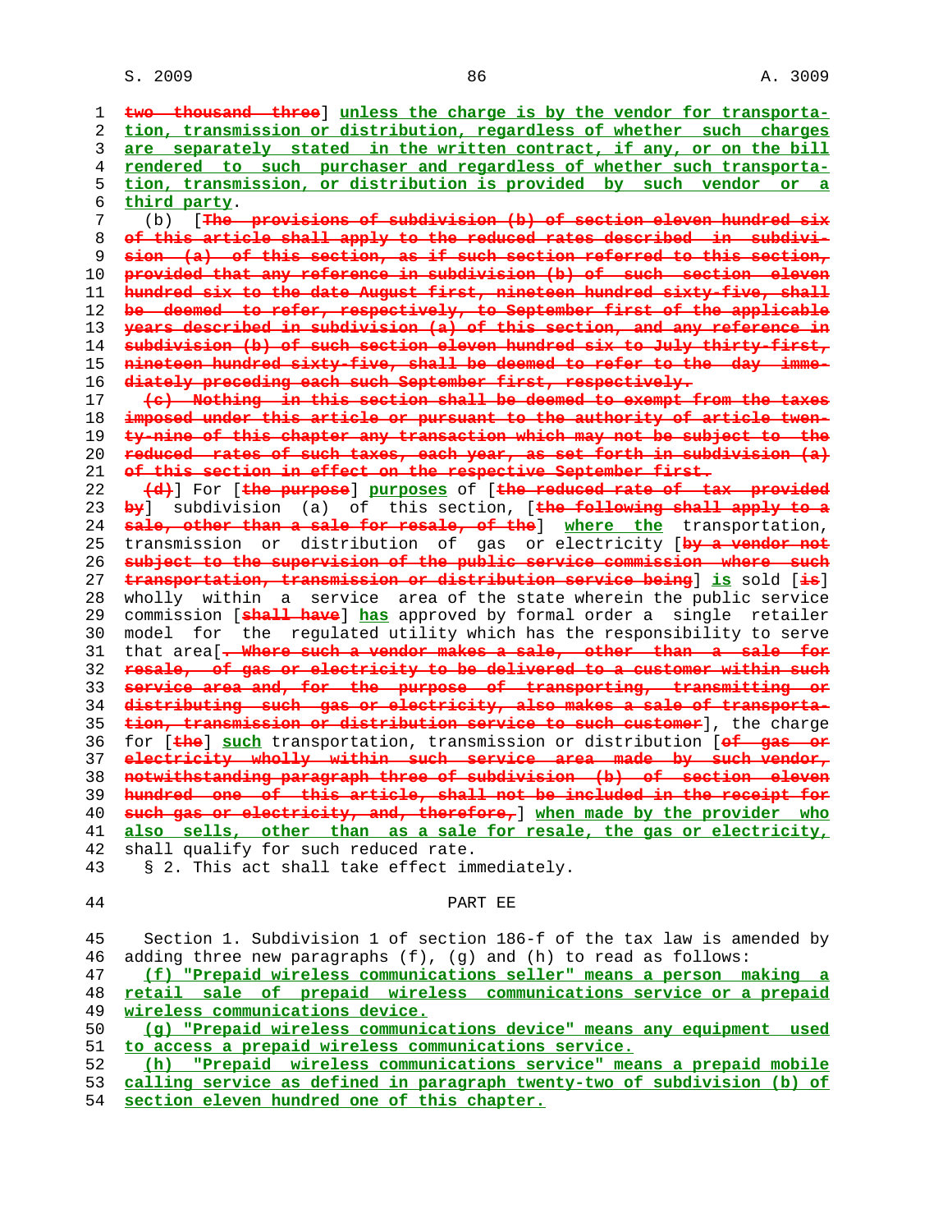~~two thousand three~~] __unless the charge is by the vendor for transportation, transmission or distribution, regardless of whether such charges are separately stated in the written contract, if any, or on the bill rendered to such purchaser and regardless of whether such transportation, transmission, or distribution is provided by such vendor or a third party__.

(b) [~~The provisions of subdivision (b) of section eleven hundred six of this article shall apply to the reduced rates described in subdivision (a) of this section, as if such section referred to this section, provided that any reference in subdivision (b) of such section eleven hundred six to the date August first, nineteen hundred sixty-five, shall be deemed to refer, respectively, to September first of the applicable years described in subdivision (a) of this section, and any reference in subdivision (b) of such section eleven hundred six to July thirty-first, nineteen hundred sixty-five, shall be deemed to refer to the day immediately preceding each such September first, respectively.~~

~~(c) Nothing in this section shall be deemed to exempt from the taxes imposed under this article or pursuant to the authority of article twenty-nine of this chapter any transaction which may not be subject to the reduced rates of such taxes, each year, as set forth in subdivision (a) of this section in effect on the respective September first.~~

~~(d)~~] For [~~the purpose~~] __purposes__ of [~~the reduced rate of tax provided by~~] subdivision (a) of this section, [~~the following shall apply to a sale, other than a sale for resale, of the~~] __where the__ transportation, transmission or distribution of gas or electricity [~~by a vendor not subject to the supervision of the public service commission where such transportation, transmission or distribution service being~~] __is__ sold [~~is~~] wholly within a service area of the state wherein the public service commission [~~shall have~~] __has__ approved by formal order a single retailer model for the regulated utility which has the responsibility to serve that area[~~. Where such a vendor makes a sale, other than a sale for resale, of gas or electricity to be delivered to a customer within such service area and, for the purpose of transporting, transmitting or distributing such gas or electricity, also makes a sale of transportation, transmission or distribution service to such customer~~], the charge for [~~the~~] __such__ transportation, transmission or distribution [~~of gas or electricity wholly within such service area made by such vendor, notwithstanding paragraph three of subdivision (b) of section eleven hundred one of this article, shall not be included in the receipt for such gas or electricity, and, therefore,~~] __when made by the provider who also sells, other than as a sale for resale, the gas or electricity,__ shall qualify for such reduced rate.

§ 2. This act shall take effect immediately.

PART EE

Section 1. Subdivision 1 of section 186-f of the tax law is amended by adding three new paragraphs (f), (g) and (h) to read as follows:

__(f) "Prepaid wireless communications seller" means a person making a retail sale of prepaid wireless communications service or a prepaid wireless communications device.__

__(g) "Prepaid wireless communications device" means any equipment used to access a prepaid wireless communications service.__

__(h) "Prepaid wireless communications service" means a prepaid mobile calling service as defined in paragraph twenty-two of subdivision (b) of section eleven hundred one of this chapter.__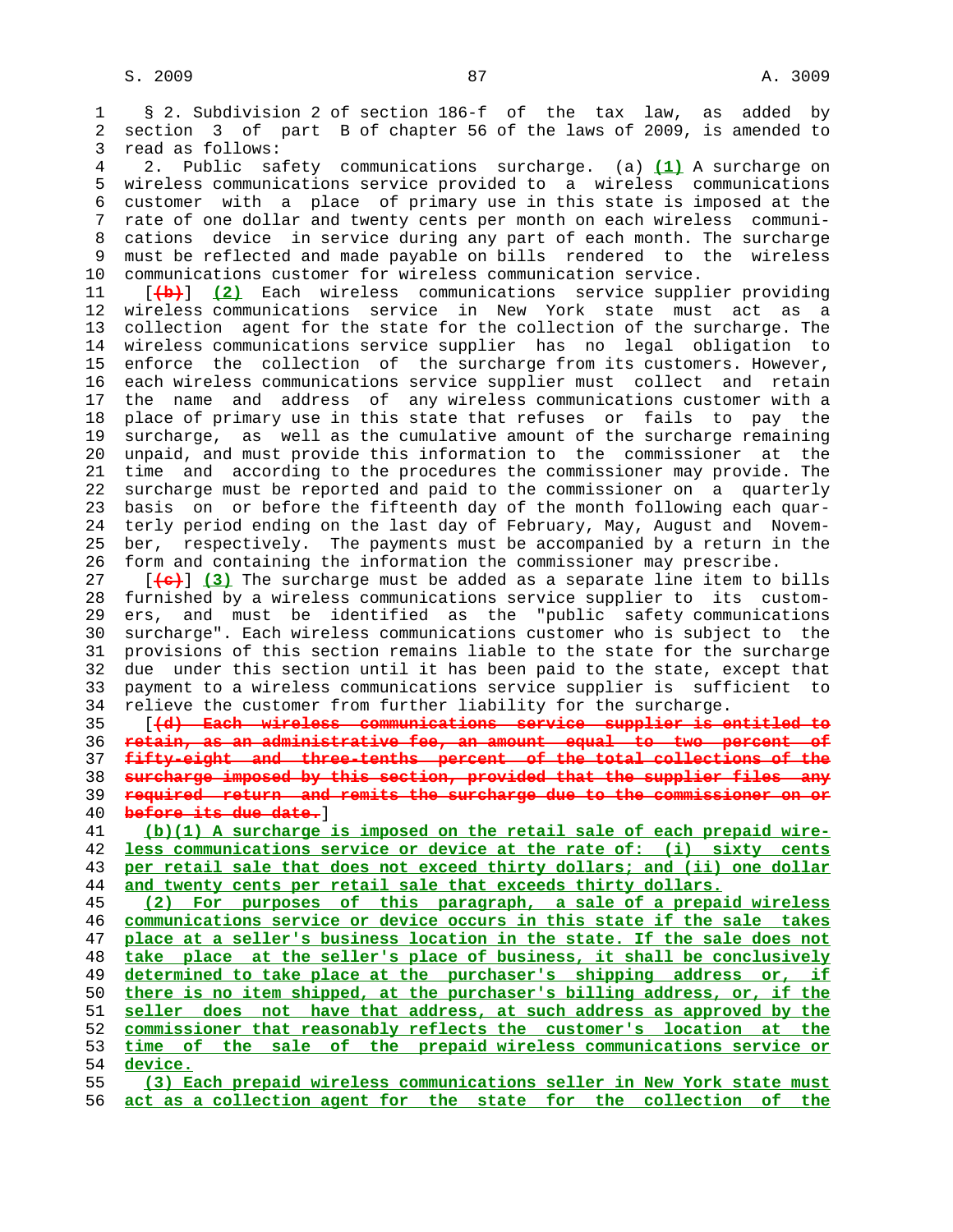§ 2. Subdivision 2 of section 186-f of the tax law, as added by section 3 of part B of chapter 56 of the laws of 2009, is amended to read as follows:

2. Public safety communications surcharge. (a) (1) A surcharge on wireless communications service provided to a wireless communications customer with a place of primary use in this state is imposed at the rate of one dollar and twenty cents per month on each wireless communications device in service during any part of each month. The surcharge must be reflected and made payable on bills rendered to the wireless communications customer for wireless communication service.

[(b)] (2) Each wireless communications service supplier providing wireless communications service in New York state must act as a collection agent for the state for the collection of the surcharge. The wireless communications service supplier has no legal obligation to enforce the collection of the surcharge from its customers. However, each wireless communications service supplier must collect and retain the name and address of any wireless communications customer with a place of primary use in this state that refuses or fails to pay the surcharge, as well as the cumulative amount of the surcharge remaining unpaid, and must provide this information to the commissioner at the time and according to the procedures the commissioner may provide. The surcharge must be reported and paid to the commissioner on a quarterly basis on or before the fifteenth day of the month following each quarterly period ending on the last day of February, May, August and November, respectively. The payments must be accompanied by a return in the form and containing the information the commissioner may prescribe.

[(c)] (3) The surcharge must be added as a separate line item to bills furnished by a wireless communications service supplier to its customers, and must be identified as the "public safety communications surcharge". Each wireless communications customer who is subject to the provisions of this section remains liable to the state for the surcharge due under this section until it has been paid to the state, except that payment to a wireless communications service supplier is sufficient to relieve the customer from further liability for the surcharge.

[(d) Each wireless communications service supplier is entitled to retain, as an administrative fee, an amount equal to two percent of fifty-eight and three-tenths percent of the total collections of the surcharge imposed by this section, provided that the supplier files any required return and remits the surcharge due to the commissioner on or before its due date.]

(b)(1) A surcharge is imposed on the retail sale of each prepaid wireless communications service or device at the rate of: (i) sixty cents per retail sale that does not exceed thirty dollars; and (ii) one dollar and twenty cents per retail sale that exceeds thirty dollars.

(2) For purposes of this paragraph, a sale of a prepaid wireless communications service or device occurs in this state if the sale takes place at a seller's business location in the state. If the sale does not take place at the seller's place of business, it shall be conclusively determined to take place at the purchaser's shipping address or, if there is no item shipped, at the purchaser's billing address, or, if the seller does not have that address, at such address as approved by the commissioner that reasonably reflects the customer's location at the time of the sale of the prepaid wireless communications service or device.

(3) Each prepaid wireless communications seller in New York state must act as a collection agent for the state for the collection of the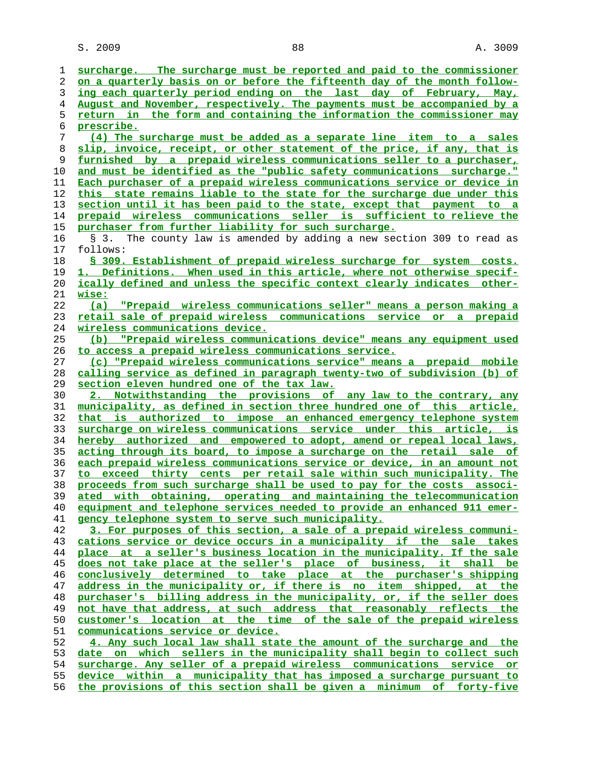surcharge. The surcharge must be reported and paid to the commissioner on a quarterly basis on or before the fifteenth day of the month following each quarterly period ending on the last day of February, May, August and November, respectively. The payments must be accompanied by a return in the form and containing the information the commissioner may prescribe.

(4) The surcharge must be added as a separate line item to a sales slip, invoice, receipt, or other statement of the price, if any, that is furnished by a prepaid wireless communications seller to a purchaser, and must be identified as the "public safety communications surcharge." Each purchaser of a prepaid wireless communications service or device in this state remains liable to the state for the surcharge due under this section until it has been paid to the state, except that payment to a prepaid wireless communications seller is sufficient to relieve the purchaser from further liability for such surcharge.

§ 3. The county law is amended by adding a new section 309 to read as follows:

§ 309. Establishment of prepaid wireless surcharge for system costs. 1. Definitions. When used in this article, where not otherwise specifically defined and unless the specific context clearly indicates otherwise:

(a) "Prepaid wireless communications seller" means a person making a retail sale of prepaid wireless communications service or a prepaid wireless communications device.

(b) "Prepaid wireless communications device" means any equipment used to access a prepaid wireless communications service.

(c) "Prepaid wireless communications service" means a prepaid mobile calling service as defined in paragraph twenty-two of subdivision (b) of section eleven hundred one of the tax law.

2. Notwithstanding the provisions of any law to the contrary, any municipality, as defined in section three hundred one of this article, that is authorized to impose an enhanced emergency telephone system surcharge on wireless communications service under this article, is hereby authorized and empowered to adopt, amend or repeal local laws, acting through its board, to impose a surcharge on the retail sale of each prepaid wireless communications service or device, in an amount not to exceed thirty cents per retail sale within such municipality. The proceeds from such surcharge shall be used to pay for the costs associated with obtaining, operating and maintaining the telecommunication equipment and telephone services needed to provide an enhanced 911 emergency telephone system to serve such municipality.

3. For purposes of this section, a sale of a prepaid wireless communications service or device occurs in a municipality if the sale takes place at a seller's business location in the municipality. If the sale does not take place at the seller's place of business, it shall be conclusively determined to take place at the purchaser's shipping address in the municipality or, if there is no item shipped, at the purchaser's billing address in the municipality, or, if the seller does not have that address, at such address that reasonably reflects the customer's location at the time of the sale of the prepaid wireless communications service or device.

4. Any such local law shall state the amount of the surcharge and the date on which sellers in the municipality shall begin to collect such surcharge. Any seller of a prepaid wireless communications service or device within a municipality that has imposed a surcharge pursuant to the provisions of this section shall be given a minimum of forty-five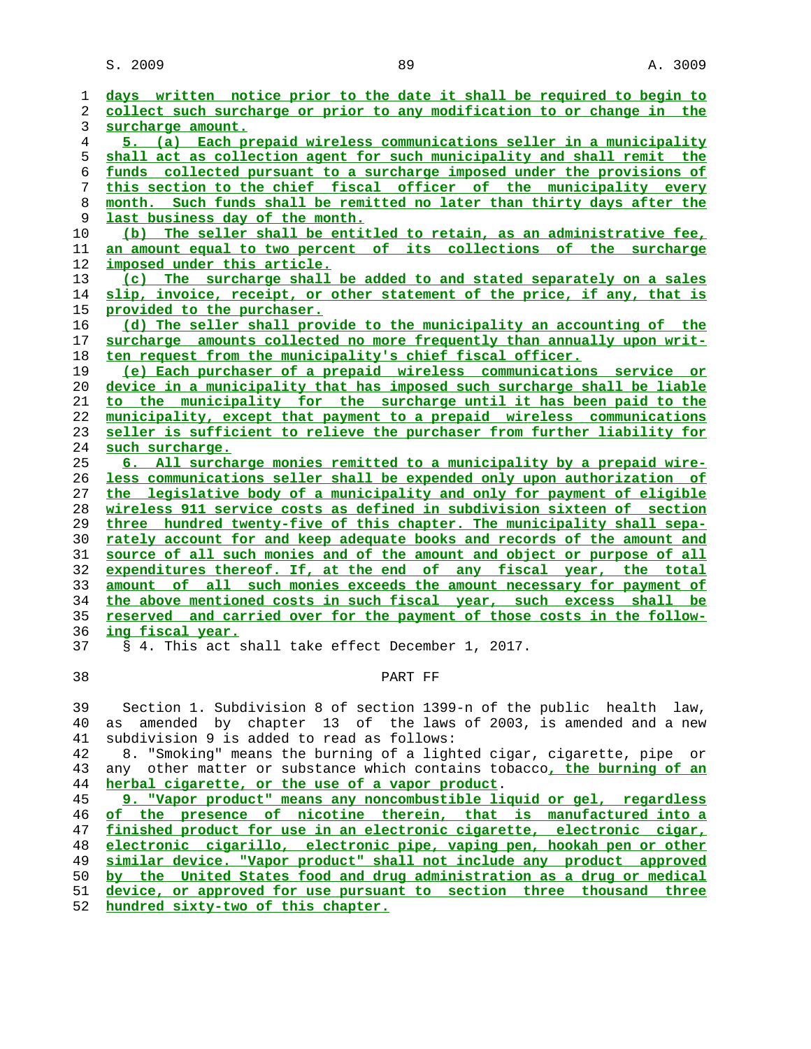days written notice prior to the date it shall be required to begin to collect such surcharge or prior to any modification to or change in the surcharge amount.

5. (a) Each prepaid wireless communications seller in a municipality shall act as collection agent for such municipality and shall remit the funds collected pursuant to a surcharge imposed under the provisions of this section to the chief fiscal officer of the municipality every month. Such funds shall be remitted no later than thirty days after the last business day of the month.

(b) The seller shall be entitled to retain, as an administrative fee, an amount equal to two percent of its collections of the surcharge imposed under this article.

(c) The surcharge shall be added to and stated separately on a sales slip, invoice, receipt, or other statement of the price, if any, that is provided to the purchaser.

(d) The seller shall provide to the municipality an accounting of the surcharge amounts collected no more frequently than annually upon written request from the municipality's chief fiscal officer.

(e) Each purchaser of a prepaid wireless communications service or device in a municipality that has imposed such surcharge shall be liable to the municipality for the surcharge until it has been paid to the municipality, except that payment to a prepaid wireless communications seller is sufficient to relieve the purchaser from further liability for such surcharge.

6. All surcharge monies remitted to a municipality by a prepaid wireless communications seller shall be expended only upon authorization of the legislative body of a municipality and only for payment of eligible wireless 911 service costs as defined in subdivision sixteen of section three hundred twenty-five of this chapter. The municipality shall separately account for and keep adequate books and records of the amount and source of all such monies and of the amount and object or purpose of all expenditures thereof. If, at the end of any fiscal year, the total amount of all such monies exceeds the amount necessary for payment of the above mentioned costs in such fiscal year, such excess shall be reserved and carried over for the payment of those costs in the following fiscal year.

§ 4. This act shall take effect December 1, 2017.

PART FF

Section 1. Subdivision 8 of section 1399-n of the public health law, as amended by chapter 13 of the laws of 2003, is amended and a new subdivision 9 is added to read as follows:

8. "Smoking" means the burning of a lighted cigar, cigarette, pipe or any other matter or substance which contains tobacco, the burning of an herbal cigarette, or the use of a vapor product.

9. "Vapor product" means any noncombustible liquid or gel, regardless of the presence of nicotine therein, that is manufactured into a finished product for use in an electronic cigarette, electronic cigar, electronic cigarillo, electronic pipe, vaping pen, hookah pen or other similar device. "Vapor product" shall not include any product approved by the United States food and drug administration as a drug or medical device, or approved for use pursuant to section three thousand three hundred sixty-two of this chapter.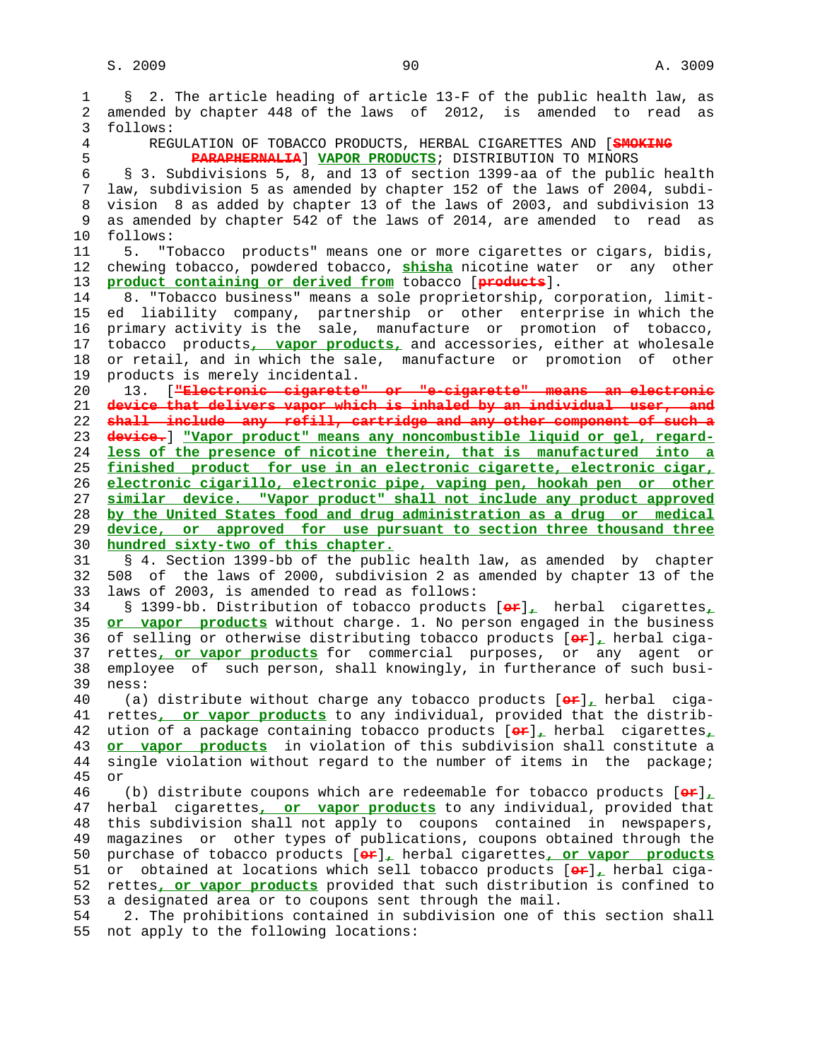§ 2. The article heading of article 13-F of the public health law, as amended by chapter 448 of the laws of 2012, is amended to read as follows:

REGULATION OF TOBACCO PRODUCTS, HERBAL CIGARETTES AND [~~SMOKING PARAPHERNALIA~~] **VAPOR PRODUCTS**; DISTRIBUTION TO MINORS

§ 3. Subdivisions 5, 8, and 13 of section 1399-aa of the public health law, subdivision 5 as amended by chapter 152 of the laws of 2004, subdivision 8 as added by chapter 13 of the laws of 2003, and subdivision 13 as amended by chapter 542 of the laws of 2014, are amended to read as follows:

5. "Tobacco products" means one or more cigarettes or cigars, bidis, chewing tobacco, powdered tobacco, **shisha** nicotine water or any other **product containing or derived from** tobacco [~~products~~].

8. "Tobacco business" means a sole proprietorship, corporation, limited liability company, partnership or other enterprise in which the primary activity is the sale, manufacture or promotion of tobacco, tobacco products**, vapor products,** and accessories, either at wholesale or retail, and in which the sale, manufacture or promotion of other products is merely incidental.

13. [~~"Electronic cigarette" or "e-cigarette" means an electronic device that delivers vapor which is inhaled by an individual user, and shall include any refill, cartridge and any other component of such a device.~~] **"Vapor product" means any noncombustible liquid or gel, regardless of the presence of nicotine therein, that is manufactured into a finished product for use in an electronic cigarette, electronic cigar, electronic cigarillo, electronic pipe, vaping pen, hookah pen or other similar device. "Vapor product" shall not include any product approved by the United States food and drug administration as a drug or medical device, or approved for use pursuant to section three thousand three hundred sixty-two of this chapter.**

§ 4. Section 1399-bb of the public health law, as amended by chapter 508 of the laws of 2000, subdivision 2 as amended by chapter 13 of the laws of 2003, is amended to read as follows:

§ 1399-bb. Distribution of tobacco products [~~or~~]**,** herbal cigarettes**, or vapor products** without charge. 1. No person engaged in the business of selling or otherwise distributing tobacco products [~~or~~]**,** herbal cigarettes**, or vapor products** for commercial purposes, or any agent or employee of such person, shall knowingly, in furtherance of such business:

(a) distribute without charge any tobacco products [~~or~~]**,** herbal cigarettes**, or vapor products** to any individual, provided that the distribution of a package containing tobacco products [~~or~~]**,** herbal cigarettes**, or vapor products** in violation of this subdivision shall constitute a single violation without regard to the number of items in the package; or

(b) distribute coupons which are redeemable for tobacco products [~~or~~]**,** herbal cigarettes**, or vapor products** to any individual, provided that this subdivision shall not apply to coupons contained in newspapers, magazines or other types of publications, coupons obtained through the purchase of tobacco products [~~or~~]**,** herbal cigarettes**, or vapor products** or obtained at locations which sell tobacco products [~~or~~]**,** herbal cigarettes**, or vapor products** provided that such distribution is confined to a designated area or to coupons sent through the mail.

2. The prohibitions contained in subdivision one of this section shall not apply to the following locations: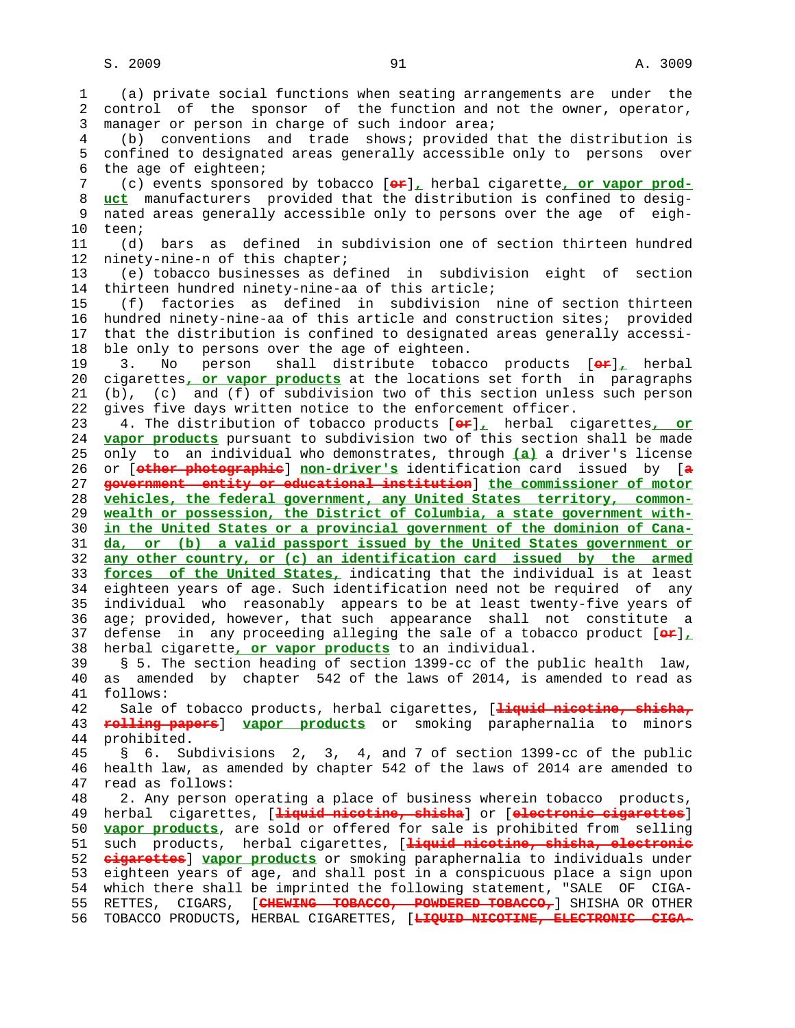(a) private social functions when seating arrangements are under the control of the sponsor of the function and not the owner, operator, manager or person in charge of such indoor area;

(b) conventions and trade shows; provided that the distribution is confined to designated areas generally accessible only to persons over the age of eighteen;

(c) events sponsored by tobacco [~~or~~], herbal cigarette, or vapor product manufacturers provided that the distribution is confined to designated areas generally accessible only to persons over the age of eighteen;

(d) bars as defined in subdivision one of section thirteen hundred ninety-nine-n of this chapter;

(e) tobacco businesses as defined in subdivision eight of section thirteen hundred ninety-nine-aa of this article;

(f) factories as defined in subdivision nine of section thirteen hundred ninety-nine-aa of this article and construction sites; provided that the distribution is confined to designated areas generally accessible only to persons over the age of eighteen.

3. No person shall distribute tobacco products [~~or~~], herbal cigarettes, or vapor products at the locations set forth in paragraphs (b), (c) and (f) of subdivision two of this section unless such person gives five days written notice to the enforcement officer.

4. The distribution of tobacco products [~~or~~], herbal cigarettes, or vapor products pursuant to subdivision two of this section shall be made only to an individual who demonstrates, through (a) a driver's license or [~~other photographic~~] non-driver's identification card issued by [~~a government entity or educational institution~~] the commissioner of motor vehicles, the federal government, any United States territory, commonwealth or possession, the District of Columbia, a state government within the United States or a provincial government of the dominion of Canada, or (b) a valid passport issued by the United States government or any other country, or (c) an identification card issued by the armed forces of the United States, indicating that the individual is at least eighteen years of age. Such identification need not be required of any individual who reasonably appears to be at least twenty-five years of age; provided, however, that such appearance shall not constitute a defense in any proceeding alleging the sale of a tobacco product [~~or~~], herbal cigarette, or vapor products to an individual.

§ 5. The section heading of section 1399-cc of the public health law, as amended by chapter 542 of the laws of 2014, is amended to read as follows:

Sale of tobacco products, herbal cigarettes, [~~liquid nicotine, shisha, rolling papers~~] vapor products or smoking paraphernalia to minors prohibited.

§ 6. Subdivisions 2, 3, 4, and 7 of section 1399-cc of the public health law, as amended by chapter 542 of the laws of 2014 are amended to read as follows:

2. Any person operating a place of business wherein tobacco products, herbal cigarettes, [~~liquid nicotine, shisha~~] or [~~electronic cigarettes~~] vapor products, are sold or offered for sale is prohibited from selling such products, herbal cigarettes, [~~liquid nicotine, shisha, electronic cigarettes~~] vapor products or smoking paraphernalia to individuals under eighteen years of age, and shall post in a conspicuous place a sign upon which there shall be imprinted the following statement, "SALE OF CIGARETTES, CIGARS, [~~CHEWING TOBACCO, POWDERED TOBACCO,~~] SHISHA OR OTHER TOBACCO PRODUCTS, HERBAL CIGARETTES, [~~LIQUID NICOTINE, ELECTRONIC CIGA-~~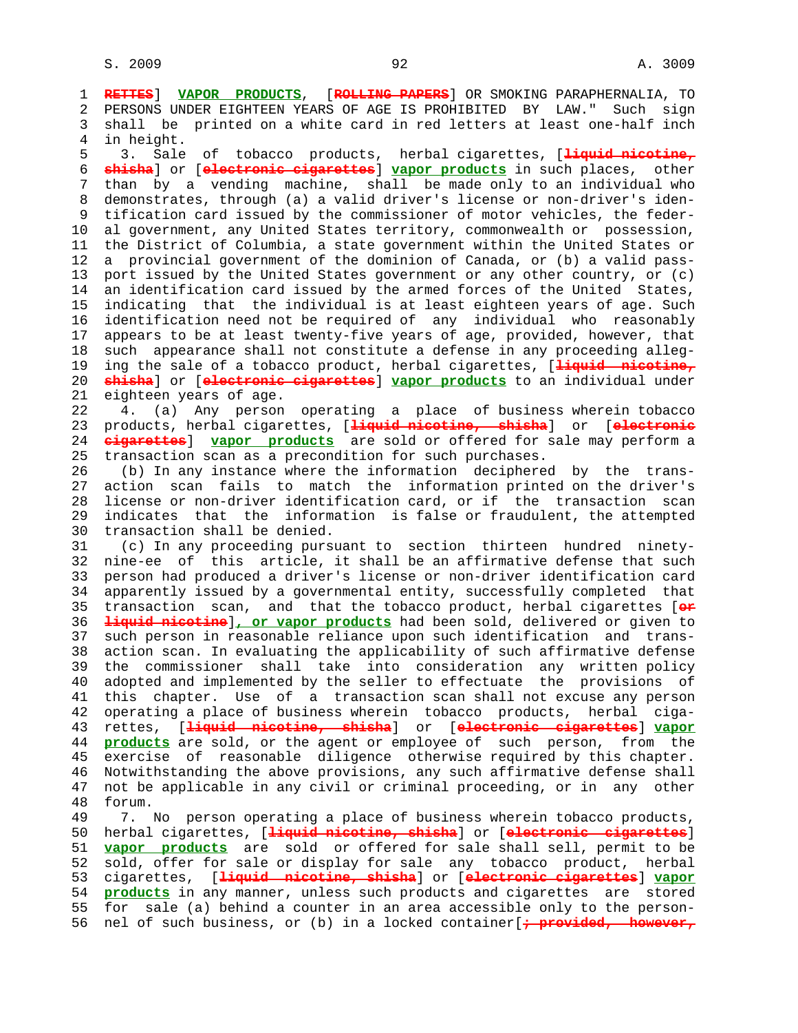RETTES] VAPOR PRODUCTS, [ROLLING PAPERS] OR SMOKING PARAPHERNALIA, TO PERSONS UNDER EIGHTEEN YEARS OF AGE IS PROHIBITED BY LAW." Such sign shall be printed on a white card in red letters at least one-half inch in height.

3. Sale of tobacco products, herbal cigarettes, [liquid nicotine, shisha] or [electronic cigarettes] vapor products in such places, other than by a vending machine, shall be made only to an individual who demonstrates, through (a) a valid driver's license or non-driver's identification card issued by the commissioner of motor vehicles, the federal government, any United States territory, commonwealth or possession, the District of Columbia, a state government within the United States or a provincial government of the dominion of Canada, or (b) a valid passport issued by the United States government or any other country, or (c) an identification card issued by the armed forces of the United States, indicating that the individual is at least eighteen years of age. Such identification need not be required of any individual who reasonably appears to be at least twenty-five years of age, provided, however, that such appearance shall not constitute a defense in any proceeding alleging the sale of a tobacco product, herbal cigarettes, [liquid nicotine, shisha] or [electronic cigarettes] vapor products to an individual under eighteen years of age.

4. (a) Any person operating a place of business wherein tobacco products, herbal cigarettes, [liquid nicotine, shisha] or [electronic cigarettes] vapor products are sold or offered for sale may perform a transaction scan as a precondition for such purchases.

(b) In any instance where the information deciphered by the transaction scan fails to match the information printed on the driver's license or non-driver identification card, or if the transaction scan indicates that the information is false or fraudulent, the attempted transaction shall be denied.

(c) In any proceeding pursuant to section thirteen hundred ninety-nine-ee of this article, it shall be an affirmative defense that such person had produced a driver's license or non-driver identification card apparently issued by a governmental entity, successfully completed that transaction scan, and that the tobacco product, herbal cigarettes [or liquid nicotine], or vapor products had been sold, delivered or given to such person in reasonable reliance upon such identification and transaction scan. In evaluating the applicability of such affirmative defense the commissioner shall take into consideration any written policy adopted and implemented by the seller to effectuate the provisions of this chapter. Use of a transaction scan shall not excuse any person operating a place of business wherein tobacco products, herbal cigarettes, [liquid nicotine, shisha] or [electronic cigarettes] vapor products are sold, or the agent or employee of such person, from the exercise of reasonable diligence otherwise required by this chapter. Notwithstanding the above provisions, any such affirmative defense shall not be applicable in any civil or criminal proceeding, or in any other forum.

7. No person operating a place of business wherein tobacco products, herbal cigarettes, [liquid nicotine, shisha] or [electronic cigarettes] vapor products are sold or offered for sale shall sell, permit to be sold, offer for sale or display for sale any tobacco product, herbal cigarettes, [liquid nicotine, shisha] or [electronic cigarettes] vapor products in any manner, unless such products and cigarettes are stored for sale (a) behind a counter in an area accessible only to the personnel of such business, or (b) in a locked container[; provided, however,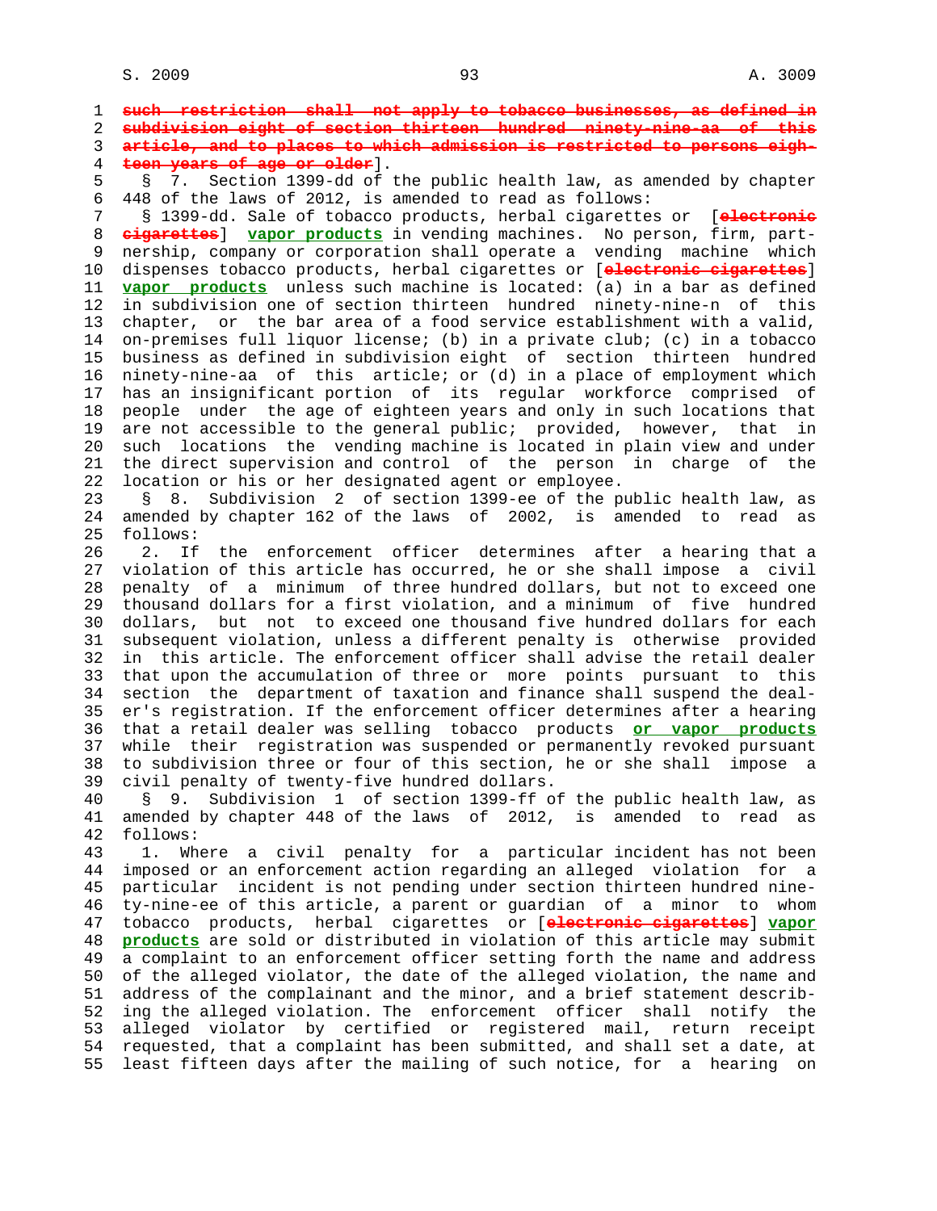~~such restriction shall not apply to tobacco businesses, as defined in subdivision eight of section thirteen hundred ninety-nine-aa of this article, and to places to which admission is restricted to persons eighteen years of age or older~~].

§ 7. Section 1399-dd of the public health law, as amended by chapter 448 of the laws of 2012, is amended to read as follows:

§ 1399-dd. Sale of tobacco products, herbal cigarettes or [~~electronic cigarettes~~] **vapor products** in vending machines. No person, firm, partnership, company or corporation shall operate a vending machine which dispenses tobacco products, herbal cigarettes or [~~electronic cigarettes~~] **vapor products** unless such machine is located: (a) in a bar as defined in subdivision one of section thirteen hundred ninety-nine-n of this chapter, or the bar area of a food service establishment with a valid, on-premises full liquor license; (b) in a private club; (c) in a tobacco business as defined in subdivision eight of section thirteen hundred ninety-nine-aa of this article; or (d) in a place of employment which has an insignificant portion of its regular workforce comprised of people under the age of eighteen years and only in such locations that are not accessible to the general public; provided, however, that in such locations the vending machine is located in plain view and under the direct supervision and control of the person in charge of the location or his or her designated agent or employee.

§ 8. Subdivision 2 of section 1399-ee of the public health law, as amended by chapter 162 of the laws of 2002, is amended to read as follows:

2. If the enforcement officer determines after a hearing that a violation of this article has occurred, he or she shall impose a civil penalty of a minimum of three hundred dollars, but not to exceed one thousand dollars for a first violation, and a minimum of five hundred dollars, but not to exceed one thousand five hundred dollars for each subsequent violation, unless a different penalty is otherwise provided in this article. The enforcement officer shall advise the retail dealer that upon the accumulation of three or more points pursuant to this section the department of taxation and finance shall suspend the dealer's registration. If the enforcement officer determines after a hearing that a retail dealer was selling tobacco products **or vapor products** while their registration was suspended or permanently revoked pursuant to subdivision three or four of this section, he or she shall impose a civil penalty of twenty-five hundred dollars.

§ 9. Subdivision 1 of section 1399-ff of the public health law, as amended by chapter 448 of the laws of 2012, is amended to read as follows:

1. Where a civil penalty for a particular incident has not been imposed or an enforcement action regarding an alleged violation for a particular incident is not pending under section thirteen hundred ninety-nine-ee of this article, a parent or guardian of a minor to whom tobacco products, herbal cigarettes or [~~electronic cigarettes~~] **vapor products** are sold or distributed in violation of this article may submit a complaint to an enforcement officer setting forth the name and address of the alleged violator, the date of the alleged violation, the name and address of the complainant and the minor, and a brief statement describing the alleged violation. The enforcement officer shall notify the alleged violator by certified or registered mail, return receipt requested, that a complaint has been submitted, and shall set a date, at least fifteen days after the mailing of such notice, for a hearing on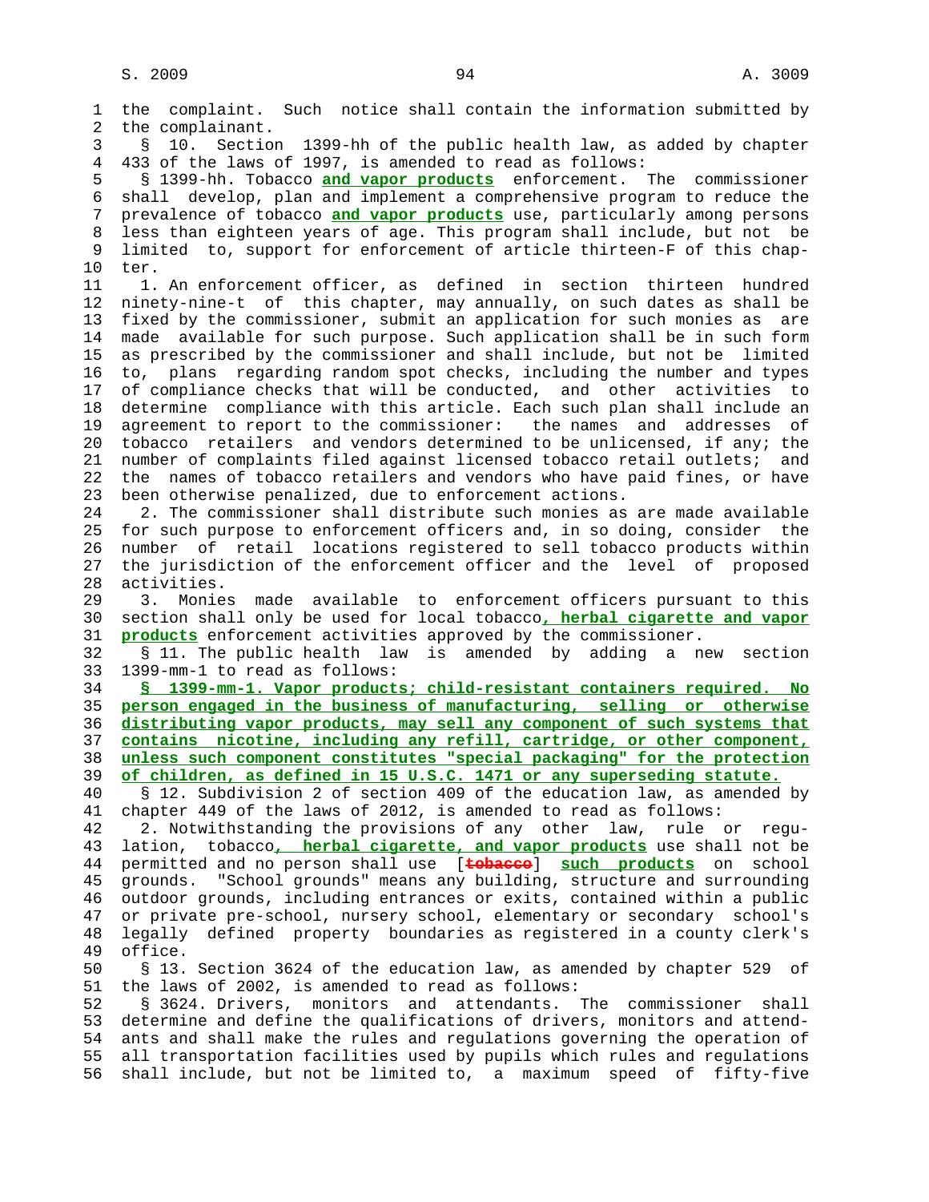the complaint. Such notice shall contain the information submitted by the complainant.

§ 10. Section 1399-hh of the public health law, as added by chapter 433 of the laws of 1997, is amended to read as follows:

§ 1399-hh. Tobacco **and vapor products** enforcement. The commissioner shall develop, plan and implement a comprehensive program to reduce the prevalence of tobacco **and vapor products** use, particularly among persons less than eighteen years of age. This program shall include, but not be limited to, support for enforcement of article thirteen-F of this chapter.

1. An enforcement officer, as defined in section thirteen hundred ninety-nine-t of this chapter, may annually, on such dates as shall be fixed by the commissioner, submit an application for such monies as are made available for such purpose. Such application shall be in such form as prescribed by the commissioner and shall include, but not be limited to, plans regarding random spot checks, including the number and types of compliance checks that will be conducted, and other activities to determine compliance with this article. Each such plan shall include an agreement to report to the commissioner: the names and addresses of tobacco retailers and vendors determined to be unlicensed, if any; the number of complaints filed against licensed tobacco retail outlets; and the names of tobacco retailers and vendors who have paid fines, or have been otherwise penalized, due to enforcement actions.

2. The commissioner shall distribute such monies as are made available for such purpose to enforcement officers and, in so doing, consider the number of retail locations registered to sell tobacco products within the jurisdiction of the enforcement officer and the level of proposed activities.

3. Monies made available to enforcement officers pursuant to this section shall only be used for local tobacco**, herbal cigarette and vapor products** enforcement activities approved by the commissioner.

§ 11. The public health law is amended by adding a new section 1399-mm-1 to read as follows:

**§ 1399-mm-1. Vapor products; child-resistant containers required. No person engaged in the business of manufacturing, selling or otherwise distributing vapor products, may sell any component of such systems that contains nicotine, including any refill, cartridge, or other component, unless such component constitutes "special packaging" for the protection of children, as defined in 15 U.S.C. 1471 or any superseding statute.**

§ 12. Subdivision 2 of section 409 of the education law, as amended by chapter 449 of the laws of 2012, is amended to read as follows:

2. Notwithstanding the provisions of any other law, rule or regulation, tobacco**, herbal cigarette, and vapor products** use shall not be permitted and no person shall use [~~tobacco~~] **such products** on school grounds. "School grounds" means any building, structure and surrounding outdoor grounds, including entrances or exits, contained within a public or private pre-school, nursery school, elementary or secondary school's legally defined property boundaries as registered in a county clerk's office.

§ 13. Section 3624 of the education law, as amended by chapter 529 of the laws of 2002, is amended to read as follows:

§ 3624. Drivers, monitors and attendants. The commissioner shall determine and define the qualifications of drivers, monitors and attendants and shall make the rules and regulations governing the operation of all transportation facilities used by pupils which rules and regulations shall include, but not be limited to, a maximum speed of fifty-five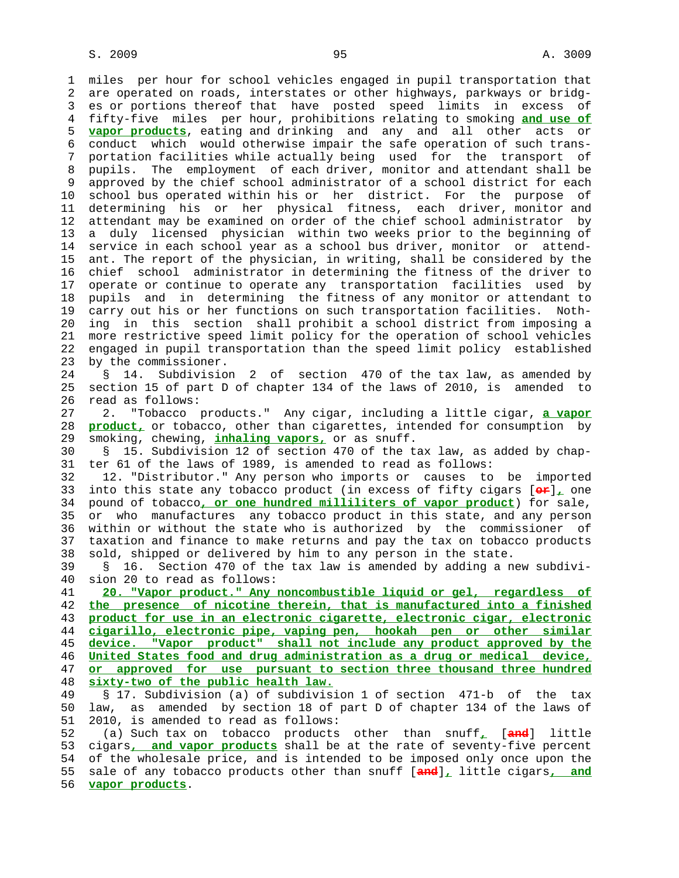miles per hour for school vehicles engaged in pupil transportation that are operated on roads, interstates or other highways, parkways or bridges or portions thereof that have posted speed limits in excess of fifty-five miles per hour, prohibitions relating to smoking **and use of vapor products**, eating and drinking and any and all other acts or conduct which would otherwise impair the safe operation of such transportation facilities while actually being used for the transport of pupils. The employment of each driver, monitor and attendant shall be approved by the chief school administrator of a school district for each school bus operated within his or her district. For the purpose of determining his or her physical fitness, each driver, monitor and attendant may be examined on order of the chief school administrator by a duly licensed physician within two weeks prior to the beginning of service in each school year as a school bus driver, monitor or attendant. The report of the physician, in writing, shall be considered by the chief school administrator in determining the fitness of the driver to operate or continue to operate any transportation facilities used by pupils and in determining the fitness of any monitor or attendant to carry out his or her functions on such transportation facilities. Nothing in this section shall prohibit a school district from imposing a more restrictive speed limit policy for the operation of school vehicles engaged in pupil transportation than the speed limit policy established by the commissioner.

§ 14. Subdivision 2 of section 470 of the tax law, as amended by section 15 of part D of chapter 134 of the laws of 2010, is amended to read as follows:

2. "Tobacco products." Any cigar, including a little cigar, **a vapor product,** or tobacco, other than cigarettes, intended for consumption by smoking, chewing, **inhaling vapors,** or as snuff.

§ 15. Subdivision 12 of section 470 of the tax law, as added by chapter 61 of the laws of 1989, is amended to read as follows:

12. "Distributor." Any person who imports or causes to be imported into this state any tobacco product (in excess of fifty cigars [~~or~~]**,** one pound of tobacco**, or one hundred milliliters of vapor product**) for sale, or who manufactures any tobacco product in this state, and any person within or without the state who is authorized by the commissioner of taxation and finance to make returns and pay the tax on tobacco products sold, shipped or delivered by him to any person in the state.

§ 16. Section 470 of the tax law is amended by adding a new subdivision 20 to read as follows:

**20. "Vapor product." Any noncombustible liquid or gel, regardless of the presence of nicotine therein, that is manufactured into a finished product for use in an electronic cigarette, electronic cigar, electronic cigarillo, electronic pipe, vaping pen, hookah pen or other similar device. "Vapor product" shall not include any product approved by the United States food and drug administration as a drug or medical device, or approved for use pursuant to section three thousand three hundred sixty-two of the public health law.**

§ 17. Subdivision (a) of subdivision 1 of section 471-b of the tax law, as amended by section 18 of part D of chapter 134 of the laws of 2010, is amended to read as follows:

(a) Such tax on tobacco products other than snuff**,** [~~and~~] little cigars**, and vapor products** shall be at the rate of seventy-five percent of the wholesale price, and is intended to be imposed only once upon the sale of any tobacco products other than snuff [~~and~~]**,** little cigars**, and vapor products**.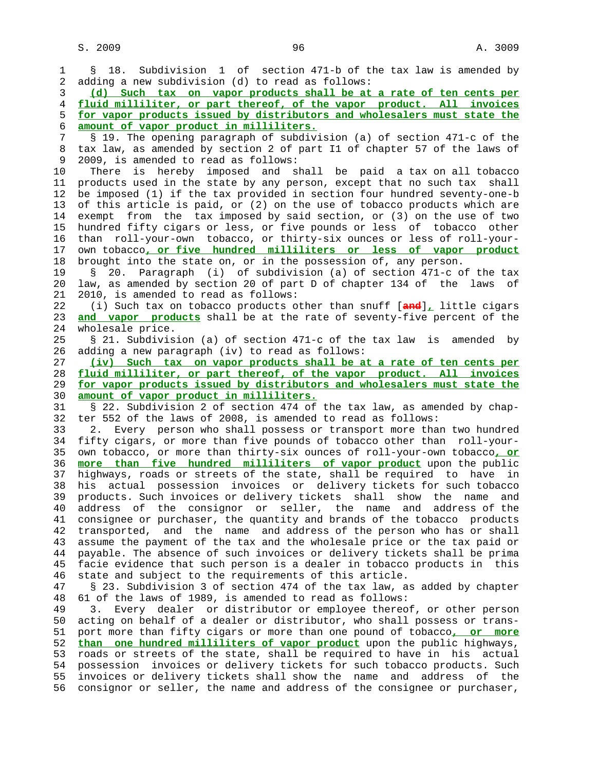§ 18. Subdivision 1 of section 471-b of the tax law is amended by adding a new subdivision (d) to read as follows:

(d) Such tax on vapor products shall be at a rate of ten cents per fluid milliliter, or part thereof, of the vapor product. All invoices for vapor products issued by distributors and wholesalers must state the amount of vapor product in milliliters.

§ 19. The opening paragraph of subdivision (a) of section 471-c of the tax law, as amended by section 2 of part I1 of chapter 57 of the laws of 2009, is amended to read as follows:

There is hereby imposed and shall be paid a tax on all tobacco products used in the state by any person, except that no such tax shall be imposed (1) if the tax provided in section four hundred seventy-one-b of this article is paid, or (2) on the use of tobacco products which are exempt from the tax imposed by said section, or (3) on the use of two hundred fifty cigars or less, or five pounds or less of tobacco other than roll-your-own tobacco, or thirty-six ounces or less of roll-your-own tobacco, or five hundred milliliters or less of vapor product brought into the state on, or in the possession of, any person.

§ 20. Paragraph (i) of subdivision (a) of section 471-c of the tax law, as amended by section 20 of part D of chapter 134 of the laws of 2010, is amended to read as follows:

(i) Such tax on tobacco products other than snuff [and], little cigars and vapor products shall be at the rate of seventy-five percent of the wholesale price.

§ 21. Subdivision (a) of section 471-c of the tax law is amended by adding a new paragraph (iv) to read as follows:

(iv) Such tax on vapor products shall be at a rate of ten cents per fluid milliliter, or part thereof, of the vapor product. All invoices for vapor products issued by distributors and wholesalers must state the amount of vapor product in milliliters.

§ 22. Subdivision 2 of section 474 of the tax law, as amended by chapter 552 of the laws of 2008, is amended to read as follows:

2. Every person who shall possess or transport more than two hundred fifty cigars, or more than five pounds of tobacco other than roll-your-own tobacco, or more than thirty-six ounces of roll-your-own tobacco, or more than five hundred milliliters of vapor product upon the public highways, roads or streets of the state, shall be required to have in his actual possession invoices or delivery tickets for such tobacco products. Such invoices or delivery tickets shall show the name and address of the consignor or seller, the name and address of the consignee or purchaser, the quantity and brands of the tobacco products transported, and the name and address of the person who has or shall assume the payment of the tax and the wholesale price or the tax paid or payable. The absence of such invoices or delivery tickets shall be prima facie evidence that such person is a dealer in tobacco products in this state and subject to the requirements of this article.

§ 23. Subdivision 3 of section 474 of the tax law, as added by chapter 61 of the laws of 1989, is amended to read as follows:

3. Every dealer or distributor or employee thereof, or other person acting on behalf of a dealer or distributor, who shall possess or transport more than fifty cigars or more than one pound of tobacco, or more than one hundred milliliters of vapor product upon the public highways, roads or streets of the state, shall be required to have in his actual possession invoices or delivery tickets for such tobacco products. Such invoices or delivery tickets shall show the name and address of the consignor or seller, the name and address of the consignee or purchaser,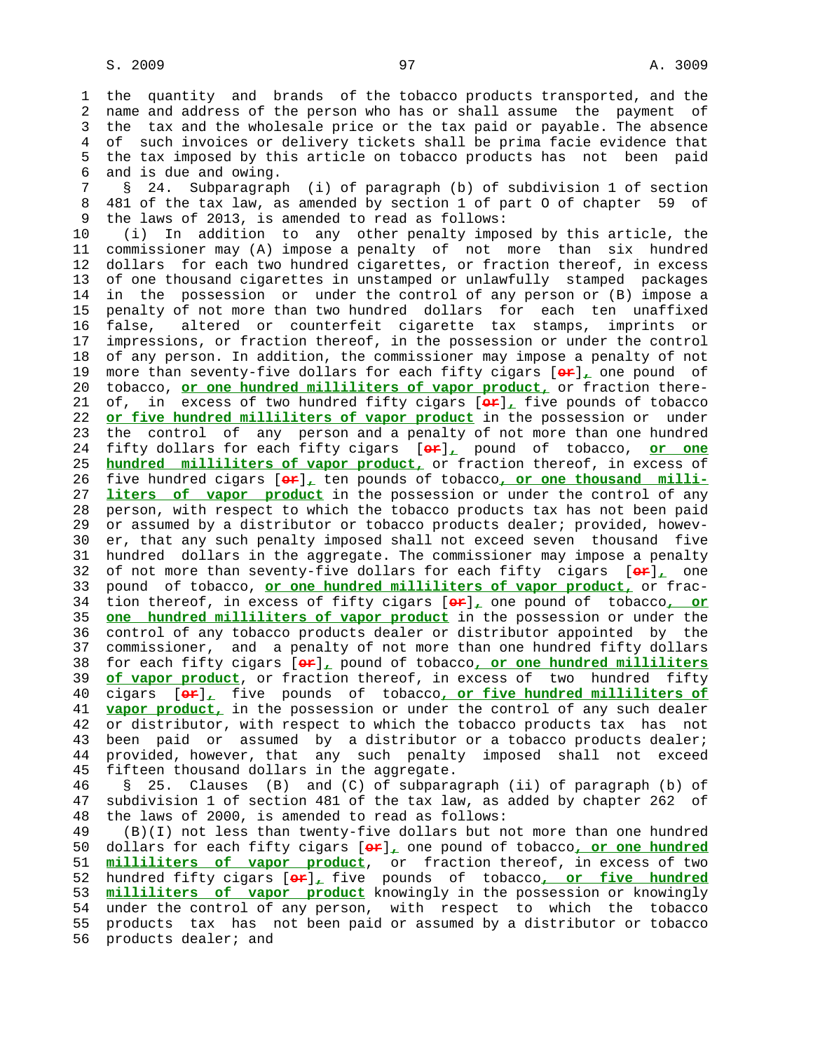the quantity and brands of the tobacco products transported, and the name and address of the person who has or shall assume the payment of the tax and the wholesale price or the tax paid or payable. The absence of such invoices or delivery tickets shall be prima facie evidence that the tax imposed by this article on tobacco products has not been paid and is due and owing.

§ 24. Subparagraph (i) of paragraph (b) of subdivision 1 of section 481 of the tax law, as amended by section 1 of part O of chapter 59 of the laws of 2013, is amended to read as follows:

(i) In addition to any other penalty imposed by this article, the commissioner may (A) impose a penalty of not more than six hundred dollars for each two hundred cigarettes, or fraction thereof, in excess of one thousand cigarettes in unstamped or unlawfully stamped packages in the possession or under the control of any person or (B) impose a penalty of not more than two hundred dollars for each ten unaffixed false, altered or counterfeit cigarette tax stamps, imprints or impressions, or fraction thereof, in the possession or under the control of any person. In addition, the commissioner may impose a penalty of not more than seventy-five dollars for each fifty cigars [or], one pound of tobacco, **or one hundred milliliters of vapor product,** or fraction thereof, in excess of two hundred fifty cigars [or], five pounds of tobacco **or five hundred milliliters of vapor product** in the possession or under the control of any person and a penalty of not more than one hundred fifty dollars for each fifty cigars [or], pound of tobacco, **or one hundred milliliters of vapor product,** or fraction thereof, in excess of five hundred cigars [or], ten pounds of tobacco**, or one thousand milliliters of vapor product** in the possession or under the control of any person, with respect to which the tobacco products tax has not been paid or assumed by a distributor or tobacco products dealer; provided, however, that any such penalty imposed shall not exceed seven thousand five hundred dollars in the aggregate. The commissioner may impose a penalty of not more than seventy-five dollars for each fifty cigars [or], one pound of tobacco, **or one hundred milliliters of vapor product,** or fraction thereof, in excess of fifty cigars [or], one pound of tobacco**, or one hundred milliliters of vapor product** in the possession or under the control of any tobacco products dealer or distributor appointed by the commissioner, and a penalty of not more than one hundred fifty dollars for each fifty cigars [or], pound of tobacco**, or one hundred milliliters of vapor product**, or fraction thereof, in excess of two hundred fifty cigars [or], five pounds of tobacco**, or five hundred milliliters of vapor product,** in the possession or under the control of any such dealer or distributor, with respect to which the tobacco products tax has not been paid or assumed by a distributor or a tobacco products dealer; provided, however, that any such penalty imposed shall not exceed fifteen thousand dollars in the aggregate.

§ 25. Clauses (B) and (C) of subparagraph (ii) of paragraph (b) of subdivision 1 of section 481 of the tax law, as added by chapter 262 of the laws of 2000, is amended to read as follows:

(B)(I) not less than twenty-five dollars but not more than one hundred dollars for each fifty cigars [or], one pound of tobacco**, or one hundred milliliters of vapor product**, or fraction thereof, in excess of two hundred fifty cigars [or], five pounds of tobacco**, or five hundred milliliters of vapor product** knowingly in the possession or knowingly under the control of any person, with respect to which the tobacco products tax has not been paid or assumed by a distributor or tobacco products dealer; and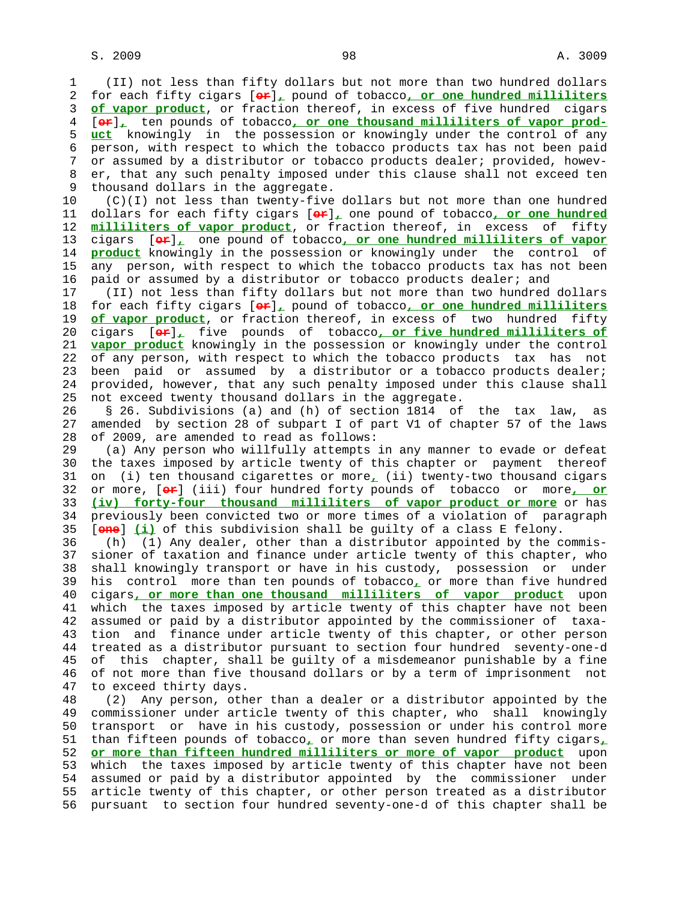(II) not less than fifty dollars but not more than two hundred dollars for each fifty cigars [or], pound of tobacco, or one hundred milliliters of vapor product, or fraction thereof, in excess of five hundred cigars [or], ten pounds of tobacco, or one thousand milliliters of vapor product knowingly in the possession or knowingly under the control of any person, with respect to which the tobacco products tax has not been paid or assumed by a distributor or tobacco products dealer; provided, however, that any such penalty imposed under this clause shall not exceed ten thousand dollars in the aggregate.

(C)(I) not less than twenty-five dollars but not more than one hundred dollars for each fifty cigars [or], one pound of tobacco, or one hundred milliliters of vapor product, or fraction thereof, in excess of fifty cigars [or], one pound of tobacco, or one hundred milliliters of vapor product knowingly in the possession or knowingly under the control of any person, with respect to which the tobacco products tax has not been paid or assumed by a distributor or tobacco products dealer; and

(II) not less than fifty dollars but not more than two hundred dollars for each fifty cigars [or], pound of tobacco, or one hundred milliliters of vapor product, or fraction thereof, in excess of two hundred fifty cigars [or], five pounds of tobacco, or five hundred milliliters of vapor product knowingly in the possession or knowingly under the control of any person, with respect to which the tobacco products tax has not been paid or assumed by a distributor or a tobacco products dealer; provided, however, that any such penalty imposed under this clause shall not exceed twenty thousand dollars in the aggregate.

§ 26. Subdivisions (a) and (h) of section 1814 of the tax law, as amended by section 28 of subpart I of part V1 of chapter 57 of the laws of 2009, are amended to read as follows:

(a) Any person who willfully attempts in any manner to evade or defeat the taxes imposed by article twenty of this chapter or payment thereof on (i) ten thousand cigarettes or more, (ii) twenty-two thousand cigars or more, [or] (iii) four hundred forty pounds of tobacco or more, or (iv) forty-four thousand milliliters of vapor product or more or has previously been convicted two or more times of a violation of paragraph [one] (i) of this subdivision shall be guilty of a class E felony.

(h) (1) Any dealer, other than a distributor appointed by the commissioner of taxation and finance under article twenty of this chapter, who shall knowingly transport or have in his custody, possession or under his control more than ten pounds of tobacco, or more than five hundred cigars, or more than one thousand milliliters of vapor product upon which the taxes imposed by article twenty of this chapter have not been assumed or paid by a distributor appointed by the commissioner of taxation and finance under article twenty of this chapter, or other person treated as a distributor pursuant to section four hundred seventy-one-d of this chapter, shall be guilty of a misdemeanor punishable by a fine of not more than five thousand dollars or by a term of imprisonment not to exceed thirty days.

(2) Any person, other than a dealer or a distributor appointed by the commissioner under article twenty of this chapter, who shall knowingly transport or have in his custody, possession or under his control more than fifteen pounds of tobacco, or more than seven hundred fifty cigars, or more than fifteen hundred milliliters or more of vapor product upon which the taxes imposed by article twenty of this chapter have not been assumed or paid by a distributor appointed by the commissioner under article twenty of this chapter, or other person treated as a distributor pursuant to section four hundred seventy-one-d of this chapter shall be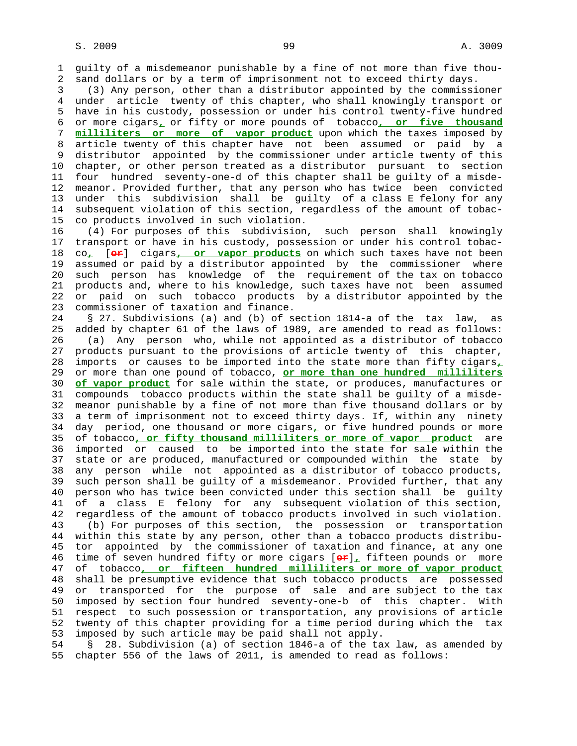guilty of a misdemeanor punishable by a fine of not more than five thousand dollars or by a term of imprisonment not to exceed thirty days.

(3) Any person, other than a distributor appointed by the commissioner under article twenty of this chapter, who shall knowingly transport or have in his custody, possession or under his control twenty-five hundred or more cigars**,** or fifty or more pounds of tobacco**, or five thousand milliliters or more of vapor product** upon which the taxes imposed by article twenty of this chapter have not been assumed or paid by a distributor appointed by the commissioner under article twenty of this chapter, or other person treated as a distributor pursuant to section four hundred seventy-one-d of this chapter shall be guilty of a misdemeanor. Provided further, that any person who has twice been convicted under this subdivision shall be guilty of a class E felony for any subsequent violation of this section, regardless of the amount of tobacco products involved in such violation.

(4) For purposes of this subdivision, such person shall knowingly transport or have in his custody, possession or under his control tobacco**,** [~~or~~] cigars**, or vapor products** on which such taxes have not been assumed or paid by a distributor appointed by the commissioner where such person has knowledge of the requirement of the tax on tobacco products and, where to his knowledge, such taxes have not been assumed or paid on such tobacco products by a distributor appointed by the commissioner of taxation and finance.

§ 27. Subdivisions (a) and (b) of section 1814-a of the tax law, as added by chapter 61 of the laws of 1989, are amended to read as follows:

(a) Any person who, while not appointed as a distributor of tobacco products pursuant to the provisions of article twenty of this chapter, imports or causes to be imported into the state more than fifty cigars**,** or more than one pound of tobacco, **or more than one hundred milliliters of vapor product** for sale within the state, or produces, manufactures or compounds tobacco products within the state shall be guilty of a misdemeanor punishable by a fine of not more than five thousand dollars or by a term of imprisonment not to exceed thirty days. If, within any ninety day period, one thousand or more cigars**,** or five hundred pounds or more of tobacco**, or fifty thousand milliliters or more of vapor product** are imported or caused to be imported into the state for sale within the state or are produced, manufactured or compounded within the state by any person while not appointed as a distributor of tobacco products, such person shall be guilty of a misdemeanor. Provided further, that any person who has twice been convicted under this section shall be guilty of a class E felony for any subsequent violation of this section, regardless of the amount of tobacco products involved in such violation.

(b) For purposes of this section, the possession or transportation within this state by any person, other than a tobacco products distributor appointed by the commissioner of taxation and finance, at any one time of seven hundred fifty or more cigars [~~or~~]**,** fifteen pounds or more of tobacco**, or fifteen hundred milliliters or more of vapor product** shall be presumptive evidence that such tobacco products are possessed or transported for the purpose of sale and are subject to the tax imposed by section four hundred seventy-one-b of this chapter. With respect to such possession or transportation, any provisions of article twenty of this chapter providing for a time period during which the tax imposed by such article may be paid shall not apply.

§ 28. Subdivision (a) of section 1846-a of the tax law, as amended by chapter 556 of the laws of 2011, is amended to read as follows: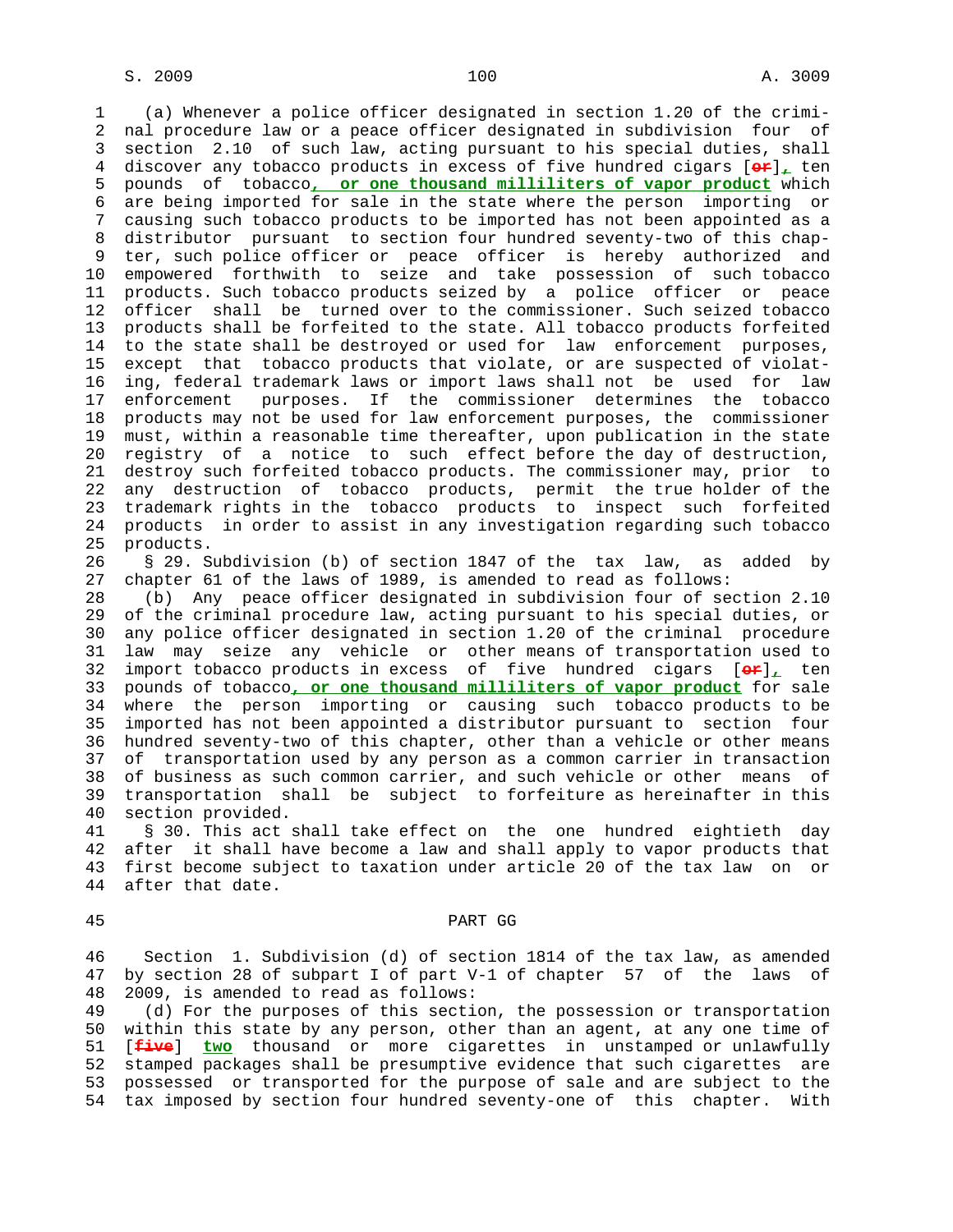(a) Whenever a police officer designated in section 1.20 of the criminal procedure law or a peace officer designated in subdivision four of section 2.10 of such law, acting pursuant to his special duties, shall discover any tobacco products in excess of five hundred cigars [~~or~~]**,** ten pounds of tobacco**, or one thousand milliliters of vapor product** which are being imported for sale in the state where the person importing or causing such tobacco products to be imported has not been appointed as a distributor pursuant to section four hundred seventy-two of this chapter, such police officer or peace officer is hereby authorized and empowered forthwith to seize and take possession of such tobacco products. Such tobacco products seized by a police officer or peace officer shall be turned over to the commissioner. Such seized tobacco products shall be forfeited to the state. All tobacco products forfeited to the state shall be destroyed or used for law enforcement purposes, except that tobacco products that violate, or are suspected of violating, federal trademark laws or import laws shall not be used for law enforcement purposes. If the commissioner determines the tobacco products may not be used for law enforcement purposes, the commissioner must, within a reasonable time thereafter, upon publication in the state registry of a notice to such effect before the day of destruction, destroy such forfeited tobacco products. The commissioner may, prior to any destruction of tobacco products, permit the true holder of the trademark rights in the tobacco products to inspect such forfeited products in order to assist in any investigation regarding such tobacco products.

§ 29. Subdivision (b) of section 1847 of the tax law, as added by chapter 61 of the laws of 1989, is amended to read as follows:

(b) Any peace officer designated in subdivision four of section 2.10 of the criminal procedure law, acting pursuant to his special duties, or any police officer designated in section 1.20 of the criminal procedure law may seize any vehicle or other means of transportation used to import tobacco products in excess of five hundred cigars [~~or~~]**,** ten pounds of tobacco**, or one thousand milliliters of vapor product** for sale where the person importing or causing such tobacco products to be imported has not been appointed a distributor pursuant to section four hundred seventy-two of this chapter, other than a vehicle or other means of transportation used by any person as a common carrier in transaction of business as such common carrier, and such vehicle or other means of transportation shall be subject to forfeiture as hereinafter in this section provided.

§ 30. This act shall take effect on the one hundred eightieth day after it shall have become a law and shall apply to vapor products that first become subject to taxation under article 20 of the tax law on or after that date.

PART GG

Section 1. Subdivision (d) of section 1814 of the tax law, as amended by section 28 of subpart I of part V-1 of chapter 57 of the laws of 2009, is amended to read as follows:

(d) For the purposes of this section, the possession or transportation within this state by any person, other than an agent, at any one time of [~~five~~] **two** thousand or more cigarettes in unstamped or unlawfully stamped packages shall be presumptive evidence that such cigarettes are possessed or transported for the purpose of sale and are subject to the tax imposed by section four hundred seventy-one of this chapter. With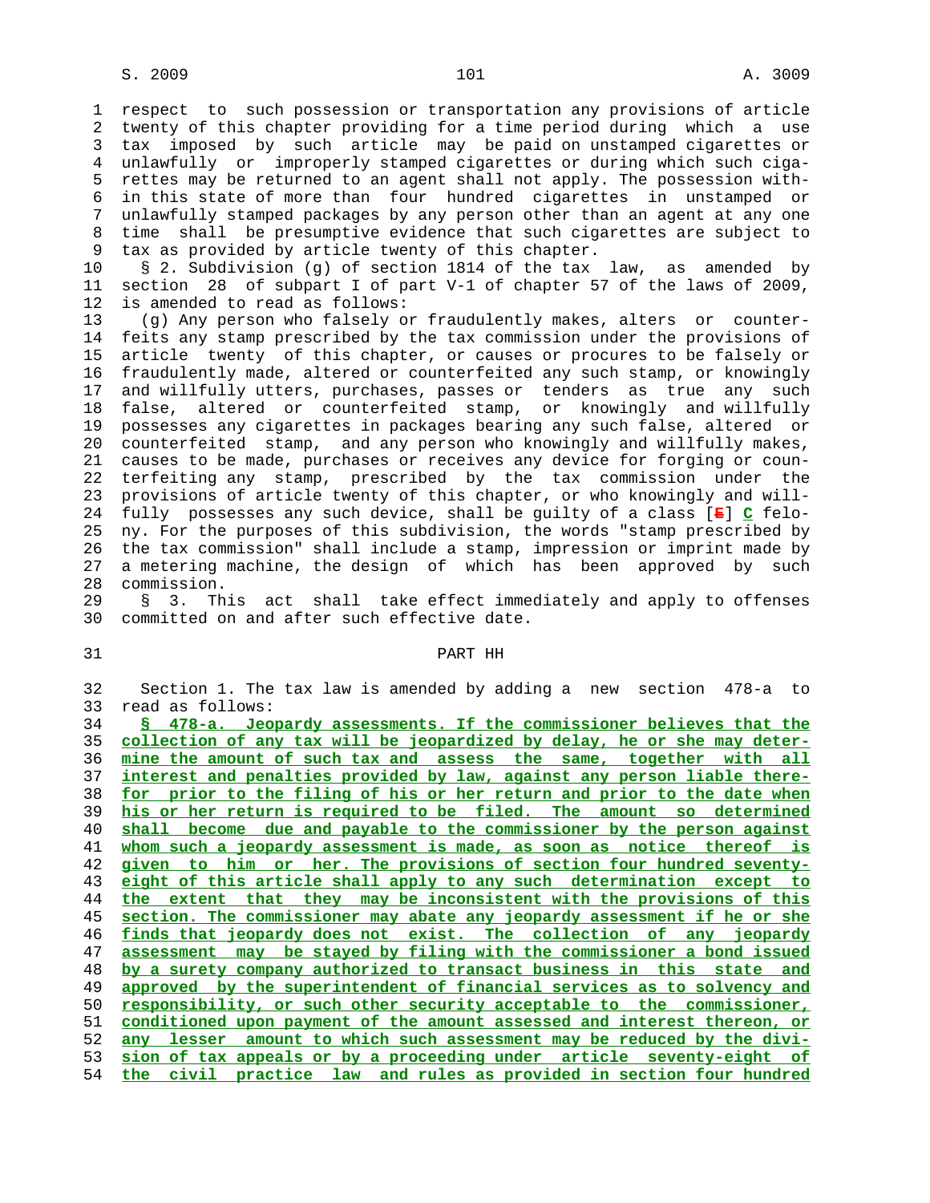respect to such possession or transportation any provisions of article twenty of this chapter providing for a time period during which a use tax imposed by such article may be paid on unstamped cigarettes or unlawfully or improperly stamped cigarettes or during which such cigarettes may be returned to an agent shall not apply. The possession within this state of more than four hundred cigarettes in unstamped or unlawfully stamped packages by any person other than an agent at any one time shall be presumptive evidence that such cigarettes are subject to tax as provided by article twenty of this chapter.

§ 2. Subdivision (g) of section 1814 of the tax law, as amended by section 28 of subpart I of part V-1 of chapter 57 of the laws of 2009, is amended to read as follows:

(g) Any person who falsely or fraudulently makes, alters or counterfeits any stamp prescribed by the tax commission under the provisions of article twenty of this chapter, or causes or procures to be falsely or fraudulently made, altered or counterfeited any such stamp, or knowingly and willfully utters, purchases, passes or tenders as true any such false, altered or counterfeited stamp, or knowingly and willfully possesses any cigarettes in packages bearing any such false, altered or counterfeited stamp, and any person who knowingly and willfully makes, causes to be made, purchases or receives any device for forging or counterfeiting any stamp, prescribed by the tax commission under the provisions of article twenty of this chapter, or who knowingly and willfully possesses any such device, shall be guilty of a class [~~E~~] **C** felony. For the purposes of this subdivision, the words "stamp prescribed by the tax commission" shall include a stamp, impression or imprint made by a metering machine, the design of which has been approved by such commission.

§ 3. This act shall take effect immediately and apply to offenses committed on and after such effective date.

## PART HH

Section 1. The tax law is amended by adding a new section 478-a to read as follows:

**§ 478-a. Jeopardy assessments. If the commissioner believes that the collection of any tax will be jeopardized by delay, he or she may determine the amount of such tax and assess the same, together with all interest and penalties provided by law, against any person liable therefor prior to the filing of his or her return and prior to the date when his or her return is required to be filed. The amount so determined shall become due and payable to the commissioner by the person against whom such a jeopardy assessment is made, as soon as notice thereof is given to him or her. The provisions of section four hundred seventy-eight of this article shall apply to any such determination except to the extent that they may be inconsistent with the provisions of this section. The commissioner may abate any jeopardy assessment if he or she finds that jeopardy does not exist. The collection of any jeopardy assessment may be stayed by filing with the commissioner a bond issued by a surety company authorized to transact business in this state and approved by the superintendent of financial services as to solvency and responsibility, or such other security acceptable to the commissioner, conditioned upon payment of the amount assessed and interest thereon, or any lesser amount to which such assessment may be reduced by the division of tax appeals or by a proceeding under article seventy-eight of the civil practice law and rules as provided in section four hundred**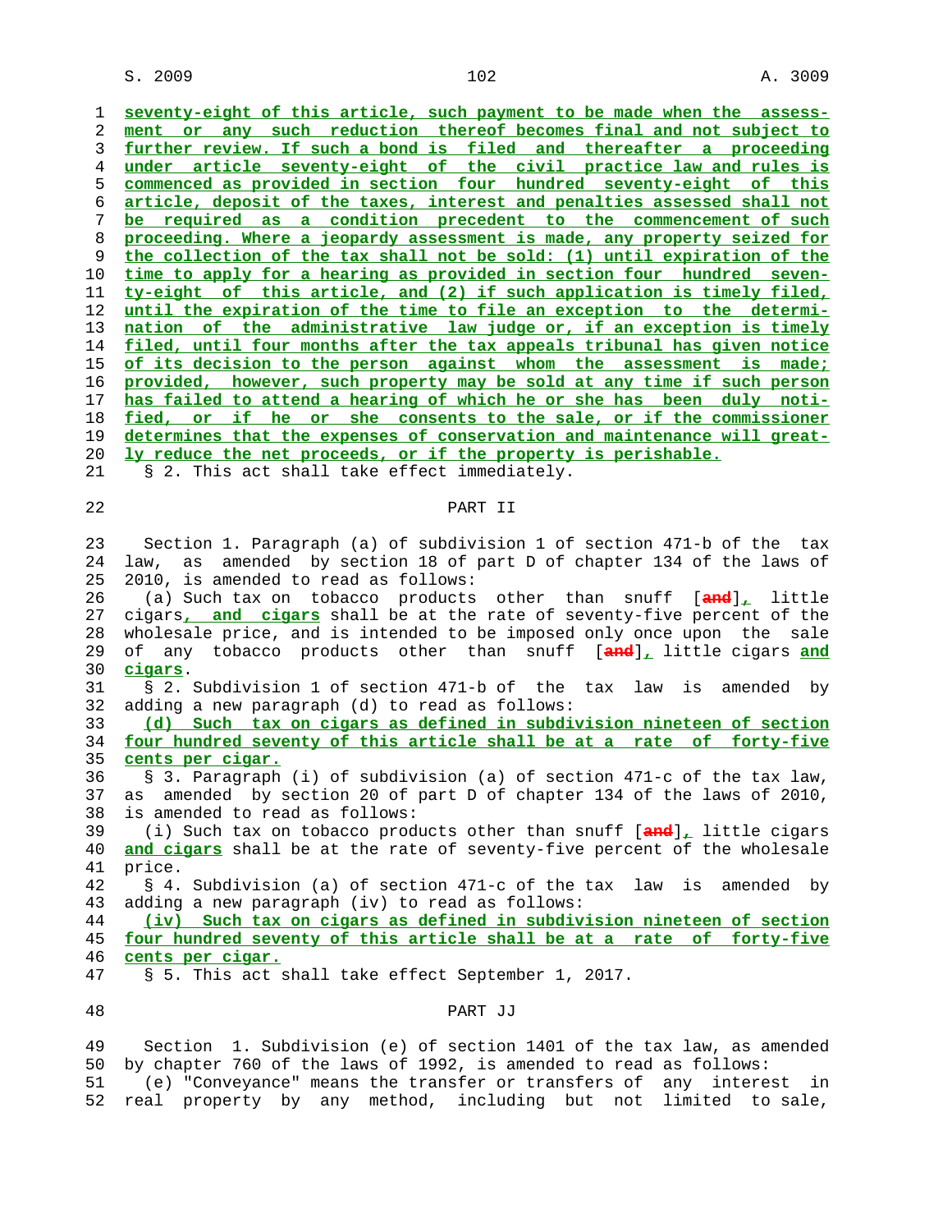seventy-eight of this article, such payment to be made when the assessment or any such reduction thereof becomes final and not subject to further review. If such a bond is filed and thereafter a proceeding under article seventy-eight of the civil practice law and rules is commenced as provided in section four hundred seventy-eight of this article, deposit of the taxes, interest and penalties assessed shall not be required as a condition precedent to the commencement of such proceeding. Where a jeopardy assessment is made, any property seized for the collection of the tax shall not be sold: (1) until expiration of the time to apply for a hearing as provided in section four hundred seventy-eight of this article, and (2) if such application is timely filed, until the expiration of the time to file an exception to the determination of the administrative law judge or, if an exception is timely filed, until four months after the tax appeals tribunal has given notice of its decision to the person against whom the assessment is made; provided, however, such property may be sold at any time if such person has failed to attend a hearing of which he or she has been duly notified, or if he or she consents to the sale, or if the commissioner determines that the expenses of conservation and maintenance will greatly reduce the net proceeds, or if the property is perishable.

§ 2. This act shall take effect immediately.

PART II

Section 1. Paragraph (a) of subdivision 1 of section 471-b of the tax law, as amended by section 18 of part D of chapter 134 of the laws of 2010, is amended to read as follows:

(a) Such tax on tobacco products other than snuff [and], little cigars, and cigars shall be at the rate of seventy-five percent of the wholesale price, and is intended to be imposed only once upon the sale of any tobacco products other than snuff [and], little cigars and cigars.

§ 2. Subdivision 1 of section 471-b of the tax law is amended by adding a new paragraph (d) to read as follows:

(d) Such tax on cigars as defined in subdivision nineteen of section four hundred seventy of this article shall be at a rate of forty-five cents per cigar.

§ 3. Paragraph (i) of subdivision (a) of section 471-c of the tax law, as amended by section 20 of part D of chapter 134 of the laws of 2010, is amended to read as follows:

(i) Such tax on tobacco products other than snuff [and], little cigars and cigars shall be at the rate of seventy-five percent of the wholesale price.

§ 4. Subdivision (a) of section 471-c of the tax law is amended by adding a new paragraph (iv) to read as follows:

(iv) Such tax on cigars as defined in subdivision nineteen of section four hundred seventy of this article shall be at a rate of forty-five cents per cigar.

§ 5. This act shall take effect September 1, 2017.

PART JJ

Section 1. Subdivision (e) of section 1401 of the tax law, as amended by chapter 760 of the laws of 1992, is amended to read as follows:

(e) "Conveyance" means the transfer or transfers of any interest in real property by any method, including but not limited to sale,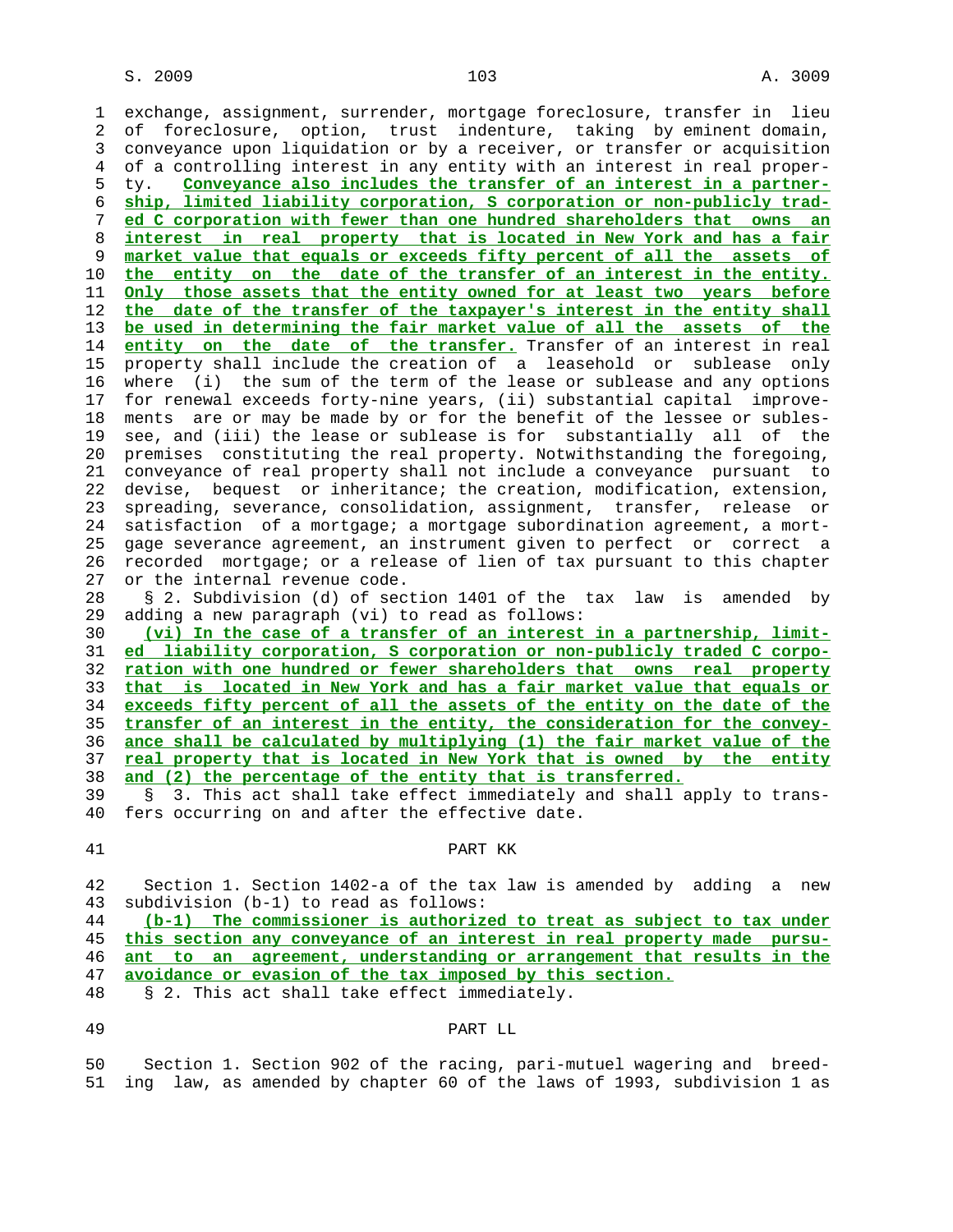exchange, assignment, surrender, mortgage foreclosure, transfer in lieu of foreclosure, option, trust indenture, taking by eminent domain, conveyance upon liquidation or by a receiver, or transfer or acquisition of a controlling interest in any entity with an interest in real property. **Conveyance also includes the transfer of an interest in a partnership, limited liability corporation, S corporation or non-publicly traded C corporation with fewer than one hundred shareholders that owns an interest in real property that is located in New York and has a fair market value that equals or exceeds fifty percent of all the assets of the entity on the date of the transfer of an interest in the entity. Only those assets that the entity owned for at least two years before the date of the transfer of the taxpayer's interest in the entity shall be used in determining the fair market value of all the assets of the entity on the date of the transfer.** Transfer of an interest in real property shall include the creation of a leasehold or sublease only where (i) the sum of the term of the lease or sublease and any options for renewal exceeds forty-nine years, (ii) substantial capital improvements are or may be made by or for the benefit of the lessee or sublessee, and (iii) the lease or sublease is for substantially all of the premises constituting the real property. Notwithstanding the foregoing, conveyance of real property shall not include a conveyance pursuant to devise, bequest or inheritance; the creation, modification, extension, spreading, severance, consolidation, assignment, transfer, release or satisfaction of a mortgage; a mortgage subordination agreement, a mortgage severance agreement, an instrument given to perfect or correct a recorded mortgage; or a release of lien of tax pursuant to this chapter or the internal revenue code.

§ 2. Subdivision (d) of section 1401 of the tax law is amended by adding a new paragraph (vi) to read as follows:

**(vi) In the case of a transfer of an interest in a partnership, limited liability corporation, S corporation or non-publicly traded C corporation with one hundred or fewer shareholders that owns real property that is located in New York and has a fair market value that equals or exceeds fifty percent of all the assets of the entity on the date of the transfer of an interest in the entity, the consideration for the conveyance shall be calculated by multiplying (1) the fair market value of the real property that is located in New York that is owned by the entity and (2) the percentage of the entity that is transferred.**

§ 3. This act shall take effect immediately and shall apply to transfers occurring on and after the effective date.

PART KK

Section 1. Section 1402-a of the tax law is amended by adding a new subdivision (b-1) to read as follows:

**(b-1) The commissioner is authorized to treat as subject to tax under this section any conveyance of an interest in real property made pursuant to an agreement, understanding or arrangement that results in the avoidance or evasion of the tax imposed by this section.**

§ 2. This act shall take effect immediately.

PART LL

Section 1. Section 902 of the racing, pari-mutuel wagering and breeding law, as amended by chapter 60 of the laws of 1993, subdivision 1 as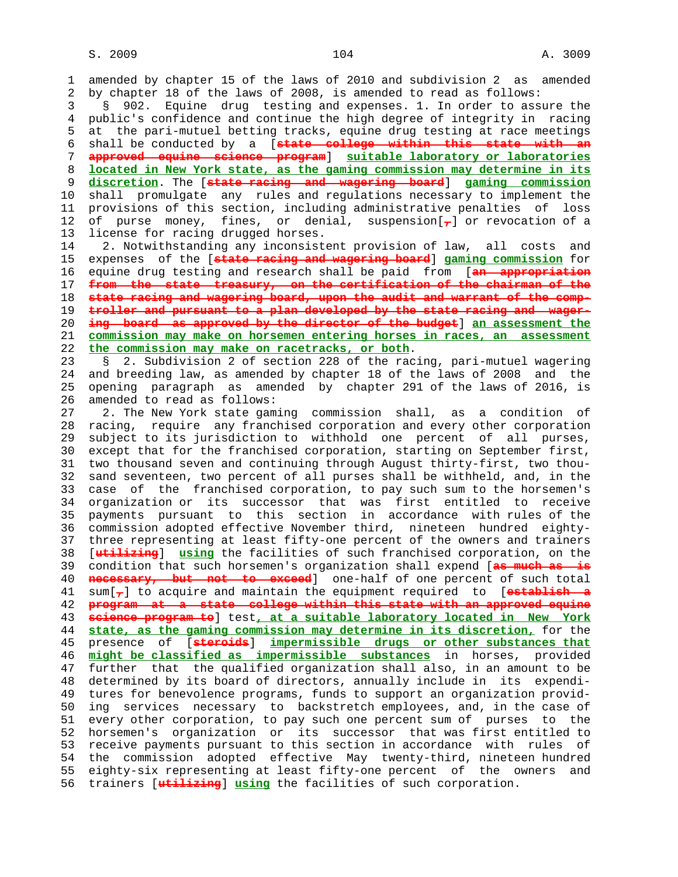amended by chapter 15 of the laws of 2010 and subdivision 2 as amended by chapter 18 of the laws of 2008, is amended to read as follows:

§ 902. Equine drug testing and expenses. 1. In order to assure the public's confidence and continue the high degree of integrity in racing at the pari-mutuel betting tracks, equine drug testing at race meetings shall be conducted by a [~~state college within this state with an approved equine science program~~] **suitable laboratory or laboratories located in New York state, as the gaming commission may determine in its discretion**. The [~~state racing and wagering board~~] **gaming commission** shall promulgate any rules and regulations necessary to implement the provisions of this section, including administrative penalties of loss of purse money, fines, or denial, suspension[~~,~~] or revocation of a license for racing drugged horses.

2. Notwithstanding any inconsistent provision of law, all costs and expenses of the [~~state racing and wagering board~~] **gaming commission** for equine drug testing and research shall be paid from [~~an appropriation from the state treasury, on the certification of the chairman of the state racing and wagering board, upon the audit and warrant of the comptroller and pursuant to a plan developed by the state racing and wagering board as approved by the director of the budget~~] **an assessment the commission may make on horsemen entering horses in races, an assessment the commission may make on racetracks, or both**.

§ 2. Subdivision 2 of section 228 of the racing, pari-mutuel wagering and breeding law, as amended by chapter 18 of the laws of 2008 and the opening paragraph as amended by chapter 291 of the laws of 2016, is amended to read as follows:

2. The New York state gaming commission shall, as a condition of racing, require any franchised corporation and every other corporation subject to its jurisdiction to withhold one percent of all purses, except that for the franchised corporation, starting on September first, two thousand seven and continuing through August thirty-first, two thousand seventeen, two percent of all purses shall be withheld, and, in the case of the franchised corporation, to pay such sum to the horsemen's organization or its successor that was first entitled to receive payments pursuant to this section in accordance with rules of the commission adopted effective November third, nineteen hundred eighty-three representing at least fifty-one percent of the owners and trainers [~~utilizing~~] **using** the facilities of such franchised corporation, on the condition that such horsemen's organization shall expend [~~as much as is necessary, but not to exceed~~] one-half of one percent of such total sum[~~,~~] to acquire and maintain the equipment required to [~~establish a program at a state college within this state with an approved equine science program to~~] test**, at a suitable laboratory located in New York state, as the gaming commission may determine in its discretion,** for the presence of [~~steroids~~] **impermissible drugs or other substances that might be classified as impermissible substances** in horses, provided further that the qualified organization shall also, in an amount to be determined by its board of directors, annually include in its expenditures for benevolence programs, funds to support an organization providing services necessary to backstretch employees, and, in the case of every other corporation, to pay such one percent sum of purses to the horsemen's organization or its successor that was first entitled to receive payments pursuant to this section in accordance with rules of the commission adopted effective May twenty-third, nineteen hundred eighty-six representing at least fifty-one percent of the owners and trainers [~~utilizing~~] **using** the facilities of such corporation.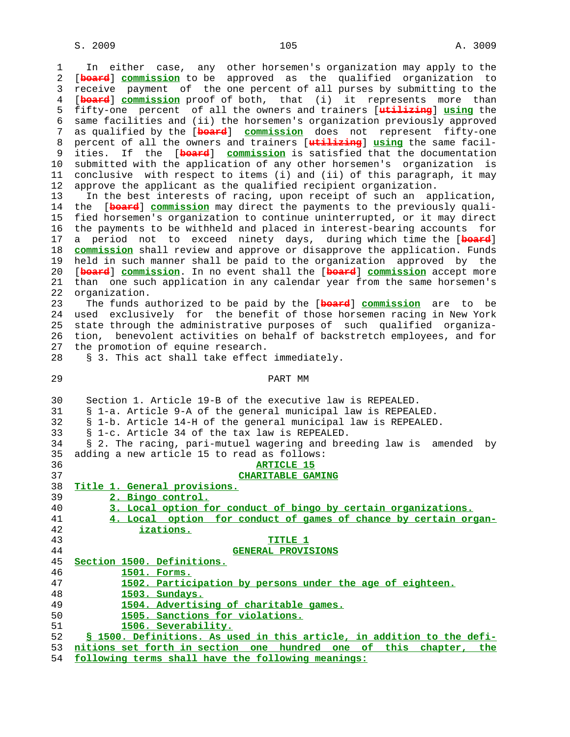In either case, any other horsemen's organization may apply to the [~~board~~] **commission** to be approved as the qualified organization to receive payment of the one percent of all purses by submitting to the [~~board~~] **commission** proof of both, that (i) it represents more than fifty-one percent of all the owners and trainers [~~utilizing~~] **using** the same facilities and (ii) the horsemen's organization previously approved as qualified by the [~~board~~] **commission** does not represent fifty-one percent of all the owners and trainers [~~utilizing~~] **using** the same facilities. If the [~~board~~] **commission** is satisfied that the documentation submitted with the application of any other horsemen's organization is conclusive with respect to items (i) and (ii) of this paragraph, it may approve the applicant as the qualified recipient organization.

In the best interests of racing, upon receipt of such an application, the [~~board~~] **commission** may direct the payments to the previously qualified horsemen's organization to continue uninterrupted, or it may direct the payments to be withheld and placed in interest-bearing accounts for a period not to exceed ninety days, during which time the [~~board~~] **commission** shall review and approve or disapprove the application. Funds held in such manner shall be paid to the organization approved by the [~~board~~] **commission**. In no event shall the [~~board~~] **commission** accept more than one such application in any calendar year from the same horsemen's organization.

The funds authorized to be paid by the [~~board~~] **commission** are to be used exclusively for the benefit of those horsemen racing in New York state through the administrative purposes of such qualified organization, benevolent activities on behalf of backstretch employees, and for the promotion of equine research.

§ 3. This act shall take effect immediately.

PART MM

Section 1. Article 19-B of the executive law is REPEALED.

§ 1-a. Article 9-A of the general municipal law is REPEALED.

§ 1-b. Article 14-H of the general municipal law is REPEALED.

§ 1-c. Article 34 of the tax law is REPEALED.

§ 2. The racing, pari-mutuel wagering and breeding law is amended by adding a new article 15 to read as follows:

**ARTICLE 15**

**CHARITABLE GAMING**

**Title 1. General provisions.**

**2. Bingo control.**

**3. Local option for conduct of bingo by certain organizations.**

**4. Local option for conduct of games of chance by certain organizations.**

**TITLE 1**

**GENERAL PROVISIONS**

**Section 1500. Definitions.**

**1501. Forms.**

**1502. Participation by persons under the age of eighteen.**

**1503. Sundays.**

**1504. Advertising of charitable games.**

**1505. Sanctions for violations.**

**1506. Severability.**

**§ 1500. Definitions. As used in this article, in addition to the definitions set forth in section one hundred one of this chapter, the following terms shall have the following meanings:**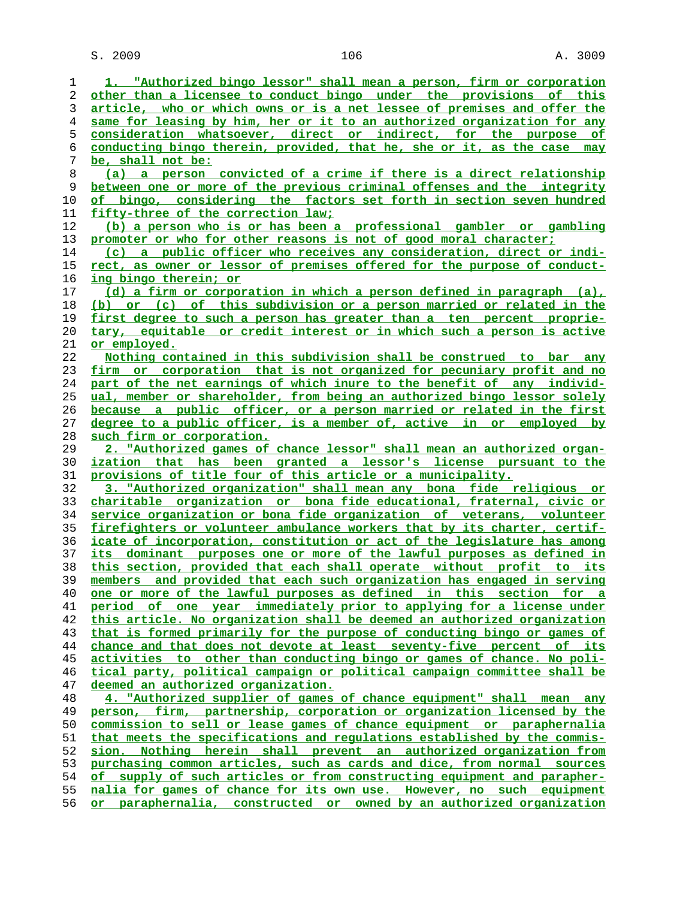1. "Authorized bingo lessor" shall mean a person, firm or corporation other than a licensee to conduct bingo under the provisions of this article, who or which owns or is a net lessee of premises and offer the same for leasing by him, her or it to an authorized organization for any consideration whatsoever, direct or indirect, for the purpose of conducting bingo therein, provided, that he, she or it, as the case may be, shall not be:

(a) a person convicted of a crime if there is a direct relationship between one or more of the previous criminal offenses and the integrity of bingo, considering the factors set forth in section seven hundred fifty-three of the correction law;

(b) a person who is or has been a professional gambler or gambling promoter or who for other reasons is not of good moral character;

(c) a public officer who receives any consideration, direct or indirect, as owner or lessor of premises offered for the purpose of conducting bingo therein; or

(d) a firm or corporation in which a person defined in paragraph (a), (b) or (c) of this subdivision or a person married or related in the first degree to such a person has greater than a ten percent proprietary, equitable or credit interest or in which such a person is active or employed.

Nothing contained in this subdivision shall be construed to bar any firm or corporation that is not organized for pecuniary profit and no part of the net earnings of which inure to the benefit of any individual, member or shareholder, from being an authorized bingo lessor solely because a public officer, or a person married or related in the first degree to a public officer, is a member of, active in or employed by such firm or corporation.

2. "Authorized games of chance lessor" shall mean an authorized organization that has been granted a lessor's license pursuant to the provisions of title four of this article or a municipality.

3. "Authorized organization" shall mean any bona fide religious or charitable organization or bona fide educational, fraternal, civic or service organization or bona fide organization of veterans, volunteer firefighters or volunteer ambulance workers that by its charter, certificate of incorporation, constitution or act of the legislature has among its dominant purposes one or more of the lawful purposes as defined in this section, provided that each shall operate without profit to its members and provided that each such organization has engaged in serving one or more of the lawful purposes as defined in this section for a period of one year immediately prior to applying for a license under this article. No organization shall be deemed an authorized organization that is formed primarily for the purpose of conducting bingo or games of chance and that does not devote at least seventy-five percent of its activities to other than conducting bingo or games of chance. No political party, political campaign or political campaign committee shall be deemed an authorized organization.

4. "Authorized supplier of games of chance equipment" shall mean any person, firm, partnership, corporation or organization licensed by the commission to sell or lease games of chance equipment or paraphernalia that meets the specifications and regulations established by the commission. Nothing herein shall prevent an authorized organization from purchasing common articles, such as cards and dice, from normal sources of supply of such articles or from constructing equipment and paraphernalia for games of chance for its own use. However, no such equipment or paraphernalia, constructed or owned by an authorized organization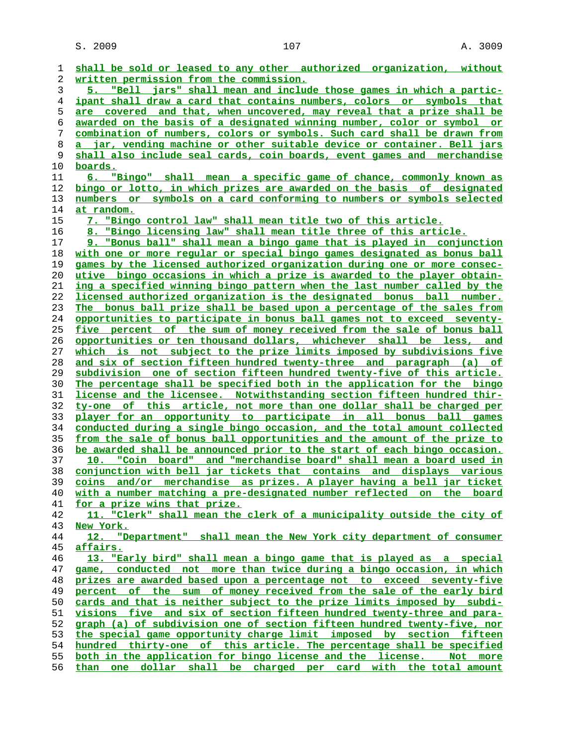shall be sold or leased to any other authorized organization, without written permission from the commission.

5. "Bell jars" shall mean and include those games in which a participant shall draw a card that contains numbers, colors or symbols that are covered and that, when uncovered, may reveal that a prize shall be awarded on the basis of a designated winning number, color or symbol or combination of numbers, colors or symbols. Such card shall be drawn from a jar, vending machine or other suitable device or container. Bell jars shall also include seal cards, coin boards, event games and merchandise boards.

6. "Bingo" shall mean a specific game of chance, commonly known as bingo or lotto, in which prizes are awarded on the basis of designated numbers or symbols on a card conforming to numbers or symbols selected at random.

7. "Bingo control law" shall mean title two of this article.

8. "Bingo licensing law" shall mean title three of this article.

9. "Bonus ball" shall mean a bingo game that is played in conjunction with one or more regular or special bingo games designated as bonus ball games by the licensed authorized organization during one or more consecutive bingo occasions in which a prize is awarded to the player obtaining a specified winning bingo pattern when the last number called by the licensed authorized organization is the designated bonus ball number. The bonus ball prize shall be based upon a percentage of the sales from opportunities to participate in bonus ball games not to exceed seventy-five percent of the sum of money received from the sale of bonus ball opportunities or ten thousand dollars, whichever shall be less, and which is not subject to the prize limits imposed by subdivisions five and six of section fifteen hundred twenty-three and paragraph (a) of subdivision one of section fifteen hundred twenty-five of this article. The percentage shall be specified both in the application for the bingo license and the licensee. Notwithstanding section fifteen hundred thirty-one of this article, not more than one dollar shall be charged per player for an opportunity to participate in all bonus ball games conducted during a single bingo occasion, and the total amount collected from the sale of bonus ball opportunities and the amount of the prize to be awarded shall be announced prior to the start of each bingo occasion.

10. "Coin board" and "merchandise board" shall mean a board used in conjunction with bell jar tickets that contains and displays various coins and/or merchandise as prizes. A player having a bell jar ticket with a number matching a pre-designated number reflected on the board for a prize wins that prize.

11. "Clerk" shall mean the clerk of a municipality outside the city of New York.

12. "Department" shall mean the New York city department of consumer affairs.

13. "Early bird" shall mean a bingo game that is played as a special game, conducted not more than twice during a bingo occasion, in which prizes are awarded based upon a percentage not to exceed seventy-five percent of the sum of money received from the sale of the early bird cards and that is neither subject to the prize limits imposed by subdivisions five and six of section fifteen hundred twenty-three and paragraph (a) of subdivision one of section fifteen hundred twenty-five, nor the special game opportunity charge limit imposed by section fifteen hundred thirty-one of this article. The percentage shall be specified both in the application for bingo license and the license. Not more than one dollar shall be charged per card with the total amount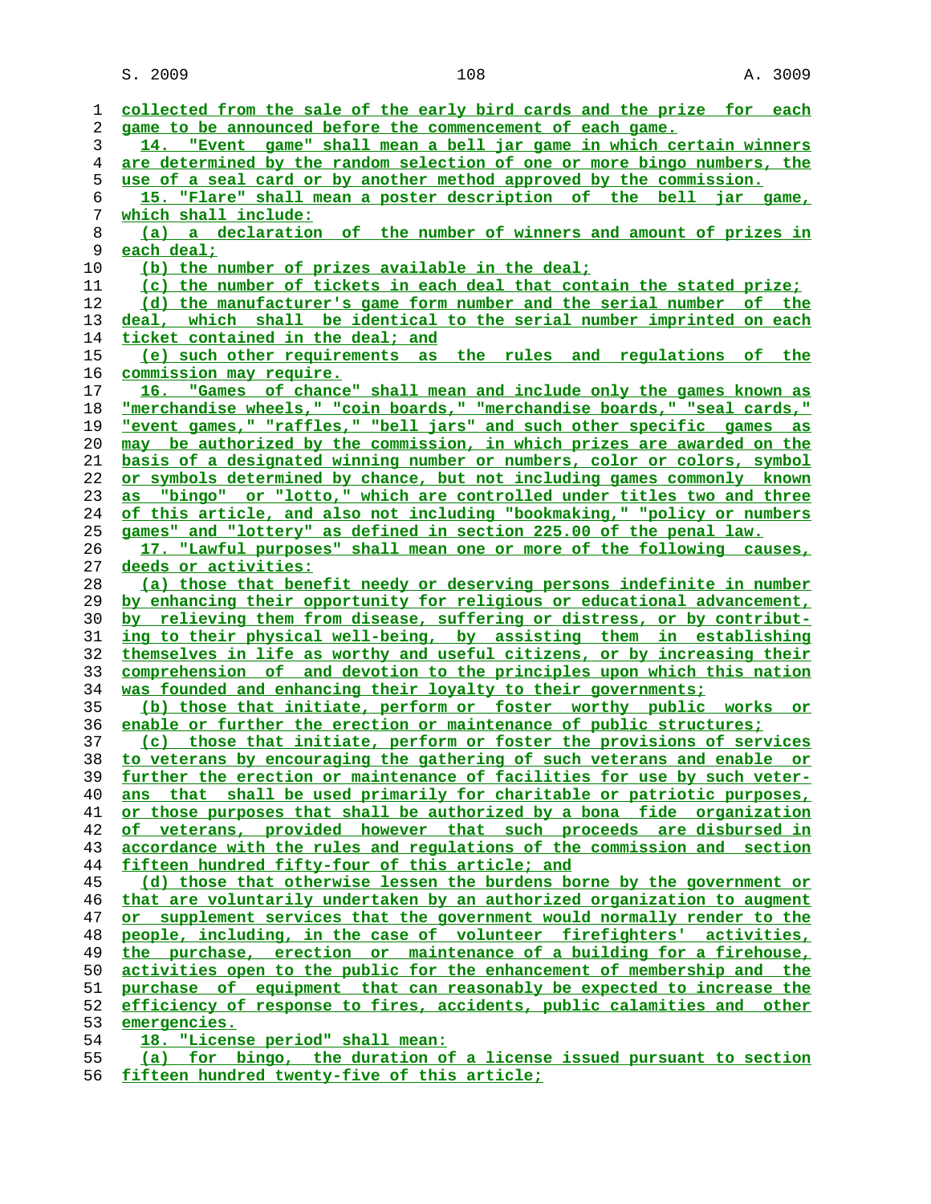collected from the sale of the early bird cards and the prize for each game to be announced before the commencement of each game.

14. "Event game" shall mean a bell jar game in which certain winners are determined by the random selection of one or more bingo numbers, the use of a seal card or by another method approved by the commission.

15. "Flare" shall mean a poster description of the bell jar game, which shall include:

(a) a declaration of the number of winners and amount of prizes in each deal;

(b) the number of prizes available in the deal;

(c) the number of tickets in each deal that contain the stated prize;

(d) the manufacturer's game form number and the serial number of the deal, which shall be identical to the serial number imprinted on each ticket contained in the deal; and

(e) such other requirements as the rules and regulations of the commission may require.

16. "Games of chance" shall mean and include only the games known as "merchandise wheels," "coin boards," "merchandise boards," "seal cards," "event games," "raffles," "bell jars" and such other specific games as may be authorized by the commission, in which prizes are awarded on the basis of a designated winning number or numbers, color or colors, symbol or symbols determined by chance, but not including games commonly known as "bingo" or "lotto," which are controlled under titles two and three of this article, and also not including "bookmaking," "policy or numbers games" and "lottery" as defined in section 225.00 of the penal law.

17. "Lawful purposes" shall mean one or more of the following causes, deeds or activities:

(a) those that benefit needy or deserving persons indefinite in number by enhancing their opportunity for religious or educational advancement, by relieving them from disease, suffering or distress, or by contributing to their physical well-being, by assisting them in establishing themselves in life as worthy and useful citizens, or by increasing their comprehension of and devotion to the principles upon which this nation was founded and enhancing their loyalty to their governments;

(b) those that initiate, perform or foster worthy public works or enable or further the erection or maintenance of public structures;

(c) those that initiate, perform or foster the provisions of services to veterans by encouraging the gathering of such veterans and enable or further the erection or maintenance of facilities for use by such veterans that shall be used primarily for charitable or patriotic purposes, or those purposes that shall be authorized by a bona fide organization of veterans, provided however that such proceeds are disbursed in accordance with the rules and regulations of the commission and section fifteen hundred fifty-four of this article; and

(d) those that otherwise lessen the burdens borne by the government or that are voluntarily undertaken by an authorized organization to augment or supplement services that the government would normally render to the people, including, in the case of volunteer firefighters' activities, the purchase, erection or maintenance of a building for a firehouse, activities open to the public for the enhancement of membership and the purchase of equipment that can reasonably be expected to increase the efficiency of response to fires, accidents, public calamities and other emergencies.

18. "License period" shall mean:

(a) for bingo, the duration of a license issued pursuant to section fifteen hundred twenty-five of this article;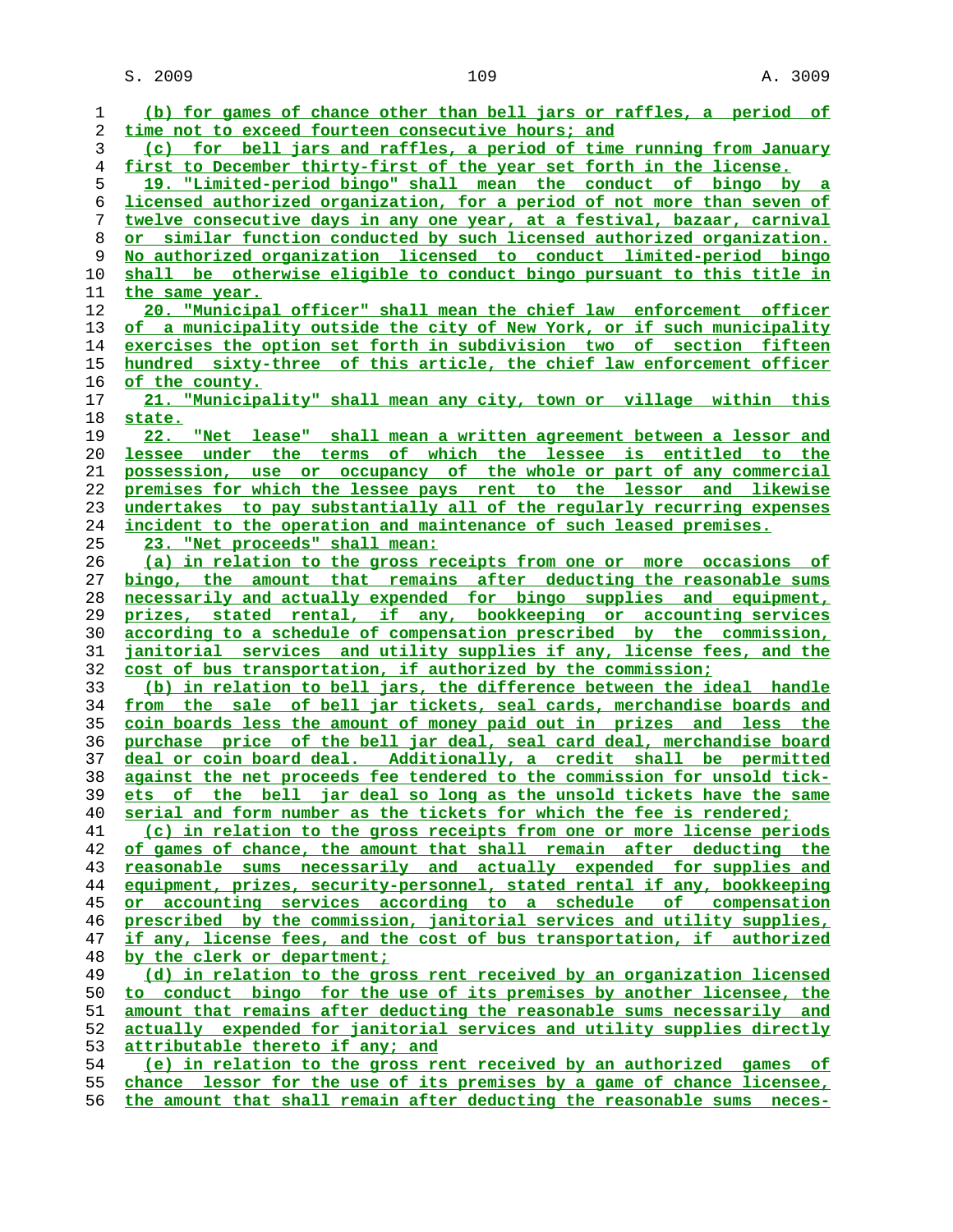(b) for games of chance other than bell jars or raffles, a period of time not to exceed fourteen consecutive hours; and

(c) for bell jars and raffles, a period of time running from January first to December thirty-first of the year set forth in the license.

19. "Limited-period bingo" shall mean the conduct of bingo by a licensed authorized organization, for a period of not more than seven of twelve consecutive days in any one year, at a festival, bazaar, carnival or similar function conducted by such licensed authorized organization. No authorized organization licensed to conduct limited-period bingo shall be otherwise eligible to conduct bingo pursuant to this title in the same year.

20. "Municipal officer" shall mean the chief law enforcement officer of a municipality outside the city of New York, or if such municipality exercises the option set forth in subdivision two of section fifteen hundred sixty-three of this article, the chief law enforcement officer of the county.

21. "Municipality" shall mean any city, town or village within this state.

22. "Net lease" shall mean a written agreement between a lessor and lessee under the terms of which the lessee is entitled to the possession, use or occupancy of the whole or part of any commercial premises for which the lessee pays rent to the lessor and likewise undertakes to pay substantially all of the regularly recurring expenses incident to the operation and maintenance of such leased premises.

23. "Net proceeds" shall mean:

(a) in relation to the gross receipts from one or more occasions of bingo, the amount that remains after deducting the reasonable sums necessarily and actually expended for bingo supplies and equipment, prizes, stated rental, if any, bookkeeping or accounting services according to a schedule of compensation prescribed by the commission, janitorial services and utility supplies if any, license fees, and the cost of bus transportation, if authorized by the commission;

(b) in relation to bell jars, the difference between the ideal handle from the sale of bell jar tickets, seal cards, merchandise boards and coin boards less the amount of money paid out in prizes and less the purchase price of the bell jar deal, seal card deal, merchandise board deal or coin board deal. Additionally, a credit shall be permitted against the net proceeds fee tendered to the commission for unsold tickets of the bell jar deal so long as the unsold tickets have the same serial and form number as the tickets for which the fee is rendered;

(c) in relation to the gross receipts from one or more license periods of games of chance, the amount that shall remain after deducting the reasonable sums necessarily and actually expended for supplies and equipment, prizes, security-personnel, stated rental if any, bookkeeping or accounting services according to a schedule of compensation prescribed by the commission, janitorial services and utility supplies, if any, license fees, and the cost of bus transportation, if authorized by the clerk or department;

(d) in relation to the gross rent received by an organization licensed to conduct bingo for the use of its premises by another licensee, the amount that remains after deducting the reasonable sums necessarily and actually expended for janitorial services and utility supplies directly attributable thereto if any; and

(e) in relation to the gross rent received by an authorized games of chance lessor for the use of its premises by a game of chance licensee, the amount that shall remain after deducting the reasonable sums neces-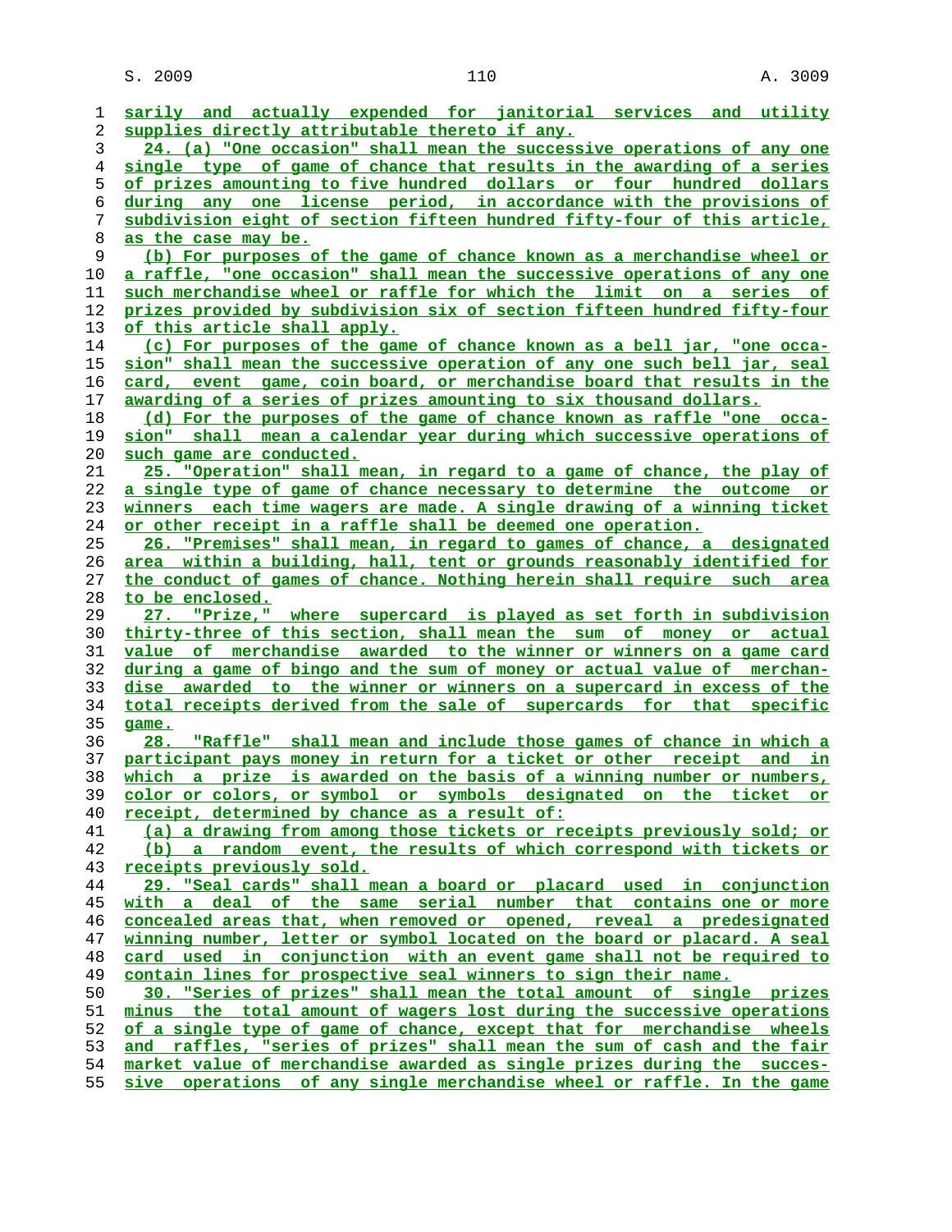sarily and actually expended for janitorial services and utility supplies directly attributable thereto if any.

24. (a) "One occasion" shall mean the successive operations of any one single type of game of chance that results in the awarding of a series of prizes amounting to five hundred dollars or four hundred dollars during any one license period, in accordance with the provisions of subdivision eight of section fifteen hundred fifty-four of this article, as the case may be.

(b) For purposes of the game of chance known as a merchandise wheel or a raffle, "one occasion" shall mean the successive operations of any one such merchandise wheel or raffle for which the limit on a series of prizes provided by subdivision six of section fifteen hundred fifty-four of this article shall apply.

(c) For purposes of the game of chance known as a bell jar, "one occasion" shall mean the successive operation of any one such bell jar, seal card, event game, coin board, or merchandise board that results in the awarding of a series of prizes amounting to six thousand dollars.

(d) For the purposes of the game of chance known as raffle "one occasion" shall mean a calendar year during which successive operations of such game are conducted.

25. "Operation" shall mean, in regard to a game of chance, the play of a single type of game of chance necessary to determine the outcome or winners each time wagers are made. A single drawing of a winning ticket or other receipt in a raffle shall be deemed one operation.

26. "Premises" shall mean, in regard to games of chance, a designated area within a building, hall, tent or grounds reasonably identified for the conduct of games of chance. Nothing herein shall require such area to be enclosed.

27. "Prize," where supercard is played as set forth in subdivision thirty-three of this section, shall mean the sum of money or actual value of merchandise awarded to the winner or winners on a game card during a game of bingo and the sum of money or actual value of merchandise awarded to the winner or winners on a supercard in excess of the total receipts derived from the sale of supercards for that specific game.

28. "Raffle" shall mean and include those games of chance in which a participant pays money in return for a ticket or other receipt and in which a prize is awarded on the basis of a winning number or numbers, color or colors, or symbol or symbols designated on the ticket or receipt, determined by chance as a result of:

(a) a drawing from among those tickets or receipts previously sold; or

(b) a random event, the results of which correspond with tickets or receipts previously sold.

29. "Seal cards" shall mean a board or placard used in conjunction with a deal of the same serial number that contains one or more concealed areas that, when removed or opened, reveal a predesignated winning number, letter or symbol located on the board or placard. A seal card used in conjunction with an event game shall not be required to contain lines for prospective seal winners to sign their name.

30. "Series of prizes" shall mean the total amount of single prizes minus the total amount of wagers lost during the successive operations of a single type of game of chance, except that for merchandise wheels and raffles, "series of prizes" shall mean the sum of cash and the fair market value of merchandise awarded as single prizes during the successive operations of any single merchandise wheel or raffle. In the game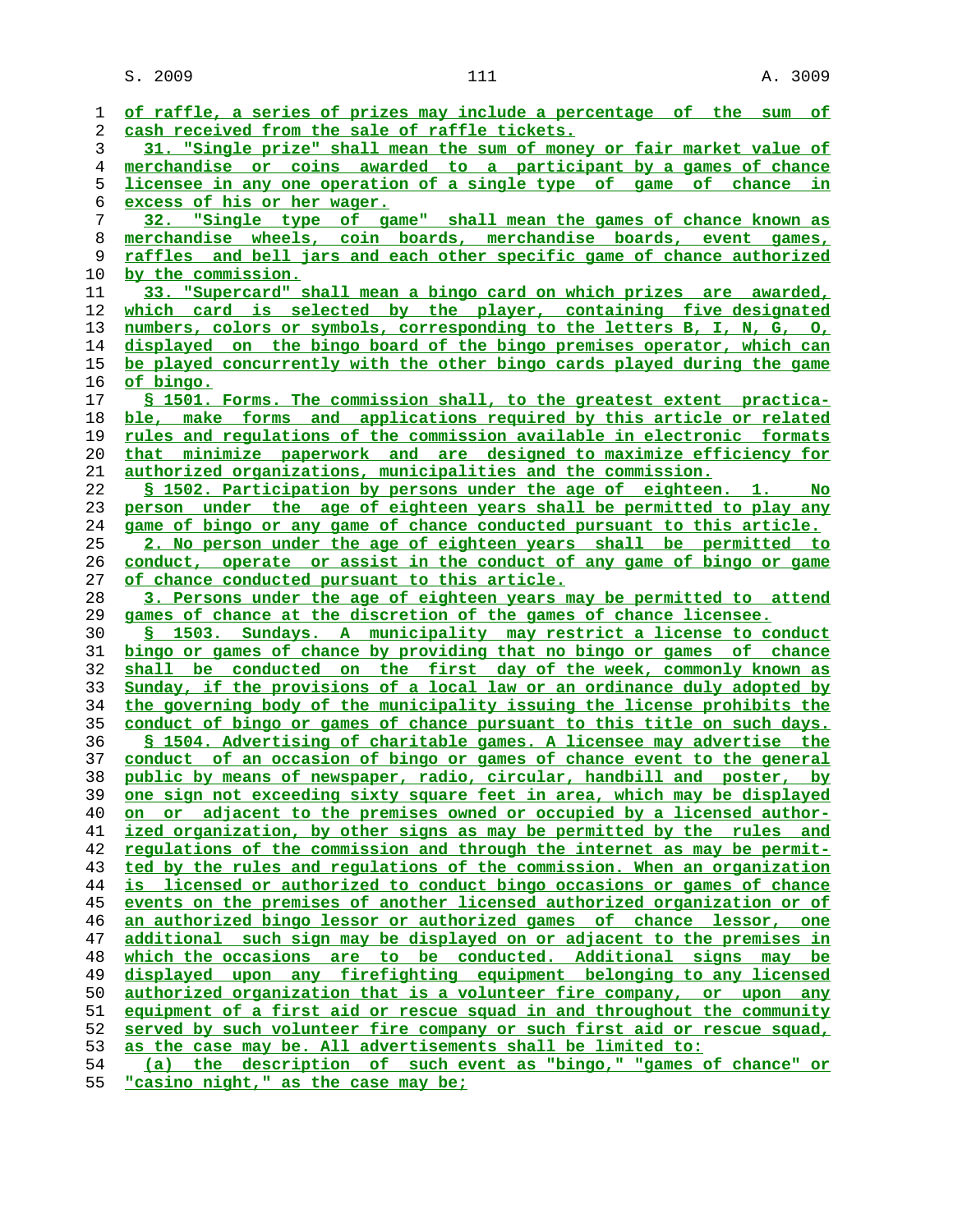of raffle, a series of prizes may include a percentage of the sum of cash received from the sale of raffle tickets.

31. "Single prize" shall mean the sum of money or fair market value of merchandise or coins awarded to a participant by a games of chance licensee in any one operation of a single type of game of chance in excess of his or her wager.

32. "Single type of game" shall mean the games of chance known as merchandise wheels, coin boards, merchandise boards, event games, raffles and bell jars and each other specific game of chance authorized by the commission.

33. "Supercard" shall mean a bingo card on which prizes are awarded, which card is selected by the player, containing five designated numbers, colors or symbols, corresponding to the letters B, I, N, G, O, displayed on the bingo board of the bingo premises operator, which can be played concurrently with the other bingo cards played during the game of bingo.

§ 1501. Forms. The commission shall, to the greatest extent practicable, make forms and applications required by this article or related rules and regulations of the commission available in electronic formats that minimize paperwork and are designed to maximize efficiency for authorized organizations, municipalities and the commission.

§ 1502. Participation by persons under the age of eighteen. 1. No person under the age of eighteen years shall be permitted to play any game of bingo or any game of chance conducted pursuant to this article.

2. No person under the age of eighteen years shall be permitted to conduct, operate or assist in the conduct of any game of bingo or game of chance conducted pursuant to this article.

3. Persons under the age of eighteen years may be permitted to attend games of chance at the discretion of the games of chance licensee.

§ 1503. Sundays. A municipality may restrict a license to conduct bingo or games of chance by providing that no bingo or games of chance shall be conducted on the first day of the week, commonly known as Sunday, if the provisions of a local law or an ordinance duly adopted by the governing body of the municipality issuing the license prohibits the conduct of bingo or games of chance pursuant to this title on such days.

§ 1504. Advertising of charitable games. A licensee may advertise the conduct of an occasion of bingo or games of chance event to the general public by means of newspaper, radio, circular, handbill and poster, by one sign not exceeding sixty square feet in area, which may be displayed on or adjacent to the premises owned or occupied by a licensed authorized organization, by other signs as may be permitted by the rules and regulations of the commission and through the internet as may be permitted by the rules and regulations of the commission. When an organization is licensed or authorized to conduct bingo occasions or games of chance events on the premises of another licensed authorized organization or of an authorized bingo lessor or authorized games of chance lessor, one additional such sign may be displayed on or adjacent to the premises in which the occasions are to be conducted. Additional signs may be displayed upon any firefighting equipment belonging to any licensed authorized organization that is a volunteer fire company, or upon any equipment of a first aid or rescue squad in and throughout the community served by such volunteer fire company or such first aid or rescue squad, as the case may be. All advertisements shall be limited to:

(a) the description of such event as "bingo," "games of chance" or "casino night," as the case may be;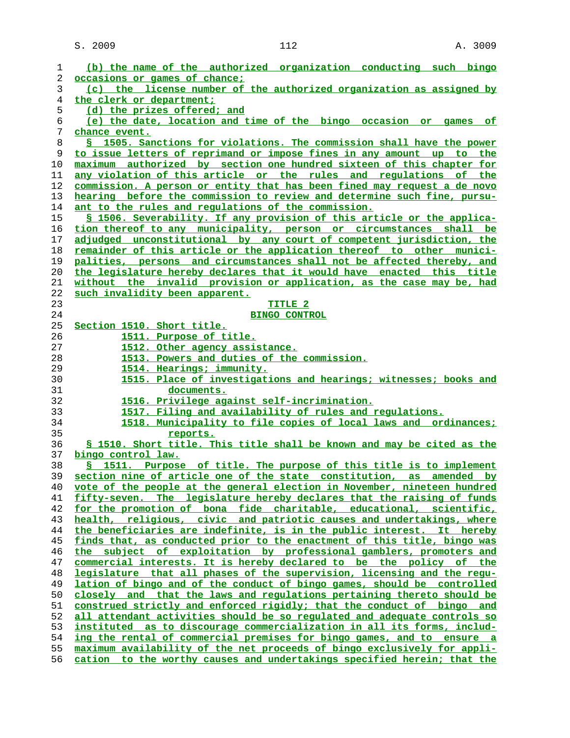(b) the name of the authorized organization conducting such bingo occasions or games of chance;

(c) the license number of the authorized organization as assigned by the clerk or department;

(d) the prizes offered; and

(e) the date, location and time of the bingo occasion or games of chance event.

§ 1505. Sanctions for violations. The commission shall have the power to issue letters of reprimand or impose fines in any amount up to the maximum authorized by section one hundred sixteen of this chapter for any violation of this article or the rules and regulations of the commission. A person or entity that has been fined may request a de novo hearing before the commission to review and determine such fine, pursuant to the rules and regulations of the commission.

§ 1506. Severability. If any provision of this article or the application thereof to any municipality, person or circumstances shall be adjudged unconstitutional by any court of competent jurisdiction, the remainder of this article or the application thereof to other municipalities, persons and circumstances shall not be affected thereby, and the legislature hereby declares that it would have enacted this title without the invalid provision or application, as the case may be, had such invalidity been apparent.

## TITLE 2
## BINGO CONTROL

Section 1510. Short title.
1511. Purpose of title.
1512. Other agency assistance.
1513. Powers and duties of the commission.
1514. Hearings; immunity.
1515. Place of investigations and hearings; witnesses; books and documents.
1516. Privilege against self-incrimination.
1517. Filing and availability of rules and regulations.
1518. Municipality to file copies of local laws and ordinances; reports.

§ 1510. Short title. This title shall be known and may be cited as the bingo control law.

§ 1511. Purpose of title. The purpose of this title is to implement section nine of article one of the state constitution, as amended by vote of the people at the general election in November, nineteen hundred fifty-seven. The legislature hereby declares that the raising of funds for the promotion of bona fide charitable, educational, scientific, health, religious, civic and patriotic causes and undertakings, where the beneficiaries are indefinite, is in the public interest. It hereby finds that, as conducted prior to the enactment of this title, bingo was the subject of exploitation by professional gamblers, promoters and commercial interests. It is hereby declared to be the policy of the legislature that all phases of the supervision, licensing and the regulation of bingo and of the conduct of bingo games, should be controlled closely and that the laws and regulations pertaining thereto should be construed strictly and enforced rigidly; that the conduct of bingo and all attendant activities should be so regulated and adequate controls so instituted as to discourage commercialization in all its forms, including the rental of commercial premises for bingo games, and to ensure a maximum availability of the net proceeds of bingo exclusively for application to the worthy causes and undertakings specified herein; that the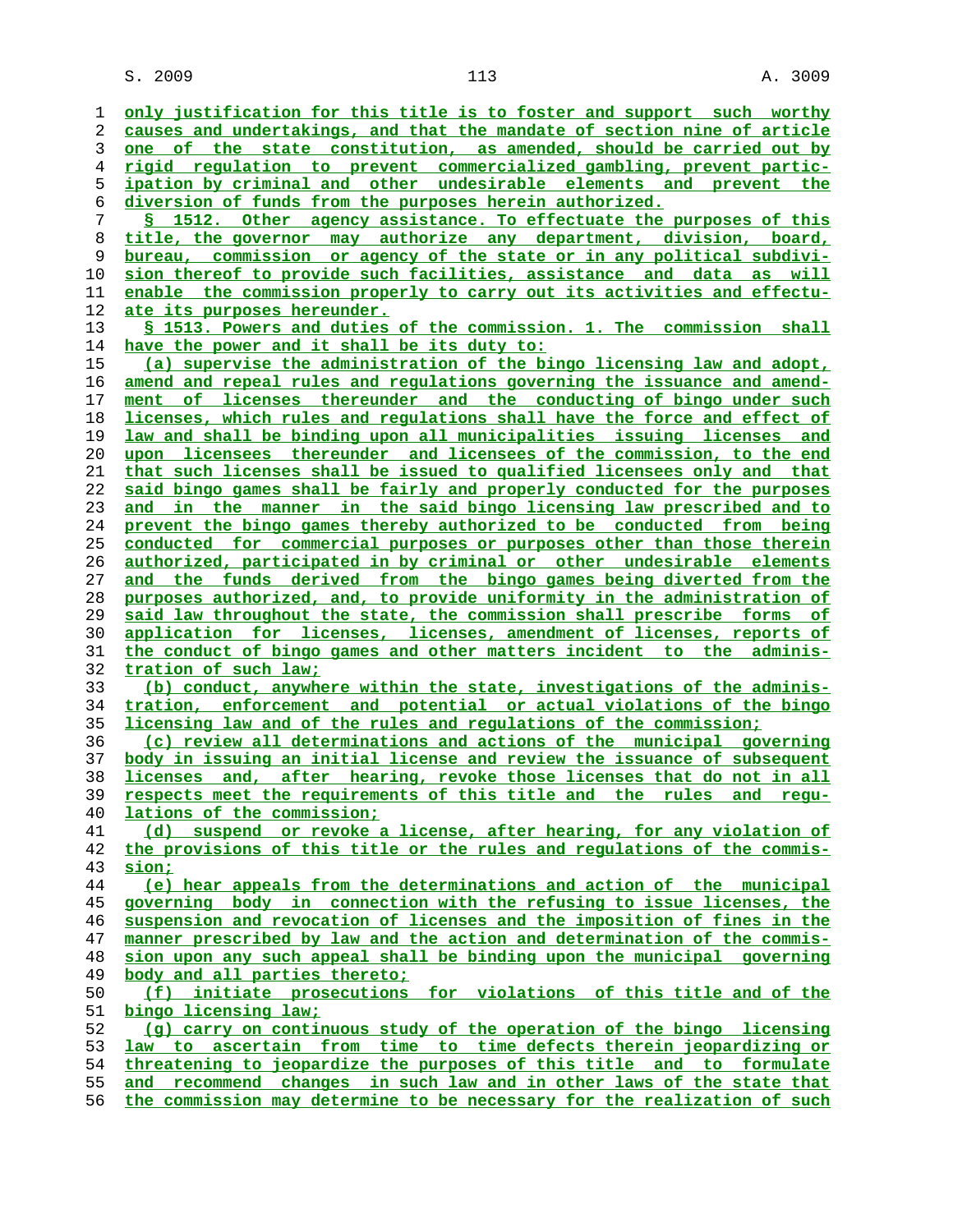only justification for this title is to foster and support such worthy causes and undertakings, and that the mandate of section nine of article one of the state constitution, as amended, should be carried out by rigid regulation to prevent commercialized gambling, prevent participation by criminal and other undesirable elements and prevent the diversion of funds from the purposes herein authorized.

§ 1512. Other agency assistance. To effectuate the purposes of this title, the governor may authorize any department, division, board, bureau, commission or agency of the state or in any political subdivision thereof to provide such facilities, assistance and data as will enable the commission properly to carry out its activities and effectuate its purposes hereunder.

§ 1513. Powers and duties of the commission. 1. The commission shall have the power and it shall be its duty to:

(a) supervise the administration of the bingo licensing law and adopt, amend and repeal rules and regulations governing the issuance and amendment of licenses thereunder and the conducting of bingo under such licenses, which rules and regulations shall have the force and effect of law and shall be binding upon all municipalities issuing licenses and upon licensees thereunder and licensees of the commission, to the end that such licenses shall be issued to qualified licensees only and that said bingo games shall be fairly and properly conducted for the purposes and in the manner in the said bingo licensing law prescribed and to prevent the bingo games thereby authorized to be conducted from being conducted for commercial purposes or purposes other than those therein authorized, participated in by criminal or other undesirable elements and the funds derived from the bingo games being diverted from the purposes authorized, and, to provide uniformity in the administration of said law throughout the state, the commission shall prescribe forms of application for licenses, licenses, amendment of licenses, reports of the conduct of bingo games and other matters incident to the administration of such law;

(b) conduct, anywhere within the state, investigations of the administration, enforcement and potential or actual violations of the bingo licensing law and of the rules and regulations of the commission;

(c) review all determinations and actions of the municipal governing body in issuing an initial license and review the issuance of subsequent licenses and, after hearing, revoke those licenses that do not in all respects meet the requirements of this title and the rules and regulations of the commission;

(d) suspend or revoke a license, after hearing, for any violation of the provisions of this title or the rules and regulations of the commission;

(e) hear appeals from the determinations and action of the municipal governing body in connection with the refusing to issue licenses, the suspension and revocation of licenses and the imposition of fines in the manner prescribed by law and the action and determination of the commission upon any such appeal shall be binding upon the municipal governing body and all parties thereto;

(f) initiate prosecutions for violations of this title and of the bingo licensing law;

(g) carry on continuous study of the operation of the bingo licensing law to ascertain from time to time defects therein jeopardizing or threatening to jeopardize the purposes of this title and to formulate and recommend changes in such law and in other laws of the state that the commission may determine to be necessary for the realization of such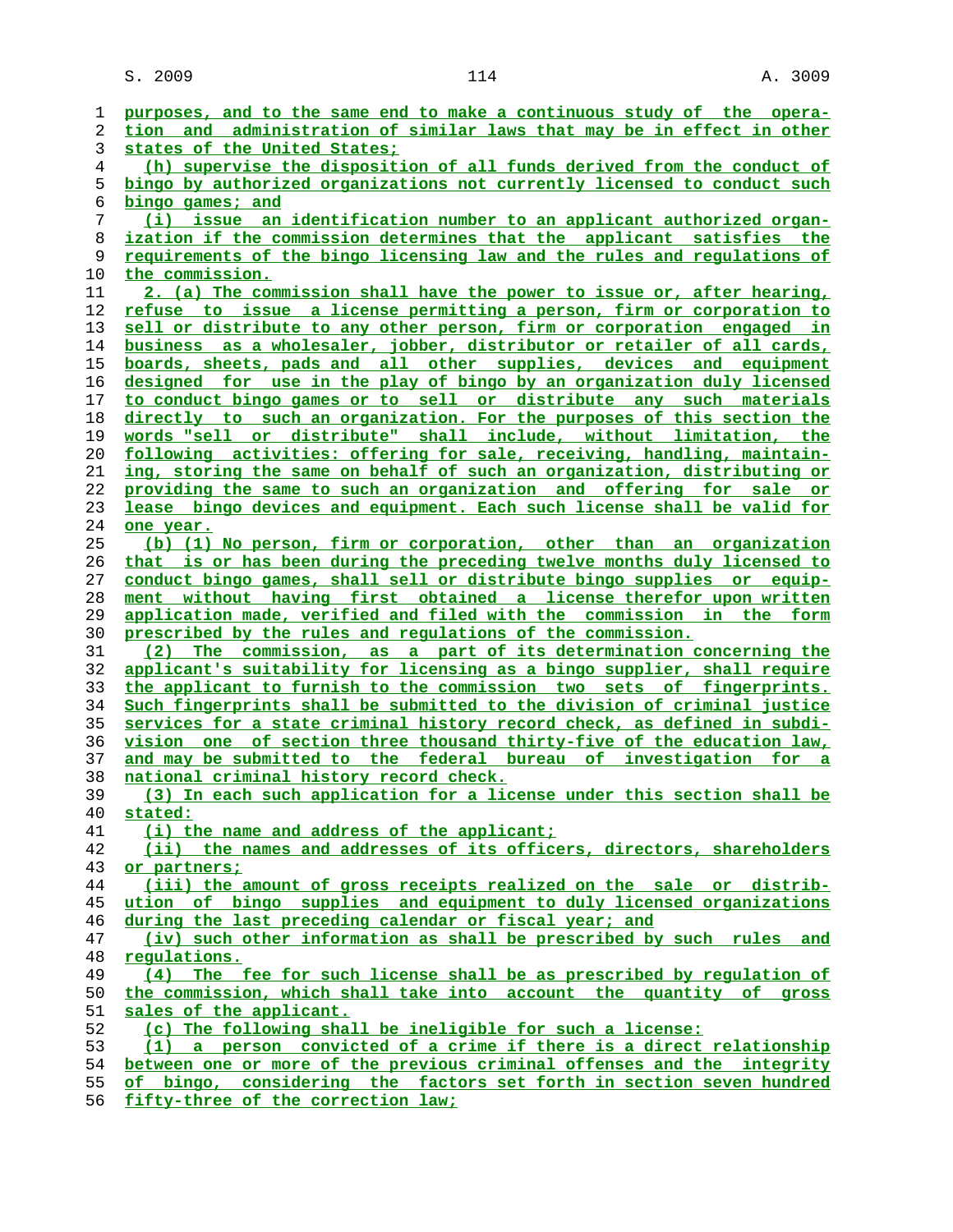purposes, and to the same end to make a continuous study of the operation and administration of similar laws that may be in effect in other states of the United States;

(h) supervise the disposition of all funds derived from the conduct of bingo by authorized organizations not currently licensed to conduct such bingo games; and

(i) issue an identification number to an applicant authorized organization if the commission determines that the applicant satisfies the requirements of the bingo licensing law and the rules and regulations of the commission.

2. (a) The commission shall have the power to issue or, after hearing, refuse to issue a license permitting a person, firm or corporation to sell or distribute to any other person, firm or corporation engaged in business as a wholesaler, jobber, distributor or retailer of all cards, boards, sheets, pads and all other supplies, devices and equipment designed for use in the play of bingo by an organization duly licensed to conduct bingo games or to sell or distribute any such materials directly to such an organization. For the purposes of this section the words "sell or distribute" shall include, without limitation, the following activities: offering for sale, receiving, handling, maintaining, storing the same on behalf of such an organization, distributing or providing the same to such an organization and offering for sale or lease bingo devices and equipment. Each such license shall be valid for one year.

(b) (1) No person, firm or corporation, other than an organization that is or has been during the preceding twelve months duly licensed to conduct bingo games, shall sell or distribute bingo supplies or equipment without having first obtained a license therefor upon written application made, verified and filed with the commission in the form prescribed by the rules and regulations of the commission.

(2) The commission, as a part of its determination concerning the applicant's suitability for licensing as a bingo supplier, shall require the applicant to furnish to the commission two sets of fingerprints. Such fingerprints shall be submitted to the division of criminal justice services for a state criminal history record check, as defined in subdivision one of section three thousand thirty-five of the education law, and may be submitted to the federal bureau of investigation for a national criminal history record check.

(3) In each such application for a license under this section shall be stated:

(i) the name and address of the applicant;

(ii) the names and addresses of its officers, directors, shareholders or partners;

(iii) the amount of gross receipts realized on the sale or distribution of bingo supplies and equipment to duly licensed organizations during the last preceding calendar or fiscal year; and

(iv) such other information as shall be prescribed by such rules and regulations.

(4) The fee for such license shall be as prescribed by regulation of the commission, which shall take into account the quantity of gross sales of the applicant.

(c) The following shall be ineligible for such a license:

(1) a person convicted of a crime if there is a direct relationship between one or more of the previous criminal offenses and the integrity of bingo, considering the factors set forth in section seven hundred fifty-three of the correction law;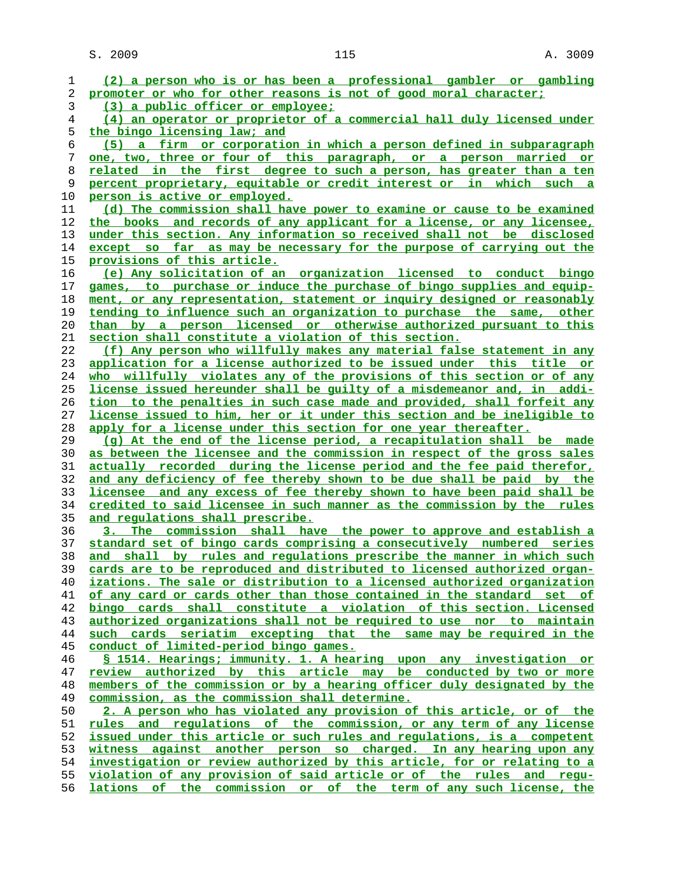(2) a person who is or has been a professional gambler or gambling promoter or who for other reasons is not of good moral character;

(3) a public officer or employee;

(4) an operator or proprietor of a commercial hall duly licensed under the bingo licensing law; and

(5) a firm or corporation in which a person defined in subparagraph one, two, three or four of this paragraph, or a person married or related in the first degree to such a person, has greater than a ten percent proprietary, equitable or credit interest or in which such a person is active or employed.

(d) The commission shall have power to examine or cause to be examined the books and records of any applicant for a license, or any licensee, under this section. Any information so received shall not be disclosed except so far as may be necessary for the purpose of carrying out the provisions of this article.

(e) Any solicitation of an organization licensed to conduct bingo games, to purchase or induce the purchase of bingo supplies and equipment, or any representation, statement or inquiry designed or reasonably tending to influence such an organization to purchase the same, other than by a person licensed or otherwise authorized pursuant to this section shall constitute a violation of this section.

(f) Any person who willfully makes any material false statement in any application for a license authorized to be issued under this title or who willfully violates any of the provisions of this section or of any license issued hereunder shall be guilty of a misdemeanor and, in addition to the penalties in such case made and provided, shall forfeit any license issued to him, her or it under this section and be ineligible to apply for a license under this section for one year thereafter.

(g) At the end of the license period, a recapitulation shall be made as between the licensee and the commission in respect of the gross sales actually recorded during the license period and the fee paid therefor, and any deficiency of fee thereby shown to be due shall be paid by the licensee and any excess of fee thereby shown to have been paid shall be credited to said licensee in such manner as the commission by the rules and regulations shall prescribe.

3. The commission shall have the power to approve and establish a standard set of bingo cards comprising a consecutively numbered series and shall by rules and regulations prescribe the manner in which such cards are to be reproduced and distributed to licensed authorized organizations. The sale or distribution to a licensed authorized organization of any card or cards other than those contained in the standard set of bingo cards shall constitute a violation of this section. Licensed authorized organizations shall not be required to use nor to maintain such cards seriatim excepting that the same may be required in the conduct of limited-period bingo games.

§ 1514. Hearings; immunity. 1. A hearing upon any investigation or review authorized by this article may be conducted by two or more members of the commission or by a hearing officer duly designated by the commission, as the commission shall determine.

2. A person who has violated any provision of this article, or of the rules and regulations of the commission, or any term of any license issued under this article or such rules and regulations, is a competent witness against another person so charged. In any hearing upon any investigation or review authorized by this article, for or relating to a violation of any provision of said article or of the rules and regulations of the commission or of the term of any such license, the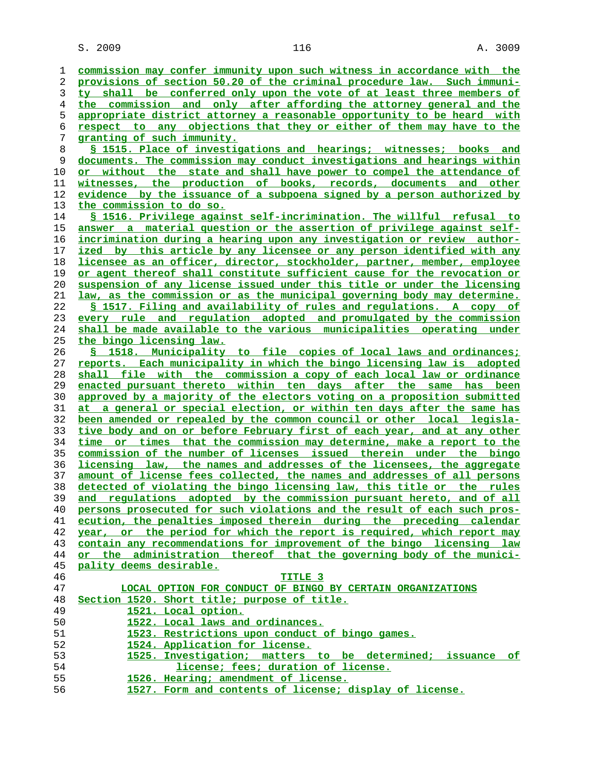commission may confer immunity upon such witness in accordance with the provisions of section 50.20 of the criminal procedure law. Such immunity shall be conferred only upon the vote of at least three members of the commission and only after affording the attorney general and the appropriate district attorney a reasonable opportunity to be heard with respect to any objections that they or either of them may have to the granting of such immunity.

§ 1515. Place of investigations and hearings; witnesses; books and documents. The commission may conduct investigations and hearings within or without the state and shall have power to compel the attendance of witnesses, the production of books, records, documents and other evidence by the issuance of a subpoena signed by a person authorized by the commission to do so.

§ 1516. Privilege against self-incrimination. The willful refusal to answer a material question or the assertion of privilege against self-incrimination during a hearing upon any investigation or review authorized by this article by any licensee or any person identified with any licensee as an officer, director, stockholder, partner, member, employee or agent thereof shall constitute sufficient cause for the revocation or suspension of any license issued under this title or under the licensing law, as the commission or as the municipal governing body may determine.

§ 1517. Filing and availability of rules and regulations. A copy of every rule and regulation adopted and promulgated by the commission shall be made available to the various municipalities operating under the bingo licensing law.

§ 1518. Municipality to file copies of local laws and ordinances; reports. Each municipality in which the bingo licensing law is adopted shall file with the commission a copy of each local law or ordinance enacted pursuant thereto within ten days after the same has been approved by a majority of the electors voting on a proposition submitted at a general or special election, or within ten days after the same has been amended or repealed by the common council or other local legislative body and on or before February first of each year, and at any other time or times that the commission may determine, make a report to the commission of the number of licenses issued therein under the bingo licensing law, the names and addresses of the licensees, the aggregate amount of license fees collected, the names and addresses of all persons detected of violating the bingo licensing law, this title or the rules and regulations adopted by the commission pursuant hereto, and of all persons prosecuted for such violations and the result of each such prosecution, the penalties imposed therein during the preceding calendar year, or the period for which the report is required, which report may contain any recommendations for improvement of the bingo licensing law or the administration thereof that the governing body of the municipality deems desirable.

## TITLE 3
## LOCAL OPTION FOR CONDUCT OF BINGO BY CERTAIN ORGANIZATIONS

Section 1520. Short title; purpose of title.
1521. Local option.
1522. Local laws and ordinances.
1523. Restrictions upon conduct of bingo games.
1524. Application for license.
1525. Investigation; matters to be determined; issuance of license; fees; duration of license.
1526. Hearing; amendment of license.
1527. Form and contents of license; display of license.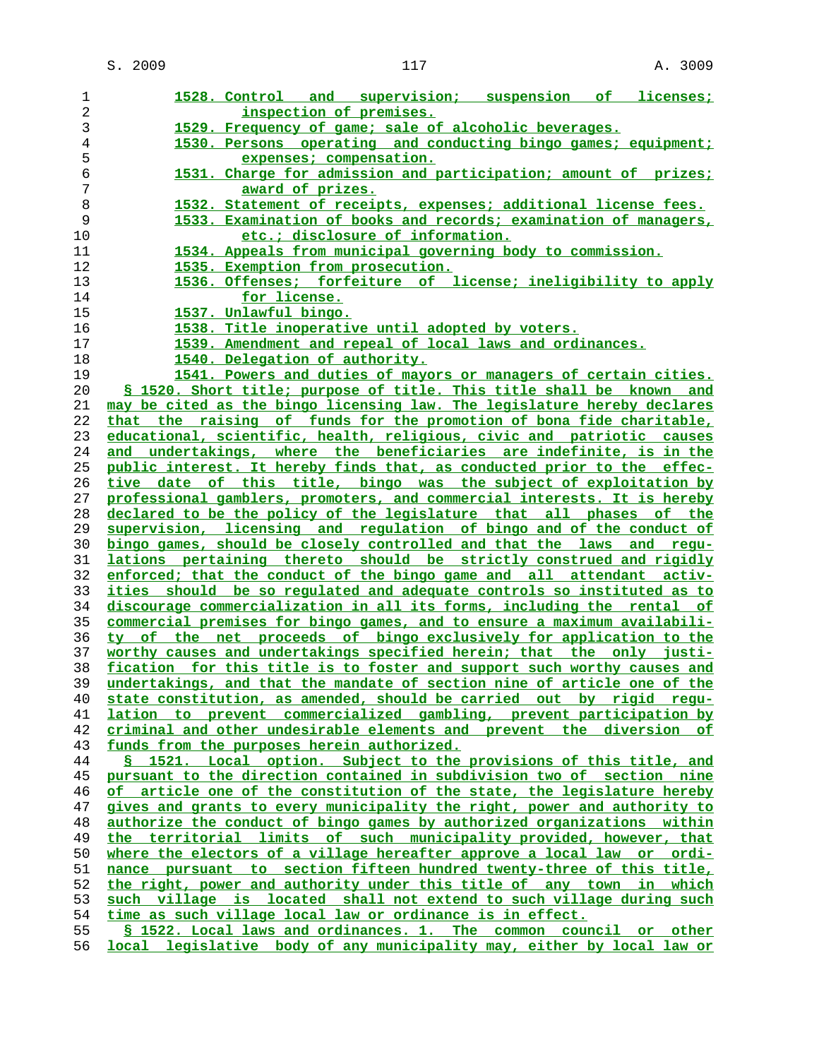1528. Control and supervision; suspension of licenses; inspection of premises.
1529. Frequency of game; sale of alcoholic beverages.
1530. Persons operating and conducting bingo games; equipment; expenses; compensation.
1531. Charge for admission and participation; amount of prizes; award of prizes.
1532. Statement of receipts, expenses; additional license fees.
1533. Examination of books and records; examination of managers, etc.; disclosure of information.
1534. Appeals from municipal governing body to commission.
1535. Exemption from prosecution.
1536. Offenses; forfeiture of license; ineligibility to apply for license.
1537. Unlawful bingo.
1538. Title inoperative until adopted by voters.
1539. Amendment and repeal of local laws and ordinances.
1540. Delegation of authority.
1541. Powers and duties of mayors or managers of certain cities.

§ 1520. Short title; purpose of title. This title shall be known and may be cited as the bingo licensing law. The legislature hereby declares that the raising of funds for the promotion of bona fide charitable, educational, scientific, health, religious, civic and patriotic causes and undertakings, where the beneficiaries are indefinite, is in the public interest. It hereby finds that, as conducted prior to the effective date of this title, bingo was the subject of exploitation by professional gamblers, promoters, and commercial interests. It is hereby declared to be the policy of the legislature that all phases of the supervision, licensing and regulation of bingo and of the conduct of bingo games, should be closely controlled and that the laws and regulations pertaining thereto should be strictly construed and rigidly enforced; that the conduct of the bingo game and all attendant activities should be so regulated and adequate controls so instituted as to discourage commercialization in all its forms, including the rental of commercial premises for bingo games, and to ensure a maximum availability of the net proceeds of bingo exclusively for application to the worthy causes and undertakings specified herein; that the only justification for this title is to foster and support such worthy causes and undertakings, and that the mandate of section nine of article one of the state constitution, as amended, should be carried out by rigid regulation to prevent commercialized gambling, prevent participation by criminal and other undesirable elements and prevent the diversion of funds from the purposes herein authorized.

§ 1521. Local option. Subject to the provisions of this title, and pursuant to the direction contained in subdivision two of section nine of article one of the constitution of the state, the legislature hereby gives and grants to every municipality the right, power and authority to authorize the conduct of bingo games by authorized organizations within the territorial limits of such municipality provided, however, that where the electors of a village hereafter approve a local law or ordinance pursuant to section fifteen hundred twenty-three of this title, the right, power and authority under this title of any town in which such village is located shall not extend to such village during such time as such village local law or ordinance is in effect.

§ 1522. Local laws and ordinances. 1. The common council or other local legislative body of any municipality may, either by local law or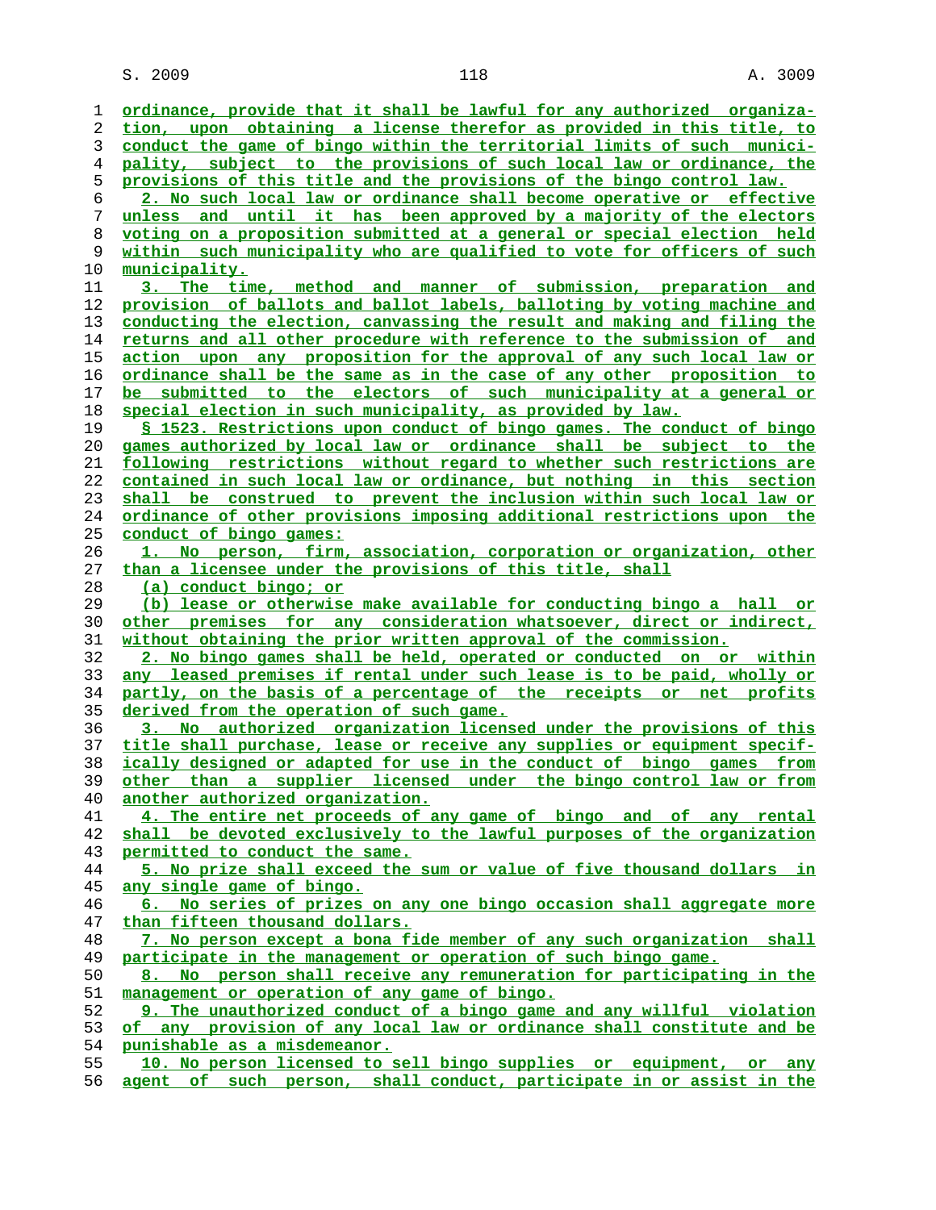ordinance, provide that it shall be lawful for any authorized organization, upon obtaining a license therefor as provided in this title, to conduct the game of bingo within the territorial limits of such municipality, subject to the provisions of such local law or ordinance, the provisions of this title and the provisions of the bingo control law.

2. No such local law or ordinance shall become operative or effective unless and until it has been approved by a majority of the electors voting on a proposition submitted at a general or special election held within such municipality who are qualified to vote for officers of such municipality.

3. The time, method and manner of submission, preparation and provision of ballots and ballot labels, balloting by voting machine and conducting the election, canvassing the result and making and filing the returns and all other procedure with reference to the submission of and action upon any proposition for the approval of any such local law or ordinance shall be the same as in the case of any other proposition to be submitted to the electors of such municipality at a general or special election in such municipality, as provided by law.

§ 1523. Restrictions upon conduct of bingo games. The conduct of bingo games authorized by local law or ordinance shall be subject to the following restrictions without regard to whether such restrictions are contained in such local law or ordinance, but nothing in this section shall be construed to prevent the inclusion within such local law or ordinance of other provisions imposing additional restrictions upon the conduct of bingo games:

1. No person, firm, association, corporation or organization, other than a licensee under the provisions of this title, shall

(a) conduct bingo; or

(b) lease or otherwise make available for conducting bingo a hall or other premises for any consideration whatsoever, direct or indirect, without obtaining the prior written approval of the commission.

2. No bingo games shall be held, operated or conducted on or within any leased premises if rental under such lease is to be paid, wholly or partly, on the basis of a percentage of the receipts or net profits derived from the operation of such game.

3. No authorized organization licensed under the provisions of this title shall purchase, lease or receive any supplies or equipment specifically designed or adapted for use in the conduct of bingo games from other than a supplier licensed under the bingo control law or from another authorized organization.

4. The entire net proceeds of any game of bingo and of any rental shall be devoted exclusively to the lawful purposes of the organization permitted to conduct the same.

5. No prize shall exceed the sum or value of five thousand dollars in any single game of bingo.

6. No series of prizes on any one bingo occasion shall aggregate more than fifteen thousand dollars.

7. No person except a bona fide member of any such organization shall participate in the management or operation of such bingo game.

8. No person shall receive any remuneration for participating in the management or operation of any game of bingo.

9. The unauthorized conduct of a bingo game and any willful violation of any provision of any local law or ordinance shall constitute and be punishable as a misdemeanor.

10. No person licensed to sell bingo supplies or equipment, or any agent of such person, shall conduct, participate in or assist in the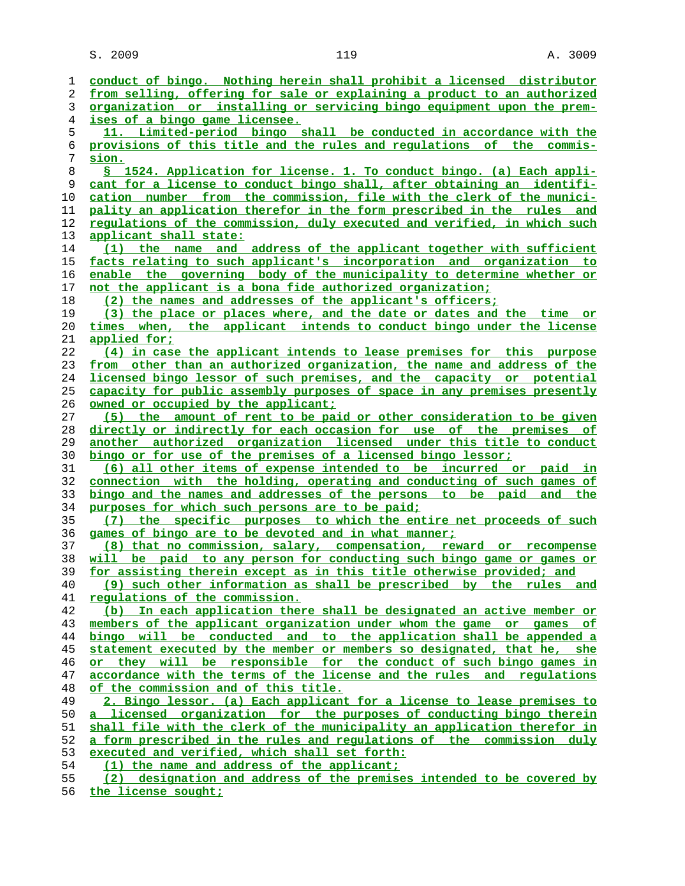conduct of bingo. Nothing herein shall prohibit a licensed distributor from selling, offering for sale or explaining a product to an authorized organization or installing or servicing bingo equipment upon the premises of a bingo game licensee.

11. Limited-period bingo shall be conducted in accordance with the provisions of this title and the rules and regulations of the commission.

§ 1524. Application for license. 1. To conduct bingo. (a) Each applicant for a license to conduct bingo shall, after obtaining an identification number from the commission, file with the clerk of the municipality an application therefor in the form prescribed in the rules and regulations of the commission, duly executed and verified, in which such applicant shall state:

(1) the name and address of the applicant together with sufficient facts relating to such applicant's incorporation and organization to enable the governing body of the municipality to determine whether or not the applicant is a bona fide authorized organization;

(2) the names and addresses of the applicant's officers;

(3) the place or places where, and the date or dates and the time or times when, the applicant intends to conduct bingo under the license applied for;

(4) in case the applicant intends to lease premises for this purpose from other than an authorized organization, the name and address of the licensed bingo lessor of such premises, and the capacity or potential capacity for public assembly purposes of space in any premises presently owned or occupied by the applicant;

(5) the amount of rent to be paid or other consideration to be given directly or indirectly for each occasion for use of the premises of another authorized organization licensed under this title to conduct bingo or for use of the premises of a licensed bingo lessor;

(6) all other items of expense intended to be incurred or paid in connection with the holding, operating and conducting of such games of bingo and the names and addresses of the persons to be paid and the purposes for which such persons are to be paid;

(7) the specific purposes to which the entire net proceeds of such games of bingo are to be devoted and in what manner;

(8) that no commission, salary, compensation, reward or recompense will be paid to any person for conducting such bingo game or games or for assisting therein except as in this title otherwise provided; and

(9) such other information as shall be prescribed by the rules and regulations of the commission.

(b) In each application there shall be designated an active member or members of the applicant organization under whom the game or games of bingo will be conducted and to the application shall be appended a statement executed by the member or members so designated, that he, she or they will be responsible for the conduct of such bingo games in accordance with the terms of the license and the rules and regulations of the commission and of this title.

2. Bingo lessor. (a) Each applicant for a license to lease premises to a licensed organization for the purposes of conducting bingo therein shall file with the clerk of the municipality an application therefor in a form prescribed in the rules and regulations of the commission duly executed and verified, which shall set forth:

(1) the name and address of the applicant;

(2) designation and address of the premises intended to be covered by the license sought;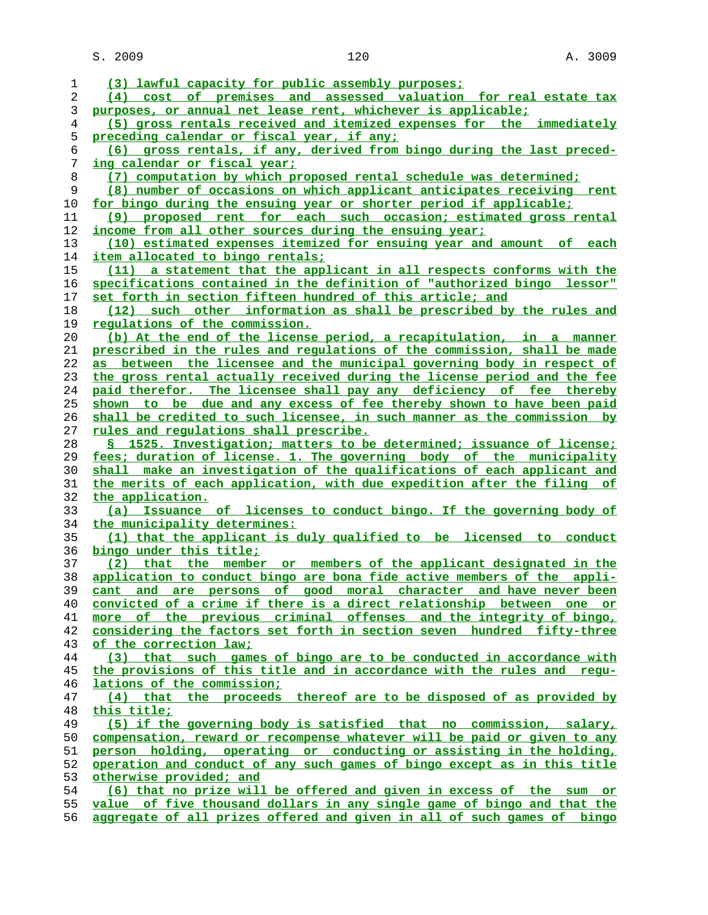(3) lawful capacity for public assembly purposes;

(4) cost of premises and assessed valuation for real estate tax purposes, or annual net lease rent, whichever is applicable;

(5) gross rentals received and itemized expenses for the immediately preceding calendar or fiscal year, if any;

(6) gross rentals, if any, derived from bingo during the last preceding calendar or fiscal year;

(7) computation by which proposed rental schedule was determined;

(8) number of occasions on which applicant anticipates receiving rent for bingo during the ensuing year or shorter period if applicable;

(9) proposed rent for each such occasion; estimated gross rental income from all other sources during the ensuing year;

(10) estimated expenses itemized for ensuing year and amount of each item allocated to bingo rentals;

(11) a statement that the applicant in all respects conforms with the specifications contained in the definition of "authorized bingo lessor" set forth in section fifteen hundred of this article; and

(12) such other information as shall be prescribed by the rules and regulations of the commission.

(b) At the end of the license period, a recapitulation, in a manner prescribed in the rules and regulations of the commission, shall be made as between the licensee and the municipal governing body in respect of the gross rental actually received during the license period and the fee paid therefor. The licensee shall pay any deficiency of fee thereby shown to be due and any excess of fee thereby shown to have been paid shall be credited to such licensee, in such manner as the commission by rules and regulations shall prescribe.

§ 1525. Investigation; matters to be determined; issuance of license; fees; duration of license. 1. The governing body of the municipality shall make an investigation of the qualifications of each applicant and the merits of each application, with due expedition after the filing of the application.

(a) Issuance of licenses to conduct bingo. If the governing body of the municipality determines:

(1) that the applicant is duly qualified to be licensed to conduct bingo under this title;

(2) that the member or members of the applicant designated in the application to conduct bingo are bona fide active members of the applicant and are persons of good moral character and have never been convicted of a crime if there is a direct relationship between one or more of the previous criminal offenses and the integrity of bingo, considering the factors set forth in section seven hundred fifty-three of the correction law;

(3) that such games of bingo are to be conducted in accordance with the provisions of this title and in accordance with the rules and regulations of the commission;

(4) that the proceeds thereof are to be disposed of as provided by this title;

(5) if the governing body is satisfied that no commission, salary, compensation, reward or recompense whatever will be paid or given to any person holding, operating or conducting or assisting in the holding, operation and conduct of any such games of bingo except as in this title otherwise provided; and

(6) that no prize will be offered and given in excess of the sum or value of five thousand dollars in any single game of bingo and that the aggregate of all prizes offered and given in all of such games of bingo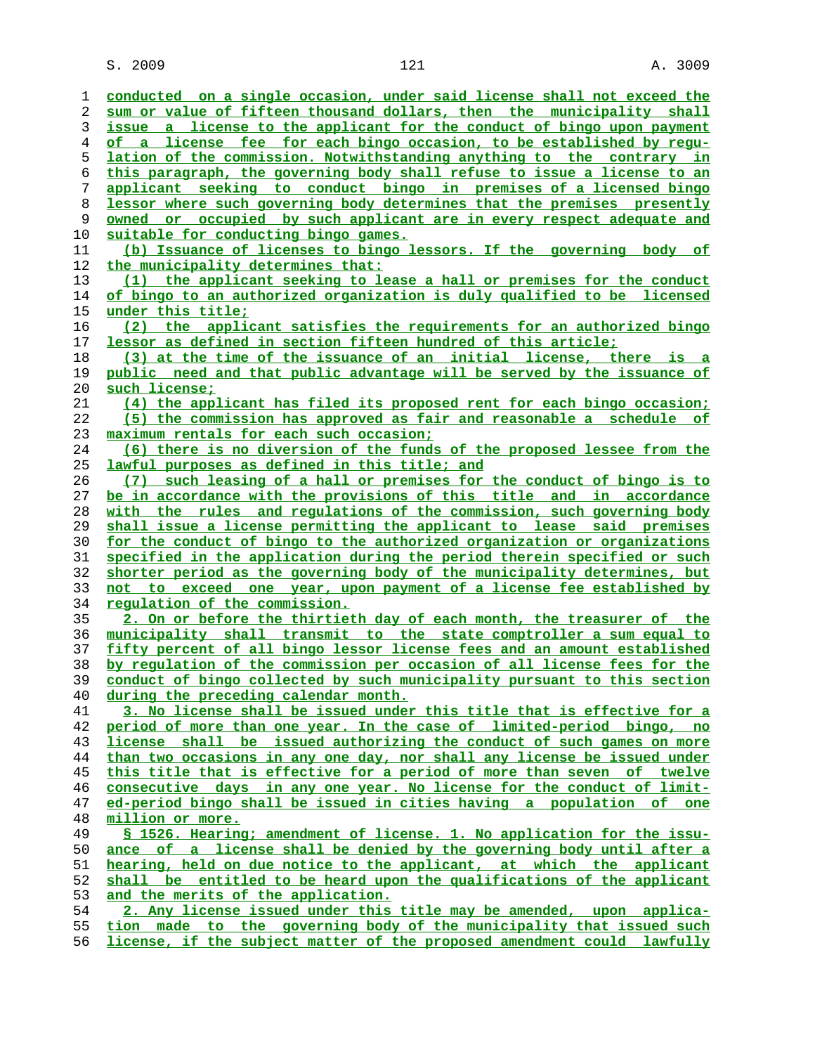conducted on a single occasion, under said license shall not exceed the sum or value of fifteen thousand dollars, then the municipality shall issue a license to the applicant for the conduct of bingo upon payment of a license fee for each bingo occasion, to be established by regulation of the commission. Notwithstanding anything to the contrary in this paragraph, the governing body shall refuse to issue a license to an applicant seeking to conduct bingo in premises of a licensed bingo lessor where such governing body determines that the premises presently owned or occupied by such applicant are in every respect adequate and suitable for conducting bingo games.

(b) Issuance of licenses to bingo lessors. If the governing body of the municipality determines that:

(1) the applicant seeking to lease a hall or premises for the conduct of bingo to an authorized organization is duly qualified to be licensed under this title;

(2) the applicant satisfies the requirements for an authorized bingo lessor as defined in section fifteen hundred of this article;

(3) at the time of the issuance of an initial license, there is a public need and that public advantage will be served by the issuance of such license;

(4) the applicant has filed its proposed rent for each bingo occasion;

(5) the commission has approved as fair and reasonable a schedule of maximum rentals for each such occasion;

(6) there is no diversion of the funds of the proposed lessee from the lawful purposes as defined in this title; and

(7) such leasing of a hall or premises for the conduct of bingo is to be in accordance with the provisions of this title and in accordance with the rules and regulations of the commission, such governing body shall issue a license permitting the applicant to lease said premises for the conduct of bingo to the authorized organization or organizations specified in the application during the period therein specified or such shorter period as the governing body of the municipality determines, but not to exceed one year, upon payment of a license fee established by regulation of the commission.

2. On or before the thirtieth day of each month, the treasurer of the municipality shall transmit to the state comptroller a sum equal to fifty percent of all bingo lessor license fees and an amount established by regulation of the commission per occasion of all license fees for the conduct of bingo collected by such municipality pursuant to this section during the preceding calendar month.

3. No license shall be issued under this title that is effective for a period of more than one year. In the case of limited-period bingo, no license shall be issued authorizing the conduct of such games on more than two occasions in any one day, nor shall any license be issued under this title that is effective for a period of more than seven of twelve consecutive days in any one year. No license for the conduct of limited-period bingo shall be issued in cities having a population of one million or more.

§ 1526. Hearing; amendment of license. 1. No application for the issuance of a license shall be denied by the governing body until after a hearing, held on due notice to the applicant, at which the applicant shall be entitled to be heard upon the qualifications of the applicant and the merits of the application.

2. Any license issued under this title may be amended, upon application made to the governing body of the municipality that issued such license, if the subject matter of the proposed amendment could lawfully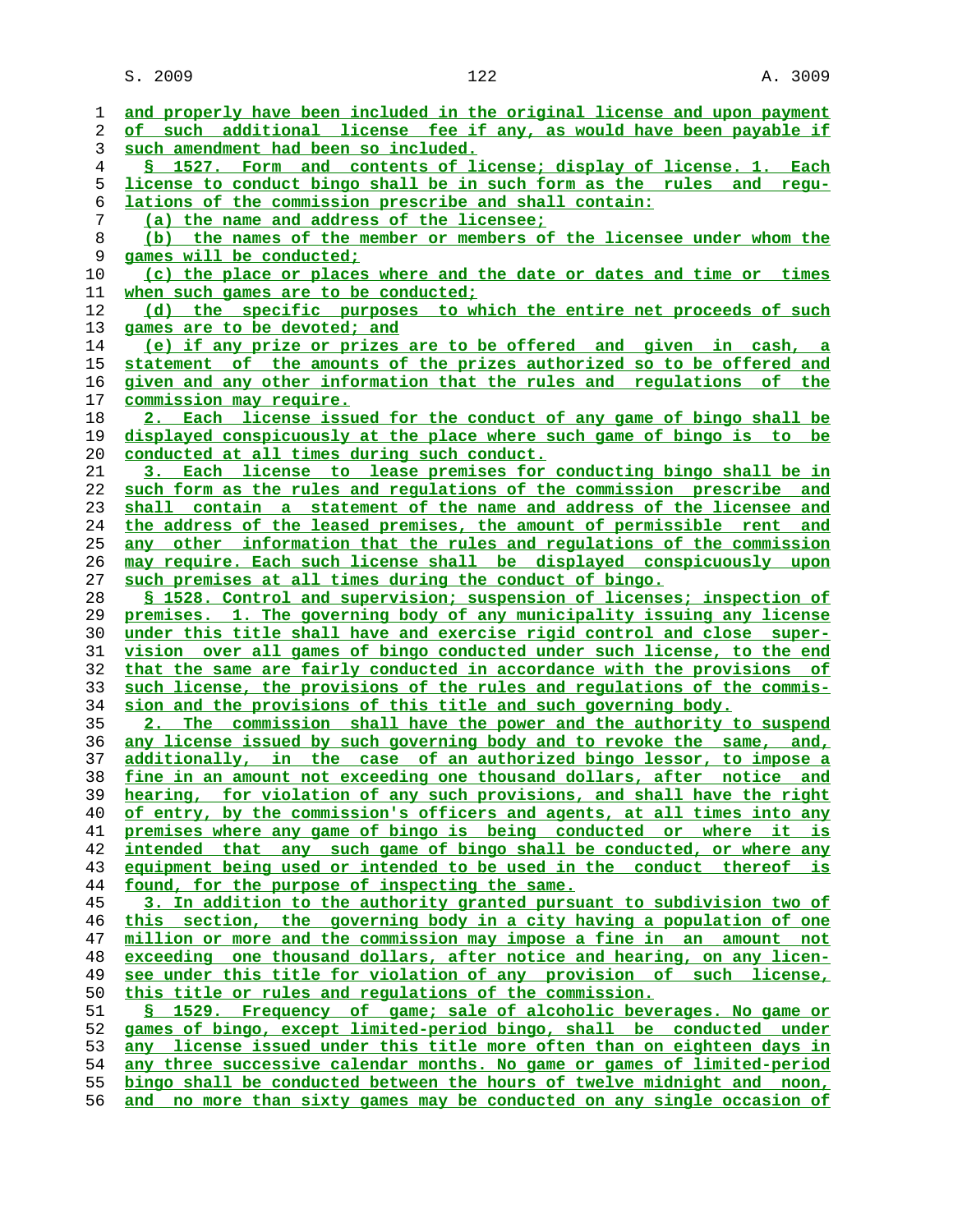and properly have been included in the original license and upon payment of such additional license fee if any, as would have been payable if such amendment had been so included.

§ 1527. Form and contents of license; display of license. 1. Each license to conduct bingo shall be in such form as the rules and regulations of the commission prescribe and shall contain:

(a) the name and address of the licensee;

(b) the names of the member or members of the licensee under whom the games will be conducted;

(c) the place or places where and the date or dates and time or times when such games are to be conducted;

(d) the specific purposes to which the entire net proceeds of such games are to be devoted; and

(e) if any prize or prizes are to be offered and given in cash, a statement of the amounts of the prizes authorized so to be offered and given and any other information that the rules and regulations of the commission may require.

2. Each license issued for the conduct of any game of bingo shall be displayed conspicuously at the place where such game of bingo is to be conducted at all times during such conduct.

3. Each license to lease premises for conducting bingo shall be in such form as the rules and regulations of the commission prescribe and shall contain a statement of the name and address of the licensee and the address of the leased premises, the amount of permissible rent and any other information that the rules and regulations of the commission may require. Each such license shall be displayed conspicuously upon such premises at all times during the conduct of bingo.

§ 1528. Control and supervision; suspension of licenses; inspection of premises. 1. The governing body of any municipality issuing any license under this title shall have and exercise rigid control and close supervision over all games of bingo conducted under such license, to the end that the same are fairly conducted in accordance with the provisions of such license, the provisions of the rules and regulations of the commission and the provisions of this title and such governing body.

2. The commission shall have the power and the authority to suspend any license issued by such governing body and to revoke the same, and, additionally, in the case of an authorized bingo lessor, to impose a fine in an amount not exceeding one thousand dollars, after notice and hearing, for violation of any such provisions, and shall have the right of entry, by the commission's officers and agents, at all times into any premises where any game of bingo is being conducted or where it is intended that any such game of bingo shall be conducted, or where any equipment being used or intended to be used in the conduct thereof is found, for the purpose of inspecting the same.

3. In addition to the authority granted pursuant to subdivision two of this section, the governing body in a city having a population of one million or more and the commission may impose a fine in an amount not exceeding one thousand dollars, after notice and hearing, on any licensee under this title for violation of any provision of such license, this title or rules and regulations of the commission.

§ 1529. Frequency of game; sale of alcoholic beverages. No game or games of bingo, except limited-period bingo, shall be conducted under any license issued under this title more often than on eighteen days in any three successive calendar months. No game or games of limited-period bingo shall be conducted between the hours of twelve midnight and noon, and no more than sixty games may be conducted on any single occasion of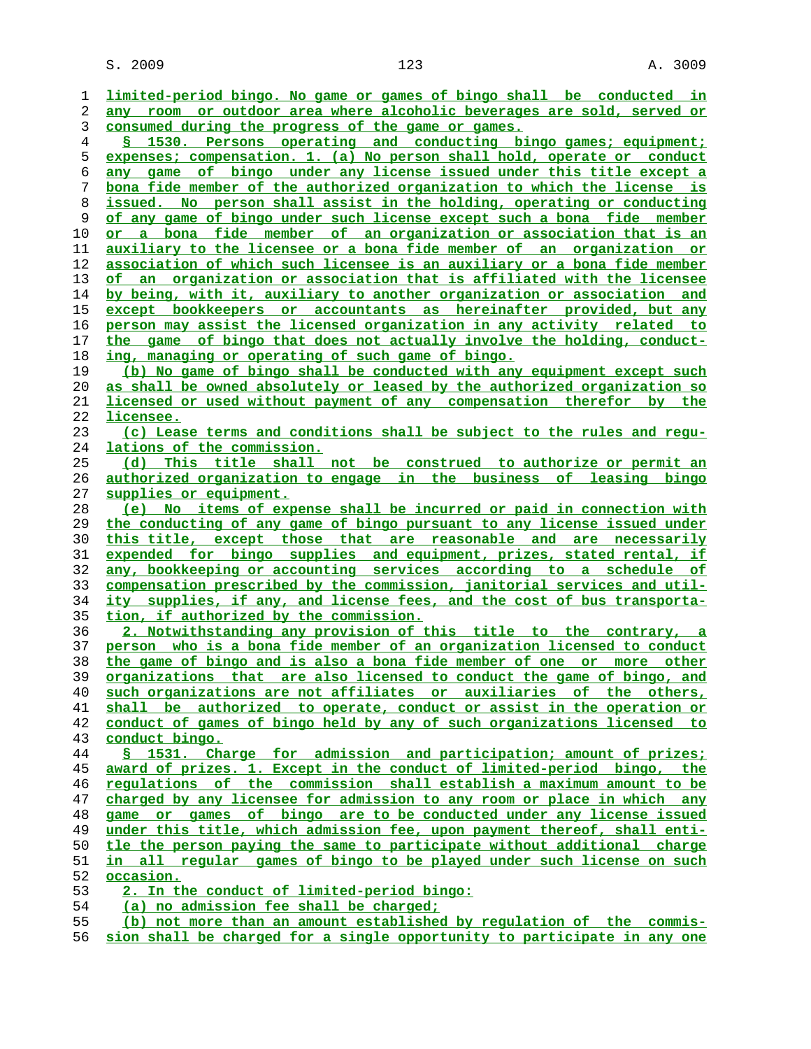limited-period bingo. No game or games of bingo shall be conducted in any room or outdoor area where alcoholic beverages are sold, served or consumed during the progress of the game or games.

§ 1530. Persons operating and conducting bingo games; equipment; expenses; compensation. 1. (a) No person shall hold, operate or conduct any game of bingo under any license issued under this title except a bona fide member of the authorized organization to which the license is issued. No person shall assist in the holding, operating or conducting of any game of bingo under such license except such a bona fide member or a bona fide member of an organization or association that is an auxiliary to the licensee or a bona fide member of an organization or association of which such licensee is an auxiliary or a bona fide member of an organization or association that is affiliated with the licensee by being, with it, auxiliary to another organization or association and except bookkeepers or accountants as hereinafter provided, but any person may assist the licensed organization in any activity related to the game of bingo that does not actually involve the holding, conducting, managing or operating of such game of bingo.

(b) No game of bingo shall be conducted with any equipment except such as shall be owned absolutely or leased by the authorized organization so licensed or used without payment of any compensation therefor by the licensee.

(c) Lease terms and conditions shall be subject to the rules and regulations of the commission.

(d) This title shall not be construed to authorize or permit an authorized organization to engage in the business of leasing bingo supplies or equipment.

(e) No items of expense shall be incurred or paid in connection with the conducting of any game of bingo pursuant to any license issued under this title, except those that are reasonable and are necessarily expended for bingo supplies and equipment, prizes, stated rental, if any, bookkeeping or accounting services according to a schedule of compensation prescribed by the commission, janitorial services and utility supplies, if any, and license fees, and the cost of bus transportation, if authorized by the commission.

2. Notwithstanding any provision of this title to the contrary, a person who is a bona fide member of an organization licensed to conduct the game of bingo and is also a bona fide member of one or more other organizations that are also licensed to conduct the game of bingo, and such organizations are not affiliates or auxiliaries of the others, shall be authorized to operate, conduct or assist in the operation or conduct of games of bingo held by any of such organizations licensed to conduct bingo.

§ 1531. Charge for admission and participation; amount of prizes; award of prizes. 1. Except in the conduct of limited-period bingo, the regulations of the commission shall establish a maximum amount to be charged by any licensee for admission to any room or place in which any game or games of bingo are to be conducted under any license issued under this title, which admission fee, upon payment thereof, shall entitle the person paying the same to participate without additional charge in all regular games of bingo to be played under such license on such occasion.

2. In the conduct of limited-period bingo:

(a) no admission fee shall be charged;

(b) not more than an amount established by regulation of the commission shall be charged for a single opportunity to participate in any one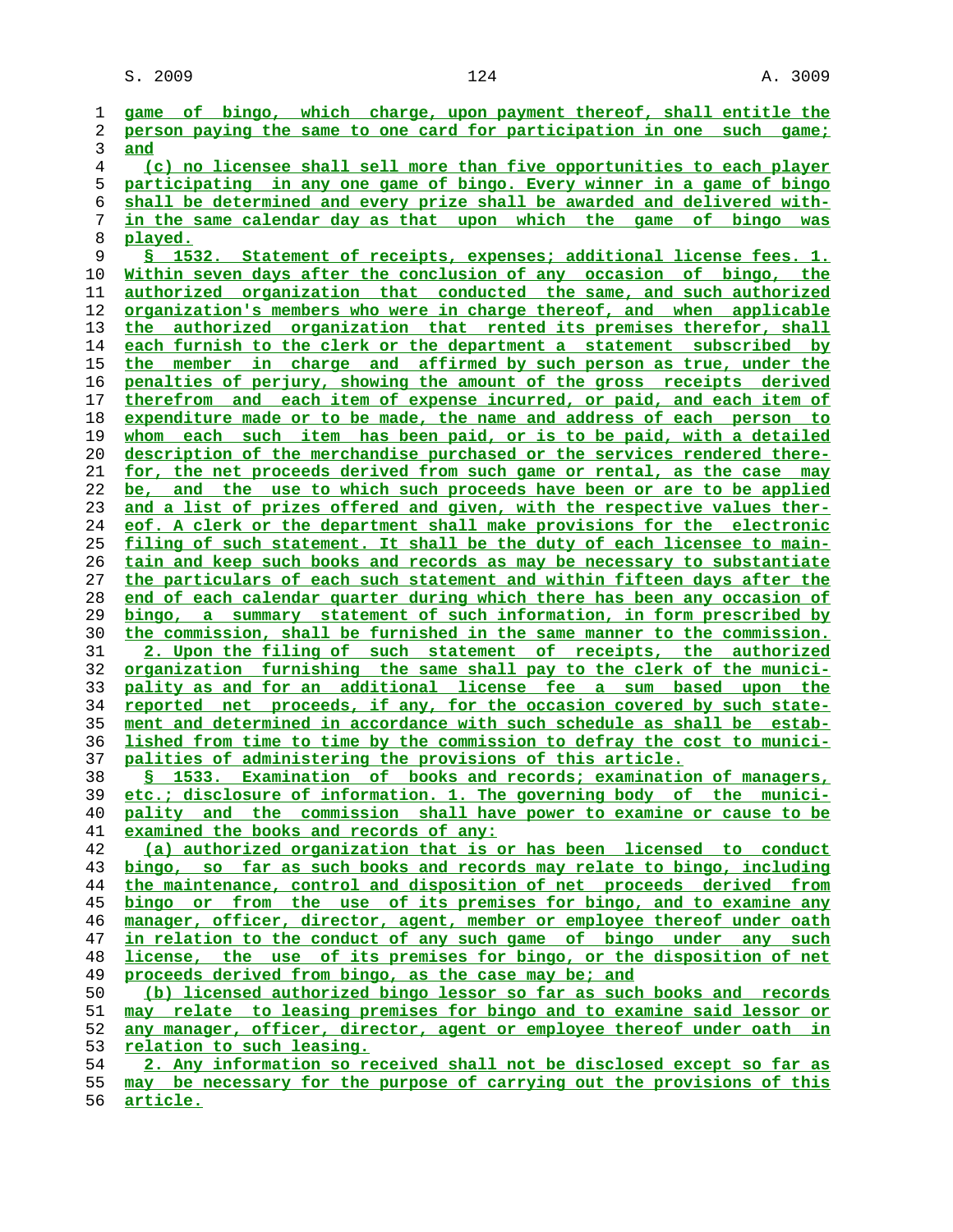game of bingo, which charge, upon payment thereof, shall entitle the person paying the same to one card for participation in one such game; and

(c) no licensee shall sell more than five opportunities to each player participating in any one game of bingo. Every winner in a game of bingo shall be determined and every prize shall be awarded and delivered within the same calendar day as that upon which the game of bingo was played.

§ 1532. Statement of receipts, expenses; additional license fees. 1. Within seven days after the conclusion of any occasion of bingo, the authorized organization that conducted the same, and such authorized organization's members who were in charge thereof, and when applicable the authorized organization that rented its premises therefor, shall each furnish to the clerk or the department a statement subscribed by the member in charge and affirmed by such person as true, under the penalties of perjury, showing the amount of the gross receipts derived therefrom and each item of expense incurred, or paid, and each item of expenditure made or to be made, the name and address of each person to whom each such item has been paid, or is to be paid, with a detailed description of the merchandise purchased or the services rendered therefor, the net proceeds derived from such game or rental, as the case may be, and the use to which such proceeds have been or are to be applied and a list of prizes offered and given, with the respective values thereof. A clerk or the department shall make provisions for the electronic filing of such statement. It shall be the duty of each licensee to maintain and keep such books and records as may be necessary to substantiate the particulars of each such statement and within fifteen days after the end of each calendar quarter during which there has been any occasion of bingo, a summary statement of such information, in form prescribed by the commission, shall be furnished in the same manner to the commission.

2. Upon the filing of such statement of receipts, the authorized organization furnishing the same shall pay to the clerk of the municipality as and for an additional license fee a sum based upon the reported net proceeds, if any, for the occasion covered by such statement and determined in accordance with such schedule as shall be established from time to time by the commission to defray the cost to municipalities of administering the provisions of this article.

§ 1533. Examination of books and records; examination of managers, etc.; disclosure of information. 1. The governing body of the municipality and the commission shall have power to examine or cause to be examined the books and records of any:

(a) authorized organization that is or has been licensed to conduct bingo, so far as such books and records may relate to bingo, including the maintenance, control and disposition of net proceeds derived from bingo or from the use of its premises for bingo, and to examine any manager, officer, director, agent, member or employee thereof under oath in relation to the conduct of any such game of bingo under any such license, the use of its premises for bingo, or the disposition of net proceeds derived from bingo, as the case may be; and

(b) licensed authorized bingo lessor so far as such books and records may relate to leasing premises for bingo and to examine said lessor or any manager, officer, director, agent or employee thereof under oath in relation to such leasing.

2. Any information so received shall not be disclosed except so far as may be necessary for the purpose of carrying out the provisions of this article.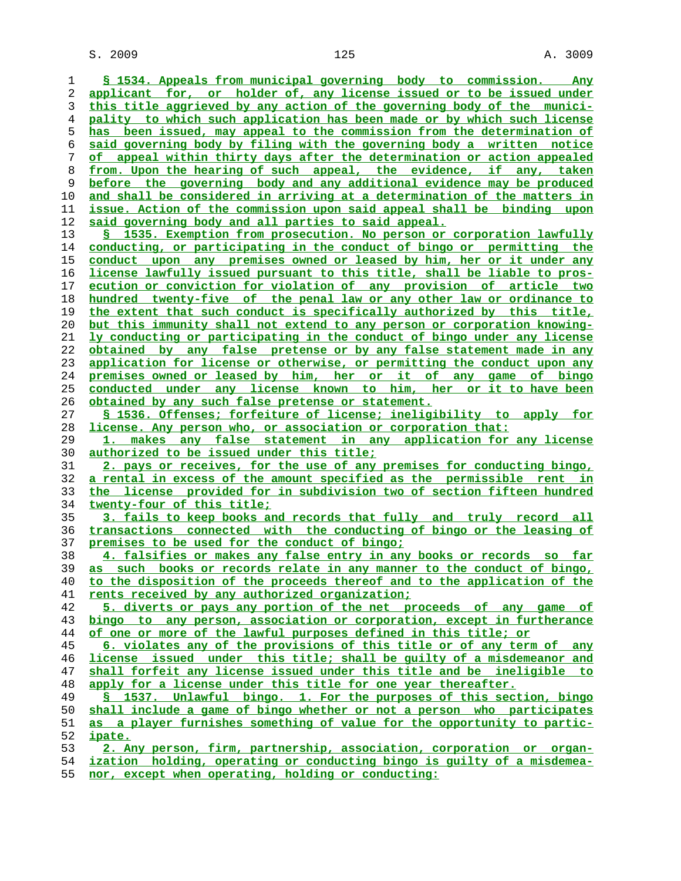§ 1534. Appeals from municipal governing body to commission. Any applicant for, or holder of, any license issued or to be issued under this title aggrieved by any action of the governing body of the municipality to which such application has been made or by which such license has been issued, may appeal to the commission from the determination of said governing body by filing with the governing body a written notice of appeal within thirty days after the determination or action appealed from. Upon the hearing of such appeal, the evidence, if any, taken before the governing body and any additional evidence may be produced and shall be considered in arriving at a determination of the matters in issue. Action of the commission upon said appeal shall be binding upon said governing body and all parties to said appeal.

§ 1535. Exemption from prosecution. No person or corporation lawfully conducting, or participating in the conduct of bingo or permitting the conduct upon any premises owned or leased by him, her or it under any license lawfully issued pursuant to this title, shall be liable to prosecution or conviction for violation of any provision of article two hundred twenty-five of the penal law or any other law or ordinance to the extent that such conduct is specifically authorized by this title, but this immunity shall not extend to any person or corporation knowingly conducting or participating in the conduct of bingo under any license obtained by any false pretense or by any false statement made in any application for license or otherwise, or permitting the conduct upon any premises owned or leased by him, her or it of any game of bingo conducted under any license known to him, her or it to have been obtained by any such false pretense or statement.

§ 1536. Offenses; forfeiture of license; ineligibility to apply for license. Any person who, or association or corporation that:

1. makes any false statement in any application for any license authorized to be issued under this title;

2. pays or receives, for the use of any premises for conducting bingo, a rental in excess of the amount specified as the permissible rent in the license provided for in subdivision two of section fifteen hundred twenty-four of this title;

3. fails to keep books and records that fully and truly record all transactions connected with the conducting of bingo or the leasing of premises to be used for the conduct of bingo;

4. falsifies or makes any false entry in any books or records so far as such books or records relate in any manner to the conduct of bingo, to the disposition of the proceeds thereof and to the application of the rents received by any authorized organization;

5. diverts or pays any portion of the net proceeds of any game of bingo to any person, association or corporation, except in furtherance of one or more of the lawful purposes defined in this title; or

6. violates any of the provisions of this title or of any term of any license issued under this title; shall be guilty of a misdemeanor and shall forfeit any license issued under this title and be ineligible to apply for a license under this title for one year thereafter.

§ 1537. Unlawful bingo. 1. For the purposes of this section, bingo shall include a game of bingo whether or not a person who participates as a player furnishes something of value for the opportunity to participate.

2. Any person, firm, partnership, association, corporation or organization holding, operating or conducting bingo is guilty of a misdemeanor, except when operating, holding or conducting: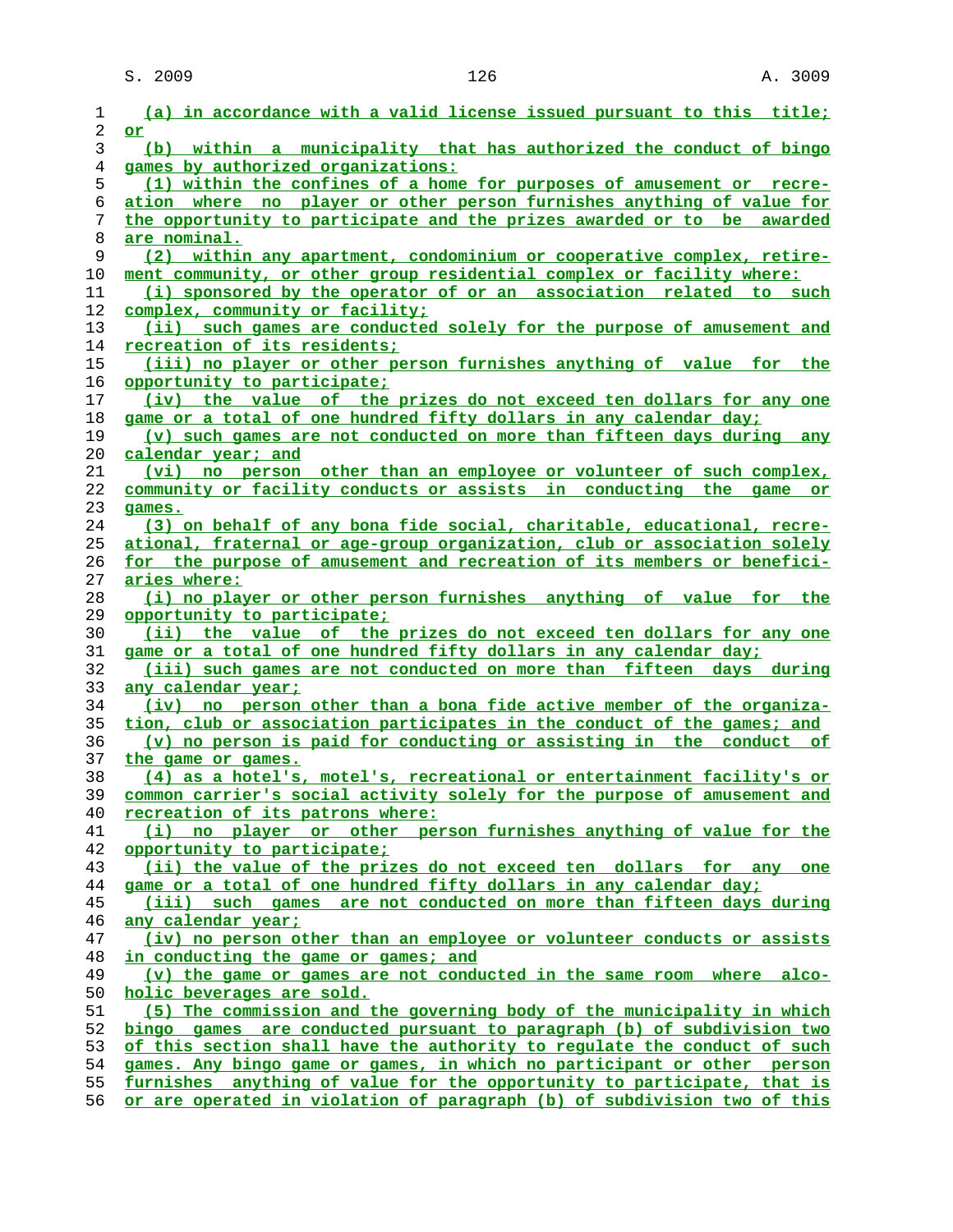(a) in accordance with a valid license issued pursuant to this title; or

(b) within a municipality that has authorized the conduct of bingo games by authorized organizations:

(1) within the confines of a home for purposes of amusement or recreation where no player or other person furnishes anything of value for the opportunity to participate and the prizes awarded or to be awarded are nominal.

(2) within any apartment, condominium or cooperative complex, retirement community, or other group residential complex or facility where:

(i) sponsored by the operator of or an association related to such complex, community or facility;

(ii) such games are conducted solely for the purpose of amusement and recreation of its residents;

(iii) no player or other person furnishes anything of value for the opportunity to participate;

(iv) the value of the prizes do not exceed ten dollars for any one game or a total of one hundred fifty dollars in any calendar day;

(v) such games are not conducted on more than fifteen days during any calendar year; and

(vi) no person other than an employee or volunteer of such complex, community or facility conducts or assists in conducting the game or games.

(3) on behalf of any bona fide social, charitable, educational, recreational, fraternal or age-group organization, club or association solely for the purpose of amusement and recreation of its members or beneficiaries where:

(i) no player or other person furnishes anything of value for the opportunity to participate;

(ii) the value of the prizes do not exceed ten dollars for any one game or a total of one hundred fifty dollars in any calendar day;

(iii) such games are not conducted on more than fifteen days during any calendar year;

(iv) no person other than a bona fide active member of the organization, club or association participates in the conduct of the games; and

(v) no person is paid for conducting or assisting in the conduct of the game or games.

(4) as a hotel's, motel's, recreational or entertainment facility's or common carrier's social activity solely for the purpose of amusement and recreation of its patrons where:

(i) no player or other person furnishes anything of value for the opportunity to participate;

(ii) the value of the prizes do not exceed ten dollars for any one game or a total of one hundred fifty dollars in any calendar day;

(iii) such games are not conducted on more than fifteen days during any calendar year;

(iv) no person other than an employee or volunteer conducts or assists in conducting the game or games; and

(v) the game or games are not conducted in the same room where alcoholic beverages are sold.

(5) The commission and the governing body of the municipality in which bingo games are conducted pursuant to paragraph (b) of subdivision two of this section shall have the authority to regulate the conduct of such games. Any bingo game or games, in which no participant or other person furnishes anything of value for the opportunity to participate, that is or are operated in violation of paragraph (b) of subdivision two of this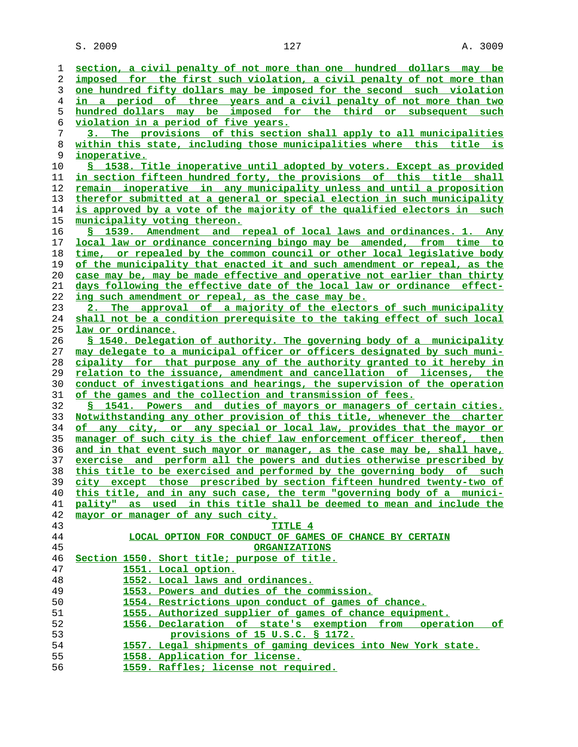section, a civil penalty of not more than one hundred dollars may be imposed for the first such violation, a civil penalty of not more than one hundred fifty dollars may be imposed for the second such violation in a period of three years and a civil penalty of not more than two hundred dollars may be imposed for the third or subsequent such violation in a period of five years.

3. The provisions of this section shall apply to all municipalities within this state, including those municipalities where this title is inoperative.

§ 1538. Title inoperative until adopted by voters. Except as provided in section fifteen hundred forty, the provisions of this title shall remain inoperative in any municipality unless and until a proposition therefor submitted at a general or special election in such municipality is approved by a vote of the majority of the qualified electors in such municipality voting thereon.

§ 1539. Amendment and repeal of local laws and ordinances. 1. Any local law or ordinance concerning bingo may be amended, from time to time, or repealed by the common council or other local legislative body of the municipality that enacted it and such amendment or repeal, as the case may be, may be made effective and operative not earlier than thirty days following the effective date of the local law or ordinance effecting such amendment or repeal, as the case may be.

2. The approval of a majority of the electors of such municipality shall not be a condition prerequisite to the taking effect of such local law or ordinance.

§ 1540. Delegation of authority. The governing body of a municipality may delegate to a municipal officer or officers designated by such municipality for that purpose any of the authority granted to it hereby in relation to the issuance, amendment and cancellation of licenses, the conduct of investigations and hearings, the supervision of the operation of the games and the collection and transmission of fees.

§ 1541. Powers and duties of mayors or managers of certain cities. Notwithstanding any other provision of this title, whenever the charter of any city, or any special or local law, provides that the mayor or manager of such city is the chief law enforcement officer thereof, then and in that event such mayor or manager, as the case may be, shall have, exercise and perform all the powers and duties otherwise prescribed by this title to be exercised and performed by the governing body of such city except those prescribed by section fifteen hundred twenty-two of this title, and in any such case, the term "governing body of a municipality" as used in this title shall be deemed to mean and include the mayor or manager of any such city.

## TITLE 4
## LOCAL OPTION FOR CONDUCT OF GAMES OF CHANCE BY CERTAIN ORGANIZATIONS

Section 1550. Short title; purpose of title.
1551. Local option.
1552. Local laws and ordinances.
1553. Powers and duties of the commission.
1554. Restrictions upon conduct of games of chance.
1555. Authorized supplier of games of chance equipment.
1556. Declaration of state's exemption from operation of provisions of 15 U.S.C. § 1172.
1557. Legal shipments of gaming devices into New York state.
1558. Application for license.
1559. Raffles; license not required.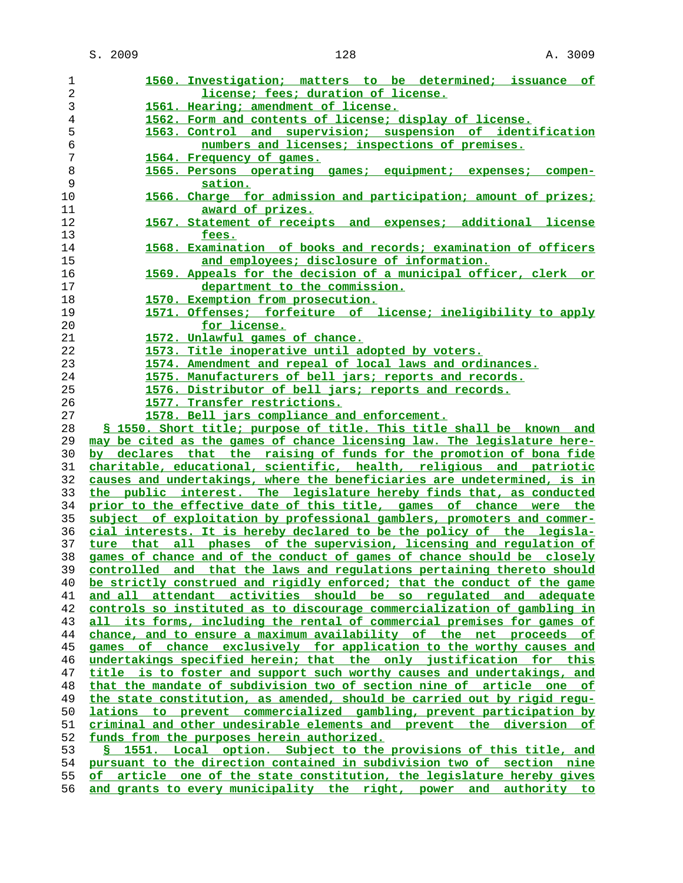1560. Investigation; matters to be determined; issuance of license; fees; duration of license.
1561. Hearing; amendment of license.
1562. Form and contents of license; display of license.
1563. Control and supervision; suspension of identification numbers and licenses; inspections of premises.
1564. Frequency of games.
1565. Persons operating games; equipment; expenses; compensation.
1566. Charge for admission and participation; amount of prizes; award of prizes.
1567. Statement of receipts and expenses; additional license fees.
1568. Examination of books and records; examination of officers and employees; disclosure of information.
1569. Appeals for the decision of a municipal officer, clerk or department to the commission.
1570. Exemption from prosecution.
1571. Offenses; forfeiture of license; ineligibility to apply for license.
1572. Unlawful games of chance.
1573. Title inoperative until adopted by voters.
1574. Amendment and repeal of local laws and ordinances.
1575. Manufacturers of bell jars; reports and records.
1576. Distributor of bell jars; reports and records.
1577. Transfer restrictions.
1578. Bell jars compliance and enforcement.

§ 1550. Short title; purpose of title. This title shall be known and may be cited as the games of chance licensing law. The legislature hereby declares that the raising of funds for the promotion of bona fide charitable, educational, scientific, health, religious and patriotic causes and undertakings, where the beneficiaries are undetermined, is in the public interest. The legislature hereby finds that, as conducted prior to the effective date of this title, games of chance were the subject of exploitation by professional gamblers, promoters and commercial interests. It is hereby declared to be the policy of the legislature that all phases of the supervision, licensing and regulation of games of chance and of the conduct of games of chance should be closely controlled and that the laws and regulations pertaining thereto should be strictly construed and rigidly enforced; that the conduct of the game and all attendant activities should be so regulated and adequate controls so instituted as to discourage commercialization of gambling in all its forms, including the rental of commercial premises for games of chance, and to ensure a maximum availability of the net proceeds of games of chance exclusively for application to the worthy causes and undertakings specified herein; that the only justification for this title is to foster and support such worthy causes and undertakings, and that the mandate of subdivision two of section nine of article one of the state constitution, as amended, should be carried out by rigid regulations to prevent commercialized gambling, prevent participation by criminal and other undesirable elements and prevent the diversion of funds from the purposes herein authorized.

§ 1551. Local option. Subject to the provisions of this title, and pursuant to the direction contained in subdivision two of section nine of article one of the state constitution, the legislature hereby gives and grants to every municipality the right, power and authority to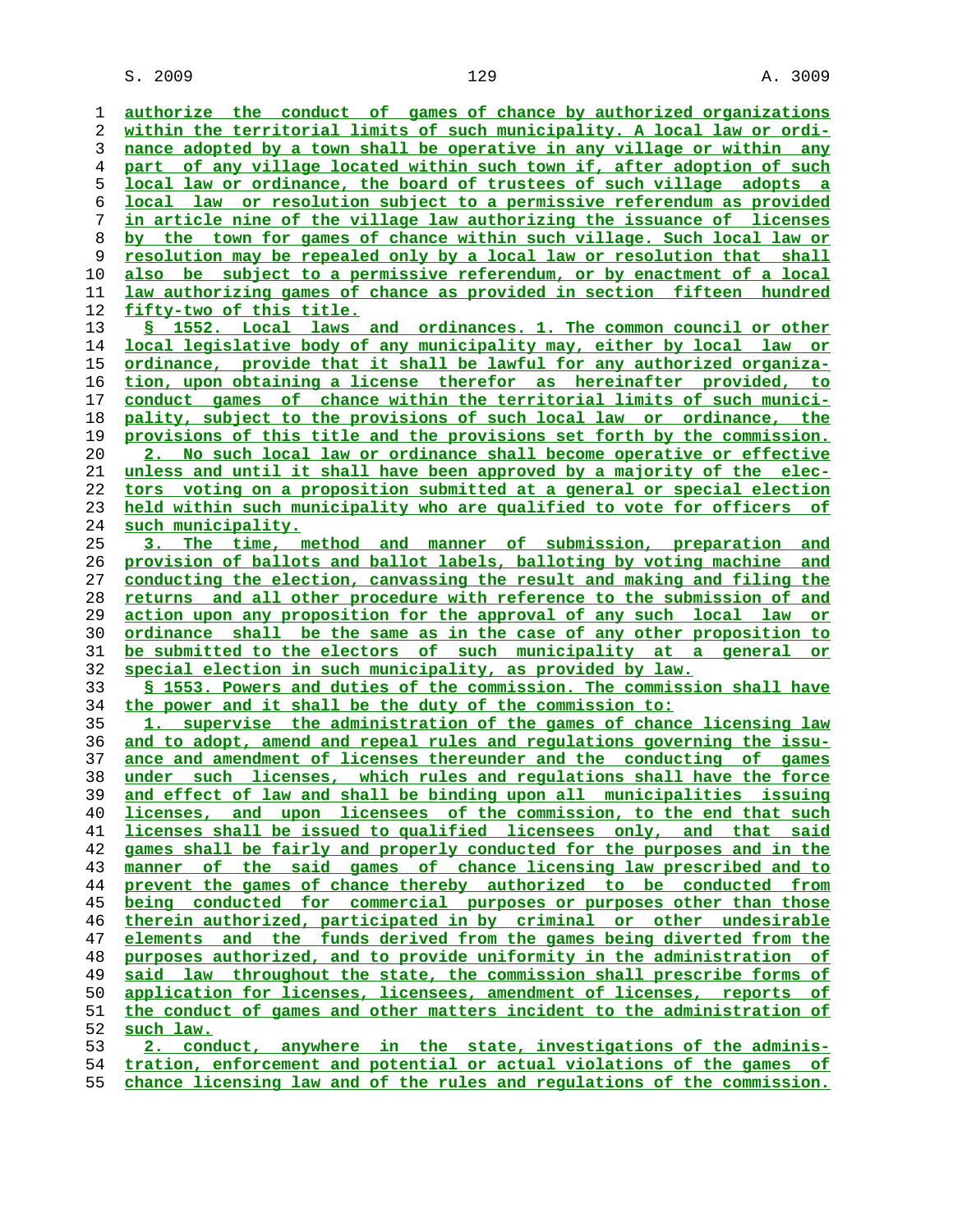authorize the conduct of games of chance by authorized organizations within the territorial limits of such municipality. A local law or ordinance adopted by a town shall be operative in any village or within any part of any village located within such town if, after adoption of such local law or ordinance, the board of trustees of such village adopts a local law or resolution subject to a permissive referendum as provided in article nine of the village law authorizing the issuance of licenses by the town for games of chance within such village. Such local law or resolution may be repealed only by a local law or resolution that shall also be subject to a permissive referendum, or by enactment of a local law authorizing games of chance as provided in section fifteen hundred fifty-two of this title.

§ 1552. Local laws and ordinances. 1. The common council or other local legislative body of any municipality may, either by local law or ordinance, provide that it shall be lawful for any authorized organization, upon obtaining a license therefor as hereinafter provided, to conduct games of chance within the territorial limits of such municipality, subject to the provisions of such local law or ordinance, the provisions of this title and the provisions set forth by the commission.

2. No such local law or ordinance shall become operative or effective unless and until it shall have been approved by a majority of the electors voting on a proposition submitted at a general or special election held within such municipality who are qualified to vote for officers of such municipality.

3. The time, method and manner of submission, preparation and provision of ballots and ballot labels, balloting by voting machine and conducting the election, canvassing the result and making and filing the returns and all other procedure with reference to the submission of and action upon any proposition for the approval of any such local law or ordinance shall be the same as in the case of any other proposition to be submitted to the electors of such municipality at a general or special election in such municipality, as provided by law.

§ 1553. Powers and duties of the commission. The commission shall have the power and it shall be the duty of the commission to:

1. supervise the administration of the games of chance licensing law and to adopt, amend and repeal rules and regulations governing the issuance and amendment of licenses thereunder and the conducting of games under such licenses, which rules and regulations shall have the force and effect of law and shall be binding upon all municipalities issuing licenses, and upon licensees of the commission, to the end that such licenses shall be issued to qualified licensees only, and that said games shall be fairly and properly conducted for the purposes and in the manner of the said games of chance licensing law prescribed and to prevent the games of chance thereby authorized to be conducted from being conducted for commercial purposes or purposes other than those therein authorized, participated in by criminal or other undesirable elements and the funds derived from the games being diverted from the purposes authorized, and to provide uniformity in the administration of said law throughout the state, the commission shall prescribe forms of application for licenses, licensees, amendment of licenses, reports of the conduct of games and other matters incident to the administration of such law.

2. conduct, anywhere in the state, investigations of the administration, enforcement and potential or actual violations of the games of chance licensing law and of the rules and regulations of the commission.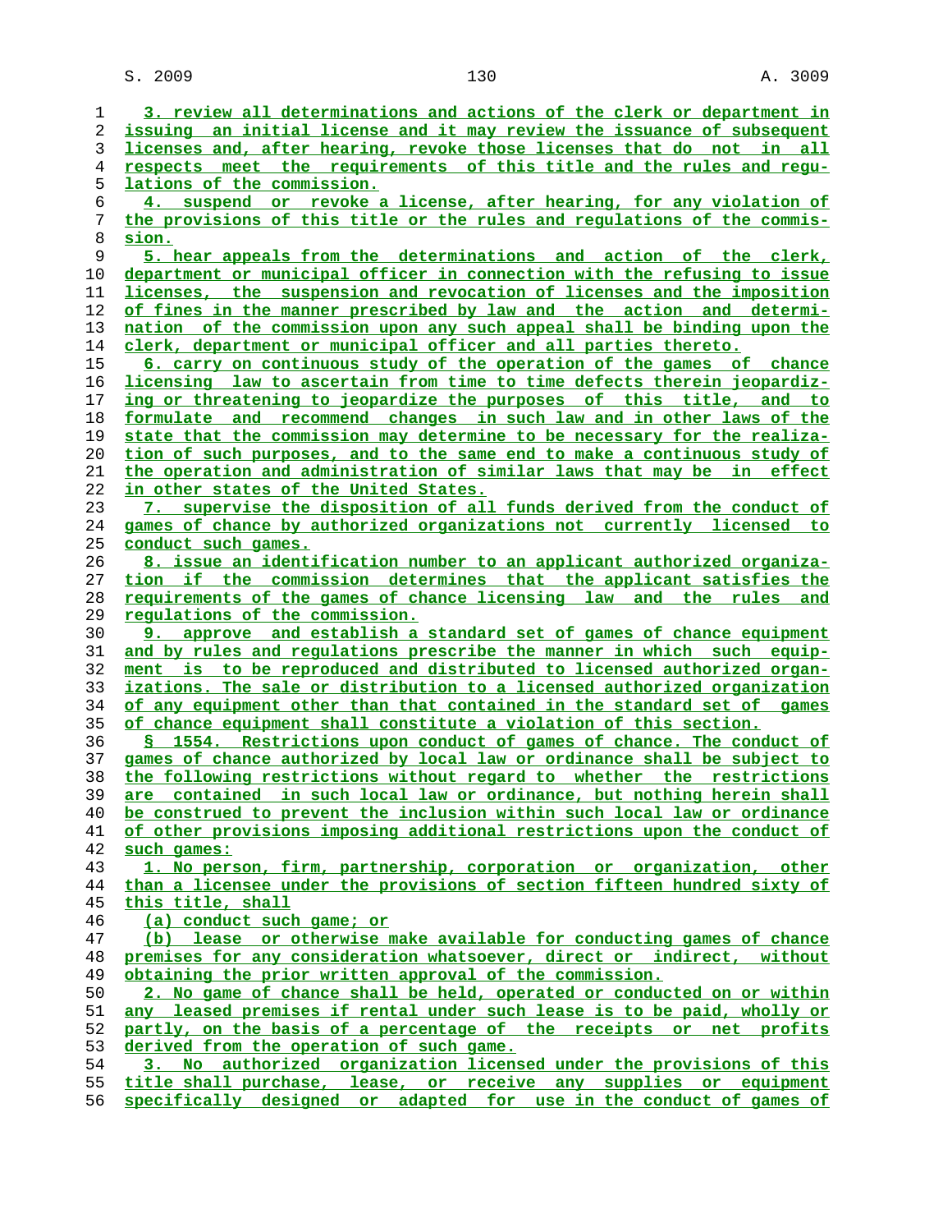3. review all determinations and actions of the clerk or department in issuing an initial license and it may review the issuance of subsequent licenses and, after hearing, revoke those licenses that do not in all respects meet the requirements of this title and the rules and regulations of the commission.

4. suspend or revoke a license, after hearing, for any violation of the provisions of this title or the rules and regulations of the commission.

5. hear appeals from the determinations and action of the clerk, department or municipal officer in connection with the refusing to issue licenses, the suspension and revocation of licenses and the imposition of fines in the manner prescribed by law and the action and determination of the commission upon any such appeal shall be binding upon the clerk, department or municipal officer and all parties thereto.

6. carry on continuous study of the operation of the games of chance licensing law to ascertain from time to time defects therein jeopardizing or threatening to jeopardize the purposes of this title, and to formulate and recommend changes in such law and in other laws of the state that the commission may determine to be necessary for the realization of such purposes, and to the same end to make a continuous study of the operation and administration of similar laws that may be in effect in other states of the United States.

7. supervise the disposition of all funds derived from the conduct of games of chance by authorized organizations not currently licensed to conduct such games.

8. issue an identification number to an applicant authorized organization if the commission determines that the applicant satisfies the requirements of the games of chance licensing law and the rules and regulations of the commission.

9. approve and establish a standard set of games of chance equipment and by rules and regulations prescribe the manner in which such equipment is to be reproduced and distributed to licensed authorized organizations. The sale or distribution to a licensed authorized organization of any equipment other than that contained in the standard set of games of chance equipment shall constitute a violation of this section.

§ 1554. Restrictions upon conduct of games of chance. The conduct of games of chance authorized by local law or ordinance shall be subject to the following restrictions without regard to whether the restrictions are contained in such local law or ordinance, but nothing herein shall be construed to prevent the inclusion within such local law or ordinance of other provisions imposing additional restrictions upon the conduct of such games:

1. No person, firm, partnership, corporation or organization, other than a licensee under the provisions of section fifteen hundred sixty of this title, shall

(a) conduct such game; or

(b) lease or otherwise make available for conducting games of chance premises for any consideration whatsoever, direct or indirect, without obtaining the prior written approval of the commission.

2. No game of chance shall be held, operated or conducted on or within any leased premises if rental under such lease is to be paid, wholly or partly, on the basis of a percentage of the receipts or net profits derived from the operation of such game.

3. No authorized organization licensed under the provisions of this title shall purchase, lease, or receive any supplies or equipment specifically designed or adapted for use in the conduct of games of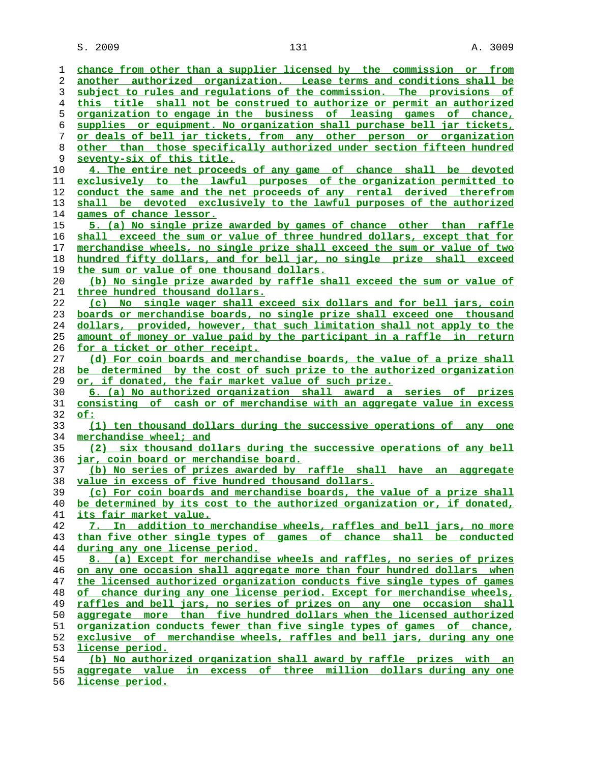chance from other than a supplier licensed by the commission or from another authorized organization. Lease terms and conditions shall be subject to rules and regulations of the commission. The provisions of this title shall not be construed to authorize or permit an authorized organization to engage in the business of leasing games of chance, supplies or equipment. No organization shall purchase bell jar tickets, or deals of bell jar tickets, from any other person or organization other than those specifically authorized under section fifteen hundred seventy-six of this title.

4. The entire net proceeds of any game of chance shall be devoted exclusively to the lawful purposes of the organization permitted to conduct the same and the net proceeds of any rental derived therefrom shall be devoted exclusively to the lawful purposes of the authorized games of chance lessor.

5. (a) No single prize awarded by games of chance other than raffle shall exceed the sum or value of three hundred dollars, except that for merchandise wheels, no single prize shall exceed the sum or value of two hundred fifty dollars, and for bell jar, no single prize shall exceed the sum or value of one thousand dollars.

(b) No single prize awarded by raffle shall exceed the sum or value of three hundred thousand dollars.

(c) No single wager shall exceed six dollars and for bell jars, coin boards or merchandise boards, no single prize shall exceed one thousand dollars, provided, however, that such limitation shall not apply to the amount of money or value paid by the participant in a raffle in return for a ticket or other receipt.

(d) For coin boards and merchandise boards, the value of a prize shall be determined by the cost of such prize to the authorized organization or, if donated, the fair market value of such prize.

6. (a) No authorized organization shall award a series of prizes consisting of cash or of merchandise with an aggregate value in excess of:

(1) ten thousand dollars during the successive operations of any one merchandise wheel; and

(2) six thousand dollars during the successive operations of any bell jar, coin board or merchandise board.

(b) No series of prizes awarded by raffle shall have an aggregate value in excess of five hundred thousand dollars.

(c) For coin boards and merchandise boards, the value of a prize shall be determined by its cost to the authorized organization or, if donated, its fair market value.

7. In addition to merchandise wheels, raffles and bell jars, no more than five other single types of games of chance shall be conducted during any one license period.

8. (a) Except for merchandise wheels and raffles, no series of prizes on any one occasion shall aggregate more than four hundred dollars when the licensed authorized organization conducts five single types of games of chance during any one license period. Except for merchandise wheels, raffles and bell jars, no series of prizes on any one occasion shall aggregate more than five hundred dollars when the licensed authorized organization conducts fewer than five single types of games of chance, exclusive of merchandise wheels, raffles and bell jars, during any one license period.

(b) No authorized organization shall award by raffle prizes with an aggregate value in excess of three million dollars during any one license period.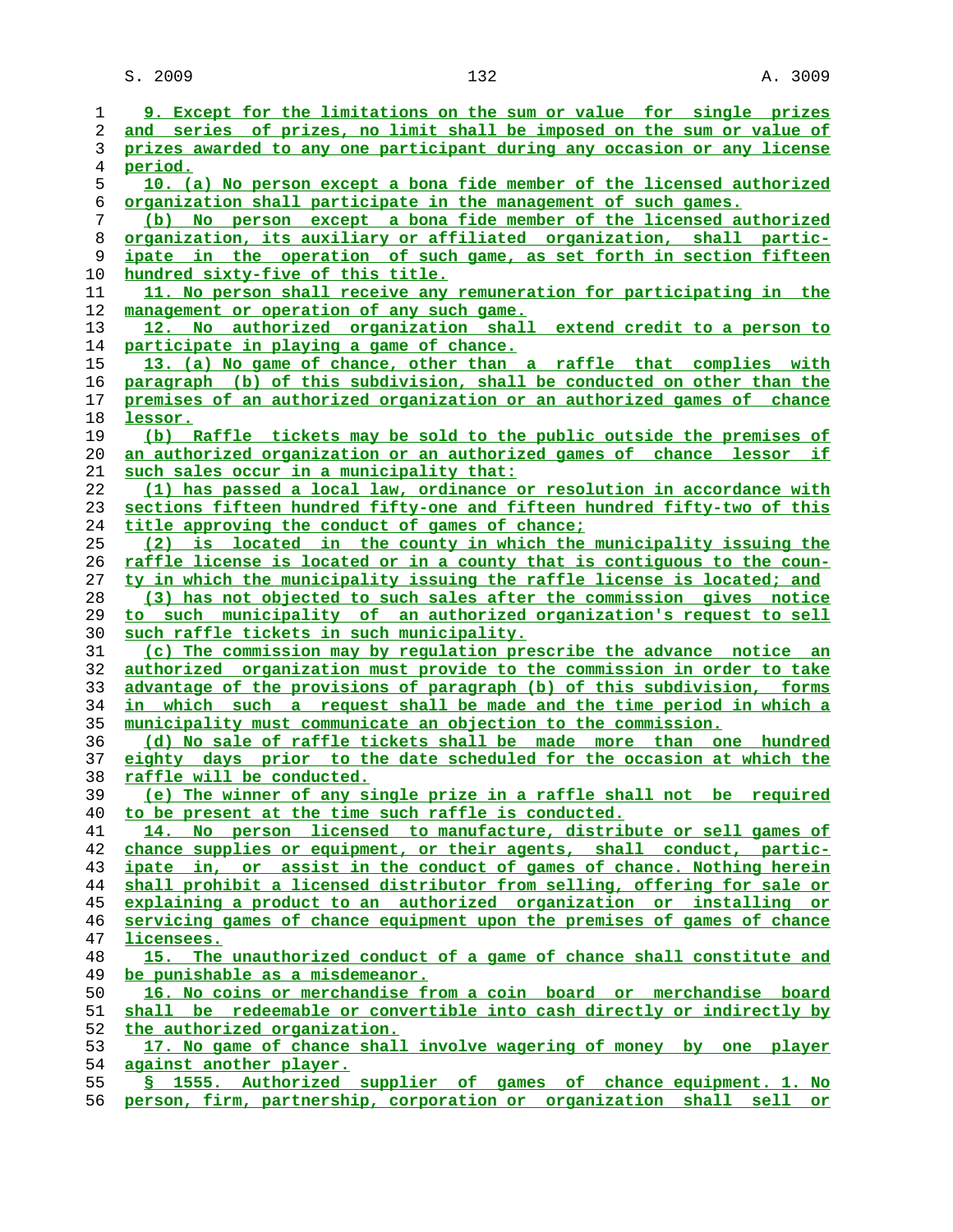9. Except for the limitations on the sum or value for single prizes and series of prizes, no limit shall be imposed on the sum or value of prizes awarded to any one participant during any occasion or any license period.

10. (a) No person except a bona fide member of the licensed authorized organization shall participate in the management of such games.

(b) No person except a bona fide member of the licensed authorized organization, its auxiliary or affiliated organization, shall participate in the operation of such game, as set forth in section fifteen hundred sixty-five of this title.

11. No person shall receive any remuneration for participating in the management or operation of any such game.

12. No authorized organization shall extend credit to a person to participate in playing a game of chance.

13. (a) No game of chance, other than a raffle that complies with paragraph (b) of this subdivision, shall be conducted on other than the premises of an authorized organization or an authorized games of chance lessor.

(b) Raffle tickets may be sold to the public outside the premises of an authorized organization or an authorized games of chance lessor if such sales occur in a municipality that:

(1) has passed a local law, ordinance or resolution in accordance with sections fifteen hundred fifty-one and fifteen hundred fifty-two of this title approving the conduct of games of chance;

(2) is located in the county in which the municipality issuing the raffle license is located or in a county that is contiguous to the county in which the municipality issuing the raffle license is located; and

(3) has not objected to such sales after the commission gives notice to such municipality of an authorized organization's request to sell such raffle tickets in such municipality.

(c) The commission may by regulation prescribe the advance notice an authorized organization must provide to the commission in order to take advantage of the provisions of paragraph (b) of this subdivision, forms in which such a request shall be made and the time period in which a municipality must communicate an objection to the commission.

(d) No sale of raffle tickets shall be made more than one hundred eighty days prior to the date scheduled for the occasion at which the raffle will be conducted.

(e) The winner of any single prize in a raffle shall not be required to be present at the time such raffle is conducted.

14. No person licensed to manufacture, distribute or sell games of chance supplies or equipment, or their agents, shall conduct, participate in, or assist in the conduct of games of chance. Nothing herein shall prohibit a licensed distributor from selling, offering for sale or explaining a product to an authorized organization or installing or servicing games of chance equipment upon the premises of games of chance licensees.

15. The unauthorized conduct of a game of chance shall constitute and be punishable as a misdemeanor.

16. No coins or merchandise from a coin board or merchandise board shall be redeemable or convertible into cash directly or indirectly by the authorized organization.

17. No game of chance shall involve wagering of money by one player against another player.

§ 1555. Authorized supplier of games of chance equipment. 1. No person, firm, partnership, corporation or organization shall sell or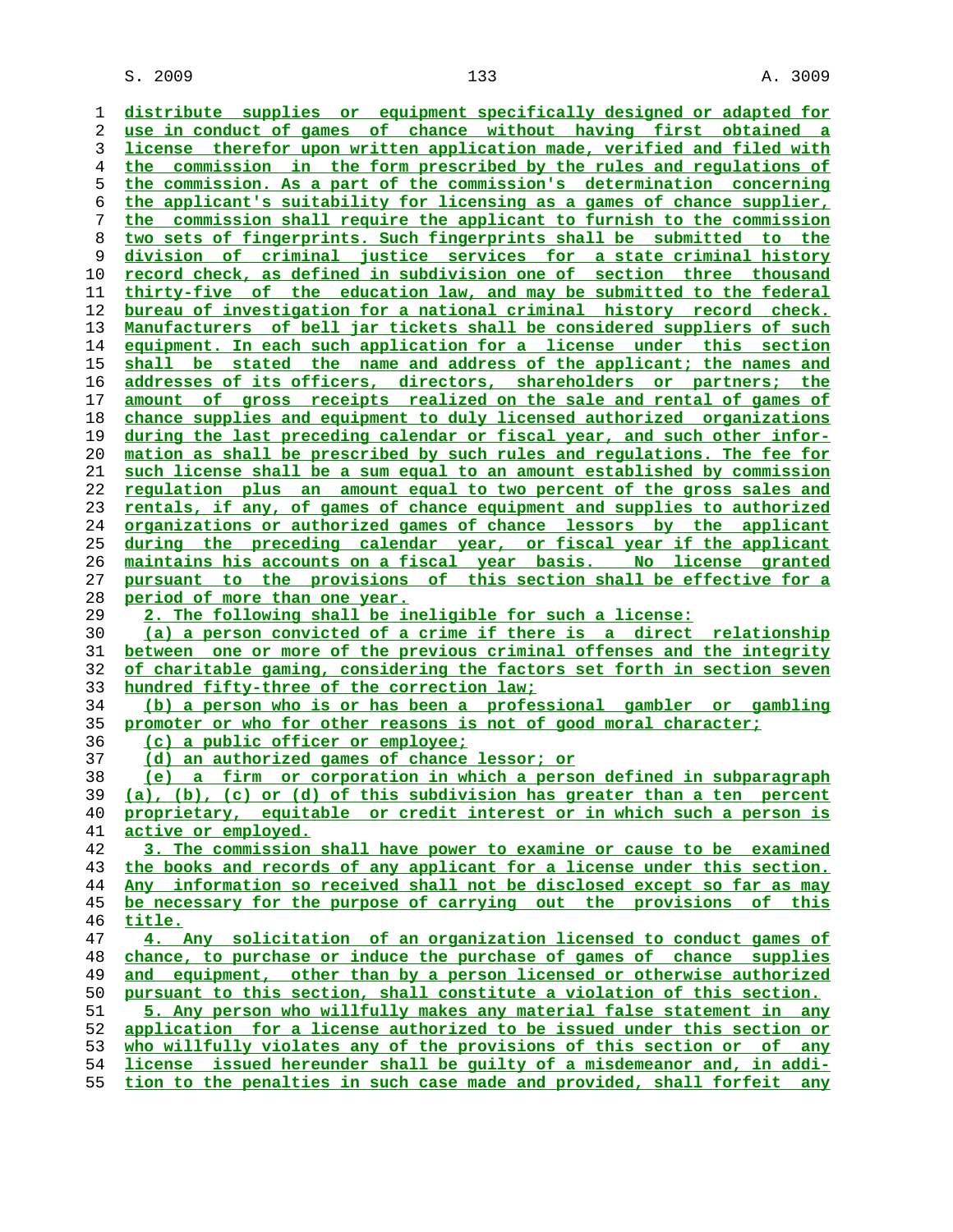distribute supplies or equipment specifically designed or adapted for use in conduct of games of chance without having first obtained a license therefor upon written application made, verified and filed with the commission in the form prescribed by the rules and regulations of the commission. As a part of the commission's determination concerning the applicant's suitability for licensing as a games of chance supplier, the commission shall require the applicant to furnish to the commission two sets of fingerprints. Such fingerprints shall be submitted to the division of criminal justice services for a state criminal history record check, as defined in subdivision one of section three thousand thirty-five of the education law, and may be submitted to the federal bureau of investigation for a national criminal history record check. Manufacturers of bell jar tickets shall be considered suppliers of such equipment. In each such application for a license under this section shall be stated the name and address of the applicant; the names and addresses of its officers, directors, shareholders or partners; the amount of gross receipts realized on the sale and rental of games of chance supplies and equipment to duly licensed authorized organizations during the last preceding calendar or fiscal year, and such other information as shall be prescribed by such rules and regulations. The fee for such license shall be a sum equal to an amount established by commission regulation plus an amount equal to two percent of the gross sales and rentals, if any, of games of chance equipment and supplies to authorized organizations or authorized games of chance lessors by the applicant during the preceding calendar year, or fiscal year if the applicant maintains his accounts on a fiscal year basis. No license granted pursuant to the provisions of this section shall be effective for a period of more than one year.

2. The following shall be ineligible for such a license:

(a) a person convicted of a crime if there is a direct relationship between one or more of the previous criminal offenses and the integrity of charitable gaming, considering the factors set forth in section seven hundred fifty-three of the correction law;

(b) a person who is or has been a professional gambler or gambling promoter or who for other reasons is not of good moral character;

(c) a public officer or employee;

(d) an authorized games of chance lessor; or

(e) a firm or corporation in which a person defined in subparagraph (a), (b), (c) or (d) of this subdivision has greater than a ten percent proprietary, equitable or credit interest or in which such a person is active or employed.

3. The commission shall have power to examine or cause to be examined the books and records of any applicant for a license under this section. Any information so received shall not be disclosed except so far as may be necessary for the purpose of carrying out the provisions of this title.

4. Any solicitation of an organization licensed to conduct games of chance, to purchase or induce the purchase of games of chance supplies and equipment, other than by a person licensed or otherwise authorized pursuant to this section, shall constitute a violation of this section.

5. Any person who willfully makes any material false statement in any application for a license authorized to be issued under this section or who willfully violates any of the provisions of this section or of any license issued hereunder shall be guilty of a misdemeanor and, in addition to the penalties in such case made and provided, shall forfeit any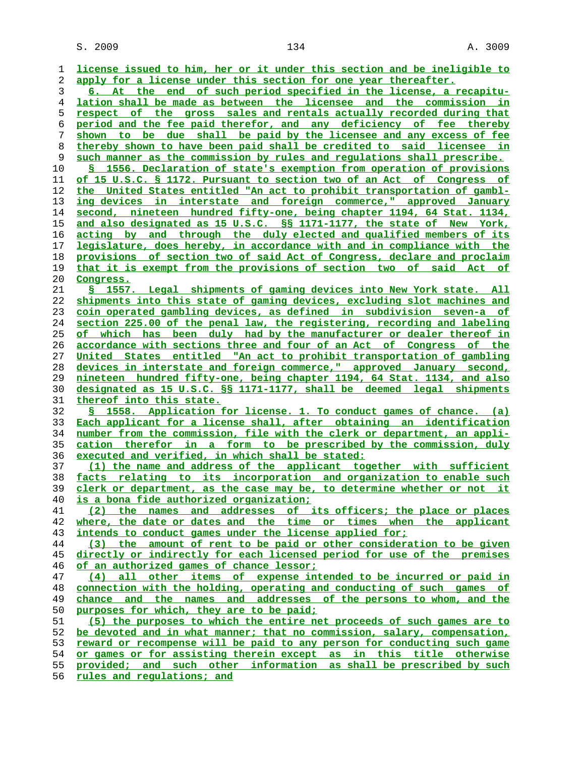license issued to him, her or it under this section and be ineligible to apply for a license under this section for one year thereafter.

6. At the end of such period specified in the license, a recapitulation shall be made as between the licensee and the commission in respect of the gross sales and rentals actually recorded during that period and the fee paid therefor, and any deficiency of fee thereby shown to be due shall be paid by the licensee and any excess of fee thereby shown to have been paid shall be credited to said licensee in such manner as the commission by rules and regulations shall prescribe.

§ 1556. Declaration of state's exemption from operation of provisions of 15 U.S.C. § 1172. Pursuant to section two of an Act of Congress of the United States entitled "An act to prohibit transportation of gambling devices in interstate and foreign commerce," approved January second, nineteen hundred fifty-one, being chapter 1194, 64 Stat. 1134, and also designated as 15 U.S.C. §§ 1171-1177, the state of New York, acting by and through the duly elected and qualified members of its legislature, does hereby, in accordance with and in compliance with the provisions of section two of said Act of Congress, declare and proclaim that it is exempt from the provisions of section two of said Act of Congress.

§ 1557. Legal shipments of gaming devices into New York state. All shipments into this state of gaming devices, excluding slot machines and coin operated gambling devices, as defined in subdivision seven-a of section 225.00 of the penal law, the registering, recording and labeling of which has been duly had by the manufacturer or dealer thereof in accordance with sections three and four of an Act of Congress of the United States entitled "An act to prohibit transportation of gambling devices in interstate and foreign commerce," approved January second, nineteen hundred fifty-one, being chapter 1194, 64 Stat. 1134, and also designated as 15 U.S.C. §§ 1171-1177, shall be deemed legal shipments thereof into this state.

§ 1558. Application for license. 1. To conduct games of chance. (a) Each applicant for a license shall, after obtaining an identification number from the commission, file with the clerk or department, an application therefor in a form to be prescribed by the commission, duly executed and verified, in which shall be stated:

(1) the name and address of the applicant together with sufficient facts relating to its incorporation and organization to enable such clerk or department, as the case may be, to determine whether or not it is a bona fide authorized organization;

(2) the names and addresses of its officers; the place or places where, the date or dates and the time or times when the applicant intends to conduct games under the license applied for;

(3) the amount of rent to be paid or other consideration to be given directly or indirectly for each licensed period for use of the premises of an authorized games of chance lessor;

(4) all other items of expense intended to be incurred or paid in connection with the holding, operating and conducting of such games of chance and the names and addresses of the persons to whom, and the purposes for which, they are to be paid;

(5) the purposes to which the entire net proceeds of such games are to be devoted and in what manner; that no commission, salary, compensation, reward or recompense will be paid to any person for conducting such game or games or for assisting therein except as in this title otherwise provided; and such other information as shall be prescribed by such rules and regulations; and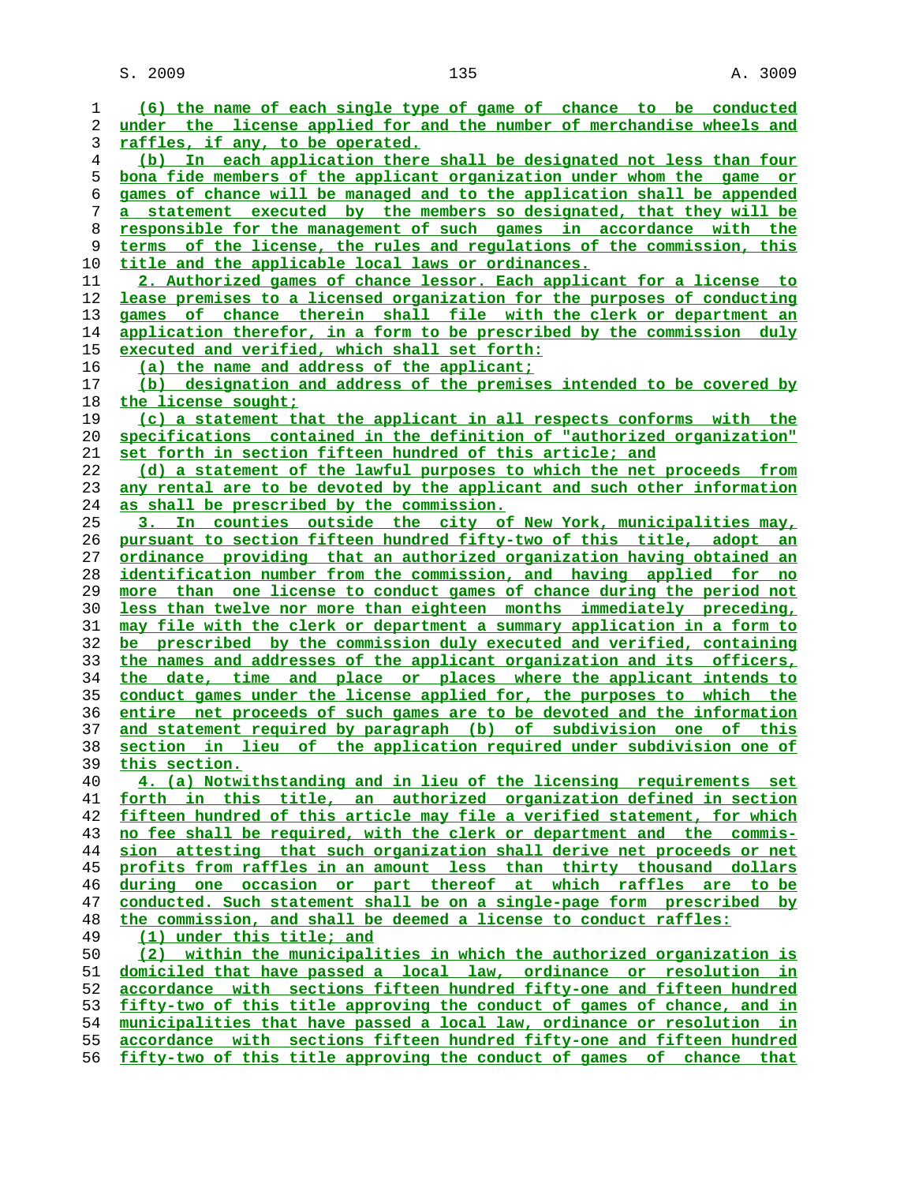(6) the name of each single type of game of chance to be conducted under the license applied for and the number of merchandise wheels and raffles, if any, to be operated.

(b) In each application there shall be designated not less than four bona fide members of the applicant organization under whom the game or games of chance will be managed and to the application shall be appended a statement executed by the members so designated, that they will be responsible for the management of such games in accordance with the terms of the license, the rules and regulations of the commission, this title and the applicable local laws or ordinances.

2. Authorized games of chance lessor. Each applicant for a license to lease premises to a licensed organization for the purposes of conducting games of chance therein shall file with the clerk or department an application therefor, in a form to be prescribed by the commission duly executed and verified, which shall set forth:

(a) the name and address of the applicant;

(b) designation and address of the premises intended to be covered by the license sought;

(c) a statement that the applicant in all respects conforms with the specifications contained in the definition of "authorized organization" set forth in section fifteen hundred of this article; and

(d) a statement of the lawful purposes to which the net proceeds from any rental are to be devoted by the applicant and such other information as shall be prescribed by the commission.

3. In counties outside the city of New York, municipalities may, pursuant to section fifteen hundred fifty-two of this title, adopt an ordinance providing that an authorized organization having obtained an identification number from the commission, and having applied for no more than one license to conduct games of chance during the period not less than twelve nor more than eighteen months immediately preceding, may file with the clerk or department a summary application in a form to be prescribed by the commission duly executed and verified, containing the names and addresses of the applicant organization and its officers, the date, time and place or places where the applicant intends to conduct games under the license applied for, the purposes to which the entire net proceeds of such games are to be devoted and the information and statement required by paragraph (b) of subdivision one of this section in lieu of the application required under subdivision one of this section.

4. (a) Notwithstanding and in lieu of the licensing requirements set forth in this title, an authorized organization defined in section fifteen hundred of this article may file a verified statement, for which no fee shall be required, with the clerk or department and the commission attesting that such organization shall derive net proceeds or net profits from raffles in an amount less than thirty thousand dollars during one occasion or part thereof at which raffles are to be conducted. Such statement shall be on a single-page form prescribed by the commission, and shall be deemed a license to conduct raffles:

(1) under this title; and

(2) within the municipalities in which the authorized organization is domiciled that have passed a local law, ordinance or resolution in accordance with sections fifteen hundred fifty-one and fifteen hundred fifty-two of this title approving the conduct of games of chance, and in municipalities that have passed a local law, ordinance or resolution in accordance with sections fifteen hundred fifty-one and fifteen hundred fifty-two of this title approving the conduct of games of chance that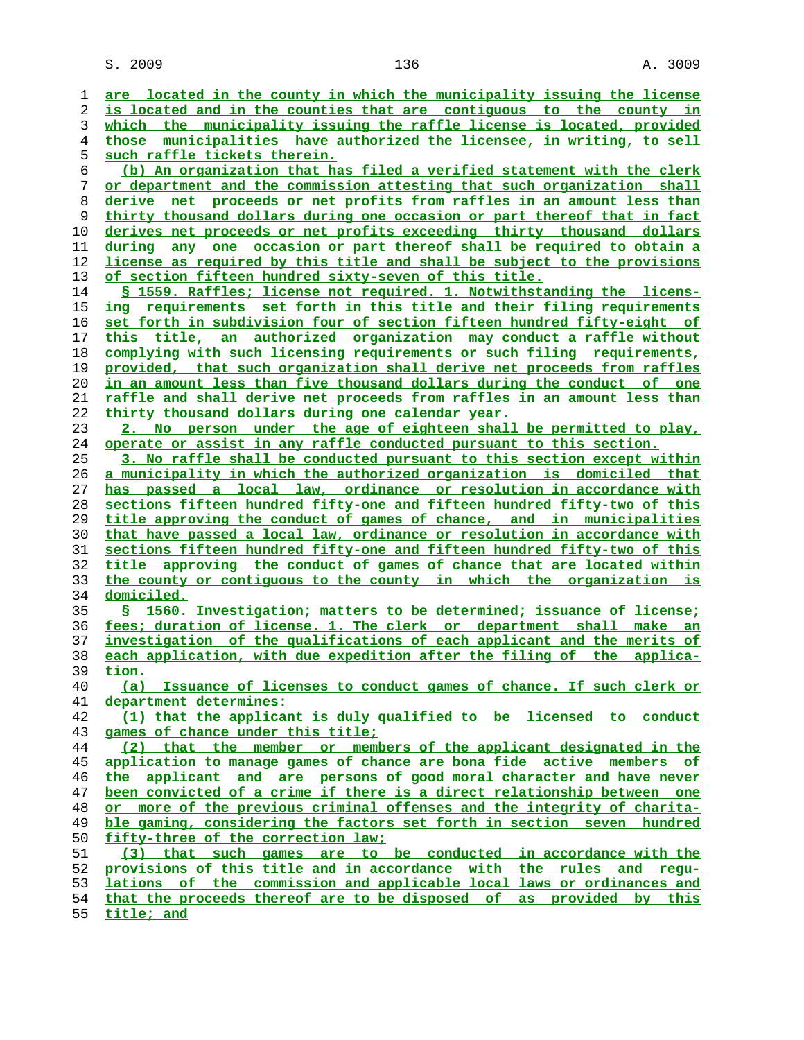are located in the county in which the municipality issuing the license is located and in the counties that are contiguous to the county in which the municipality issuing the raffle license is located, provided those municipalities have authorized the licensee, in writing, to sell such raffle tickets therein.

(b) An organization that has filed a verified statement with the clerk or department and the commission attesting that such organization shall derive net proceeds or net profits from raffles in an amount less than thirty thousand dollars during one occasion or part thereof that in fact derives net proceeds or net profits exceeding thirty thousand dollars during any one occasion or part thereof shall be required to obtain a license as required by this title and shall be subject to the provisions of section fifteen hundred sixty-seven of this title.

§ 1559. Raffles; license not required. 1. Notwithstanding the licensing requirements set forth in this title and their filing requirements set forth in subdivision four of section fifteen hundred fifty-eight of this title, an authorized organization may conduct a raffle without complying with such licensing requirements or such filing requirements, provided, that such organization shall derive net proceeds from raffles in an amount less than five thousand dollars during the conduct of one raffle and shall derive net proceeds from raffles in an amount less than thirty thousand dollars during one calendar year.

2. No person under the age of eighteen shall be permitted to play, operate or assist in any raffle conducted pursuant to this section.

3. No raffle shall be conducted pursuant to this section except within a municipality in which the authorized organization is domiciled that has passed a local law, ordinance or resolution in accordance with sections fifteen hundred fifty-one and fifteen hundred fifty-two of this title approving the conduct of games of chance, and in municipalities that have passed a local law, ordinance or resolution in accordance with sections fifteen hundred fifty-one and fifteen hundred fifty-two of this title approving the conduct of games of chance that are located within the county or contiguous to the county in which the organization is domiciled.

§ 1560. Investigation; matters to be determined; issuance of license; fees; duration of license. 1. The clerk or department shall make an investigation of the qualifications of each applicant and the merits of each application, with due expedition after the filing of the application.

(a) Issuance of licenses to conduct games of chance. If such clerk or department determines:

(1) that the applicant is duly qualified to be licensed to conduct games of chance under this title;

(2) that the member or members of the applicant designated in the application to manage games of chance are bona fide active members of the applicant and are persons of good moral character and have never been convicted of a crime if there is a direct relationship between one or more of the previous criminal offenses and the integrity of charitable gaming, considering the factors set forth in section seven hundred fifty-three of the correction law;

(3) that such games are to be conducted in accordance with the provisions of this title and in accordance with the rules and regulations of the commission and applicable local laws or ordinances and that the proceeds thereof are to be disposed of as provided by this title; and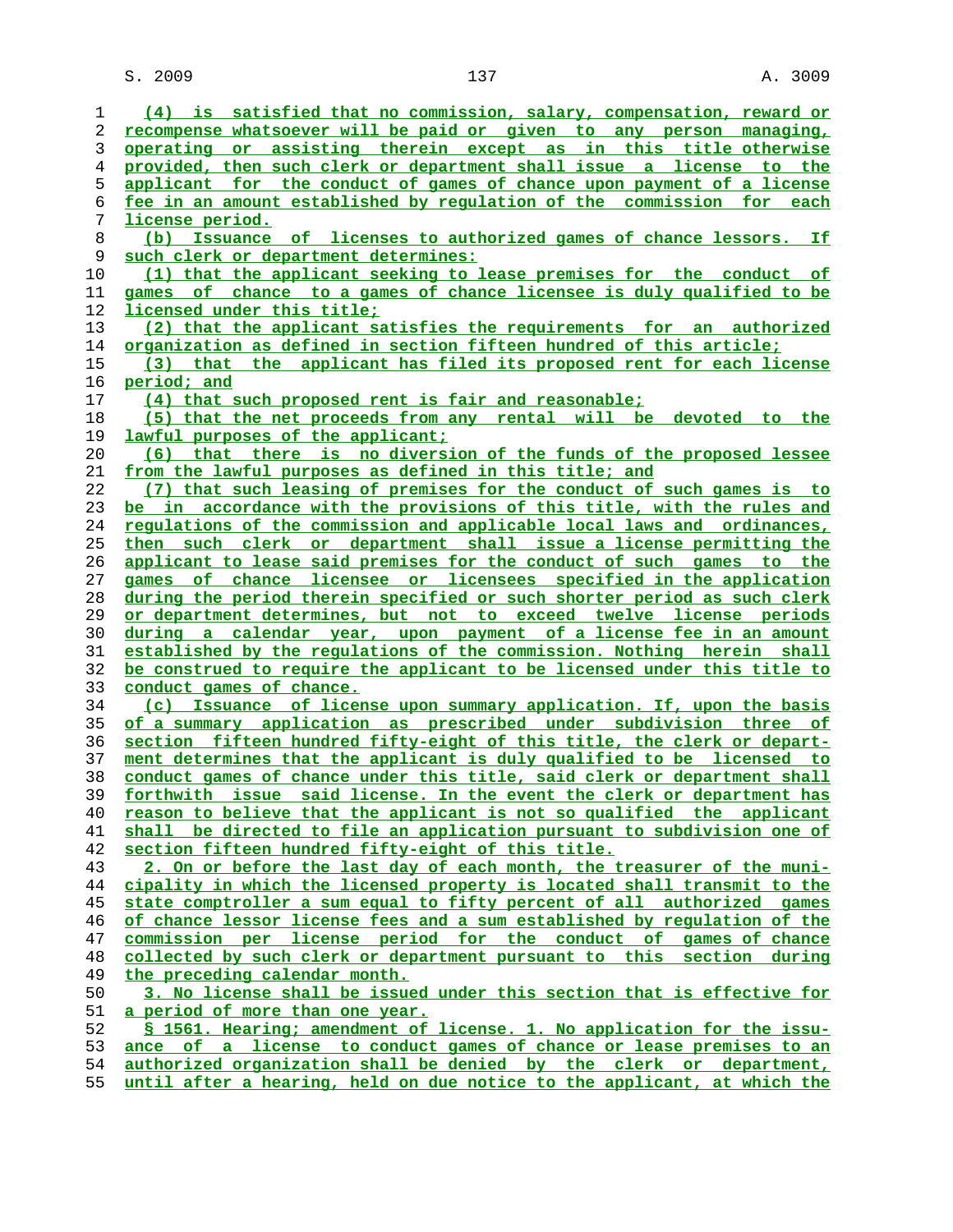(4) is satisfied that no commission, salary, compensation, reward or recompense whatsoever will be paid or given to any person managing, operating or assisting therein except as in this title otherwise provided, then such clerk or department shall issue a license to the applicant for the conduct of games of chance upon payment of a license fee in an amount established by regulation of the commission for each license period.

(b) Issuance of licenses to authorized games of chance lessors. If such clerk or department determines:

(1) that the applicant seeking to lease premises for the conduct of games of chance to a games of chance licensee is duly qualified to be licensed under this title;

(2) that the applicant satisfies the requirements for an authorized organization as defined in section fifteen hundred of this article;

(3) that the applicant has filed its proposed rent for each license period; and

(4) that such proposed rent is fair and reasonable;

(5) that the net proceeds from any rental will be devoted to the lawful purposes of the applicant;

(6) that there is no diversion of the funds of the proposed lessee from the lawful purposes as defined in this title; and

(7) that such leasing of premises for the conduct of such games is to be in accordance with the provisions of this title, with the rules and regulations of the commission and applicable local laws and ordinances, then such clerk or department shall issue a license permitting the applicant to lease said premises for the conduct of such games to the games of chance licensee or licensees specified in the application during the period therein specified or such shorter period as such clerk or department determines, but not to exceed twelve license periods during a calendar year, upon payment of a license fee in an amount established by the regulations of the commission. Nothing herein shall be construed to require the applicant to be licensed under this title to conduct games of chance.

(c) Issuance of license upon summary application. If, upon the basis of a summary application as prescribed under subdivision three of section fifteen hundred fifty-eight of this title, the clerk or department determines that the applicant is duly qualified to be licensed to conduct games of chance under this title, said clerk or department shall forthwith issue said license. In the event the clerk or department has reason to believe that the applicant is not so qualified the applicant shall be directed to file an application pursuant to subdivision one of section fifteen hundred fifty-eight of this title.

2. On or before the last day of each month, the treasurer of the municipality in which the licensed property is located shall transmit to the state comptroller a sum equal to fifty percent of all authorized games of chance lessor license fees and a sum established by regulation of the commission per license period for the conduct of games of chance collected by such clerk or department pursuant to this section during the preceding calendar month.

3. No license shall be issued under this section that is effective for a period of more than one year.

§ 1561. Hearing; amendment of license. 1. No application for the issuance of a license to conduct games of chance or lease premises to an authorized organization shall be denied by the clerk or department, until after a hearing, held on due notice to the applicant, at which the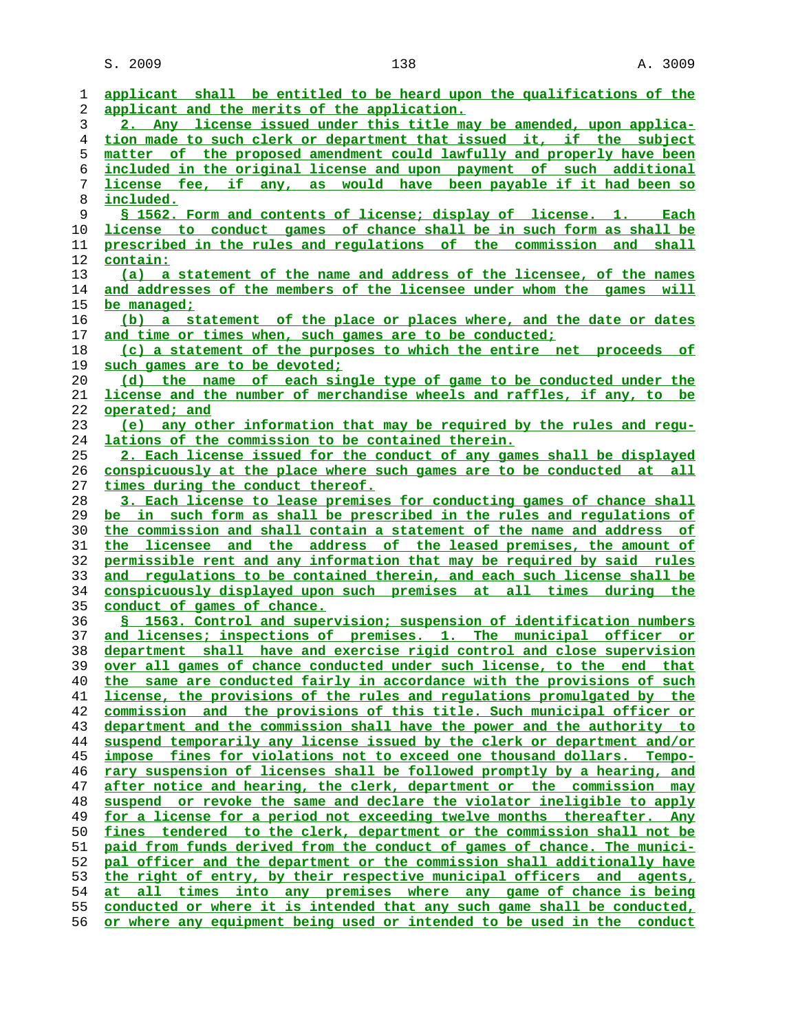applicant shall be entitled to be heard upon the qualifications of the applicant and the merits of the application.

2. Any license issued under this title may be amended, upon application made to such clerk or department that issued it, if the subject matter of the proposed amendment could lawfully and properly have been included in the original license and upon payment of such additional license fee, if any, as would have been payable if it had been so included.

§ 1562. Form and contents of license; display of license. 1. Each license to conduct games of chance shall be in such form as shall be prescribed in the rules and regulations of the commission and shall contain:

(a) a statement of the name and address of the licensee, of the names and addresses of the members of the licensee under whom the games will be managed;

(b) a statement of the place or places where, and the date or dates and time or times when, such games are to be conducted;

(c) a statement of the purposes to which the entire net proceeds of such games are to be devoted;

(d) the name of each single type of game to be conducted under the license and the number of merchandise wheels and raffles, if any, to be operated; and

(e) any other information that may be required by the rules and regulations of the commission to be contained therein.

2. Each license issued for the conduct of any games shall be displayed conspicuously at the place where such games are to be conducted at all times during the conduct thereof.

3. Each license to lease premises for conducting games of chance shall be in such form as shall be prescribed in the rules and regulations of the commission and shall contain a statement of the name and address of the licensee and the address of the leased premises, the amount of permissible rent and any information that may be required by said rules and regulations to be contained therein, and each such license shall be conspicuously displayed upon such premises at all times during the conduct of games of chance.

§ 1563. Control and supervision; suspension of identification numbers and licenses; inspections of premises. 1. The municipal officer or department shall have and exercise rigid control and close supervision over all games of chance conducted under such license, to the end that the same are conducted fairly in accordance with the provisions of such license, the provisions of the rules and regulations promulgated by the commission and the provisions of this title. Such municipal officer or department and the commission shall have the power and the authority to suspend temporarily any license issued by the clerk or department and/or impose fines for violations not to exceed one thousand dollars. Temporary suspension of licenses shall be followed promptly by a hearing, and after notice and hearing, the clerk, department or the commission may suspend or revoke the same and declare the violator ineligible to apply for a license for a period not exceeding twelve months thereafter. Any fines tendered to the clerk, department or the commission shall not be paid from funds derived from the conduct of games of chance. The municipal officer and the department or the commission shall additionally have the right of entry, by their respective municipal officers and agents, at all times into any premises where any game of chance is being conducted or where it is intended that any such game shall be conducted, or where any equipment being used or intended to be used in the conduct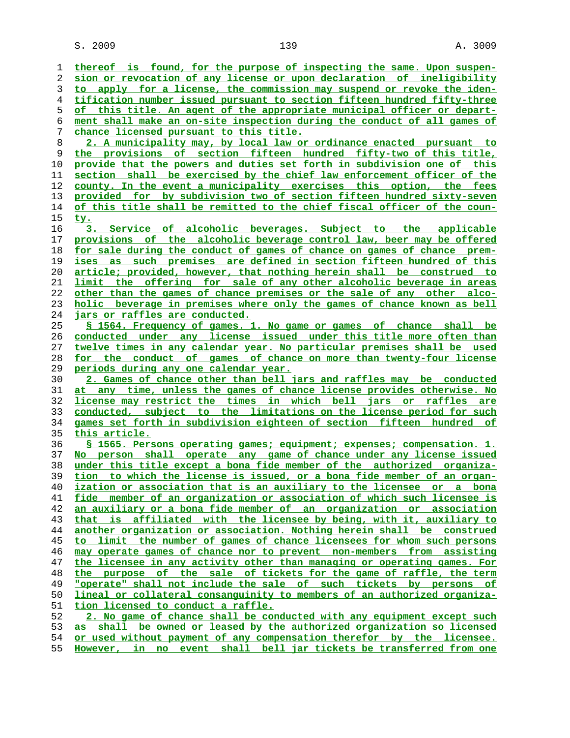thereof is found, for the purpose of inspecting the same. Upon suspension or revocation of any license or upon declaration of ineligibility to apply for a license, the commission may suspend or revoke the identification number issued pursuant to section fifteen hundred fifty-three of this title. An agent of the appropriate municipal officer or department shall make an on-site inspection during the conduct of all games of chance licensed pursuant to this title.

2. A municipality may, by local law or ordinance enacted pursuant to the provisions of section fifteen hundred fifty-two of this title, provide that the powers and duties set forth in subdivision one of this section shall be exercised by the chief law enforcement officer of the county. In the event a municipality exercises this option, the fees provided for by subdivision two of section fifteen hundred sixty-seven of this title shall be remitted to the chief fiscal officer of the county.

3. Service of alcoholic beverages. Subject to the applicable provisions of the alcoholic beverage control law, beer may be offered for sale during the conduct of games of chance on games of chance premises as such premises are defined in section fifteen hundred of this article; provided, however, that nothing herein shall be construed to limit the offering for sale of any other alcoholic beverage in areas other than the games of chance premises or the sale of any other alcoholic beverage in premises where only the games of chance known as bell jars or raffles are conducted.

§ 1564. Frequency of games. 1. No game or games of chance shall be conducted under any license issued under this title more often than twelve times in any calendar year. No particular premises shall be used for the conduct of games of chance on more than twenty-four license periods during any one calendar year.

2. Games of chance other than bell jars and raffles may be conducted at any time, unless the games of chance license provides otherwise. No license may restrict the times in which bell jars or raffles are conducted, subject to the limitations on the license period for such games set forth in subdivision eighteen of section fifteen hundred of this article.

§ 1565. Persons operating games; equipment; expenses; compensation. 1. No person shall operate any game of chance under any license issued under this title except a bona fide member of the authorized organization to which the license is issued, or a bona fide member of an organization or association that is an auxiliary to the licensee or a bona fide member of an organization or association of which such licensee is an auxiliary or a bona fide member of an organization or association that is affiliated with the licensee by being, with it, auxiliary to another organization or association. Nothing herein shall be construed to limit the number of games of chance licensees for whom such persons may operate games of chance nor to prevent non-members from assisting the licensee in any activity other than managing or operating games. For the purpose of the sale of tickets for the game of raffle, the term "operate" shall not include the sale of such tickets by persons of lineal or collateral consanguinity to members of an authorized organization licensed to conduct a raffle.

2. No game of chance shall be conducted with any equipment except such as shall be owned or leased by the authorized organization so licensed or used without payment of any compensation therefor by the licensee. However, in no event shall bell jar tickets be transferred from one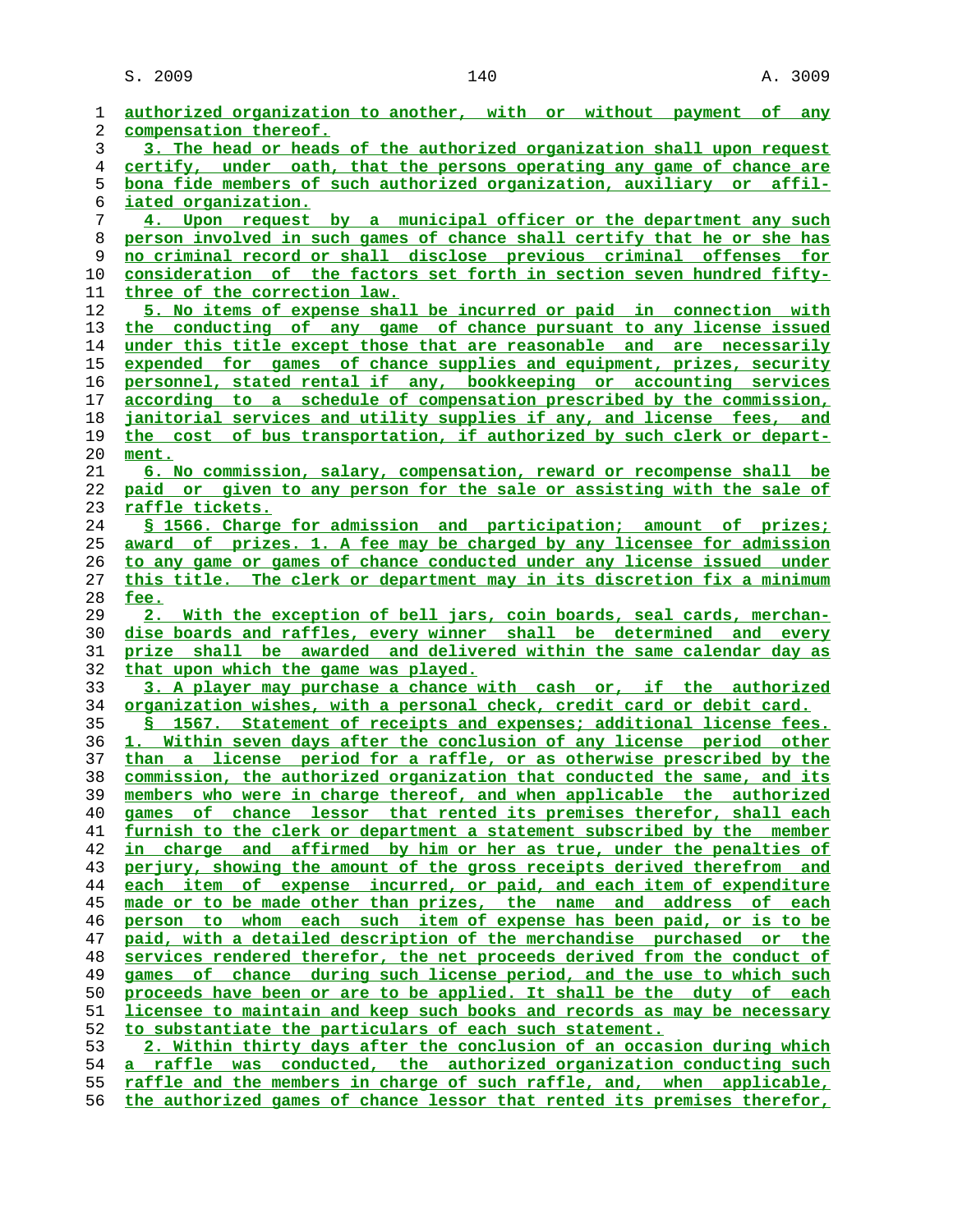authorized organization to another, with or without payment of any compensation thereof.

3. The head or heads of the authorized organization shall upon request certify, under oath, that the persons operating any game of chance are bona fide members of such authorized organization, auxiliary or affiliated organization.

4. Upon request by a municipal officer or the department any such person involved in such games of chance shall certify that he or she has no criminal record or shall disclose previous criminal offenses for consideration of the factors set forth in section seven hundred fifty-three of the correction law.

5. No items of expense shall be incurred or paid in connection with the conducting of any game of chance pursuant to any license issued under this title except those that are reasonable and are necessarily expended for games of chance supplies and equipment, prizes, security personnel, stated rental if any, bookkeeping or accounting services according to a schedule of compensation prescribed by the commission, janitorial services and utility supplies if any, and license fees, and the cost of bus transportation, if authorized by such clerk or department.

6. No commission, salary, compensation, reward or recompense shall be paid or given to any person for the sale or assisting with the sale of raffle tickets.

§ 1566. Charge for admission and participation; amount of prizes; award of prizes. 1. A fee may be charged by any licensee for admission to any game or games of chance conducted under any license issued under this title. The clerk or department may in its discretion fix a minimum fee.

2. With the exception of bell jars, coin boards, seal cards, merchandise boards and raffles, every winner shall be determined and every prize shall be awarded and delivered within the same calendar day as that upon which the game was played.

3. A player may purchase a chance with cash or, if the authorized organization wishes, with a personal check, credit card or debit card.

§ 1567. Statement of receipts and expenses; additional license fees. 1. Within seven days after the conclusion of any license period other than a license period for a raffle, or as otherwise prescribed by the commission, the authorized organization that conducted the same, and its members who were in charge thereof, and when applicable the authorized games of chance lessor that rented its premises therefor, shall each furnish to the clerk or department a statement subscribed by the member in charge and affirmed by him or her as true, under the penalties of perjury, showing the amount of the gross receipts derived therefrom and each item of expense incurred, or paid, and each item of expenditure made or to be made other than prizes, the name and address of each person to whom each such item of expense has been paid, or is to be paid, with a detailed description of the merchandise purchased or the services rendered therefor, the net proceeds derived from the conduct of games of chance during such license period, and the use to which such proceeds have been or are to be applied. It shall be the duty of each licensee to maintain and keep such books and records as may be necessary to substantiate the particulars of each such statement.

2. Within thirty days after the conclusion of an occasion during which a raffle was conducted, the authorized organization conducting such raffle and the members in charge of such raffle, and, when applicable, the authorized games of chance lessor that rented its premises therefor,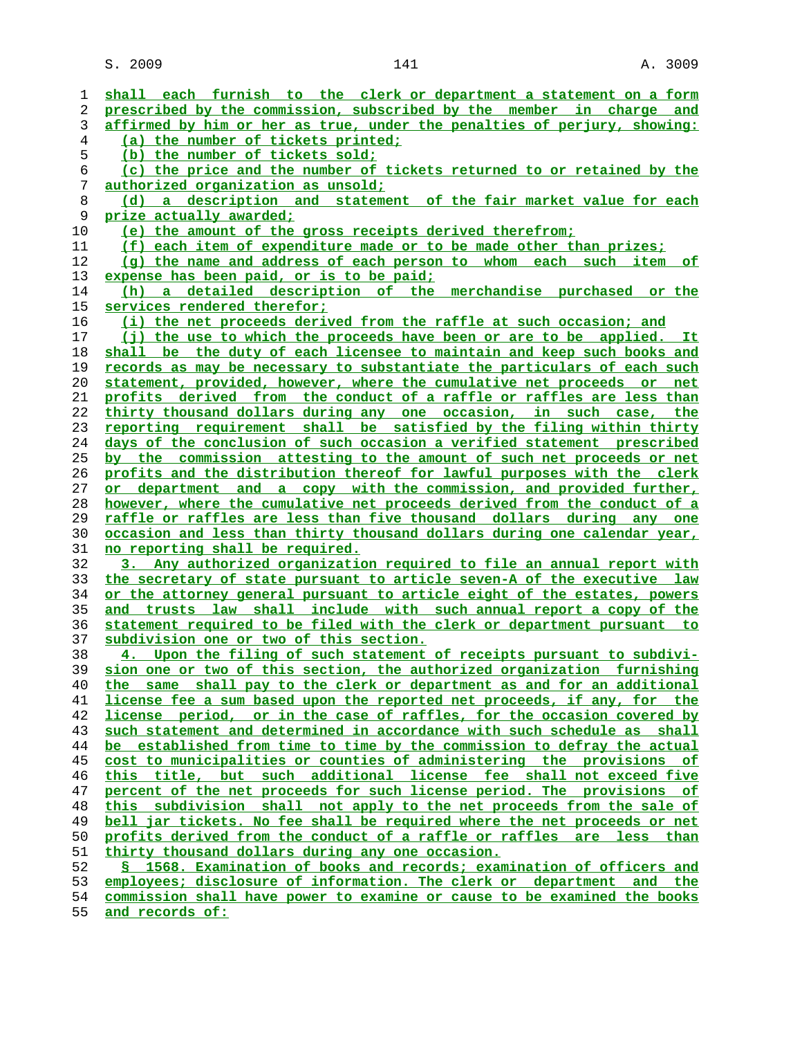shall each furnish to the clerk or department a statement on a form prescribed by the commission, subscribed by the member in charge and affirmed by him or her as true, under the penalties of perjury, showing:

(a) the number of tickets printed;

(b) the number of tickets sold;

(c) the price and the number of tickets returned to or retained by the authorized organization as unsold;

(d) a description and statement of the fair market value for each prize actually awarded;

(e) the amount of the gross receipts derived therefrom;

(f) each item of expenditure made or to be made other than prizes;

(g) the name and address of each person to whom each such item of expense has been paid, or is to be paid;

(h) a detailed description of the merchandise purchased or the services rendered therefor;

(i) the net proceeds derived from the raffle at such occasion; and

(j) the use to which the proceeds have been or are to be applied. It shall be the duty of each licensee to maintain and keep such books and records as may be necessary to substantiate the particulars of each such statement, provided, however, where the cumulative net proceeds or net profits derived from the conduct of a raffle or raffles are less than thirty thousand dollars during any one occasion, in such case, the reporting requirement shall be satisfied by the filing within thirty days of the conclusion of such occasion a verified statement prescribed by the commission attesting to the amount of such net proceeds or net profits and the distribution thereof for lawful purposes with the clerk or department and a copy with the commission, and provided further, however, where the cumulative net proceeds derived from the conduct of a raffle or raffles are less than five thousand dollars during any one occasion and less than thirty thousand dollars during one calendar year, no reporting shall be required.

3. Any authorized organization required to file an annual report with the secretary of state pursuant to article seven-A of the executive law or the attorney general pursuant to article eight of the estates, powers and trusts law shall include with such annual report a copy of the statement required to be filed with the clerk or department pursuant to subdivision one or two of this section.

4. Upon the filing of such statement of receipts pursuant to subdivision one or two of this section, the authorized organization furnishing the same shall pay to the clerk or department as and for an additional license fee a sum based upon the reported net proceeds, if any, for the license period, or in the case of raffles, for the occasion covered by such statement and determined in accordance with such schedule as shall be established from time to time by the commission to defray the actual cost to municipalities or counties of administering the provisions of this title, but such additional license fee shall not exceed five percent of the net proceeds for such license period. The provisions of this subdivision shall not apply to the net proceeds from the sale of bell jar tickets. No fee shall be required where the net proceeds or net profits derived from the conduct of a raffle or raffles are less than thirty thousand dollars during any one occasion.

§ 1568. Examination of books and records; examination of officers and employees; disclosure of information. The clerk or department and the commission shall have power to examine or cause to be examined the books and records of: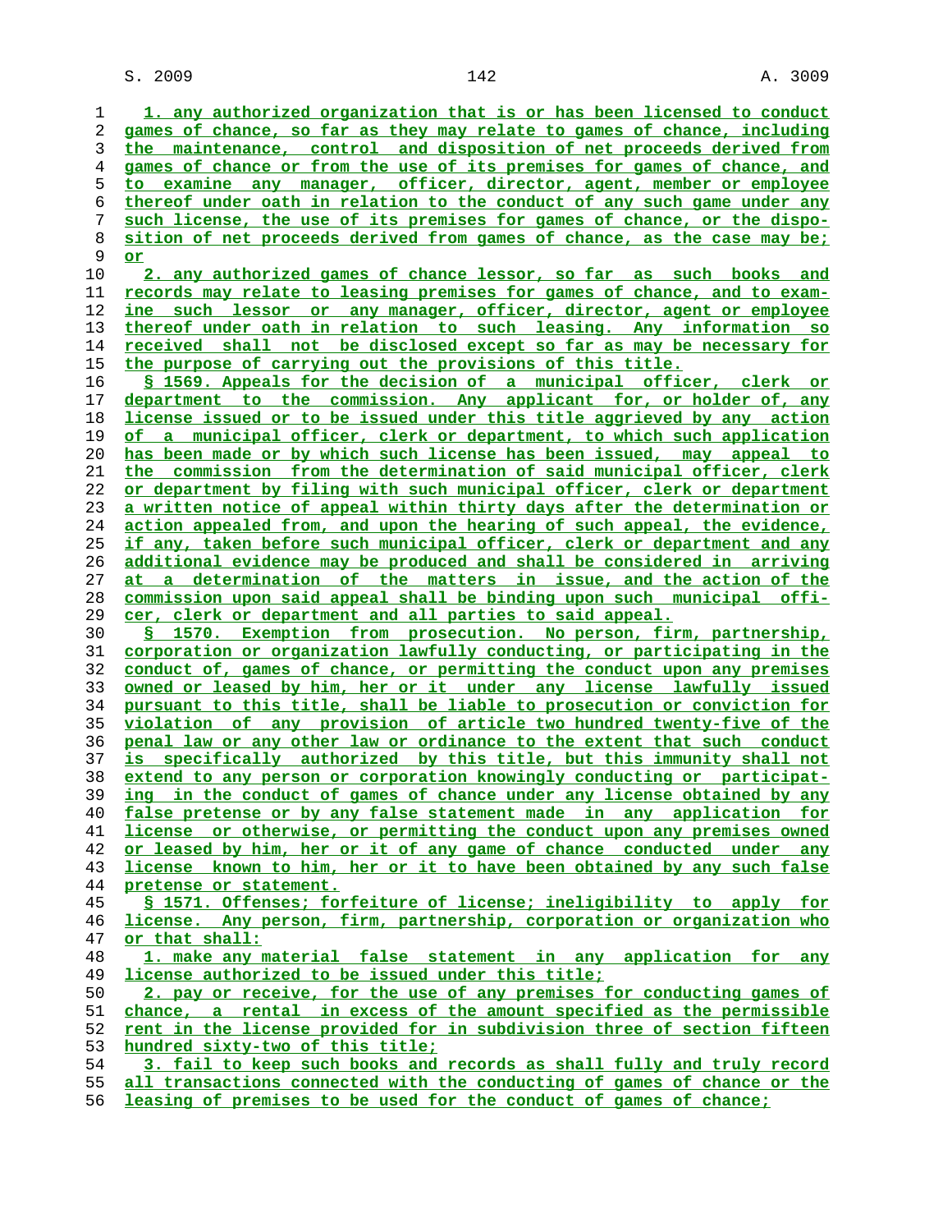1. any authorized organization that is or has been licensed to conduct games of chance, so far as they may relate to games of chance, including the maintenance, control and disposition of net proceeds derived from games of chance or from the use of its premises for games of chance, and to examine any manager, officer, director, agent, member or employee thereof under oath in relation to the conduct of any such game under any such license, the use of its premises for games of chance, or the disposition of net proceeds derived from games of chance, as the case may be; or

2. any authorized games of chance lessor, so far as such books and records may relate to leasing premises for games of chance, and to examine such lessor or any manager, officer, director, agent or employee thereof under oath in relation to such leasing. Any information so received shall not be disclosed except so far as may be necessary for the purpose of carrying out the provisions of this title.

§ 1569. Appeals for the decision of a municipal officer, clerk or department to the commission. Any applicant for, or holder of, any license issued or to be issued under this title aggrieved by any action of a municipal officer, clerk or department, to which such application has been made or by which such license has been issued, may appeal to the commission from the determination of said municipal officer, clerk or department by filing with such municipal officer, clerk or department a written notice of appeal within thirty days after the determination or action appealed from, and upon the hearing of such appeal, the evidence, if any, taken before such municipal officer, clerk or department and any additional evidence may be produced and shall be considered in arriving at a determination of the matters in issue, and the action of the commission upon said appeal shall be binding upon such municipal officer, clerk or department and all parties to said appeal.

§ 1570. Exemption from prosecution. No person, firm, partnership, corporation or organization lawfully conducting, or participating in the conduct of, games of chance, or permitting the conduct upon any premises owned or leased by him, her or it under any license lawfully issued pursuant to this title, shall be liable to prosecution or conviction for violation of any provision of article two hundred twenty-five of the penal law or any other law or ordinance to the extent that such conduct is specifically authorized by this title, but this immunity shall not extend to any person or corporation knowingly conducting or participating in the conduct of games of chance under any license obtained by any false pretense or by any false statement made in any application for license or otherwise, or permitting the conduct upon any premises owned or leased by him, her or it of any game of chance conducted under any license known to him, her or it to have been obtained by any such false pretense or statement.

§ 1571. Offenses; forfeiture of license; ineligibility to apply for license. Any person, firm, partnership, corporation or organization who or that shall:

1. make any material false statement in any application for any license authorized to be issued under this title;

2. pay or receive, for the use of any premises for conducting games of chance, a rental in excess of the amount specified as the permissible rent in the license provided for in subdivision three of section fifteen hundred sixty-two of this title;

3. fail to keep such books and records as shall fully and truly record all transactions connected with the conducting of games of chance or the leasing of premises to be used for the conduct of games of chance;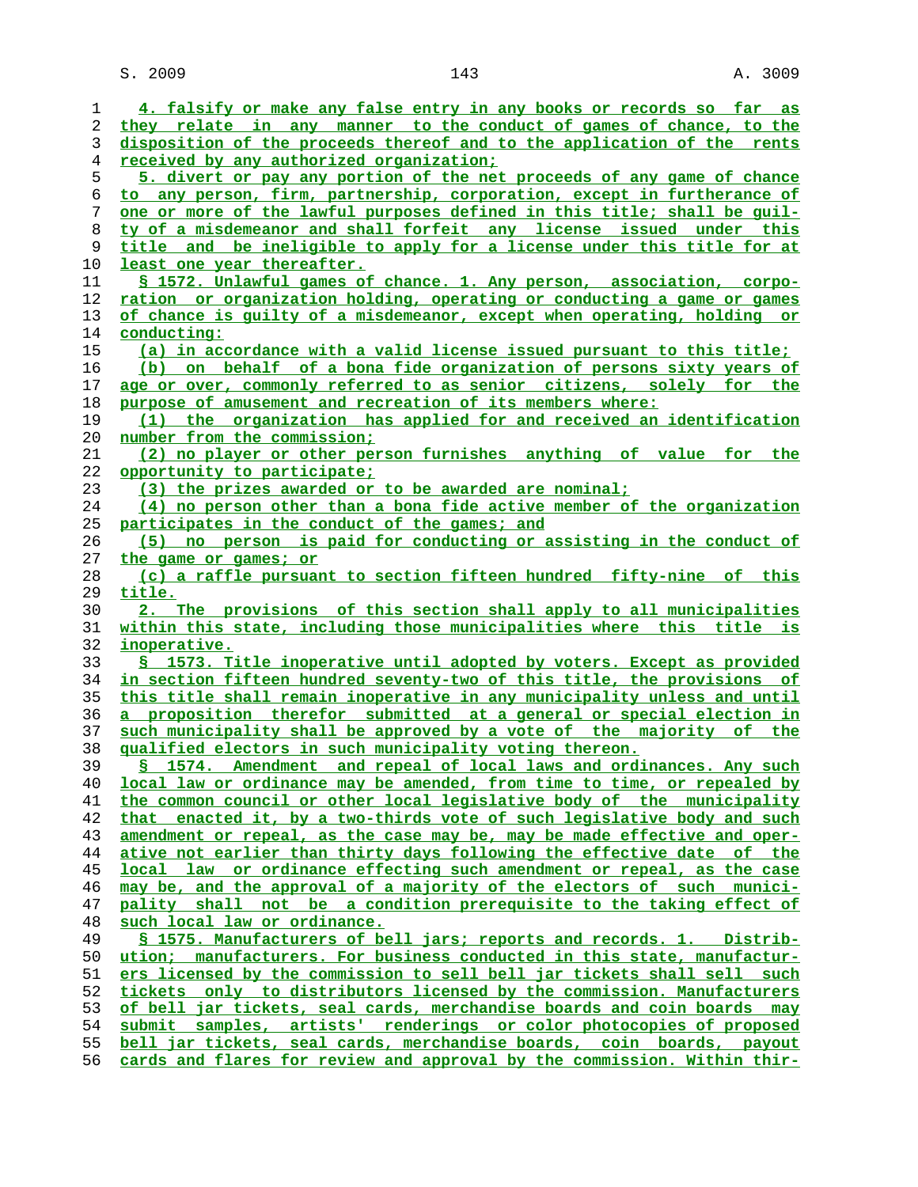4. falsify or make any false entry in any books or records so far as they relate in any manner to the conduct of games of chance, to the disposition of the proceeds thereof and to the application of the rents received by any authorized organization;

5. divert or pay any portion of the net proceeds of any game of chance to any person, firm, partnership, corporation, except in furtherance of one or more of the lawful purposes defined in this title; shall be guilty of a misdemeanor and shall forfeit any license issued under this title and be ineligible to apply for a license under this title for at least one year thereafter.

§ 1572. Unlawful games of chance. 1. Any person, association, corporation or organization holding, operating or conducting a game or games of chance is guilty of a misdemeanor, except when operating, holding or conducting:

(a) in accordance with a valid license issued pursuant to this title;

(b) on behalf of a bona fide organization of persons sixty years of age or over, commonly referred to as senior citizens, solely for the purpose of amusement and recreation of its members where:

(1) the organization has applied for and received an identification number from the commission;

(2) no player or other person furnishes anything of value for the opportunity to participate;

(3) the prizes awarded or to be awarded are nominal;

(4) no person other than a bona fide active member of the organization participates in the conduct of the games; and

(5) no person is paid for conducting or assisting in the conduct of the game or games; or

(c) a raffle pursuant to section fifteen hundred fifty-nine of this title.

2. The provisions of this section shall apply to all municipalities within this state, including those municipalities where this title is inoperative.

§ 1573. Title inoperative until adopted by voters. Except as provided in section fifteen hundred seventy-two of this title, the provisions of this title shall remain inoperative in any municipality unless and until a proposition therefor submitted at a general or special election in such municipality shall be approved by a vote of the majority of the qualified electors in such municipality voting thereon.

§ 1574. Amendment and repeal of local laws and ordinances. Any such local law or ordinance may be amended, from time to time, or repealed by the common council or other local legislative body of the municipality that enacted it, by a two-thirds vote of such legislative body and such amendment or repeal, as the case may be, may be made effective and operative not earlier than thirty days following the effective date of the local law or ordinance effecting such amendment or repeal, as the case may be, and the approval of a majority of the electors of such municipality shall not be a condition prerequisite to the taking effect of such local law or ordinance.

§ 1575. Manufacturers of bell jars; reports and records. 1. Distribution; manufacturers. For business conducted in this state, manufacturers licensed by the commission to sell bell jar tickets shall sell such tickets only to distributors licensed by the commission. Manufacturers of bell jar tickets, seal cards, merchandise boards and coin boards may submit samples, artists' renderings or color photocopies of proposed bell jar tickets, seal cards, merchandise boards, coin boards, payout cards and flares for review and approval by the commission. Within thir-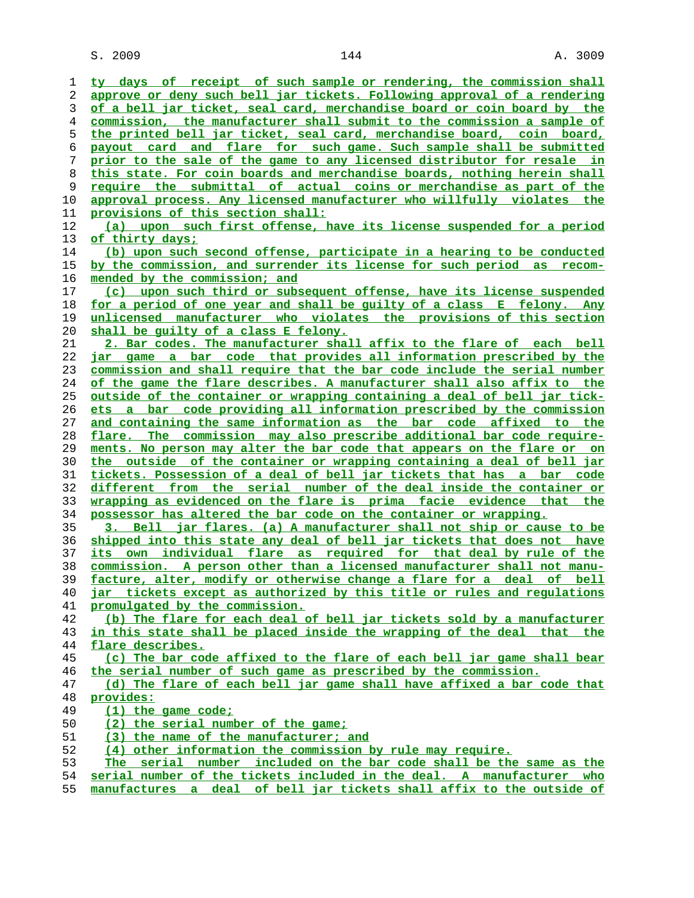ty days of receipt of such sample or rendering, the commission shall approve or deny such bell jar tickets. Following approval of a rendering of a bell jar ticket, seal card, merchandise board or coin board by the commission, the manufacturer shall submit to the commission a sample of the printed bell jar ticket, seal card, merchandise board, coin board, payout card and flare for such game. Such sample shall be submitted prior to the sale of the game to any licensed distributor for resale in this state. For coin boards and merchandise boards, nothing herein shall require the submittal of actual coins or merchandise as part of the approval process. Any licensed manufacturer who willfully violates the provisions of this section shall:

(a) upon such first offense, have its license suspended for a period of thirty days;

(b) upon such second offense, participate in a hearing to be conducted by the commission, and surrender its license for such period as recommended by the commission; and

(c) upon such third or subsequent offense, have its license suspended for a period of one year and shall be guilty of a class E felony. Any unlicensed manufacturer who violates the provisions of this section shall be guilty of a class E felony.

2. Bar codes. The manufacturer shall affix to the flare of each bell jar game a bar code that provides all information prescribed by the commission and shall require that the bar code include the serial number of the game the flare describes. A manufacturer shall also affix to the outside of the container or wrapping containing a deal of bell jar tickets a bar code providing all information prescribed by the commission and containing the same information as the bar code affixed to the flare. The commission may also prescribe additional bar code requirements. No person may alter the bar code that appears on the flare or on the outside of the container or wrapping containing a deal of bell jar tickets. Possession of a deal of bell jar tickets that has a bar code different from the serial number of the deal inside the container or wrapping as evidenced on the flare is prima facie evidence that the possessor has altered the bar code on the container or wrapping.

3. Bell jar flares. (a) A manufacturer shall not ship or cause to be shipped into this state any deal of bell jar tickets that does not have its own individual flare as required for that deal by rule of the commission. A person other than a licensed manufacturer shall not manufacture, alter, modify or otherwise change a flare for a deal of bell jar tickets except as authorized by this title or rules and regulations promulgated by the commission.

(b) The flare for each deal of bell jar tickets sold by a manufacturer in this state shall be placed inside the wrapping of the deal that the flare describes.

(c) The bar code affixed to the flare of each bell jar game shall bear the serial number of such game as prescribed by the commission.

(d) The flare of each bell jar game shall have affixed a bar code that provides:

(1) the game code;

(2) the serial number of the game;

(3) the name of the manufacturer; and

(4) other information the commission by rule may require.

The serial number included on the bar code shall be the same as the serial number of the tickets included in the deal. A manufacturer who manufactures a deal of bell jar tickets shall affix to the outside of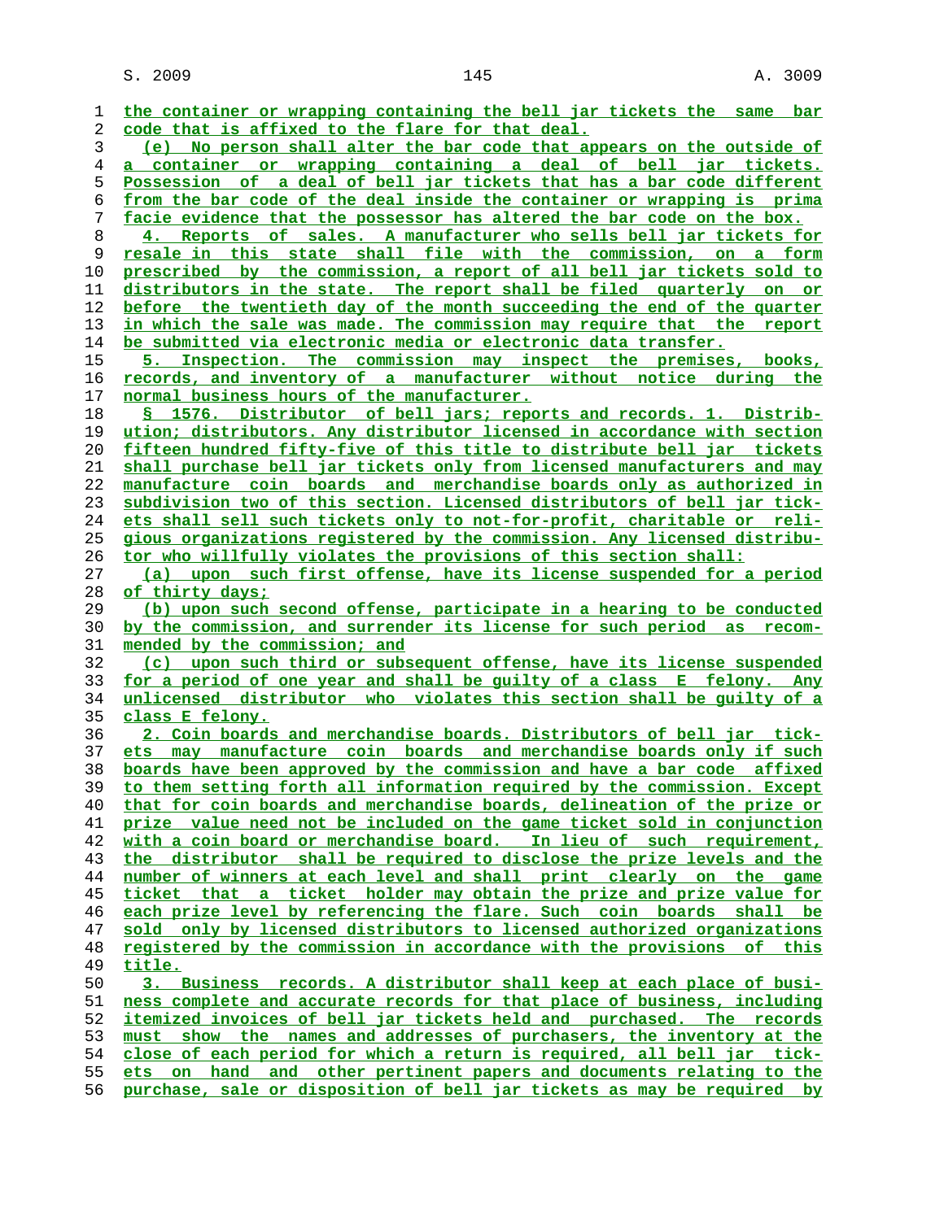the container or wrapping containing the bell jar tickets the same bar code that is affixed to the flare for that deal.

(e) No person shall alter the bar code that appears on the outside of a container or wrapping containing a deal of bell jar tickets. Possession of a deal of bell jar tickets that has a bar code different from the bar code of the deal inside the container or wrapping is prima facie evidence that the possessor has altered the bar code on the box.

4. Reports of sales. A manufacturer who sells bell jar tickets for resale in this state shall file with the commission, on a form prescribed by the commission, a report of all bell jar tickets sold to distributors in the state. The report shall be filed quarterly on or before the twentieth day of the month succeeding the end of the quarter in which the sale was made. The commission may require that the report be submitted via electronic media or electronic data transfer.

5. Inspection. The commission may inspect the premises, books, records, and inventory of a manufacturer without notice during the normal business hours of the manufacturer.

§ 1576. Distributor of bell jars; reports and records. 1. Distribution; distributors. Any distributor licensed in accordance with section fifteen hundred fifty-five of this title to distribute bell jar tickets shall purchase bell jar tickets only from licensed manufacturers and may manufacture coin boards and merchandise boards only as authorized in subdivision two of this section. Licensed distributors of bell jar tickets shall sell such tickets only to not-for-profit, charitable or religious organizations registered by the commission. Any licensed distributor who willfully violates the provisions of this section shall:

(a) upon such first offense, have its license suspended for a period of thirty days;

(b) upon such second offense, participate in a hearing to be conducted by the commission, and surrender its license for such period as recommended by the commission; and

(c) upon such third or subsequent offense, have its license suspended for a period of one year and shall be guilty of a class E felony. Any unlicensed distributor who violates this section shall be guilty of a class E felony.

2. Coin boards and merchandise boards. Distributors of bell jar tickets may manufacture coin boards and merchandise boards only if such boards have been approved by the commission and have a bar code affixed to them setting forth all information required by the commission. Except that for coin boards and merchandise boards, delineation of the prize or prize value need not be included on the game ticket sold in conjunction with a coin board or merchandise board. In lieu of such requirement, the distributor shall be required to disclose the prize levels and the number of winners at each level and shall print clearly on the game ticket that a ticket holder may obtain the prize and prize value for each prize level by referencing the flare. Such coin boards shall be sold only by licensed distributors to licensed authorized organizations registered by the commission in accordance with the provisions of this title.

3. Business records. A distributor shall keep at each place of business complete and accurate records for that place of business, including itemized invoices of bell jar tickets held and purchased. The records must show the names and addresses of purchasers, the inventory at the close of each period for which a return is required, all bell jar tickets on hand and other pertinent papers and documents relating to the purchase, sale or disposition of bell jar tickets as may be required by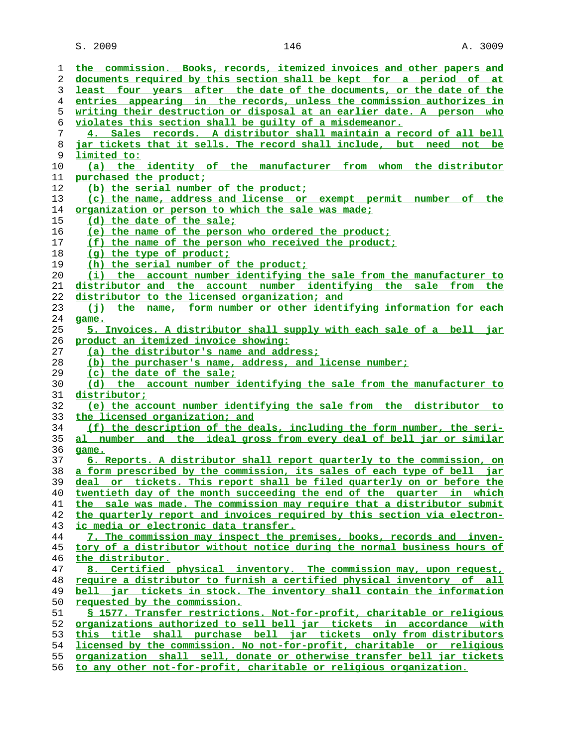the commission. Books, records, itemized invoices and other papers and documents required by this section shall be kept for a period of at least four years after the date of the documents, or the date of the entries appearing in the records, unless the commission authorizes in writing their destruction or disposal at an earlier date. A person who violates this section shall be guilty of a misdemeanor.

4. Sales records. A distributor shall maintain a record of all bell jar tickets that it sells. The record shall include, but need not be limited to:

(a) the identity of the manufacturer from whom the distributor purchased the product;

(b) the serial number of the product;

(c) the name, address and license or exempt permit number of the organization or person to which the sale was made;

(d) the date of the sale;

(e) the name of the person who ordered the product;

(f) the name of the person who received the product;

(g) the type of product;

(h) the serial number of the product;

(i) the account number identifying the sale from the manufacturer to distributor and the account number identifying the sale from the distributor to the licensed organization; and

(j) the name, form number or other identifying information for each game.

5. Invoices. A distributor shall supply with each sale of a bell jar product an itemized invoice showing:

(a) the distributor's name and address;

(b) the purchaser's name, address, and license number;

(c) the date of the sale;

(d) the account number identifying the sale from the manufacturer to distributor;

(e) the account number identifying the sale from the distributor to the licensed organization; and

(f) the description of the deals, including the form number, the serial number and the ideal gross from every deal of bell jar or similar game.

6. Reports. A distributor shall report quarterly to the commission, on a form prescribed by the commission, its sales of each type of bell jar deal or tickets. This report shall be filed quarterly on or before the twentieth day of the month succeeding the end of the quarter in which the sale was made. The commission may require that a distributor submit the quarterly report and invoices required by this section via electronic media or electronic data transfer.

7. The commission may inspect the premises, books, records and inventory of a distributor without notice during the normal business hours of the distributor.

8. Certified physical inventory. The commission may, upon request, require a distributor to furnish a certified physical inventory of all bell jar tickets in stock. The inventory shall contain the information requested by the commission.

§ 1577. Transfer restrictions. Not-for-profit, charitable or religious organizations authorized to sell bell jar tickets in accordance with this title shall purchase bell jar tickets only from distributors licensed by the commission. No not-for-profit, charitable or religious organization shall sell, donate or otherwise transfer bell jar tickets to any other not-for-profit, charitable or religious organization.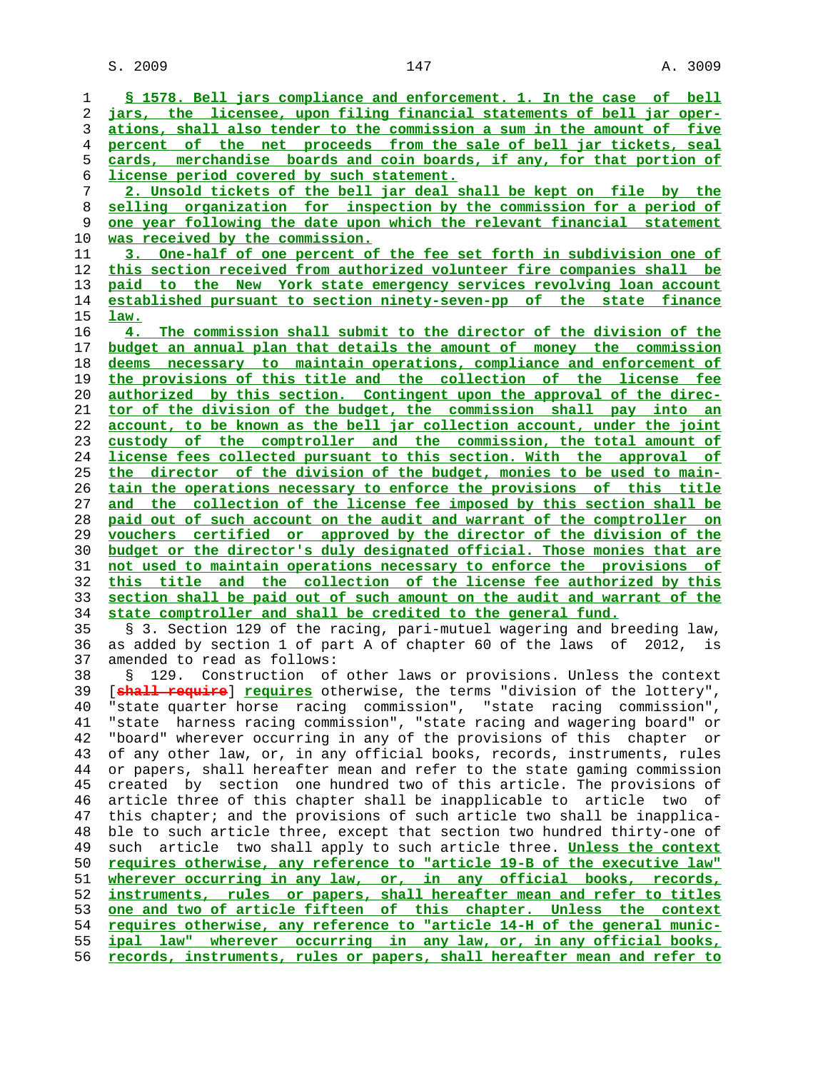§ 1578. Bell jars compliance and enforcement. 1. In the case of bell jars, the licensee, upon filing financial statements of bell jar operations, shall also tender to the commission a sum in the amount of five percent of the net proceeds from the sale of bell jar tickets, seal cards, merchandise boards and coin boards, if any, for that portion of license period covered by such statement.

2. Unsold tickets of the bell jar deal shall be kept on file by the selling organization for inspection by the commission for a period of one year following the date upon which the relevant financial statement was received by the commission.

3. One-half of one percent of the fee set forth in subdivision one of this section received from authorized volunteer fire companies shall be paid to the New York state emergency services revolving loan account established pursuant to section ninety-seven-pp of the state finance law.

4. The commission shall submit to the director of the division of the budget an annual plan that details the amount of money the commission deems necessary to maintain operations, compliance and enforcement of the provisions of this title and the collection of the license fee authorized by this section. Contingent upon the approval of the director of the division of the budget, the commission shall pay into an account, to be known as the bell jar collection account, under the joint custody of the comptroller and the commission, the total amount of license fees collected pursuant to this section. With the approval of the director of the division of the budget, monies to be used to maintain the operations necessary to enforce the provisions of this title and the collection of the license fee imposed by this section shall be paid out of such account on the audit and warrant of the comptroller on vouchers certified or approved by the director of the division of the budget or the director's duly designated official. Those monies that are not used to maintain operations necessary to enforce the provisions of this title and the collection of the license fee authorized by this section shall be paid out of such amount on the audit and warrant of the state comptroller and shall be credited to the general fund.

§ 3. Section 129 of the racing, pari-mutuel wagering and breeding law, as added by section 1 of part A of chapter 60 of the laws of 2012, is amended to read as follows:

§ 129. Construction of other laws or provisions. Unless the context [shall require] requires otherwise, the terms "division of the lottery", "state quarter horse racing commission", "state racing commission", "state harness racing commission", "state racing and wagering board" or "board" wherever occurring in any of the provisions of this chapter or of any other law, or, in any official books, records, instruments, rules or papers, shall hereafter mean and refer to the state gaming commission created by section one hundred two of this article. The provisions of article three of this chapter shall be inapplicable to article two of this chapter; and the provisions of such article two shall be inapplicable to such article three, except that section two hundred thirty-one of such article two shall apply to such article three. Unless the context requires otherwise, any reference to "article 19-B of the executive law" wherever occurring in any law, or, in any official books, records, instruments, rules or papers, shall hereafter mean and refer to titles one and two of article fifteen of this chapter. Unless the context requires otherwise, any reference to "article 14-H of the general municipal law" wherever occurring in any law, or, in any official books, records, instruments, rules or papers, shall hereafter mean and refer to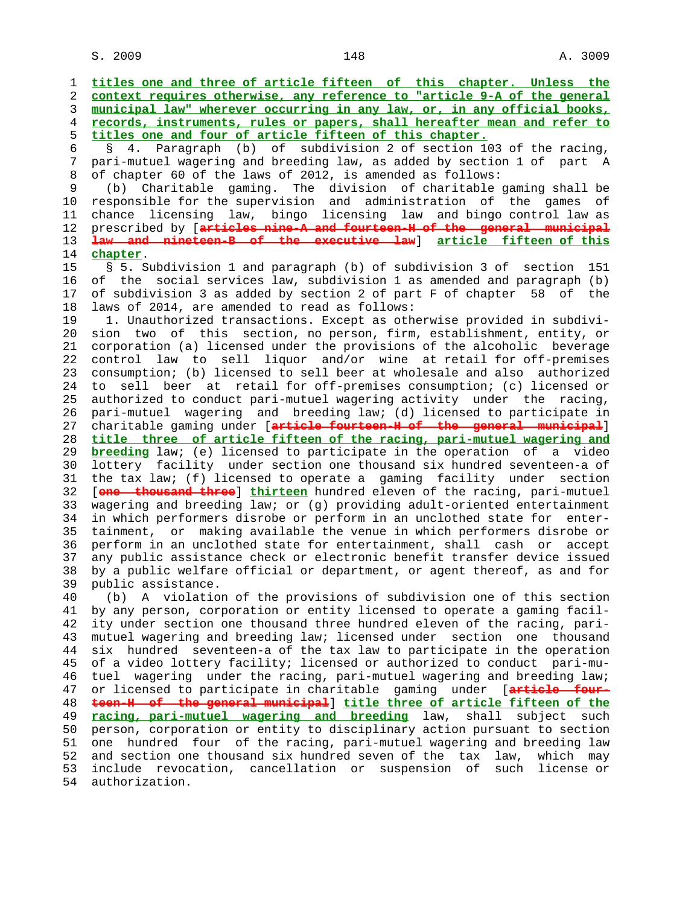titles one and three of article fifteen of this chapter. Unless the context requires otherwise, any reference to "article 9-A of the general municipal law" wherever occurring in any law, or, in any official books, records, instruments, rules or papers, shall hereafter mean and refer to titles one and four of article fifteen of this chapter.

§ 4. Paragraph (b) of subdivision 2 of section 103 of the racing, pari-mutuel wagering and breeding law, as added by section 1 of part A of chapter 60 of the laws of 2012, is amended as follows:

(b) Charitable gaming. The division of charitable gaming shall be responsible for the supervision and administration of the games of chance licensing law, bingo licensing law and bingo control law as prescribed by [~~articles nine-A and fourteen-H of the general municipal law and nineteen-B of the executive law~~] **article fifteen of this chapter**.

§ 5. Subdivision 1 and paragraph (b) of subdivision 3 of section 151 of the social services law, subdivision 1 as amended and paragraph (b) of subdivision 3 as added by section 2 of part F of chapter 58 of the laws of 2014, are amended to read as follows:

1. Unauthorized transactions. Except as otherwise provided in subdivision two of this section, no person, firm, establishment, entity, or corporation (a) licensed under the provisions of the alcoholic beverage control law to sell liquor and/or wine at retail for off-premises consumption; (b) licensed to sell beer at wholesale and also authorized to sell beer at retail for off-premises consumption; (c) licensed or authorized to conduct pari-mutuel wagering activity under the racing, pari-mutuel wagering and breeding law; (d) licensed to participate in charitable gaming under [~~article fourteen-H of the general municipal~~] **title three of article fifteen of the racing, pari-mutuel wagering and breeding** law; (e) licensed to participate in the operation of a video lottery facility under section one thousand six hundred seventeen-a of the tax law; (f) licensed to operate a gaming facility under section [~~one thousand three~~] **thirteen** hundred eleven of the racing, pari-mutuel wagering and breeding law; or (g) providing adult-oriented entertainment in which performers disrobe or perform in an unclothed state for entertainment, or making available the venue in which performers disrobe or perform in an unclothed state for entertainment, shall cash or accept any public assistance check or electronic benefit transfer device issued by a public welfare official or department, or agent thereof, as and for public assistance.

(b) A violation of the provisions of subdivision one of this section by any person, corporation or entity licensed to operate a gaming facility under section one thousand three hundred eleven of the racing, pari-mutuel wagering and breeding law; licensed under section one thousand six hundred seventeen-a of the tax law to participate in the operation of a video lottery facility; licensed or authorized to conduct pari-mutuel wagering under the racing, pari-mutuel wagering and breeding law; or licensed to participate in charitable gaming under [~~article fourteen-H of the general municipal~~] **title three of article fifteen of the racing, pari-mutuel wagering and breeding** law, shall subject such person, corporation or entity to disciplinary action pursuant to section one hundred four of the racing, pari-mutuel wagering and breeding law and section one thousand six hundred seven of the tax law, which may include revocation, cancellation or suspension of such license or authorization.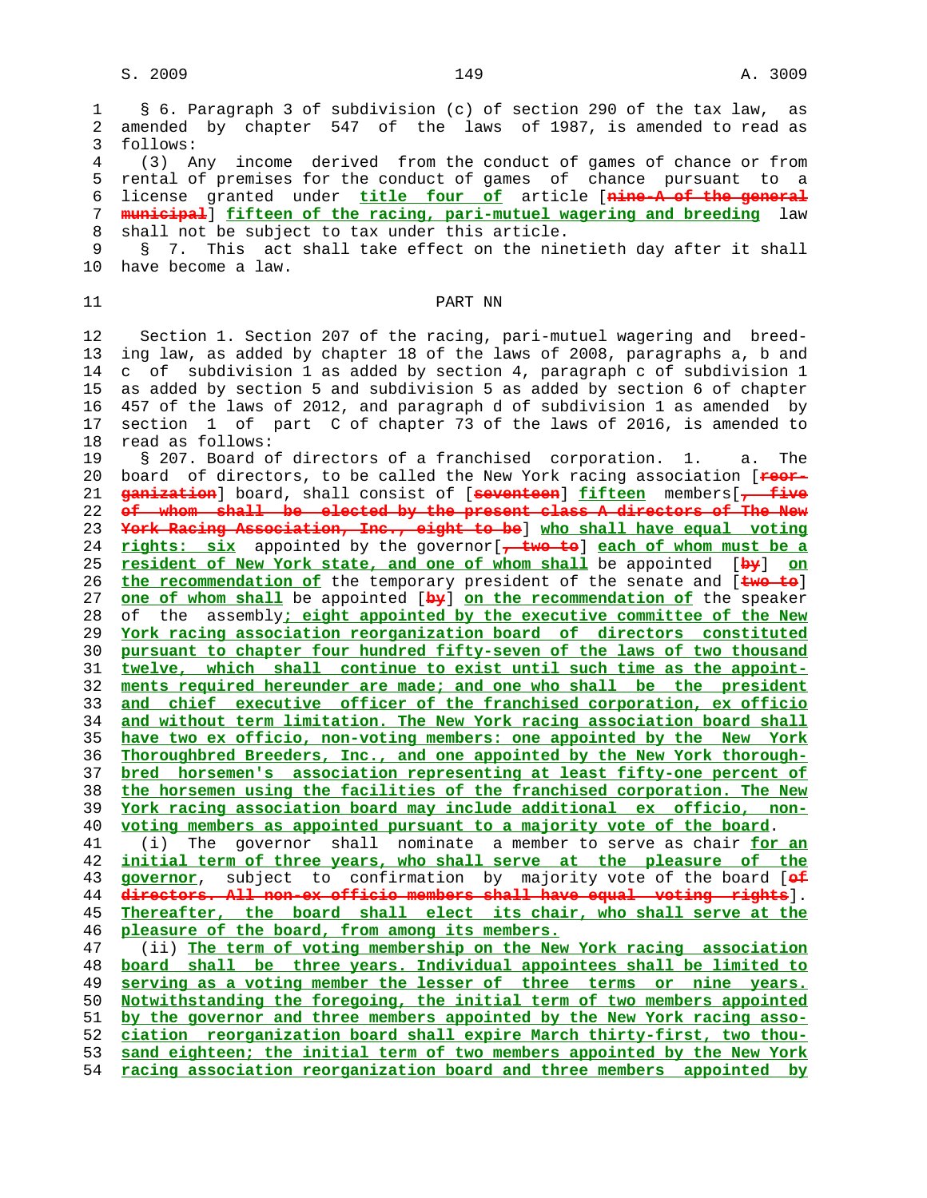§ 6. Paragraph 3 of subdivision (c) of section 290 of the tax law, as amended by chapter 547 of the laws of 1987, is amended to read as follows:

(3) Any income derived from the conduct of games of chance or from rental of premises for the conduct of games of chance pursuant to a license granted under title four of article [nine-A of the general municipal] fifteen of the racing, pari-mutuel wagering and breeding law shall not be subject to tax under this article.

§ 7. This act shall take effect on the ninetieth day after it shall have become a law.

## PART NN

Section 1. Section 207 of the racing, pari-mutuel wagering and breeding law, as added by chapter 18 of the laws of 2008, paragraphs a, b and c of subdivision 1 as added by section 4, paragraph c of subdivision 1 as added by section 5 and subdivision 5 as added by section 6 of chapter 457 of the laws of 2012, and paragraph d of subdivision 1 as amended by section 1 of part C of chapter 73 of the laws of 2016, is amended to read as follows:

§ 207. Board of directors of a franchised corporation. 1. a. The board of directors, to be called the New York racing association [reorganization] board, shall consist of [seventeen] fifteen members[, five of whom shall be elected by the present class A directors of The New York Racing Association, Inc., eight to be] who shall have equal voting rights: six appointed by the governor[, two to] each of whom must be a resident of New York state, and one of whom shall be appointed [by] on the recommendation of the temporary president of the senate and [two to] one of whom shall be appointed [by] on the recommendation of the speaker of the assembly; eight appointed by the executive committee of the New York racing association reorganization board of directors constituted pursuant to chapter four hundred fifty-seven of the laws of two thousand twelve, which shall continue to exist until such time as the appointments required hereunder are made; and one who shall be the president and chief executive officer of the franchised corporation, ex officio and without term limitation. The New York racing association board shall have two ex officio, non-voting members: one appointed by the New York Thoroughbred Breeders, Inc., and one appointed by the New York thoroughbred horsemen's association representing at least fifty-one percent of the horsemen using the facilities of the franchised corporation. The New York racing association board may include additional ex officio, non-voting members as appointed pursuant to a majority vote of the board.

(i) The governor shall nominate a member to serve as chair for an initial term of three years, who shall serve at the pleasure of the governor, subject to confirmation by majority vote of the board [of directors. All non-ex officio members shall have equal voting rights]. Thereafter, the board shall elect its chair, who shall serve at the pleasure of the board, from among its members.

(ii) The term of voting membership on the New York racing association board shall be three years. Individual appointees shall be limited to serving as a voting member the lesser of three terms or nine years. Notwithstanding the foregoing, the initial term of two members appointed by the governor and three members appointed by the New York racing association reorganization board shall expire March thirty-first, two thousand eighteen; the initial term of two members appointed by the New York racing association reorganization board and three members appointed by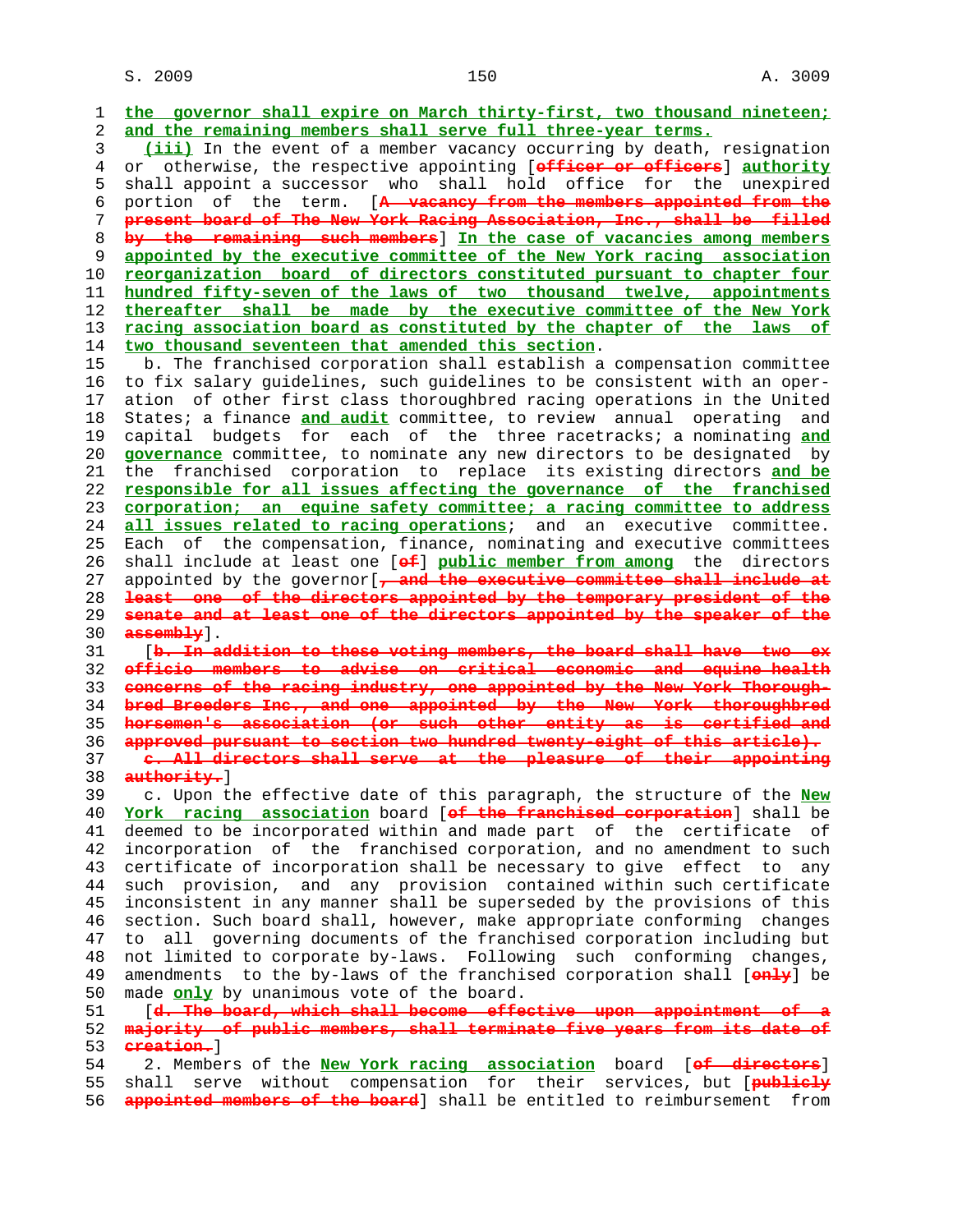the governor shall expire on March thirty-first, two thousand nineteen; and the remaining members shall serve full three-year terms.

(iii) In the event of a member vacancy occurring by death, resignation or otherwise, the respective appointing [officer or officers] authority shall appoint a successor who shall hold office for the unexpired portion of the term. [A vacancy from the members appointed from the present board of The New York Racing Association, Inc., shall be filled by the remaining such members] In the case of vacancies among members appointed by the executive committee of the New York racing association reorganization board of directors constituted pursuant to chapter four hundred fifty-seven of the laws of two thousand twelve, appointments thereafter shall be made by the executive committee of the New York racing association board as constituted by the chapter of the laws of two thousand seventeen that amended this section.

b. The franchised corporation shall establish a compensation committee to fix salary guidelines, such guidelines to be consistent with an operation of other first class thoroughbred racing operations in the United States; a finance and audit committee, to review annual operating and capital budgets for each of the three racetracks; a nominating and governance committee, to nominate any new directors to be designated by the franchised corporation to replace its existing directors and be responsible for all issues affecting the governance of the franchised corporation; an equine safety committee; a racing committee to address all issues related to racing operations; and an executive committee. Each of the compensation, finance, nominating and executive committees shall include at least one [of] public member from among the directors appointed by the governor[, and the executive committee shall include at least one of the directors appointed by the temporary president of the senate and at least one of the directors appointed by the speaker of the assembly].

[b. In addition to these voting members, the board shall have two ex officio members to advise on critical economic and equine health concerns of the racing industry, one appointed by the New York Thoroughbred Breeders Inc., and one appointed by the New York thoroughbred horsemen's association (or such other entity as is certified and approved pursuant to section two hundred twenty-eight of this article).

c. All directors shall serve at the pleasure of their appointing authority.]

c. Upon the effective date of this paragraph, the structure of the New York racing association board [of the franchised corporation] shall be deemed to be incorporated within and made part of the certificate of incorporation of the franchised corporation, and no amendment to such certificate of incorporation shall be necessary to give effect to any such provision, and any provision contained within such certificate inconsistent in any manner shall be superseded by the provisions of this section. Such board shall, however, make appropriate conforming changes to all governing documents of the franchised corporation including but not limited to corporate by-laws. Following such conforming changes, amendments to the by-laws of the franchised corporation shall [only] be made only by unanimous vote of the board.

[d. The board, which shall become effective upon appointment of a majority of public members, shall terminate five years from its date of creation.]

2. Members of the New York racing association board [of directors] shall serve without compensation for their services, but [publicly appointed members of the board] shall be entitled to reimbursement from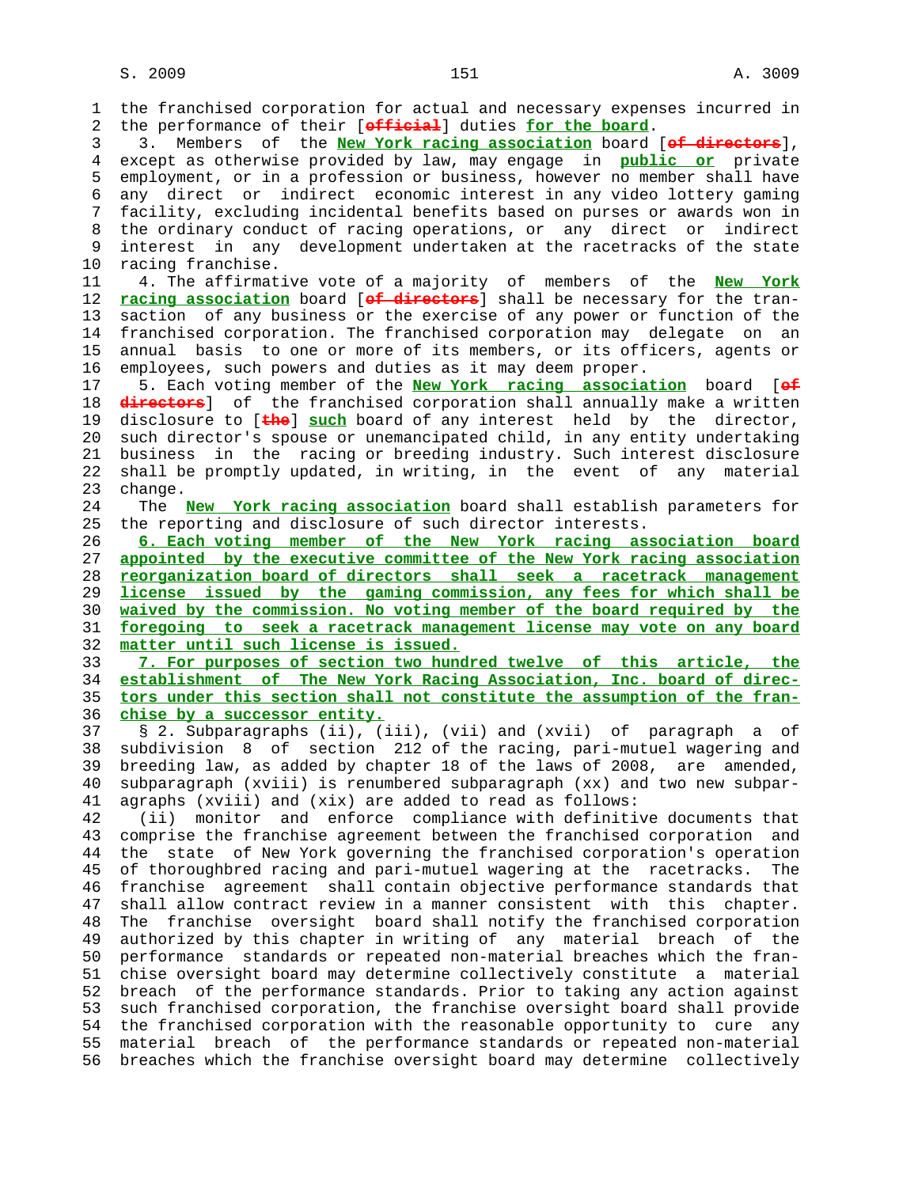the franchised corporation for actual and necessary expenses incurred in the performance of their [official] duties **for the board**.

3. Members of the **New York racing association** board [of directors], except as otherwise provided by law, may engage in **public or** private employment, or in a profession or business, however no member shall have any direct or indirect economic interest in any video lottery gaming facility, excluding incidental benefits based on purses or awards won in the ordinary conduct of racing operations, or any direct or indirect interest in any development undertaken at the racetracks of the state racing franchise.

4. The affirmative vote of a majority of members of the **New York racing association** board [of directors] shall be necessary for the transaction of any business or the exercise of any power or function of the franchised corporation. The franchised corporation may delegate on an annual basis to one or more of its members, or its officers, agents or employees, such powers and duties as it may deem proper.

5. Each voting member of the **New York racing association** board [of directors] of the franchised corporation shall annually make a written disclosure to [the] **such** board of any interest held by the director, such director's spouse or unemancipated child, in any entity undertaking business in the racing or breeding industry. Such interest disclosure shall be promptly updated, in writing, in the event of any material change.

The **New York racing association** board shall establish parameters for the reporting and disclosure of such director interests.

**6. Each voting member of the New York racing association board appointed by the executive committee of the New York racing association reorganization board of directors shall seek a racetrack management license issued by the gaming commission, any fees for which shall be waived by the commission. No voting member of the board required by the foregoing to seek a racetrack management license may vote on any board matter until such license is issued.**

**7. For purposes of section two hundred twelve of this article, the establishment of The New York Racing Association, Inc. board of directors under this section shall not constitute the assumption of the franchise by a successor entity.**

§ 2. Subparagraphs (ii), (iii), (vii) and (xvii) of paragraph a of subdivision 8 of section 212 of the racing, pari-mutuel wagering and breeding law, as added by chapter 18 of the laws of 2008, are amended, subparagraph (xviii) is renumbered subparagraph (xx) and two new subparagraphs (xviii) and (xix) are added to read as follows:

(ii) monitor and enforce compliance with definitive documents that comprise the franchise agreement between the franchised corporation and the state of New York governing the franchised corporation's operation of thoroughbred racing and pari-mutuel wagering at the racetracks. The franchise agreement shall contain objective performance standards that shall allow contract review in a manner consistent with this chapter. The franchise oversight board shall notify the franchised corporation authorized by this chapter in writing of any material breach of the performance standards or repeated non-material breaches which the franchise oversight board may determine collectively constitute a material breach of the performance standards. Prior to taking any action against such franchised corporation, the franchise oversight board shall provide the franchised corporation with the reasonable opportunity to cure any material breach of the performance standards or repeated non-material breaches which the franchise oversight board may determine collectively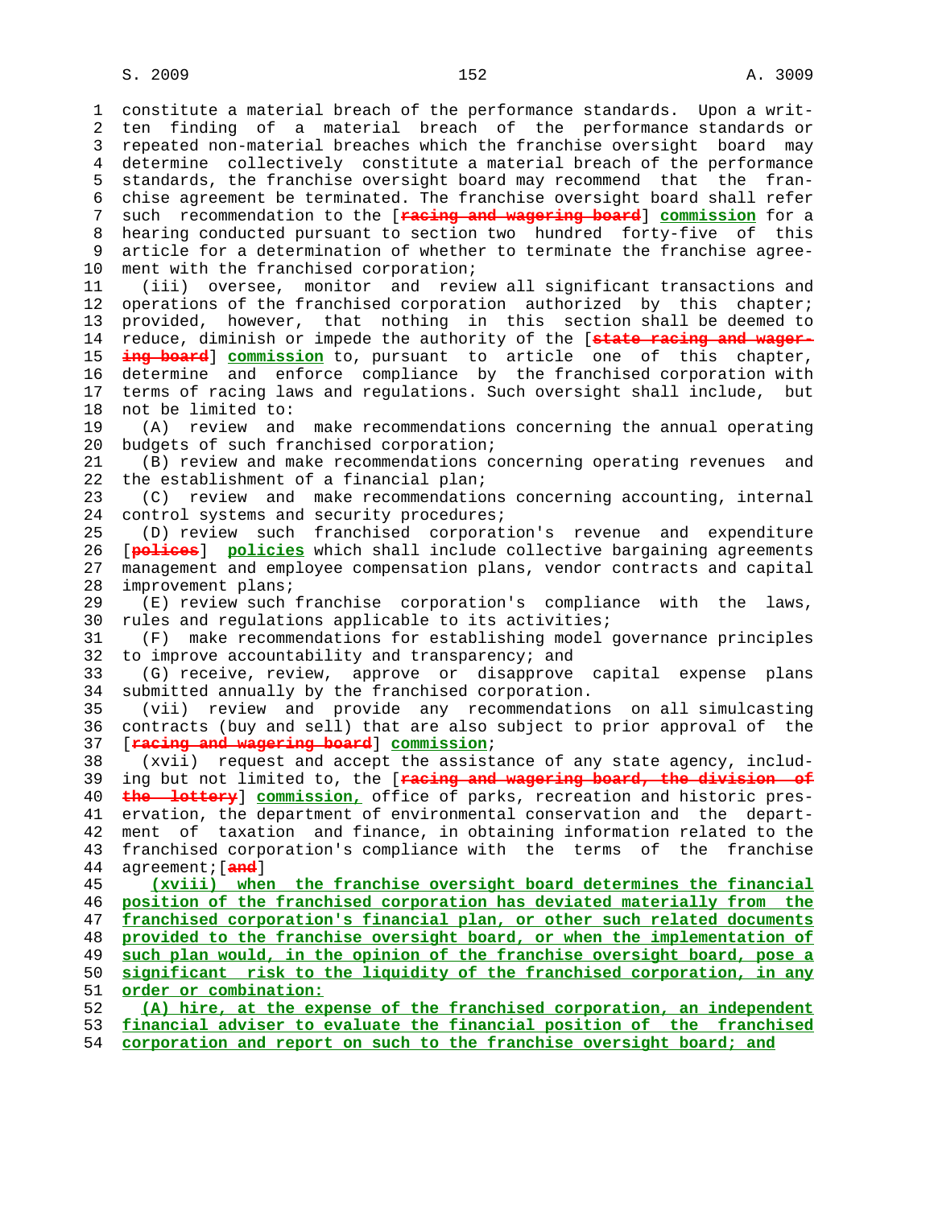constitute a material breach of the performance standards. Upon a written finding of a material breach of the performance standards or repeated non-material breaches which the franchise oversight board may determine collectively constitute a material breach of the performance standards, the franchise oversight board may recommend that the franchise agreement be terminated. The franchise oversight board shall refer such recommendation to the [~~racing and wagering board~~] **commission** for a hearing conducted pursuant to section two hundred forty-five of this article for a determination of whether to terminate the franchise agreement with the franchised corporation;

(iii) oversee, monitor and review all significant transactions and operations of the franchised corporation authorized by this chapter; provided, however, that nothing in this section shall be deemed to reduce, diminish or impede the authority of the [~~state racing and wagering board~~] **commission** to, pursuant to article one of this chapter, determine and enforce compliance by the franchised corporation with terms of racing laws and regulations. Such oversight shall include, but not be limited to:

(A) review and make recommendations concerning the annual operating budgets of such franchised corporation;

(B) review and make recommendations concerning operating revenues and the establishment of a financial plan;

(C) review and make recommendations concerning accounting, internal control systems and security procedures;

(D) review such franchised corporation's revenue and expenditure [~~polices~~] **policies** which shall include collective bargaining agreements management and employee compensation plans, vendor contracts and capital improvement plans;

(E) review such franchise corporation's compliance with the laws, rules and regulations applicable to its activities;

(F) make recommendations for establishing model governance principles to improve accountability and transparency; and

(G) receive, review, approve or disapprove capital expense plans submitted annually by the franchised corporation.

(vii) review and provide any recommendations on all simulcasting contracts (buy and sell) that are also subject to prior approval of the [~~racing and wagering board~~] **commission**;

(xvii) request and accept the assistance of any state agency, including but not limited to, the [~~racing and wagering board, the division of the lottery~~] **commission,** office of parks, recreation and historic preservation, the department of environmental conservation and the department of taxation and finance, in obtaining information related to the franchised corporation's compliance with the terms of the franchise agreement;[~~and~~]

**(xviii) when the franchise oversight board determines the financial position of the franchised corporation has deviated materially from the franchised corporation's financial plan, or other such related documents provided to the franchise oversight board, or when the implementation of such plan would, in the opinion of the franchise oversight board, pose a significant risk to the liquidity of the franchised corporation, in any order or combination:**

**(A) hire, at the expense of the franchised corporation, an independent financial adviser to evaluate the financial position of the franchised corporation and report on such to the franchise oversight board; and**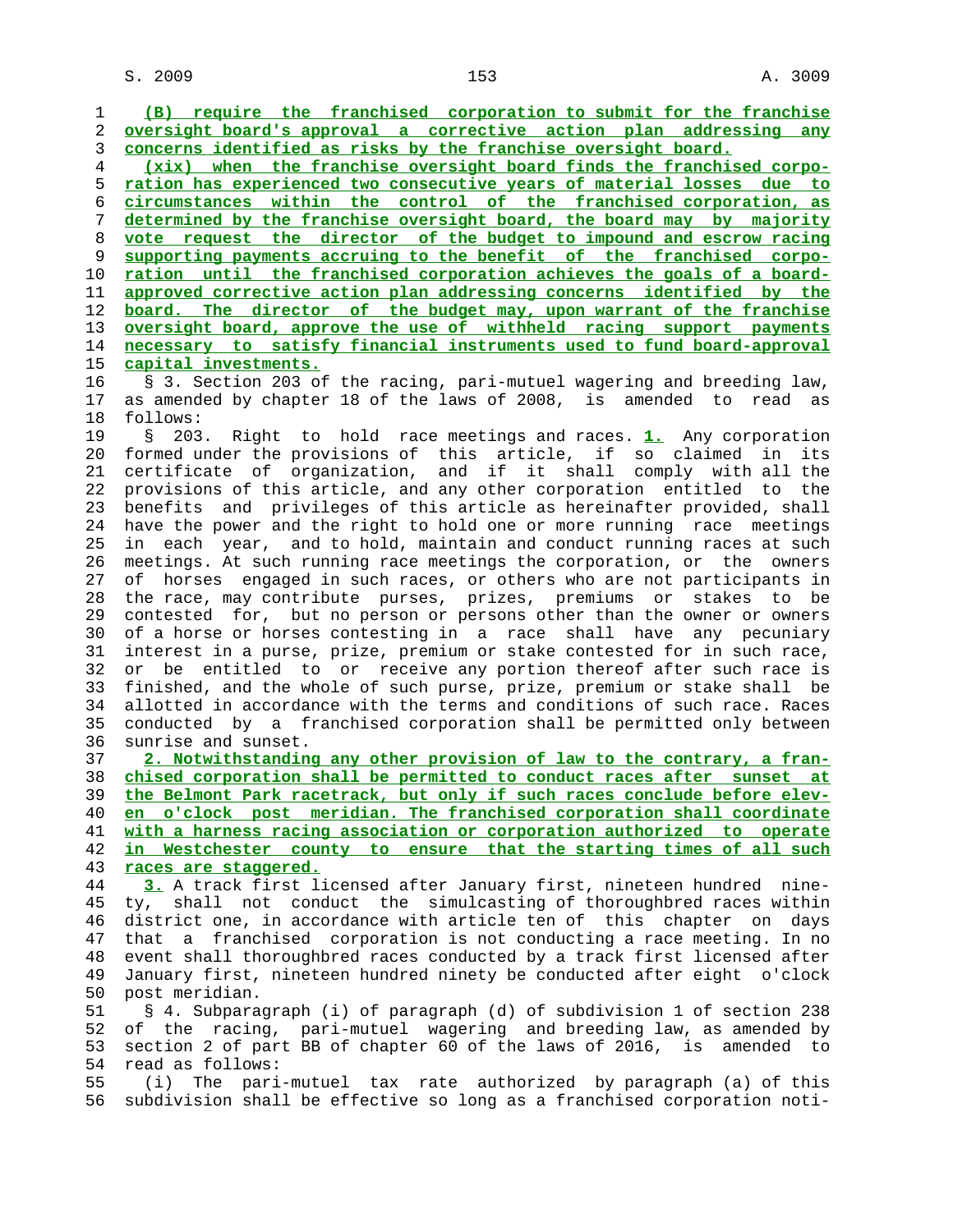(B) require the franchised corporation to submit for the franchise oversight board's approval a corrective action plan addressing any concerns identified as risks by the franchise oversight board.

(xix) when the franchise oversight board finds the franchised corporation has experienced two consecutive years of material losses due to circumstances within the control of the franchised corporation, as determined by the franchise oversight board, the board may by majority vote request the director of the budget to impound and escrow racing supporting payments accruing to the benefit of the franchised corporation until the franchised corporation achieves the goals of a board-approved corrective action plan addressing concerns identified by the board. The director of the budget may, upon warrant of the franchise oversight board, approve the use of withheld racing support payments necessary to satisfy financial instruments used to fund board-approval capital investments.

§ 3. Section 203 of the racing, pari-mutuel wagering and breeding law, as amended by chapter 18 of the laws of 2008, is amended to read as follows:

§ 203. Right to hold race meetings and races. **1.** Any corporation formed under the provisions of this article, if so claimed in its certificate of organization, and if it shall comply with all the provisions of this article, and any other corporation entitled to the benefits and privileges of this article as hereinafter provided, shall have the power and the right to hold one or more running race meetings in each year, and to hold, maintain and conduct running races at such meetings. At such running race meetings the corporation, or the owners of horses engaged in such races, or others who are not participants in the race, may contribute purses, prizes, premiums or stakes to be contested for, but no person or persons other than the owner or owners of a horse or horses contesting in a race shall have any pecuniary interest in a purse, prize, premium or stake contested for in such race, or be entitled to or receive any portion thereof after such race is finished, and the whole of such purse, prize, premium or stake shall be allotted in accordance with the terms and conditions of such race. Races conducted by a franchised corporation shall be permitted only between sunrise and sunset.

**2. Notwithstanding any other provision of law to the contrary, a franchised corporation shall be permitted to conduct races after sunset at the Belmont Park racetrack, but only if such races conclude before eleven o'clock post meridian. The franchised corporation shall coordinate with a harness racing association or corporation authorized to operate in Westchester county to ensure that the starting times of all such races are staggered.**

**3.** A track first licensed after January first, nineteen hundred ninety, shall not conduct the simulcasting of thoroughbred races within district one, in accordance with article ten of this chapter on days that a franchised corporation is not conducting a race meeting. In no event shall thoroughbred races conducted by a track first licensed after January first, nineteen hundred ninety be conducted after eight o'clock post meridian.

§ 4. Subparagraph (i) of paragraph (d) of subdivision 1 of section 238 of the racing, pari-mutuel wagering and breeding law, as amended by section 2 of part BB of chapter 60 of the laws of 2016, is amended to read as follows:

(i) The pari-mutuel tax rate authorized by paragraph (a) of this subdivision shall be effective so long as a franchised corporation noti-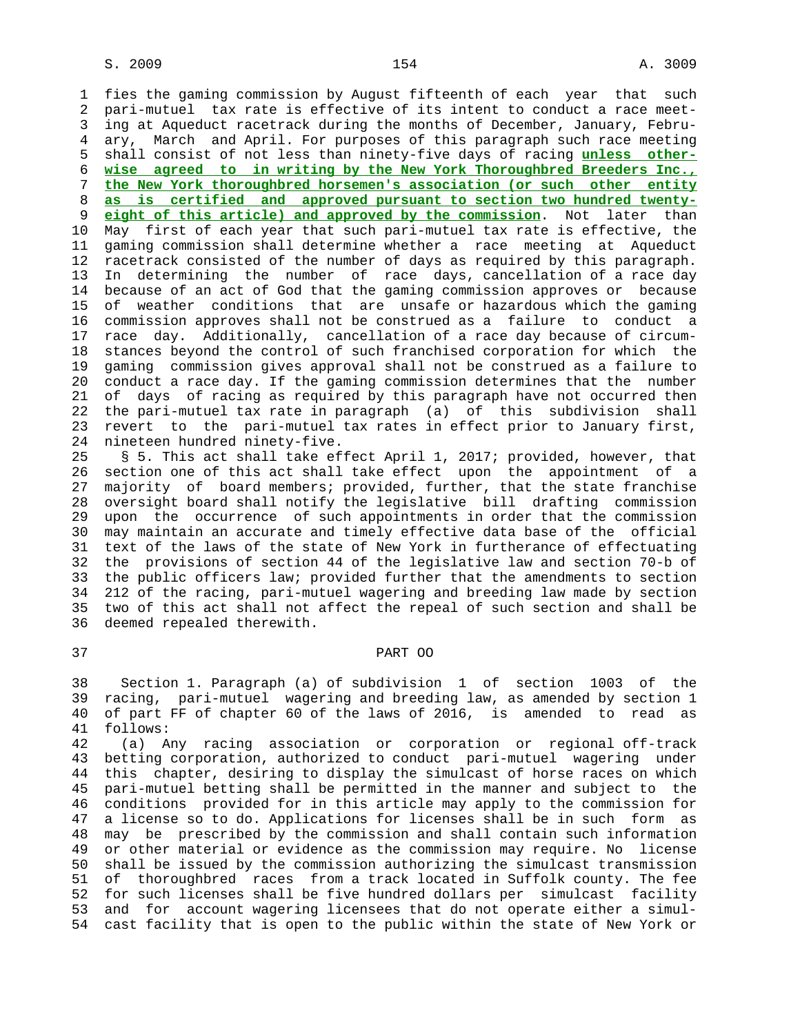fies the gaming commission by August fifteenth of each year that such pari-mutuel tax rate is effective of its intent to conduct a race meeting at Aqueduct racetrack during the months of December, January, February, March and April. For purposes of this paragraph such race meeting shall consist of not less than ninety-five days of racing **unless otherwise agreed to in writing by the New York Thoroughbred Breeders Inc., the New York thoroughbred horsemen's association (or such other entity as is certified and approved pursuant to section two hundred twenty-eight of this article) and approved by the commission**. Not later than May first of each year that such pari-mutuel tax rate is effective, the gaming commission shall determine whether a race meeting at Aqueduct racetrack consisted of the number of days as required by this paragraph. In determining the number of race days, cancellation of a race day because of an act of God that the gaming commission approves or because of weather conditions that are unsafe or hazardous which the gaming commission approves shall not be construed as a failure to conduct a race day. Additionally, cancellation of a race day because of circumstances beyond the control of such franchised corporation for which the gaming commission gives approval shall not be construed as a failure to conduct a race day. If the gaming commission determines that the number of days of racing as required by this paragraph have not occurred then the pari-mutuel tax rate in paragraph (a) of this subdivision shall revert to the pari-mutuel tax rates in effect prior to January first, nineteen hundred ninety-five.

§ 5. This act shall take effect April 1, 2017; provided, however, that section one of this act shall take effect upon the appointment of a majority of board members; provided, further, that the state franchise oversight board shall notify the legislative bill drafting commission upon the occurrence of such appointments in order that the commission may maintain an accurate and timely effective data base of the official text of the laws of the state of New York in furtherance of effectuating the provisions of section 44 of the legislative law and section 70-b of the public officers law; provided further that the amendments to section 212 of the racing, pari-mutuel wagering and breeding law made by section two of this act shall not affect the repeal of such section and shall be deemed repealed therewith.

## PART OO

Section 1. Paragraph (a) of subdivision 1 of section 1003 of the racing, pari-mutuel wagering and breeding law, as amended by section 1 of part FF of chapter 60 of the laws of 2016, is amended to read as follows:

(a) Any racing association or corporation or regional off-track betting corporation, authorized to conduct pari-mutuel wagering under this chapter, desiring to display the simulcast of horse races on which pari-mutuel betting shall be permitted in the manner and subject to the conditions provided for in this article may apply to the commission for a license so to do. Applications for licenses shall be in such form as may be prescribed by the commission and shall contain such information or other material or evidence as the commission may require. No license shall be issued by the commission authorizing the simulcast transmission of thoroughbred races from a track located in Suffolk county. The fee for such licenses shall be five hundred dollars per simulcast facility and for account wagering licensees that do not operate either a simulcast facility that is open to the public within the state of New York or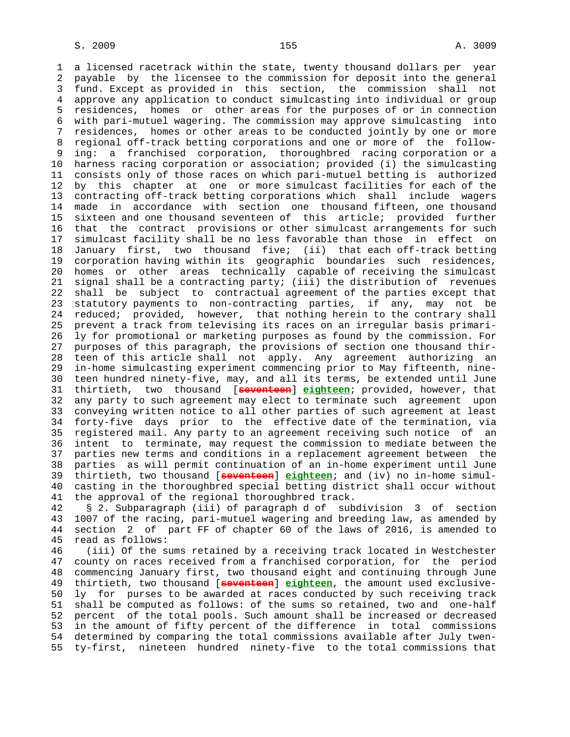a licensed racetrack within the state, twenty thousand dollars per year payable by the licensee to the commission for deposit into the general fund. Except as provided in this section, the commission shall not approve any application to conduct simulcasting into individual or group residences, homes or other areas for the purposes of or in connection with pari-mutuel wagering. The commission may approve simulcasting into residences, homes or other areas to be conducted jointly by one or more regional off-track betting corporations and one or more of the following: a franchised corporation, thoroughbred racing corporation or a harness racing corporation or association; provided (i) the simulcasting consists only of those races on which pari-mutuel betting is authorized by this chapter at one or more simulcast facilities for each of the contracting off-track betting corporations which shall include wagers made in accordance with section one thousand fifteen, one thousand sixteen and one thousand seventeen of this article; provided further that the contract provisions or other simulcast arrangements for such simulcast facility shall be no less favorable than those in effect on January first, two thousand five; (ii) that each off-track betting corporation having within its geographic boundaries such residences, homes or other areas technically capable of receiving the simulcast signal shall be a contracting party; (iii) the distribution of revenues shall be subject to contractual agreement of the parties except that statutory payments to non-contracting parties, if any, may not be reduced; provided, however, that nothing herein to the contrary shall prevent a track from televising its races on an irregular basis primarily for promotional or marketing purposes as found by the commission. For purposes of this paragraph, the provisions of section one thousand thirteen of this article shall not apply. Any agreement authorizing an in-home simulcasting experiment commencing prior to May fifteenth, nineteen hundred ninety-five, may, and all its terms, be extended until June thirtieth, two thousand [~~seventeen~~] **eighteen**; provided, however, that any party to such agreement may elect to terminate such agreement upon conveying written notice to all other parties of such agreement at least forty-five days prior to the effective date of the termination, via registered mail. Any party to an agreement receiving such notice of an intent to terminate, may request the commission to mediate between the parties new terms and conditions in a replacement agreement between the parties as will permit continuation of an in-home experiment until June thirtieth, two thousand [~~seventeen~~] **eighteen**; and (iv) no in-home simulcasting in the thoroughbred special betting district shall occur without the approval of the regional thoroughbred track.

§ 2. Subparagraph (iii) of paragraph d of subdivision 3 of section 1007 of the racing, pari-mutuel wagering and breeding law, as amended by section 2 of part FF of chapter 60 of the laws of 2016, is amended to read as follows:

(iii) Of the sums retained by a receiving track located in Westchester county on races received from a franchised corporation, for the period commencing January first, two thousand eight and continuing through June thirtieth, two thousand [~~seventeen~~] **eighteen**, the amount used exclusively for purses to be awarded at races conducted by such receiving track shall be computed as follows: of the sums so retained, two and one-half percent of the total pools. Such amount shall be increased or decreased in the amount of fifty percent of the difference in total commissions determined by comparing the total commissions available after July twenty-first, nineteen hundred ninety-five to the total commissions that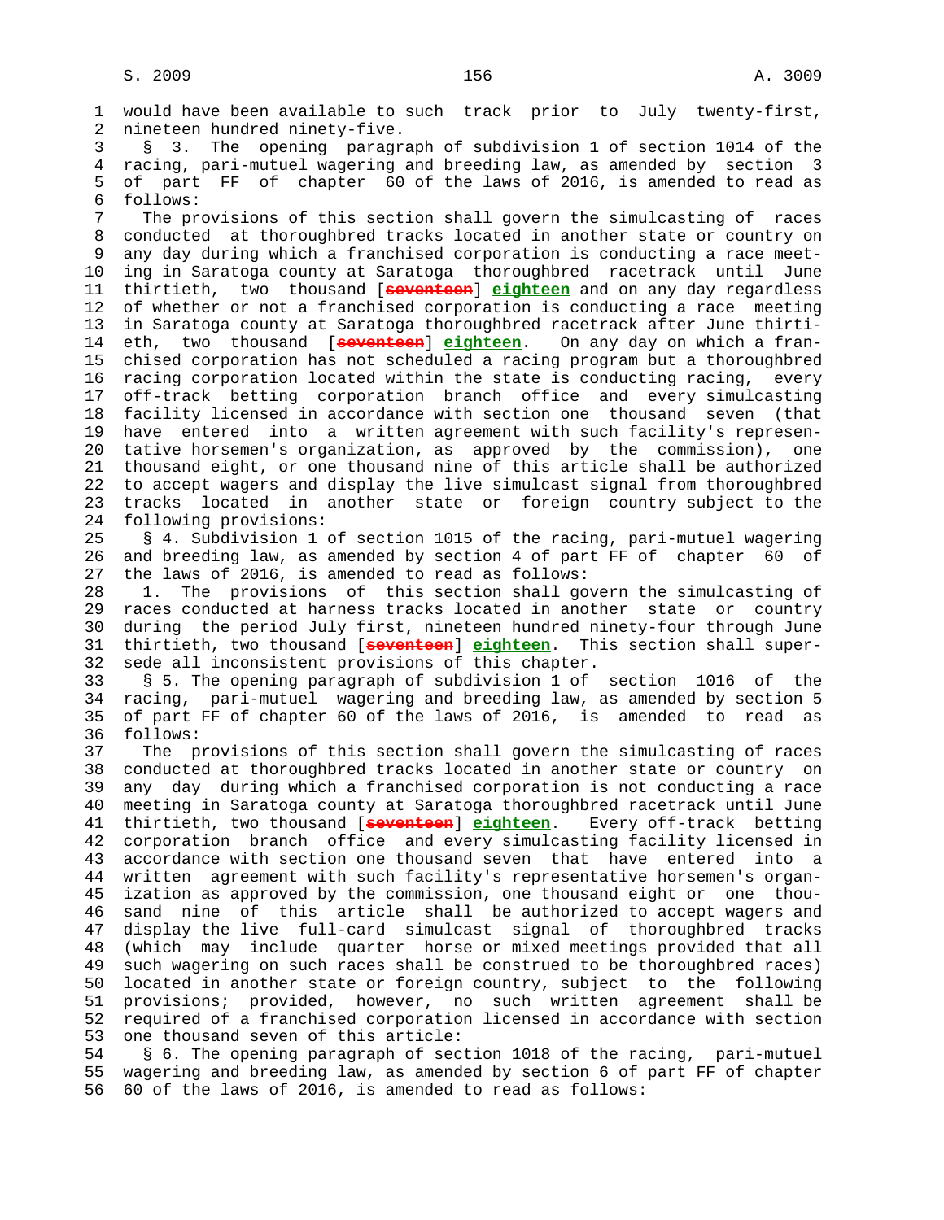would have been available to such track prior to July twenty-first, nineteen hundred ninety-five.

§ 3. The opening paragraph of subdivision 1 of section 1014 of the racing, pari-mutuel wagering and breeding law, as amended by section 3 of part FF of chapter 60 of the laws of 2016, is amended to read as follows:

The provisions of this section shall govern the simulcasting of races conducted at thoroughbred tracks located in another state or country on any day during which a franchised corporation is conducting a race meeting in Saratoga county at Saratoga thoroughbred racetrack until June thirtieth, two thousand [~~seventeen~~] **eighteen** and on any day regardless of whether or not a franchised corporation is conducting a race meeting in Saratoga county at Saratoga thoroughbred racetrack after June thirtieth, two thousand [~~seventeen~~] **eighteen**. On any day on which a franchised corporation has not scheduled a racing program but a thoroughbred racing corporation located within the state is conducting racing, every off-track betting corporation branch office and every simulcasting facility licensed in accordance with section one thousand seven (that have entered into a written agreement with such facility's representative horsemen's organization, as approved by the commission), one thousand eight, or one thousand nine of this article shall be authorized to accept wagers and display the live simulcast signal from thoroughbred tracks located in another state or foreign country subject to the following provisions:

§ 4. Subdivision 1 of section 1015 of the racing, pari-mutuel wagering and breeding law, as amended by section 4 of part FF of chapter 60 of the laws of 2016, is amended to read as follows:

1. The provisions of this section shall govern the simulcasting of races conducted at harness tracks located in another state or country during the period July first, nineteen hundred ninety-four through June thirtieth, two thousand [~~seventeen~~] **eighteen**. This section shall supersede all inconsistent provisions of this chapter.

§ 5. The opening paragraph of subdivision 1 of section 1016 of the racing, pari-mutuel wagering and breeding law, as amended by section 5 of part FF of chapter 60 of the laws of 2016, is amended to read as follows:

The provisions of this section shall govern the simulcasting of races conducted at thoroughbred tracks located in another state or country on any day during which a franchised corporation is not conducting a race meeting in Saratoga county at Saratoga thoroughbred racetrack until June thirtieth, two thousand [~~seventeen~~] **eighteen**. Every off-track betting corporation branch office and every simulcasting facility licensed in accordance with section one thousand seven that have entered into a written agreement with such facility's representative horsemen's organization as approved by the commission, one thousand eight or one thousand nine of this article shall be authorized to accept wagers and display the live full-card simulcast signal of thoroughbred tracks (which may include quarter horse or mixed meetings provided that all such wagering on such races shall be construed to be thoroughbred races) located in another state or foreign country, subject to the following provisions; provided, however, no such written agreement shall be required of a franchised corporation licensed in accordance with section one thousand seven of this article:

§ 6. The opening paragraph of section 1018 of the racing, pari-mutuel wagering and breeding law, as amended by section 6 of part FF of chapter 60 of the laws of 2016, is amended to read as follows: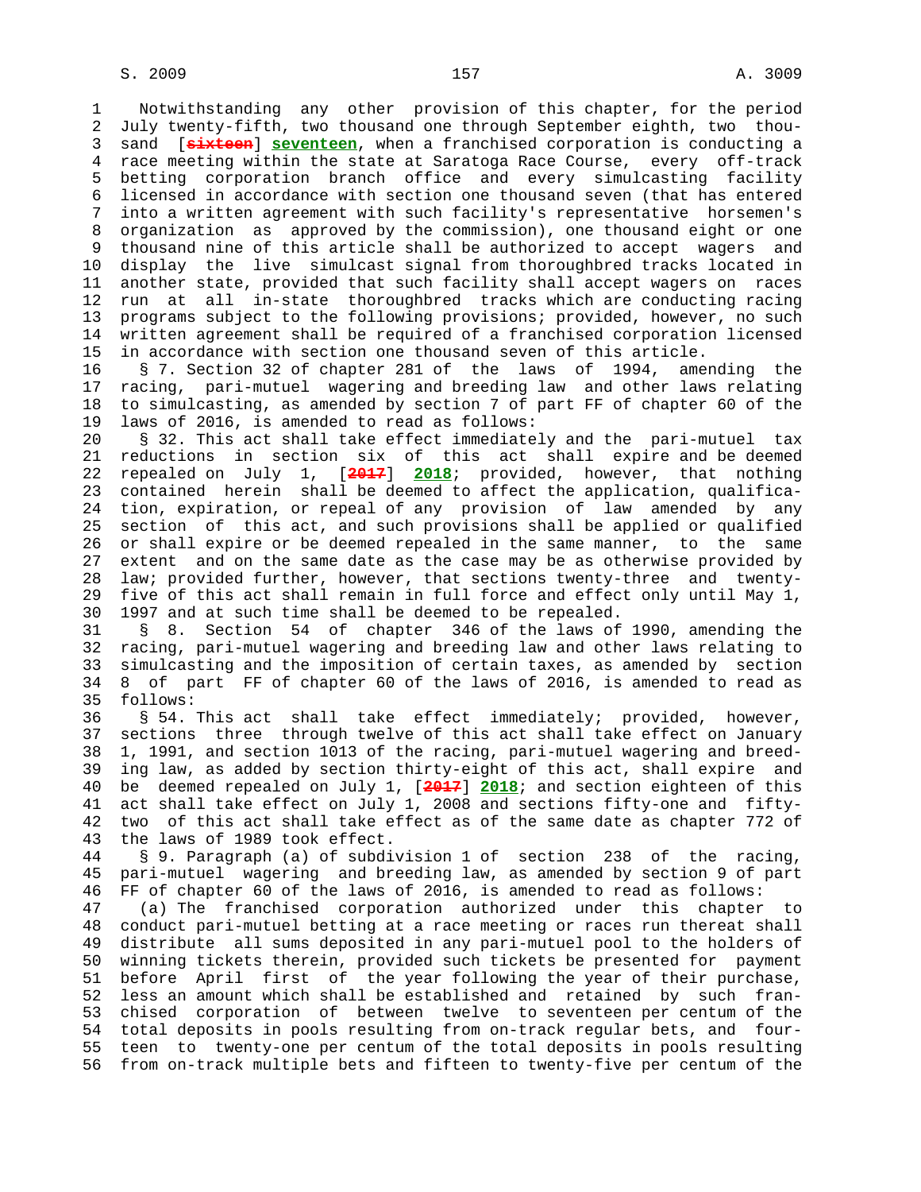Notwithstanding any other provision of this chapter, for the period July twenty-fifth, two thousand one through September eighth, two thousand [~~sixteen~~] **seventeen**, when a franchised corporation is conducting a race meeting within the state at Saratoga Race Course, every off-track betting corporation branch office and every simulcasting facility licensed in accordance with section one thousand seven (that has entered into a written agreement with such facility's representative horsemen's organization as approved by the commission), one thousand eight or one thousand nine of this article shall be authorized to accept wagers and display the live simulcast signal from thoroughbred tracks located in another state, provided that such facility shall accept wagers on races run at all in-state thoroughbred tracks which are conducting racing programs subject to the following provisions; provided, however, no such written agreement shall be required of a franchised corporation licensed in accordance with section one thousand seven of this article.

§ 7. Section 32 of chapter 281 of the laws of 1994, amending the racing, pari-mutuel wagering and breeding law and other laws relating to simulcasting, as amended by section 7 of part FF of chapter 60 of the laws of 2016, is amended to read as follows:

§ 32. This act shall take effect immediately and the pari-mutuel tax reductions in section six of this act shall expire and be deemed repealed on July 1, [~~2017~~] **2018**; provided, however, that nothing contained herein shall be deemed to affect the application, qualification, expiration, or repeal of any provision of law amended by any section of this act, and such provisions shall be applied or qualified or shall expire or be deemed repealed in the same manner, to the same extent and on the same date as the case may be as otherwise provided by law; provided further, however, that sections twenty-three and twenty-five of this act shall remain in full force and effect only until May 1, 1997 and at such time shall be deemed to be repealed.

§ 8. Section 54 of chapter 346 of the laws of 1990, amending the racing, pari-mutuel wagering and breeding law and other laws relating to simulcasting and the imposition of certain taxes, as amended by section 8 of part FF of chapter 60 of the laws of 2016, is amended to read as follows:

§ 54. This act shall take effect immediately; provided, however, sections three through twelve of this act shall take effect on January 1, 1991, and section 1013 of the racing, pari-mutuel wagering and breeding law, as added by section thirty-eight of this act, shall expire and be deemed repealed on July 1, [~~2017~~] **2018**; and section eighteen of this act shall take effect on July 1, 2008 and sections fifty-one and fifty-two of this act shall take effect as of the same date as chapter 772 of the laws of 1989 took effect.

§ 9. Paragraph (a) of subdivision 1 of section 238 of the racing, pari-mutuel wagering and breeding law, as amended by section 9 of part FF of chapter 60 of the laws of 2016, is amended to read as follows:

(a) The franchised corporation authorized under this chapter to conduct pari-mutuel betting at a race meeting or races run thereat shall distribute all sums deposited in any pari-mutuel pool to the holders of winning tickets therein, provided such tickets be presented for payment before April first of the year following the year of their purchase, less an amount which shall be established and retained by such franchised corporation of between twelve to seventeen per centum of the total deposits in pools resulting from on-track regular bets, and fourteen to twenty-one per centum of the total deposits in pools resulting from on-track multiple bets and fifteen to twenty-five per centum of the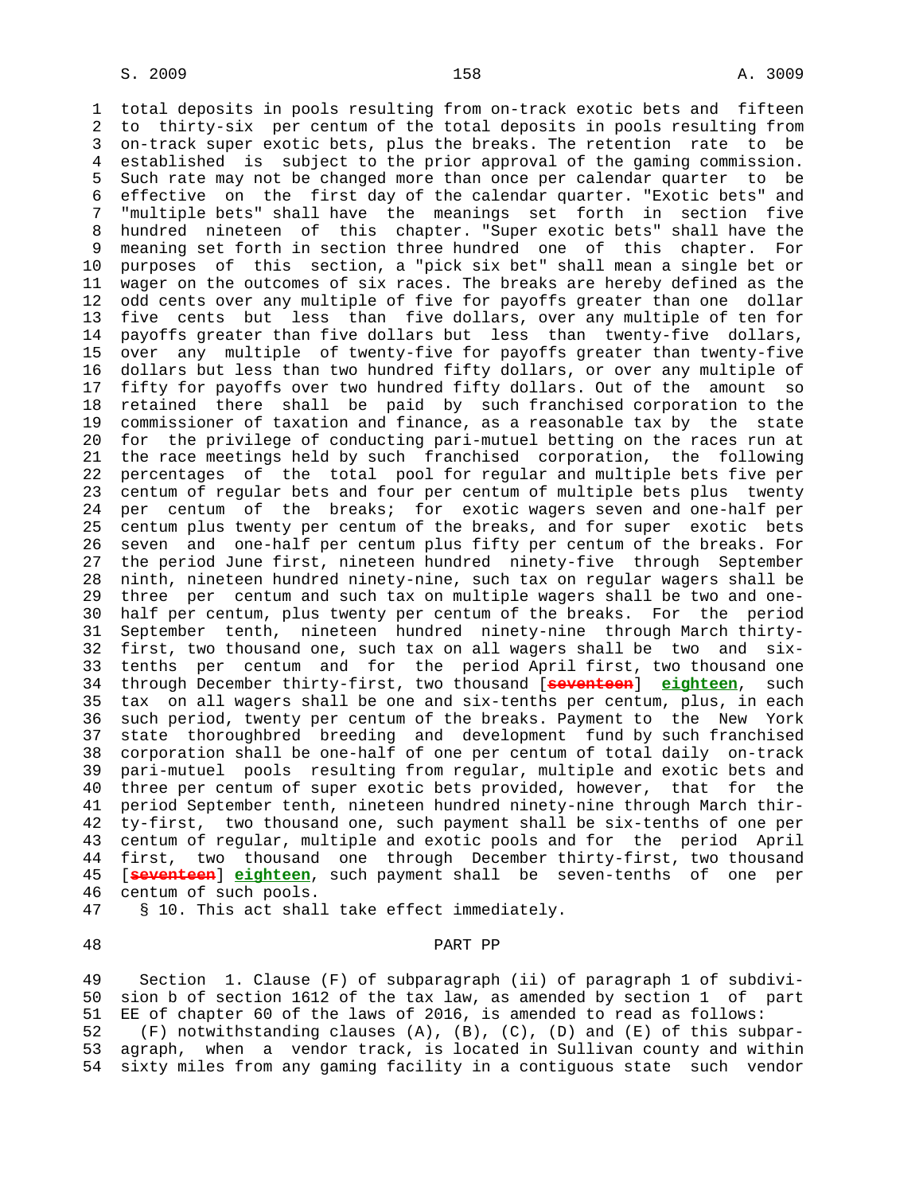total deposits in pools resulting from on-track exotic bets and fifteen to thirty-six per centum of the total deposits in pools resulting from on-track super exotic bets, plus the breaks. The retention rate to be established is subject to the prior approval of the gaming commission. Such rate may not be changed more than once per calendar quarter to be effective on the first day of the calendar quarter. "Exotic bets" and "multiple bets" shall have the meanings set forth in section five hundred nineteen of this chapter. "Super exotic bets" shall have the meaning set forth in section three hundred one of this chapter. For purposes of this section, a "pick six bet" shall mean a single bet or wager on the outcomes of six races. The breaks are hereby defined as the odd cents over any multiple of five for payoffs greater than one dollar five cents but less than five dollars, over any multiple of ten for payoffs greater than five dollars but less than twenty-five dollars, over any multiple of twenty-five for payoffs greater than twenty-five dollars but less than two hundred fifty dollars, or over any multiple of fifty for payoffs over two hundred fifty dollars. Out of the amount so retained there shall be paid by such franchised corporation to the commissioner of taxation and finance, as a reasonable tax by the state for the privilege of conducting pari-mutuel betting on the races run at the race meetings held by such franchised corporation, the following percentages of the total pool for regular and multiple bets five per centum of regular bets and four per centum of multiple bets plus twenty per centum of the breaks; for exotic wagers seven and one-half per centum plus twenty per centum of the breaks, and for super exotic bets seven and one-half per centum plus fifty per centum of the breaks. For the period June first, nineteen hundred ninety-five through September ninth, nineteen hundred ninety-nine, such tax on regular wagers shall be three per centum and such tax on multiple wagers shall be two and one-half per centum, plus twenty per centum of the breaks. For the period September tenth, nineteen hundred ninety-nine through March thirty-first, two thousand one, such tax on all wagers shall be two and six-tenths per centum and for the period April first, two thousand one through December thirty-first, two thousand [~~seventeen~~] **eighteen**, such tax on all wagers shall be one and six-tenths per centum, plus, in each such period, twenty per centum of the breaks. Payment to the New York state thoroughbred breeding and development fund by such franchised corporation shall be one-half of one per centum of total daily on-track pari-mutuel pools resulting from regular, multiple and exotic bets and three per centum of super exotic bets provided, however, that for the period September tenth, nineteen hundred ninety-nine through March thirty-first, two thousand one, such payment shall be six-tenths of one per centum of regular, multiple and exotic pools and for the period April first, two thousand one through December thirty-first, two thousand [~~seventeen~~] **eighteen**, such payment shall be seven-tenths of one per centum of such pools.

§ 10. This act shall take effect immediately.

## PART PP

Section 1. Clause (F) of subparagraph (ii) of paragraph 1 of subdivision b of section 1612 of the tax law, as amended by section 1 of part EE of chapter 60 of the laws of 2016, is amended to read as follows:

(F) notwithstanding clauses (A), (B), (C), (D) and (E) of this subparagraph, when a vendor track, is located in Sullivan county and within sixty miles from any gaming facility in a contiguous state such vendor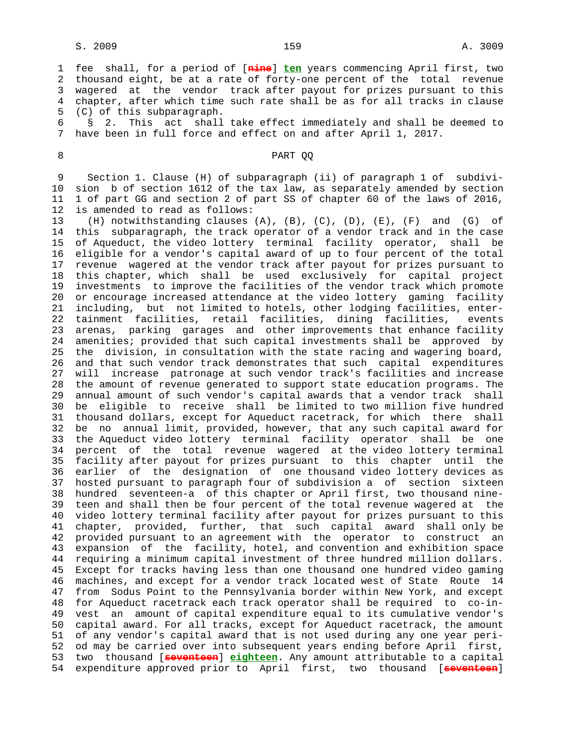fee shall, for a period of [~~nine~~] **ten** years commencing April first, two thousand eight, be at a rate of forty-one percent of the total revenue wagered at the vendor track after payout for prizes pursuant to this chapter, after which time such rate shall be as for all tracks in clause (C) of this subparagraph.

§ 2. This act shall take effect immediately and shall be deemed to have been in full force and effect on and after April 1, 2017.

PART QQ

Section 1. Clause (H) of subparagraph (ii) of paragraph 1 of subdivision b of section 1612 of the tax law, as separately amended by section 1 of part GG and section 2 of part SS of chapter 60 of the laws of 2016, is amended to read as follows:

(H) notwithstanding clauses (A), (B), (C), (D), (E), (F) and (G) of this subparagraph, the track operator of a vendor track and in the case of Aqueduct, the video lottery terminal facility operator, shall be eligible for a vendor's capital award of up to four percent of the total revenue wagered at the vendor track after payout for prizes pursuant to this chapter, which shall be used exclusively for capital project investments to improve the facilities of the vendor track which promote or encourage increased attendance at the video lottery gaming facility including, but not limited to hotels, other lodging facilities, entertainment facilities, retail facilities, dining facilities, events arenas, parking garages and other improvements that enhance facility amenities; provided that such capital investments shall be approved by the division, in consultation with the state racing and wagering board, and that such vendor track demonstrates that such capital expenditures will increase patronage at such vendor track's facilities and increase the amount of revenue generated to support state education programs. The annual amount of such vendor's capital awards that a vendor track shall be eligible to receive shall be limited to two million five hundred thousand dollars, except for Aqueduct racetrack, for which there shall be no annual limit, provided, however, that any such capital award for the Aqueduct video lottery terminal facility operator shall be one percent of the total revenue wagered at the video lottery terminal facility after payout for prizes pursuant to this chapter until the earlier of the designation of one thousand video lottery devices as hosted pursuant to paragraph four of subdivision a of section sixteen hundred seventeen-a of this chapter or April first, two thousand nineteen and shall then be four percent of the total revenue wagered at the video lottery terminal facility after payout for prizes pursuant to this chapter, provided, further, that such capital award shall only be provided pursuant to an agreement with the operator to construct an expansion of the facility, hotel, and convention and exhibition space requiring a minimum capital investment of three hundred million dollars. Except for tracks having less than one thousand one hundred video gaming machines, and except for a vendor track located west of State Route 14 from Sodus Point to the Pennsylvania border within New York, and except for Aqueduct racetrack each track operator shall be required to co-invest an amount of capital expenditure equal to its cumulative vendor's capital award. For all tracks, except for Aqueduct racetrack, the amount of any vendor's capital award that is not used during any one year period may be carried over into subsequent years ending before April first, two thousand [~~seventeen~~] **eighteen**. Any amount attributable to a capital expenditure approved prior to April first, two thousand [~~seventeen~~]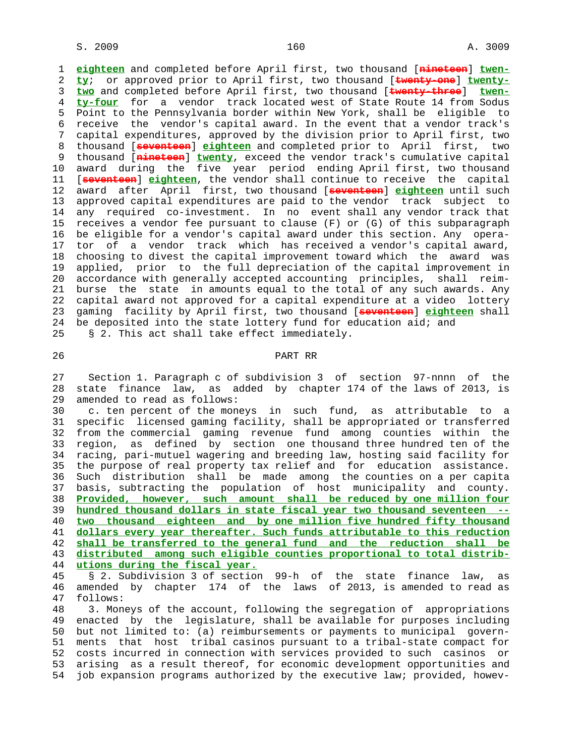eighteen and completed before April first, two thousand [~~nineteen~~] twenty; or approved prior to April first, two thousand [~~twenty-one~~] twenty-two and completed before April first, two thousand [~~twenty-three~~] twenty-four for a vendor track located west of State Route 14 from Sodus Point to the Pennsylvania border within New York, shall be eligible to receive the vendor's capital award. In the event that a vendor track's capital expenditures, approved by the division prior to April first, two thousand [~~seventeen~~] eighteen and completed prior to April first, two thousand [~~nineteen~~] twenty, exceed the vendor track's cumulative capital award during the five year period ending April first, two thousand [~~seventeen~~] eighteen, the vendor shall continue to receive the capital award after April first, two thousand [~~seventeen~~] eighteen until such approved capital expenditures are paid to the vendor track subject to any required co-investment. In no event shall any vendor track that receives a vendor fee pursuant to clause (F) or (G) of this subparagraph be eligible for a vendor's capital award under this section. Any operator of a vendor track which has received a vendor's capital award, choosing to divest the capital improvement toward which the award was applied, prior to the full depreciation of the capital improvement in accordance with generally accepted accounting principles, shall reimburse the state in amounts equal to the total of any such awards. Any capital award not approved for a capital expenditure at a video lottery gaming facility by April first, two thousand [~~seventeen~~] eighteen shall be deposited into the state lottery fund for education aid; and

§ 2. This act shall take effect immediately.

## PART RR

Section 1. Paragraph c of subdivision 3 of section 97-nnnn of the state finance law, as added by chapter 174 of the laws of 2013, is amended to read as follows:

c. ten percent of the moneys in such fund, as attributable to a specific licensed gaming facility, shall be appropriated or transferred from the commercial gaming revenue fund among counties within the region, as defined by section one thousand three hundred ten of the racing, pari-mutuel wagering and breeding law, hosting said facility for the purpose of real property tax relief and for education assistance. Such distribution shall be made among the counties on a per capita basis, subtracting the population of host municipality and county. Provided, however, such amount shall be reduced by one million four hundred thousand dollars in state fiscal year two thousand seventeen -- two thousand eighteen and by one million five hundred fifty thousand dollars every year thereafter. Such funds attributable to this reduction shall be transferred to the general fund and the reduction shall be distributed among such eligible counties proportional to total distributions during the fiscal year.

§ 2. Subdivision 3 of section 99-h of the state finance law, as amended by chapter 174 of the laws of 2013, is amended to read as follows:

3. Moneys of the account, following the segregation of appropriations enacted by the legislature, shall be available for purposes including but not limited to: (a) reimbursements or payments to municipal governments that host tribal casinos pursuant to a tribal-state compact for costs incurred in connection with services provided to such casinos or arising as a result thereof, for economic development opportunities and job expansion programs authorized by the executive law; provided, howev-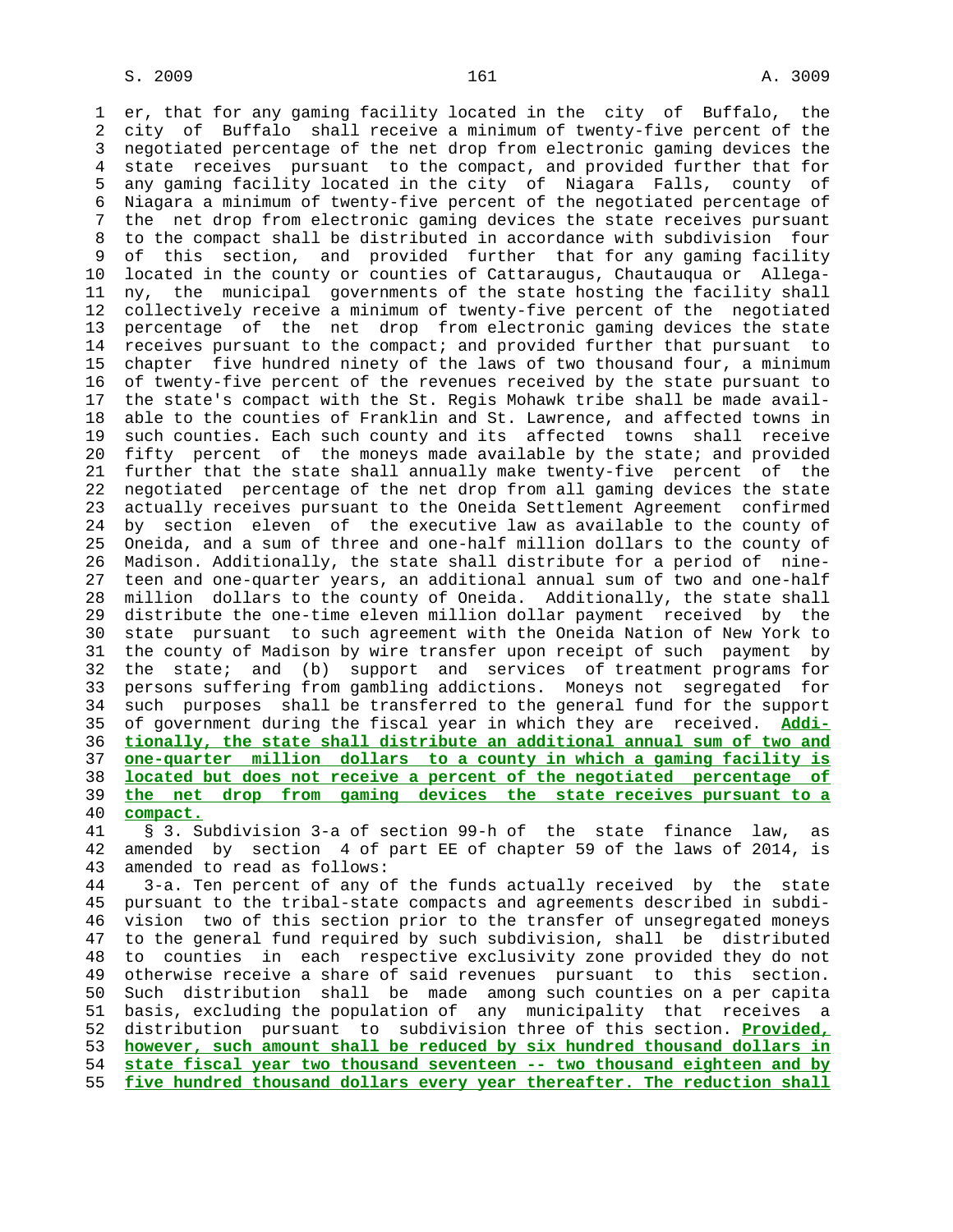er, that for any gaming facility located in the city of Buffalo, the city of Buffalo shall receive a minimum of twenty-five percent of the negotiated percentage of the net drop from electronic gaming devices the state receives pursuant to the compact, and provided further that for any gaming facility located in the city of Niagara Falls, county of Niagara a minimum of twenty-five percent of the negotiated percentage of the net drop from electronic gaming devices the state receives pursuant to the compact shall be distributed in accordance with subdivision four of this section, and provided further that for any gaming facility located in the county or counties of Cattaraugus, Chautauqua or Allegany, the municipal governments of the state hosting the facility shall collectively receive a minimum of twenty-five percent of the negotiated percentage of the net drop from electronic gaming devices the state receives pursuant to the compact; and provided further that pursuant to chapter five hundred ninety of the laws of two thousand four, a minimum of twenty-five percent of the revenues received by the state pursuant to the state's compact with the St. Regis Mohawk tribe shall be made available to the counties of Franklin and St. Lawrence, and affected towns in such counties. Each such county and its affected towns shall receive fifty percent of the moneys made available by the state; and provided further that the state shall annually make twenty-five percent of the negotiated percentage of the net drop from all gaming devices the state actually receives pursuant to the Oneida Settlement Agreement confirmed by section eleven of the executive law as available to the county of Oneida, and a sum of three and one-half million dollars to the county of Madison. Additionally, the state shall distribute for a period of nineteen and one-quarter years, an additional annual sum of two and one-half million dollars to the county of Oneida. Additionally, the state shall distribute the one-time eleven million dollar payment received by the state pursuant to such agreement with the Oneida Nation of New York to the county of Madison by wire transfer upon receipt of such payment by the state; and (b) support and services of treatment programs for persons suffering from gambling addictions. Moneys not segregated for such purposes shall be transferred to the general fund for the support of government during the fiscal year in which they are received. **Additionally, the state shall distribute an additional annual sum of two and one-quarter million dollars to a county in which a gaming facility is located but does not receive a percent of the negotiated percentage of the net drop from gaming devices the state receives pursuant to a compact.**

§ 3. Subdivision 3-a of section 99-h of the state finance law, as amended by section 4 of part EE of chapter 59 of the laws of 2014, is amended to read as follows:

3-a. Ten percent of any of the funds actually received by the state pursuant to the tribal-state compacts and agreements described in subdivision two of this section prior to the transfer of unsegregated moneys to the general fund required by such subdivision, shall be distributed to counties in each respective exclusivity zone provided they do not otherwise receive a share of said revenues pursuant to this section. Such distribution shall be made among such counties on a per capita basis, excluding the population of any municipality that receives a distribution pursuant to subdivision three of this section. **Provided, however, such amount shall be reduced by six hundred thousand dollars in state fiscal year two thousand seventeen -- two thousand eighteen and by five hundred thousand dollars every year thereafter. The reduction shall**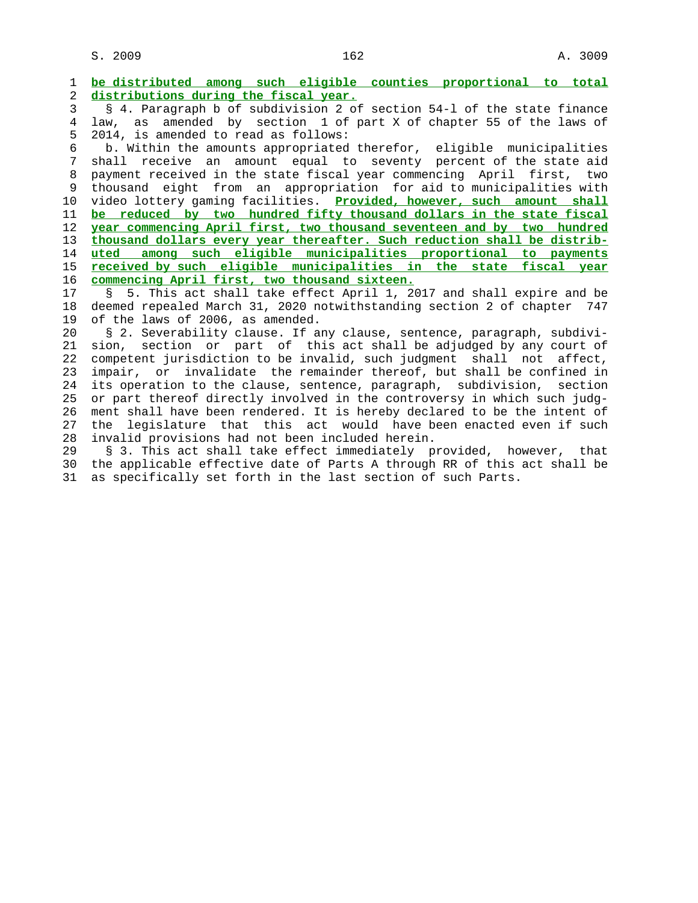**be distributed among such eligible counties proportional to total distributions during the fiscal year.**

§ 4. Paragraph b of subdivision 2 of section 54-l of the state finance law, as amended by section 1 of part X of chapter 55 of the laws of 2014, is amended to read as follows:

b. Within the amounts appropriated therefor, eligible municipalities shall receive an amount equal to seventy percent of the state aid payment received in the state fiscal year commencing April first, two thousand eight from an appropriation for aid to municipalities with video lottery gaming facilities. **Provided, however, such amount shall be reduced by two hundred fifty thousand dollars in the state fiscal year commencing April first, two thousand seventeen and by two hundred thousand dollars every year thereafter. Such reduction shall be distributed among such eligible municipalities proportional to payments received by such eligible municipalities in the state fiscal year commencing April first, two thousand sixteen.**

§ 5. This act shall take effect April 1, 2017 and shall expire and be deemed repealed March 31, 2020 notwithstanding section 2 of chapter 747 of the laws of 2006, as amended.

§ 2. Severability clause. If any clause, sentence, paragraph, subdivision, section or part of this act shall be adjudged by any court of competent jurisdiction to be invalid, such judgment shall not affect, impair, or invalidate the remainder thereof, but shall be confined in its operation to the clause, sentence, paragraph, subdivision, section or part thereof directly involved in the controversy in which such judgment shall have been rendered. It is hereby declared to be the intent of the legislature that this act would have been enacted even if such invalid provisions had not been included herein.

§ 3. This act shall take effect immediately provided, however, that the applicable effective date of Parts A through RR of this act shall be as specifically set forth in the last section of such Parts.